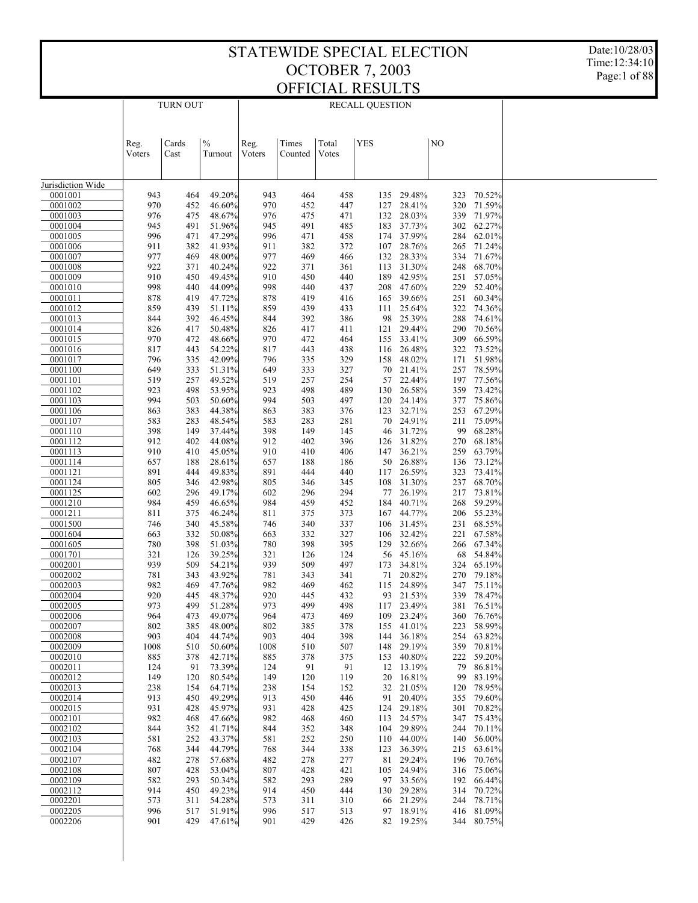# STATEWIDE SPECIAL ELECTION
# OCTOBER 7, 2003
# OFFICIAL RESULTS

| | TURN OUT | | | RECALL QUESTION | | | | | | |
|---|---|---|---|---|---|---|---|---|---|---|
| | Reg. Voters | Cards Cast | % Turnout | Reg. Voters | Times Counted | Total Votes | YES | | NO | |
| Jurisdiction Wide | | | | | | | | | | |
| 0001001 | 943 | 464 | 49.20% | 943 | 464 | 458 | 135 | 29.48% | 323 | 70.52% |
| 0001002 | 970 | 452 | 46.60% | 970 | 452 | 447 | 127 | 28.41% | 320 | 71.59% |
| 0001003 | 976 | 475 | 48.67% | 976 | 475 | 471 | 132 | 28.03% | 339 | 71.97% |
| 0001004 | 945 | 491 | 51.96% | 945 | 491 | 485 | 183 | 37.73% | 302 | 62.27% |
| 0001005 | 996 | 471 | 47.29% | 996 | 471 | 458 | 174 | 37.99% | 284 | 62.01% |
| 0001006 | 911 | 382 | 41.93% | 911 | 382 | 372 | 107 | 28.76% | 265 | 71.24% |
| 0001007 | 977 | 469 | 48.00% | 977 | 469 | 466 | 132 | 28.33% | 334 | 71.67% |
| 0001008 | 922 | 371 | 40.24% | 922 | 371 | 361 | 113 | 31.30% | 248 | 68.70% |
| 0001009 | 910 | 450 | 49.45% | 910 | 450 | 440 | 189 | 42.95% | 251 | 57.05% |
| 0001010 | 998 | 440 | 44.09% | 998 | 440 | 437 | 208 | 47.60% | 229 | 52.40% |
| 0001011 | 878 | 419 | 47.72% | 878 | 419 | 416 | 165 | 39.66% | 251 | 60.34% |
| 0001012 | 859 | 439 | 51.11% | 859 | 439 | 433 | 111 | 25.64% | 322 | 74.36% |
| 0001013 | 844 | 392 | 46.45% | 844 | 392 | 386 | 98 | 25.39% | 288 | 74.61% |
| 0001014 | 826 | 417 | 50.48% | 826 | 417 | 411 | 121 | 29.44% | 290 | 70.56% |
| 0001015 | 970 | 472 | 48.66% | 970 | 472 | 464 | 155 | 33.41% | 309 | 66.59% |
| 0001016 | 817 | 443 | 54.22% | 817 | 443 | 438 | 116 | 26.48% | 322 | 73.52% |
| 0001017 | 796 | 335 | 42.09% | 796 | 335 | 329 | 158 | 48.02% | 171 | 51.98% |
| 0001100 | 649 | 333 | 51.31% | 649 | 333 | 327 | 70 | 21.41% | 257 | 78.59% |
| 0001101 | 519 | 257 | 49.52% | 519 | 257 | 254 | 57 | 22.44% | 197 | 77.56% |
| 0001102 | 923 | 498 | 53.95% | 923 | 498 | 489 | 130 | 26.58% | 359 | 73.42% |
| 0001103 | 994 | 503 | 50.60% | 994 | 503 | 497 | 120 | 24.14% | 377 | 75.86% |
| 0001106 | 863 | 383 | 44.38% | 863 | 383 | 376 | 123 | 32.71% | 253 | 67.29% |
| 0001107 | 583 | 283 | 48.54% | 583 | 283 | 281 | 70 | 24.91% | 211 | 75.09% |
| 0001110 | 398 | 149 | 37.44% | 398 | 149 | 145 | 46 | 31.72% | 99 | 68.28% |
| 0001112 | 912 | 402 | 44.08% | 912 | 402 | 396 | 126 | 31.82% | 270 | 68.18% |
| 0001113 | 910 | 410 | 45.05% | 910 | 410 | 406 | 147 | 36.21% | 259 | 63.79% |
| 0001114 | 657 | 188 | 28.61% | 657 | 188 | 186 | 50 | 26.88% | 136 | 73.12% |
| 0001121 | 891 | 444 | 49.83% | 891 | 444 | 440 | 117 | 26.59% | 323 | 73.41% |
| 0001124 | 805 | 346 | 42.98% | 805 | 346 | 345 | 108 | 31.30% | 237 | 68.70% |
| 0001125 | 602 | 296 | 49.17% | 602 | 296 | 294 | 77 | 26.19% | 217 | 73.81% |
| 0001210 | 984 | 459 | 46.65% | 984 | 459 | 452 | 184 | 40.71% | 268 | 59.29% |
| 0001211 | 811 | 375 | 46.24% | 811 | 375 | 373 | 167 | 44.77% | 206 | 55.23% |
| 0001500 | 746 | 340 | 45.58% | 746 | 340 | 337 | 106 | 31.45% | 231 | 68.55% |
| 0001604 | 663 | 332 | 50.08% | 663 | 332 | 327 | 106 | 32.42% | 221 | 67.58% |
| 0001605 | 780 | 398 | 51.03% | 780 | 398 | 395 | 129 | 32.66% | 266 | 67.34% |
| 0001701 | 321 | 126 | 39.25% | 321 | 126 | 124 | 56 | 45.16% | 68 | 54.84% |
| 0002001 | 939 | 509 | 54.21% | 939 | 509 | 497 | 173 | 34.81% | 324 | 65.19% |
| 0002002 | 781 | 343 | 43.92% | 781 | 343 | 341 | 71 | 20.82% | 270 | 79.18% |
| 0002003 | 982 | 469 | 47.76% | 982 | 469 | 462 | 115 | 24.89% | 347 | 75.11% |
| 0002004 | 920 | 445 | 48.37% | 920 | 445 | 432 | 93 | 21.53% | 339 | 78.47% |
| 0002005 | 973 | 499 | 51.28% | 973 | 499 | 498 | 117 | 23.49% | 381 | 76.51% |
| 0002006 | 964 | 473 | 49.07% | 964 | 473 | 469 | 109 | 23.24% | 360 | 76.76% |
| 0002007 | 802 | 385 | 48.00% | 802 | 385 | 378 | 155 | 41.01% | 223 | 58.99% |
| 0002008 | 903 | 404 | 44.74% | 903 | 404 | 398 | 144 | 36.18% | 254 | 63.82% |
| 0002009 | 1008 | 510 | 50.60% | 1008 | 510 | 507 | 148 | 29.19% | 359 | 70.81% |
| 0002010 | 885 | 378 | 42.71% | 885 | 378 | 375 | 153 | 40.80% | 222 | 59.20% |
| 0002011 | 124 | 91 | 73.39% | 124 | 91 | 91 | 12 | 13.19% | 79 | 86.81% |
| 0002012 | 149 | 120 | 80.54% | 149 | 120 | 119 | 20 | 16.81% | 99 | 83.19% |
| 0002013 | 238 | 154 | 64.71% | 238 | 154 | 152 | 32 | 21.05% | 120 | 78.95% |
| 0002014 | 913 | 450 | 49.29% | 913 | 450 | 446 | 91 | 20.40% | 355 | 79.60% |
| 0002015 | 931 | 428 | 45.97% | 931 | 428 | 425 | 124 | 29.18% | 301 | 70.82% |
| 0002101 | 982 | 468 | 47.66% | 982 | 468 | 460 | 113 | 24.57% | 347 | 75.43% |
| 0002102 | 844 | 352 | 41.71% | 844 | 352 | 348 | 104 | 29.89% | 244 | 70.11% |
| 0002103 | 581 | 252 | 43.37% | 581 | 252 | 250 | 110 | 44.00% | 140 | 56.00% |
| 0002104 | 768 | 344 | 44.79% | 768 | 344 | 338 | 123 | 36.39% | 215 | 63.61% |
| 0002107 | 482 | 278 | 57.68% | 482 | 278 | 277 | 81 | 29.24% | 196 | 70.76% |
| 0002108 | 807 | 428 | 53.04% | 807 | 428 | 421 | 105 | 24.94% | 316 | 75.06% |
| 0002109 | 582 | 293 | 50.34% | 582 | 293 | 289 | 97 | 33.56% | 192 | 66.44% |
| 0002112 | 914 | 450 | 49.23% | 914 | 450 | 444 | 130 | 29.28% | 314 | 70.72% |
| 0002201 | 573 | 311 | 54.28% | 573 | 311 | 310 | 66 | 21.29% | 244 | 78.71% |
| 0002205 | 996 | 517 | 51.91% | 996 | 517 | 513 | 97 | 18.91% | 416 | 81.09% |
| 0002206 | 901 | 429 | 47.61% | 901 | 429 | 426 | 82 | 19.25% | 344 | 80.75% |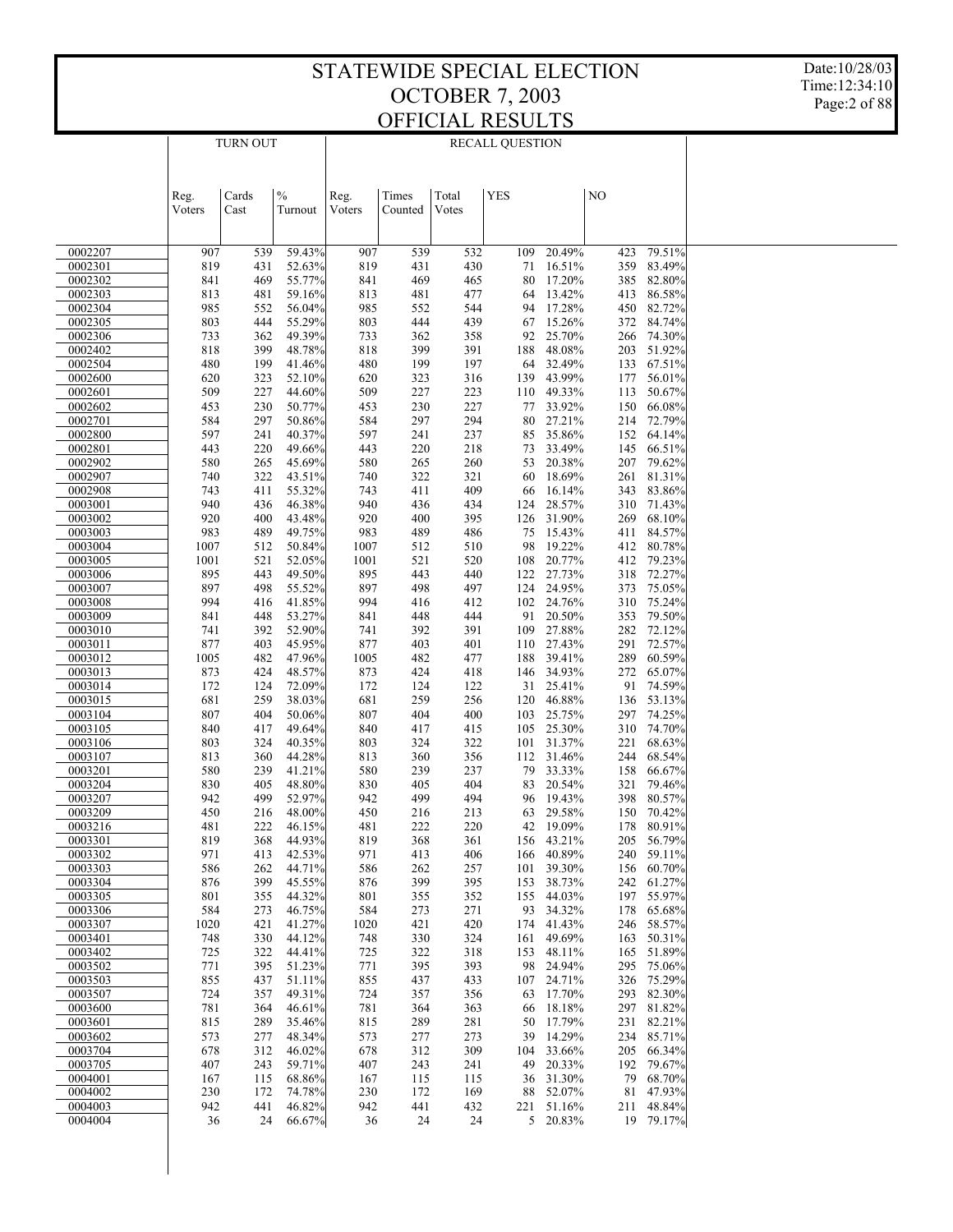# STATEWIDE SPECIAL ELECTION
# OCTOBER 7, 2003
# OFFICIAL RESULTS

| | TURN OUT | | | RECALL QUESTION | | | | | | |
|---|---|---|---|---|---|---|---|---|---|---|
| | Reg. Voters | Cards Cast | % Turnout | Reg. Voters | Times Counted | Total Votes | YES | | NO | |
| 0002207 | 907 | 539 | 59.43% | 907 | 539 | 532 | 109 | 20.49% | 423 | 79.51% |
| 0002301 | 819 | 431 | 52.63% | 819 | 431 | 430 | 71 | 16.51% | 359 | 83.49% |
| 0002302 | 841 | 469 | 55.77% | 841 | 469 | 465 | 80 | 17.20% | 385 | 82.80% |
| 0002303 | 813 | 481 | 59.16% | 813 | 481 | 477 | 64 | 13.42% | 413 | 86.58% |
| 0002304 | 985 | 552 | 56.04% | 985 | 552 | 544 | 94 | 17.28% | 450 | 82.72% |
| 0002305 | 803 | 444 | 55.29% | 803 | 444 | 439 | 67 | 15.26% | 372 | 84.74% |
| 0002306 | 733 | 362 | 49.39% | 733 | 362 | 358 | 92 | 25.70% | 266 | 74.30% |
| 0002402 | 818 | 399 | 48.78% | 818 | 399 | 391 | 188 | 48.08% | 203 | 51.92% |
| 0002504 | 480 | 199 | 41.46% | 480 | 199 | 197 | 64 | 32.49% | 133 | 67.51% |
| 0002600 | 620 | 323 | 52.10% | 620 | 323 | 316 | 139 | 43.99% | 177 | 56.01% |
| 0002601 | 509 | 227 | 44.60% | 509 | 227 | 223 | 110 | 49.33% | 113 | 50.67% |
| 0002602 | 453 | 230 | 50.77% | 453 | 230 | 227 | 77 | 33.92% | 150 | 66.08% |
| 0002701 | 584 | 297 | 50.86% | 584 | 297 | 294 | 80 | 27.21% | 214 | 72.79% |
| 0002800 | 597 | 241 | 40.37% | 597 | 241 | 237 | 85 | 35.86% | 152 | 64.14% |
| 0002801 | 443 | 220 | 49.66% | 443 | 220 | 218 | 73 | 33.49% | 145 | 66.51% |
| 0002902 | 580 | 265 | 45.69% | 580 | 265 | 260 | 53 | 20.38% | 207 | 79.62% |
| 0002907 | 740 | 322 | 43.51% | 740 | 322 | 321 | 60 | 18.69% | 261 | 81.31% |
| 0002908 | 743 | 411 | 55.32% | 743 | 411 | 409 | 66 | 16.14% | 343 | 83.86% |
| 0003001 | 940 | 436 | 46.38% | 940 | 436 | 434 | 124 | 28.57% | 310 | 71.43% |
| 0003002 | 920 | 400 | 43.48% | 920 | 400 | 395 | 126 | 31.90% | 269 | 68.10% |
| 0003003 | 983 | 489 | 49.75% | 983 | 489 | 486 | 75 | 15.43% | 411 | 84.57% |
| 0003004 | 1007 | 512 | 50.84% | 1007 | 512 | 510 | 98 | 19.22% | 412 | 80.78% |
| 0003005 | 1001 | 521 | 52.05% | 1001 | 521 | 520 | 108 | 20.77% | 412 | 79.23% |
| 0003006 | 895 | 443 | 49.50% | 895 | 443 | 440 | 122 | 27.73% | 318 | 72.27% |
| 0003007 | 897 | 498 | 55.52% | 897 | 498 | 497 | 124 | 24.95% | 373 | 75.05% |
| 0003008 | 994 | 416 | 41.85% | 994 | 416 | 412 | 102 | 24.76% | 310 | 75.24% |
| 0003009 | 841 | 448 | 53.27% | 841 | 448 | 444 | 91 | 20.50% | 353 | 79.50% |
| 0003010 | 741 | 392 | 52.90% | 741 | 392 | 391 | 109 | 27.88% | 282 | 72.12% |
| 0003011 | 877 | 403 | 45.95% | 877 | 403 | 401 | 110 | 27.43% | 291 | 72.57% |
| 0003012 | 1005 | 482 | 47.96% | 1005 | 482 | 477 | 188 | 39.41% | 289 | 60.59% |
| 0003013 | 873 | 424 | 48.57% | 873 | 424 | 418 | 146 | 34.93% | 272 | 65.07% |
| 0003014 | 172 | 124 | 72.09% | 172 | 124 | 122 | 31 | 25.41% | 91 | 74.59% |
| 0003015 | 681 | 259 | 38.03% | 681 | 259 | 256 | 120 | 46.88% | 136 | 53.13% |
| 0003104 | 807 | 404 | 50.06% | 807 | 404 | 400 | 103 | 25.75% | 297 | 74.25% |
| 0003105 | 840 | 417 | 49.64% | 840 | 417 | 415 | 105 | 25.30% | 310 | 74.70% |
| 0003106 | 803 | 324 | 40.35% | 803 | 324 | 322 | 101 | 31.37% | 221 | 68.63% |
| 0003107 | 813 | 360 | 44.28% | 813 | 360 | 356 | 112 | 31.46% | 244 | 68.54% |
| 0003201 | 580 | 239 | 41.21% | 580 | 239 | 237 | 79 | 33.33% | 158 | 66.67% |
| 0003204 | 830 | 405 | 48.80% | 830 | 405 | 404 | 83 | 20.54% | 321 | 79.46% |
| 0003207 | 942 | 499 | 52.97% | 942 | 499 | 494 | 96 | 19.43% | 398 | 80.57% |
| 0003209 | 450 | 216 | 48.00% | 450 | 216 | 213 | 63 | 29.58% | 150 | 70.42% |
| 0003216 | 481 | 222 | 46.15% | 481 | 222 | 220 | 42 | 19.09% | 178 | 80.91% |
| 0003301 | 819 | 368 | 44.93% | 819 | 368 | 361 | 156 | 43.21% | 205 | 56.79% |
| 0003302 | 971 | 413 | 42.53% | 971 | 413 | 406 | 166 | 40.89% | 240 | 59.11% |
| 0003303 | 586 | 262 | 44.71% | 586 | 262 | 257 | 101 | 39.30% | 156 | 60.70% |
| 0003304 | 876 | 399 | 45.55% | 876 | 399 | 395 | 153 | 38.73% | 242 | 61.27% |
| 0003305 | 801 | 355 | 44.32% | 801 | 355 | 352 | 155 | 44.03% | 197 | 55.97% |
| 0003306 | 584 | 273 | 46.75% | 584 | 273 | 271 | 93 | 34.32% | 178 | 65.68% |
| 0003307 | 1020 | 421 | 41.27% | 1020 | 421 | 420 | 174 | 41.43% | 246 | 58.57% |
| 0003401 | 748 | 330 | 44.12% | 748 | 330 | 324 | 161 | 49.69% | 163 | 50.31% |
| 0003402 | 725 | 322 | 44.41% | 725 | 322 | 318 | 153 | 48.11% | 165 | 51.89% |
| 0003502 | 771 | 395 | 51.23% | 771 | 395 | 393 | 98 | 24.94% | 295 | 75.06% |
| 0003503 | 855 | 437 | 51.11% | 855 | 437 | 433 | 107 | 24.71% | 326 | 75.29% |
| 0003507 | 724 | 357 | 49.31% | 724 | 357 | 356 | 63 | 17.70% | 293 | 82.30% |
| 0003600 | 781 | 364 | 46.61% | 781 | 364 | 363 | 66 | 18.18% | 297 | 81.82% |
| 0003601 | 815 | 289 | 35.46% | 815 | 289 | 281 | 50 | 17.79% | 231 | 82.21% |
| 0003602 | 573 | 277 | 48.34% | 573 | 277 | 273 | 39 | 14.29% | 234 | 85.71% |
| 0003704 | 678 | 312 | 46.02% | 678 | 312 | 309 | 104 | 33.66% | 205 | 66.34% |
| 0003705 | 407 | 243 | 59.71% | 407 | 243 | 241 | 49 | 20.33% | 192 | 79.67% |
| 0004001 | 167 | 115 | 68.86% | 167 | 115 | 115 | 36 | 31.30% | 79 | 68.70% |
| 0004002 | 230 | 172 | 74.78% | 230 | 172 | 169 | 88 | 52.07% | 81 | 47.93% |
| 0004003 | 942 | 441 | 46.82% | 942 | 441 | 432 | 221 | 51.16% | 211 | 48.84% |
| 0004004 | 36 | 24 | 66.67% | 36 | 24 | 24 | 5 | 20.83% | 19 | 79.17% |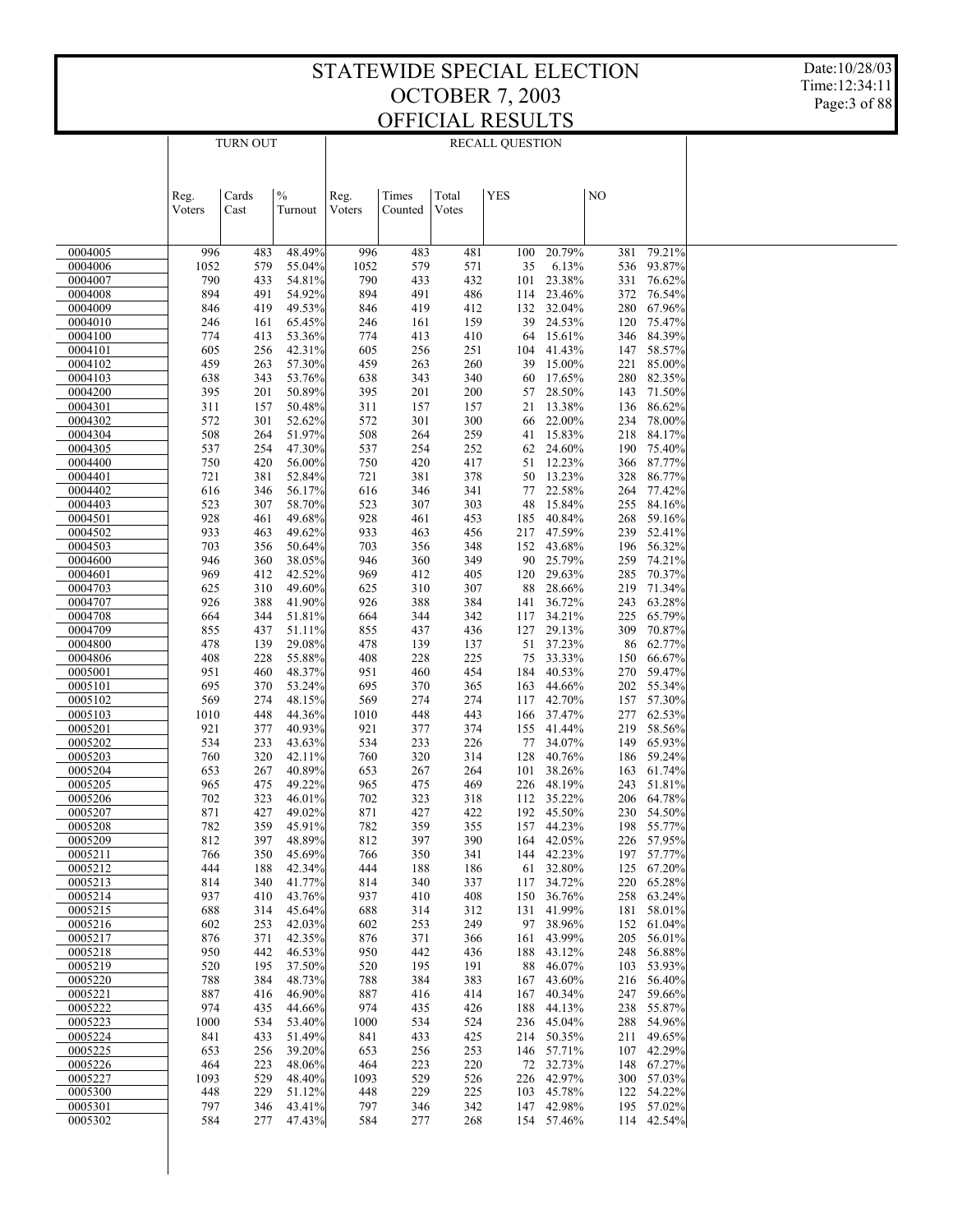# STATEWIDE SPECIAL ELECTION
# OCTOBER 7, 2003
# OFFICIAL RESULTS

| | TURN OUT | | | RECALL QUESTION | | | | | | |
|---|---|---|---|---|---|---|---|---|---|---|
| | Reg. Voters | Cards Cast | % Turnout | Reg. Voters | Times Counted | Total Votes | YES | | NO | |
| 0004005 | 996 | 483 | 48.49% | 996 | 483 | 481 | 100 | 20.79% | 381 | 79.21% |
| 0004006 | 1052 | 579 | 55.04% | 1052 | 579 | 571 | 35 | 6.13% | 536 | 93.87% |
| 0004007 | 790 | 433 | 54.81% | 790 | 433 | 432 | 101 | 23.38% | 331 | 76.62% |
| 0004008 | 894 | 491 | 54.92% | 894 | 491 | 486 | 114 | 23.46% | 372 | 76.54% |
| 0004009 | 846 | 419 | 49.53% | 846 | 419 | 412 | 132 | 32.04% | 280 | 67.96% |
| 0004010 | 246 | 161 | 65.45% | 246 | 161 | 159 | 39 | 24.53% | 120 | 75.47% |
| 0004100 | 774 | 413 | 53.36% | 774 | 413 | 410 | 64 | 15.61% | 346 | 84.39% |
| 0004101 | 605 | 256 | 42.31% | 605 | 256 | 251 | 104 | 41.43% | 147 | 58.57% |
| 0004102 | 459 | 263 | 57.30% | 459 | 263 | 260 | 39 | 15.00% | 221 | 85.00% |
| 0004103 | 638 | 343 | 53.76% | 638 | 343 | 340 | 60 | 17.65% | 280 | 82.35% |
| 0004200 | 395 | 201 | 50.89% | 395 | 201 | 200 | 57 | 28.50% | 143 | 71.50% |
| 0004301 | 311 | 157 | 50.48% | 311 | 157 | 157 | 21 | 13.38% | 136 | 86.62% |
| 0004302 | 572 | 301 | 52.62% | 572 | 301 | 300 | 66 | 22.00% | 234 | 78.00% |
| 0004304 | 508 | 264 | 51.97% | 508 | 264 | 259 | 41 | 15.83% | 218 | 84.17% |
| 0004305 | 537 | 254 | 47.30% | 537 | 254 | 252 | 62 | 24.60% | 190 | 75.40% |
| 0004400 | 750 | 420 | 56.00% | 750 | 420 | 417 | 51 | 12.23% | 366 | 87.77% |
| 0004401 | 721 | 381 | 52.84% | 721 | 381 | 378 | 50 | 13.23% | 328 | 86.77% |
| 0004402 | 616 | 346 | 56.17% | 616 | 346 | 341 | 77 | 22.58% | 264 | 77.42% |
| 0004403 | 523 | 307 | 58.70% | 523 | 307 | 303 | 48 | 15.84% | 255 | 84.16% |
| 0004501 | 928 | 461 | 49.68% | 928 | 461 | 453 | 185 | 40.84% | 268 | 59.16% |
| 0004502 | 933 | 463 | 49.62% | 933 | 463 | 456 | 217 | 47.59% | 239 | 52.41% |
| 0004503 | 703 | 356 | 50.64% | 703 | 356 | 348 | 152 | 43.68% | 196 | 56.32% |
| 0004600 | 946 | 360 | 38.05% | 946 | 360 | 349 | 90 | 25.79% | 259 | 74.21% |
| 0004601 | 969 | 412 | 42.52% | 969 | 412 | 405 | 120 | 29.63% | 285 | 70.37% |
| 0004703 | 625 | 310 | 49.60% | 625 | 310 | 307 | 88 | 28.66% | 219 | 71.34% |
| 0004707 | 926 | 388 | 41.90% | 926 | 388 | 384 | 141 | 36.72% | 243 | 63.28% |
| 0004708 | 664 | 344 | 51.81% | 664 | 344 | 342 | 117 | 34.21% | 225 | 65.79% |
| 0004709 | 855 | 437 | 51.11% | 855 | 437 | 436 | 127 | 29.13% | 309 | 70.87% |
| 0004800 | 478 | 139 | 29.08% | 478 | 139 | 137 | 51 | 37.23% | 86 | 62.77% |
| 0004806 | 408 | 228 | 55.88% | 408 | 228 | 225 | 75 | 33.33% | 150 | 66.67% |
| 0005001 | 951 | 460 | 48.37% | 951 | 460 | 454 | 184 | 40.53% | 270 | 59.47% |
| 0005101 | 695 | 370 | 53.24% | 695 | 370 | 365 | 163 | 44.66% | 202 | 55.34% |
| 0005102 | 569 | 274 | 48.15% | 569 | 274 | 274 | 117 | 42.70% | 157 | 57.30% |
| 0005103 | 1010 | 448 | 44.36% | 1010 | 448 | 443 | 166 | 37.47% | 277 | 62.53% |
| 0005201 | 921 | 377 | 40.93% | 921 | 377 | 374 | 155 | 41.44% | 219 | 58.56% |
| 0005202 | 534 | 233 | 43.63% | 534 | 233 | 226 | 77 | 34.07% | 149 | 65.93% |
| 0005203 | 760 | 320 | 42.11% | 760 | 320 | 314 | 128 | 40.76% | 186 | 59.24% |
| 0005204 | 653 | 267 | 40.89% | 653 | 267 | 264 | 101 | 38.26% | 163 | 61.74% |
| 0005205 | 965 | 475 | 49.22% | 965 | 475 | 469 | 226 | 48.19% | 243 | 51.81% |
| 0005206 | 702 | 323 | 46.01% | 702 | 323 | 318 | 112 | 35.22% | 206 | 64.78% |
| 0005207 | 871 | 427 | 49.02% | 871 | 427 | 422 | 192 | 45.50% | 230 | 54.50% |
| 0005208 | 782 | 359 | 45.91% | 782 | 359 | 355 | 157 | 44.23% | 198 | 55.77% |
| 0005209 | 812 | 397 | 48.89% | 812 | 397 | 390 | 164 | 42.05% | 226 | 57.95% |
| 0005211 | 766 | 350 | 45.69% | 766 | 350 | 341 | 144 | 42.23% | 197 | 57.77% |
| 0005212 | 444 | 188 | 42.34% | 444 | 188 | 186 | 61 | 32.80% | 125 | 67.20% |
| 0005213 | 814 | 340 | 41.77% | 814 | 340 | 337 | 117 | 34.72% | 220 | 65.28% |
| 0005214 | 937 | 410 | 43.76% | 937 | 410 | 408 | 150 | 36.76% | 258 | 63.24% |
| 0005215 | 688 | 314 | 45.64% | 688 | 314 | 312 | 131 | 41.99% | 181 | 58.01% |
| 0005216 | 602 | 253 | 42.03% | 602 | 253 | 249 | 97 | 38.96% | 152 | 61.04% |
| 0005217 | 876 | 371 | 42.35% | 876 | 371 | 366 | 161 | 43.99% | 205 | 56.01% |
| 0005218 | 950 | 442 | 46.53% | 950 | 442 | 436 | 188 | 43.12% | 248 | 56.88% |
| 0005219 | 520 | 195 | 37.50% | 520 | 195 | 191 | 88 | 46.07% | 103 | 53.93% |
| 0005220 | 788 | 384 | 48.73% | 788 | 384 | 383 | 167 | 43.60% | 216 | 56.40% |
| 0005221 | 887 | 416 | 46.90% | 887 | 416 | 414 | 167 | 40.34% | 247 | 59.66% |
| 0005222 | 974 | 435 | 44.66% | 974 | 435 | 426 | 188 | 44.13% | 238 | 55.87% |
| 0005223 | 1000 | 534 | 53.40% | 1000 | 534 | 524 | 236 | 45.04% | 288 | 54.96% |
| 0005224 | 841 | 433 | 51.49% | 841 | 433 | 425 | 214 | 50.35% | 211 | 49.65% |
| 0005225 | 653 | 256 | 39.20% | 653 | 256 | 253 | 146 | 57.71% | 107 | 42.29% |
| 0005226 | 464 | 223 | 48.06% | 464 | 223 | 220 | 72 | 32.73% | 148 | 67.27% |
| 0005227 | 1093 | 529 | 48.40% | 1093 | 529 | 526 | 226 | 42.97% | 300 | 57.03% |
| 0005300 | 448 | 229 | 51.12% | 448 | 229 | 225 | 103 | 45.78% | 122 | 54.22% |
| 0005301 | 797 | 346 | 43.41% | 797 | 346 | 342 | 147 | 42.98% | 195 | 57.02% |
| 0005302 | 584 | 277 | 47.43% | 584 | 277 | 268 | 154 | 57.46% | 114 | 42.54% |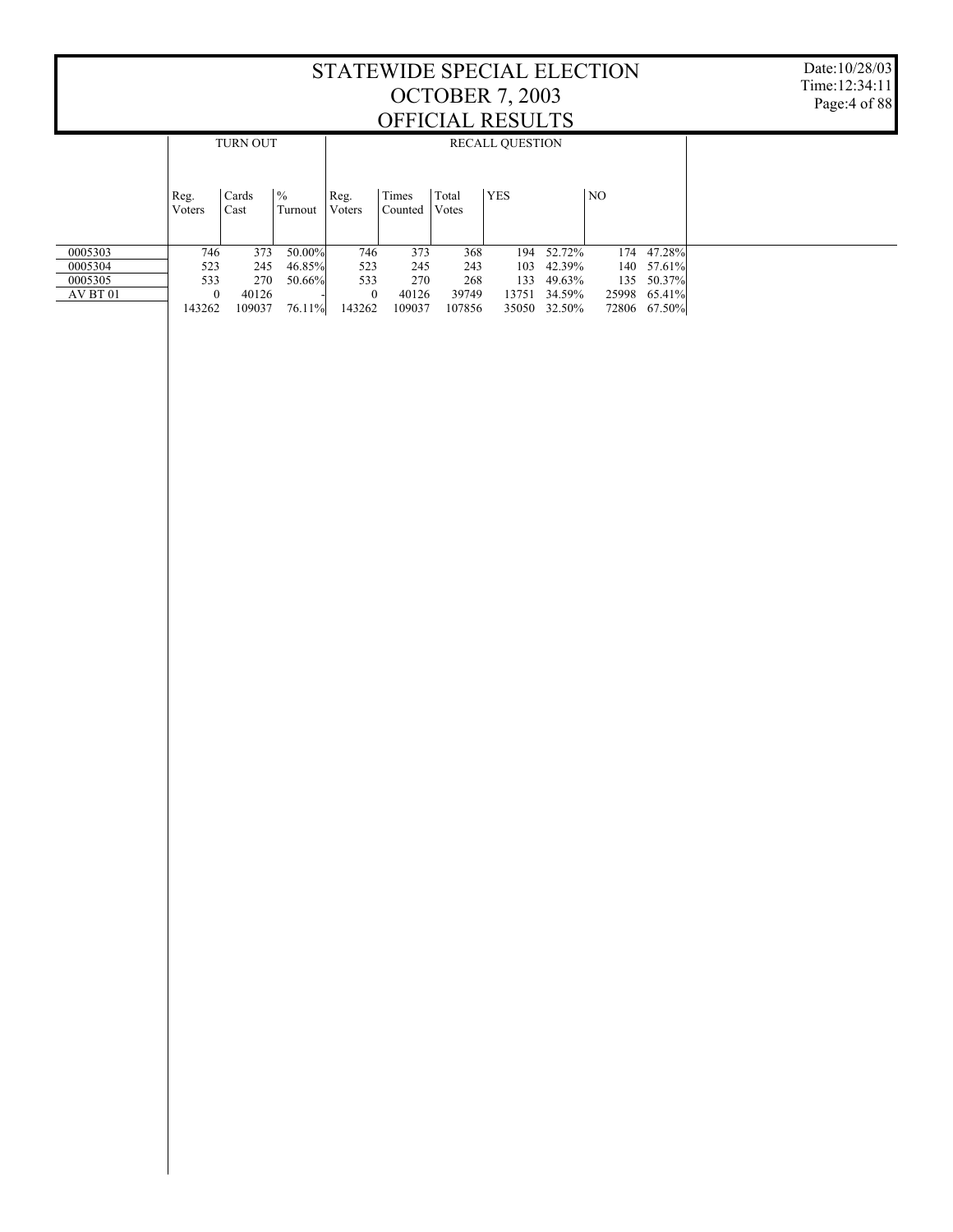# STATEWIDE SPECIAL ELECTION
# OCTOBER 7, 2003
# OFFICIAL RESULTS

| | TURN OUT | | | RECALL QUESTION | | | | | | |
|---|---|---|---|---|---|---|---|---|---|---|
| | Reg. Voters | Cards Cast | % Turnout | Reg. Voters | Times Counted | Total Votes | YES | | NO | |
| 0005303 | 746 | 373 | 50.00% | 746 | 373 | 368 | 194 | 52.72% | 174 | 47.28% |
| 0005304 | 523 | 245 | 46.85% | 523 | 245 | 243 | 103 | 42.39% | 140 | 57.61% |
| 0005305 | 533 | 270 | 50.66% | 533 | 270 | 268 | 133 | 49.63% | 135 | 50.37% |
| AV BT 01 | 0 | 40126 | - | 0 | 40126 | 39749 | 13751 | 34.59% | 25998 | 65.41% |
| | 143262 | 109037 | 76.11% | 143262 | 109037 | 107856 | 35050 | 32.50% | 72806 | 67.50% |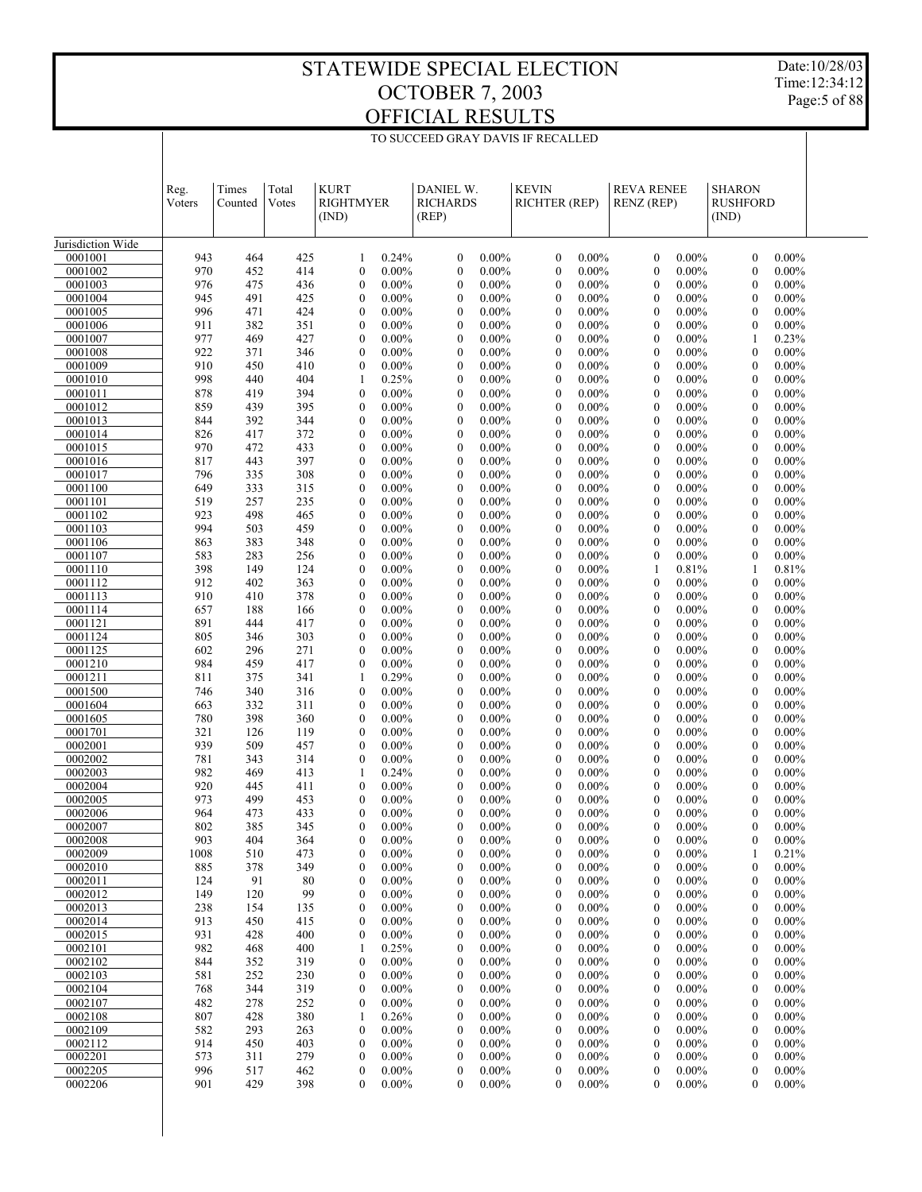# STATEWIDE SPECIAL ELECTION
# OCTOBER 7, 2003
# OFFICIAL RESULTS

Date:10/28/03
Time:12:34:12

TO SUCCEED GRAY DAVIS IF RECALLED

| | Reg. Voters | Times Counted | Total Votes | KURT RIGHTMYER (IND) | | DANIEL W. RICHARDS (REP) | | KEVIN RICHTER (REP) | | REVA RENEE RENZ (REP) | | SHARON RUSHFORD (IND) | |
|---|---|---|---|---|---|---|---|---|---|---|---|---|---|
| Jurisdiction Wide | | | | | | | | | | | | | |
| 0001001 | 943 | 464 | 425 | 1 | 0.24% | 0 | 0.00% | 0 | 0.00% | 0 | 0.00% | 0 | 0.00% |
| 0001002 | 970 | 452 | 414 | 0 | 0.00% | 0 | 0.00% | 0 | 0.00% | 0 | 0.00% | 0 | 0.00% |
| 0001003 | 976 | 475 | 436 | 0 | 0.00% | 0 | 0.00% | 0 | 0.00% | 0 | 0.00% | 0 | 0.00% |
| 0001004 | 945 | 491 | 425 | 0 | 0.00% | 0 | 0.00% | 0 | 0.00% | 0 | 0.00% | 0 | 0.00% |
| 0001005 | 996 | 471 | 424 | 0 | 0.00% | 0 | 0.00% | 0 | 0.00% | 0 | 0.00% | 0 | 0.00% |
| 0001006 | 911 | 382 | 351 | 0 | 0.00% | 0 | 0.00% | 0 | 0.00% | 0 | 0.00% | 0 | 0.00% |
| 0001007 | 977 | 469 | 427 | 0 | 0.00% | 0 | 0.00% | 0 | 0.00% | 0 | 0.00% | 1 | 0.23% |
| 0001008 | 922 | 371 | 346 | 0 | 0.00% | 0 | 0.00% | 0 | 0.00% | 0 | 0.00% | 0 | 0.00% |
| 0001009 | 910 | 450 | 410 | 0 | 0.00% | 0 | 0.00% | 0 | 0.00% | 0 | 0.00% | 0 | 0.00% |
| 0001010 | 998 | 440 | 404 | 1 | 0.25% | 0 | 0.00% | 0 | 0.00% | 0 | 0.00% | 0 | 0.00% |
| 0001011 | 878 | 419 | 394 | 0 | 0.00% | 0 | 0.00% | 0 | 0.00% | 0 | 0.00% | 0 | 0.00% |
| 0001012 | 859 | 439 | 395 | 0 | 0.00% | 0 | 0.00% | 0 | 0.00% | 0 | 0.00% | 0 | 0.00% |
| 0001013 | 844 | 392 | 344 | 0 | 0.00% | 0 | 0.00% | 0 | 0.00% | 0 | 0.00% | 0 | 0.00% |
| 0001014 | 826 | 417 | 372 | 0 | 0.00% | 0 | 0.00% | 0 | 0.00% | 0 | 0.00% | 0 | 0.00% |
| 0001015 | 970 | 472 | 433 | 0 | 0.00% | 0 | 0.00% | 0 | 0.00% | 0 | 0.00% | 0 | 0.00% |
| 0001016 | 817 | 443 | 397 | 0 | 0.00% | 0 | 0.00% | 0 | 0.00% | 0 | 0.00% | 0 | 0.00% |
| 0001017 | 796 | 335 | 308 | 0 | 0.00% | 0 | 0.00% | 0 | 0.00% | 0 | 0.00% | 0 | 0.00% |
| 0001100 | 649 | 333 | 315 | 0 | 0.00% | 0 | 0.00% | 0 | 0.00% | 0 | 0.00% | 0 | 0.00% |
| 0001101 | 519 | 257 | 235 | 0 | 0.00% | 0 | 0.00% | 0 | 0.00% | 0 | 0.00% | 0 | 0.00% |
| 0001102 | 923 | 498 | 465 | 0 | 0.00% | 0 | 0.00% | 0 | 0.00% | 0 | 0.00% | 0 | 0.00% |
| 0001103 | 994 | 503 | 459 | 0 | 0.00% | 0 | 0.00% | 0 | 0.00% | 0 | 0.00% | 0 | 0.00% |
| 0001106 | 863 | 383 | 348 | 0 | 0.00% | 0 | 0.00% | 0 | 0.00% | 0 | 0.00% | 0 | 0.00% |
| 0001107 | 583 | 283 | 256 | 0 | 0.00% | 0 | 0.00% | 0 | 0.00% | 0 | 0.00% | 0 | 0.00% |
| 0001110 | 398 | 149 | 124 | 0 | 0.00% | 0 | 0.00% | 0 | 0.00% | 1 | 0.81% | 1 | 0.81% |
| 0001112 | 912 | 402 | 363 | 0 | 0.00% | 0 | 0.00% | 0 | 0.00% | 0 | 0.00% | 0 | 0.00% |
| 0001113 | 910 | 410 | 378 | 0 | 0.00% | 0 | 0.00% | 0 | 0.00% | 0 | 0.00% | 0 | 0.00% |
| 0001114 | 657 | 188 | 166 | 0 | 0.00% | 0 | 0.00% | 0 | 0.00% | 0 | 0.00% | 0 | 0.00% |
| 0001121 | 891 | 444 | 417 | 0 | 0.00% | 0 | 0.00% | 0 | 0.00% | 0 | 0.00% | 0 | 0.00% |
| 0001124 | 805 | 346 | 303 | 0 | 0.00% | 0 | 0.00% | 0 | 0.00% | 0 | 0.00% | 0 | 0.00% |
| 0001125 | 602 | 296 | 271 | 0 | 0.00% | 0 | 0.00% | 0 | 0.00% | 0 | 0.00% | 0 | 0.00% |
| 0001210 | 984 | 459 | 417 | 0 | 0.00% | 0 | 0.00% | 0 | 0.00% | 0 | 0.00% | 0 | 0.00% |
| 0001211 | 811 | 375 | 341 | 1 | 0.29% | 0 | 0.00% | 0 | 0.00% | 0 | 0.00% | 0 | 0.00% |
| 0001500 | 746 | 340 | 316 | 0 | 0.00% | 0 | 0.00% | 0 | 0.00% | 0 | 0.00% | 0 | 0.00% |
| 0001604 | 663 | 332 | 311 | 0 | 0.00% | 0 | 0.00% | 0 | 0.00% | 0 | 0.00% | 0 | 0.00% |
| 0001605 | 780 | 398 | 360 | 0 | 0.00% | 0 | 0.00% | 0 | 0.00% | 0 | 0.00% | 0 | 0.00% |
| 0001701 | 321 | 126 | 119 | 0 | 0.00% | 0 | 0.00% | 0 | 0.00% | 0 | 0.00% | 0 | 0.00% |
| 0002001 | 939 | 509 | 457 | 0 | 0.00% | 0 | 0.00% | 0 | 0.00% | 0 | 0.00% | 0 | 0.00% |
| 0002002 | 781 | 343 | 314 | 0 | 0.00% | 0 | 0.00% | 0 | 0.00% | 0 | 0.00% | 0 | 0.00% |
| 0002003 | 982 | 469 | 413 | 1 | 0.24% | 0 | 0.00% | 0 | 0.00% | 0 | 0.00% | 0 | 0.00% |
| 0002004 | 920 | 445 | 411 | 0 | 0.00% | 0 | 0.00% | 0 | 0.00% | 0 | 0.00% | 0 | 0.00% |
| 0002005 | 973 | 499 | 453 | 0 | 0.00% | 0 | 0.00% | 0 | 0.00% | 0 | 0.00% | 0 | 0.00% |
| 0002006 | 964 | 473 | 433 | 0 | 0.00% | 0 | 0.00% | 0 | 0.00% | 0 | 0.00% | 0 | 0.00% |
| 0002007 | 802 | 385 | 345 | 0 | 0.00% | 0 | 0.00% | 0 | 0.00% | 0 | 0.00% | 0 | 0.00% |
| 0002008 | 903 | 404 | 364 | 0 | 0.00% | 0 | 0.00% | 0 | 0.00% | 0 | 0.00% | 0 | 0.00% |
| 0002009 | 1008 | 510 | 473 | 0 | 0.00% | 0 | 0.00% | 0 | 0.00% | 0 | 0.00% | 1 | 0.21% |
| 0002010 | 885 | 378 | 349 | 0 | 0.00% | 0 | 0.00% | 0 | 0.00% | 0 | 0.00% | 0 | 0.00% |
| 0002011 | 124 | 91 | 80 | 0 | 0.00% | 0 | 0.00% | 0 | 0.00% | 0 | 0.00% | 0 | 0.00% |
| 0002012 | 149 | 120 | 99 | 0 | 0.00% | 0 | 0.00% | 0 | 0.00% | 0 | 0.00% | 0 | 0.00% |
| 0002013 | 238 | 154 | 135 | 0 | 0.00% | 0 | 0.00% | 0 | 0.00% | 0 | 0.00% | 0 | 0.00% |
| 0002014 | 913 | 450 | 415 | 0 | 0.00% | 0 | 0.00% | 0 | 0.00% | 0 | 0.00% | 0 | 0.00% |
| 0002015 | 931 | 428 | 400 | 0 | 0.00% | 0 | 0.00% | 0 | 0.00% | 0 | 0.00% | 0 | 0.00% |
| 0002101 | 982 | 468 | 400 | 1 | 0.25% | 0 | 0.00% | 0 | 0.00% | 0 | 0.00% | 0 | 0.00% |
| 0002102 | 844 | 352 | 319 | 0 | 0.00% | 0 | 0.00% | 0 | 0.00% | 0 | 0.00% | 0 | 0.00% |
| 0002103 | 581 | 252 | 230 | 0 | 0.00% | 0 | 0.00% | 0 | 0.00% | 0 | 0.00% | 0 | 0.00% |
| 0002104 | 768 | 344 | 319 | 0 | 0.00% | 0 | 0.00% | 0 | 0.00% | 0 | 0.00% | 0 | 0.00% |
| 0002107 | 482 | 278 | 252 | 0 | 0.00% | 0 | 0.00% | 0 | 0.00% | 0 | 0.00% | 0 | 0.00% |
| 0002108 | 807 | 428 | 380 | 1 | 0.26% | 0 | 0.00% | 0 | 0.00% | 0 | 0.00% | 0 | 0.00% |
| 0002109 | 582 | 293 | 263 | 0 | 0.00% | 0 | 0.00% | 0 | 0.00% | 0 | 0.00% | 0 | 0.00% |
| 0002112 | 914 | 450 | 403 | 0 | 0.00% | 0 | 0.00% | 0 | 0.00% | 0 | 0.00% | 0 | 0.00% |
| 0002201 | 573 | 311 | 279 | 0 | 0.00% | 0 | 0.00% | 0 | 0.00% | 0 | 0.00% | 0 | 0.00% |
| 0002205 | 996 | 517 | 462 | 0 | 0.00% | 0 | 0.00% | 0 | 0.00% | 0 | 0.00% | 0 | 0.00% |
| 0002206 | 901 | 429 | 398 | 0 | 0.00% | 0 | 0.00% | 0 | 0.00% | 0 | 0.00% | 0 | 0.00% |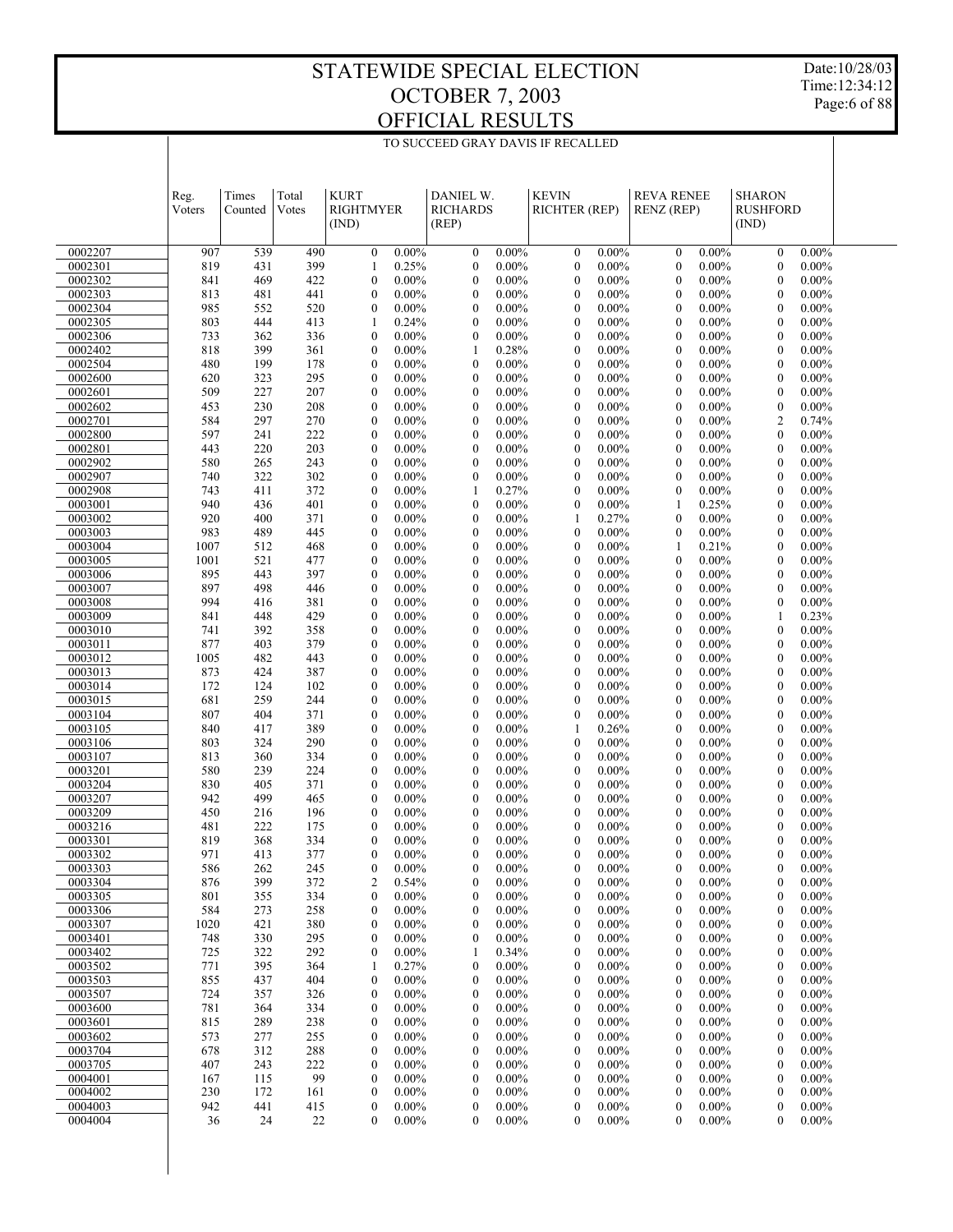# STATEWIDE SPECIAL ELECTION
# OCTOBER 7, 2003
# OFFICIAL RESULTS

Date:10/28/03
Time:12:34:12

## TO SUCCEED GRAY DAVIS IF RECALLED

| | Reg. Voters | Times Counted | Total Votes | KURT RIGHTMYER (IND) | | DANIEL W. RICHARDS (REP) | | KEVIN RICHTER (REP) | | REVA RENEE RENZ (REP) | | SHARON RUSHFORD (IND) | |
|---|---|---|---|---|---|---|---|---|---|---|---|---|---|
| 0002207 | 907 | 539 | 490 | 0 | 0.00% | 0 | 0.00% | 0 | 0.00% | 0 | 0.00% | 0 | 0.00% |
| 0002301 | 819 | 431 | 399 | 1 | 0.25% | 0 | 0.00% | 0 | 0.00% | 0 | 0.00% | 0 | 0.00% |
| 0002302 | 841 | 469 | 422 | 0 | 0.00% | 0 | 0.00% | 0 | 0.00% | 0 | 0.00% | 0 | 0.00% |
| 0002303 | 813 | 481 | 441 | 0 | 0.00% | 0 | 0.00% | 0 | 0.00% | 0 | 0.00% | 0 | 0.00% |
| 0002304 | 985 | 552 | 520 | 0 | 0.00% | 0 | 0.00% | 0 | 0.00% | 0 | 0.00% | 0 | 0.00% |
| 0002305 | 803 | 444 | 413 | 1 | 0.24% | 0 | 0.00% | 0 | 0.00% | 0 | 0.00% | 0 | 0.00% |
| 0002306 | 733 | 362 | 336 | 0 | 0.00% | 0 | 0.00% | 0 | 0.00% | 0 | 0.00% | 0 | 0.00% |
| 0002402 | 818 | 399 | 361 | 0 | 0.00% | 1 | 0.28% | 0 | 0.00% | 0 | 0.00% | 0 | 0.00% |
| 0002504 | 480 | 199 | 178 | 0 | 0.00% | 0 | 0.00% | 0 | 0.00% | 0 | 0.00% | 0 | 0.00% |
| 0002600 | 620 | 323 | 295 | 0 | 0.00% | 0 | 0.00% | 0 | 0.00% | 0 | 0.00% | 0 | 0.00% |
| 0002601 | 509 | 227 | 207 | 0 | 0.00% | 0 | 0.00% | 0 | 0.00% | 0 | 0.00% | 0 | 0.00% |
| 0002602 | 453 | 230 | 208 | 0 | 0.00% | 0 | 0.00% | 0 | 0.00% | 0 | 0.00% | 0 | 0.00% |
| 0002701 | 584 | 297 | 270 | 0 | 0.00% | 0 | 0.00% | 0 | 0.00% | 0 | 0.00% | 2 | 0.74% |
| 0002800 | 597 | 241 | 222 | 0 | 0.00% | 0 | 0.00% | 0 | 0.00% | 0 | 0.00% | 0 | 0.00% |
| 0002801 | 443 | 220 | 203 | 0 | 0.00% | 0 | 0.00% | 0 | 0.00% | 0 | 0.00% | 0 | 0.00% |
| 0002902 | 580 | 265 | 243 | 0 | 0.00% | 0 | 0.00% | 0 | 0.00% | 0 | 0.00% | 0 | 0.00% |
| 0002907 | 740 | 322 | 302 | 0 | 0.00% | 0 | 0.00% | 0 | 0.00% | 0 | 0.00% | 0 | 0.00% |
| 0002908 | 743 | 411 | 372 | 0 | 0.00% | 1 | 0.27% | 0 | 0.00% | 0 | 0.00% | 0 | 0.00% |
| 0003001 | 940 | 436 | 401 | 0 | 0.00% | 0 | 0.00% | 0 | 0.00% | 1 | 0.25% | 0 | 0.00% |
| 0003002 | 920 | 400 | 371 | 0 | 0.00% | 0 | 0.00% | 1 | 0.27% | 0 | 0.00% | 0 | 0.00% |
| 0003003 | 983 | 489 | 445 | 0 | 0.00% | 0 | 0.00% | 0 | 0.00% | 0 | 0.00% | 0 | 0.00% |
| 0003004 | 1007 | 512 | 468 | 0 | 0.00% | 0 | 0.00% | 0 | 0.00% | 1 | 0.21% | 0 | 0.00% |
| 0003005 | 1001 | 521 | 477 | 0 | 0.00% | 0 | 0.00% | 0 | 0.00% | 0 | 0.00% | 0 | 0.00% |
| 0003006 | 895 | 443 | 397 | 0 | 0.00% | 0 | 0.00% | 0 | 0.00% | 0 | 0.00% | 0 | 0.00% |
| 0003007 | 897 | 498 | 446 | 0 | 0.00% | 0 | 0.00% | 0 | 0.00% | 0 | 0.00% | 0 | 0.00% |
| 0003008 | 994 | 416 | 381 | 0 | 0.00% | 0 | 0.00% | 0 | 0.00% | 0 | 0.00% | 0 | 0.00% |
| 0003009 | 841 | 448 | 429 | 0 | 0.00% | 0 | 0.00% | 0 | 0.00% | 0 | 0.00% | 1 | 0.23% |
| 0003010 | 741 | 392 | 358 | 0 | 0.00% | 0 | 0.00% | 0 | 0.00% | 0 | 0.00% | 0 | 0.00% |
| 0003011 | 877 | 403 | 379 | 0 | 0.00% | 0 | 0.00% | 0 | 0.00% | 0 | 0.00% | 0 | 0.00% |
| 0003012 | 1005 | 482 | 443 | 0 | 0.00% | 0 | 0.00% | 0 | 0.00% | 0 | 0.00% | 0 | 0.00% |
| 0003013 | 873 | 424 | 387 | 0 | 0.00% | 0 | 0.00% | 0 | 0.00% | 0 | 0.00% | 0 | 0.00% |
| 0003014 | 172 | 124 | 102 | 0 | 0.00% | 0 | 0.00% | 0 | 0.00% | 0 | 0.00% | 0 | 0.00% |
| 0003015 | 681 | 259 | 244 | 0 | 0.00% | 0 | 0.00% | 0 | 0.00% | 0 | 0.00% | 0 | 0.00% |
| 0003104 | 807 | 404 | 371 | 0 | 0.00% | 0 | 0.00% | 0 | 0.00% | 0 | 0.00% | 0 | 0.00% |
| 0003105 | 840 | 417 | 389 | 0 | 0.00% | 0 | 0.00% | 1 | 0.26% | 0 | 0.00% | 0 | 0.00% |
| 0003106 | 803 | 324 | 290 | 0 | 0.00% | 0 | 0.00% | 0 | 0.00% | 0 | 0.00% | 0 | 0.00% |
| 0003107 | 813 | 360 | 334 | 0 | 0.00% | 0 | 0.00% | 0 | 0.00% | 0 | 0.00% | 0 | 0.00% |
| 0003201 | 580 | 239 | 224 | 0 | 0.00% | 0 | 0.00% | 0 | 0.00% | 0 | 0.00% | 0 | 0.00% |
| 0003204 | 830 | 405 | 371 | 0 | 0.00% | 0 | 0.00% | 0 | 0.00% | 0 | 0.00% | 0 | 0.00% |
| 0003207 | 942 | 499 | 465 | 0 | 0.00% | 0 | 0.00% | 0 | 0.00% | 0 | 0.00% | 0 | 0.00% |
| 0003209 | 450 | 216 | 196 | 0 | 0.00% | 0 | 0.00% | 0 | 0.00% | 0 | 0.00% | 0 | 0.00% |
| 0003216 | 481 | 222 | 175 | 0 | 0.00% | 0 | 0.00% | 0 | 0.00% | 0 | 0.00% | 0 | 0.00% |
| 0003301 | 819 | 368 | 334 | 0 | 0.00% | 0 | 0.00% | 0 | 0.00% | 0 | 0.00% | 0 | 0.00% |
| 0003302 | 971 | 413 | 377 | 0 | 0.00% | 0 | 0.00% | 0 | 0.00% | 0 | 0.00% | 0 | 0.00% |
| 0003303 | 586 | 262 | 245 | 0 | 0.00% | 0 | 0.00% | 0 | 0.00% | 0 | 0.00% | 0 | 0.00% |
| 0003304 | 876 | 399 | 372 | 2 | 0.54% | 0 | 0.00% | 0 | 0.00% | 0 | 0.00% | 0 | 0.00% |
| 0003305 | 801 | 355 | 334 | 0 | 0.00% | 0 | 0.00% | 0 | 0.00% | 0 | 0.00% | 0 | 0.00% |
| 0003306 | 584 | 273 | 258 | 0 | 0.00% | 0 | 0.00% | 0 | 0.00% | 0 | 0.00% | 0 | 0.00% |
| 0003307 | 1020 | 421 | 380 | 0 | 0.00% | 0 | 0.00% | 0 | 0.00% | 0 | 0.00% | 0 | 0.00% |
| 0003401 | 748 | 330 | 295 | 0 | 0.00% | 0 | 0.00% | 0 | 0.00% | 0 | 0.00% | 0 | 0.00% |
| 0003402 | 725 | 322 | 292 | 0 | 0.00% | 1 | 0.34% | 0 | 0.00% | 0 | 0.00% | 0 | 0.00% |
| 0003502 | 771 | 395 | 364 | 1 | 0.27% | 0 | 0.00% | 0 | 0.00% | 0 | 0.00% | 0 | 0.00% |
| 0003503 | 855 | 437 | 404 | 0 | 0.00% | 0 | 0.00% | 0 | 0.00% | 0 | 0.00% | 0 | 0.00% |
| 0003507 | 724 | 357 | 326 | 0 | 0.00% | 0 | 0.00% | 0 | 0.00% | 0 | 0.00% | 0 | 0.00% |
| 0003600 | 781 | 364 | 334 | 0 | 0.00% | 0 | 0.00% | 0 | 0.00% | 0 | 0.00% | 0 | 0.00% |
| 0003601 | 815 | 289 | 238 | 0 | 0.00% | 0 | 0.00% | 0 | 0.00% | 0 | 0.00% | 0 | 0.00% |
| 0003602 | 573 | 277 | 255 | 0 | 0.00% | 0 | 0.00% | 0 | 0.00% | 0 | 0.00% | 0 | 0.00% |
| 0003704 | 678 | 312 | 288 | 0 | 0.00% | 0 | 0.00% | 0 | 0.00% | 0 | 0.00% | 0 | 0.00% |
| 0003705 | 407 | 243 | 222 | 0 | 0.00% | 0 | 0.00% | 0 | 0.00% | 0 | 0.00% | 0 | 0.00% |
| 0004001 | 167 | 115 | 99 | 0 | 0.00% | 0 | 0.00% | 0 | 0.00% | 0 | 0.00% | 0 | 0.00% |
| 0004002 | 230 | 172 | 161 | 0 | 0.00% | 0 | 0.00% | 0 | 0.00% | 0 | 0.00% | 0 | 0.00% |
| 0004003 | 942 | 441 | 415 | 0 | 0.00% | 0 | 0.00% | 0 | 0.00% | 0 | 0.00% | 0 | 0.00% |
| 0004004 | 36 | 24 | 22 | 0 | 0.00% | 0 | 0.00% | 0 | 0.00% | 0 | 0.00% | 0 | 0.00% |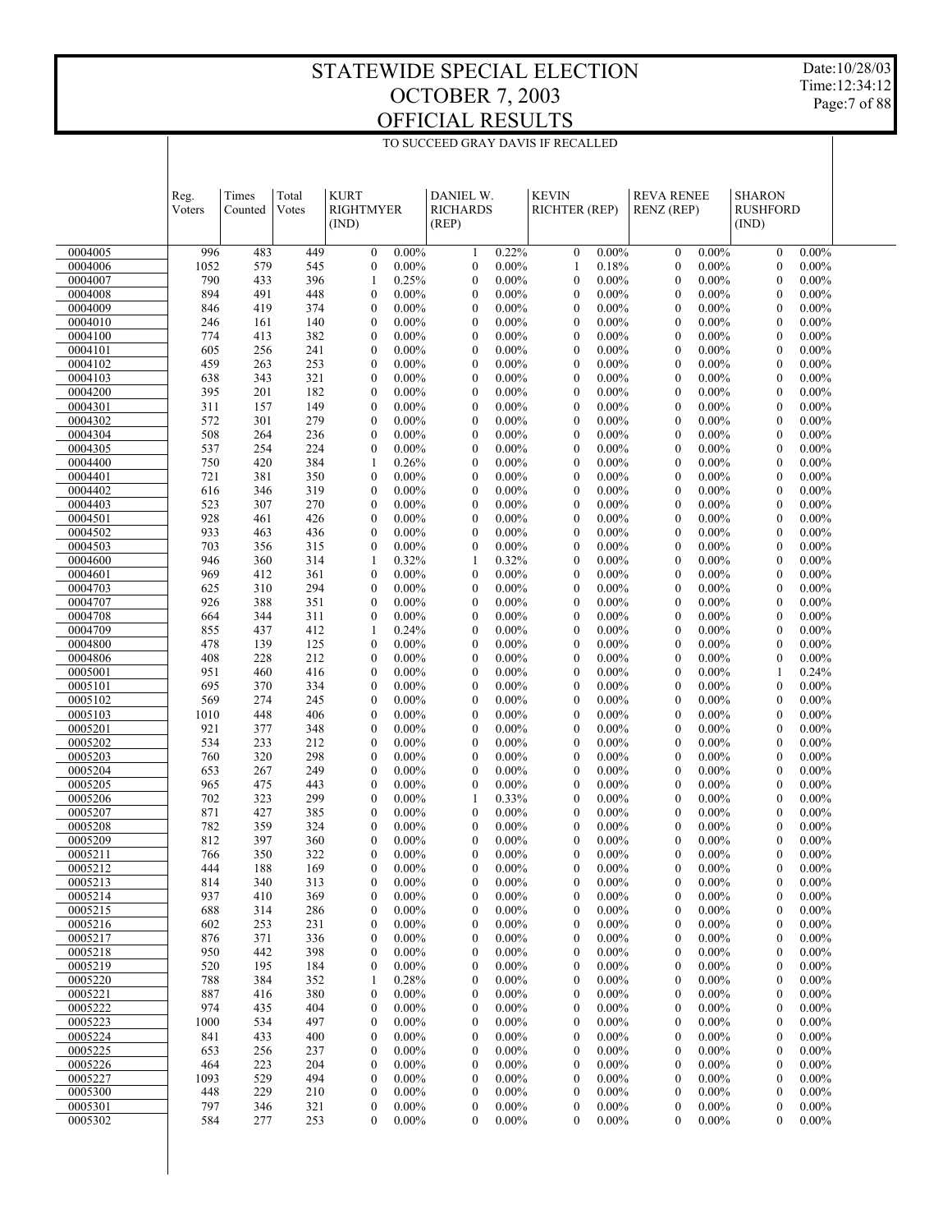# STATEWIDE SPECIAL ELECTION OCTOBER 7, 2003 OFFICIAL RESULTS

Date:10/28/03
Time:12:34:12

TO SUCCEED GRAY DAVIS IF RECALLED

| | Reg. Voters | Times Counted | Total Votes | KURT RIGHTMYER (IND) | | DANIEL W. RICHARDS (REP) | | KEVIN RICHTER (REP) | | REVA RENEE RENZ (REP) | | SHARON RUSHFORD (IND) | |
|---|---|---|---|---|---|---|---|---|---|---|---|---|---|
| 0004005 | 996 | 483 | 449 | 0 | 0.00% | 1 | 0.22% | 0 | 0.00% | 0 | 0.00% | 0 | 0.00% |
| 0004006 | 1052 | 579 | 545 | 0 | 0.00% | 0 | 0.00% | 1 | 0.18% | 0 | 0.00% | 0 | 0.00% |
| 0004007 | 790 | 433 | 396 | 1 | 0.25% | 0 | 0.00% | 0 | 0.00% | 0 | 0.00% | 0 | 0.00% |
| 0004008 | 894 | 491 | 448 | 0 | 0.00% | 0 | 0.00% | 0 | 0.00% | 0 | 0.00% | 0 | 0.00% |
| 0004009 | 846 | 419 | 374 | 0 | 0.00% | 0 | 0.00% | 0 | 0.00% | 0 | 0.00% | 0 | 0.00% |
| 0004010 | 246 | 161 | 140 | 0 | 0.00% | 0 | 0.00% | 0 | 0.00% | 0 | 0.00% | 0 | 0.00% |
| 0004100 | 774 | 413 | 382 | 0 | 0.00% | 0 | 0.00% | 0 | 0.00% | 0 | 0.00% | 0 | 0.00% |
| 0004101 | 605 | 256 | 241 | 0 | 0.00% | 0 | 0.00% | 0 | 0.00% | 0 | 0.00% | 0 | 0.00% |
| 0004102 | 459 | 263 | 253 | 0 | 0.00% | 0 | 0.00% | 0 | 0.00% | 0 | 0.00% | 0 | 0.00% |
| 0004103 | 638 | 343 | 321 | 0 | 0.00% | 0 | 0.00% | 0 | 0.00% | 0 | 0.00% | 0 | 0.00% |
| 0004200 | 395 | 201 | 182 | 0 | 0.00% | 0 | 0.00% | 0 | 0.00% | 0 | 0.00% | 0 | 0.00% |
| 0004301 | 311 | 157 | 149 | 0 | 0.00% | 0 | 0.00% | 0 | 0.00% | 0 | 0.00% | 0 | 0.00% |
| 0004302 | 572 | 301 | 279 | 0 | 0.00% | 0 | 0.00% | 0 | 0.00% | 0 | 0.00% | 0 | 0.00% |
| 0004304 | 508 | 264 | 236 | 0 | 0.00% | 0 | 0.00% | 0 | 0.00% | 0 | 0.00% | 0 | 0.00% |
| 0004305 | 537 | 254 | 224 | 0 | 0.00% | 0 | 0.00% | 0 | 0.00% | 0 | 0.00% | 0 | 0.00% |
| 0004400 | 750 | 420 | 384 | 1 | 0.26% | 0 | 0.00% | 0 | 0.00% | 0 | 0.00% | 0 | 0.00% |
| 0004401 | 721 | 381 | 350 | 0 | 0.00% | 0 | 0.00% | 0 | 0.00% | 0 | 0.00% | 0 | 0.00% |
| 0004402 | 616 | 346 | 319 | 0 | 0.00% | 0 | 0.00% | 0 | 0.00% | 0 | 0.00% | 0 | 0.00% |
| 0004403 | 523 | 307 | 270 | 0 | 0.00% | 0 | 0.00% | 0 | 0.00% | 0 | 0.00% | 0 | 0.00% |
| 0004501 | 928 | 461 | 426 | 0 | 0.00% | 0 | 0.00% | 0 | 0.00% | 0 | 0.00% | 0 | 0.00% |
| 0004502 | 933 | 463 | 436 | 0 | 0.00% | 0 | 0.00% | 0 | 0.00% | 0 | 0.00% | 0 | 0.00% |
| 0004503 | 703 | 356 | 315 | 0 | 0.00% | 0 | 0.00% | 0 | 0.00% | 0 | 0.00% | 0 | 0.00% |
| 0004600 | 946 | 360 | 314 | 1 | 0.32% | 1 | 0.32% | 0 | 0.00% | 0 | 0.00% | 0 | 0.00% |
| 0004601 | 969 | 412 | 361 | 0 | 0.00% | 0 | 0.00% | 0 | 0.00% | 0 | 0.00% | 0 | 0.00% |
| 0004703 | 625 | 310 | 294 | 0 | 0.00% | 0 | 0.00% | 0 | 0.00% | 0 | 0.00% | 0 | 0.00% |
| 0004707 | 926 | 388 | 351 | 0 | 0.00% | 0 | 0.00% | 0 | 0.00% | 0 | 0.00% | 0 | 0.00% |
| 0004708 | 664 | 344 | 311 | 0 | 0.00% | 0 | 0.00% | 0 | 0.00% | 0 | 0.00% | 0 | 0.00% |
| 0004709 | 855 | 437 | 412 | 1 | 0.24% | 0 | 0.00% | 0 | 0.00% | 0 | 0.00% | 0 | 0.00% |
| 0004800 | 478 | 139 | 125 | 0 | 0.00% | 0 | 0.00% | 0 | 0.00% | 0 | 0.00% | 0 | 0.00% |
| 0004806 | 408 | 228 | 212 | 0 | 0.00% | 0 | 0.00% | 0 | 0.00% | 0 | 0.00% | 0 | 0.00% |
| 0005001 | 951 | 460 | 416 | 0 | 0.00% | 0 | 0.00% | 0 | 0.00% | 0 | 0.00% | 1 | 0.24% |
| 0005101 | 695 | 370 | 334 | 0 | 0.00% | 0 | 0.00% | 0 | 0.00% | 0 | 0.00% | 0 | 0.00% |
| 0005102 | 569 | 274 | 245 | 0 | 0.00% | 0 | 0.00% | 0 | 0.00% | 0 | 0.00% | 0 | 0.00% |
| 0005103 | 1010 | 448 | 406 | 0 | 0.00% | 0 | 0.00% | 0 | 0.00% | 0 | 0.00% | 0 | 0.00% |
| 0005201 | 921 | 377 | 348 | 0 | 0.00% | 0 | 0.00% | 0 | 0.00% | 0 | 0.00% | 0 | 0.00% |
| 0005202 | 534 | 233 | 212 | 0 | 0.00% | 0 | 0.00% | 0 | 0.00% | 0 | 0.00% | 0 | 0.00% |
| 0005203 | 760 | 320 | 298 | 0 | 0.00% | 0 | 0.00% | 0 | 0.00% | 0 | 0.00% | 0 | 0.00% |
| 0005204 | 653 | 267 | 249 | 0 | 0.00% | 0 | 0.00% | 0 | 0.00% | 0 | 0.00% | 0 | 0.00% |
| 0005205 | 965 | 475 | 443 | 0 | 0.00% | 0 | 0.00% | 0 | 0.00% | 0 | 0.00% | 0 | 0.00% |
| 0005206 | 702 | 323 | 299 | 0 | 0.00% | 1 | 0.33% | 0 | 0.00% | 0 | 0.00% | 0 | 0.00% |
| 0005207 | 871 | 427 | 385 | 0 | 0.00% | 0 | 0.00% | 0 | 0.00% | 0 | 0.00% | 0 | 0.00% |
| 0005208 | 782 | 359 | 324 | 0 | 0.00% | 0 | 0.00% | 0 | 0.00% | 0 | 0.00% | 0 | 0.00% |
| 0005209 | 812 | 397 | 360 | 0 | 0.00% | 0 | 0.00% | 0 | 0.00% | 0 | 0.00% | 0 | 0.00% |
| 0005211 | 766 | 350 | 322 | 0 | 0.00% | 0 | 0.00% | 0 | 0.00% | 0 | 0.00% | 0 | 0.00% |
| 0005212 | 444 | 188 | 169 | 0 | 0.00% | 0 | 0.00% | 0 | 0.00% | 0 | 0.00% | 0 | 0.00% |
| 0005213 | 814 | 340 | 313 | 0 | 0.00% | 0 | 0.00% | 0 | 0.00% | 0 | 0.00% | 0 | 0.00% |
| 0005214 | 937 | 410 | 369 | 0 | 0.00% | 0 | 0.00% | 0 | 0.00% | 0 | 0.00% | 0 | 0.00% |
| 0005215 | 688 | 314 | 286 | 0 | 0.00% | 0 | 0.00% | 0 | 0.00% | 0 | 0.00% | 0 | 0.00% |
| 0005216 | 602 | 253 | 231 | 0 | 0.00% | 0 | 0.00% | 0 | 0.00% | 0 | 0.00% | 0 | 0.00% |
| 0005217 | 876 | 371 | 336 | 0 | 0.00% | 0 | 0.00% | 0 | 0.00% | 0 | 0.00% | 0 | 0.00% |
| 0005218 | 950 | 442 | 398 | 0 | 0.00% | 0 | 0.00% | 0 | 0.00% | 0 | 0.00% | 0 | 0.00% |
| 0005219 | 520 | 195 | 184 | 0 | 0.00% | 0 | 0.00% | 0 | 0.00% | 0 | 0.00% | 0 | 0.00% |
| 0005220 | 788 | 384 | 352 | 1 | 0.28% | 0 | 0.00% | 0 | 0.00% | 0 | 0.00% | 0 | 0.00% |
| 0005221 | 887 | 416 | 380 | 0 | 0.00% | 0 | 0.00% | 0 | 0.00% | 0 | 0.00% | 0 | 0.00% |
| 0005222 | 974 | 435 | 404 | 0 | 0.00% | 0 | 0.00% | 0 | 0.00% | 0 | 0.00% | 0 | 0.00% |
| 0005223 | 1000 | 534 | 497 | 0 | 0.00% | 0 | 0.00% | 0 | 0.00% | 0 | 0.00% | 0 | 0.00% |
| 0005224 | 841 | 433 | 400 | 0 | 0.00% | 0 | 0.00% | 0 | 0.00% | 0 | 0.00% | 0 | 0.00% |
| 0005225 | 653 | 256 | 237 | 0 | 0.00% | 0 | 0.00% | 0 | 0.00% | 0 | 0.00% | 0 | 0.00% |
| 0005226 | 464 | 223 | 204 | 0 | 0.00% | 0 | 0.00% | 0 | 0.00% | 0 | 0.00% | 0 | 0.00% |
| 0005227 | 1093 | 529 | 494 | 0 | 0.00% | 0 | 0.00% | 0 | 0.00% | 0 | 0.00% | 0 | 0.00% |
| 0005300 | 448 | 229 | 210 | 0 | 0.00% | 0 | 0.00% | 0 | 0.00% | 0 | 0.00% | 0 | 0.00% |
| 0005301 | 797 | 346 | 321 | 0 | 0.00% | 0 | 0.00% | 0 | 0.00% | 0 | 0.00% | 0 | 0.00% |
| 0005302 | 584 | 277 | 253 | 0 | 0.00% | 0 | 0.00% | 0 | 0.00% | 0 | 0.00% | 0 | 0.00% |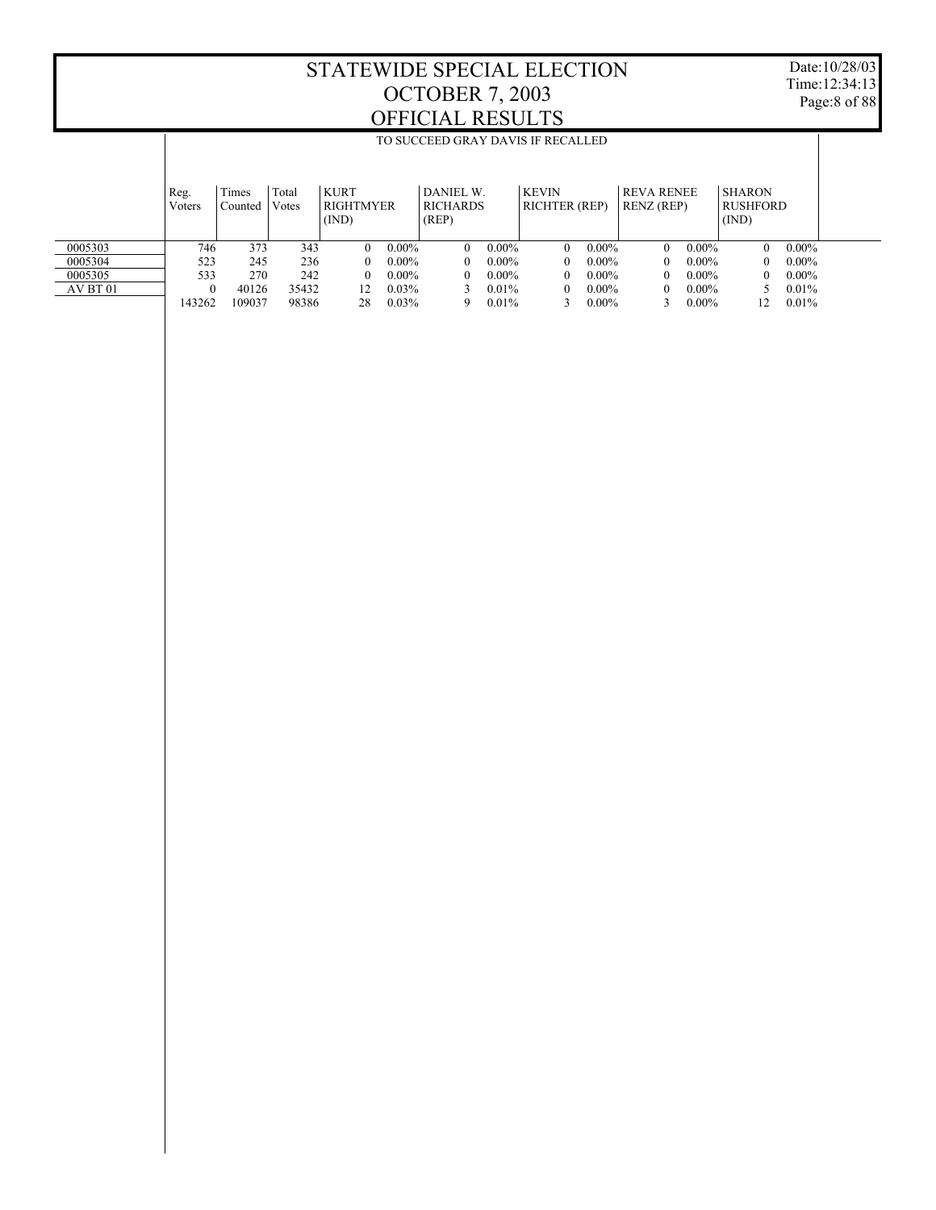# STATEWIDE SPECIAL ELECTION
# OCTOBER 7, 2003
# OFFICIAL RESULTS

Date:10/28/03
Time:12:34:13

TO SUCCEED GRAY DAVIS IF RECALLED

| | Reg. Voters | Times Counted | Total Votes | KURT RIGHTMYER (IND) | | DANIEL W. RICHARDS (REP) | | KEVIN RICHTER (REP) | | REVA RENEE RENZ (REP) | | SHARON RUSHFORD (IND) | |
|---|---|---|---|---|---|---|---|---|---|---|---|---|---|
| 0005303 | 746 | 373 | 343 | 0 | 0.00% | 0 | 0.00% | 0 | 0.00% | 0 | 0.00% | 0 | 0.00% |
| 0005304 | 523 | 245 | 236 | 0 | 0.00% | 0 | 0.00% | 0 | 0.00% | 0 | 0.00% | 0 | 0.00% |
| 0005305 | 533 | 270 | 242 | 0 | 0.00% | 0 | 0.00% | 0 | 0.00% | 0 | 0.00% | 0 | 0.00% |
| AV BT 01 | 0 | 40126 | 35432 | 12 | 0.03% | 3 | 0.01% | 0 | 0.00% | 0 | 0.00% | 5 | 0.01% |
| | 143262 | 109037 | 98386 | 28 | 0.03% | 9 | 0.01% | 3 | 0.00% | 3 | 0.00% | 12 | 0.01% |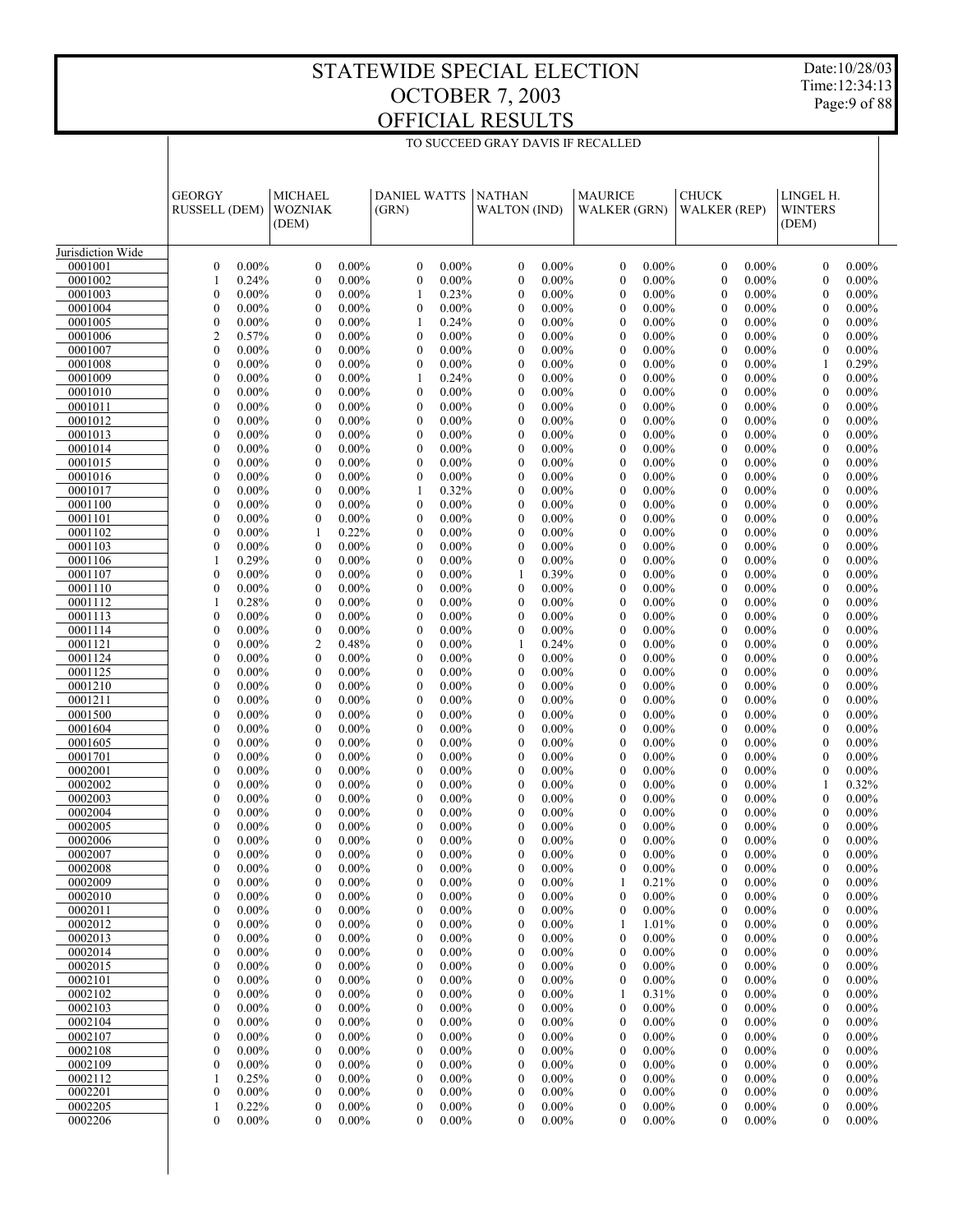# STATEWIDE SPECIAL ELECTION
# OCTOBER 7, 2003
# OFFICIAL RESULTS

Date:10/28/03
Time:12:34:13

## TO SUCCEED GRAY DAVIS IF RECALLED

| | GEORGY RUSSELL (DEM) | | MICHAEL WOZNIAK (DEM) | | DANIEL WATTS (GRN) | | NATHAN WALTON (IND) | | MAURICE WALKER (GRN) | | CHUCK WALKER (REP) | | LINGEL H. WINTERS (DEM) | |
|---|---|---|---|---|---|---|---|---|---|---|---|---|---|---|
| Jurisdiction Wide | | | | | | | | | | | | | | |
| 0001001 | 0 | 0.00% | 0 | 0.00% | 0 | 0.00% | 0 | 0.00% | 0 | 0.00% | 0 | 0.00% | 0 | 0.00% |
| 0001002 | 1 | 0.24% | 0 | 0.00% | 0 | 0.00% | 0 | 0.00% | 0 | 0.00% | 0 | 0.00% | 0 | 0.00% |
| 0001003 | 0 | 0.00% | 0 | 0.00% | 1 | 0.23% | 0 | 0.00% | 0 | 0.00% | 0 | 0.00% | 0 | 0.00% |
| 0001004 | 0 | 0.00% | 0 | 0.00% | 0 | 0.00% | 0 | 0.00% | 0 | 0.00% | 0 | 0.00% | 0 | 0.00% |
| 0001005 | 0 | 0.00% | 0 | 0.00% | 1 | 0.24% | 0 | 0.00% | 0 | 0.00% | 0 | 0.00% | 0 | 0.00% |
| 0001006 | 2 | 0.57% | 0 | 0.00% | 0 | 0.00% | 0 | 0.00% | 0 | 0.00% | 0 | 0.00% | 0 | 0.00% |
| 0001007 | 0 | 0.00% | 0 | 0.00% | 0 | 0.00% | 0 | 0.00% | 0 | 0.00% | 0 | 0.00% | 0 | 0.00% |
| 0001008 | 0 | 0.00% | 0 | 0.00% | 0 | 0.00% | 0 | 0.00% | 0 | 0.00% | 0 | 0.00% | 1 | 0.29% |
| 0001009 | 0 | 0.00% | 0 | 0.00% | 1 | 0.24% | 0 | 0.00% | 0 | 0.00% | 0 | 0.00% | 0 | 0.00% |
| 0001010 | 0 | 0.00% | 0 | 0.00% | 0 | 0.00% | 0 | 0.00% | 0 | 0.00% | 0 | 0.00% | 0 | 0.00% |
| 0001011 | 0 | 0.00% | 0 | 0.00% | 0 | 0.00% | 0 | 0.00% | 0 | 0.00% | 0 | 0.00% | 0 | 0.00% |
| 0001012 | 0 | 0.00% | 0 | 0.00% | 0 | 0.00% | 0 | 0.00% | 0 | 0.00% | 0 | 0.00% | 0 | 0.00% |
| 0001013 | 0 | 0.00% | 0 | 0.00% | 0 | 0.00% | 0 | 0.00% | 0 | 0.00% | 0 | 0.00% | 0 | 0.00% |
| 0001014 | 0 | 0.00% | 0 | 0.00% | 0 | 0.00% | 0 | 0.00% | 0 | 0.00% | 0 | 0.00% | 0 | 0.00% |
| 0001015 | 0 | 0.00% | 0 | 0.00% | 0 | 0.00% | 0 | 0.00% | 0 | 0.00% | 0 | 0.00% | 0 | 0.00% |
| 0001016 | 0 | 0.00% | 0 | 0.00% | 0 | 0.00% | 0 | 0.00% | 0 | 0.00% | 0 | 0.00% | 0 | 0.00% |
| 0001017 | 0 | 0.00% | 0 | 0.00% | 1 | 0.32% | 0 | 0.00% | 0 | 0.00% | 0 | 0.00% | 0 | 0.00% |
| 0001100 | 0 | 0.00% | 0 | 0.00% | 0 | 0.00% | 0 | 0.00% | 0 | 0.00% | 0 | 0.00% | 0 | 0.00% |
| 0001101 | 0 | 0.00% | 0 | 0.00% | 0 | 0.00% | 0 | 0.00% | 0 | 0.00% | 0 | 0.00% | 0 | 0.00% |
| 0001102 | 0 | 0.00% | 1 | 0.22% | 0 | 0.00% | 0 | 0.00% | 0 | 0.00% | 0 | 0.00% | 0 | 0.00% |
| 0001103 | 0 | 0.00% | 0 | 0.00% | 0 | 0.00% | 0 | 0.00% | 0 | 0.00% | 0 | 0.00% | 0 | 0.00% |
| 0001106 | 1 | 0.29% | 0 | 0.00% | 0 | 0.00% | 0 | 0.00% | 0 | 0.00% | 0 | 0.00% | 0 | 0.00% |
| 0001107 | 0 | 0.00% | 0 | 0.00% | 0 | 0.00% | 1 | 0.39% | 0 | 0.00% | 0 | 0.00% | 0 | 0.00% |
| 0001110 | 0 | 0.00% | 0 | 0.00% | 0 | 0.00% | 0 | 0.00% | 0 | 0.00% | 0 | 0.00% | 0 | 0.00% |
| 0001112 | 1 | 0.28% | 0 | 0.00% | 0 | 0.00% | 0 | 0.00% | 0 | 0.00% | 0 | 0.00% | 0 | 0.00% |
| 0001113 | 0 | 0.00% | 0 | 0.00% | 0 | 0.00% | 0 | 0.00% | 0 | 0.00% | 0 | 0.00% | 0 | 0.00% |
| 0001114 | 0 | 0.00% | 0 | 0.00% | 0 | 0.00% | 0 | 0.00% | 0 | 0.00% | 0 | 0.00% | 0 | 0.00% |
| 0001121 | 0 | 0.00% | 2 | 0.48% | 0 | 0.00% | 1 | 0.24% | 0 | 0.00% | 0 | 0.00% | 0 | 0.00% |
| 0001124 | 0 | 0.00% | 0 | 0.00% | 0 | 0.00% | 0 | 0.00% | 0 | 0.00% | 0 | 0.00% | 0 | 0.00% |
| 0001125 | 0 | 0.00% | 0 | 0.00% | 0 | 0.00% | 0 | 0.00% | 0 | 0.00% | 0 | 0.00% | 0 | 0.00% |
| 0001210 | 0 | 0.00% | 0 | 0.00% | 0 | 0.00% | 0 | 0.00% | 0 | 0.00% | 0 | 0.00% | 0 | 0.00% |
| 0001211 | 0 | 0.00% | 0 | 0.00% | 0 | 0.00% | 0 | 0.00% | 0 | 0.00% | 0 | 0.00% | 0 | 0.00% |
| 0001500 | 0 | 0.00% | 0 | 0.00% | 0 | 0.00% | 0 | 0.00% | 0 | 0.00% | 0 | 0.00% | 0 | 0.00% |
| 0001604 | 0 | 0.00% | 0 | 0.00% | 0 | 0.00% | 0 | 0.00% | 0 | 0.00% | 0 | 0.00% | 0 | 0.00% |
| 0001605 | 0 | 0.00% | 0 | 0.00% | 0 | 0.00% | 0 | 0.00% | 0 | 0.00% | 0 | 0.00% | 0 | 0.00% |
| 0001701 | 0 | 0.00% | 0 | 0.00% | 0 | 0.00% | 0 | 0.00% | 0 | 0.00% | 0 | 0.00% | 0 | 0.00% |
| 0002001 | 0 | 0.00% | 0 | 0.00% | 0 | 0.00% | 0 | 0.00% | 0 | 0.00% | 0 | 0.00% | 0 | 0.00% |
| 0002002 | 0 | 0.00% | 0 | 0.00% | 0 | 0.00% | 0 | 0.00% | 0 | 0.00% | 0 | 0.00% | 1 | 0.32% |
| 0002003 | 0 | 0.00% | 0 | 0.00% | 0 | 0.00% | 0 | 0.00% | 0 | 0.00% | 0 | 0.00% | 0 | 0.00% |
| 0002004 | 0 | 0.00% | 0 | 0.00% | 0 | 0.00% | 0 | 0.00% | 0 | 0.00% | 0 | 0.00% | 0 | 0.00% |
| 0002005 | 0 | 0.00% | 0 | 0.00% | 0 | 0.00% | 0 | 0.00% | 0 | 0.00% | 0 | 0.00% | 0 | 0.00% |
| 0002006 | 0 | 0.00% | 0 | 0.00% | 0 | 0.00% | 0 | 0.00% | 0 | 0.00% | 0 | 0.00% | 0 | 0.00% |
| 0002007 | 0 | 0.00% | 0 | 0.00% | 0 | 0.00% | 0 | 0.00% | 0 | 0.00% | 0 | 0.00% | 0 | 0.00% |
| 0002008 | 0 | 0.00% | 0 | 0.00% | 0 | 0.00% | 0 | 0.00% | 0 | 0.00% | 0 | 0.00% | 0 | 0.00% |
| 0002009 | 0 | 0.00% | 0 | 0.00% | 0 | 0.00% | 0 | 0.00% | 1 | 0.21% | 0 | 0.00% | 0 | 0.00% |
| 0002010 | 0 | 0.00% | 0 | 0.00% | 0 | 0.00% | 0 | 0.00% | 0 | 0.00% | 0 | 0.00% | 0 | 0.00% |
| 0002011 | 0 | 0.00% | 0 | 0.00% | 0 | 0.00% | 0 | 0.00% | 0 | 0.00% | 0 | 0.00% | 0 | 0.00% |
| 0002012 | 0 | 0.00% | 0 | 0.00% | 0 | 0.00% | 0 | 0.00% | 1 | 1.01% | 0 | 0.00% | 0 | 0.00% |
| 0002013 | 0 | 0.00% | 0 | 0.00% | 0 | 0.00% | 0 | 0.00% | 0 | 0.00% | 0 | 0.00% | 0 | 0.00% |
| 0002014 | 0 | 0.00% | 0 | 0.00% | 0 | 0.00% | 0 | 0.00% | 0 | 0.00% | 0 | 0.00% | 0 | 0.00% |
| 0002015 | 0 | 0.00% | 0 | 0.00% | 0 | 0.00% | 0 | 0.00% | 0 | 0.00% | 0 | 0.00% | 0 | 0.00% |
| 0002101 | 0 | 0.00% | 0 | 0.00% | 0 | 0.00% | 0 | 0.00% | 0 | 0.00% | 0 | 0.00% | 0 | 0.00% |
| 0002102 | 0 | 0.00% | 0 | 0.00% | 0 | 0.00% | 0 | 0.00% | 1 | 0.31% | 0 | 0.00% | 0 | 0.00% |
| 0002103 | 0 | 0.00% | 0 | 0.00% | 0 | 0.00% | 0 | 0.00% | 0 | 0.00% | 0 | 0.00% | 0 | 0.00% |
| 0002104 | 0 | 0.00% | 0 | 0.00% | 0 | 0.00% | 0 | 0.00% | 0 | 0.00% | 0 | 0.00% | 0 | 0.00% |
| 0002107 | 0 | 0.00% | 0 | 0.00% | 0 | 0.00% | 0 | 0.00% | 0 | 0.00% | 0 | 0.00% | 0 | 0.00% |
| 0002108 | 0 | 0.00% | 0 | 0.00% | 0 | 0.00% | 0 | 0.00% | 0 | 0.00% | 0 | 0.00% | 0 | 0.00% |
| 0002109 | 0 | 0.00% | 0 | 0.00% | 0 | 0.00% | 0 | 0.00% | 0 | 0.00% | 0 | 0.00% | 0 | 0.00% |
| 0002112 | 1 | 0.25% | 0 | 0.00% | 0 | 0.00% | 0 | 0.00% | 0 | 0.00% | 0 | 0.00% | 0 | 0.00% |
| 0002201 | 0 | 0.00% | 0 | 0.00% | 0 | 0.00% | 0 | 0.00% | 0 | 0.00% | 0 | 0.00% | 0 | 0.00% |
| 0002205 | 1 | 0.22% | 0 | 0.00% | 0 | 0.00% | 0 | 0.00% | 0 | 0.00% | 0 | 0.00% | 0 | 0.00% |
| 0002206 | 0 | 0.00% | 0 | 0.00% | 0 | 0.00% | 0 | 0.00% | 0 | 0.00% | 0 | 0.00% | 0 | 0.00% |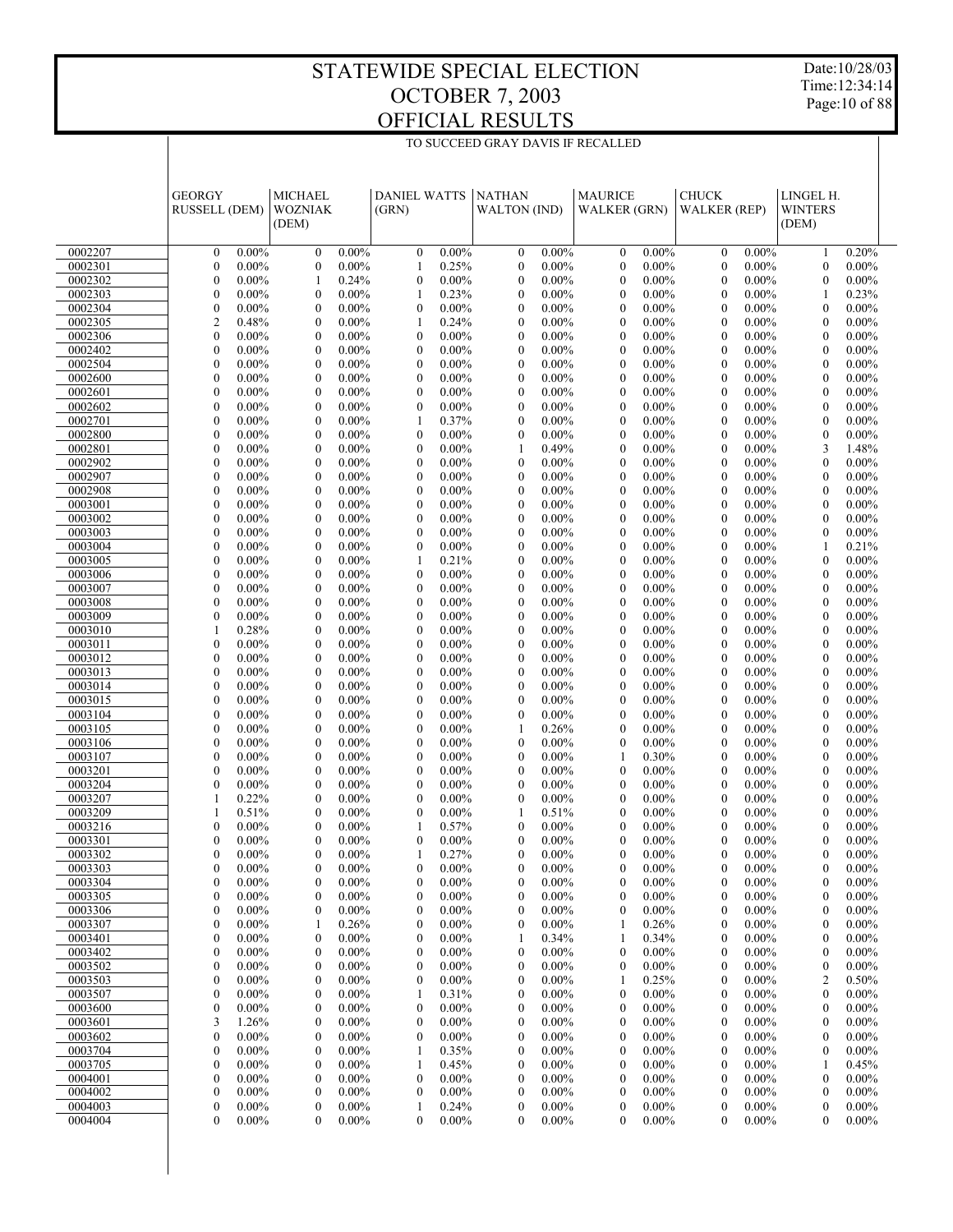# STATEWIDE SPECIAL ELECTION
# OCTOBER 7, 2003
# OFFICIAL RESULTS

Date:10/28/03
Time:12:34:14

TO SUCCEED GRAY DAVIS IF RECALLED

| | GEORGY RUSSELL (DEM) | | MICHAEL WOZNIAK (DEM) | | DANIEL WATTS (GRN) | | NATHAN WALTON (IND) | | MAURICE WALKER (GRN) | | CHUCK WALKER (REP) | | LINGEL H. WINTERS (DEM) | |
|---|---|---|---|---|---|---|---|---|---|---|---|---|---|---|
| 0002207 | 0 | 0.00% | 0 | 0.00% | 0 | 0.00% | 0 | 0.00% | 0 | 0.00% | 0 | 0.00% | 1 | 0.20% |
| 0002301 | 0 | 0.00% | 0 | 0.00% | 1 | 0.25% | 0 | 0.00% | 0 | 0.00% | 0 | 0.00% | 0 | 0.00% |
| 0002302 | 0 | 0.00% | 1 | 0.24% | 0 | 0.00% | 0 | 0.00% | 0 | 0.00% | 0 | 0.00% | 0 | 0.00% |
| 0002303 | 0 | 0.00% | 0 | 0.00% | 1 | 0.23% | 0 | 0.00% | 0 | 0.00% | 0 | 0.00% | 1 | 0.23% |
| 0002304 | 0 | 0.00% | 0 | 0.00% | 0 | 0.00% | 0 | 0.00% | 0 | 0.00% | 0 | 0.00% | 0 | 0.00% |
| 0002305 | 2 | 0.48% | 0 | 0.00% | 1 | 0.24% | 0 | 0.00% | 0 | 0.00% | 0 | 0.00% | 0 | 0.00% |
| 0002306 | 0 | 0.00% | 0 | 0.00% | 0 | 0.00% | 0 | 0.00% | 0 | 0.00% | 0 | 0.00% | 0 | 0.00% |
| 0002402 | 0 | 0.00% | 0 | 0.00% | 0 | 0.00% | 0 | 0.00% | 0 | 0.00% | 0 | 0.00% | 0 | 0.00% |
| 0002504 | 0 | 0.00% | 0 | 0.00% | 0 | 0.00% | 0 | 0.00% | 0 | 0.00% | 0 | 0.00% | 0 | 0.00% |
| 0002600 | 0 | 0.00% | 0 | 0.00% | 0 | 0.00% | 0 | 0.00% | 0 | 0.00% | 0 | 0.00% | 0 | 0.00% |
| 0002601 | 0 | 0.00% | 0 | 0.00% | 0 | 0.00% | 0 | 0.00% | 0 | 0.00% | 0 | 0.00% | 0 | 0.00% |
| 0002602 | 0 | 0.00% | 0 | 0.00% | 0 | 0.00% | 0 | 0.00% | 0 | 0.00% | 0 | 0.00% | 0 | 0.00% |
| 0002701 | 0 | 0.00% | 0 | 0.00% | 1 | 0.37% | 0 | 0.00% | 0 | 0.00% | 0 | 0.00% | 0 | 0.00% |
| 0002800 | 0 | 0.00% | 0 | 0.00% | 0 | 0.00% | 0 | 0.00% | 0 | 0.00% | 0 | 0.00% | 0 | 0.00% |
| 0002801 | 0 | 0.00% | 0 | 0.00% | 0 | 0.00% | 1 | 0.49% | 0 | 0.00% | 0 | 0.00% | 3 | 1.48% |
| 0002902 | 0 | 0.00% | 0 | 0.00% | 0 | 0.00% | 0 | 0.00% | 0 | 0.00% | 0 | 0.00% | 0 | 0.00% |
| 0002907 | 0 | 0.00% | 0 | 0.00% | 0 | 0.00% | 0 | 0.00% | 0 | 0.00% | 0 | 0.00% | 0 | 0.00% |
| 0002908 | 0 | 0.00% | 0 | 0.00% | 0 | 0.00% | 0 | 0.00% | 0 | 0.00% | 0 | 0.00% | 0 | 0.00% |
| 0003001 | 0 | 0.00% | 0 | 0.00% | 0 | 0.00% | 0 | 0.00% | 0 | 0.00% | 0 | 0.00% | 0 | 0.00% |
| 0003002 | 0 | 0.00% | 0 | 0.00% | 0 | 0.00% | 0 | 0.00% | 0 | 0.00% | 0 | 0.00% | 0 | 0.00% |
| 0003003 | 0 | 0.00% | 0 | 0.00% | 0 | 0.00% | 0 | 0.00% | 0 | 0.00% | 0 | 0.00% | 0 | 0.00% |
| 0003004 | 0 | 0.00% | 0 | 0.00% | 0 | 0.00% | 0 | 0.00% | 0 | 0.00% | 0 | 0.00% | 1 | 0.21% |
| 0003005 | 0 | 0.00% | 0 | 0.00% | 1 | 0.21% | 0 | 0.00% | 0 | 0.00% | 0 | 0.00% | 0 | 0.00% |
| 0003006 | 0 | 0.00% | 0 | 0.00% | 0 | 0.00% | 0 | 0.00% | 0 | 0.00% | 0 | 0.00% | 0 | 0.00% |
| 0003007 | 0 | 0.00% | 0 | 0.00% | 0 | 0.00% | 0 | 0.00% | 0 | 0.00% | 0 | 0.00% | 0 | 0.00% |
| 0003008 | 0 | 0.00% | 0 | 0.00% | 0 | 0.00% | 0 | 0.00% | 0 | 0.00% | 0 | 0.00% | 0 | 0.00% |
| 0003009 | 0 | 0.00% | 0 | 0.00% | 0 | 0.00% | 0 | 0.00% | 0 | 0.00% | 0 | 0.00% | 0 | 0.00% |
| 0003010 | 1 | 0.28% | 0 | 0.00% | 0 | 0.00% | 0 | 0.00% | 0 | 0.00% | 0 | 0.00% | 0 | 0.00% |
| 0003011 | 0 | 0.00% | 0 | 0.00% | 0 | 0.00% | 0 | 0.00% | 0 | 0.00% | 0 | 0.00% | 0 | 0.00% |
| 0003012 | 0 | 0.00% | 0 | 0.00% | 0 | 0.00% | 0 | 0.00% | 0 | 0.00% | 0 | 0.00% | 0 | 0.00% |
| 0003013 | 0 | 0.00% | 0 | 0.00% | 0 | 0.00% | 0 | 0.00% | 0 | 0.00% | 0 | 0.00% | 0 | 0.00% |
| 0003014 | 0 | 0.00% | 0 | 0.00% | 0 | 0.00% | 0 | 0.00% | 0 | 0.00% | 0 | 0.00% | 0 | 0.00% |
| 0003015 | 0 | 0.00% | 0 | 0.00% | 0 | 0.00% | 0 | 0.00% | 0 | 0.00% | 0 | 0.00% | 0 | 0.00% |
| 0003104 | 0 | 0.00% | 0 | 0.00% | 0 | 0.00% | 0 | 0.00% | 0 | 0.00% | 0 | 0.00% | 0 | 0.00% |
| 0003105 | 0 | 0.00% | 0 | 0.00% | 0 | 0.00% | 1 | 0.26% | 0 | 0.00% | 0 | 0.00% | 0 | 0.00% |
| 0003106 | 0 | 0.00% | 0 | 0.00% | 0 | 0.00% | 0 | 0.00% | 0 | 0.00% | 0 | 0.00% | 0 | 0.00% |
| 0003107 | 0 | 0.00% | 0 | 0.00% | 0 | 0.00% | 0 | 0.00% | 1 | 0.30% | 0 | 0.00% | 0 | 0.00% |
| 0003201 | 0 | 0.00% | 0 | 0.00% | 0 | 0.00% | 0 | 0.00% | 0 | 0.00% | 0 | 0.00% | 0 | 0.00% |
| 0003204 | 0 | 0.00% | 0 | 0.00% | 0 | 0.00% | 0 | 0.00% | 0 | 0.00% | 0 | 0.00% | 0 | 0.00% |
| 0003207 | 1 | 0.22% | 0 | 0.00% | 0 | 0.00% | 0 | 0.00% | 0 | 0.00% | 0 | 0.00% | 0 | 0.00% |
| 0003209 | 1 | 0.51% | 0 | 0.00% | 0 | 0.00% | 1 | 0.51% | 0 | 0.00% | 0 | 0.00% | 0 | 0.00% |
| 0003216 | 0 | 0.00% | 0 | 0.00% | 1 | 0.57% | 0 | 0.00% | 0 | 0.00% | 0 | 0.00% | 0 | 0.00% |
| 0003301 | 0 | 0.00% | 0 | 0.00% | 0 | 0.00% | 0 | 0.00% | 0 | 0.00% | 0 | 0.00% | 0 | 0.00% |
| 0003302 | 0 | 0.00% | 0 | 0.00% | 1 | 0.27% | 0 | 0.00% | 0 | 0.00% | 0 | 0.00% | 0 | 0.00% |
| 0003303 | 0 | 0.00% | 0 | 0.00% | 0 | 0.00% | 0 | 0.00% | 0 | 0.00% | 0 | 0.00% | 0 | 0.00% |
| 0003304 | 0 | 0.00% | 0 | 0.00% | 0 | 0.00% | 0 | 0.00% | 0 | 0.00% | 0 | 0.00% | 0 | 0.00% |
| 0003305 | 0 | 0.00% | 0 | 0.00% | 0 | 0.00% | 0 | 0.00% | 0 | 0.00% | 0 | 0.00% | 0 | 0.00% |
| 0003306 | 0 | 0.00% | 0 | 0.00% | 0 | 0.00% | 0 | 0.00% | 0 | 0.00% | 0 | 0.00% | 0 | 0.00% |
| 0003307 | 0 | 0.00% | 1 | 0.26% | 0 | 0.00% | 0 | 0.00% | 1 | 0.26% | 0 | 0.00% | 0 | 0.00% |
| 0003401 | 0 | 0.00% | 0 | 0.00% | 0 | 0.00% | 1 | 0.34% | 1 | 0.34% | 0 | 0.00% | 0 | 0.00% |
| 0003402 | 0 | 0.00% | 0 | 0.00% | 0 | 0.00% | 0 | 0.00% | 0 | 0.00% | 0 | 0.00% | 0 | 0.00% |
| 0003502 | 0 | 0.00% | 0 | 0.00% | 0 | 0.00% | 0 | 0.00% | 0 | 0.00% | 0 | 0.00% | 0 | 0.00% |
| 0003503 | 0 | 0.00% | 0 | 0.00% | 0 | 0.00% | 0 | 0.00% | 1 | 0.25% | 0 | 0.00% | 2 | 0.50% |
| 0003507 | 0 | 0.00% | 0 | 0.00% | 1 | 0.31% | 0 | 0.00% | 0 | 0.00% | 0 | 0.00% | 0 | 0.00% |
| 0003600 | 0 | 0.00% | 0 | 0.00% | 0 | 0.00% | 0 | 0.00% | 0 | 0.00% | 0 | 0.00% | 0 | 0.00% |
| 0003601 | 3 | 1.26% | 0 | 0.00% | 0 | 0.00% | 0 | 0.00% | 0 | 0.00% | 0 | 0.00% | 0 | 0.00% |
| 0003602 | 0 | 0.00% | 0 | 0.00% | 0 | 0.00% | 0 | 0.00% | 0 | 0.00% | 0 | 0.00% | 0 | 0.00% |
| 0003704 | 0 | 0.00% | 0 | 0.00% | 1 | 0.35% | 0 | 0.00% | 0 | 0.00% | 0 | 0.00% | 0 | 0.00% |
| 0003705 | 0 | 0.00% | 0 | 0.00% | 1 | 0.45% | 0 | 0.00% | 0 | 0.00% | 0 | 0.00% | 1 | 0.45% |
| 0004001 | 0 | 0.00% | 0 | 0.00% | 0 | 0.00% | 0 | 0.00% | 0 | 0.00% | 0 | 0.00% | 0 | 0.00% |
| 0004002 | 0 | 0.00% | 0 | 0.00% | 0 | 0.00% | 0 | 0.00% | 0 | 0.00% | 0 | 0.00% | 0 | 0.00% |
| 0004003 | 0 | 0.00% | 0 | 0.00% | 1 | 0.24% | 0 | 0.00% | 0 | 0.00% | 0 | 0.00% | 0 | 0.00% |
| 0004004 | 0 | 0.00% | 0 | 0.00% | 0 | 0.00% | 0 | 0.00% | 0 | 0.00% | 0 | 0.00% | 0 | 0.00% |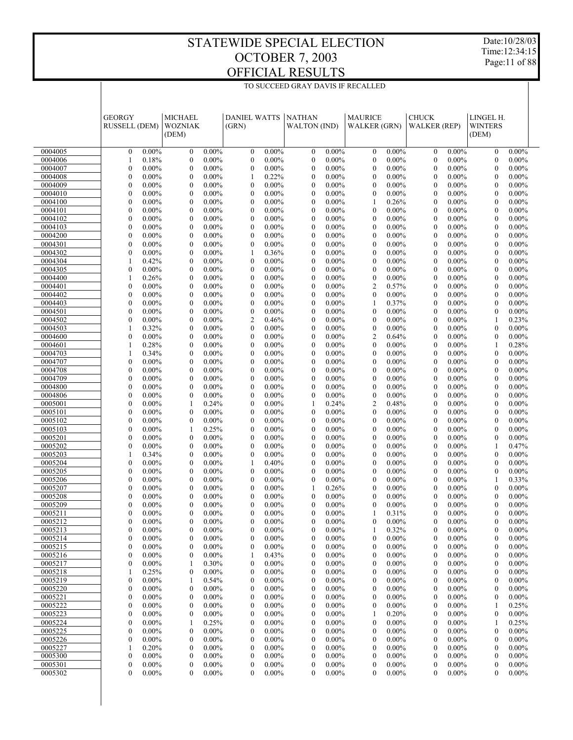# STATEWIDE SPECIAL ELECTION
# OCTOBER 7, 2003
# OFFICIAL RESULTS

Date:10/28/03
Time:12:34:15

## TO SUCCEED GRAY DAVIS IF RECALLED

| | GEORGY RUSSELL (DEM) | | MICHAEL WOZNIAK (DEM) | | DANIEL WATTS (GRN) | | NATHAN WALTON (IND) | | MAURICE WALKER (GRN) | | CHUCK WALKER (REP) | | LINGEL H. WINTERS (DEM) | |
|---|---|---|---|---|---|---|---|---|---|---|---|---|---|---|
| 0004005 | 0 | 0.00% | 0 | 0.00% | 0 | 0.00% | 0 | 0.00% | 0 | 0.00% | 0 | 0.00% | 0 | 0.00% |
| 0004006 | 1 | 0.18% | 0 | 0.00% | 0 | 0.00% | 0 | 0.00% | 0 | 0.00% | 0 | 0.00% | 0 | 0.00% |
| 0004007 | 0 | 0.00% | 0 | 0.00% | 0 | 0.00% | 0 | 0.00% | 0 | 0.00% | 0 | 0.00% | 0 | 0.00% |
| 0004008 | 0 | 0.00% | 0 | 0.00% | 1 | 0.22% | 0 | 0.00% | 0 | 0.00% | 0 | 0.00% | 0 | 0.00% |
| 0004009 | 0 | 0.00% | 0 | 0.00% | 0 | 0.00% | 0 | 0.00% | 0 | 0.00% | 0 | 0.00% | 0 | 0.00% |
| 0004010 | 0 | 0.00% | 0 | 0.00% | 0 | 0.00% | 0 | 0.00% | 0 | 0.00% | 0 | 0.00% | 0 | 0.00% |
| 0004100 | 0 | 0.00% | 0 | 0.00% | 0 | 0.00% | 0 | 0.00% | 1 | 0.26% | 0 | 0.00% | 0 | 0.00% |
| 0004101 | 0 | 0.00% | 0 | 0.00% | 0 | 0.00% | 0 | 0.00% | 0 | 0.00% | 0 | 0.00% | 0 | 0.00% |
| 0004102 | 0 | 0.00% | 0 | 0.00% | 0 | 0.00% | 0 | 0.00% | 0 | 0.00% | 0 | 0.00% | 0 | 0.00% |
| 0004103 | 0 | 0.00% | 0 | 0.00% | 0 | 0.00% | 0 | 0.00% | 0 | 0.00% | 0 | 0.00% | 0 | 0.00% |
| 0004200 | 0 | 0.00% | 0 | 0.00% | 0 | 0.00% | 0 | 0.00% | 0 | 0.00% | 0 | 0.00% | 0 | 0.00% |
| 0004301 | 0 | 0.00% | 0 | 0.00% | 0 | 0.00% | 0 | 0.00% | 0 | 0.00% | 0 | 0.00% | 0 | 0.00% |
| 0004302 | 0 | 0.00% | 0 | 0.00% | 1 | 0.36% | 0 | 0.00% | 0 | 0.00% | 0 | 0.00% | 0 | 0.00% |
| 0004304 | 1 | 0.42% | 0 | 0.00% | 0 | 0.00% | 0 | 0.00% | 0 | 0.00% | 0 | 0.00% | 0 | 0.00% |
| 0004305 | 0 | 0.00% | 0 | 0.00% | 0 | 0.00% | 0 | 0.00% | 0 | 0.00% | 0 | 0.00% | 0 | 0.00% |
| 0004400 | 1 | 0.26% | 0 | 0.00% | 0 | 0.00% | 0 | 0.00% | 0 | 0.00% | 0 | 0.00% | 0 | 0.00% |
| 0004401 | 0 | 0.00% | 0 | 0.00% | 0 | 0.00% | 0 | 0.00% | 2 | 0.57% | 0 | 0.00% | 0 | 0.00% |
| 0004402 | 0 | 0.00% | 0 | 0.00% | 0 | 0.00% | 0 | 0.00% | 0 | 0.00% | 0 | 0.00% | 0 | 0.00% |
| 0004403 | 0 | 0.00% | 0 | 0.00% | 0 | 0.00% | 0 | 0.00% | 1 | 0.37% | 0 | 0.00% | 0 | 0.00% |
| 0004501 | 0 | 0.00% | 0 | 0.00% | 0 | 0.00% | 0 | 0.00% | 0 | 0.00% | 0 | 0.00% | 0 | 0.00% |
| 0004502 | 0 | 0.00% | 0 | 0.00% | 2 | 0.46% | 0 | 0.00% | 0 | 0.00% | 0 | 0.00% | 1 | 0.23% |
| 0004503 | 1 | 0.32% | 0 | 0.00% | 0 | 0.00% | 0 | 0.00% | 0 | 0.00% | 0 | 0.00% | 0 | 0.00% |
| 0004600 | 0 | 0.00% | 0 | 0.00% | 0 | 0.00% | 0 | 0.00% | 2 | 0.64% | 0 | 0.00% | 0 | 0.00% |
| 0004601 | 1 | 0.28% | 0 | 0.00% | 0 | 0.00% | 0 | 0.00% | 0 | 0.00% | 0 | 0.00% | 1 | 0.28% |
| 0004703 | 1 | 0.34% | 0 | 0.00% | 0 | 0.00% | 0 | 0.00% | 0 | 0.00% | 0 | 0.00% | 0 | 0.00% |
| 0004707 | 0 | 0.00% | 0 | 0.00% | 0 | 0.00% | 0 | 0.00% | 0 | 0.00% | 0 | 0.00% | 0 | 0.00% |
| 0004708 | 0 | 0.00% | 0 | 0.00% | 0 | 0.00% | 0 | 0.00% | 0 | 0.00% | 0 | 0.00% | 0 | 0.00% |
| 0004709 | 0 | 0.00% | 0 | 0.00% | 0 | 0.00% | 0 | 0.00% | 0 | 0.00% | 0 | 0.00% | 0 | 0.00% |
| 0004800 | 0 | 0.00% | 0 | 0.00% | 0 | 0.00% | 0 | 0.00% | 0 | 0.00% | 0 | 0.00% | 0 | 0.00% |
| 0004806 | 0 | 0.00% | 0 | 0.00% | 0 | 0.00% | 0 | 0.00% | 0 | 0.00% | 0 | 0.00% | 0 | 0.00% |
| 0005001 | 0 | 0.00% | 1 | 0.24% | 0 | 0.00% | 1 | 0.24% | 2 | 0.48% | 0 | 0.00% | 0 | 0.00% |
| 0005101 | 0 | 0.00% | 0 | 0.00% | 0 | 0.00% | 0 | 0.00% | 0 | 0.00% | 0 | 0.00% | 0 | 0.00% |
| 0005102 | 0 | 0.00% | 0 | 0.00% | 0 | 0.00% | 0 | 0.00% | 0 | 0.00% | 0 | 0.00% | 0 | 0.00% |
| 0005103 | 0 | 0.00% | 1 | 0.25% | 0 | 0.00% | 0 | 0.00% | 0 | 0.00% | 0 | 0.00% | 0 | 0.00% |
| 0005201 | 0 | 0.00% | 0 | 0.00% | 0 | 0.00% | 0 | 0.00% | 0 | 0.00% | 0 | 0.00% | 0 | 0.00% |
| 0005202 | 0 | 0.00% | 0 | 0.00% | 0 | 0.00% | 0 | 0.00% | 0 | 0.00% | 0 | 0.00% | 1 | 0.47% |
| 0005203 | 1 | 0.34% | 0 | 0.00% | 0 | 0.00% | 0 | 0.00% | 0 | 0.00% | 0 | 0.00% | 0 | 0.00% |
| 0005204 | 0 | 0.00% | 0 | 0.00% | 1 | 0.40% | 0 | 0.00% | 0 | 0.00% | 0 | 0.00% | 0 | 0.00% |
| 0005205 | 0 | 0.00% | 0 | 0.00% | 0 | 0.00% | 0 | 0.00% | 0 | 0.00% | 0 | 0.00% | 0 | 0.00% |
| 0005206 | 0 | 0.00% | 0 | 0.00% | 0 | 0.00% | 0 | 0.00% | 0 | 0.00% | 0 | 0.00% | 1 | 0.33% |
| 0005207 | 0 | 0.00% | 0 | 0.00% | 0 | 0.00% | 1 | 0.26% | 0 | 0.00% | 0 | 0.00% | 0 | 0.00% |
| 0005208 | 0 | 0.00% | 0 | 0.00% | 0 | 0.00% | 0 | 0.00% | 0 | 0.00% | 0 | 0.00% | 0 | 0.00% |
| 0005209 | 0 | 0.00% | 0 | 0.00% | 0 | 0.00% | 0 | 0.00% | 0 | 0.00% | 0 | 0.00% | 0 | 0.00% |
| 0005211 | 0 | 0.00% | 0 | 0.00% | 0 | 0.00% | 0 | 0.00% | 1 | 0.31% | 0 | 0.00% | 0 | 0.00% |
| 0005212 | 0 | 0.00% | 0 | 0.00% | 0 | 0.00% | 0 | 0.00% | 0 | 0.00% | 0 | 0.00% | 0 | 0.00% |
| 0005213 | 0 | 0.00% | 0 | 0.00% | 0 | 0.00% | 0 | 0.00% | 1 | 0.32% | 0 | 0.00% | 0 | 0.00% |
| 0005214 | 0 | 0.00% | 0 | 0.00% | 0 | 0.00% | 0 | 0.00% | 0 | 0.00% | 0 | 0.00% | 0 | 0.00% |
| 0005215 | 0 | 0.00% | 0 | 0.00% | 0 | 0.00% | 0 | 0.00% | 0 | 0.00% | 0 | 0.00% | 0 | 0.00% |
| 0005216 | 0 | 0.00% | 0 | 0.00% | 1 | 0.43% | 0 | 0.00% | 0 | 0.00% | 0 | 0.00% | 0 | 0.00% |
| 0005217 | 0 | 0.00% | 1 | 0.30% | 0 | 0.00% | 0 | 0.00% | 0 | 0.00% | 0 | 0.00% | 0 | 0.00% |
| 0005218 | 1 | 0.25% | 0 | 0.00% | 0 | 0.00% | 0 | 0.00% | 0 | 0.00% | 0 | 0.00% | 0 | 0.00% |
| 0005219 | 0 | 0.00% | 1 | 0.54% | 0 | 0.00% | 0 | 0.00% | 0 | 0.00% | 0 | 0.00% | 0 | 0.00% |
| 0005220 | 0 | 0.00% | 0 | 0.00% | 0 | 0.00% | 0 | 0.00% | 0 | 0.00% | 0 | 0.00% | 0 | 0.00% |
| 0005221 | 0 | 0.00% | 0 | 0.00% | 0 | 0.00% | 0 | 0.00% | 0 | 0.00% | 0 | 0.00% | 0 | 0.00% |
| 0005222 | 0 | 0.00% | 0 | 0.00% | 0 | 0.00% | 0 | 0.00% | 0 | 0.00% | 0 | 0.00% | 1 | 0.25% |
| 0005223 | 0 | 0.00% | 0 | 0.00% | 0 | 0.00% | 0 | 0.00% | 1 | 0.20% | 0 | 0.00% | 0 | 0.00% |
| 0005224 | 0 | 0.00% | 1 | 0.25% | 0 | 0.00% | 0 | 0.00% | 0 | 0.00% | 0 | 0.00% | 1 | 0.25% |
| 0005225 | 0 | 0.00% | 0 | 0.00% | 0 | 0.00% | 0 | 0.00% | 0 | 0.00% | 0 | 0.00% | 0 | 0.00% |
| 0005226 | 0 | 0.00% | 0 | 0.00% | 0 | 0.00% | 0 | 0.00% | 0 | 0.00% | 0 | 0.00% | 0 | 0.00% |
| 0005227 | 1 | 0.20% | 0 | 0.00% | 0 | 0.00% | 0 | 0.00% | 0 | 0.00% | 0 | 0.00% | 0 | 0.00% |
| 0005300 | 0 | 0.00% | 0 | 0.00% | 0 | 0.00% | 0 | 0.00% | 0 | 0.00% | 0 | 0.00% | 0 | 0.00% |
| 0005301 | 0 | 0.00% | 0 | 0.00% | 0 | 0.00% | 0 | 0.00% | 0 | 0.00% | 0 | 0.00% | 0 | 0.00% |
| 0005302 | 0 | 0.00% | 0 | 0.00% | 0 | 0.00% | 0 | 0.00% | 0 | 0.00% | 0 | 0.00% | 0 | 0.00% |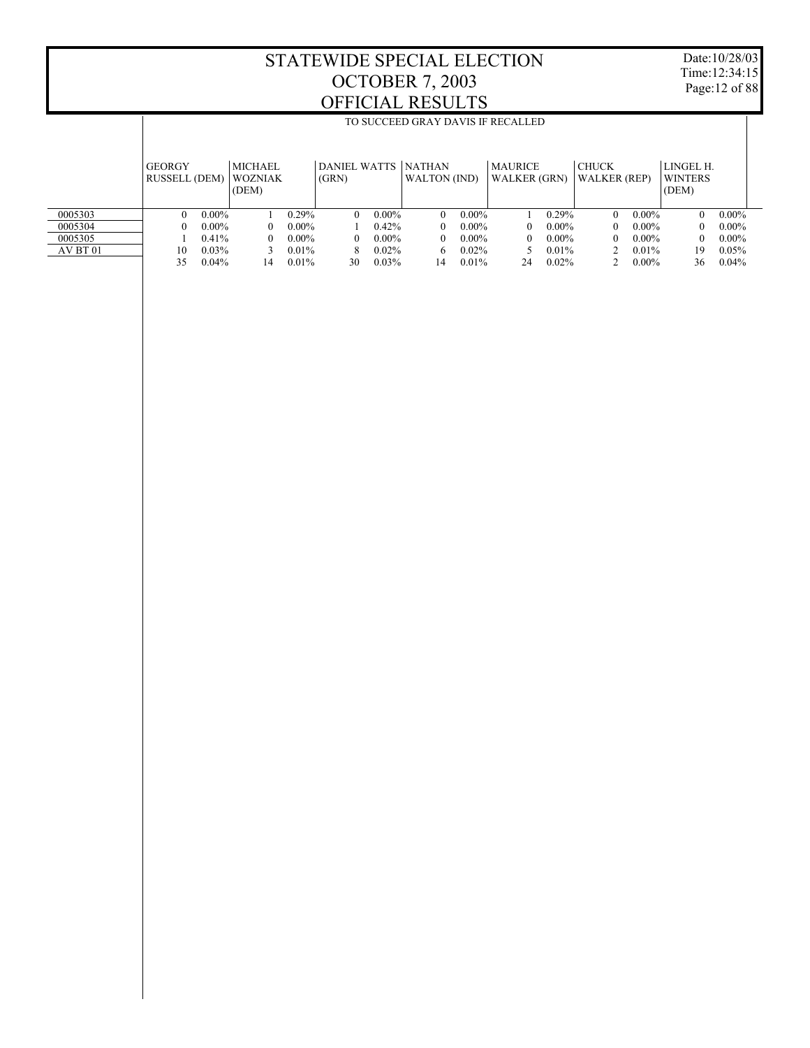# STATEWIDE SPECIAL ELECTION
# OCTOBER 7, 2003
# OFFICIAL RESULTS

Date:10/28/03
Time:12:34:15

## TO SUCCEED GRAY DAVIS IF RECALLED

| | GEORGY RUSSELL (DEM) | | MICHAEL WOZNIAK (DEM) | | DANIEL WATTS (GRN) | | NATHAN WALTON (IND) | | MAURICE WALKER (GRN) | | CHUCK WALKER (REP) | | LINGEL H. WINTERS (DEM) | |
|---|---|---|---|---|---|---|---|---|---|---|---|---|---|---|
| 0005303 | 0 | 0.00% | 1 | 0.29% | 0 | 0.00% | 0 | 0.00% | 1 | 0.29% | 0 | 0.00% | 0 | 0.00% |
| 0005304 | 0 | 0.00% | 0 | 0.00% | 1 | 0.42% | 0 | 0.00% | 0 | 0.00% | 0 | 0.00% | 0 | 0.00% |
| 0005305 | 1 | 0.41% | 0 | 0.00% | 0 | 0.00% | 0 | 0.00% | 0 | 0.00% | 0 | 0.00% | 0 | 0.00% |
| AV BT 01 | 10 | 0.03% | 3 | 0.01% | 8 | 0.02% | 6 | 0.02% | 5 | 0.01% | 2 | 0.01% | 19 | 0.05% |
| | 35 | 0.04% | 14 | 0.01% | 30 | 0.03% | 14 | 0.01% | 24 | 0.02% | 2 | 0.00% | 36 | 0.04% |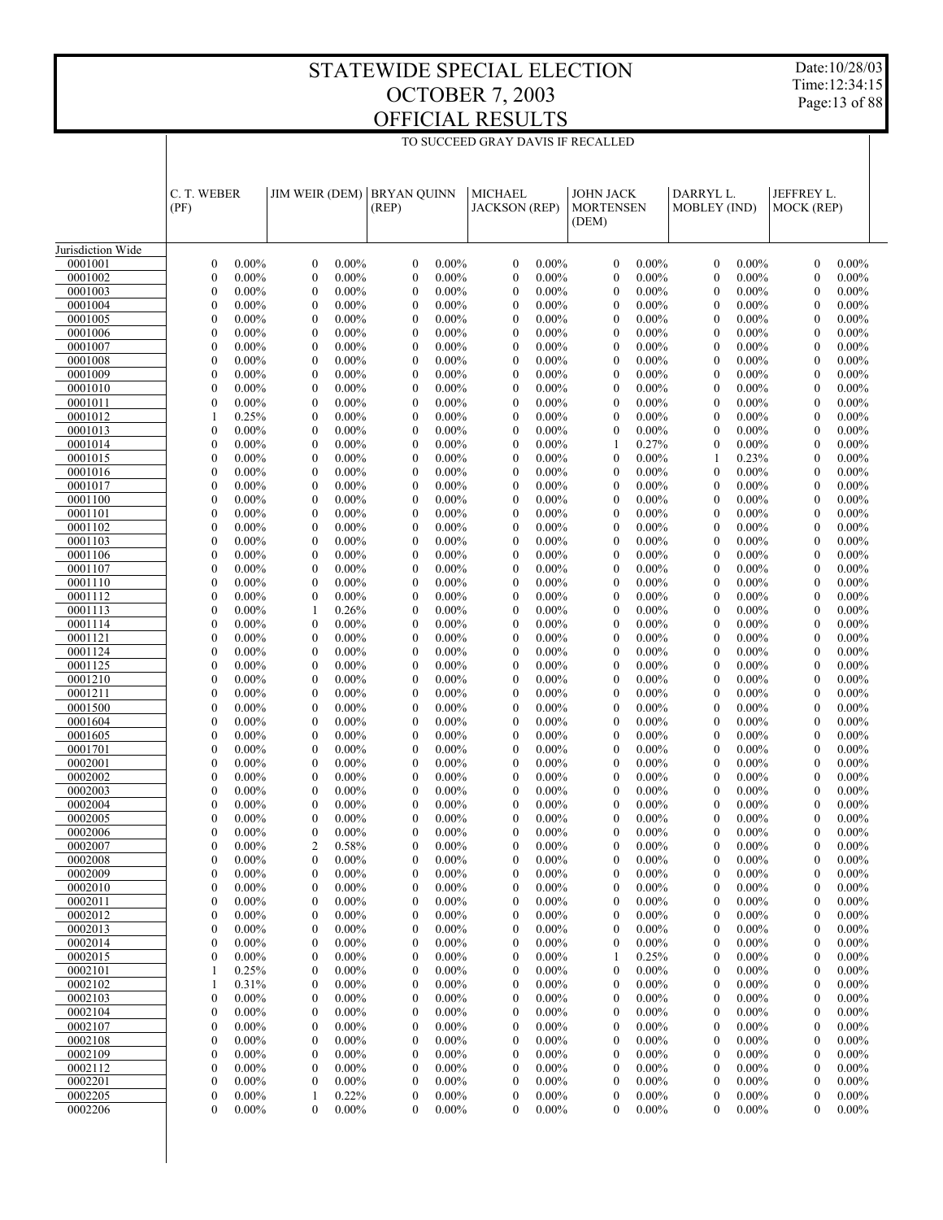# STATEWIDE SPECIAL ELECTION
# OCTOBER 7, 2003
# OFFICIAL RESULTS

TO SUCCEED GRAY DAVIS IF RECALLED

| | C. T. WEBER (PF) | | JIM WEIR (DEM) | | BRYAN QUINN (REP) | | MICHAEL JACKSON (REP) | | JOHN JACK MORTENSEN (DEM) | | DARRYL L. MOBLEY (IND) | | JEFFREY L. MOCK (REP) | |
|---|---|---|---|---|---|---|---|---|---|---|---|---|---|---|
| Jurisdiction Wide | | | | | | | | | | | | | | |
| 0001001 | 0 | 0.00% | 0 | 0.00% | 0 | 0.00% | 0 | 0.00% | 0 | 0.00% | 0 | 0.00% | 0 | 0.00% |
| 0001002 | 0 | 0.00% | 0 | 0.00% | 0 | 0.00% | 0 | 0.00% | 0 | 0.00% | 0 | 0.00% | 0 | 0.00% |
| 0001003 | 0 | 0.00% | 0 | 0.00% | 0 | 0.00% | 0 | 0.00% | 0 | 0.00% | 0 | 0.00% | 0 | 0.00% |
| 0001004 | 0 | 0.00% | 0 | 0.00% | 0 | 0.00% | 0 | 0.00% | 0 | 0.00% | 0 | 0.00% | 0 | 0.00% |
| 0001005 | 0 | 0.00% | 0 | 0.00% | 0 | 0.00% | 0 | 0.00% | 0 | 0.00% | 0 | 0.00% | 0 | 0.00% |
| 0001006 | 0 | 0.00% | 0 | 0.00% | 0 | 0.00% | 0 | 0.00% | 0 | 0.00% | 0 | 0.00% | 0 | 0.00% |
| 0001007 | 0 | 0.00% | 0 | 0.00% | 0 | 0.00% | 0 | 0.00% | 0 | 0.00% | 0 | 0.00% | 0 | 0.00% |
| 0001008 | 0 | 0.00% | 0 | 0.00% | 0 | 0.00% | 0 | 0.00% | 0 | 0.00% | 0 | 0.00% | 0 | 0.00% |
| 0001009 | 0 | 0.00% | 0 | 0.00% | 0 | 0.00% | 0 | 0.00% | 0 | 0.00% | 0 | 0.00% | 0 | 0.00% |
| 0001010 | 0 | 0.00% | 0 | 0.00% | 0 | 0.00% | 0 | 0.00% | 0 | 0.00% | 0 | 0.00% | 0 | 0.00% |
| 0001011 | 0 | 0.00% | 0 | 0.00% | 0 | 0.00% | 0 | 0.00% | 0 | 0.00% | 0 | 0.00% | 0 | 0.00% |
| 0001012 | 1 | 0.25% | 0 | 0.00% | 0 | 0.00% | 0 | 0.00% | 0 | 0.00% | 0 | 0.00% | 0 | 0.00% |
| 0001013 | 0 | 0.00% | 0 | 0.00% | 0 | 0.00% | 0 | 0.00% | 0 | 0.00% | 0 | 0.00% | 0 | 0.00% |
| 0001014 | 0 | 0.00% | 0 | 0.00% | 0 | 0.00% | 0 | 0.00% | 1 | 0.27% | 0 | 0.00% | 0 | 0.00% |
| 0001015 | 0 | 0.00% | 0 | 0.00% | 0 | 0.00% | 0 | 0.00% | 0 | 0.00% | 1 | 0.23% | 0 | 0.00% |
| 0001016 | 0 | 0.00% | 0 | 0.00% | 0 | 0.00% | 0 | 0.00% | 0 | 0.00% | 0 | 0.00% | 0 | 0.00% |
| 0001017 | 0 | 0.00% | 0 | 0.00% | 0 | 0.00% | 0 | 0.00% | 0 | 0.00% | 0 | 0.00% | 0 | 0.00% |
| 0001100 | 0 | 0.00% | 0 | 0.00% | 0 | 0.00% | 0 | 0.00% | 0 | 0.00% | 0 | 0.00% | 0 | 0.00% |
| 0001101 | 0 | 0.00% | 0 | 0.00% | 0 | 0.00% | 0 | 0.00% | 0 | 0.00% | 0 | 0.00% | 0 | 0.00% |
| 0001102 | 0 | 0.00% | 0 | 0.00% | 0 | 0.00% | 0 | 0.00% | 0 | 0.00% | 0 | 0.00% | 0 | 0.00% |
| 0001103 | 0 | 0.00% | 0 | 0.00% | 0 | 0.00% | 0 | 0.00% | 0 | 0.00% | 0 | 0.00% | 0 | 0.00% |
| 0001106 | 0 | 0.00% | 0 | 0.00% | 0 | 0.00% | 0 | 0.00% | 0 | 0.00% | 0 | 0.00% | 0 | 0.00% |
| 0001107 | 0 | 0.00% | 0 | 0.00% | 0 | 0.00% | 0 | 0.00% | 0 | 0.00% | 0 | 0.00% | 0 | 0.00% |
| 0001110 | 0 | 0.00% | 0 | 0.00% | 0 | 0.00% | 0 | 0.00% | 0 | 0.00% | 0 | 0.00% | 0 | 0.00% |
| 0001112 | 0 | 0.00% | 0 | 0.00% | 0 | 0.00% | 0 | 0.00% | 0 | 0.00% | 0 | 0.00% | 0 | 0.00% |
| 0001113 | 0 | 0.00% | 1 | 0.26% | 0 | 0.00% | 0 | 0.00% | 0 | 0.00% | 0 | 0.00% | 0 | 0.00% |
| 0001114 | 0 | 0.00% | 0 | 0.00% | 0 | 0.00% | 0 | 0.00% | 0 | 0.00% | 0 | 0.00% | 0 | 0.00% |
| 0001121 | 0 | 0.00% | 0 | 0.00% | 0 | 0.00% | 0 | 0.00% | 0 | 0.00% | 0 | 0.00% | 0 | 0.00% |
| 0001124 | 0 | 0.00% | 0 | 0.00% | 0 | 0.00% | 0 | 0.00% | 0 | 0.00% | 0 | 0.00% | 0 | 0.00% |
| 0001125 | 0 | 0.00% | 0 | 0.00% | 0 | 0.00% | 0 | 0.00% | 0 | 0.00% | 0 | 0.00% | 0 | 0.00% |
| 0001210 | 0 | 0.00% | 0 | 0.00% | 0 | 0.00% | 0 | 0.00% | 0 | 0.00% | 0 | 0.00% | 0 | 0.00% |
| 0001211 | 0 | 0.00% | 0 | 0.00% | 0 | 0.00% | 0 | 0.00% | 0 | 0.00% | 0 | 0.00% | 0 | 0.00% |
| 0001500 | 0 | 0.00% | 0 | 0.00% | 0 | 0.00% | 0 | 0.00% | 0 | 0.00% | 0 | 0.00% | 0 | 0.00% |
| 0001604 | 0 | 0.00% | 0 | 0.00% | 0 | 0.00% | 0 | 0.00% | 0 | 0.00% | 0 | 0.00% | 0 | 0.00% |
| 0001605 | 0 | 0.00% | 0 | 0.00% | 0 | 0.00% | 0 | 0.00% | 0 | 0.00% | 0 | 0.00% | 0 | 0.00% |
| 0001701 | 0 | 0.00% | 0 | 0.00% | 0 | 0.00% | 0 | 0.00% | 0 | 0.00% | 0 | 0.00% | 0 | 0.00% |
| 0002001 | 0 | 0.00% | 0 | 0.00% | 0 | 0.00% | 0 | 0.00% | 0 | 0.00% | 0 | 0.00% | 0 | 0.00% |
| 0002002 | 0 | 0.00% | 0 | 0.00% | 0 | 0.00% | 0 | 0.00% | 0 | 0.00% | 0 | 0.00% | 0 | 0.00% |
| 0002003 | 0 | 0.00% | 0 | 0.00% | 0 | 0.00% | 0 | 0.00% | 0 | 0.00% | 0 | 0.00% | 0 | 0.00% |
| 0002004 | 0 | 0.00% | 0 | 0.00% | 0 | 0.00% | 0 | 0.00% | 0 | 0.00% | 0 | 0.00% | 0 | 0.00% |
| 0002005 | 0 | 0.00% | 0 | 0.00% | 0 | 0.00% | 0 | 0.00% | 0 | 0.00% | 0 | 0.00% | 0 | 0.00% |
| 0002006 | 0 | 0.00% | 0 | 0.00% | 0 | 0.00% | 0 | 0.00% | 0 | 0.00% | 0 | 0.00% | 0 | 0.00% |
| 0002007 | 0 | 0.00% | 2 | 0.58% | 0 | 0.00% | 0 | 0.00% | 0 | 0.00% | 0 | 0.00% | 0 | 0.00% |
| 0002008 | 0 | 0.00% | 0 | 0.00% | 0 | 0.00% | 0 | 0.00% | 0 | 0.00% | 0 | 0.00% | 0 | 0.00% |
| 0002009 | 0 | 0.00% | 0 | 0.00% | 0 | 0.00% | 0 | 0.00% | 0 | 0.00% | 0 | 0.00% | 0 | 0.00% |
| 0002010 | 0 | 0.00% | 0 | 0.00% | 0 | 0.00% | 0 | 0.00% | 0 | 0.00% | 0 | 0.00% | 0 | 0.00% |
| 0002011 | 0 | 0.00% | 0 | 0.00% | 0 | 0.00% | 0 | 0.00% | 0 | 0.00% | 0 | 0.00% | 0 | 0.00% |
| 0002012 | 0 | 0.00% | 0 | 0.00% | 0 | 0.00% | 0 | 0.00% | 0 | 0.00% | 0 | 0.00% | 0 | 0.00% |
| 0002013 | 0 | 0.00% | 0 | 0.00% | 0 | 0.00% | 0 | 0.00% | 0 | 0.00% | 0 | 0.00% | 0 | 0.00% |
| 0002014 | 0 | 0.00% | 0 | 0.00% | 0 | 0.00% | 0 | 0.00% | 0 | 0.00% | 0 | 0.00% | 0 | 0.00% |
| 0002015 | 0 | 0.00% | 0 | 0.00% | 0 | 0.00% | 0 | 0.00% | 1 | 0.25% | 0 | 0.00% | 0 | 0.00% |
| 0002101 | 1 | 0.25% | 0 | 0.00% | 0 | 0.00% | 0 | 0.00% | 0 | 0.00% | 0 | 0.00% | 0 | 0.00% |
| 0002102 | 1 | 0.31% | 0 | 0.00% | 0 | 0.00% | 0 | 0.00% | 0 | 0.00% | 0 | 0.00% | 0 | 0.00% |
| 0002103 | 0 | 0.00% | 0 | 0.00% | 0 | 0.00% | 0 | 0.00% | 0 | 0.00% | 0 | 0.00% | 0 | 0.00% |
| 0002104 | 0 | 0.00% | 0 | 0.00% | 0 | 0.00% | 0 | 0.00% | 0 | 0.00% | 0 | 0.00% | 0 | 0.00% |
| 0002107 | 0 | 0.00% | 0 | 0.00% | 0 | 0.00% | 0 | 0.00% | 0 | 0.00% | 0 | 0.00% | 0 | 0.00% |
| 0002108 | 0 | 0.00% | 0 | 0.00% | 0 | 0.00% | 0 | 0.00% | 0 | 0.00% | 0 | 0.00% | 0 | 0.00% |
| 0002109 | 0 | 0.00% | 0 | 0.00% | 0 | 0.00% | 0 | 0.00% | 0 | 0.00% | 0 | 0.00% | 0 | 0.00% |
| 0002112 | 0 | 0.00% | 0 | 0.00% | 0 | 0.00% | 0 | 0.00% | 0 | 0.00% | 0 | 0.00% | 0 | 0.00% |
| 0002201 | 0 | 0.00% | 0 | 0.00% | 0 | 0.00% | 0 | 0.00% | 0 | 0.00% | 0 | 0.00% | 0 | 0.00% |
| 0002205 | 0 | 0.00% | 1 | 0.22% | 0 | 0.00% | 0 | 0.00% | 0 | 0.00% | 0 | 0.00% | 0 | 0.00% |
| 0002206 | 0 | 0.00% | 0 | 0.00% | 0 | 0.00% | 0 | 0.00% | 0 | 0.00% | 0 | 0.00% | 0 | 0.00% |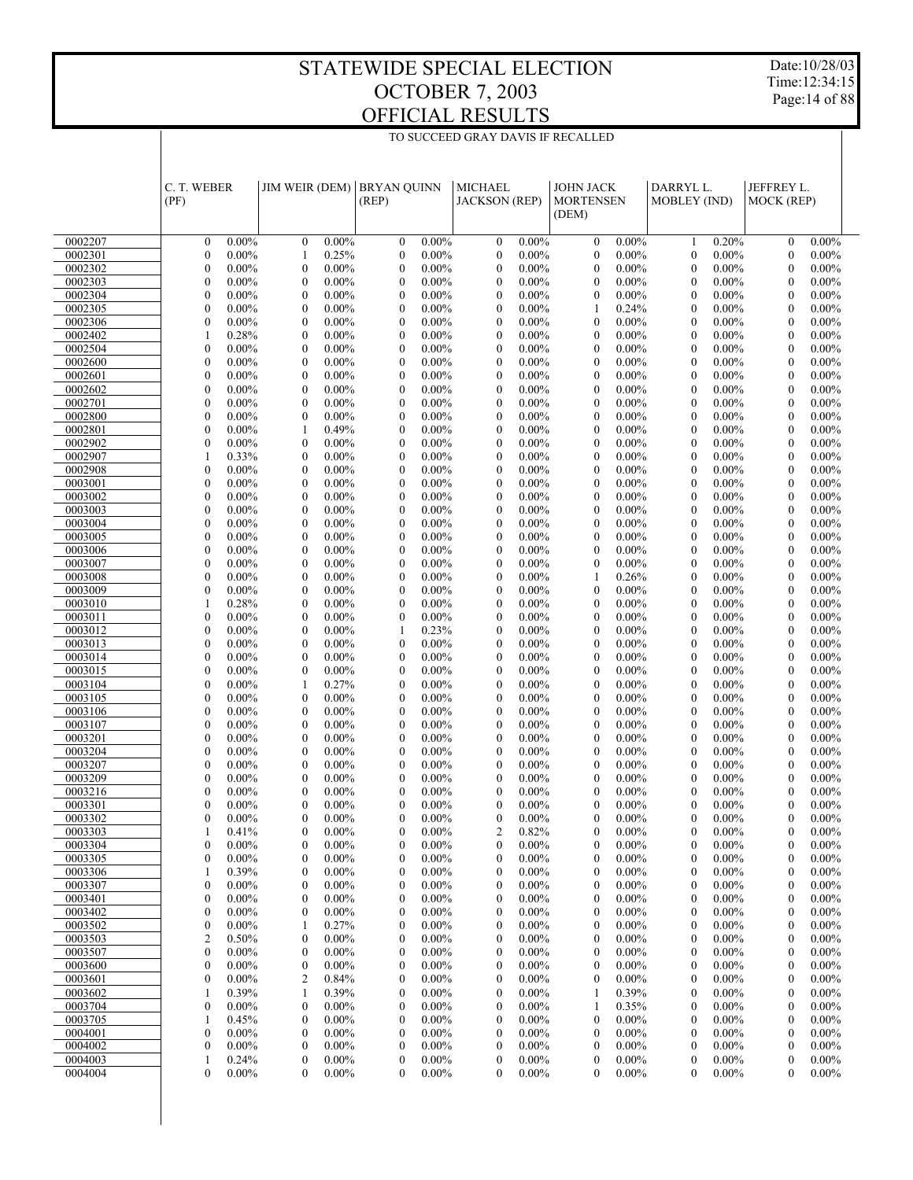# STATEWIDE SPECIAL ELECTION
# OCTOBER 7, 2003
# OFFICIAL RESULTS

Date:10/28/03
Time:12:34:15

TO SUCCEED GRAY DAVIS IF RECALLED

| | C. T. WEBER (PF) | | JIM WEIR (DEM) | | BRYAN QUINN (REP) | | MICHAEL JACKSON (REP) | | JOHN JACK MORTENSEN (DEM) | | DARRYL L. MOBLEY (IND) | | JEFFREY L. MOCK (REP) | |
|---|---|---|---|---|---|---|---|---|---|---|---|---|---|---|
| 0002207 | 0 | 0.00% | 0 | 0.00% | 0 | 0.00% | 0 | 0.00% | 0 | 0.00% | 1 | 0.20% | 0 | 0.00% |
| 0002301 | 0 | 0.00% | 1 | 0.25% | 0 | 0.00% | 0 | 0.00% | 0 | 0.00% | 0 | 0.00% | 0 | 0.00% |
| 0002302 | 0 | 0.00% | 0 | 0.00% | 0 | 0.00% | 0 | 0.00% | 0 | 0.00% | 0 | 0.00% | 0 | 0.00% |
| 0002303 | 0 | 0.00% | 0 | 0.00% | 0 | 0.00% | 0 | 0.00% | 0 | 0.00% | 0 | 0.00% | 0 | 0.00% |
| 0002304 | 0 | 0.00% | 0 | 0.00% | 0 | 0.00% | 0 | 0.00% | 0 | 0.00% | 0 | 0.00% | 0 | 0.00% |
| 0002305 | 0 | 0.00% | 0 | 0.00% | 0 | 0.00% | 0 | 0.00% | 1 | 0.24% | 0 | 0.00% | 0 | 0.00% |
| 0002306 | 0 | 0.00% | 0 | 0.00% | 0 | 0.00% | 0 | 0.00% | 0 | 0.00% | 0 | 0.00% | 0 | 0.00% |
| 0002402 | 1 | 0.28% | 0 | 0.00% | 0 | 0.00% | 0 | 0.00% | 0 | 0.00% | 0 | 0.00% | 0 | 0.00% |
| 0002504 | 0 | 0.00% | 0 | 0.00% | 0 | 0.00% | 0 | 0.00% | 0 | 0.00% | 0 | 0.00% | 0 | 0.00% |
| 0002600 | 0 | 0.00% | 0 | 0.00% | 0 | 0.00% | 0 | 0.00% | 0 | 0.00% | 0 | 0.00% | 0 | 0.00% |
| 0002601 | 0 | 0.00% | 0 | 0.00% | 0 | 0.00% | 0 | 0.00% | 0 | 0.00% | 0 | 0.00% | 0 | 0.00% |
| 0002602 | 0 | 0.00% | 0 | 0.00% | 0 | 0.00% | 0 | 0.00% | 0 | 0.00% | 0 | 0.00% | 0 | 0.00% |
| 0002701 | 0 | 0.00% | 0 | 0.00% | 0 | 0.00% | 0 | 0.00% | 0 | 0.00% | 0 | 0.00% | 0 | 0.00% |
| 0002800 | 0 | 0.00% | 0 | 0.00% | 0 | 0.00% | 0 | 0.00% | 0 | 0.00% | 0 | 0.00% | 0 | 0.00% |
| 0002801 | 0 | 0.00% | 1 | 0.49% | 0 | 0.00% | 0 | 0.00% | 0 | 0.00% | 0 | 0.00% | 0 | 0.00% |
| 0002902 | 0 | 0.00% | 0 | 0.00% | 0 | 0.00% | 0 | 0.00% | 0 | 0.00% | 0 | 0.00% | 0 | 0.00% |
| 0002907 | 1 | 0.33% | 0 | 0.00% | 0 | 0.00% | 0 | 0.00% | 0 | 0.00% | 0 | 0.00% | 0 | 0.00% |
| 0002908 | 0 | 0.00% | 0 | 0.00% | 0 | 0.00% | 0 | 0.00% | 0 | 0.00% | 0 | 0.00% | 0 | 0.00% |
| 0003001 | 0 | 0.00% | 0 | 0.00% | 0 | 0.00% | 0 | 0.00% | 0 | 0.00% | 0 | 0.00% | 0 | 0.00% |
| 0003002 | 0 | 0.00% | 0 | 0.00% | 0 | 0.00% | 0 | 0.00% | 0 | 0.00% | 0 | 0.00% | 0 | 0.00% |
| 0003003 | 0 | 0.00% | 0 | 0.00% | 0 | 0.00% | 0 | 0.00% | 0 | 0.00% | 0 | 0.00% | 0 | 0.00% |
| 0003004 | 0 | 0.00% | 0 | 0.00% | 0 | 0.00% | 0 | 0.00% | 0 | 0.00% | 0 | 0.00% | 0 | 0.00% |
| 0003005 | 0 | 0.00% | 0 | 0.00% | 0 | 0.00% | 0 | 0.00% | 0 | 0.00% | 0 | 0.00% | 0 | 0.00% |
| 0003006 | 0 | 0.00% | 0 | 0.00% | 0 | 0.00% | 0 | 0.00% | 0 | 0.00% | 0 | 0.00% | 0 | 0.00% |
| 0003007 | 0 | 0.00% | 0 | 0.00% | 0 | 0.00% | 0 | 0.00% | 0 | 0.00% | 0 | 0.00% | 0 | 0.00% |
| 0003008 | 0 | 0.00% | 0 | 0.00% | 0 | 0.00% | 0 | 0.00% | 1 | 0.26% | 0 | 0.00% | 0 | 0.00% |
| 0003009 | 0 | 0.00% | 0 | 0.00% | 0 | 0.00% | 0 | 0.00% | 0 | 0.00% | 0 | 0.00% | 0 | 0.00% |
| 0003010 | 1 | 0.28% | 0 | 0.00% | 0 | 0.00% | 0 | 0.00% | 0 | 0.00% | 0 | 0.00% | 0 | 0.00% |
| 0003011 | 0 | 0.00% | 0 | 0.00% | 0 | 0.00% | 0 | 0.00% | 0 | 0.00% | 0 | 0.00% | 0 | 0.00% |
| 0003012 | 0 | 0.00% | 0 | 0.00% | 1 | 0.23% | 0 | 0.00% | 0 | 0.00% | 0 | 0.00% | 0 | 0.00% |
| 0003013 | 0 | 0.00% | 0 | 0.00% | 0 | 0.00% | 0 | 0.00% | 0 | 0.00% | 0 | 0.00% | 0 | 0.00% |
| 0003014 | 0 | 0.00% | 0 | 0.00% | 0 | 0.00% | 0 | 0.00% | 0 | 0.00% | 0 | 0.00% | 0 | 0.00% |
| 0003015 | 0 | 0.00% | 0 | 0.00% | 0 | 0.00% | 0 | 0.00% | 0 | 0.00% | 0 | 0.00% | 0 | 0.00% |
| 0003104 | 0 | 0.00% | 1 | 0.27% | 0 | 0.00% | 0 | 0.00% | 0 | 0.00% | 0 | 0.00% | 0 | 0.00% |
| 0003105 | 0 | 0.00% | 0 | 0.00% | 0 | 0.00% | 0 | 0.00% | 0 | 0.00% | 0 | 0.00% | 0 | 0.00% |
| 0003106 | 0 | 0.00% | 0 | 0.00% | 0 | 0.00% | 0 | 0.00% | 0 | 0.00% | 0 | 0.00% | 0 | 0.00% |
| 0003107 | 0 | 0.00% | 0 | 0.00% | 0 | 0.00% | 0 | 0.00% | 0 | 0.00% | 0 | 0.00% | 0 | 0.00% |
| 0003201 | 0 | 0.00% | 0 | 0.00% | 0 | 0.00% | 0 | 0.00% | 0 | 0.00% | 0 | 0.00% | 0 | 0.00% |
| 0003204 | 0 | 0.00% | 0 | 0.00% | 0 | 0.00% | 0 | 0.00% | 0 | 0.00% | 0 | 0.00% | 0 | 0.00% |
| 0003207 | 0 | 0.00% | 0 | 0.00% | 0 | 0.00% | 0 | 0.00% | 0 | 0.00% | 0 | 0.00% | 0 | 0.00% |
| 0003209 | 0 | 0.00% | 0 | 0.00% | 0 | 0.00% | 0 | 0.00% | 0 | 0.00% | 0 | 0.00% | 0 | 0.00% |
| 0003216 | 0 | 0.00% | 0 | 0.00% | 0 | 0.00% | 0 | 0.00% | 0 | 0.00% | 0 | 0.00% | 0 | 0.00% |
| 0003301 | 0 | 0.00% | 0 | 0.00% | 0 | 0.00% | 0 | 0.00% | 0 | 0.00% | 0 | 0.00% | 0 | 0.00% |
| 0003302 | 0 | 0.00% | 0 | 0.00% | 0 | 0.00% | 0 | 0.00% | 0 | 0.00% | 0 | 0.00% | 0 | 0.00% |
| 0003303 | 1 | 0.41% | 0 | 0.00% | 0 | 0.00% | 2 | 0.82% | 0 | 0.00% | 0 | 0.00% | 0 | 0.00% |
| 0003304 | 0 | 0.00% | 0 | 0.00% | 0 | 0.00% | 0 | 0.00% | 0 | 0.00% | 0 | 0.00% | 0 | 0.00% |
| 0003305 | 0 | 0.00% | 0 | 0.00% | 0 | 0.00% | 0 | 0.00% | 0 | 0.00% | 0 | 0.00% | 0 | 0.00% |
| 0003306 | 1 | 0.39% | 0 | 0.00% | 0 | 0.00% | 0 | 0.00% | 0 | 0.00% | 0 | 0.00% | 0 | 0.00% |
| 0003307 | 0 | 0.00% | 0 | 0.00% | 0 | 0.00% | 0 | 0.00% | 0 | 0.00% | 0 | 0.00% | 0 | 0.00% |
| 0003401 | 0 | 0.00% | 0 | 0.00% | 0 | 0.00% | 0 | 0.00% | 0 | 0.00% | 0 | 0.00% | 0 | 0.00% |
| 0003402 | 0 | 0.00% | 0 | 0.00% | 0 | 0.00% | 0 | 0.00% | 0 | 0.00% | 0 | 0.00% | 0 | 0.00% |
| 0003502 | 0 | 0.00% | 1 | 0.27% | 0 | 0.00% | 0 | 0.00% | 0 | 0.00% | 0 | 0.00% | 0 | 0.00% |
| 0003503 | 2 | 0.50% | 0 | 0.00% | 0 | 0.00% | 0 | 0.00% | 0 | 0.00% | 0 | 0.00% | 0 | 0.00% |
| 0003507 | 0 | 0.00% | 0 | 0.00% | 0 | 0.00% | 0 | 0.00% | 0 | 0.00% | 0 | 0.00% | 0 | 0.00% |
| 0003600 | 0 | 0.00% | 0 | 0.00% | 0 | 0.00% | 0 | 0.00% | 0 | 0.00% | 0 | 0.00% | 0 | 0.00% |
| 0003601 | 0 | 0.00% | 2 | 0.84% | 0 | 0.00% | 0 | 0.00% | 0 | 0.00% | 0 | 0.00% | 0 | 0.00% |
| 0003602 | 1 | 0.39% | 1 | 0.39% | 0 | 0.00% | 0 | 0.00% | 1 | 0.39% | 0 | 0.00% | 0 | 0.00% |
| 0003704 | 0 | 0.00% | 0 | 0.00% | 0 | 0.00% | 0 | 0.00% | 1 | 0.35% | 0 | 0.00% | 0 | 0.00% |
| 0003705 | 1 | 0.45% | 0 | 0.00% | 0 | 0.00% | 0 | 0.00% | 0 | 0.00% | 0 | 0.00% | 0 | 0.00% |
| 0004001 | 0 | 0.00% | 0 | 0.00% | 0 | 0.00% | 0 | 0.00% | 0 | 0.00% | 0 | 0.00% | 0 | 0.00% |
| 0004002 | 0 | 0.00% | 0 | 0.00% | 0 | 0.00% | 0 | 0.00% | 0 | 0.00% | 0 | 0.00% | 0 | 0.00% |
| 0004003 | 1 | 0.24% | 0 | 0.00% | 0 | 0.00% | 0 | 0.00% | 0 | 0.00% | 0 | 0.00% | 0 | 0.00% |
| 0004004 | 0 | 0.00% | 0 | 0.00% | 0 | 0.00% | 0 | 0.00% | 0 | 0.00% | 0 | 0.00% | 0 | 0.00% |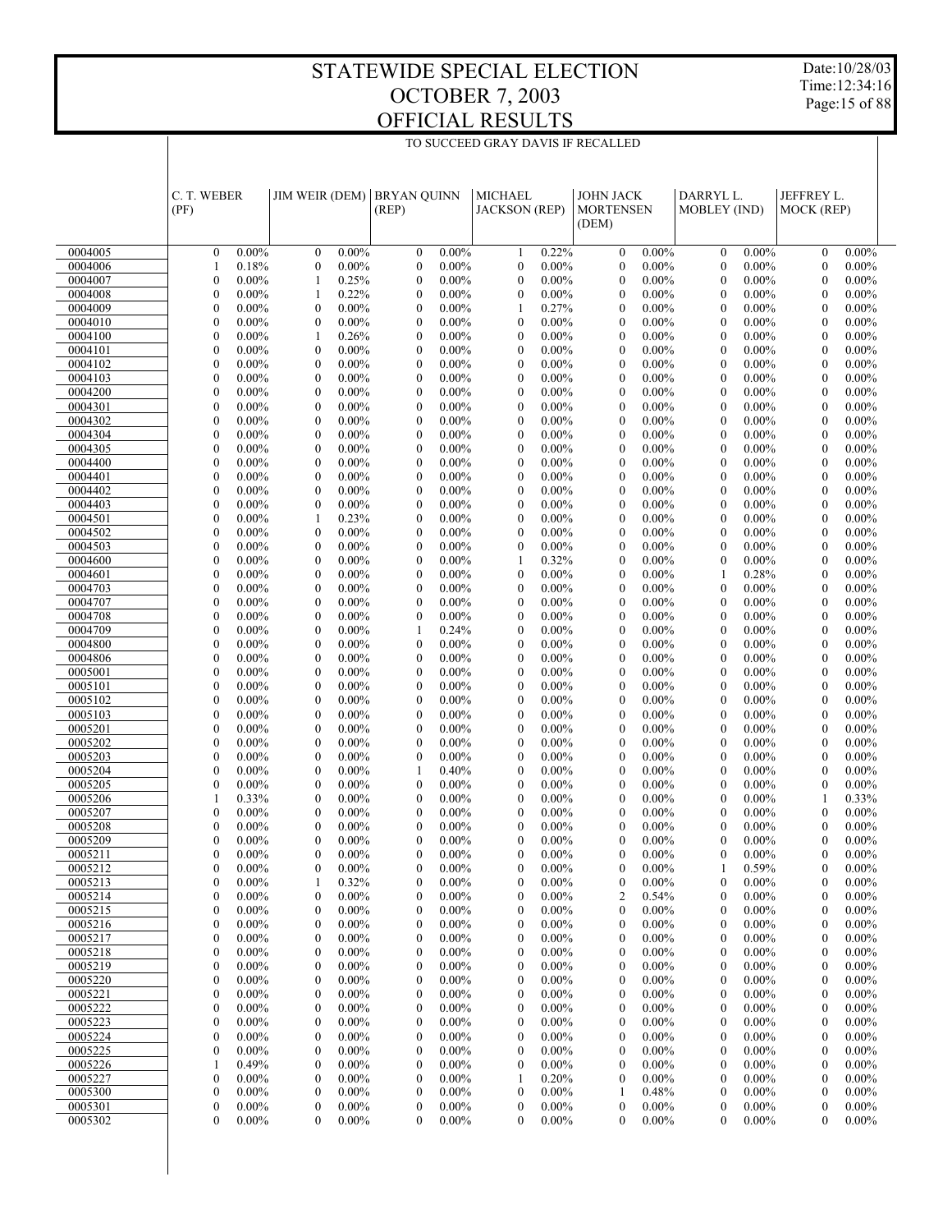# STATEWIDE SPECIAL ELECTION
# OCTOBER 7, 2003
# OFFICIAL RESULTS

Date:10/28/03
Time:12:34:16

TO SUCCEED GRAY DAVIS IF RECALLED

| | C. T. WEBER (PF) | | JIM WEIR (DEM) | | BRYAN QUINN (REP) | | MICHAEL JACKSON (REP) | | JOHN JACK MORTENSEN (DEM) | | DARRYL L. MOBLEY (IND) | | JEFFREY L. MOCK (REP) | |
|---|---|---|---|---|---|---|---|---|---|---|---|---|---|---|
| 0004005 | 0 | 0.00% | 0 | 0.00% | 0 | 0.00% | 1 | 0.22% | 0 | 0.00% | 0 | 0.00% | 0 | 0.00% |
| 0004006 | 1 | 0.18% | 0 | 0.00% | 0 | 0.00% | 0 | 0.00% | 0 | 0.00% | 0 | 0.00% | 0 | 0.00% |
| 0004007 | 0 | 0.00% | 1 | 0.25% | 0 | 0.00% | 0 | 0.00% | 0 | 0.00% | 0 | 0.00% | 0 | 0.00% |
| 0004008 | 0 | 0.00% | 1 | 0.22% | 0 | 0.00% | 0 | 0.00% | 0 | 0.00% | 0 | 0.00% | 0 | 0.00% |
| 0004009 | 0 | 0.00% | 0 | 0.00% | 0 | 0.00% | 1 | 0.27% | 0 | 0.00% | 0 | 0.00% | 0 | 0.00% |
| 0004010 | 0 | 0.00% | 0 | 0.00% | 0 | 0.00% | 0 | 0.00% | 0 | 0.00% | 0 | 0.00% | 0 | 0.00% |
| 0004100 | 0 | 0.00% | 1 | 0.26% | 0 | 0.00% | 0 | 0.00% | 0 | 0.00% | 0 | 0.00% | 0 | 0.00% |
| 0004101 | 0 | 0.00% | 0 | 0.00% | 0 | 0.00% | 0 | 0.00% | 0 | 0.00% | 0 | 0.00% | 0 | 0.00% |
| 0004102 | 0 | 0.00% | 0 | 0.00% | 0 | 0.00% | 0 | 0.00% | 0 | 0.00% | 0 | 0.00% | 0 | 0.00% |
| 0004103 | 0 | 0.00% | 0 | 0.00% | 0 | 0.00% | 0 | 0.00% | 0 | 0.00% | 0 | 0.00% | 0 | 0.00% |
| 0004200 | 0 | 0.00% | 0 | 0.00% | 0 | 0.00% | 0 | 0.00% | 0 | 0.00% | 0 | 0.00% | 0 | 0.00% |
| 0004301 | 0 | 0.00% | 0 | 0.00% | 0 | 0.00% | 0 | 0.00% | 0 | 0.00% | 0 | 0.00% | 0 | 0.00% |
| 0004302 | 0 | 0.00% | 0 | 0.00% | 0 | 0.00% | 0 | 0.00% | 0 | 0.00% | 0 | 0.00% | 0 | 0.00% |
| 0004304 | 0 | 0.00% | 0 | 0.00% | 0 | 0.00% | 0 | 0.00% | 0 | 0.00% | 0 | 0.00% | 0 | 0.00% |
| 0004305 | 0 | 0.00% | 0 | 0.00% | 0 | 0.00% | 0 | 0.00% | 0 | 0.00% | 0 | 0.00% | 0 | 0.00% |
| 0004400 | 0 | 0.00% | 0 | 0.00% | 0 | 0.00% | 0 | 0.00% | 0 | 0.00% | 0 | 0.00% | 0 | 0.00% |
| 0004401 | 0 | 0.00% | 0 | 0.00% | 0 | 0.00% | 0 | 0.00% | 0 | 0.00% | 0 | 0.00% | 0 | 0.00% |
| 0004402 | 0 | 0.00% | 0 | 0.00% | 0 | 0.00% | 0 | 0.00% | 0 | 0.00% | 0 | 0.00% | 0 | 0.00% |
| 0004403 | 0 | 0.00% | 0 | 0.00% | 0 | 0.00% | 0 | 0.00% | 0 | 0.00% | 0 | 0.00% | 0 | 0.00% |
| 0004501 | 0 | 0.00% | 1 | 0.23% | 0 | 0.00% | 0 | 0.00% | 0 | 0.00% | 0 | 0.00% | 0 | 0.00% |
| 0004502 | 0 | 0.00% | 0 | 0.00% | 0 | 0.00% | 0 | 0.00% | 0 | 0.00% | 0 | 0.00% | 0 | 0.00% |
| 0004503 | 0 | 0.00% | 0 | 0.00% | 0 | 0.00% | 0 | 0.00% | 0 | 0.00% | 0 | 0.00% | 0 | 0.00% |
| 0004600 | 0 | 0.00% | 0 | 0.00% | 0 | 0.00% | 1 | 0.32% | 0 | 0.00% | 0 | 0.00% | 0 | 0.00% |
| 0004601 | 0 | 0.00% | 0 | 0.00% | 0 | 0.00% | 0 | 0.00% | 0 | 0.00% | 1 | 0.28% | 0 | 0.00% |
| 0004703 | 0 | 0.00% | 0 | 0.00% | 0 | 0.00% | 0 | 0.00% | 0 | 0.00% | 0 | 0.00% | 0 | 0.00% |
| 0004707 | 0 | 0.00% | 0 | 0.00% | 0 | 0.00% | 0 | 0.00% | 0 | 0.00% | 0 | 0.00% | 0 | 0.00% |
| 0004708 | 0 | 0.00% | 0 | 0.00% | 0 | 0.00% | 0 | 0.00% | 0 | 0.00% | 0 | 0.00% | 0 | 0.00% |
| 0004709 | 0 | 0.00% | 0 | 0.00% | 1 | 0.24% | 0 | 0.00% | 0 | 0.00% | 0 | 0.00% | 0 | 0.00% |
| 0004800 | 0 | 0.00% | 0 | 0.00% | 0 | 0.00% | 0 | 0.00% | 0 | 0.00% | 0 | 0.00% | 0 | 0.00% |
| 0004806 | 0 | 0.00% | 0 | 0.00% | 0 | 0.00% | 0 | 0.00% | 0 | 0.00% | 0 | 0.00% | 0 | 0.00% |
| 0005001 | 0 | 0.00% | 0 | 0.00% | 0 | 0.00% | 0 | 0.00% | 0 | 0.00% | 0 | 0.00% | 0 | 0.00% |
| 0005101 | 0 | 0.00% | 0 | 0.00% | 0 | 0.00% | 0 | 0.00% | 0 | 0.00% | 0 | 0.00% | 0 | 0.00% |
| 0005102 | 0 | 0.00% | 0 | 0.00% | 0 | 0.00% | 0 | 0.00% | 0 | 0.00% | 0 | 0.00% | 0 | 0.00% |
| 0005103 | 0 | 0.00% | 0 | 0.00% | 0 | 0.00% | 0 | 0.00% | 0 | 0.00% | 0 | 0.00% | 0 | 0.00% |
| 0005201 | 0 | 0.00% | 0 | 0.00% | 0 | 0.00% | 0 | 0.00% | 0 | 0.00% | 0 | 0.00% | 0 | 0.00% |
| 0005202 | 0 | 0.00% | 0 | 0.00% | 0 | 0.00% | 0 | 0.00% | 0 | 0.00% | 0 | 0.00% | 0 | 0.00% |
| 0005203 | 0 | 0.00% | 0 | 0.00% | 0 | 0.00% | 0 | 0.00% | 0 | 0.00% | 0 | 0.00% | 0 | 0.00% |
| 0005204 | 0 | 0.00% | 0 | 0.00% | 1 | 0.40% | 0 | 0.00% | 0 | 0.00% | 0 | 0.00% | 0 | 0.00% |
| 0005205 | 0 | 0.00% | 0 | 0.00% | 0 | 0.00% | 0 | 0.00% | 0 | 0.00% | 0 | 0.00% | 0 | 0.00% |
| 0005206 | 1 | 0.33% | 0 | 0.00% | 0 | 0.00% | 0 | 0.00% | 0 | 0.00% | 0 | 0.00% | 1 | 0.33% |
| 0005207 | 0 | 0.00% | 0 | 0.00% | 0 | 0.00% | 0 | 0.00% | 0 | 0.00% | 0 | 0.00% | 0 | 0.00% |
| 0005208 | 0 | 0.00% | 0 | 0.00% | 0 | 0.00% | 0 | 0.00% | 0 | 0.00% | 0 | 0.00% | 0 | 0.00% |
| 0005209 | 0 | 0.00% | 0 | 0.00% | 0 | 0.00% | 0 | 0.00% | 0 | 0.00% | 0 | 0.00% | 0 | 0.00% |
| 0005211 | 0 | 0.00% | 0 | 0.00% | 0 | 0.00% | 0 | 0.00% | 0 | 0.00% | 0 | 0.00% | 0 | 0.00% |
| 0005212 | 0 | 0.00% | 0 | 0.00% | 0 | 0.00% | 0 | 0.00% | 0 | 0.00% | 1 | 0.59% | 0 | 0.00% |
| 0005213 | 0 | 0.00% | 1 | 0.32% | 0 | 0.00% | 0 | 0.00% | 0 | 0.00% | 0 | 0.00% | 0 | 0.00% |
| 0005214 | 0 | 0.00% | 0 | 0.00% | 0 | 0.00% | 0 | 0.00% | 2 | 0.54% | 0 | 0.00% | 0 | 0.00% |
| 0005215 | 0 | 0.00% | 0 | 0.00% | 0 | 0.00% | 0 | 0.00% | 0 | 0.00% | 0 | 0.00% | 0 | 0.00% |
| 0005216 | 0 | 0.00% | 0 | 0.00% | 0 | 0.00% | 0 | 0.00% | 0 | 0.00% | 0 | 0.00% | 0 | 0.00% |
| 0005217 | 0 | 0.00% | 0 | 0.00% | 0 | 0.00% | 0 | 0.00% | 0 | 0.00% | 0 | 0.00% | 0 | 0.00% |
| 0005218 | 0 | 0.00% | 0 | 0.00% | 0 | 0.00% | 0 | 0.00% | 0 | 0.00% | 0 | 0.00% | 0 | 0.00% |
| 0005219 | 0 | 0.00% | 0 | 0.00% | 0 | 0.00% | 0 | 0.00% | 0 | 0.00% | 0 | 0.00% | 0 | 0.00% |
| 0005220 | 0 | 0.00% | 0 | 0.00% | 0 | 0.00% | 0 | 0.00% | 0 | 0.00% | 0 | 0.00% | 0 | 0.00% |
| 0005221 | 0 | 0.00% | 0 | 0.00% | 0 | 0.00% | 0 | 0.00% | 0 | 0.00% | 0 | 0.00% | 0 | 0.00% |
| 0005222 | 0 | 0.00% | 0 | 0.00% | 0 | 0.00% | 0 | 0.00% | 0 | 0.00% | 0 | 0.00% | 0 | 0.00% |
| 0005223 | 0 | 0.00% | 0 | 0.00% | 0 | 0.00% | 0 | 0.00% | 0 | 0.00% | 0 | 0.00% | 0 | 0.00% |
| 0005224 | 0 | 0.00% | 0 | 0.00% | 0 | 0.00% | 0 | 0.00% | 0 | 0.00% | 0 | 0.00% | 0 | 0.00% |
| 0005225 | 0 | 0.00% | 0 | 0.00% | 0 | 0.00% | 0 | 0.00% | 0 | 0.00% | 0 | 0.00% | 0 | 0.00% |
| 0005226 | 1 | 0.49% | 0 | 0.00% | 0 | 0.00% | 0 | 0.00% | 0 | 0.00% | 0 | 0.00% | 0 | 0.00% |
| 0005227 | 0 | 0.00% | 0 | 0.00% | 0 | 0.00% | 1 | 0.20% | 0 | 0.00% | 0 | 0.00% | 0 | 0.00% |
| 0005300 | 0 | 0.00% | 0 | 0.00% | 0 | 0.00% | 0 | 0.00% | 1 | 0.48% | 0 | 0.00% | 0 | 0.00% |
| 0005301 | 0 | 0.00% | 0 | 0.00% | 0 | 0.00% | 0 | 0.00% | 0 | 0.00% | 0 | 0.00% | 0 | 0.00% |
| 0005302 | 0 | 0.00% | 0 | 0.00% | 0 | 0.00% | 0 | 0.00% | 0 | 0.00% | 0 | 0.00% | 0 | 0.00% |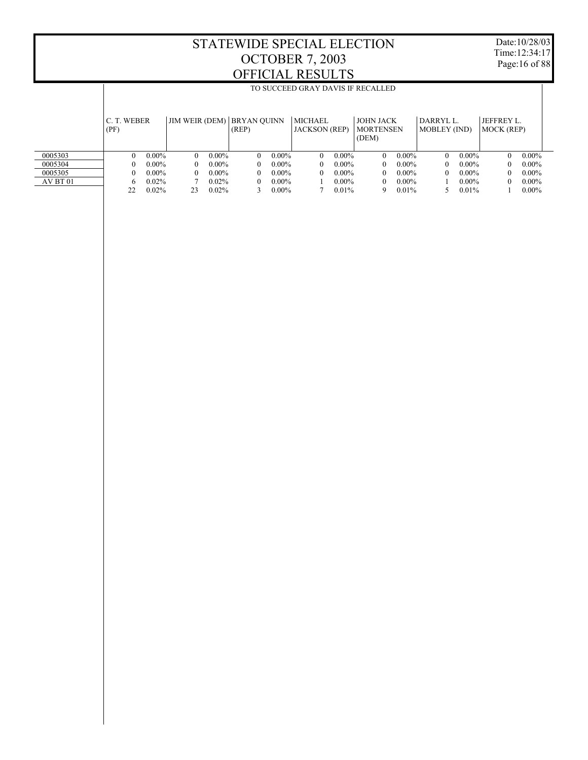# STATEWIDE SPECIAL ELECTION
# OCTOBER 7, 2003
# OFFICIAL RESULTS

Date:10/28/03
Time:12:34:17

TO SUCCEED GRAY DAVIS IF RECALLED

| | C. T. WEBER (PF) | | JIM WEIR (DEM) | | BRYAN QUINN (REP) | | MICHAEL JACKSON (REP) | | JOHN JACK MORTENSEN (DEM) | | DARRYL L. MOBLEY (IND) | | JEFFREY L. MOCK (REP) | |
|---|---|---|---|---|---|---|---|---|---|---|---|---|---|---|
| 0005303 | 0 | 0.00% | 0 | 0.00% | 0 | 0.00% | 0 | 0.00% | 0 | 0.00% | 0 | 0.00% | 0 | 0.00% |
| 0005304 | 0 | 0.00% | 0 | 0.00% | 0 | 0.00% | 0 | 0.00% | 0 | 0.00% | 0 | 0.00% | 0 | 0.00% |
| 0005305 | 0 | 0.00% | 0 | 0.00% | 0 | 0.00% | 0 | 0.00% | 0 | 0.00% | 0 | 0.00% | 0 | 0.00% |
| AV BT 01 | 6 | 0.02% | 7 | 0.02% | 0 | 0.00% | 1 | 0.00% | 0 | 0.00% | 1 | 0.00% | 0 | 0.00% |
| | 22 | 0.02% | 23 | 0.02% | 3 | 0.00% | 7 | 0.01% | 9 | 0.01% | 5 | 0.01% | 1 | 0.00% |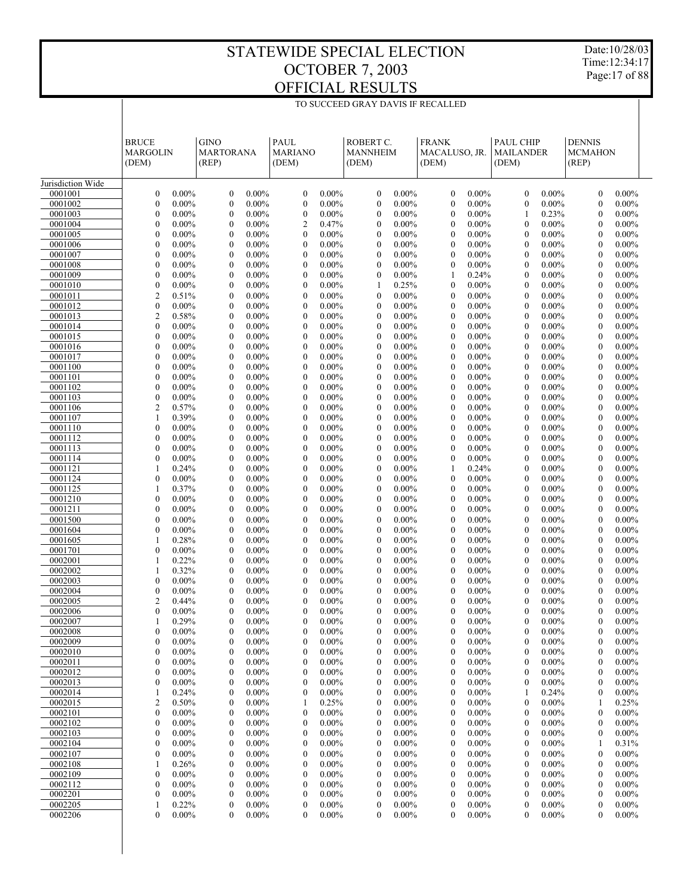# STATEWIDE SPECIAL ELECTION
# OCTOBER 7, 2003
# OFFICIAL RESULTS

Date:10/28/03
Time:12:34:17

TO SUCCEED GRAY DAVIS IF RECALLED

| | BRUCE MARGOLIN (DEM) | | GINO MARTORANA (REP) | | PAUL MARIANO (DEM) | | ROBERT C. MANNHEIM (DEM) | | FRANK MACALUSO, JR. (DEM) | | PAUL CHIP MAILANDER (DEM) | | DENNIS MCMAHON (REP) | |
|---|---|---|---|---|---|---|---|---|---|---|---|---|---|---|
| Jurisdiction Wide | | | | | | | | | | | | | | |
| 0001001 | 0 | 0.00% | 0 | 0.00% | 0 | 0.00% | 0 | 0.00% | 0 | 0.00% | 0 | 0.00% | 0 | 0.00% |
| 0001002 | 0 | 0.00% | 0 | 0.00% | 0 | 0.00% | 0 | 0.00% | 0 | 0.00% | 0 | 0.00% | 0 | 0.00% |
| 0001003 | 0 | 0.00% | 0 | 0.00% | 0 | 0.00% | 0 | 0.00% | 0 | 0.00% | 1 | 0.23% | 0 | 0.00% |
| 0001004 | 0 | 0.00% | 0 | 0.00% | 2 | 0.47% | 0 | 0.00% | 0 | 0.00% | 0 | 0.00% | 0 | 0.00% |
| 0001005 | 0 | 0.00% | 0 | 0.00% | 0 | 0.00% | 0 | 0.00% | 0 | 0.00% | 0 | 0.00% | 0 | 0.00% |
| 0001006 | 0 | 0.00% | 0 | 0.00% | 0 | 0.00% | 0 | 0.00% | 0 | 0.00% | 0 | 0.00% | 0 | 0.00% |
| 0001007 | 0 | 0.00% | 0 | 0.00% | 0 | 0.00% | 0 | 0.00% | 0 | 0.00% | 0 | 0.00% | 0 | 0.00% |
| 0001008 | 0 | 0.00% | 0 | 0.00% | 0 | 0.00% | 0 | 0.00% | 0 | 0.00% | 0 | 0.00% | 0 | 0.00% |
| 0001009 | 0 | 0.00% | 0 | 0.00% | 0 | 0.00% | 0 | 0.00% | 1 | 0.24% | 0 | 0.00% | 0 | 0.00% |
| 0001010 | 0 | 0.00% | 0 | 0.00% | 0 | 0.00% | 1 | 0.25% | 0 | 0.00% | 0 | 0.00% | 0 | 0.00% |
| 0001011 | 2 | 0.51% | 0 | 0.00% | 0 | 0.00% | 0 | 0.00% | 0 | 0.00% | 0 | 0.00% | 0 | 0.00% |
| 0001012 | 0 | 0.00% | 0 | 0.00% | 0 | 0.00% | 0 | 0.00% | 0 | 0.00% | 0 | 0.00% | 0 | 0.00% |
| 0001013 | 2 | 0.58% | 0 | 0.00% | 0 | 0.00% | 0 | 0.00% | 0 | 0.00% | 0 | 0.00% | 0 | 0.00% |
| 0001014 | 0 | 0.00% | 0 | 0.00% | 0 | 0.00% | 0 | 0.00% | 0 | 0.00% | 0 | 0.00% | 0 | 0.00% |
| 0001015 | 0 | 0.00% | 0 | 0.00% | 0 | 0.00% | 0 | 0.00% | 0 | 0.00% | 0 | 0.00% | 0 | 0.00% |
| 0001016 | 0 | 0.00% | 0 | 0.00% | 0 | 0.00% | 0 | 0.00% | 0 | 0.00% | 0 | 0.00% | 0 | 0.00% |
| 0001017 | 0 | 0.00% | 0 | 0.00% | 0 | 0.00% | 0 | 0.00% | 0 | 0.00% | 0 | 0.00% | 0 | 0.00% |
| 0001100 | 0 | 0.00% | 0 | 0.00% | 0 | 0.00% | 0 | 0.00% | 0 | 0.00% | 0 | 0.00% | 0 | 0.00% |
| 0001101 | 0 | 0.00% | 0 | 0.00% | 0 | 0.00% | 0 | 0.00% | 0 | 0.00% | 0 | 0.00% | 0 | 0.00% |
| 0001102 | 0 | 0.00% | 0 | 0.00% | 0 | 0.00% | 0 | 0.00% | 0 | 0.00% | 0 | 0.00% | 0 | 0.00% |
| 0001103 | 0 | 0.00% | 0 | 0.00% | 0 | 0.00% | 0 | 0.00% | 0 | 0.00% | 0 | 0.00% | 0 | 0.00% |
| 0001106 | 2 | 0.57% | 0 | 0.00% | 0 | 0.00% | 0 | 0.00% | 0 | 0.00% | 0 | 0.00% | 0 | 0.00% |
| 0001107 | 1 | 0.39% | 0 | 0.00% | 0 | 0.00% | 0 | 0.00% | 0 | 0.00% | 0 | 0.00% | 0 | 0.00% |
| 0001110 | 0 | 0.00% | 0 | 0.00% | 0 | 0.00% | 0 | 0.00% | 0 | 0.00% | 0 | 0.00% | 0 | 0.00% |
| 0001112 | 0 | 0.00% | 0 | 0.00% | 0 | 0.00% | 0 | 0.00% | 0 | 0.00% | 0 | 0.00% | 0 | 0.00% |
| 0001113 | 0 | 0.00% | 0 | 0.00% | 0 | 0.00% | 0 | 0.00% | 0 | 0.00% | 0 | 0.00% | 0 | 0.00% |
| 0001114 | 0 | 0.00% | 0 | 0.00% | 0 | 0.00% | 0 | 0.00% | 0 | 0.00% | 0 | 0.00% | 0 | 0.00% |
| 0001121 | 1 | 0.24% | 0 | 0.00% | 0 | 0.00% | 0 | 0.00% | 1 | 0.24% | 0 | 0.00% | 0 | 0.00% |
| 0001124 | 0 | 0.00% | 0 | 0.00% | 0 | 0.00% | 0 | 0.00% | 0 | 0.00% | 0 | 0.00% | 0 | 0.00% |
| 0001125 | 1 | 0.37% | 0 | 0.00% | 0 | 0.00% | 0 | 0.00% | 0 | 0.00% | 0 | 0.00% | 0 | 0.00% |
| 0001210 | 0 | 0.00% | 0 | 0.00% | 0 | 0.00% | 0 | 0.00% | 0 | 0.00% | 0 | 0.00% | 0 | 0.00% |
| 0001211 | 0 | 0.00% | 0 | 0.00% | 0 | 0.00% | 0 | 0.00% | 0 | 0.00% | 0 | 0.00% | 0 | 0.00% |
| 0001500 | 0 | 0.00% | 0 | 0.00% | 0 | 0.00% | 0 | 0.00% | 0 | 0.00% | 0 | 0.00% | 0 | 0.00% |
| 0001604 | 0 | 0.00% | 0 | 0.00% | 0 | 0.00% | 0 | 0.00% | 0 | 0.00% | 0 | 0.00% | 0 | 0.00% |
| 0001605 | 1 | 0.28% | 0 | 0.00% | 0 | 0.00% | 0 | 0.00% | 0 | 0.00% | 0 | 0.00% | 0 | 0.00% |
| 0001701 | 0 | 0.00% | 0 | 0.00% | 0 | 0.00% | 0 | 0.00% | 0 | 0.00% | 0 | 0.00% | 0 | 0.00% |
| 0002001 | 1 | 0.22% | 0 | 0.00% | 0 | 0.00% | 0 | 0.00% | 0 | 0.00% | 0 | 0.00% | 0 | 0.00% |
| 0002002 | 1 | 0.32% | 0 | 0.00% | 0 | 0.00% | 0 | 0.00% | 0 | 0.00% | 0 | 0.00% | 0 | 0.00% |
| 0002003 | 0 | 0.00% | 0 | 0.00% | 0 | 0.00% | 0 | 0.00% | 0 | 0.00% | 0 | 0.00% | 0 | 0.00% |
| 0002004 | 0 | 0.00% | 0 | 0.00% | 0 | 0.00% | 0 | 0.00% | 0 | 0.00% | 0 | 0.00% | 0 | 0.00% |
| 0002005 | 2 | 0.44% | 0 | 0.00% | 0 | 0.00% | 0 | 0.00% | 0 | 0.00% | 0 | 0.00% | 0 | 0.00% |
| 0002006 | 0 | 0.00% | 0 | 0.00% | 0 | 0.00% | 0 | 0.00% | 0 | 0.00% | 0 | 0.00% | 0 | 0.00% |
| 0002007 | 1 | 0.29% | 0 | 0.00% | 0 | 0.00% | 0 | 0.00% | 0 | 0.00% | 0 | 0.00% | 0 | 0.00% |
| 0002008 | 0 | 0.00% | 0 | 0.00% | 0 | 0.00% | 0 | 0.00% | 0 | 0.00% | 0 | 0.00% | 0 | 0.00% |
| 0002009 | 0 | 0.00% | 0 | 0.00% | 0 | 0.00% | 0 | 0.00% | 0 | 0.00% | 0 | 0.00% | 0 | 0.00% |
| 0002010 | 0 | 0.00% | 0 | 0.00% | 0 | 0.00% | 0 | 0.00% | 0 | 0.00% | 0 | 0.00% | 0 | 0.00% |
| 0002011 | 0 | 0.00% | 0 | 0.00% | 0 | 0.00% | 0 | 0.00% | 0 | 0.00% | 0 | 0.00% | 0 | 0.00% |
| 0002012 | 0 | 0.00% | 0 | 0.00% | 0 | 0.00% | 0 | 0.00% | 0 | 0.00% | 0 | 0.00% | 0 | 0.00% |
| 0002013 | 0 | 0.00% | 0 | 0.00% | 0 | 0.00% | 0 | 0.00% | 0 | 0.00% | 0 | 0.00% | 0 | 0.00% |
| 0002014 | 1 | 0.24% | 0 | 0.00% | 0 | 0.00% | 0 | 0.00% | 0 | 0.00% | 1 | 0.24% | 0 | 0.00% |
| 0002015 | 2 | 0.50% | 0 | 0.00% | 1 | 0.25% | 0 | 0.00% | 0 | 0.00% | 0 | 0.00% | 1 | 0.25% |
| 0002101 | 0 | 0.00% | 0 | 0.00% | 0 | 0.00% | 0 | 0.00% | 0 | 0.00% | 0 | 0.00% | 0 | 0.00% |
| 0002102 | 0 | 0.00% | 0 | 0.00% | 0 | 0.00% | 0 | 0.00% | 0 | 0.00% | 0 | 0.00% | 0 | 0.00% |
| 0002103 | 0 | 0.00% | 0 | 0.00% | 0 | 0.00% | 0 | 0.00% | 0 | 0.00% | 0 | 0.00% | 0 | 0.00% |
| 0002104 | 0 | 0.00% | 0 | 0.00% | 0 | 0.00% | 0 | 0.00% | 0 | 0.00% | 0 | 0.00% | 1 | 0.31% |
| 0002107 | 0 | 0.00% | 0 | 0.00% | 0 | 0.00% | 0 | 0.00% | 0 | 0.00% | 0 | 0.00% | 0 | 0.00% |
| 0002108 | 1 | 0.26% | 0 | 0.00% | 0 | 0.00% | 0 | 0.00% | 0 | 0.00% | 0 | 0.00% | 0 | 0.00% |
| 0002109 | 0 | 0.00% | 0 | 0.00% | 0 | 0.00% | 0 | 0.00% | 0 | 0.00% | 0 | 0.00% | 0 | 0.00% |
| 0002112 | 0 | 0.00% | 0 | 0.00% | 0 | 0.00% | 0 | 0.00% | 0 | 0.00% | 0 | 0.00% | 0 | 0.00% |
| 0002201 | 0 | 0.00% | 0 | 0.00% | 0 | 0.00% | 0 | 0.00% | 0 | 0.00% | 0 | 0.00% | 0 | 0.00% |
| 0002205 | 1 | 0.22% | 0 | 0.00% | 0 | 0.00% | 0 | 0.00% | 0 | 0.00% | 0 | 0.00% | 0 | 0.00% |
| 0002206 | 0 | 0.00% | 0 | 0.00% | 0 | 0.00% | 0 | 0.00% | 0 | 0.00% | 0 | 0.00% | 0 | 0.00% |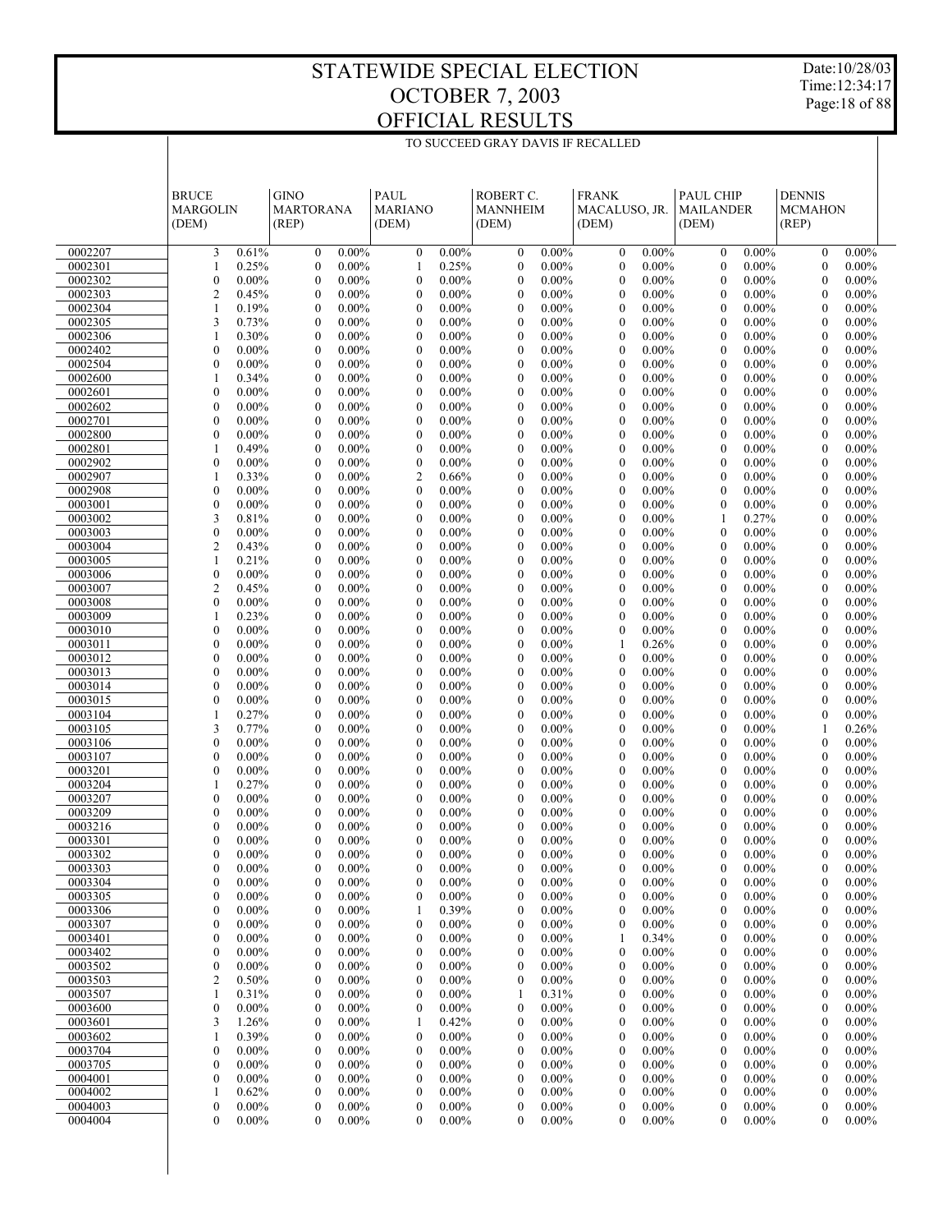# STATEWIDE SPECIAL ELECTION OCTOBER 7, 2003 OFFICIAL RESULTS

Date:10/28/03
Time:12:34:17

TO SUCCEED GRAY DAVIS IF RECALLED

| | BRUCE MARGOLIN (DEM) | | GINO MARTORANA (REP) | | PAUL MARIANO (DEM) | | ROBERT C. MANNHEIM (DEM) | | FRANK MACALUSO, JR. (DEM) | | PAUL CHIP MAILANDER (DEM) | | DENNIS MCMAHON (REP) | |
|---|---|---|---|---|---|---|---|---|---|---|---|---|---|---|
| 0002207 | 3 | 0.61% | 0 | 0.00% | 0 | 0.00% | 0 | 0.00% | 0 | 0.00% | 0 | 0.00% | 0 | 0.00% |
| 0002301 | 1 | 0.25% | 0 | 0.00% | 1 | 0.25% | 0 | 0.00% | 0 | 0.00% | 0 | 0.00% | 0 | 0.00% |
| 0002302 | 0 | 0.00% | 0 | 0.00% | 0 | 0.00% | 0 | 0.00% | 0 | 0.00% | 0 | 0.00% | 0 | 0.00% |
| 0002303 | 2 | 0.45% | 0 | 0.00% | 0 | 0.00% | 0 | 0.00% | 0 | 0.00% | 0 | 0.00% | 0 | 0.00% |
| 0002304 | 1 | 0.19% | 0 | 0.00% | 0 | 0.00% | 0 | 0.00% | 0 | 0.00% | 0 | 0.00% | 0 | 0.00% |
| 0002305 | 3 | 0.73% | 0 | 0.00% | 0 | 0.00% | 0 | 0.00% | 0 | 0.00% | 0 | 0.00% | 0 | 0.00% |
| 0002306 | 1 | 0.30% | 0 | 0.00% | 0 | 0.00% | 0 | 0.00% | 0 | 0.00% | 0 | 0.00% | 0 | 0.00% |
| 0002402 | 0 | 0.00% | 0 | 0.00% | 0 | 0.00% | 0 | 0.00% | 0 | 0.00% | 0 | 0.00% | 0 | 0.00% |
| 0002504 | 0 | 0.00% | 0 | 0.00% | 0 | 0.00% | 0 | 0.00% | 0 | 0.00% | 0 | 0.00% | 0 | 0.00% |
| 0002600 | 1 | 0.34% | 0 | 0.00% | 0 | 0.00% | 0 | 0.00% | 0 | 0.00% | 0 | 0.00% | 0 | 0.00% |
| 0002601 | 0 | 0.00% | 0 | 0.00% | 0 | 0.00% | 0 | 0.00% | 0 | 0.00% | 0 | 0.00% | 0 | 0.00% |
| 0002602 | 0 | 0.00% | 0 | 0.00% | 0 | 0.00% | 0 | 0.00% | 0 | 0.00% | 0 | 0.00% | 0 | 0.00% |
| 0002701 | 0 | 0.00% | 0 | 0.00% | 0 | 0.00% | 0 | 0.00% | 0 | 0.00% | 0 | 0.00% | 0 | 0.00% |
| 0002800 | 0 | 0.00% | 0 | 0.00% | 0 | 0.00% | 0 | 0.00% | 0 | 0.00% | 0 | 0.00% | 0 | 0.00% |
| 0002801 | 1 | 0.49% | 0 | 0.00% | 0 | 0.00% | 0 | 0.00% | 0 | 0.00% | 0 | 0.00% | 0 | 0.00% |
| 0002902 | 0 | 0.00% | 0 | 0.00% | 0 | 0.00% | 0 | 0.00% | 0 | 0.00% | 0 | 0.00% | 0 | 0.00% |
| 0002907 | 1 | 0.33% | 0 | 0.00% | 2 | 0.66% | 0 | 0.00% | 0 | 0.00% | 0 | 0.00% | 0 | 0.00% |
| 0002908 | 0 | 0.00% | 0 | 0.00% | 0 | 0.00% | 0 | 0.00% | 0 | 0.00% | 0 | 0.00% | 0 | 0.00% |
| 0003001 | 0 | 0.00% | 0 | 0.00% | 0 | 0.00% | 0 | 0.00% | 0 | 0.00% | 0 | 0.00% | 0 | 0.00% |
| 0003002 | 3 | 0.81% | 0 | 0.00% | 0 | 0.00% | 0 | 0.00% | 0 | 0.00% | 1 | 0.27% | 0 | 0.00% |
| 0003003 | 0 | 0.00% | 0 | 0.00% | 0 | 0.00% | 0 | 0.00% | 0 | 0.00% | 0 | 0.00% | 0 | 0.00% |
| 0003004 | 2 | 0.43% | 0 | 0.00% | 0 | 0.00% | 0 | 0.00% | 0 | 0.00% | 0 | 0.00% | 0 | 0.00% |
| 0003005 | 1 | 0.21% | 0 | 0.00% | 0 | 0.00% | 0 | 0.00% | 0 | 0.00% | 0 | 0.00% | 0 | 0.00% |
| 0003006 | 0 | 0.00% | 0 | 0.00% | 0 | 0.00% | 0 | 0.00% | 0 | 0.00% | 0 | 0.00% | 0 | 0.00% |
| 0003007 | 2 | 0.45% | 0 | 0.00% | 0 | 0.00% | 0 | 0.00% | 0 | 0.00% | 0 | 0.00% | 0 | 0.00% |
| 0003008 | 0 | 0.00% | 0 | 0.00% | 0 | 0.00% | 0 | 0.00% | 0 | 0.00% | 0 | 0.00% | 0 | 0.00% |
| 0003009 | 1 | 0.23% | 0 | 0.00% | 0 | 0.00% | 0 | 0.00% | 0 | 0.00% | 0 | 0.00% | 0 | 0.00% |
| 0003010 | 0 | 0.00% | 0 | 0.00% | 0 | 0.00% | 0 | 0.00% | 0 | 0.00% | 0 | 0.00% | 0 | 0.00% |
| 0003011 | 0 | 0.00% | 0 | 0.00% | 0 | 0.00% | 0 | 0.00% | 1 | 0.26% | 0 | 0.00% | 0 | 0.00% |
| 0003012 | 0 | 0.00% | 0 | 0.00% | 0 | 0.00% | 0 | 0.00% | 0 | 0.00% | 0 | 0.00% | 0 | 0.00% |
| 0003013 | 0 | 0.00% | 0 | 0.00% | 0 | 0.00% | 0 | 0.00% | 0 | 0.00% | 0 | 0.00% | 0 | 0.00% |
| 0003014 | 0 | 0.00% | 0 | 0.00% | 0 | 0.00% | 0 | 0.00% | 0 | 0.00% | 0 | 0.00% | 0 | 0.00% |
| 0003015 | 0 | 0.00% | 0 | 0.00% | 0 | 0.00% | 0 | 0.00% | 0 | 0.00% | 0 | 0.00% | 0 | 0.00% |
| 0003104 | 1 | 0.27% | 0 | 0.00% | 0 | 0.00% | 0 | 0.00% | 0 | 0.00% | 0 | 0.00% | 0 | 0.00% |
| 0003105 | 3 | 0.77% | 0 | 0.00% | 0 | 0.00% | 0 | 0.00% | 0 | 0.00% | 0 | 0.00% | 1 | 0.26% |
| 0003106 | 0 | 0.00% | 0 | 0.00% | 0 | 0.00% | 0 | 0.00% | 0 | 0.00% | 0 | 0.00% | 0 | 0.00% |
| 0003107 | 0 | 0.00% | 0 | 0.00% | 0 | 0.00% | 0 | 0.00% | 0 | 0.00% | 0 | 0.00% | 0 | 0.00% |
| 0003201 | 0 | 0.00% | 0 | 0.00% | 0 | 0.00% | 0 | 0.00% | 0 | 0.00% | 0 | 0.00% | 0 | 0.00% |
| 0003204 | 1 | 0.27% | 0 | 0.00% | 0 | 0.00% | 0 | 0.00% | 0 | 0.00% | 0 | 0.00% | 0 | 0.00% |
| 0003207 | 0 | 0.00% | 0 | 0.00% | 0 | 0.00% | 0 | 0.00% | 0 | 0.00% | 0 | 0.00% | 0 | 0.00% |
| 0003209 | 0 | 0.00% | 0 | 0.00% | 0 | 0.00% | 0 | 0.00% | 0 | 0.00% | 0 | 0.00% | 0 | 0.00% |
| 0003216 | 0 | 0.00% | 0 | 0.00% | 0 | 0.00% | 0 | 0.00% | 0 | 0.00% | 0 | 0.00% | 0 | 0.00% |
| 0003301 | 0 | 0.00% | 0 | 0.00% | 0 | 0.00% | 0 | 0.00% | 0 | 0.00% | 0 | 0.00% | 0 | 0.00% |
| 0003302 | 0 | 0.00% | 0 | 0.00% | 0 | 0.00% | 0 | 0.00% | 0 | 0.00% | 0 | 0.00% | 0 | 0.00% |
| 0003303 | 0 | 0.00% | 0 | 0.00% | 0 | 0.00% | 0 | 0.00% | 0 | 0.00% | 0 | 0.00% | 0 | 0.00% |
| 0003304 | 0 | 0.00% | 0 | 0.00% | 0 | 0.00% | 0 | 0.00% | 0 | 0.00% | 0 | 0.00% | 0 | 0.00% |
| 0003305 | 0 | 0.00% | 0 | 0.00% | 0 | 0.00% | 0 | 0.00% | 0 | 0.00% | 0 | 0.00% | 0 | 0.00% |
| 0003306 | 0 | 0.00% | 0 | 0.00% | 1 | 0.39% | 0 | 0.00% | 0 | 0.00% | 0 | 0.00% | 0 | 0.00% |
| 0003307 | 0 | 0.00% | 0 | 0.00% | 0 | 0.00% | 0 | 0.00% | 0 | 0.00% | 0 | 0.00% | 0 | 0.00% |
| 0003401 | 0 | 0.00% | 0 | 0.00% | 0 | 0.00% | 0 | 0.00% | 1 | 0.34% | 0 | 0.00% | 0 | 0.00% |
| 0003402 | 0 | 0.00% | 0 | 0.00% | 0 | 0.00% | 0 | 0.00% | 0 | 0.00% | 0 | 0.00% | 0 | 0.00% |
| 0003502 | 0 | 0.00% | 0 | 0.00% | 0 | 0.00% | 0 | 0.00% | 0 | 0.00% | 0 | 0.00% | 0 | 0.00% |
| 0003503 | 2 | 0.50% | 0 | 0.00% | 0 | 0.00% | 0 | 0.00% | 0 | 0.00% | 0 | 0.00% | 0 | 0.00% |
| 0003507 | 1 | 0.31% | 0 | 0.00% | 0 | 0.00% | 1 | 0.31% | 0 | 0.00% | 0 | 0.00% | 0 | 0.00% |
| 0003600 | 0 | 0.00% | 0 | 0.00% | 0 | 0.00% | 0 | 0.00% | 0 | 0.00% | 0 | 0.00% | 0 | 0.00% |
| 0003601 | 3 | 1.26% | 0 | 0.00% | 1 | 0.42% | 0 | 0.00% | 0 | 0.00% | 0 | 0.00% | 0 | 0.00% |
| 0003602 | 1 | 0.39% | 0 | 0.00% | 0 | 0.00% | 0 | 0.00% | 0 | 0.00% | 0 | 0.00% | 0 | 0.00% |
| 0003704 | 0 | 0.00% | 0 | 0.00% | 0 | 0.00% | 0 | 0.00% | 0 | 0.00% | 0 | 0.00% | 0 | 0.00% |
| 0003705 | 0 | 0.00% | 0 | 0.00% | 0 | 0.00% | 0 | 0.00% | 0 | 0.00% | 0 | 0.00% | 0 | 0.00% |
| 0004001 | 0 | 0.00% | 0 | 0.00% | 0 | 0.00% | 0 | 0.00% | 0 | 0.00% | 0 | 0.00% | 0 | 0.00% |
| 0004002 | 1 | 0.62% | 0 | 0.00% | 0 | 0.00% | 0 | 0.00% | 0 | 0.00% | 0 | 0.00% | 0 | 0.00% |
| 0004003 | 0 | 0.00% | 0 | 0.00% | 0 | 0.00% | 0 | 0.00% | 0 | 0.00% | 0 | 0.00% | 0 | 0.00% |
| 0004004 | 0 | 0.00% | 0 | 0.00% | 0 | 0.00% | 0 | 0.00% | 0 | 0.00% | 0 | 0.00% | 0 | 0.00% |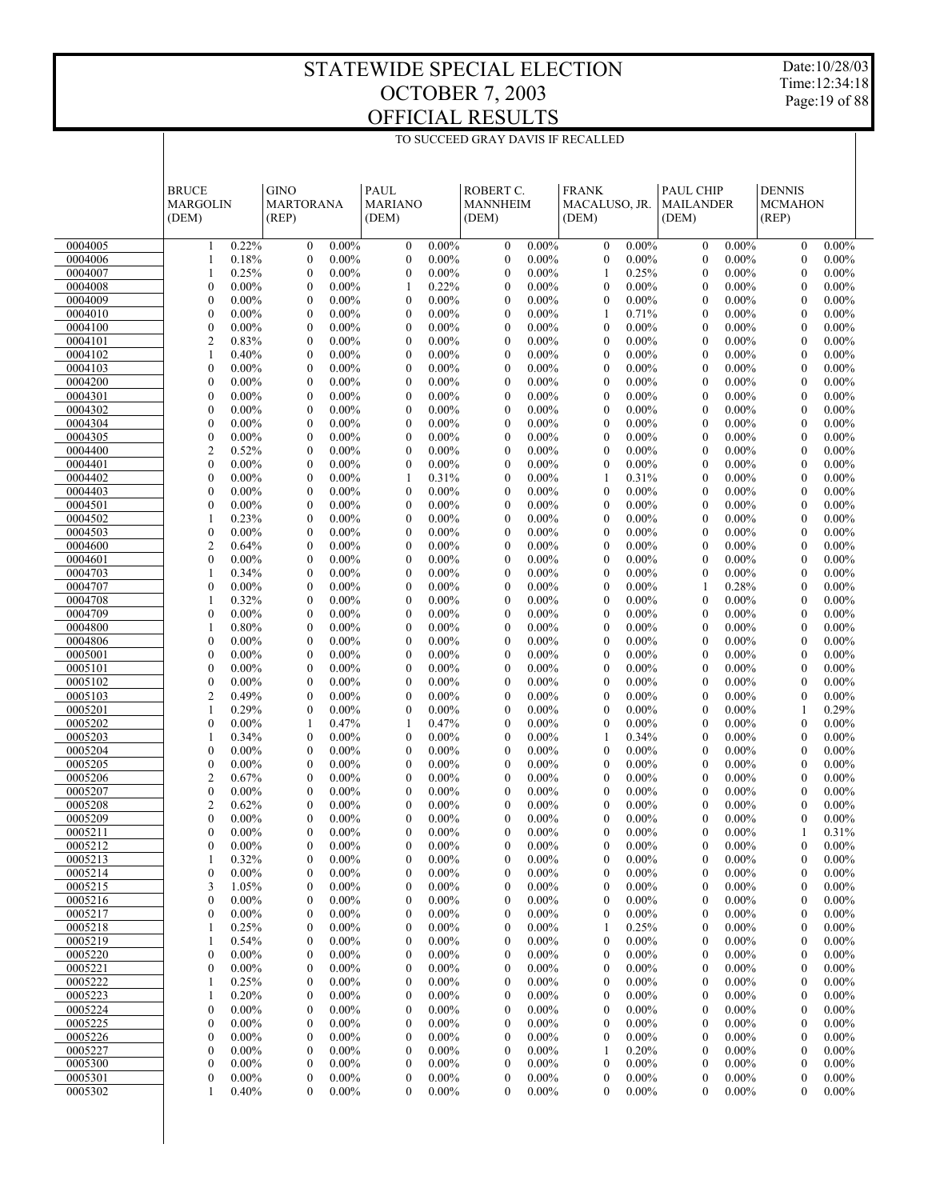# STATEWIDE SPECIAL ELECTION
# OCTOBER 7, 2003
# OFFICIAL RESULTS

TO SUCCEED GRAY DAVIS IF RECALLED

| | BRUCE MARGOLIN (DEM) | | GINO MARTORANA (REP) | | PAUL MARIANO (DEM) | | ROBERT C. MANNHEIM (DEM) | | FRANK MACALUSO, JR. (DEM) | | PAUL CHIP MAILANDER (DEM) | | DENNIS MCMAHON (REP) | |
|---|---|---|---|---|---|---|---|---|---|---|---|---|---|---|
| 0004005 | 1 | 0.22% | 0 | 0.00% | 0 | 0.00% | 0 | 0.00% | 0 | 0.00% | 0 | 0.00% | 0 | 0.00% |
| 0004006 | 1 | 0.18% | 0 | 0.00% | 0 | 0.00% | 0 | 0.00% | 0 | 0.00% | 0 | 0.00% | 0 | 0.00% |
| 0004007 | 1 | 0.25% | 0 | 0.00% | 0 | 0.00% | 0 | 0.00% | 1 | 0.25% | 0 | 0.00% | 0 | 0.00% |
| 0004008 | 0 | 0.00% | 0 | 0.00% | 1 | 0.22% | 0 | 0.00% | 0 | 0.00% | 0 | 0.00% | 0 | 0.00% |
| 0004009 | 0 | 0.00% | 0 | 0.00% | 0 | 0.00% | 0 | 0.00% | 0 | 0.00% | 0 | 0.00% | 0 | 0.00% |
| 0004010 | 0 | 0.00% | 0 | 0.00% | 0 | 0.00% | 0 | 0.00% | 1 | 0.71% | 0 | 0.00% | 0 | 0.00% |
| 0004100 | 0 | 0.00% | 0 | 0.00% | 0 | 0.00% | 0 | 0.00% | 0 | 0.00% | 0 | 0.00% | 0 | 0.00% |
| 0004101 | 2 | 0.83% | 0 | 0.00% | 0 | 0.00% | 0 | 0.00% | 0 | 0.00% | 0 | 0.00% | 0 | 0.00% |
| 0004102 | 1 | 0.40% | 0 | 0.00% | 0 | 0.00% | 0 | 0.00% | 0 | 0.00% | 0 | 0.00% | 0 | 0.00% |
| 0004103 | 0 | 0.00% | 0 | 0.00% | 0 | 0.00% | 0 | 0.00% | 0 | 0.00% | 0 | 0.00% | 0 | 0.00% |
| 0004200 | 0 | 0.00% | 0 | 0.00% | 0 | 0.00% | 0 | 0.00% | 0 | 0.00% | 0 | 0.00% | 0 | 0.00% |
| 0004301 | 0 | 0.00% | 0 | 0.00% | 0 | 0.00% | 0 | 0.00% | 0 | 0.00% | 0 | 0.00% | 0 | 0.00% |
| 0004302 | 0 | 0.00% | 0 | 0.00% | 0 | 0.00% | 0 | 0.00% | 0 | 0.00% | 0 | 0.00% | 0 | 0.00% |
| 0004304 | 0 | 0.00% | 0 | 0.00% | 0 | 0.00% | 0 | 0.00% | 0 | 0.00% | 0 | 0.00% | 0 | 0.00% |
| 0004305 | 0 | 0.00% | 0 | 0.00% | 0 | 0.00% | 0 | 0.00% | 0 | 0.00% | 0 | 0.00% | 0 | 0.00% |
| 0004400 | 2 | 0.52% | 0 | 0.00% | 0 | 0.00% | 0 | 0.00% | 0 | 0.00% | 0 | 0.00% | 0 | 0.00% |
| 0004401 | 0 | 0.00% | 0 | 0.00% | 0 | 0.00% | 0 | 0.00% | 0 | 0.00% | 0 | 0.00% | 0 | 0.00% |
| 0004402 | 0 | 0.00% | 0 | 0.00% | 1 | 0.31% | 0 | 0.00% | 1 | 0.31% | 0 | 0.00% | 0 | 0.00% |
| 0004403 | 0 | 0.00% | 0 | 0.00% | 0 | 0.00% | 0 | 0.00% | 0 | 0.00% | 0 | 0.00% | 0 | 0.00% |
| 0004501 | 0 | 0.00% | 0 | 0.00% | 0 | 0.00% | 0 | 0.00% | 0 | 0.00% | 0 | 0.00% | 0 | 0.00% |
| 0004502 | 1 | 0.23% | 0 | 0.00% | 0 | 0.00% | 0 | 0.00% | 0 | 0.00% | 0 | 0.00% | 0 | 0.00% |
| 0004503 | 0 | 0.00% | 0 | 0.00% | 0 | 0.00% | 0 | 0.00% | 0 | 0.00% | 0 | 0.00% | 0 | 0.00% |
| 0004600 | 2 | 0.64% | 0 | 0.00% | 0 | 0.00% | 0 | 0.00% | 0 | 0.00% | 0 | 0.00% | 0 | 0.00% |
| 0004601 | 0 | 0.00% | 0 | 0.00% | 0 | 0.00% | 0 | 0.00% | 0 | 0.00% | 0 | 0.00% | 0 | 0.00% |
| 0004703 | 1 | 0.34% | 0 | 0.00% | 0 | 0.00% | 0 | 0.00% | 0 | 0.00% | 0 | 0.00% | 0 | 0.00% |
| 0004707 | 0 | 0.00% | 0 | 0.00% | 0 | 0.00% | 0 | 0.00% | 0 | 0.00% | 1 | 0.28% | 0 | 0.00% |
| 0004708 | 1 | 0.32% | 0 | 0.00% | 0 | 0.00% | 0 | 0.00% | 0 | 0.00% | 0 | 0.00% | 0 | 0.00% |
| 0004709 | 0 | 0.00% | 0 | 0.00% | 0 | 0.00% | 0 | 0.00% | 0 | 0.00% | 0 | 0.00% | 0 | 0.00% |
| 0004800 | 1 | 0.80% | 0 | 0.00% | 0 | 0.00% | 0 | 0.00% | 0 | 0.00% | 0 | 0.00% | 0 | 0.00% |
| 0004806 | 0 | 0.00% | 0 | 0.00% | 0 | 0.00% | 0 | 0.00% | 0 | 0.00% | 0 | 0.00% | 0 | 0.00% |
| 0005001 | 0 | 0.00% | 0 | 0.00% | 0 | 0.00% | 0 | 0.00% | 0 | 0.00% | 0 | 0.00% | 0 | 0.00% |
| 0005101 | 0 | 0.00% | 0 | 0.00% | 0 | 0.00% | 0 | 0.00% | 0 | 0.00% | 0 | 0.00% | 0 | 0.00% |
| 0005102 | 0 | 0.00% | 0 | 0.00% | 0 | 0.00% | 0 | 0.00% | 0 | 0.00% | 0 | 0.00% | 0 | 0.00% |
| 0005103 | 2 | 0.49% | 0 | 0.00% | 0 | 0.00% | 0 | 0.00% | 0 | 0.00% | 0 | 0.00% | 0 | 0.00% |
| 0005201 | 1 | 0.29% | 0 | 0.00% | 0 | 0.00% | 0 | 0.00% | 0 | 0.00% | 0 | 0.00% | 1 | 0.29% |
| 0005202 | 0 | 0.00% | 1 | 0.47% | 1 | 0.47% | 0 | 0.00% | 0 | 0.00% | 0 | 0.00% | 0 | 0.00% |
| 0005203 | 1 | 0.34% | 0 | 0.00% | 0 | 0.00% | 0 | 0.00% | 1 | 0.34% | 0 | 0.00% | 0 | 0.00% |
| 0005204 | 0 | 0.00% | 0 | 0.00% | 0 | 0.00% | 0 | 0.00% | 0 | 0.00% | 0 | 0.00% | 0 | 0.00% |
| 0005205 | 0 | 0.00% | 0 | 0.00% | 0 | 0.00% | 0 | 0.00% | 0 | 0.00% | 0 | 0.00% | 0 | 0.00% |
| 0005206 | 2 | 0.67% | 0 | 0.00% | 0 | 0.00% | 0 | 0.00% | 0 | 0.00% | 0 | 0.00% | 0 | 0.00% |
| 0005207 | 0 | 0.00% | 0 | 0.00% | 0 | 0.00% | 0 | 0.00% | 0 | 0.00% | 0 | 0.00% | 0 | 0.00% |
| 0005208 | 2 | 0.62% | 0 | 0.00% | 0 | 0.00% | 0 | 0.00% | 0 | 0.00% | 0 | 0.00% | 0 | 0.00% |
| 0005209 | 0 | 0.00% | 0 | 0.00% | 0 | 0.00% | 0 | 0.00% | 0 | 0.00% | 0 | 0.00% | 0 | 0.00% |
| 0005211 | 0 | 0.00% | 0 | 0.00% | 0 | 0.00% | 0 | 0.00% | 0 | 0.00% | 0 | 0.00% | 1 | 0.31% |
| 0005212 | 0 | 0.00% | 0 | 0.00% | 0 | 0.00% | 0 | 0.00% | 0 | 0.00% | 0 | 0.00% | 0 | 0.00% |
| 0005213 | 1 | 0.32% | 0 | 0.00% | 0 | 0.00% | 0 | 0.00% | 0 | 0.00% | 0 | 0.00% | 0 | 0.00% |
| 0005214 | 0 | 0.00% | 0 | 0.00% | 0 | 0.00% | 0 | 0.00% | 0 | 0.00% | 0 | 0.00% | 0 | 0.00% |
| 0005215 | 3 | 1.05% | 0 | 0.00% | 0 | 0.00% | 0 | 0.00% | 0 | 0.00% | 0 | 0.00% | 0 | 0.00% |
| 0005216 | 0 | 0.00% | 0 | 0.00% | 0 | 0.00% | 0 | 0.00% | 0 | 0.00% | 0 | 0.00% | 0 | 0.00% |
| 0005217 | 0 | 0.00% | 0 | 0.00% | 0 | 0.00% | 0 | 0.00% | 0 | 0.00% | 0 | 0.00% | 0 | 0.00% |
| 0005218 | 1 | 0.25% | 0 | 0.00% | 0 | 0.00% | 0 | 0.00% | 1 | 0.25% | 0 | 0.00% | 0 | 0.00% |
| 0005219 | 1 | 0.54% | 0 | 0.00% | 0 | 0.00% | 0 | 0.00% | 0 | 0.00% | 0 | 0.00% | 0 | 0.00% |
| 0005220 | 0 | 0.00% | 0 | 0.00% | 0 | 0.00% | 0 | 0.00% | 0 | 0.00% | 0 | 0.00% | 0 | 0.00% |
| 0005221 | 0 | 0.00% | 0 | 0.00% | 0 | 0.00% | 0 | 0.00% | 0 | 0.00% | 0 | 0.00% | 0 | 0.00% |
| 0005222 | 1 | 0.25% | 0 | 0.00% | 0 | 0.00% | 0 | 0.00% | 0 | 0.00% | 0 | 0.00% | 0 | 0.00% |
| 0005223 | 1 | 0.20% | 0 | 0.00% | 0 | 0.00% | 0 | 0.00% | 0 | 0.00% | 0 | 0.00% | 0 | 0.00% |
| 0005224 | 0 | 0.00% | 0 | 0.00% | 0 | 0.00% | 0 | 0.00% | 0 | 0.00% | 0 | 0.00% | 0 | 0.00% |
| 0005225 | 0 | 0.00% | 0 | 0.00% | 0 | 0.00% | 0 | 0.00% | 0 | 0.00% | 0 | 0.00% | 0 | 0.00% |
| 0005226 | 0 | 0.00% | 0 | 0.00% | 0 | 0.00% | 0 | 0.00% | 0 | 0.00% | 0 | 0.00% | 0 | 0.00% |
| 0005227 | 0 | 0.00% | 0 | 0.00% | 0 | 0.00% | 0 | 0.00% | 1 | 0.20% | 0 | 0.00% | 0 | 0.00% |
| 0005300 | 0 | 0.00% | 0 | 0.00% | 0 | 0.00% | 0 | 0.00% | 0 | 0.00% | 0 | 0.00% | 0 | 0.00% |
| 0005301 | 0 | 0.00% | 0 | 0.00% | 0 | 0.00% | 0 | 0.00% | 0 | 0.00% | 0 | 0.00% | 0 | 0.00% |
| 0005302 | 1 | 0.40% | 0 | 0.00% | 0 | 0.00% | 0 | 0.00% | 0 | 0.00% | 0 | 0.00% | 0 | 0.00% |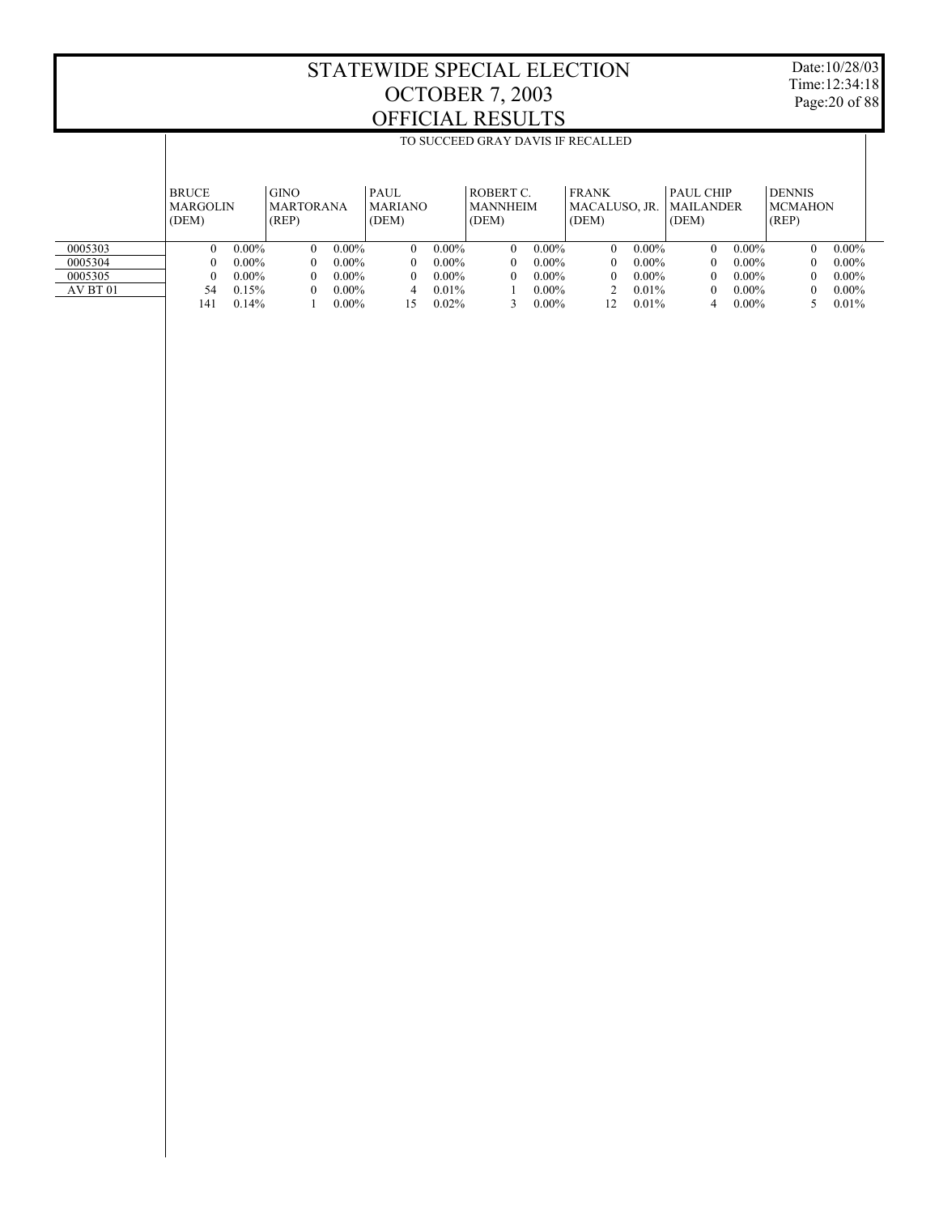# STATEWIDE SPECIAL ELECTION
# OCTOBER 7, 2003
# OFFICIAL RESULTS

TO SUCCEED GRAY DAVIS IF RECALLED

| | BRUCE MARGOLIN (DEM) | | GINO MARTORANA (REP) | | PAUL MARIANO (DEM) | | ROBERT C. MANNHEIM (DEM) | | FRANK MACALUSO, JR. (DEM) | | PAUL CHIP MAILANDER (DEM) | | DENNIS MCMAHON (REP) | |
|---|---|---|---|---|---|---|---|---|---|---|---|---|---|---|
| 0005303 | 0 | 0.00% | 0 | 0.00% | 0 | 0.00% | 0 | 0.00% | 0 | 0.00% | 0 | 0.00% | 0 | 0.00% |
| 0005304 | 0 | 0.00% | 0 | 0.00% | 0 | 0.00% | 0 | 0.00% | 0 | 0.00% | 0 | 0.00% | 0 | 0.00% |
| 0005305 | 0 | 0.00% | 0 | 0.00% | 0 | 0.00% | 0 | 0.00% | 0 | 0.00% | 0 | 0.00% | 0 | 0.00% |
| AV BT 01 | 54 | 0.15% | 0 | 0.00% | 4 | 0.01% | 1 | 0.00% | 2 | 0.01% | 0 | 0.00% | 0 | 0.00% |
| | 141 | 0.14% | 1 | 0.00% | 15 | 0.02% | 3 | 0.00% | 12 | 0.01% | 4 | 0.00% | 5 | 0.01% |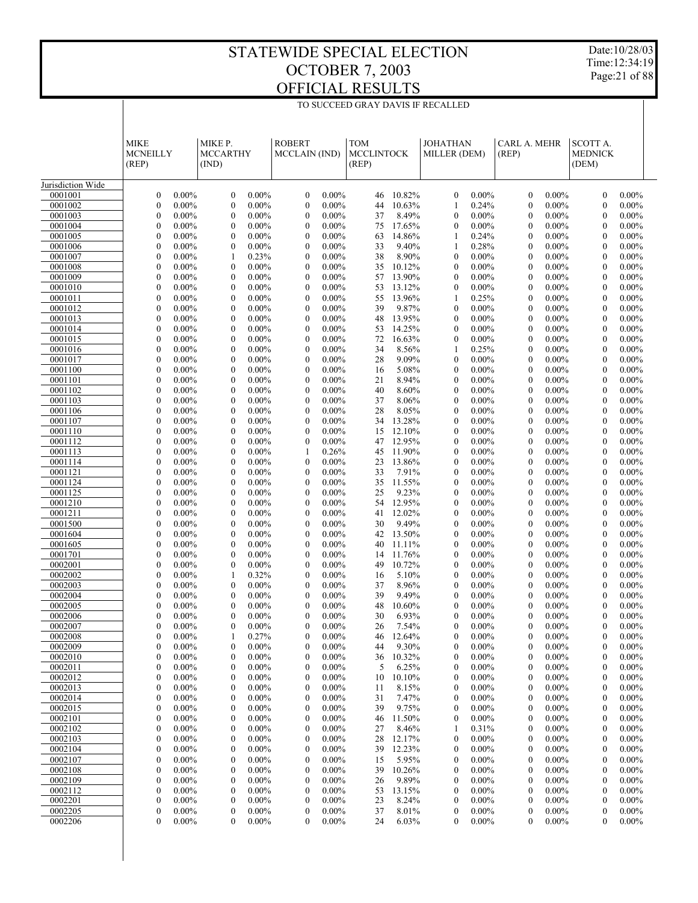# STATEWIDE SPECIAL ELECTION
# OCTOBER 7, 2003
# OFFICIAL RESULTS

Date:10/28/03
Time:12:34:19

TO SUCCEED GRAY DAVIS IF RECALLED

| | MIKE MCNEILLY (REP) | | MIKE P. MCCARTHY (IND) | | ROBERT MCCLAIN (IND) | | TOM MCCLINTOCK (REP) | | JOHATHAN MILLER (DEM) | | CARL A. MEHR (REP) | | SCOTT A. MEDNICK (DEM) | |
|---|---|---|---|---|---|---|---|---|---|---|---|---|---|---|
| Jurisdiction Wide | | | | | | | | | | | | | | |
| 0001001 | 0 | 0.00% | 0 | 0.00% | 0 | 0.00% | 46 | 10.82% | 0 | 0.00% | 0 | 0.00% | 0 | 0.00% |
| 0001002 | 0 | 0.00% | 0 | 0.00% | 0 | 0.00% | 44 | 10.63% | 1 | 0.24% | 0 | 0.00% | 0 | 0.00% |
| 0001003 | 0 | 0.00% | 0 | 0.00% | 0 | 0.00% | 37 | 8.49% | 0 | 0.00% | 0 | 0.00% | 0 | 0.00% |
| 0001004 | 0 | 0.00% | 0 | 0.00% | 0 | 0.00% | 75 | 17.65% | 0 | 0.00% | 0 | 0.00% | 0 | 0.00% |
| 0001005 | 0 | 0.00% | 0 | 0.00% | 0 | 0.00% | 63 | 14.86% | 1 | 0.24% | 0 | 0.00% | 0 | 0.00% |
| 0001006 | 0 | 0.00% | 0 | 0.00% | 0 | 0.00% | 33 | 9.40% | 1 | 0.28% | 0 | 0.00% | 0 | 0.00% |
| 0001007 | 0 | 0.00% | 1 | 0.23% | 0 | 0.00% | 38 | 8.90% | 0 | 0.00% | 0 | 0.00% | 0 | 0.00% |
| 0001008 | 0 | 0.00% | 0 | 0.00% | 0 | 0.00% | 35 | 10.12% | 0 | 0.00% | 0 | 0.00% | 0 | 0.00% |
| 0001009 | 0 | 0.00% | 0 | 0.00% | 0 | 0.00% | 57 | 13.90% | 0 | 0.00% | 0 | 0.00% | 0 | 0.00% |
| 0001010 | 0 | 0.00% | 0 | 0.00% | 0 | 0.00% | 53 | 13.12% | 0 | 0.00% | 0 | 0.00% | 0 | 0.00% |
| 0001011 | 0 | 0.00% | 0 | 0.00% | 0 | 0.00% | 55 | 13.96% | 1 | 0.25% | 0 | 0.00% | 0 | 0.00% |
| 0001012 | 0 | 0.00% | 0 | 0.00% | 0 | 0.00% | 39 | 9.87% | 0 | 0.00% | 0 | 0.00% | 0 | 0.00% |
| 0001013 | 0 | 0.00% | 0 | 0.00% | 0 | 0.00% | 48 | 13.95% | 0 | 0.00% | 0 | 0.00% | 0 | 0.00% |
| 0001014 | 0 | 0.00% | 0 | 0.00% | 0 | 0.00% | 53 | 14.25% | 0 | 0.00% | 0 | 0.00% | 0 | 0.00% |
| 0001015 | 0 | 0.00% | 0 | 0.00% | 0 | 0.00% | 72 | 16.63% | 0 | 0.00% | 0 | 0.00% | 0 | 0.00% |
| 0001016 | 0 | 0.00% | 0 | 0.00% | 0 | 0.00% | 34 | 8.56% | 1 | 0.25% | 0 | 0.00% | 0 | 0.00% |
| 0001017 | 0 | 0.00% | 0 | 0.00% | 0 | 0.00% | 28 | 9.09% | 0 | 0.00% | 0 | 0.00% | 0 | 0.00% |
| 0001100 | 0 | 0.00% | 0 | 0.00% | 0 | 0.00% | 16 | 5.08% | 0 | 0.00% | 0 | 0.00% | 0 | 0.00% |
| 0001101 | 0 | 0.00% | 0 | 0.00% | 0 | 0.00% | 21 | 8.94% | 0 | 0.00% | 0 | 0.00% | 0 | 0.00% |
| 0001102 | 0 | 0.00% | 0 | 0.00% | 0 | 0.00% | 40 | 8.60% | 0 | 0.00% | 0 | 0.00% | 0 | 0.00% |
| 0001103 | 0 | 0.00% | 0 | 0.00% | 0 | 0.00% | 37 | 8.06% | 0 | 0.00% | 0 | 0.00% | 0 | 0.00% |
| 0001106 | 0 | 0.00% | 0 | 0.00% | 0 | 0.00% | 28 | 8.05% | 0 | 0.00% | 0 | 0.00% | 0 | 0.00% |
| 0001107 | 0 | 0.00% | 0 | 0.00% | 0 | 0.00% | 34 | 13.28% | 0 | 0.00% | 0 | 0.00% | 0 | 0.00% |
| 0001110 | 0 | 0.00% | 0 | 0.00% | 0 | 0.00% | 15 | 12.10% | 0 | 0.00% | 0 | 0.00% | 0 | 0.00% |
| 0001112 | 0 | 0.00% | 0 | 0.00% | 0 | 0.00% | 47 | 12.95% | 0 | 0.00% | 0 | 0.00% | 0 | 0.00% |
| 0001113 | 0 | 0.00% | 0 | 0.00% | 1 | 0.26% | 45 | 11.90% | 0 | 0.00% | 0 | 0.00% | 0 | 0.00% |
| 0001114 | 0 | 0.00% | 0 | 0.00% | 0 | 0.00% | 23 | 13.86% | 0 | 0.00% | 0 | 0.00% | 0 | 0.00% |
| 0001121 | 0 | 0.00% | 0 | 0.00% | 0 | 0.00% | 33 | 7.91% | 0 | 0.00% | 0 | 0.00% | 0 | 0.00% |
| 0001124 | 0 | 0.00% | 0 | 0.00% | 0 | 0.00% | 35 | 11.55% | 0 | 0.00% | 0 | 0.00% | 0 | 0.00% |
| 0001125 | 0 | 0.00% | 0 | 0.00% | 0 | 0.00% | 25 | 9.23% | 0 | 0.00% | 0 | 0.00% | 0 | 0.00% |
| 0001210 | 0 | 0.00% | 0 | 0.00% | 0 | 0.00% | 54 | 12.95% | 0 | 0.00% | 0 | 0.00% | 0 | 0.00% |
| 0001211 | 0 | 0.00% | 0 | 0.00% | 0 | 0.00% | 41 | 12.02% | 0 | 0.00% | 0 | 0.00% | 0 | 0.00% |
| 0001500 | 0 | 0.00% | 0 | 0.00% | 0 | 0.00% | 30 | 9.49% | 0 | 0.00% | 0 | 0.00% | 0 | 0.00% |
| 0001604 | 0 | 0.00% | 0 | 0.00% | 0 | 0.00% | 42 | 13.50% | 0 | 0.00% | 0 | 0.00% | 0 | 0.00% |
| 0001605 | 0 | 0.00% | 0 | 0.00% | 0 | 0.00% | 40 | 11.11% | 0 | 0.00% | 0 | 0.00% | 0 | 0.00% |
| 0001701 | 0 | 0.00% | 0 | 0.00% | 0 | 0.00% | 14 | 11.76% | 0 | 0.00% | 0 | 0.00% | 0 | 0.00% |
| 0002001 | 0 | 0.00% | 0 | 0.00% | 0 | 0.00% | 49 | 10.72% | 0 | 0.00% | 0 | 0.00% | 0 | 0.00% |
| 0002002 | 0 | 0.00% | 1 | 0.32% | 0 | 0.00% | 16 | 5.10% | 0 | 0.00% | 0 | 0.00% | 0 | 0.00% |
| 0002003 | 0 | 0.00% | 0 | 0.00% | 0 | 0.00% | 37 | 8.96% | 0 | 0.00% | 0 | 0.00% | 0 | 0.00% |
| 0002004 | 0 | 0.00% | 0 | 0.00% | 0 | 0.00% | 39 | 9.49% | 0 | 0.00% | 0 | 0.00% | 0 | 0.00% |
| 0002005 | 0 | 0.00% | 0 | 0.00% | 0 | 0.00% | 48 | 10.60% | 0 | 0.00% | 0 | 0.00% | 0 | 0.00% |
| 0002006 | 0 | 0.00% | 0 | 0.00% | 0 | 0.00% | 30 | 6.93% | 0 | 0.00% | 0 | 0.00% | 0 | 0.00% |
| 0002007 | 0 | 0.00% | 0 | 0.00% | 0 | 0.00% | 26 | 7.54% | 0 | 0.00% | 0 | 0.00% | 0 | 0.00% |
| 0002008 | 0 | 0.00% | 1 | 0.27% | 0 | 0.00% | 46 | 12.64% | 0 | 0.00% | 0 | 0.00% | 0 | 0.00% |
| 0002009 | 0 | 0.00% | 0 | 0.00% | 0 | 0.00% | 44 | 9.30% | 0 | 0.00% | 0 | 0.00% | 0 | 0.00% |
| 0002010 | 0 | 0.00% | 0 | 0.00% | 0 | 0.00% | 36 | 10.32% | 0 | 0.00% | 0 | 0.00% | 0 | 0.00% |
| 0002011 | 0 | 0.00% | 0 | 0.00% | 0 | 0.00% | 5 | 6.25% | 0 | 0.00% | 0 | 0.00% | 0 | 0.00% |
| 0002012 | 0 | 0.00% | 0 | 0.00% | 0 | 0.00% | 10 | 10.10% | 0 | 0.00% | 0 | 0.00% | 0 | 0.00% |
| 0002013 | 0 | 0.00% | 0 | 0.00% | 0 | 0.00% | 11 | 8.15% | 0 | 0.00% | 0 | 0.00% | 0 | 0.00% |
| 0002014 | 0 | 0.00% | 0 | 0.00% | 0 | 0.00% | 31 | 7.47% | 0 | 0.00% | 0 | 0.00% | 0 | 0.00% |
| 0002015 | 0 | 0.00% | 0 | 0.00% | 0 | 0.00% | 39 | 9.75% | 0 | 0.00% | 0 | 0.00% | 0 | 0.00% |
| 0002101 | 0 | 0.00% | 0 | 0.00% | 0 | 0.00% | 46 | 11.50% | 0 | 0.00% | 0 | 0.00% | 0 | 0.00% |
| 0002102 | 0 | 0.00% | 0 | 0.00% | 0 | 0.00% | 27 | 8.46% | 1 | 0.31% | 0 | 0.00% | 0 | 0.00% |
| 0002103 | 0 | 0.00% | 0 | 0.00% | 0 | 0.00% | 28 | 12.17% | 0 | 0.00% | 0 | 0.00% | 0 | 0.00% |
| 0002104 | 0 | 0.00% | 0 | 0.00% | 0 | 0.00% | 39 | 12.23% | 0 | 0.00% | 0 | 0.00% | 0 | 0.00% |
| 0002107 | 0 | 0.00% | 0 | 0.00% | 0 | 0.00% | 15 | 5.95% | 0 | 0.00% | 0 | 0.00% | 0 | 0.00% |
| 0002108 | 0 | 0.00% | 0 | 0.00% | 0 | 0.00% | 39 | 10.26% | 0 | 0.00% | 0 | 0.00% | 0 | 0.00% |
| 0002109 | 0 | 0.00% | 0 | 0.00% | 0 | 0.00% | 26 | 9.89% | 0 | 0.00% | 0 | 0.00% | 0 | 0.00% |
| 0002112 | 0 | 0.00% | 0 | 0.00% | 0 | 0.00% | 53 | 13.15% | 0 | 0.00% | 0 | 0.00% | 0 | 0.00% |
| 0002201 | 0 | 0.00% | 0 | 0.00% | 0 | 0.00% | 23 | 8.24% | 0 | 0.00% | 0 | 0.00% | 0 | 0.00% |
| 0002205 | 0 | 0.00% | 0 | 0.00% | 0 | 0.00% | 37 | 8.01% | 0 | 0.00% | 0 | 0.00% | 0 | 0.00% |
| 0002206 | 0 | 0.00% | 0 | 0.00% | 0 | 0.00% | 24 | 6.03% | 0 | 0.00% | 0 | 0.00% | 0 | 0.00% |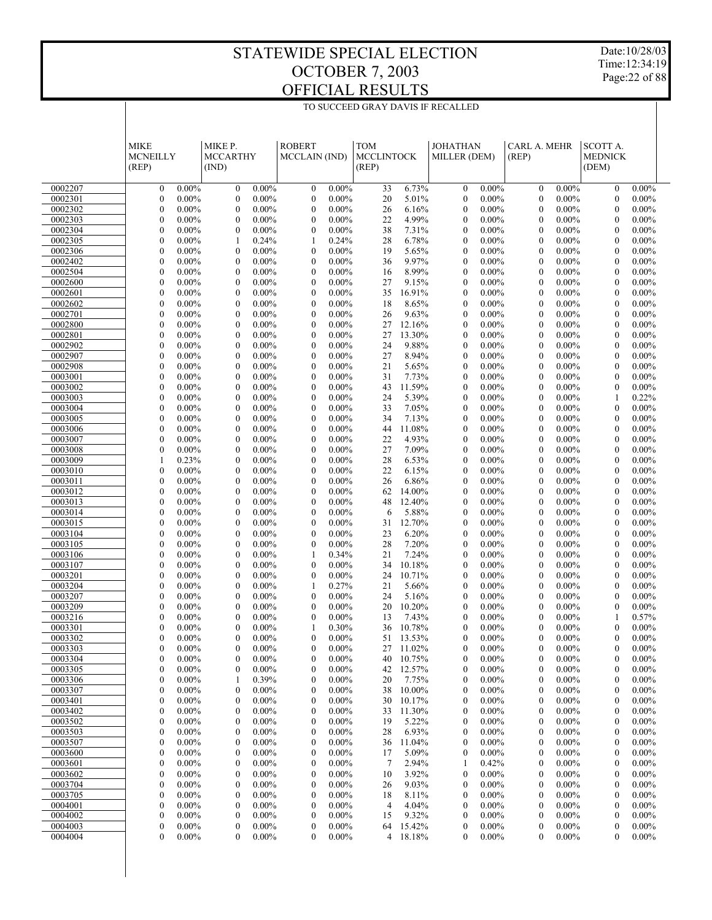# STATEWIDE SPECIAL ELECTION
# OCTOBER 7, 2003
# OFFICIAL RESULTS

Date:10/28/03
Time:12:34:19

TO SUCCEED GRAY DAVIS IF RECALLED

| | MIKE MCNEILLY (REP) | | MIKE P. MCCARTHY (IND) | | ROBERT MCCLAIN (IND) | | TOM MCCLINTOCK (REP) | | JOHATHAN MILLER (DEM) | | CARL A. MEHR (REP) | | SCOTT A. MEDNICK (DEM) | |
|---|---|---|---|---|---|---|---|---|---|---|---|---|---|---|
| 0002207 | 0 | 0.00% | 0 | 0.00% | 0 | 0.00% | 33 | 6.73% | 0 | 0.00% | 0 | 0.00% | 0 | 0.00% |
| 0002301 | 0 | 0.00% | 0 | 0.00% | 0 | 0.00% | 20 | 5.01% | 0 | 0.00% | 0 | 0.00% | 0 | 0.00% |
| 0002302 | 0 | 0.00% | 0 | 0.00% | 0 | 0.00% | 26 | 6.16% | 0 | 0.00% | 0 | 0.00% | 0 | 0.00% |
| 0002303 | 0 | 0.00% | 0 | 0.00% | 0 | 0.00% | 22 | 4.99% | 0 | 0.00% | 0 | 0.00% | 0 | 0.00% |
| 0002304 | 0 | 0.00% | 0 | 0.00% | 0 | 0.00% | 38 | 7.31% | 0 | 0.00% | 0 | 0.00% | 0 | 0.00% |
| 0002305 | 0 | 0.00% | 1 | 0.24% | 1 | 0.24% | 28 | 6.78% | 0 | 0.00% | 0 | 0.00% | 0 | 0.00% |
| 0002306 | 0 | 0.00% | 0 | 0.00% | 0 | 0.00% | 19 | 5.65% | 0 | 0.00% | 0 | 0.00% | 0 | 0.00% |
| 0002402 | 0 | 0.00% | 0 | 0.00% | 0 | 0.00% | 36 | 9.97% | 0 | 0.00% | 0 | 0.00% | 0 | 0.00% |
| 0002504 | 0 | 0.00% | 0 | 0.00% | 0 | 0.00% | 16 | 8.99% | 0 | 0.00% | 0 | 0.00% | 0 | 0.00% |
| 0002600 | 0 | 0.00% | 0 | 0.00% | 0 | 0.00% | 27 | 9.15% | 0 | 0.00% | 0 | 0.00% | 0 | 0.00% |
| 0002601 | 0 | 0.00% | 0 | 0.00% | 0 | 0.00% | 35 | 16.91% | 0 | 0.00% | 0 | 0.00% | 0 | 0.00% |
| 0002602 | 0 | 0.00% | 0 | 0.00% | 0 | 0.00% | 18 | 8.65% | 0 | 0.00% | 0 | 0.00% | 0 | 0.00% |
| 0002701 | 0 | 0.00% | 0 | 0.00% | 0 | 0.00% | 26 | 9.63% | 0 | 0.00% | 0 | 0.00% | 0 | 0.00% |
| 0002800 | 0 | 0.00% | 0 | 0.00% | 0 | 0.00% | 27 | 12.16% | 0 | 0.00% | 0 | 0.00% | 0 | 0.00% |
| 0002801 | 0 | 0.00% | 0 | 0.00% | 0 | 0.00% | 27 | 13.30% | 0 | 0.00% | 0 | 0.00% | 0 | 0.00% |
| 0002902 | 0 | 0.00% | 0 | 0.00% | 0 | 0.00% | 24 | 9.88% | 0 | 0.00% | 0 | 0.00% | 0 | 0.00% |
| 0002907 | 0 | 0.00% | 0 | 0.00% | 0 | 0.00% | 27 | 8.94% | 0 | 0.00% | 0 | 0.00% | 0 | 0.00% |
| 0002908 | 0 | 0.00% | 0 | 0.00% | 0 | 0.00% | 21 | 5.65% | 0 | 0.00% | 0 | 0.00% | 0 | 0.00% |
| 0003001 | 0 | 0.00% | 0 | 0.00% | 0 | 0.00% | 31 | 7.73% | 0 | 0.00% | 0 | 0.00% | 0 | 0.00% |
| 0003002 | 0 | 0.00% | 0 | 0.00% | 0 | 0.00% | 43 | 11.59% | 0 | 0.00% | 0 | 0.00% | 0 | 0.00% |
| 0003003 | 0 | 0.00% | 0 | 0.00% | 0 | 0.00% | 24 | 5.39% | 0 | 0.00% | 0 | 0.00% | 1 | 0.22% |
| 0003004 | 0 | 0.00% | 0 | 0.00% | 0 | 0.00% | 33 | 7.05% | 0 | 0.00% | 0 | 0.00% | 0 | 0.00% |
| 0003005 | 0 | 0.00% | 0 | 0.00% | 0 | 0.00% | 34 | 7.13% | 0 | 0.00% | 0 | 0.00% | 0 | 0.00% |
| 0003006 | 0 | 0.00% | 0 | 0.00% | 0 | 0.00% | 44 | 11.08% | 0 | 0.00% | 0 | 0.00% | 0 | 0.00% |
| 0003007 | 0 | 0.00% | 0 | 0.00% | 0 | 0.00% | 22 | 4.93% | 0 | 0.00% | 0 | 0.00% | 0 | 0.00% |
| 0003008 | 0 | 0.00% | 0 | 0.00% | 0 | 0.00% | 27 | 7.09% | 0 | 0.00% | 0 | 0.00% | 0 | 0.00% |
| 0003009 | 1 | 0.23% | 0 | 0.00% | 0 | 0.00% | 28 | 6.53% | 0 | 0.00% | 0 | 0.00% | 0 | 0.00% |
| 0003010 | 0 | 0.00% | 0 | 0.00% | 0 | 0.00% | 22 | 6.15% | 0 | 0.00% | 0 | 0.00% | 0 | 0.00% |
| 0003011 | 0 | 0.00% | 0 | 0.00% | 0 | 0.00% | 26 | 6.86% | 0 | 0.00% | 0 | 0.00% | 0 | 0.00% |
| 0003012 | 0 | 0.00% | 0 | 0.00% | 0 | 0.00% | 62 | 14.00% | 0 | 0.00% | 0 | 0.00% | 0 | 0.00% |
| 0003013 | 0 | 0.00% | 0 | 0.00% | 0 | 0.00% | 48 | 12.40% | 0 | 0.00% | 0 | 0.00% | 0 | 0.00% |
| 0003014 | 0 | 0.00% | 0 | 0.00% | 0 | 0.00% | 6 | 5.88% | 0 | 0.00% | 0 | 0.00% | 0 | 0.00% |
| 0003015 | 0 | 0.00% | 0 | 0.00% | 0 | 0.00% | 31 | 12.70% | 0 | 0.00% | 0 | 0.00% | 0 | 0.00% |
| 0003104 | 0 | 0.00% | 0 | 0.00% | 0 | 0.00% | 23 | 6.20% | 0 | 0.00% | 0 | 0.00% | 0 | 0.00% |
| 0003105 | 0 | 0.00% | 0 | 0.00% | 0 | 0.00% | 28 | 7.20% | 0 | 0.00% | 0 | 0.00% | 0 | 0.00% |
| 0003106 | 0 | 0.00% | 0 | 0.00% | 1 | 0.34% | 21 | 7.24% | 0 | 0.00% | 0 | 0.00% | 0 | 0.00% |
| 0003107 | 0 | 0.00% | 0 | 0.00% | 0 | 0.00% | 34 | 10.18% | 0 | 0.00% | 0 | 0.00% | 0 | 0.00% |
| 0003201 | 0 | 0.00% | 0 | 0.00% | 0 | 0.00% | 24 | 10.71% | 0 | 0.00% | 0 | 0.00% | 0 | 0.00% |
| 0003204 | 0 | 0.00% | 0 | 0.00% | 1 | 0.27% | 21 | 5.66% | 0 | 0.00% | 0 | 0.00% | 0 | 0.00% |
| 0003207 | 0 | 0.00% | 0 | 0.00% | 0 | 0.00% | 24 | 5.16% | 0 | 0.00% | 0 | 0.00% | 0 | 0.00% |
| 0003209 | 0 | 0.00% | 0 | 0.00% | 0 | 0.00% | 20 | 10.20% | 0 | 0.00% | 0 | 0.00% | 0 | 0.00% |
| 0003216 | 0 | 0.00% | 0 | 0.00% | 0 | 0.00% | 13 | 7.43% | 0 | 0.00% | 0 | 0.00% | 1 | 0.57% |
| 0003301 | 0 | 0.00% | 0 | 0.00% | 1 | 0.30% | 36 | 10.78% | 0 | 0.00% | 0 | 0.00% | 0 | 0.00% |
| 0003302 | 0 | 0.00% | 0 | 0.00% | 0 | 0.00% | 51 | 13.53% | 0 | 0.00% | 0 | 0.00% | 0 | 0.00% |
| 0003303 | 0 | 0.00% | 0 | 0.00% | 0 | 0.00% | 27 | 11.02% | 0 | 0.00% | 0 | 0.00% | 0 | 0.00% |
| 0003304 | 0 | 0.00% | 0 | 0.00% | 0 | 0.00% | 40 | 10.75% | 0 | 0.00% | 0 | 0.00% | 0 | 0.00% |
| 0003305 | 0 | 0.00% | 0 | 0.00% | 0 | 0.00% | 42 | 12.57% | 0 | 0.00% | 0 | 0.00% | 0 | 0.00% |
| 0003306 | 0 | 0.00% | 1 | 0.39% | 0 | 0.00% | 20 | 7.75% | 0 | 0.00% | 0 | 0.00% | 0 | 0.00% |
| 0003307 | 0 | 0.00% | 0 | 0.00% | 0 | 0.00% | 38 | 10.00% | 0 | 0.00% | 0 | 0.00% | 0 | 0.00% |
| 0003401 | 0 | 0.00% | 0 | 0.00% | 0 | 0.00% | 30 | 10.17% | 0 | 0.00% | 0 | 0.00% | 0 | 0.00% |
| 0003402 | 0 | 0.00% | 0 | 0.00% | 0 | 0.00% | 33 | 11.30% | 0 | 0.00% | 0 | 0.00% | 0 | 0.00% |
| 0003502 | 0 | 0.00% | 0 | 0.00% | 0 | 0.00% | 19 | 5.22% | 0 | 0.00% | 0 | 0.00% | 0 | 0.00% |
| 0003503 | 0 | 0.00% | 0 | 0.00% | 0 | 0.00% | 28 | 6.93% | 0 | 0.00% | 0 | 0.00% | 0 | 0.00% |
| 0003507 | 0 | 0.00% | 0 | 0.00% | 0 | 0.00% | 36 | 11.04% | 0 | 0.00% | 0 | 0.00% | 0 | 0.00% |
| 0003600 | 0 | 0.00% | 0 | 0.00% | 0 | 0.00% | 17 | 5.09% | 0 | 0.00% | 0 | 0.00% | 0 | 0.00% |
| 0003601 | 0 | 0.00% | 0 | 0.00% | 0 | 0.00% | 7 | 2.94% | 1 | 0.42% | 0 | 0.00% | 0 | 0.00% |
| 0003602 | 0 | 0.00% | 0 | 0.00% | 0 | 0.00% | 10 | 3.92% | 0 | 0.00% | 0 | 0.00% | 0 | 0.00% |
| 0003704 | 0 | 0.00% | 0 | 0.00% | 0 | 0.00% | 26 | 9.03% | 0 | 0.00% | 0 | 0.00% | 0 | 0.00% |
| 0003705 | 0 | 0.00% | 0 | 0.00% | 0 | 0.00% | 18 | 8.11% | 0 | 0.00% | 0 | 0.00% | 0 | 0.00% |
| 0004001 | 0 | 0.00% | 0 | 0.00% | 0 | 0.00% | 4 | 4.04% | 0 | 0.00% | 0 | 0.00% | 0 | 0.00% |
| 0004002 | 0 | 0.00% | 0 | 0.00% | 0 | 0.00% | 15 | 9.32% | 0 | 0.00% | 0 | 0.00% | 0 | 0.00% |
| 0004003 | 0 | 0.00% | 0 | 0.00% | 0 | 0.00% | 64 | 15.42% | 0 | 0.00% | 0 | 0.00% | 0 | 0.00% |
| 0004004 | 0 | 0.00% | 0 | 0.00% | 0 | 0.00% | 4 | 18.18% | 0 | 0.00% | 0 | 0.00% | 0 | 0.00% |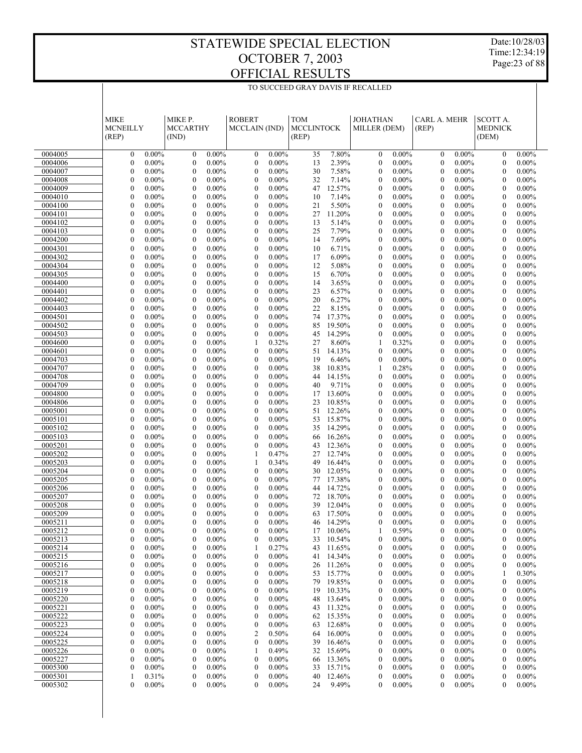# STATEWIDE SPECIAL ELECTION
# OCTOBER 7, 2003
# OFFICIAL RESULTS

Date:10/28/03
Time:12:34:19

TO SUCCEED GRAY DAVIS IF RECALLED

| | MIKE MCNEILLY (REP) | | MIKE P. MCCARTHY (IND) | | ROBERT MCCLAIN (IND) | | TOM MCCLINTOCK (REP) | | JOHATHAN MILLER (DEM) | | CARL A. MEHR (REP) | | SCOTT A. MEDNICK (DEM) | |
|---|---|---|---|---|---|---|---|---|---|---|---|---|---|---|
| 0004005 | 0 | 0.00% | 0 | 0.00% | 0 | 0.00% | 35 | 7.80% | 0 | 0.00% | 0 | 0.00% | 0 | 0.00% |
| 0004006 | 0 | 0.00% | 0 | 0.00% | 0 | 0.00% | 13 | 2.39% | 0 | 0.00% | 0 | 0.00% | 0 | 0.00% |
| 0004007 | 0 | 0.00% | 0 | 0.00% | 0 | 0.00% | 30 | 7.58% | 0 | 0.00% | 0 | 0.00% | 0 | 0.00% |
| 0004008 | 0 | 0.00% | 0 | 0.00% | 0 | 0.00% | 32 | 7.14% | 0 | 0.00% | 0 | 0.00% | 0 | 0.00% |
| 0004009 | 0 | 0.00% | 0 | 0.00% | 0 | 0.00% | 47 | 12.57% | 0 | 0.00% | 0 | 0.00% | 0 | 0.00% |
| 0004010 | 0 | 0.00% | 0 | 0.00% | 0 | 0.00% | 10 | 7.14% | 0 | 0.00% | 0 | 0.00% | 0 | 0.00% |
| 0004100 | 0 | 0.00% | 0 | 0.00% | 0 | 0.00% | 21 | 5.50% | 0 | 0.00% | 0 | 0.00% | 0 | 0.00% |
| 0004101 | 0 | 0.00% | 0 | 0.00% | 0 | 0.00% | 27 | 11.20% | 0 | 0.00% | 0 | 0.00% | 0 | 0.00% |
| 0004102 | 0 | 0.00% | 0 | 0.00% | 0 | 0.00% | 13 | 5.14% | 0 | 0.00% | 0 | 0.00% | 0 | 0.00% |
| 0004103 | 0 | 0.00% | 0 | 0.00% | 0 | 0.00% | 25 | 7.79% | 0 | 0.00% | 0 | 0.00% | 0 | 0.00% |
| 0004200 | 0 | 0.00% | 0 | 0.00% | 0 | 0.00% | 14 | 7.69% | 0 | 0.00% | 0 | 0.00% | 0 | 0.00% |
| 0004301 | 0 | 0.00% | 0 | 0.00% | 0 | 0.00% | 10 | 6.71% | 0 | 0.00% | 0 | 0.00% | 0 | 0.00% |
| 0004302 | 0 | 0.00% | 0 | 0.00% | 0 | 0.00% | 17 | 6.09% | 0 | 0.00% | 0 | 0.00% | 0 | 0.00% |
| 0004304 | 0 | 0.00% | 0 | 0.00% | 0 | 0.00% | 12 | 5.08% | 0 | 0.00% | 0 | 0.00% | 0 | 0.00% |
| 0004305 | 0 | 0.00% | 0 | 0.00% | 0 | 0.00% | 15 | 6.70% | 0 | 0.00% | 0 | 0.00% | 0 | 0.00% |
| 0004400 | 0 | 0.00% | 0 | 0.00% | 0 | 0.00% | 14 | 3.65% | 0 | 0.00% | 0 | 0.00% | 0 | 0.00% |
| 0004401 | 0 | 0.00% | 0 | 0.00% | 0 | 0.00% | 23 | 6.57% | 0 | 0.00% | 0 | 0.00% | 0 | 0.00% |
| 0004402 | 0 | 0.00% | 0 | 0.00% | 0 | 0.00% | 20 | 6.27% | 0 | 0.00% | 0 | 0.00% | 0 | 0.00% |
| 0004403 | 0 | 0.00% | 0 | 0.00% | 0 | 0.00% | 22 | 8.15% | 0 | 0.00% | 0 | 0.00% | 0 | 0.00% |
| 0004501 | 0 | 0.00% | 0 | 0.00% | 0 | 0.00% | 74 | 17.37% | 0 | 0.00% | 0 | 0.00% | 0 | 0.00% |
| 0004502 | 0 | 0.00% | 0 | 0.00% | 0 | 0.00% | 85 | 19.50% | 0 | 0.00% | 0 | 0.00% | 0 | 0.00% |
| 0004503 | 0 | 0.00% | 0 | 0.00% | 0 | 0.00% | 45 | 14.29% | 0 | 0.00% | 0 | 0.00% | 0 | 0.00% |
| 0004600 | 0 | 0.00% | 0 | 0.00% | 1 | 0.32% | 27 | 8.60% | 1 | 0.32% | 0 | 0.00% | 0 | 0.00% |
| 0004601 | 0 | 0.00% | 0 | 0.00% | 0 | 0.00% | 51 | 14.13% | 0 | 0.00% | 0 | 0.00% | 0 | 0.00% |
| 0004703 | 0 | 0.00% | 0 | 0.00% | 0 | 0.00% | 19 | 6.46% | 0 | 0.00% | 0 | 0.00% | 0 | 0.00% |
| 0004707 | 0 | 0.00% | 0 | 0.00% | 0 | 0.00% | 38 | 10.83% | 1 | 0.28% | 0 | 0.00% | 0 | 0.00% |
| 0004708 | 0 | 0.00% | 0 | 0.00% | 0 | 0.00% | 44 | 14.15% | 0 | 0.00% | 0 | 0.00% | 0 | 0.00% |
| 0004709 | 0 | 0.00% | 0 | 0.00% | 0 | 0.00% | 40 | 9.71% | 0 | 0.00% | 0 | 0.00% | 0 | 0.00% |
| 0004800 | 0 | 0.00% | 0 | 0.00% | 0 | 0.00% | 17 | 13.60% | 0 | 0.00% | 0 | 0.00% | 0 | 0.00% |
| 0004806 | 0 | 0.00% | 0 | 0.00% | 0 | 0.00% | 23 | 10.85% | 0 | 0.00% | 0 | 0.00% | 0 | 0.00% |
| 0005001 | 0 | 0.00% | 0 | 0.00% | 0 | 0.00% | 51 | 12.26% | 0 | 0.00% | 0 | 0.00% | 0 | 0.00% |
| 0005101 | 0 | 0.00% | 0 | 0.00% | 0 | 0.00% | 53 | 15.87% | 0 | 0.00% | 0 | 0.00% | 0 | 0.00% |
| 0005102 | 0 | 0.00% | 0 | 0.00% | 0 | 0.00% | 35 | 14.29% | 0 | 0.00% | 0 | 0.00% | 0 | 0.00% |
| 0005103 | 0 | 0.00% | 0 | 0.00% | 0 | 0.00% | 66 | 16.26% | 0 | 0.00% | 0 | 0.00% | 0 | 0.00% |
| 0005201 | 0 | 0.00% | 0 | 0.00% | 0 | 0.00% | 43 | 12.36% | 0 | 0.00% | 0 | 0.00% | 0 | 0.00% |
| 0005202 | 0 | 0.00% | 0 | 0.00% | 1 | 0.47% | 27 | 12.74% | 0 | 0.00% | 0 | 0.00% | 0 | 0.00% |
| 0005203 | 0 | 0.00% | 0 | 0.00% | 1 | 0.34% | 49 | 16.44% | 0 | 0.00% | 0 | 0.00% | 0 | 0.00% |
| 0005204 | 0 | 0.00% | 0 | 0.00% | 0 | 0.00% | 30 | 12.05% | 0 | 0.00% | 0 | 0.00% | 0 | 0.00% |
| 0005205 | 0 | 0.00% | 0 | 0.00% | 0 | 0.00% | 77 | 17.38% | 0 | 0.00% | 0 | 0.00% | 0 | 0.00% |
| 0005206 | 0 | 0.00% | 0 | 0.00% | 0 | 0.00% | 44 | 14.72% | 0 | 0.00% | 0 | 0.00% | 0 | 0.00% |
| 0005207 | 0 | 0.00% | 0 | 0.00% | 0 | 0.00% | 72 | 18.70% | 0 | 0.00% | 0 | 0.00% | 0 | 0.00% |
| 0005208 | 0 | 0.00% | 0 | 0.00% | 0 | 0.00% | 39 | 12.04% | 0 | 0.00% | 0 | 0.00% | 0 | 0.00% |
| 0005209 | 0 | 0.00% | 0 | 0.00% | 0 | 0.00% | 63 | 17.50% | 0 | 0.00% | 0 | 0.00% | 0 | 0.00% |
| 0005211 | 0 | 0.00% | 0 | 0.00% | 0 | 0.00% | 46 | 14.29% | 0 | 0.00% | 0 | 0.00% | 0 | 0.00% |
| 0005212 | 0 | 0.00% | 0 | 0.00% | 0 | 0.00% | 17 | 10.06% | 1 | 0.59% | 0 | 0.00% | 0 | 0.00% |
| 0005213 | 0 | 0.00% | 0 | 0.00% | 0 | 0.00% | 33 | 10.54% | 0 | 0.00% | 0 | 0.00% | 0 | 0.00% |
| 0005214 | 0 | 0.00% | 0 | 0.00% | 1 | 0.27% | 43 | 11.65% | 0 | 0.00% | 0 | 0.00% | 0 | 0.00% |
| 0005215 | 0 | 0.00% | 0 | 0.00% | 0 | 0.00% | 41 | 14.34% | 0 | 0.00% | 0 | 0.00% | 0 | 0.00% |
| 0005216 | 0 | 0.00% | 0 | 0.00% | 0 | 0.00% | 26 | 11.26% | 0 | 0.00% | 0 | 0.00% | 0 | 0.00% |
| 0005217 | 0 | 0.00% | 0 | 0.00% | 0 | 0.00% | 53 | 15.77% | 0 | 0.00% | 0 | 0.00% | 1 | 0.30% |
| 0005218 | 0 | 0.00% | 0 | 0.00% | 0 | 0.00% | 79 | 19.85% | 0 | 0.00% | 0 | 0.00% | 0 | 0.00% |
| 0005219 | 0 | 0.00% | 0 | 0.00% | 0 | 0.00% | 19 | 10.33% | 0 | 0.00% | 0 | 0.00% | 0 | 0.00% |
| 0005220 | 0 | 0.00% | 0 | 0.00% | 0 | 0.00% | 48 | 13.64% | 0 | 0.00% | 0 | 0.00% | 0 | 0.00% |
| 0005221 | 0 | 0.00% | 0 | 0.00% | 0 | 0.00% | 43 | 11.32% | 0 | 0.00% | 0 | 0.00% | 0 | 0.00% |
| 0005222 | 0 | 0.00% | 0 | 0.00% | 0 | 0.00% | 62 | 15.35% | 0 | 0.00% | 0 | 0.00% | 0 | 0.00% |
| 0005223 | 0 | 0.00% | 0 | 0.00% | 0 | 0.00% | 63 | 12.68% | 0 | 0.00% | 0 | 0.00% | 0 | 0.00% |
| 0005224 | 0 | 0.00% | 0 | 0.00% | 2 | 0.50% | 64 | 16.00% | 0 | 0.00% | 0 | 0.00% | 0 | 0.00% |
| 0005225 | 0 | 0.00% | 0 | 0.00% | 0 | 0.00% | 39 | 16.46% | 0 | 0.00% | 0 | 0.00% | 0 | 0.00% |
| 0005226 | 0 | 0.00% | 0 | 0.00% | 1 | 0.49% | 32 | 15.69% | 0 | 0.00% | 0 | 0.00% | 0 | 0.00% |
| 0005227 | 0 | 0.00% | 0 | 0.00% | 0 | 0.00% | 66 | 13.36% | 0 | 0.00% | 0 | 0.00% | 0 | 0.00% |
| 0005300 | 0 | 0.00% | 0 | 0.00% | 0 | 0.00% | 33 | 15.71% | 0 | 0.00% | 0 | 0.00% | 0 | 0.00% |
| 0005301 | 1 | 0.31% | 0 | 0.00% | 0 | 0.00% | 40 | 12.46% | 0 | 0.00% | 0 | 0.00% | 0 | 0.00% |
| 0005302 | 0 | 0.00% | 0 | 0.00% | 0 | 0.00% | 24 | 9.49% | 0 | 0.00% | 0 | 0.00% | 0 | 0.00% |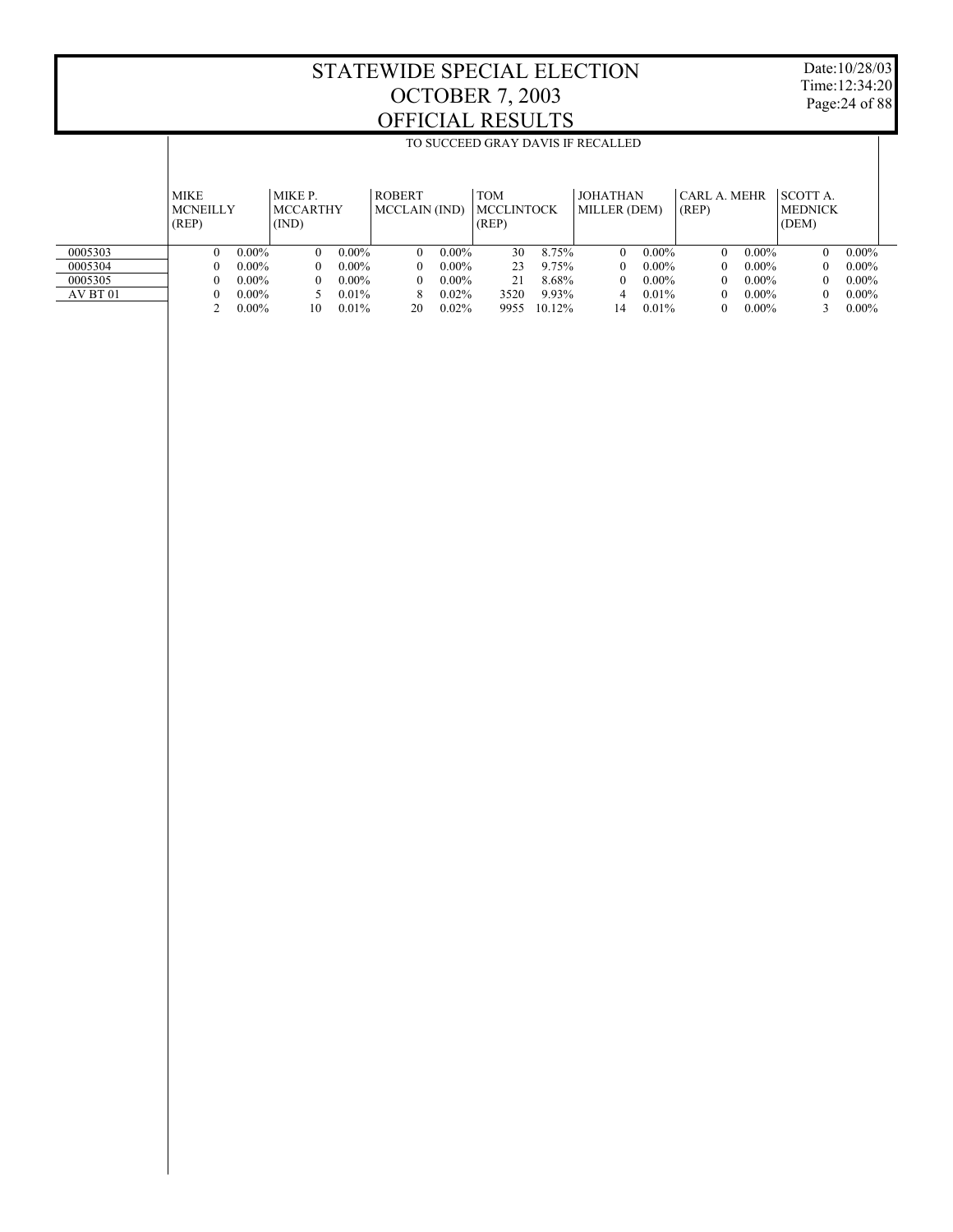# STATEWIDE SPECIAL ELECTION
# OCTOBER 7, 2003
# OFFICIAL RESULTS

Date:10/28/03
Time:12:34:20

TO SUCCEED GRAY DAVIS IF RECALLED

| | MIKE MCNEILLY (REP) | | MIKE P. MCCARTHY (IND) | | ROBERT MCCLAIN (IND) | | TOM MCCLINTOCK (REP) | | JOHATHAN MILLER (DEM) | | CARL A. MEHR (REP) | | SCOTT A. MEDNICK (DEM) | |
|---|---|---|---|---|---|---|---|---|---|---|---|---|---|---|
| 0005303 | 0 | 0.00% | 0 | 0.00% | 0 | 0.00% | 30 | 8.75% | 0 | 0.00% | 0 | 0.00% | 0 | 0.00% |
| 0005304 | 0 | 0.00% | 0 | 0.00% | 0 | 0.00% | 23 | 9.75% | 0 | 0.00% | 0 | 0.00% | 0 | 0.00% |
| 0005305 | 0 | 0.00% | 0 | 0.00% | 0 | 0.00% | 21 | 8.68% | 0 | 0.00% | 0 | 0.00% | 0 | 0.00% |
| AV BT 01 | 0 | 0.00% | 5 | 0.01% | 8 | 0.02% | 3520 | 9.93% | 4 | 0.01% | 0 | 0.00% | 0 | 0.00% |
| | 2 | 0.00% | 10 | 0.01% | 20 | 0.02% | 9955 | 10.12% | 14 | 0.01% | 0 | 0.00% | 3 | 0.00% |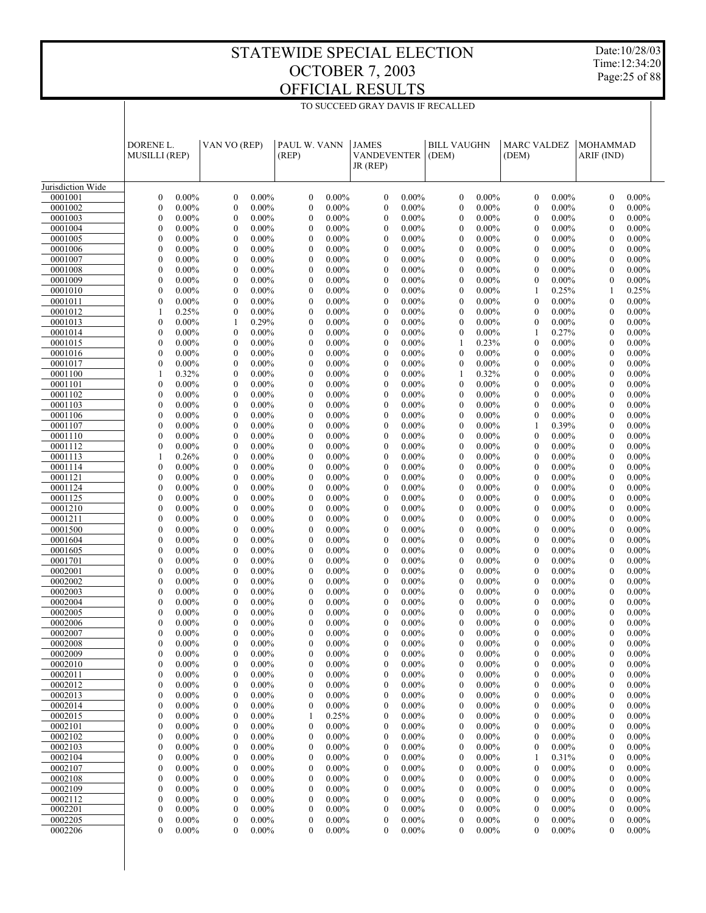# STATEWIDE SPECIAL ELECTION
# OCTOBER 7, 2003
# OFFICIAL RESULTS

Date:10/28/03
Time:12:34:20

TO SUCCEED GRAY DAVIS IF RECALLED

| | DORENE L. MUSILLI (REP) | | VAN VO (REP) | | PAUL W. VANN (REP) | | JAMES VANDEVENTER JR (REP) | | BILL VAUGHN (DEM) | | MARC VALDEZ (DEM) | | MOHAMMAD ARIF (IND) | |
|---|---|---|---|---|---|---|---|---|---|---|---|---|---|---|
| Jurisdiction Wide | | | | | | | | | | | | | | |
| 0001001 | 0 | 0.00% | 0 | 0.00% | 0 | 0.00% | 0 | 0.00% | 0 | 0.00% | 0 | 0.00% | 0 | 0.00% |
| 0001002 | 0 | 0.00% | 0 | 0.00% | 0 | 0.00% | 0 | 0.00% | 0 | 0.00% | 0 | 0.00% | 0 | 0.00% |
| 0001003 | 0 | 0.00% | 0 | 0.00% | 0 | 0.00% | 0 | 0.00% | 0 | 0.00% | 0 | 0.00% | 0 | 0.00% |
| 0001004 | 0 | 0.00% | 0 | 0.00% | 0 | 0.00% | 0 | 0.00% | 0 | 0.00% | 0 | 0.00% | 0 | 0.00% |
| 0001005 | 0 | 0.00% | 0 | 0.00% | 0 | 0.00% | 0 | 0.00% | 0 | 0.00% | 0 | 0.00% | 0 | 0.00% |
| 0001006 | 0 | 0.00% | 0 | 0.00% | 0 | 0.00% | 0 | 0.00% | 0 | 0.00% | 0 | 0.00% | 0 | 0.00% |
| 0001007 | 0 | 0.00% | 0 | 0.00% | 0 | 0.00% | 0 | 0.00% | 0 | 0.00% | 0 | 0.00% | 0 | 0.00% |
| 0001008 | 0 | 0.00% | 0 | 0.00% | 0 | 0.00% | 0 | 0.00% | 0 | 0.00% | 0 | 0.00% | 0 | 0.00% |
| 0001009 | 0 | 0.00% | 0 | 0.00% | 0 | 0.00% | 0 | 0.00% | 0 | 0.00% | 0 | 0.00% | 0 | 0.00% |
| 0001010 | 0 | 0.00% | 0 | 0.00% | 0 | 0.00% | 0 | 0.00% | 0 | 0.00% | 1 | 0.25% | 1 | 0.25% |
| 0001011 | 0 | 0.00% | 0 | 0.00% | 0 | 0.00% | 0 | 0.00% | 0 | 0.00% | 0 | 0.00% | 0 | 0.00% |
| 0001012 | 1 | 0.25% | 0 | 0.00% | 0 | 0.00% | 0 | 0.00% | 0 | 0.00% | 0 | 0.00% | 0 | 0.00% |
| 0001013 | 0 | 0.00% | 1 | 0.29% | 0 | 0.00% | 0 | 0.00% | 0 | 0.00% | 0 | 0.00% | 0 | 0.00% |
| 0001014 | 0 | 0.00% | 0 | 0.00% | 0 | 0.00% | 0 | 0.00% | 0 | 0.00% | 1 | 0.27% | 0 | 0.00% |
| 0001015 | 0 | 0.00% | 0 | 0.00% | 0 | 0.00% | 0 | 0.00% | 1 | 0.23% | 0 | 0.00% | 0 | 0.00% |
| 0001016 | 0 | 0.00% | 0 | 0.00% | 0 | 0.00% | 0 | 0.00% | 0 | 0.00% | 0 | 0.00% | 0 | 0.00% |
| 0001017 | 0 | 0.00% | 0 | 0.00% | 0 | 0.00% | 0 | 0.00% | 0 | 0.00% | 0 | 0.00% | 0 | 0.00% |
| 0001100 | 1 | 0.32% | 0 | 0.00% | 0 | 0.00% | 0 | 0.00% | 1 | 0.32% | 0 | 0.00% | 0 | 0.00% |
| 0001101 | 0 | 0.00% | 0 | 0.00% | 0 | 0.00% | 0 | 0.00% | 0 | 0.00% | 0 | 0.00% | 0 | 0.00% |
| 0001102 | 0 | 0.00% | 0 | 0.00% | 0 | 0.00% | 0 | 0.00% | 0 | 0.00% | 0 | 0.00% | 0 | 0.00% |
| 0001103 | 0 | 0.00% | 0 | 0.00% | 0 | 0.00% | 0 | 0.00% | 0 | 0.00% | 0 | 0.00% | 0 | 0.00% |
| 0001106 | 0 | 0.00% | 0 | 0.00% | 0 | 0.00% | 0 | 0.00% | 0 | 0.00% | 0 | 0.00% | 0 | 0.00% |
| 0001107 | 0 | 0.00% | 0 | 0.00% | 0 | 0.00% | 0 | 0.00% | 0 | 0.00% | 1 | 0.39% | 0 | 0.00% |
| 0001110 | 0 | 0.00% | 0 | 0.00% | 0 | 0.00% | 0 | 0.00% | 0 | 0.00% | 0 | 0.00% | 0 | 0.00% |
| 0001112 | 0 | 0.00% | 0 | 0.00% | 0 | 0.00% | 0 | 0.00% | 0 | 0.00% | 0 | 0.00% | 0 | 0.00% |
| 0001113 | 1 | 0.26% | 0 | 0.00% | 0 | 0.00% | 0 | 0.00% | 0 | 0.00% | 0 | 0.00% | 0 | 0.00% |
| 0001114 | 0 | 0.00% | 0 | 0.00% | 0 | 0.00% | 0 | 0.00% | 0 | 0.00% | 0 | 0.00% | 0 | 0.00% |
| 0001121 | 0 | 0.00% | 0 | 0.00% | 0 | 0.00% | 0 | 0.00% | 0 | 0.00% | 0 | 0.00% | 0 | 0.00% |
| 0001124 | 0 | 0.00% | 0 | 0.00% | 0 | 0.00% | 0 | 0.00% | 0 | 0.00% | 0 | 0.00% | 0 | 0.00% |
| 0001125 | 0 | 0.00% | 0 | 0.00% | 0 | 0.00% | 0 | 0.00% | 0 | 0.00% | 0 | 0.00% | 0 | 0.00% |
| 0001210 | 0 | 0.00% | 0 | 0.00% | 0 | 0.00% | 0 | 0.00% | 0 | 0.00% | 0 | 0.00% | 0 | 0.00% |
| 0001211 | 0 | 0.00% | 0 | 0.00% | 0 | 0.00% | 0 | 0.00% | 0 | 0.00% | 0 | 0.00% | 0 | 0.00% |
| 0001500 | 0 | 0.00% | 0 | 0.00% | 0 | 0.00% | 0 | 0.00% | 0 | 0.00% | 0 | 0.00% | 0 | 0.00% |
| 0001604 | 0 | 0.00% | 0 | 0.00% | 0 | 0.00% | 0 | 0.00% | 0 | 0.00% | 0 | 0.00% | 0 | 0.00% |
| 0001605 | 0 | 0.00% | 0 | 0.00% | 0 | 0.00% | 0 | 0.00% | 0 | 0.00% | 0 | 0.00% | 0 | 0.00% |
| 0001701 | 0 | 0.00% | 0 | 0.00% | 0 | 0.00% | 0 | 0.00% | 0 | 0.00% | 0 | 0.00% | 0 | 0.00% |
| 0002001 | 0 | 0.00% | 0 | 0.00% | 0 | 0.00% | 0 | 0.00% | 0 | 0.00% | 0 | 0.00% | 0 | 0.00% |
| 0002002 | 0 | 0.00% | 0 | 0.00% | 0 | 0.00% | 0 | 0.00% | 0 | 0.00% | 0 | 0.00% | 0 | 0.00% |
| 0002003 | 0 | 0.00% | 0 | 0.00% | 0 | 0.00% | 0 | 0.00% | 0 | 0.00% | 0 | 0.00% | 0 | 0.00% |
| 0002004 | 0 | 0.00% | 0 | 0.00% | 0 | 0.00% | 0 | 0.00% | 0 | 0.00% | 0 | 0.00% | 0 | 0.00% |
| 0002005 | 0 | 0.00% | 0 | 0.00% | 0 | 0.00% | 0 | 0.00% | 0 | 0.00% | 0 | 0.00% | 0 | 0.00% |
| 0002006 | 0 | 0.00% | 0 | 0.00% | 0 | 0.00% | 0 | 0.00% | 0 | 0.00% | 0 | 0.00% | 0 | 0.00% |
| 0002007 | 0 | 0.00% | 0 | 0.00% | 0 | 0.00% | 0 | 0.00% | 0 | 0.00% | 0 | 0.00% | 0 | 0.00% |
| 0002008 | 0 | 0.00% | 0 | 0.00% | 0 | 0.00% | 0 | 0.00% | 0 | 0.00% | 0 | 0.00% | 0 | 0.00% |
| 0002009 | 0 | 0.00% | 0 | 0.00% | 0 | 0.00% | 0 | 0.00% | 0 | 0.00% | 0 | 0.00% | 0 | 0.00% |
| 0002010 | 0 | 0.00% | 0 | 0.00% | 0 | 0.00% | 0 | 0.00% | 0 | 0.00% | 0 | 0.00% | 0 | 0.00% |
| 0002011 | 0 | 0.00% | 0 | 0.00% | 0 | 0.00% | 0 | 0.00% | 0 | 0.00% | 0 | 0.00% | 0 | 0.00% |
| 0002012 | 0 | 0.00% | 0 | 0.00% | 0 | 0.00% | 0 | 0.00% | 0 | 0.00% | 0 | 0.00% | 0 | 0.00% |
| 0002013 | 0 | 0.00% | 0 | 0.00% | 0 | 0.00% | 0 | 0.00% | 0 | 0.00% | 0 | 0.00% | 0 | 0.00% |
| 0002014 | 0 | 0.00% | 0 | 0.00% | 0 | 0.00% | 0 | 0.00% | 0 | 0.00% | 0 | 0.00% | 0 | 0.00% |
| 0002015 | 0 | 0.00% | 0 | 0.00% | 1 | 0.25% | 0 | 0.00% | 0 | 0.00% | 0 | 0.00% | 0 | 0.00% |
| 0002101 | 0 | 0.00% | 0 | 0.00% | 0 | 0.00% | 0 | 0.00% | 0 | 0.00% | 0 | 0.00% | 0 | 0.00% |
| 0002102 | 0 | 0.00% | 0 | 0.00% | 0 | 0.00% | 0 | 0.00% | 0 | 0.00% | 0 | 0.00% | 0 | 0.00% |
| 0002103 | 0 | 0.00% | 0 | 0.00% | 0 | 0.00% | 0 | 0.00% | 0 | 0.00% | 0 | 0.00% | 0 | 0.00% |
| 0002104 | 0 | 0.00% | 0 | 0.00% | 0 | 0.00% | 0 | 0.00% | 0 | 0.00% | 1 | 0.31% | 0 | 0.00% |
| 0002107 | 0 | 0.00% | 0 | 0.00% | 0 | 0.00% | 0 | 0.00% | 0 | 0.00% | 0 | 0.00% | 0 | 0.00% |
| 0002108 | 0 | 0.00% | 0 | 0.00% | 0 | 0.00% | 0 | 0.00% | 0 | 0.00% | 0 | 0.00% | 0 | 0.00% |
| 0002109 | 0 | 0.00% | 0 | 0.00% | 0 | 0.00% | 0 | 0.00% | 0 | 0.00% | 0 | 0.00% | 0 | 0.00% |
| 0002112 | 0 | 0.00% | 0 | 0.00% | 0 | 0.00% | 0 | 0.00% | 0 | 0.00% | 0 | 0.00% | 0 | 0.00% |
| 0002201 | 0 | 0.00% | 0 | 0.00% | 0 | 0.00% | 0 | 0.00% | 0 | 0.00% | 0 | 0.00% | 0 | 0.00% |
| 0002205 | 0 | 0.00% | 0 | 0.00% | 0 | 0.00% | 0 | 0.00% | 0 | 0.00% | 0 | 0.00% | 0 | 0.00% |
| 0002206 | 0 | 0.00% | 0 | 0.00% | 0 | 0.00% | 0 | 0.00% | 0 | 0.00% | 0 | 0.00% | 0 | 0.00% |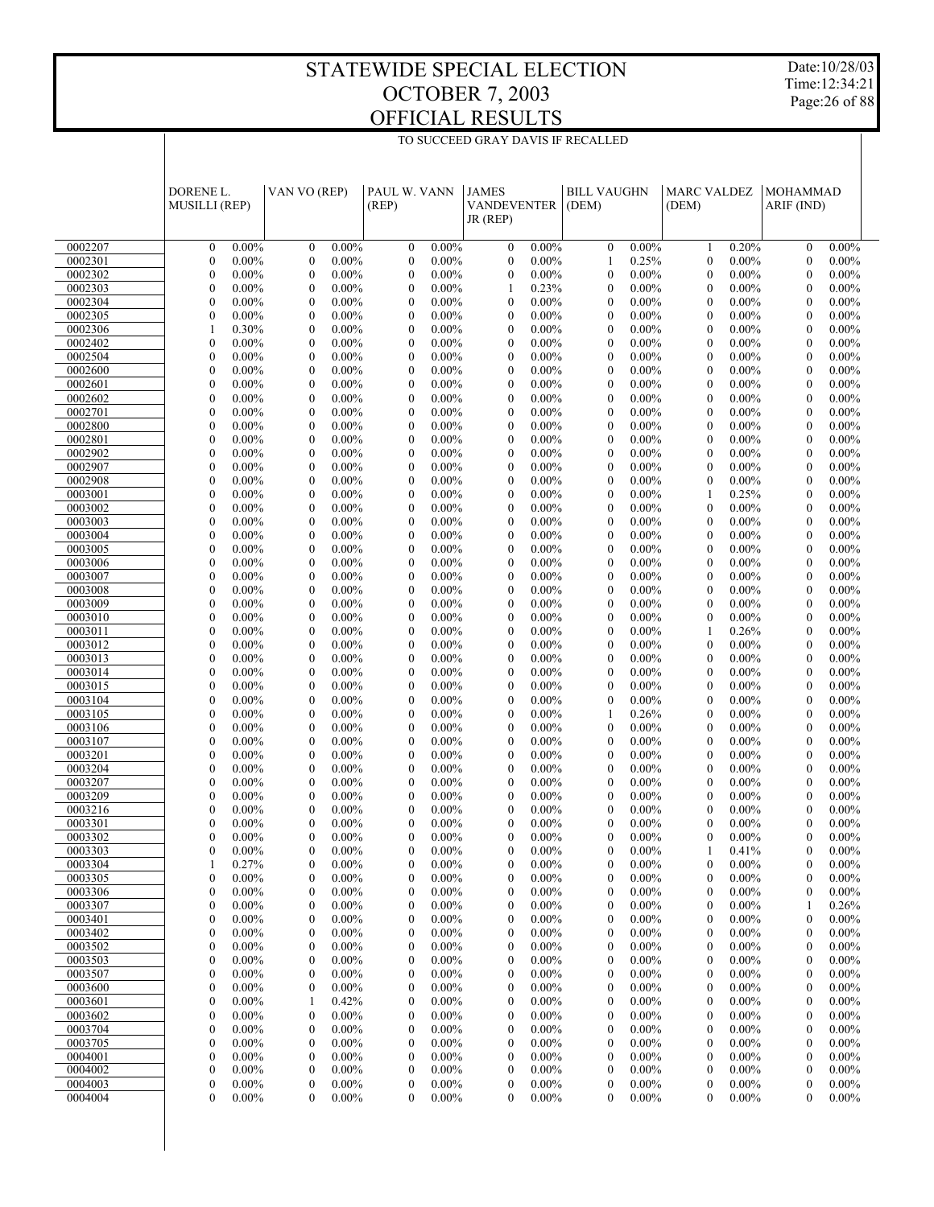# STATEWIDE SPECIAL ELECTION
# OCTOBER 7, 2003
# OFFICIAL RESULTS

Date:10/28/03
Time:12:34:21

TO SUCCEED GRAY DAVIS IF RECALLED

| | DORENE L. MUSILLI (REP) | | VAN VO (REP) | | PAUL W. VANN (REP) | | JAMES VANDEVENTER JR (REP) | | BILL VAUGHN (DEM) | | MARC VALDEZ (DEM) | | MOHAMMAD ARIF (IND) | |
|---|---|---|---|---|---|---|---|---|---|---|---|---|---|---|
| 0002207 | 0 | 0.00% | 0 | 0.00% | 0 | 0.00% | 0 | 0.00% | 0 | 0.00% | 1 | 0.20% | 0 | 0.00% |
| 0002301 | 0 | 0.00% | 0 | 0.00% | 0 | 0.00% | 0 | 0.00% | 1 | 0.25% | 0 | 0.00% | 0 | 0.00% |
| 0002302 | 0 | 0.00% | 0 | 0.00% | 0 | 0.00% | 0 | 0.00% | 0 | 0.00% | 0 | 0.00% | 0 | 0.00% |
| 0002303 | 0 | 0.00% | 0 | 0.00% | 0 | 0.00% | 1 | 0.23% | 0 | 0.00% | 0 | 0.00% | 0 | 0.00% |
| 0002304 | 0 | 0.00% | 0 | 0.00% | 0 | 0.00% | 0 | 0.00% | 0 | 0.00% | 0 | 0.00% | 0 | 0.00% |
| 0002305 | 0 | 0.00% | 0 | 0.00% | 0 | 0.00% | 0 | 0.00% | 0 | 0.00% | 0 | 0.00% | 0 | 0.00% |
| 0002306 | 1 | 0.30% | 0 | 0.00% | 0 | 0.00% | 0 | 0.00% | 0 | 0.00% | 0 | 0.00% | 0 | 0.00% |
| 0002402 | 0 | 0.00% | 0 | 0.00% | 0 | 0.00% | 0 | 0.00% | 0 | 0.00% | 0 | 0.00% | 0 | 0.00% |
| 0002504 | 0 | 0.00% | 0 | 0.00% | 0 | 0.00% | 0 | 0.00% | 0 | 0.00% | 0 | 0.00% | 0 | 0.00% |
| 0002600 | 0 | 0.00% | 0 | 0.00% | 0 | 0.00% | 0 | 0.00% | 0 | 0.00% | 0 | 0.00% | 0 | 0.00% |
| 0002601 | 0 | 0.00% | 0 | 0.00% | 0 | 0.00% | 0 | 0.00% | 0 | 0.00% | 0 | 0.00% | 0 | 0.00% |
| 0002602 | 0 | 0.00% | 0 | 0.00% | 0 | 0.00% | 0 | 0.00% | 0 | 0.00% | 0 | 0.00% | 0 | 0.00% |
| 0002701 | 0 | 0.00% | 0 | 0.00% | 0 | 0.00% | 0 | 0.00% | 0 | 0.00% | 0 | 0.00% | 0 | 0.00% |
| 0002800 | 0 | 0.00% | 0 | 0.00% | 0 | 0.00% | 0 | 0.00% | 0 | 0.00% | 0 | 0.00% | 0 | 0.00% |
| 0002801 | 0 | 0.00% | 0 | 0.00% | 0 | 0.00% | 0 | 0.00% | 0 | 0.00% | 0 | 0.00% | 0 | 0.00% |
| 0002902 | 0 | 0.00% | 0 | 0.00% | 0 | 0.00% | 0 | 0.00% | 0 | 0.00% | 0 | 0.00% | 0 | 0.00% |
| 0002907 | 0 | 0.00% | 0 | 0.00% | 0 | 0.00% | 0 | 0.00% | 0 | 0.00% | 0 | 0.00% | 0 | 0.00% |
| 0002908 | 0 | 0.00% | 0 | 0.00% | 0 | 0.00% | 0 | 0.00% | 0 | 0.00% | 0 | 0.00% | 0 | 0.00% |
| 0003001 | 0 | 0.00% | 0 | 0.00% | 0 | 0.00% | 0 | 0.00% | 0 | 0.00% | 1 | 0.25% | 0 | 0.00% |
| 0003002 | 0 | 0.00% | 0 | 0.00% | 0 | 0.00% | 0 | 0.00% | 0 | 0.00% | 0 | 0.00% | 0 | 0.00% |
| 0003003 | 0 | 0.00% | 0 | 0.00% | 0 | 0.00% | 0 | 0.00% | 0 | 0.00% | 0 | 0.00% | 0 | 0.00% |
| 0003004 | 0 | 0.00% | 0 | 0.00% | 0 | 0.00% | 0 | 0.00% | 0 | 0.00% | 0 | 0.00% | 0 | 0.00% |
| 0003005 | 0 | 0.00% | 0 | 0.00% | 0 | 0.00% | 0 | 0.00% | 0 | 0.00% | 0 | 0.00% | 0 | 0.00% |
| 0003006 | 0 | 0.00% | 0 | 0.00% | 0 | 0.00% | 0 | 0.00% | 0 | 0.00% | 0 | 0.00% | 0 | 0.00% |
| 0003007 | 0 | 0.00% | 0 | 0.00% | 0 | 0.00% | 0 | 0.00% | 0 | 0.00% | 0 | 0.00% | 0 | 0.00% |
| 0003008 | 0 | 0.00% | 0 | 0.00% | 0 | 0.00% | 0 | 0.00% | 0 | 0.00% | 0 | 0.00% | 0 | 0.00% |
| 0003009 | 0 | 0.00% | 0 | 0.00% | 0 | 0.00% | 0 | 0.00% | 0 | 0.00% | 0 | 0.00% | 0 | 0.00% |
| 0003010 | 0 | 0.00% | 0 | 0.00% | 0 | 0.00% | 0 | 0.00% | 0 | 0.00% | 0 | 0.00% | 0 | 0.00% |
| 0003011 | 0 | 0.00% | 0 | 0.00% | 0 | 0.00% | 0 | 0.00% | 0 | 0.00% | 1 | 0.26% | 0 | 0.00% |
| 0003012 | 0 | 0.00% | 0 | 0.00% | 0 | 0.00% | 0 | 0.00% | 0 | 0.00% | 0 | 0.00% | 0 | 0.00% |
| 0003013 | 0 | 0.00% | 0 | 0.00% | 0 | 0.00% | 0 | 0.00% | 0 | 0.00% | 0 | 0.00% | 0 | 0.00% |
| 0003014 | 0 | 0.00% | 0 | 0.00% | 0 | 0.00% | 0 | 0.00% | 0 | 0.00% | 0 | 0.00% | 0 | 0.00% |
| 0003015 | 0 | 0.00% | 0 | 0.00% | 0 | 0.00% | 0 | 0.00% | 0 | 0.00% | 0 | 0.00% | 0 | 0.00% |
| 0003104 | 0 | 0.00% | 0 | 0.00% | 0 | 0.00% | 0 | 0.00% | 0 | 0.00% | 0 | 0.00% | 0 | 0.00% |
| 0003105 | 0 | 0.00% | 0 | 0.00% | 0 | 0.00% | 0 | 0.00% | 1 | 0.26% | 0 | 0.00% | 0 | 0.00% |
| 0003106 | 0 | 0.00% | 0 | 0.00% | 0 | 0.00% | 0 | 0.00% | 0 | 0.00% | 0 | 0.00% | 0 | 0.00% |
| 0003107 | 0 | 0.00% | 0 | 0.00% | 0 | 0.00% | 0 | 0.00% | 0 | 0.00% | 0 | 0.00% | 0 | 0.00% |
| 0003201 | 0 | 0.00% | 0 | 0.00% | 0 | 0.00% | 0 | 0.00% | 0 | 0.00% | 0 | 0.00% | 0 | 0.00% |
| 0003204 | 0 | 0.00% | 0 | 0.00% | 0 | 0.00% | 0 | 0.00% | 0 | 0.00% | 0 | 0.00% | 0 | 0.00% |
| 0003207 | 0 | 0.00% | 0 | 0.00% | 0 | 0.00% | 0 | 0.00% | 0 | 0.00% | 0 | 0.00% | 0 | 0.00% |
| 0003209 | 0 | 0.00% | 0 | 0.00% | 0 | 0.00% | 0 | 0.00% | 0 | 0.00% | 0 | 0.00% | 0 | 0.00% |
| 0003216 | 0 | 0.00% | 0 | 0.00% | 0 | 0.00% | 0 | 0.00% | 0 | 0.00% | 0 | 0.00% | 0 | 0.00% |
| 0003301 | 0 | 0.00% | 0 | 0.00% | 0 | 0.00% | 0 | 0.00% | 0 | 0.00% | 0 | 0.00% | 0 | 0.00% |
| 0003302 | 0 | 0.00% | 0 | 0.00% | 0 | 0.00% | 0 | 0.00% | 0 | 0.00% | 0 | 0.00% | 0 | 0.00% |
| 0003303 | 0 | 0.00% | 0 | 0.00% | 0 | 0.00% | 0 | 0.00% | 0 | 0.00% | 1 | 0.41% | 0 | 0.00% |
| 0003304 | 1 | 0.27% | 0 | 0.00% | 0 | 0.00% | 0 | 0.00% | 0 | 0.00% | 0 | 0.00% | 0 | 0.00% |
| 0003305 | 0 | 0.00% | 0 | 0.00% | 0 | 0.00% | 0 | 0.00% | 0 | 0.00% | 0 | 0.00% | 0 | 0.00% |
| 0003306 | 0 | 0.00% | 0 | 0.00% | 0 | 0.00% | 0 | 0.00% | 0 | 0.00% | 0 | 0.00% | 0 | 0.00% |
| 0003307 | 0 | 0.00% | 0 | 0.00% | 0 | 0.00% | 0 | 0.00% | 0 | 0.00% | 0 | 0.00% | 1 | 0.26% |
| 0003401 | 0 | 0.00% | 0 | 0.00% | 0 | 0.00% | 0 | 0.00% | 0 | 0.00% | 0 | 0.00% | 0 | 0.00% |
| 0003402 | 0 | 0.00% | 0 | 0.00% | 0 | 0.00% | 0 | 0.00% | 0 | 0.00% | 0 | 0.00% | 0 | 0.00% |
| 0003502 | 0 | 0.00% | 0 | 0.00% | 0 | 0.00% | 0 | 0.00% | 0 | 0.00% | 0 | 0.00% | 0 | 0.00% |
| 0003503 | 0 | 0.00% | 0 | 0.00% | 0 | 0.00% | 0 | 0.00% | 0 | 0.00% | 0 | 0.00% | 0 | 0.00% |
| 0003507 | 0 | 0.00% | 0 | 0.00% | 0 | 0.00% | 0 | 0.00% | 0 | 0.00% | 0 | 0.00% | 0 | 0.00% |
| 0003600 | 0 | 0.00% | 0 | 0.00% | 0 | 0.00% | 0 | 0.00% | 0 | 0.00% | 0 | 0.00% | 0 | 0.00% |
| 0003601 | 0 | 0.00% | 1 | 0.42% | 0 | 0.00% | 0 | 0.00% | 0 | 0.00% | 0 | 0.00% | 0 | 0.00% |
| 0003602 | 0 | 0.00% | 0 | 0.00% | 0 | 0.00% | 0 | 0.00% | 0 | 0.00% | 0 | 0.00% | 0 | 0.00% |
| 0003704 | 0 | 0.00% | 0 | 0.00% | 0 | 0.00% | 0 | 0.00% | 0 | 0.00% | 0 | 0.00% | 0 | 0.00% |
| 0003705 | 0 | 0.00% | 0 | 0.00% | 0 | 0.00% | 0 | 0.00% | 0 | 0.00% | 0 | 0.00% | 0 | 0.00% |
| 0004001 | 0 | 0.00% | 0 | 0.00% | 0 | 0.00% | 0 | 0.00% | 0 | 0.00% | 0 | 0.00% | 0 | 0.00% |
| 0004002 | 0 | 0.00% | 0 | 0.00% | 0 | 0.00% | 0 | 0.00% | 0 | 0.00% | 0 | 0.00% | 0 | 0.00% |
| 0004003 | 0 | 0.00% | 0 | 0.00% | 0 | 0.00% | 0 | 0.00% | 0 | 0.00% | 0 | 0.00% | 0 | 0.00% |
| 0004004 | 0 | 0.00% | 0 | 0.00% | 0 | 0.00% | 0 | 0.00% | 0 | 0.00% | 0 | 0.00% | 0 | 0.00% |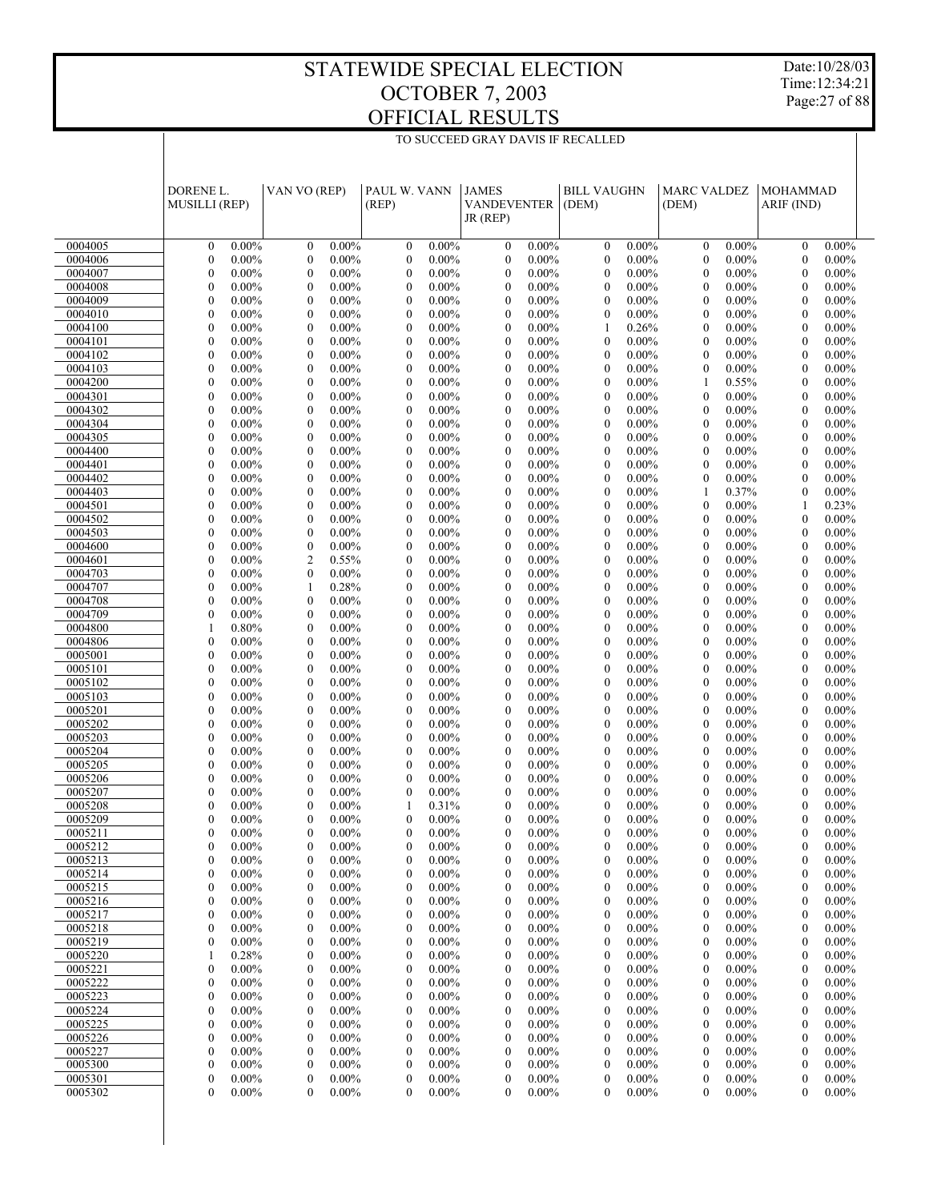# STATEWIDE SPECIAL ELECTION
# OCTOBER 7, 2003
# OFFICIAL RESULTS

Date:10/28/03
Time:12:34:21

TO SUCCEED GRAY DAVIS IF RECALLED

| | DORENE L. MUSILLI (REP) | | VAN VO (REP) | | PAUL W. VANN (REP) | | JAMES VANDEVENTER JR (REP) | | BILL VAUGHN (DEM) | | MARC VALDEZ (DEM) | | MOHAMMAD ARIF (IND) | |
|---|---|---|---|---|---|---|---|---|---|---|---|---|---|---|
| 0004005 | 0 | 0.00% | 0 | 0.00% | 0 | 0.00% | 0 | 0.00% | 0 | 0.00% | 0 | 0.00% | 0 | 0.00% |
| 0004006 | 0 | 0.00% | 0 | 0.00% | 0 | 0.00% | 0 | 0.00% | 0 | 0.00% | 0 | 0.00% | 0 | 0.00% |
| 0004007 | 0 | 0.00% | 0 | 0.00% | 0 | 0.00% | 0 | 0.00% | 0 | 0.00% | 0 | 0.00% | 0 | 0.00% |
| 0004008 | 0 | 0.00% | 0 | 0.00% | 0 | 0.00% | 0 | 0.00% | 0 | 0.00% | 0 | 0.00% | 0 | 0.00% |
| 0004009 | 0 | 0.00% | 0 | 0.00% | 0 | 0.00% | 0 | 0.00% | 0 | 0.00% | 0 | 0.00% | 0 | 0.00% |
| 0004010 | 0 | 0.00% | 0 | 0.00% | 0 | 0.00% | 0 | 0.00% | 0 | 0.00% | 0 | 0.00% | 0 | 0.00% |
| 0004100 | 0 | 0.00% | 0 | 0.00% | 0 | 0.00% | 0 | 0.00% | 1 | 0.26% | 0 | 0.00% | 0 | 0.00% |
| 0004101 | 0 | 0.00% | 0 | 0.00% | 0 | 0.00% | 0 | 0.00% | 0 | 0.00% | 0 | 0.00% | 0 | 0.00% |
| 0004102 | 0 | 0.00% | 0 | 0.00% | 0 | 0.00% | 0 | 0.00% | 0 | 0.00% | 0 | 0.00% | 0 | 0.00% |
| 0004103 | 0 | 0.00% | 0 | 0.00% | 0 | 0.00% | 0 | 0.00% | 0 | 0.00% | 0 | 0.00% | 0 | 0.00% |
| 0004200 | 0 | 0.00% | 0 | 0.00% | 0 | 0.00% | 0 | 0.00% | 0 | 0.00% | 1 | 0.55% | 0 | 0.00% |
| 0004301 | 0 | 0.00% | 0 | 0.00% | 0 | 0.00% | 0 | 0.00% | 0 | 0.00% | 0 | 0.00% | 0 | 0.00% |
| 0004302 | 0 | 0.00% | 0 | 0.00% | 0 | 0.00% | 0 | 0.00% | 0 | 0.00% | 0 | 0.00% | 0 | 0.00% |
| 0004304 | 0 | 0.00% | 0 | 0.00% | 0 | 0.00% | 0 | 0.00% | 0 | 0.00% | 0 | 0.00% | 0 | 0.00% |
| 0004305 | 0 | 0.00% | 0 | 0.00% | 0 | 0.00% | 0 | 0.00% | 0 | 0.00% | 0 | 0.00% | 0 | 0.00% |
| 0004400 | 0 | 0.00% | 0 | 0.00% | 0 | 0.00% | 0 | 0.00% | 0 | 0.00% | 0 | 0.00% | 0 | 0.00% |
| 0004401 | 0 | 0.00% | 0 | 0.00% | 0 | 0.00% | 0 | 0.00% | 0 | 0.00% | 0 | 0.00% | 0 | 0.00% |
| 0004402 | 0 | 0.00% | 0 | 0.00% | 0 | 0.00% | 0 | 0.00% | 0 | 0.00% | 0 | 0.00% | 0 | 0.00% |
| 0004403 | 0 | 0.00% | 0 | 0.00% | 0 | 0.00% | 0 | 0.00% | 0 | 0.00% | 1 | 0.37% | 0 | 0.00% |
| 0004501 | 0 | 0.00% | 0 | 0.00% | 0 | 0.00% | 0 | 0.00% | 0 | 0.00% | 0 | 0.00% | 1 | 0.23% |
| 0004502 | 0 | 0.00% | 0 | 0.00% | 0 | 0.00% | 0 | 0.00% | 0 | 0.00% | 0 | 0.00% | 0 | 0.00% |
| 0004503 | 0 | 0.00% | 0 | 0.00% | 0 | 0.00% | 0 | 0.00% | 0 | 0.00% | 0 | 0.00% | 0 | 0.00% |
| 0004600 | 0 | 0.00% | 0 | 0.00% | 0 | 0.00% | 0 | 0.00% | 0 | 0.00% | 0 | 0.00% | 0 | 0.00% |
| 0004601 | 0 | 0.00% | 2 | 0.55% | 0 | 0.00% | 0 | 0.00% | 0 | 0.00% | 0 | 0.00% | 0 | 0.00% |
| 0004703 | 0 | 0.00% | 0 | 0.00% | 0 | 0.00% | 0 | 0.00% | 0 | 0.00% | 0 | 0.00% | 0 | 0.00% |
| 0004707 | 0 | 0.00% | 1 | 0.28% | 0 | 0.00% | 0 | 0.00% | 0 | 0.00% | 0 | 0.00% | 0 | 0.00% |
| 0004708 | 0 | 0.00% | 0 | 0.00% | 0 | 0.00% | 0 | 0.00% | 0 | 0.00% | 0 | 0.00% | 0 | 0.00% |
| 0004709 | 0 | 0.00% | 0 | 0.00% | 0 | 0.00% | 0 | 0.00% | 0 | 0.00% | 0 | 0.00% | 0 | 0.00% |
| 0004800 | 1 | 0.80% | 0 | 0.00% | 0 | 0.00% | 0 | 0.00% | 0 | 0.00% | 0 | 0.00% | 0 | 0.00% |
| 0004806 | 0 | 0.00% | 0 | 0.00% | 0 | 0.00% | 0 | 0.00% | 0 | 0.00% | 0 | 0.00% | 0 | 0.00% |
| 0005001 | 0 | 0.00% | 0 | 0.00% | 0 | 0.00% | 0 | 0.00% | 0 | 0.00% | 0 | 0.00% | 0 | 0.00% |
| 0005101 | 0 | 0.00% | 0 | 0.00% | 0 | 0.00% | 0 | 0.00% | 0 | 0.00% | 0 | 0.00% | 0 | 0.00% |
| 0005102 | 0 | 0.00% | 0 | 0.00% | 0 | 0.00% | 0 | 0.00% | 0 | 0.00% | 0 | 0.00% | 0 | 0.00% |
| 0005103 | 0 | 0.00% | 0 | 0.00% | 0 | 0.00% | 0 | 0.00% | 0 | 0.00% | 0 | 0.00% | 0 | 0.00% |
| 0005201 | 0 | 0.00% | 0 | 0.00% | 0 | 0.00% | 0 | 0.00% | 0 | 0.00% | 0 | 0.00% | 0 | 0.00% |
| 0005202 | 0 | 0.00% | 0 | 0.00% | 0 | 0.00% | 0 | 0.00% | 0 | 0.00% | 0 | 0.00% | 0 | 0.00% |
| 0005203 | 0 | 0.00% | 0 | 0.00% | 0 | 0.00% | 0 | 0.00% | 0 | 0.00% | 0 | 0.00% | 0 | 0.00% |
| 0005204 | 0 | 0.00% | 0 | 0.00% | 0 | 0.00% | 0 | 0.00% | 0 | 0.00% | 0 | 0.00% | 0 | 0.00% |
| 0005205 | 0 | 0.00% | 0 | 0.00% | 0 | 0.00% | 0 | 0.00% | 0 | 0.00% | 0 | 0.00% | 0 | 0.00% |
| 0005206 | 0 | 0.00% | 0 | 0.00% | 0 | 0.00% | 0 | 0.00% | 0 | 0.00% | 0 | 0.00% | 0 | 0.00% |
| 0005207 | 0 | 0.00% | 0 | 0.00% | 0 | 0.00% | 0 | 0.00% | 0 | 0.00% | 0 | 0.00% | 0 | 0.00% |
| 0005208 | 0 | 0.00% | 0 | 0.00% | 1 | 0.31% | 0 | 0.00% | 0 | 0.00% | 0 | 0.00% | 0 | 0.00% |
| 0005209 | 0 | 0.00% | 0 | 0.00% | 0 | 0.00% | 0 | 0.00% | 0 | 0.00% | 0 | 0.00% | 0 | 0.00% |
| 0005211 | 0 | 0.00% | 0 | 0.00% | 0 | 0.00% | 0 | 0.00% | 0 | 0.00% | 0 | 0.00% | 0 | 0.00% |
| 0005212 | 0 | 0.00% | 0 | 0.00% | 0 | 0.00% | 0 | 0.00% | 0 | 0.00% | 0 | 0.00% | 0 | 0.00% |
| 0005213 | 0 | 0.00% | 0 | 0.00% | 0 | 0.00% | 0 | 0.00% | 0 | 0.00% | 0 | 0.00% | 0 | 0.00% |
| 0005214 | 0 | 0.00% | 0 | 0.00% | 0 | 0.00% | 0 | 0.00% | 0 | 0.00% | 0 | 0.00% | 0 | 0.00% |
| 0005215 | 0 | 0.00% | 0 | 0.00% | 0 | 0.00% | 0 | 0.00% | 0 | 0.00% | 0 | 0.00% | 0 | 0.00% |
| 0005216 | 0 | 0.00% | 0 | 0.00% | 0 | 0.00% | 0 | 0.00% | 0 | 0.00% | 0 | 0.00% | 0 | 0.00% |
| 0005217 | 0 | 0.00% | 0 | 0.00% | 0 | 0.00% | 0 | 0.00% | 0 | 0.00% | 0 | 0.00% | 0 | 0.00% |
| 0005218 | 0 | 0.00% | 0 | 0.00% | 0 | 0.00% | 0 | 0.00% | 0 | 0.00% | 0 | 0.00% | 0 | 0.00% |
| 0005219 | 0 | 0.00% | 0 | 0.00% | 0 | 0.00% | 0 | 0.00% | 0 | 0.00% | 0 | 0.00% | 0 | 0.00% |
| 0005220 | 1 | 0.28% | 0 | 0.00% | 0 | 0.00% | 0 | 0.00% | 0 | 0.00% | 0 | 0.00% | 0 | 0.00% |
| 0005221 | 0 | 0.00% | 0 | 0.00% | 0 | 0.00% | 0 | 0.00% | 0 | 0.00% | 0 | 0.00% | 0 | 0.00% |
| 0005222 | 0 | 0.00% | 0 | 0.00% | 0 | 0.00% | 0 | 0.00% | 0 | 0.00% | 0 | 0.00% | 0 | 0.00% |
| 0005223 | 0 | 0.00% | 0 | 0.00% | 0 | 0.00% | 0 | 0.00% | 0 | 0.00% | 0 | 0.00% | 0 | 0.00% |
| 0005224 | 0 | 0.00% | 0 | 0.00% | 0 | 0.00% | 0 | 0.00% | 0 | 0.00% | 0 | 0.00% | 0 | 0.00% |
| 0005225 | 0 | 0.00% | 0 | 0.00% | 0 | 0.00% | 0 | 0.00% | 0 | 0.00% | 0 | 0.00% | 0 | 0.00% |
| 0005226 | 0 | 0.00% | 0 | 0.00% | 0 | 0.00% | 0 | 0.00% | 0 | 0.00% | 0 | 0.00% | 0 | 0.00% |
| 0005227 | 0 | 0.00% | 0 | 0.00% | 0 | 0.00% | 0 | 0.00% | 0 | 0.00% | 0 | 0.00% | 0 | 0.00% |
| 0005300 | 0 | 0.00% | 0 | 0.00% | 0 | 0.00% | 0 | 0.00% | 0 | 0.00% | 0 | 0.00% | 0 | 0.00% |
| 0005301 | 0 | 0.00% | 0 | 0.00% | 0 | 0.00% | 0 | 0.00% | 0 | 0.00% | 0 | 0.00% | 0 | 0.00% |
| 0005302 | 0 | 0.00% | 0 | 0.00% | 0 | 0.00% | 0 | 0.00% | 0 | 0.00% | 0 | 0.00% | 0 | 0.00% |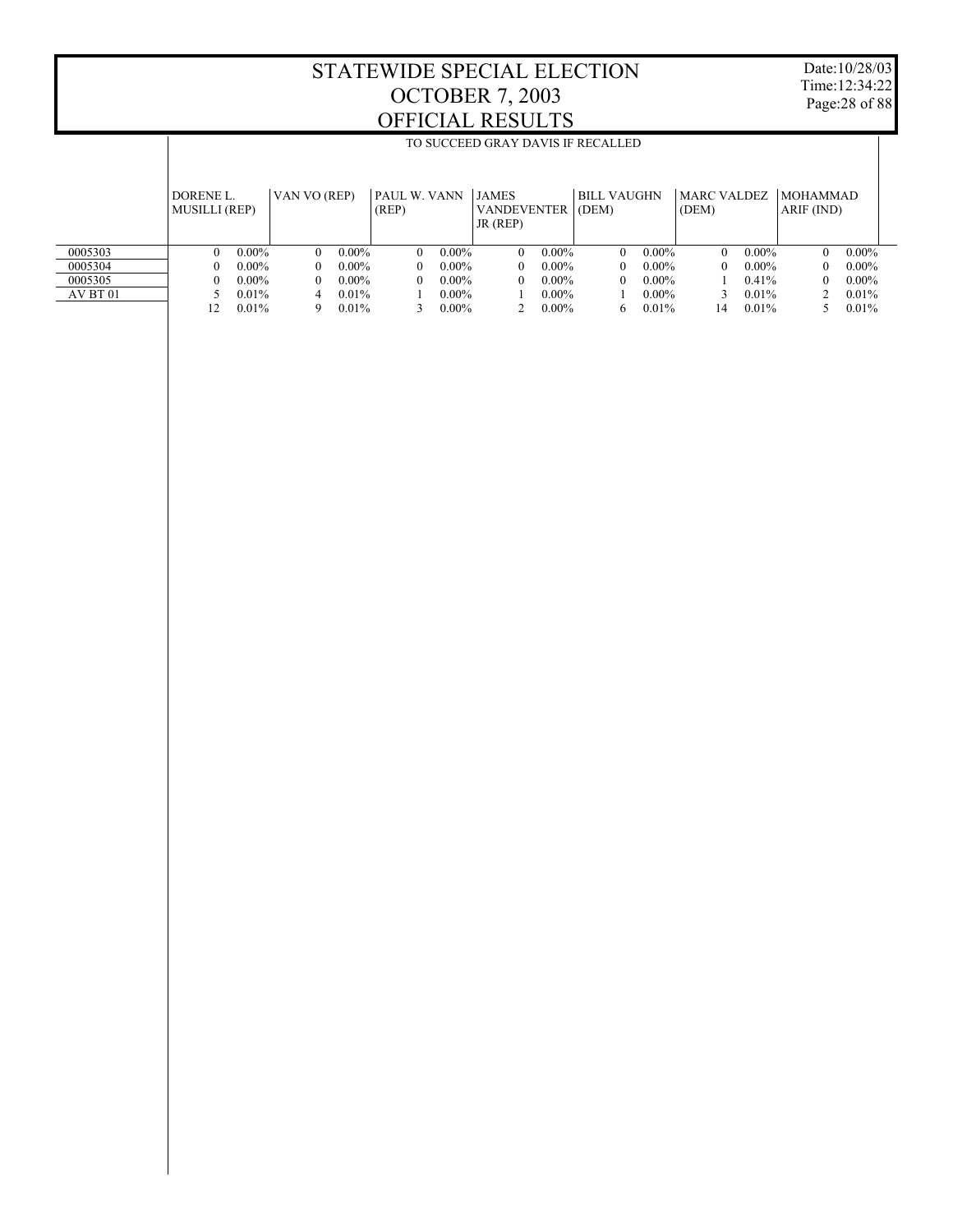# STATEWIDE SPECIAL ELECTION
# OCTOBER 7, 2003
# OFFICIAL RESULTS

Date:10/28/03
Time:12:34:22

## TO SUCCEED GRAY DAVIS IF RECALLED

| | DORENE L. MUSILLI (REP) | | VAN VO (REP) | | PAUL W. VANN (REP) | | JAMES VANDEVENTER JR (REP) | | BILL VAUGHN (DEM) | | MARC VALDEZ (DEM) | | MOHAMMAD ARIF (IND) | |
|---|---|---|---|---|---|---|---|---|---|---|---|---|---|---|
| 0005303 | 0 | 0.00% | 0 | 0.00% | 0 | 0.00% | 0 | 0.00% | 0 | 0.00% | 0 | 0.00% | 0 | 0.00% |
| 0005304 | 0 | 0.00% | 0 | 0.00% | 0 | 0.00% | 0 | 0.00% | 0 | 0.00% | 0 | 0.00% | 0 | 0.00% |
| 0005305 | 0 | 0.00% | 0 | 0.00% | 0 | 0.00% | 0 | 0.00% | 0 | 0.00% | 1 | 0.41% | 0 | 0.00% |
| AV BT 01 | 5 | 0.01% | 4 | 0.01% | 1 | 0.00% | 1 | 0.00% | 1 | 0.00% | 3 | 0.01% | 2 | 0.01% |
| | 12 | 0.01% | 9 | 0.01% | 3 | 0.00% | 2 | 0.00% | 6 | 0.01% | 14 | 0.01% | 5 | 0.01% |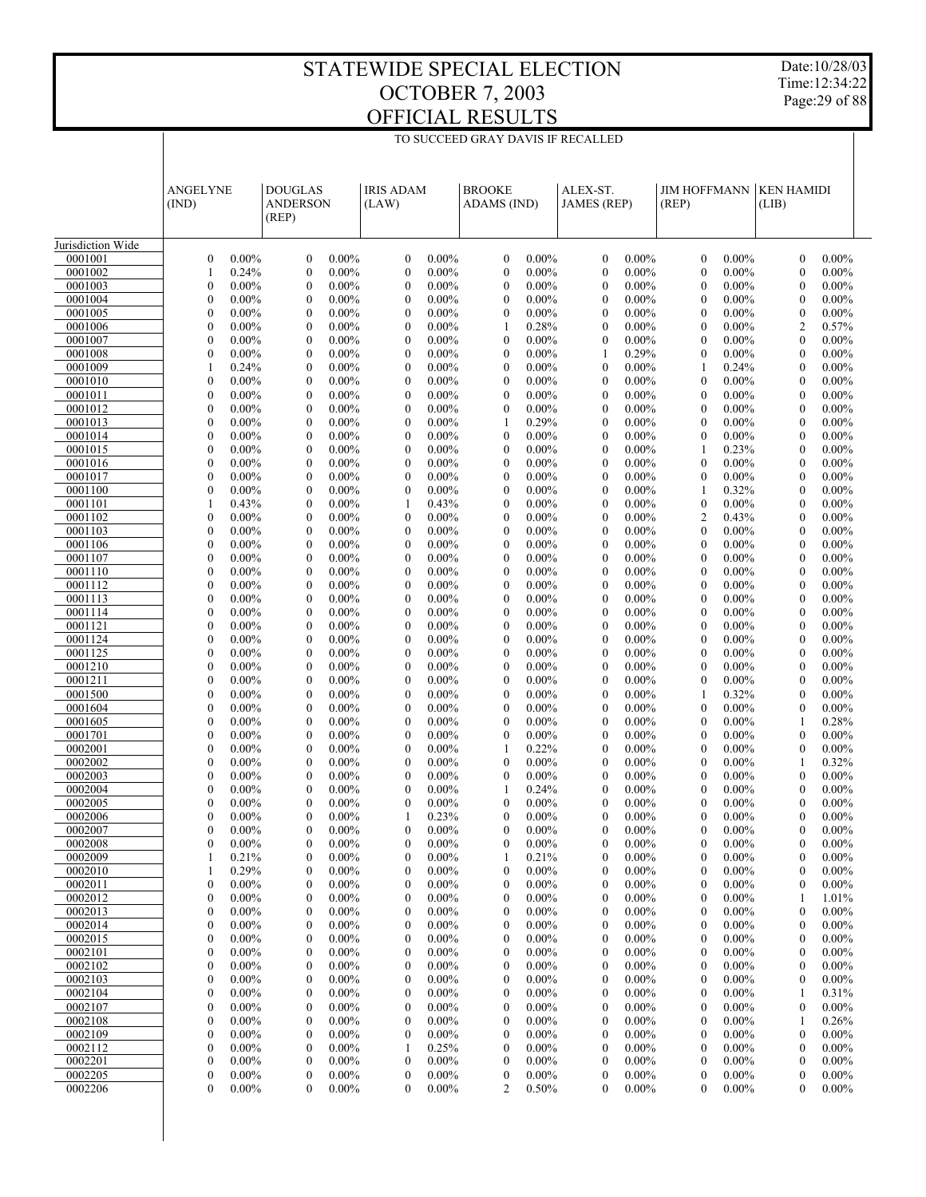# STATEWIDE SPECIAL ELECTION OCTOBER 7, 2003 OFFICIAL RESULTS

Date:10/28/03
Time:12:34:22

TO SUCCEED GRAY DAVIS IF RECALLED

| | ANGELYNE (IND) | | DOUGLAS ANDERSON (REP) | | IRIS ADAM (LAW) | | BROOKE ADAMS (IND) | | ALEX-ST. JAMES (REP) | | JIM HOFFMANN (REP) | | KEN HAMIDI (LIB) | |
|---|---|---|---|---|---|---|---|---|---|---|---|---|---|---|
| Jurisdiction Wide | | | | | | | | | | | | | | |
| 0001001 | 0 | 0.00% | 0 | 0.00% | 0 | 0.00% | 0 | 0.00% | 0 | 0.00% | 0 | 0.00% | 0 | 0.00% |
| 0001002 | 1 | 0.24% | 0 | 0.00% | 0 | 0.00% | 0 | 0.00% | 0 | 0.00% | 0 | 0.00% | 0 | 0.00% |
| 0001003 | 0 | 0.00% | 0 | 0.00% | 0 | 0.00% | 0 | 0.00% | 0 | 0.00% | 0 | 0.00% | 0 | 0.00% |
| 0001004 | 0 | 0.00% | 0 | 0.00% | 0 | 0.00% | 0 | 0.00% | 0 | 0.00% | 0 | 0.00% | 0 | 0.00% |
| 0001005 | 0 | 0.00% | 0 | 0.00% | 0 | 0.00% | 0 | 0.00% | 0 | 0.00% | 0 | 0.00% | 0 | 0.00% |
| 0001006 | 0 | 0.00% | 0 | 0.00% | 0 | 0.00% | 1 | 0.28% | 0 | 0.00% | 0 | 0.00% | 2 | 0.57% |
| 0001007 | 0 | 0.00% | 0 | 0.00% | 0 | 0.00% | 0 | 0.00% | 0 | 0.00% | 0 | 0.00% | 0 | 0.00% |
| 0001008 | 0 | 0.00% | 0 | 0.00% | 0 | 0.00% | 0 | 0.00% | 1 | 0.29% | 0 | 0.00% | 0 | 0.00% |
| 0001009 | 1 | 0.24% | 0 | 0.00% | 0 | 0.00% | 0 | 0.00% | 0 | 0.00% | 1 | 0.24% | 0 | 0.00% |
| 0001010 | 0 | 0.00% | 0 | 0.00% | 0 | 0.00% | 0 | 0.00% | 0 | 0.00% | 0 | 0.00% | 0 | 0.00% |
| 0001011 | 0 | 0.00% | 0 | 0.00% | 0 | 0.00% | 0 | 0.00% | 0 | 0.00% | 0 | 0.00% | 0 | 0.00% |
| 0001012 | 0 | 0.00% | 0 | 0.00% | 0 | 0.00% | 0 | 0.00% | 0 | 0.00% | 0 | 0.00% | 0 | 0.00% |
| 0001013 | 0 | 0.00% | 0 | 0.00% | 0 | 0.00% | 1 | 0.29% | 0 | 0.00% | 0 | 0.00% | 0 | 0.00% |
| 0001014 | 0 | 0.00% | 0 | 0.00% | 0 | 0.00% | 0 | 0.00% | 0 | 0.00% | 0 | 0.00% | 0 | 0.00% |
| 0001015 | 0 | 0.00% | 0 | 0.00% | 0 | 0.00% | 0 | 0.00% | 0 | 0.00% | 1 | 0.23% | 0 | 0.00% |
| 0001016 | 0 | 0.00% | 0 | 0.00% | 0 | 0.00% | 0 | 0.00% | 0 | 0.00% | 0 | 0.00% | 0 | 0.00% |
| 0001017 | 0 | 0.00% | 0 | 0.00% | 0 | 0.00% | 0 | 0.00% | 0 | 0.00% | 0 | 0.00% | 0 | 0.00% |
| 0001100 | 0 | 0.00% | 0 | 0.00% | 0 | 0.00% | 0 | 0.00% | 0 | 0.00% | 1 | 0.32% | 0 | 0.00% |
| 0001101 | 1 | 0.43% | 0 | 0.00% | 1 | 0.43% | 0 | 0.00% | 0 | 0.00% | 0 | 0.00% | 0 | 0.00% |
| 0001102 | 0 | 0.00% | 0 | 0.00% | 0 | 0.00% | 0 | 0.00% | 0 | 0.00% | 2 | 0.43% | 0 | 0.00% |
| 0001103 | 0 | 0.00% | 0 | 0.00% | 0 | 0.00% | 0 | 0.00% | 0 | 0.00% | 0 | 0.00% | 0 | 0.00% |
| 0001106 | 0 | 0.00% | 0 | 0.00% | 0 | 0.00% | 0 | 0.00% | 0 | 0.00% | 0 | 0.00% | 0 | 0.00% |
| 0001107 | 0 | 0.00% | 0 | 0.00% | 0 | 0.00% | 0 | 0.00% | 0 | 0.00% | 0 | 0.00% | 0 | 0.00% |
| 0001110 | 0 | 0.00% | 0 | 0.00% | 0 | 0.00% | 0 | 0.00% | 0 | 0.00% | 0 | 0.00% | 0 | 0.00% |
| 0001112 | 0 | 0.00% | 0 | 0.00% | 0 | 0.00% | 0 | 0.00% | 0 | 0.00% | 0 | 0.00% | 0 | 0.00% |
| 0001113 | 0 | 0.00% | 0 | 0.00% | 0 | 0.00% | 0 | 0.00% | 0 | 0.00% | 0 | 0.00% | 0 | 0.00% |
| 0001114 | 0 | 0.00% | 0 | 0.00% | 0 | 0.00% | 0 | 0.00% | 0 | 0.00% | 0 | 0.00% | 0 | 0.00% |
| 0001121 | 0 | 0.00% | 0 | 0.00% | 0 | 0.00% | 0 | 0.00% | 0 | 0.00% | 0 | 0.00% | 0 | 0.00% |
| 0001124 | 0 | 0.00% | 0 | 0.00% | 0 | 0.00% | 0 | 0.00% | 0 | 0.00% | 0 | 0.00% | 0 | 0.00% |
| 0001125 | 0 | 0.00% | 0 | 0.00% | 0 | 0.00% | 0 | 0.00% | 0 | 0.00% | 0 | 0.00% | 0 | 0.00% |
| 0001210 | 0 | 0.00% | 0 | 0.00% | 0 | 0.00% | 0 | 0.00% | 0 | 0.00% | 0 | 0.00% | 0 | 0.00% |
| 0001211 | 0 | 0.00% | 0 | 0.00% | 0 | 0.00% | 0 | 0.00% | 0 | 0.00% | 0 | 0.00% | 0 | 0.00% |
| 0001500 | 0 | 0.00% | 0 | 0.00% | 0 | 0.00% | 0 | 0.00% | 0 | 0.00% | 1 | 0.32% | 0 | 0.00% |
| 0001604 | 0 | 0.00% | 0 | 0.00% | 0 | 0.00% | 0 | 0.00% | 0 | 0.00% | 0 | 0.00% | 0 | 0.00% |
| 0001605 | 0 | 0.00% | 0 | 0.00% | 0 | 0.00% | 0 | 0.00% | 0 | 0.00% | 0 | 0.00% | 1 | 0.28% |
| 0001701 | 0 | 0.00% | 0 | 0.00% | 0 | 0.00% | 0 | 0.00% | 0 | 0.00% | 0 | 0.00% | 0 | 0.00% |
| 0002001 | 0 | 0.00% | 0 | 0.00% | 0 | 0.00% | 1 | 0.22% | 0 | 0.00% | 0 | 0.00% | 0 | 0.00% |
| 0002002 | 0 | 0.00% | 0 | 0.00% | 0 | 0.00% | 0 | 0.00% | 0 | 0.00% | 0 | 0.00% | 1 | 0.32% |
| 0002003 | 0 | 0.00% | 0 | 0.00% | 0 | 0.00% | 0 | 0.00% | 0 | 0.00% | 0 | 0.00% | 0 | 0.00% |
| 0002004 | 0 | 0.00% | 0 | 0.00% | 0 | 0.00% | 1 | 0.24% | 0 | 0.00% | 0 | 0.00% | 0 | 0.00% |
| 0002005 | 0 | 0.00% | 0 | 0.00% | 0 | 0.00% | 0 | 0.00% | 0 | 0.00% | 0 | 0.00% | 0 | 0.00% |
| 0002006 | 0 | 0.00% | 0 | 0.00% | 1 | 0.23% | 0 | 0.00% | 0 | 0.00% | 0 | 0.00% | 0 | 0.00% |
| 0002007 | 0 | 0.00% | 0 | 0.00% | 0 | 0.00% | 0 | 0.00% | 0 | 0.00% | 0 | 0.00% | 0 | 0.00% |
| 0002008 | 0 | 0.00% | 0 | 0.00% | 0 | 0.00% | 0 | 0.00% | 0 | 0.00% | 0 | 0.00% | 0 | 0.00% |
| 0002009 | 1 | 0.21% | 0 | 0.00% | 0 | 0.00% | 1 | 0.21% | 0 | 0.00% | 0 | 0.00% | 0 | 0.00% |
| 0002010 | 1 | 0.29% | 0 | 0.00% | 0 | 0.00% | 0 | 0.00% | 0 | 0.00% | 0 | 0.00% | 0 | 0.00% |
| 0002011 | 0 | 0.00% | 0 | 0.00% | 0 | 0.00% | 0 | 0.00% | 0 | 0.00% | 0 | 0.00% | 0 | 0.00% |
| 0002012 | 0 | 0.00% | 0 | 0.00% | 0 | 0.00% | 0 | 0.00% | 0 | 0.00% | 0 | 0.00% | 1 | 1.01% |
| 0002013 | 0 | 0.00% | 0 | 0.00% | 0 | 0.00% | 0 | 0.00% | 0 | 0.00% | 0 | 0.00% | 0 | 0.00% |
| 0002014 | 0 | 0.00% | 0 | 0.00% | 0 | 0.00% | 0 | 0.00% | 0 | 0.00% | 0 | 0.00% | 0 | 0.00% |
| 0002015 | 0 | 0.00% | 0 | 0.00% | 0 | 0.00% | 0 | 0.00% | 0 | 0.00% | 0 | 0.00% | 0 | 0.00% |
| 0002101 | 0 | 0.00% | 0 | 0.00% | 0 | 0.00% | 0 | 0.00% | 0 | 0.00% | 0 | 0.00% | 0 | 0.00% |
| 0002102 | 0 | 0.00% | 0 | 0.00% | 0 | 0.00% | 0 | 0.00% | 0 | 0.00% | 0 | 0.00% | 0 | 0.00% |
| 0002103 | 0 | 0.00% | 0 | 0.00% | 0 | 0.00% | 0 | 0.00% | 0 | 0.00% | 0 | 0.00% | 0 | 0.00% |
| 0002104 | 0 | 0.00% | 0 | 0.00% | 0 | 0.00% | 0 | 0.00% | 0 | 0.00% | 0 | 0.00% | 1 | 0.31% |
| 0002107 | 0 | 0.00% | 0 | 0.00% | 0 | 0.00% | 0 | 0.00% | 0 | 0.00% | 0 | 0.00% | 0 | 0.00% |
| 0002108 | 0 | 0.00% | 0 | 0.00% | 0 | 0.00% | 0 | 0.00% | 0 | 0.00% | 0 | 0.00% | 1 | 0.26% |
| 0002109 | 0 | 0.00% | 0 | 0.00% | 0 | 0.00% | 0 | 0.00% | 0 | 0.00% | 0 | 0.00% | 0 | 0.00% |
| 0002112 | 0 | 0.00% | 0 | 0.00% | 1 | 0.25% | 0 | 0.00% | 0 | 0.00% | 0 | 0.00% | 0 | 0.00% |
| 0002201 | 0 | 0.00% | 0 | 0.00% | 0 | 0.00% | 0 | 0.00% | 0 | 0.00% | 0 | 0.00% | 0 | 0.00% |
| 0002205 | 0 | 0.00% | 0 | 0.00% | 0 | 0.00% | 0 | 0.00% | 0 | 0.00% | 0 | 0.00% | 0 | 0.00% |
| 0002206 | 0 | 0.00% | 0 | 0.00% | 0 | 0.00% | 2 | 0.50% | 0 | 0.00% | 0 | 0.00% | 0 | 0.00% |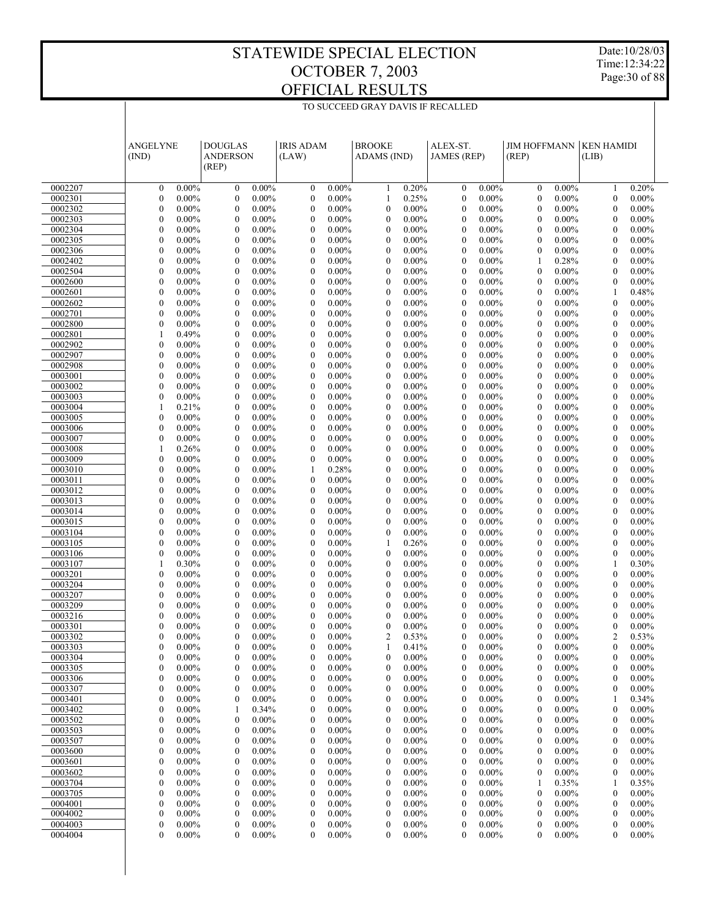# STATEWIDE SPECIAL ELECTION
# OCTOBER 7, 2003
# OFFICIAL RESULTS

Date:10/28/03
Time:12:34:22

TO SUCCEED GRAY DAVIS IF RECALLED

| | ANGELYNE (IND) | | DOUGLAS ANDERSON (REP) | | IRIS ADAM (LAW) | | BROOKE ADAMS (IND) | | ALEX-ST. JAMES (REP) | | JIM HOFFMANN (REP) | | KEN HAMIDI (LIB) | |
|---|---|---|---|---|---|---|---|---|---|---|---|---|---|---|
| 0002207 | 0 | 0.00% | 0 | 0.00% | 0 | 0.00% | 1 | 0.20% | 0 | 0.00% | 0 | 0.00% | 1 | 0.20% |
| 0002301 | 0 | 0.00% | 0 | 0.00% | 0 | 0.00% | 1 | 0.25% | 0 | 0.00% | 0 | 0.00% | 0 | 0.00% |
| 0002302 | 0 | 0.00% | 0 | 0.00% | 0 | 0.00% | 0 | 0.00% | 0 | 0.00% | 0 | 0.00% | 0 | 0.00% |
| 0002303 | 0 | 0.00% | 0 | 0.00% | 0 | 0.00% | 0 | 0.00% | 0 | 0.00% | 0 | 0.00% | 0 | 0.00% |
| 0002304 | 0 | 0.00% | 0 | 0.00% | 0 | 0.00% | 0 | 0.00% | 0 | 0.00% | 0 | 0.00% | 0 | 0.00% |
| 0002305 | 0 | 0.00% | 0 | 0.00% | 0 | 0.00% | 0 | 0.00% | 0 | 0.00% | 0 | 0.00% | 0 | 0.00% |
| 0002306 | 0 | 0.00% | 0 | 0.00% | 0 | 0.00% | 0 | 0.00% | 0 | 0.00% | 0 | 0.00% | 0 | 0.00% |
| 0002402 | 0 | 0.00% | 0 | 0.00% | 0 | 0.00% | 0 | 0.00% | 0 | 0.00% | 1 | 0.28% | 0 | 0.00% |
| 0002504 | 0 | 0.00% | 0 | 0.00% | 0 | 0.00% | 0 | 0.00% | 0 | 0.00% | 0 | 0.00% | 0 | 0.00% |
| 0002600 | 0 | 0.00% | 0 | 0.00% | 0 | 0.00% | 0 | 0.00% | 0 | 0.00% | 0 | 0.00% | 0 | 0.00% |
| 0002601 | 0 | 0.00% | 0 | 0.00% | 0 | 0.00% | 0 | 0.00% | 0 | 0.00% | 0 | 0.00% | 1 | 0.48% |
| 0002602 | 0 | 0.00% | 0 | 0.00% | 0 | 0.00% | 0 | 0.00% | 0 | 0.00% | 0 | 0.00% | 0 | 0.00% |
| 0002701 | 0 | 0.00% | 0 | 0.00% | 0 | 0.00% | 0 | 0.00% | 0 | 0.00% | 0 | 0.00% | 0 | 0.00% |
| 0002800 | 0 | 0.00% | 0 | 0.00% | 0 | 0.00% | 0 | 0.00% | 0 | 0.00% | 0 | 0.00% | 0 | 0.00% |
| 0002801 | 1 | 0.49% | 0 | 0.00% | 0 | 0.00% | 0 | 0.00% | 0 | 0.00% | 0 | 0.00% | 0 | 0.00% |
| 0002902 | 0 | 0.00% | 0 | 0.00% | 0 | 0.00% | 0 | 0.00% | 0 | 0.00% | 0 | 0.00% | 0 | 0.00% |
| 0002907 | 0 | 0.00% | 0 | 0.00% | 0 | 0.00% | 0 | 0.00% | 0 | 0.00% | 0 | 0.00% | 0 | 0.00% |
| 0002908 | 0 | 0.00% | 0 | 0.00% | 0 | 0.00% | 0 | 0.00% | 0 | 0.00% | 0 | 0.00% | 0 | 0.00% |
| 0003001 | 0 | 0.00% | 0 | 0.00% | 0 | 0.00% | 0 | 0.00% | 0 | 0.00% | 0 | 0.00% | 0 | 0.00% |
| 0003002 | 0 | 0.00% | 0 | 0.00% | 0 | 0.00% | 0 | 0.00% | 0 | 0.00% | 0 | 0.00% | 0 | 0.00% |
| 0003003 | 0 | 0.00% | 0 | 0.00% | 0 | 0.00% | 0 | 0.00% | 0 | 0.00% | 0 | 0.00% | 0 | 0.00% |
| 0003004 | 1 | 0.21% | 0 | 0.00% | 0 | 0.00% | 0 | 0.00% | 0 | 0.00% | 0 | 0.00% | 0 | 0.00% |
| 0003005 | 0 | 0.00% | 0 | 0.00% | 0 | 0.00% | 0 | 0.00% | 0 | 0.00% | 0 | 0.00% | 0 | 0.00% |
| 0003006 | 0 | 0.00% | 0 | 0.00% | 0 | 0.00% | 0 | 0.00% | 0 | 0.00% | 0 | 0.00% | 0 | 0.00% |
| 0003007 | 0 | 0.00% | 0 | 0.00% | 0 | 0.00% | 0 | 0.00% | 0 | 0.00% | 0 | 0.00% | 0 | 0.00% |
| 0003008 | 1 | 0.26% | 0 | 0.00% | 0 | 0.00% | 0 | 0.00% | 0 | 0.00% | 0 | 0.00% | 0 | 0.00% |
| 0003009 | 0 | 0.00% | 0 | 0.00% | 0 | 0.00% | 0 | 0.00% | 0 | 0.00% | 0 | 0.00% | 0 | 0.00% |
| 0003010 | 0 | 0.00% | 0 | 0.00% | 1 | 0.28% | 0 | 0.00% | 0 | 0.00% | 0 | 0.00% | 0 | 0.00% |
| 0003011 | 0 | 0.00% | 0 | 0.00% | 0 | 0.00% | 0 | 0.00% | 0 | 0.00% | 0 | 0.00% | 0 | 0.00% |
| 0003012 | 0 | 0.00% | 0 | 0.00% | 0 | 0.00% | 0 | 0.00% | 0 | 0.00% | 0 | 0.00% | 0 | 0.00% |
| 0003013 | 0 | 0.00% | 0 | 0.00% | 0 | 0.00% | 0 | 0.00% | 0 | 0.00% | 0 | 0.00% | 0 | 0.00% |
| 0003014 | 0 | 0.00% | 0 | 0.00% | 0 | 0.00% | 0 | 0.00% | 0 | 0.00% | 0 | 0.00% | 0 | 0.00% |
| 0003015 | 0 | 0.00% | 0 | 0.00% | 0 | 0.00% | 0 | 0.00% | 0 | 0.00% | 0 | 0.00% | 0 | 0.00% |
| 0003104 | 0 | 0.00% | 0 | 0.00% | 0 | 0.00% | 0 | 0.00% | 0 | 0.00% | 0 | 0.00% | 0 | 0.00% |
| 0003105 | 0 | 0.00% | 0 | 0.00% | 0 | 0.00% | 1 | 0.26% | 0 | 0.00% | 0 | 0.00% | 0 | 0.00% |
| 0003106 | 0 | 0.00% | 0 | 0.00% | 0 | 0.00% | 0 | 0.00% | 0 | 0.00% | 0 | 0.00% | 0 | 0.00% |
| 0003107 | 1 | 0.30% | 0 | 0.00% | 0 | 0.00% | 0 | 0.00% | 0 | 0.00% | 0 | 0.00% | 1 | 0.30% |
| 0003201 | 0 | 0.00% | 0 | 0.00% | 0 | 0.00% | 0 | 0.00% | 0 | 0.00% | 0 | 0.00% | 0 | 0.00% |
| 0003204 | 0 | 0.00% | 0 | 0.00% | 0 | 0.00% | 0 | 0.00% | 0 | 0.00% | 0 | 0.00% | 0 | 0.00% |
| 0003207 | 0 | 0.00% | 0 | 0.00% | 0 | 0.00% | 0 | 0.00% | 0 | 0.00% | 0 | 0.00% | 0 | 0.00% |
| 0003209 | 0 | 0.00% | 0 | 0.00% | 0 | 0.00% | 0 | 0.00% | 0 | 0.00% | 0 | 0.00% | 0 | 0.00% |
| 0003216 | 0 | 0.00% | 0 | 0.00% | 0 | 0.00% | 0 | 0.00% | 0 | 0.00% | 0 | 0.00% | 0 | 0.00% |
| 0003301 | 0 | 0.00% | 0 | 0.00% | 0 | 0.00% | 0 | 0.00% | 0 | 0.00% | 0 | 0.00% | 0 | 0.00% |
| 0003302 | 0 | 0.00% | 0 | 0.00% | 0 | 0.00% | 2 | 0.53% | 0 | 0.00% | 0 | 0.00% | 2 | 0.53% |
| 0003303 | 0 | 0.00% | 0 | 0.00% | 0 | 0.00% | 1 | 0.41% | 0 | 0.00% | 0 | 0.00% | 0 | 0.00% |
| 0003304 | 0 | 0.00% | 0 | 0.00% | 0 | 0.00% | 0 | 0.00% | 0 | 0.00% | 0 | 0.00% | 0 | 0.00% |
| 0003305 | 0 | 0.00% | 0 | 0.00% | 0 | 0.00% | 0 | 0.00% | 0 | 0.00% | 0 | 0.00% | 0 | 0.00% |
| 0003306 | 0 | 0.00% | 0 | 0.00% | 0 | 0.00% | 0 | 0.00% | 0 | 0.00% | 0 | 0.00% | 0 | 0.00% |
| 0003307 | 0 | 0.00% | 0 | 0.00% | 0 | 0.00% | 0 | 0.00% | 0 | 0.00% | 0 | 0.00% | 0 | 0.00% |
| 0003401 | 0 | 0.00% | 0 | 0.00% | 0 | 0.00% | 0 | 0.00% | 0 | 0.00% | 0 | 0.00% | 1 | 0.34% |
| 0003402 | 0 | 0.00% | 1 | 0.34% | 0 | 0.00% | 0 | 0.00% | 0 | 0.00% | 0 | 0.00% | 0 | 0.00% |
| 0003502 | 0 | 0.00% | 0 | 0.00% | 0 | 0.00% | 0 | 0.00% | 0 | 0.00% | 0 | 0.00% | 0 | 0.00% |
| 0003503 | 0 | 0.00% | 0 | 0.00% | 0 | 0.00% | 0 | 0.00% | 0 | 0.00% | 0 | 0.00% | 0 | 0.00% |
| 0003507 | 0 | 0.00% | 0 | 0.00% | 0 | 0.00% | 0 | 0.00% | 0 | 0.00% | 0 | 0.00% | 0 | 0.00% |
| 0003600 | 0 | 0.00% | 0 | 0.00% | 0 | 0.00% | 0 | 0.00% | 0 | 0.00% | 0 | 0.00% | 0 | 0.00% |
| 0003601 | 0 | 0.00% | 0 | 0.00% | 0 | 0.00% | 0 | 0.00% | 0 | 0.00% | 0 | 0.00% | 0 | 0.00% |
| 0003602 | 0 | 0.00% | 0 | 0.00% | 0 | 0.00% | 0 | 0.00% | 0 | 0.00% | 0 | 0.00% | 0 | 0.00% |
| 0003704 | 0 | 0.00% | 0 | 0.00% | 0 | 0.00% | 0 | 0.00% | 0 | 0.00% | 1 | 0.35% | 1 | 0.35% |
| 0003705 | 0 | 0.00% | 0 | 0.00% | 0 | 0.00% | 0 | 0.00% | 0 | 0.00% | 0 | 0.00% | 0 | 0.00% |
| 0004001 | 0 | 0.00% | 0 | 0.00% | 0 | 0.00% | 0 | 0.00% | 0 | 0.00% | 0 | 0.00% | 0 | 0.00% |
| 0004002 | 0 | 0.00% | 0 | 0.00% | 0 | 0.00% | 0 | 0.00% | 0 | 0.00% | 0 | 0.00% | 0 | 0.00% |
| 0004003 | 0 | 0.00% | 0 | 0.00% | 0 | 0.00% | 0 | 0.00% | 0 | 0.00% | 0 | 0.00% | 0 | 0.00% |
| 0004004 | 0 | 0.00% | 0 | 0.00% | 0 | 0.00% | 0 | 0.00% | 0 | 0.00% | 0 | 0.00% | 0 | 0.00% |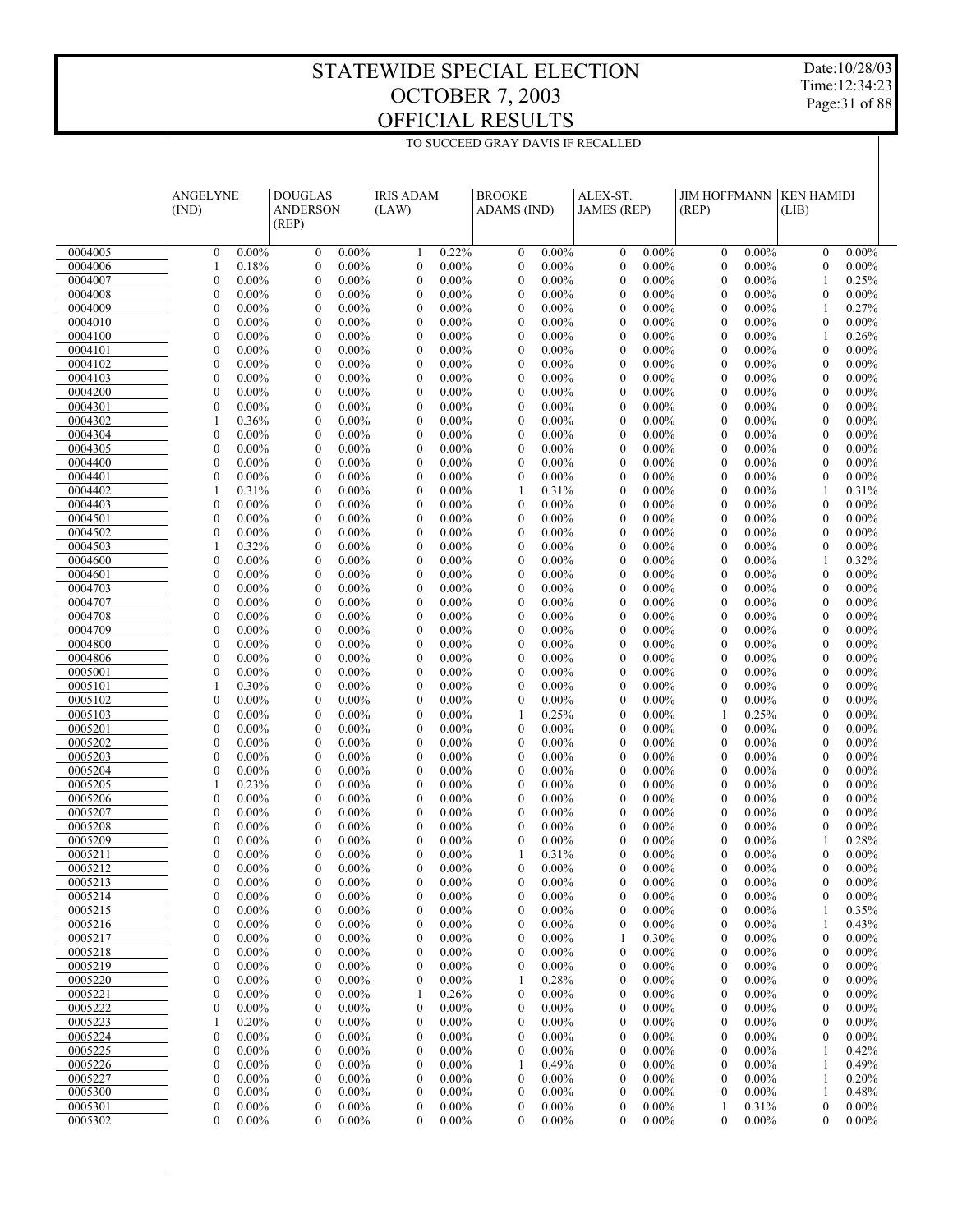# STATEWIDE SPECIAL ELECTION
# OCTOBER 7, 2003
# OFFICIAL RESULTS

Date:10/28/03
Time:12:34:23

TO SUCCEED GRAY DAVIS IF RECALLED

| | ANGELYNE (IND) | | DOUGLAS ANDERSON (REP) | | IRIS ADAM (LAW) | | BROOKE ADAMS (IND) | | ALEX-ST. JAMES (REP) | | JIM HOFFMANN (REP) | | KEN HAMIDI (LIB) | |
|---|---|---|---|---|---|---|---|---|---|---|---|---|---|---|
| 0004005 | 0 | 0.00% | 0 | 0.00% | 1 | 0.22% | 0 | 0.00% | 0 | 0.00% | 0 | 0.00% | 0 | 0.00% |
| 0004006 | 1 | 0.18% | 0 | 0.00% | 0 | 0.00% | 0 | 0.00% | 0 | 0.00% | 0 | 0.00% | 0 | 0.00% |
| 0004007 | 0 | 0.00% | 0 | 0.00% | 0 | 0.00% | 0 | 0.00% | 0 | 0.00% | 0 | 0.00% | 1 | 0.25% |
| 0004008 | 0 | 0.00% | 0 | 0.00% | 0 | 0.00% | 0 | 0.00% | 0 | 0.00% | 0 | 0.00% | 0 | 0.00% |
| 0004009 | 0 | 0.00% | 0 | 0.00% | 0 | 0.00% | 0 | 0.00% | 0 | 0.00% | 0 | 0.00% | 1 | 0.27% |
| 0004010 | 0 | 0.00% | 0 | 0.00% | 0 | 0.00% | 0 | 0.00% | 0 | 0.00% | 0 | 0.00% | 0 | 0.00% |
| 0004100 | 0 | 0.00% | 0 | 0.00% | 0 | 0.00% | 0 | 0.00% | 0 | 0.00% | 0 | 0.00% | 1 | 0.26% |
| 0004101 | 0 | 0.00% | 0 | 0.00% | 0 | 0.00% | 0 | 0.00% | 0 | 0.00% | 0 | 0.00% | 0 | 0.00% |
| 0004102 | 0 | 0.00% | 0 | 0.00% | 0 | 0.00% | 0 | 0.00% | 0 | 0.00% | 0 | 0.00% | 0 | 0.00% |
| 0004103 | 0 | 0.00% | 0 | 0.00% | 0 | 0.00% | 0 | 0.00% | 0 | 0.00% | 0 | 0.00% | 0 | 0.00% |
| 0004200 | 0 | 0.00% | 0 | 0.00% | 0 | 0.00% | 0 | 0.00% | 0 | 0.00% | 0 | 0.00% | 0 | 0.00% |
| 0004301 | 0 | 0.00% | 0 | 0.00% | 0 | 0.00% | 0 | 0.00% | 0 | 0.00% | 0 | 0.00% | 0 | 0.00% |
| 0004302 | 1 | 0.36% | 0 | 0.00% | 0 | 0.00% | 0 | 0.00% | 0 | 0.00% | 0 | 0.00% | 0 | 0.00% |
| 0004304 | 0 | 0.00% | 0 | 0.00% | 0 | 0.00% | 0 | 0.00% | 0 | 0.00% | 0 | 0.00% | 0 | 0.00% |
| 0004305 | 0 | 0.00% | 0 | 0.00% | 0 | 0.00% | 0 | 0.00% | 0 | 0.00% | 0 | 0.00% | 0 | 0.00% |
| 0004400 | 0 | 0.00% | 0 | 0.00% | 0 | 0.00% | 0 | 0.00% | 0 | 0.00% | 0 | 0.00% | 0 | 0.00% |
| 0004401 | 0 | 0.00% | 0 | 0.00% | 0 | 0.00% | 0 | 0.00% | 0 | 0.00% | 0 | 0.00% | 0 | 0.00% |
| 0004402 | 1 | 0.31% | 0 | 0.00% | 0 | 0.00% | 1 | 0.31% | 0 | 0.00% | 0 | 0.00% | 1 | 0.31% |
| 0004403 | 0 | 0.00% | 0 | 0.00% | 0 | 0.00% | 0 | 0.00% | 0 | 0.00% | 0 | 0.00% | 0 | 0.00% |
| 0004501 | 0 | 0.00% | 0 | 0.00% | 0 | 0.00% | 0 | 0.00% | 0 | 0.00% | 0 | 0.00% | 0 | 0.00% |
| 0004502 | 0 | 0.00% | 0 | 0.00% | 0 | 0.00% | 0 | 0.00% | 0 | 0.00% | 0 | 0.00% | 0 | 0.00% |
| 0004503 | 1 | 0.32% | 0 | 0.00% | 0 | 0.00% | 0 | 0.00% | 0 | 0.00% | 0 | 0.00% | 0 | 0.00% |
| 0004600 | 0 | 0.00% | 0 | 0.00% | 0 | 0.00% | 0 | 0.00% | 0 | 0.00% | 0 | 0.00% | 1 | 0.32% |
| 0004601 | 0 | 0.00% | 0 | 0.00% | 0 | 0.00% | 0 | 0.00% | 0 | 0.00% | 0 | 0.00% | 0 | 0.00% |
| 0004703 | 0 | 0.00% | 0 | 0.00% | 0 | 0.00% | 0 | 0.00% | 0 | 0.00% | 0 | 0.00% | 0 | 0.00% |
| 0004707 | 0 | 0.00% | 0 | 0.00% | 0 | 0.00% | 0 | 0.00% | 0 | 0.00% | 0 | 0.00% | 0 | 0.00% |
| 0004708 | 0 | 0.00% | 0 | 0.00% | 0 | 0.00% | 0 | 0.00% | 0 | 0.00% | 0 | 0.00% | 0 | 0.00% |
| 0004709 | 0 | 0.00% | 0 | 0.00% | 0 | 0.00% | 0 | 0.00% | 0 | 0.00% | 0 | 0.00% | 0 | 0.00% |
| 0004800 | 0 | 0.00% | 0 | 0.00% | 0 | 0.00% | 0 | 0.00% | 0 | 0.00% | 0 | 0.00% | 0 | 0.00% |
| 0004806 | 0 | 0.00% | 0 | 0.00% | 0 | 0.00% | 0 | 0.00% | 0 | 0.00% | 0 | 0.00% | 0 | 0.00% |
| 0005001 | 0 | 0.00% | 0 | 0.00% | 0 | 0.00% | 0 | 0.00% | 0 | 0.00% | 0 | 0.00% | 0 | 0.00% |
| 0005101 | 1 | 0.30% | 0 | 0.00% | 0 | 0.00% | 0 | 0.00% | 0 | 0.00% | 0 | 0.00% | 0 | 0.00% |
| 0005102 | 0 | 0.00% | 0 | 0.00% | 0 | 0.00% | 0 | 0.00% | 0 | 0.00% | 0 | 0.00% | 0 | 0.00% |
| 0005103 | 0 | 0.00% | 0 | 0.00% | 0 | 0.00% | 1 | 0.25% | 0 | 0.00% | 1 | 0.25% | 0 | 0.00% |
| 0005201 | 0 | 0.00% | 0 | 0.00% | 0 | 0.00% | 0 | 0.00% | 0 | 0.00% | 0 | 0.00% | 0 | 0.00% |
| 0005202 | 0 | 0.00% | 0 | 0.00% | 0 | 0.00% | 0 | 0.00% | 0 | 0.00% | 0 | 0.00% | 0 | 0.00% |
| 0005203 | 0 | 0.00% | 0 | 0.00% | 0 | 0.00% | 0 | 0.00% | 0 | 0.00% | 0 | 0.00% | 0 | 0.00% |
| 0005204 | 0 | 0.00% | 0 | 0.00% | 0 | 0.00% | 0 | 0.00% | 0 | 0.00% | 0 | 0.00% | 0 | 0.00% |
| 0005205 | 1 | 0.23% | 0 | 0.00% | 0 | 0.00% | 0 | 0.00% | 0 | 0.00% | 0 | 0.00% | 0 | 0.00% |
| 0005206 | 0 | 0.00% | 0 | 0.00% | 0 | 0.00% | 0 | 0.00% | 0 | 0.00% | 0 | 0.00% | 0 | 0.00% |
| 0005207 | 0 | 0.00% | 0 | 0.00% | 0 | 0.00% | 0 | 0.00% | 0 | 0.00% | 0 | 0.00% | 0 | 0.00% |
| 0005208 | 0 | 0.00% | 0 | 0.00% | 0 | 0.00% | 0 | 0.00% | 0 | 0.00% | 0 | 0.00% | 0 | 0.00% |
| 0005209 | 0 | 0.00% | 0 | 0.00% | 0 | 0.00% | 0 | 0.00% | 0 | 0.00% | 0 | 0.00% | 1 | 0.28% |
| 0005211 | 0 | 0.00% | 0 | 0.00% | 0 | 0.00% | 1 | 0.31% | 0 | 0.00% | 0 | 0.00% | 0 | 0.00% |
| 0005212 | 0 | 0.00% | 0 | 0.00% | 0 | 0.00% | 0 | 0.00% | 0 | 0.00% | 0 | 0.00% | 0 | 0.00% |
| 0005213 | 0 | 0.00% | 0 | 0.00% | 0 | 0.00% | 0 | 0.00% | 0 | 0.00% | 0 | 0.00% | 0 | 0.00% |
| 0005214 | 0 | 0.00% | 0 | 0.00% | 0 | 0.00% | 0 | 0.00% | 0 | 0.00% | 0 | 0.00% | 0 | 0.00% |
| 0005215 | 0 | 0.00% | 0 | 0.00% | 0 | 0.00% | 0 | 0.00% | 0 | 0.00% | 0 | 0.00% | 1 | 0.35% |
| 0005216 | 0 | 0.00% | 0 | 0.00% | 0 | 0.00% | 0 | 0.00% | 0 | 0.00% | 0 | 0.00% | 1 | 0.43% |
| 0005217 | 0 | 0.00% | 0 | 0.00% | 0 | 0.00% | 0 | 0.00% | 1 | 0.30% | 0 | 0.00% | 0 | 0.00% |
| 0005218 | 0 | 0.00% | 0 | 0.00% | 0 | 0.00% | 0 | 0.00% | 0 | 0.00% | 0 | 0.00% | 0 | 0.00% |
| 0005219 | 0 | 0.00% | 0 | 0.00% | 0 | 0.00% | 0 | 0.00% | 0 | 0.00% | 0 | 0.00% | 0 | 0.00% |
| 0005220 | 0 | 0.00% | 0 | 0.00% | 0 | 0.00% | 1 | 0.28% | 0 | 0.00% | 0 | 0.00% | 0 | 0.00% |
| 0005221 | 0 | 0.00% | 0 | 0.00% | 1 | 0.26% | 0 | 0.00% | 0 | 0.00% | 0 | 0.00% | 0 | 0.00% |
| 0005222 | 0 | 0.00% | 0 | 0.00% | 0 | 0.00% | 0 | 0.00% | 0 | 0.00% | 0 | 0.00% | 0 | 0.00% |
| 0005223 | 1 | 0.20% | 0 | 0.00% | 0 | 0.00% | 0 | 0.00% | 0 | 0.00% | 0 | 0.00% | 0 | 0.00% |
| 0005224 | 0 | 0.00% | 0 | 0.00% | 0 | 0.00% | 0 | 0.00% | 0 | 0.00% | 0 | 0.00% | 0 | 0.00% |
| 0005225 | 0 | 0.00% | 0 | 0.00% | 0 | 0.00% | 0 | 0.00% | 0 | 0.00% | 0 | 0.00% | 1 | 0.42% |
| 0005226 | 0 | 0.00% | 0 | 0.00% | 0 | 0.00% | 1 | 0.49% | 0 | 0.00% | 0 | 0.00% | 1 | 0.49% |
| 0005227 | 0 | 0.00% | 0 | 0.00% | 0 | 0.00% | 0 | 0.00% | 0 | 0.00% | 0 | 0.00% | 1 | 0.20% |
| 0005300 | 0 | 0.00% | 0 | 0.00% | 0 | 0.00% | 0 | 0.00% | 0 | 0.00% | 0 | 0.00% | 1 | 0.48% |
| 0005301 | 0 | 0.00% | 0 | 0.00% | 0 | 0.00% | 0 | 0.00% | 0 | 0.00% | 1 | 0.31% | 0 | 0.00% |
| 0005302 | 0 | 0.00% | 0 | 0.00% | 0 | 0.00% | 0 | 0.00% | 0 | 0.00% | 0 | 0.00% | 0 | 0.00% |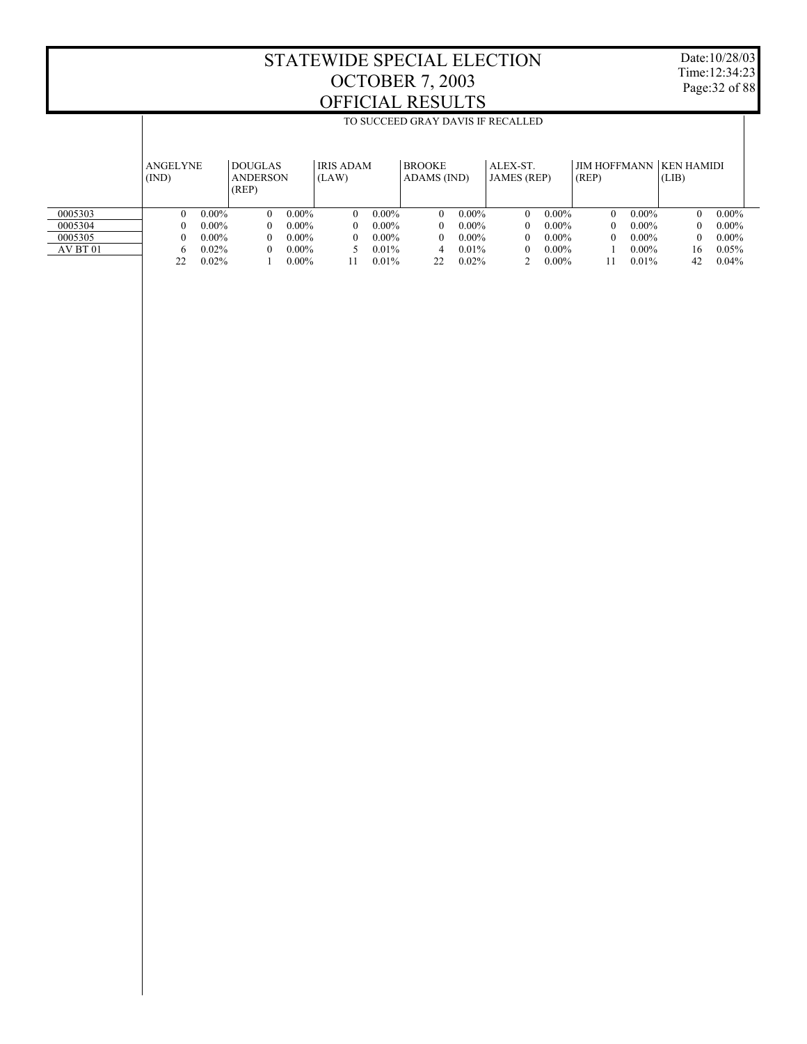# STATEWIDE SPECIAL ELECTION
# OCTOBER 7, 2003
# OFFICIAL RESULTS

Date:10/28/03
Time:12:34:23

## TO SUCCEED GRAY DAVIS IF RECALLED

| | ANGELYNE (IND) | | DOUGLAS ANDERSON (REP) | | IRIS ADAM (LAW) | | BROOKE ADAMS (IND) | | ALEX-ST. JAMES (REP) | | JIM HOFFMANN (REP) | | KEN HAMIDI (LIB) | |
|---|---|---|---|---|---|---|---|---|---|---|---|---|---|---|
| 0005303 | 0 | 0.00% | 0 | 0.00% | 0 | 0.00% | 0 | 0.00% | 0 | 0.00% | 0 | 0.00% | 0 | 0.00% |
| 0005304 | 0 | 0.00% | 0 | 0.00% | 0 | 0.00% | 0 | 0.00% | 0 | 0.00% | 0 | 0.00% | 0 | 0.00% |
| 0005305 | 0 | 0.00% | 0 | 0.00% | 0 | 0.00% | 0 | 0.00% | 0 | 0.00% | 0 | 0.00% | 0 | 0.00% |
| AV BT 01 | 6 | 0.02% | 0 | 0.00% | 5 | 0.01% | 4 | 0.01% | 0 | 0.00% | 1 | 0.00% | 16 | 0.05% |
| | 22 | 0.02% | 1 | 0.00% | 11 | 0.01% | 22 | 0.02% | 2 | 0.00% | 11 | 0.01% | 42 | 0.04% |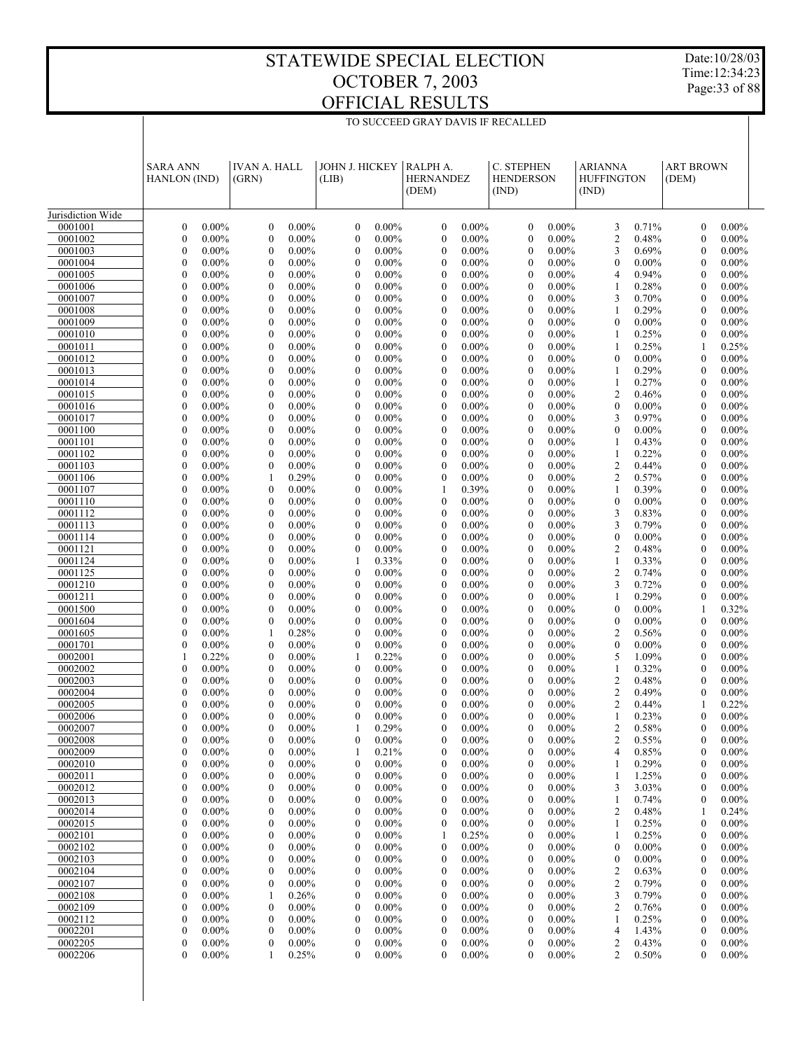# STATEWIDE SPECIAL ELECTION
# OCTOBER 7, 2003
# OFFICIAL RESULTS

Date:10/28/03
Time:12:34:23

TO SUCCEED GRAY DAVIS IF RECALLED

| | SARA ANN HANLON (IND) | | IVAN A. HALL (GRN) | | JOHN J. HICKEY (LIB) | | RALPH A. HERNANDEZ (DEM) | | C. STEPHEN HENDERSON (IND) | | ARIANNA HUFFINGTON (IND) | | ART BROWN (DEM) | |
|---|---|---|---|---|---|---|---|---|---|---|---|---|---|---|
| Jurisdiction Wide | | | | | | | | | | | | | | |
| 0001001 | 0 | 0.00% | 0 | 0.00% | 0 | 0.00% | 0 | 0.00% | 0 | 0.00% | 3 | 0.71% | 0 | 0.00% |
| 0001002 | 0 | 0.00% | 0 | 0.00% | 0 | 0.00% | 0 | 0.00% | 0 | 0.00% | 2 | 0.48% | 0 | 0.00% |
| 0001003 | 0 | 0.00% | 0 | 0.00% | 0 | 0.00% | 0 | 0.00% | 0 | 0.00% | 3 | 0.69% | 0 | 0.00% |
| 0001004 | 0 | 0.00% | 0 | 0.00% | 0 | 0.00% | 0 | 0.00% | 0 | 0.00% | 0 | 0.00% | 0 | 0.00% |
| 0001005 | 0 | 0.00% | 0 | 0.00% | 0 | 0.00% | 0 | 0.00% | 0 | 0.00% | 4 | 0.94% | 0 | 0.00% |
| 0001006 | 0 | 0.00% | 0 | 0.00% | 0 | 0.00% | 0 | 0.00% | 0 | 0.00% | 1 | 0.28% | 0 | 0.00% |
| 0001007 | 0 | 0.00% | 0 | 0.00% | 0 | 0.00% | 0 | 0.00% | 0 | 0.00% | 3 | 0.70% | 0 | 0.00% |
| 0001008 | 0 | 0.00% | 0 | 0.00% | 0 | 0.00% | 0 | 0.00% | 0 | 0.00% | 1 | 0.29% | 0 | 0.00% |
| 0001009 | 0 | 0.00% | 0 | 0.00% | 0 | 0.00% | 0 | 0.00% | 0 | 0.00% | 0 | 0.00% | 0 | 0.00% |
| 0001010 | 0 | 0.00% | 0 | 0.00% | 0 | 0.00% | 0 | 0.00% | 0 | 0.00% | 1 | 0.25% | 0 | 0.00% |
| 0001011 | 0 | 0.00% | 0 | 0.00% | 0 | 0.00% | 0 | 0.00% | 0 | 0.00% | 1 | 0.25% | 1 | 0.25% |
| 0001012 | 0 | 0.00% | 0 | 0.00% | 0 | 0.00% | 0 | 0.00% | 0 | 0.00% | 0 | 0.00% | 0 | 0.00% |
| 0001013 | 0 | 0.00% | 0 | 0.00% | 0 | 0.00% | 0 | 0.00% | 0 | 0.00% | 1 | 0.29% | 0 | 0.00% |
| 0001014 | 0 | 0.00% | 0 | 0.00% | 0 | 0.00% | 0 | 0.00% | 0 | 0.00% | 1 | 0.27% | 0 | 0.00% |
| 0001015 | 0 | 0.00% | 0 | 0.00% | 0 | 0.00% | 0 | 0.00% | 0 | 0.00% | 2 | 0.46% | 0 | 0.00% |
| 0001016 | 0 | 0.00% | 0 | 0.00% | 0 | 0.00% | 0 | 0.00% | 0 | 0.00% | 0 | 0.00% | 0 | 0.00% |
| 0001017 | 0 | 0.00% | 0 | 0.00% | 0 | 0.00% | 0 | 0.00% | 0 | 0.00% | 3 | 0.97% | 0 | 0.00% |
| 0001100 | 0 | 0.00% | 0 | 0.00% | 0 | 0.00% | 0 | 0.00% | 0 | 0.00% | 0 | 0.00% | 0 | 0.00% |
| 0001101 | 0 | 0.00% | 0 | 0.00% | 0 | 0.00% | 0 | 0.00% | 0 | 0.00% | 1 | 0.43% | 0 | 0.00% |
| 0001102 | 0 | 0.00% | 0 | 0.00% | 0 | 0.00% | 0 | 0.00% | 0 | 0.00% | 1 | 0.22% | 0 | 0.00% |
| 0001103 | 0 | 0.00% | 0 | 0.00% | 0 | 0.00% | 0 | 0.00% | 0 | 0.00% | 2 | 0.44% | 0 | 0.00% |
| 0001106 | 0 | 0.00% | 1 | 0.29% | 0 | 0.00% | 0 | 0.00% | 0 | 0.00% | 2 | 0.57% | 0 | 0.00% |
| 0001107 | 0 | 0.00% | 0 | 0.00% | 0 | 0.00% | 1 | 0.39% | 0 | 0.00% | 1 | 0.39% | 0 | 0.00% |
| 0001110 | 0 | 0.00% | 0 | 0.00% | 0 | 0.00% | 0 | 0.00% | 0 | 0.00% | 0 | 0.00% | 0 | 0.00% |
| 0001112 | 0 | 0.00% | 0 | 0.00% | 0 | 0.00% | 0 | 0.00% | 0 | 0.00% | 3 | 0.83% | 0 | 0.00% |
| 0001113 | 0 | 0.00% | 0 | 0.00% | 0 | 0.00% | 0 | 0.00% | 0 | 0.00% | 3 | 0.79% | 0 | 0.00% |
| 0001114 | 0 | 0.00% | 0 | 0.00% | 0 | 0.00% | 0 | 0.00% | 0 | 0.00% | 0 | 0.00% | 0 | 0.00% |
| 0001121 | 0 | 0.00% | 0 | 0.00% | 0 | 0.00% | 0 | 0.00% | 0 | 0.00% | 2 | 0.48% | 0 | 0.00% |
| 0001124 | 0 | 0.00% | 0 | 0.00% | 1 | 0.33% | 0 | 0.00% | 0 | 0.00% | 1 | 0.33% | 0 | 0.00% |
| 0001125 | 0 | 0.00% | 0 | 0.00% | 0 | 0.00% | 0 | 0.00% | 0 | 0.00% | 2 | 0.74% | 0 | 0.00% |
| 0001210 | 0 | 0.00% | 0 | 0.00% | 0 | 0.00% | 0 | 0.00% | 0 | 0.00% | 3 | 0.72% | 0 | 0.00% |
| 0001211 | 0 | 0.00% | 0 | 0.00% | 0 | 0.00% | 0 | 0.00% | 0 | 0.00% | 1 | 0.29% | 0 | 0.00% |
| 0001500 | 0 | 0.00% | 0 | 0.00% | 0 | 0.00% | 0 | 0.00% | 0 | 0.00% | 0 | 0.00% | 1 | 0.32% |
| 0001604 | 0 | 0.00% | 0 | 0.00% | 0 | 0.00% | 0 | 0.00% | 0 | 0.00% | 0 | 0.00% | 0 | 0.00% |
| 0001605 | 0 | 0.00% | 1 | 0.28% | 0 | 0.00% | 0 | 0.00% | 0 | 0.00% | 2 | 0.56% | 0 | 0.00% |
| 0001701 | 0 | 0.00% | 0 | 0.00% | 0 | 0.00% | 0 | 0.00% | 0 | 0.00% | 0 | 0.00% | 0 | 0.00% |
| 0002001 | 1 | 0.22% | 0 | 0.00% | 1 | 0.22% | 0 | 0.00% | 0 | 0.00% | 5 | 1.09% | 0 | 0.00% |
| 0002002 | 0 | 0.00% | 0 | 0.00% | 0 | 0.00% | 0 | 0.00% | 0 | 0.00% | 1 | 0.32% | 0 | 0.00% |
| 0002003 | 0 | 0.00% | 0 | 0.00% | 0 | 0.00% | 0 | 0.00% | 0 | 0.00% | 2 | 0.48% | 0 | 0.00% |
| 0002004 | 0 | 0.00% | 0 | 0.00% | 0 | 0.00% | 0 | 0.00% | 0 | 0.00% | 2 | 0.49% | 0 | 0.00% |
| 0002005 | 0 | 0.00% | 0 | 0.00% | 0 | 0.00% | 0 | 0.00% | 0 | 0.00% | 2 | 0.44% | 1 | 0.22% |
| 0002006 | 0 | 0.00% | 0 | 0.00% | 0 | 0.00% | 0 | 0.00% | 0 | 0.00% | 1 | 0.23% | 0 | 0.00% |
| 0002007 | 0 | 0.00% | 0 | 0.00% | 1 | 0.29% | 0 | 0.00% | 0 | 0.00% | 2 | 0.58% | 0 | 0.00% |
| 0002008 | 0 | 0.00% | 0 | 0.00% | 0 | 0.00% | 0 | 0.00% | 0 | 0.00% | 2 | 0.55% | 0 | 0.00% |
| 0002009 | 0 | 0.00% | 0 | 0.00% | 1 | 0.21% | 0 | 0.00% | 0 | 0.00% | 4 | 0.85% | 0 | 0.00% |
| 0002010 | 0 | 0.00% | 0 | 0.00% | 0 | 0.00% | 0 | 0.00% | 0 | 0.00% | 1 | 0.29% | 0 | 0.00% |
| 0002011 | 0 | 0.00% | 0 | 0.00% | 0 | 0.00% | 0 | 0.00% | 0 | 0.00% | 1 | 1.25% | 0 | 0.00% |
| 0002012 | 0 | 0.00% | 0 | 0.00% | 0 | 0.00% | 0 | 0.00% | 0 | 0.00% | 3 | 3.03% | 0 | 0.00% |
| 0002013 | 0 | 0.00% | 0 | 0.00% | 0 | 0.00% | 0 | 0.00% | 0 | 0.00% | 1 | 0.74% | 0 | 0.00% |
| 0002014 | 0 | 0.00% | 0 | 0.00% | 0 | 0.00% | 0 | 0.00% | 0 | 0.00% | 2 | 0.48% | 1 | 0.24% |
| 0002015 | 0 | 0.00% | 0 | 0.00% | 0 | 0.00% | 0 | 0.00% | 0 | 0.00% | 1 | 0.25% | 0 | 0.00% |
| 0002101 | 0 | 0.00% | 0 | 0.00% | 0 | 0.00% | 1 | 0.25% | 0 | 0.00% | 1 | 0.25% | 0 | 0.00% |
| 0002102 | 0 | 0.00% | 0 | 0.00% | 0 | 0.00% | 0 | 0.00% | 0 | 0.00% | 0 | 0.00% | 0 | 0.00% |
| 0002103 | 0 | 0.00% | 0 | 0.00% | 0 | 0.00% | 0 | 0.00% | 0 | 0.00% | 0 | 0.00% | 0 | 0.00% |
| 0002104 | 0 | 0.00% | 0 | 0.00% | 0 | 0.00% | 0 | 0.00% | 0 | 0.00% | 2 | 0.63% | 0 | 0.00% |
| 0002107 | 0 | 0.00% | 0 | 0.00% | 0 | 0.00% | 0 | 0.00% | 0 | 0.00% | 2 | 0.79% | 0 | 0.00% |
| 0002108 | 0 | 0.00% | 1 | 0.26% | 0 | 0.00% | 0 | 0.00% | 0 | 0.00% | 3 | 0.79% | 0 | 0.00% |
| 0002109 | 0 | 0.00% | 0 | 0.00% | 0 | 0.00% | 0 | 0.00% | 0 | 0.00% | 2 | 0.76% | 0 | 0.00% |
| 0002112 | 0 | 0.00% | 0 | 0.00% | 0 | 0.00% | 0 | 0.00% | 0 | 0.00% | 1 | 0.25% | 0 | 0.00% |
| 0002201 | 0 | 0.00% | 0 | 0.00% | 0 | 0.00% | 0 | 0.00% | 0 | 0.00% | 4 | 1.43% | 0 | 0.00% |
| 0002205 | 0 | 0.00% | 0 | 0.00% | 0 | 0.00% | 0 | 0.00% | 0 | 0.00% | 2 | 0.43% | 0 | 0.00% |
| 0002206 | 0 | 0.00% | 1 | 0.25% | 0 | 0.00% | 0 | 0.00% | 0 | 0.00% | 2 | 0.50% | 0 | 0.00% |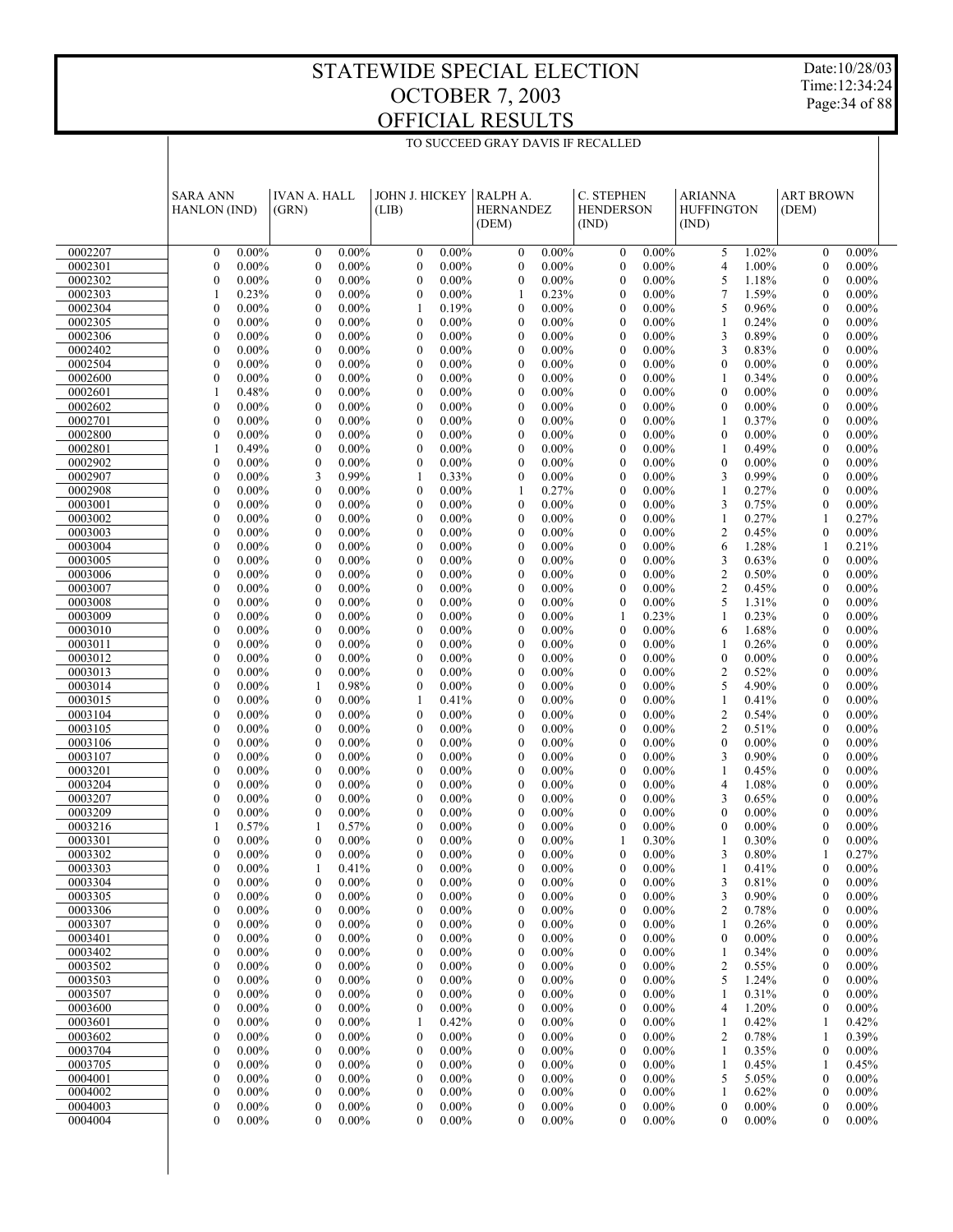# STATEWIDE SPECIAL ELECTION
# OCTOBER 7, 2003
# OFFICIAL RESULTS

Date:10/28/03
Time:12:34:24

TO SUCCEED GRAY DAVIS IF RECALLED

| | SARA ANN HANLON (IND) | | IVAN A. HALL (GRN) | | JOHN J. HICKEY (LIB) | | RALPH A. HERNANDEZ (DEM) | | C. STEPHEN HENDERSON (IND) | | ARIANNA HUFFINGTON (IND) | | ART BROWN (DEM) | |
|---|---|---|---|---|---|---|---|---|---|---|---|---|---|---|
| 0002207 | 0 | 0.00% | 0 | 0.00% | 0 | 0.00% | 0 | 0.00% | 0 | 0.00% | 5 | 1.02% | 0 | 0.00% |
| 0002301 | 0 | 0.00% | 0 | 0.00% | 0 | 0.00% | 0 | 0.00% | 0 | 0.00% | 4 | 1.00% | 0 | 0.00% |
| 0002302 | 0 | 0.00% | 0 | 0.00% | 0 | 0.00% | 0 | 0.00% | 0 | 0.00% | 5 | 1.18% | 0 | 0.00% |
| 0002303 | 1 | 0.23% | 0 | 0.00% | 0 | 0.00% | 1 | 0.23% | 0 | 0.00% | 7 | 1.59% | 0 | 0.00% |
| 0002304 | 0 | 0.00% | 0 | 0.00% | 1 | 0.19% | 0 | 0.00% | 0 | 0.00% | 5 | 0.96% | 0 | 0.00% |
| 0002305 | 0 | 0.00% | 0 | 0.00% | 0 | 0.00% | 0 | 0.00% | 0 | 0.00% | 1 | 0.24% | 0 | 0.00% |
| 0002306 | 0 | 0.00% | 0 | 0.00% | 0 | 0.00% | 0 | 0.00% | 0 | 0.00% | 3 | 0.89% | 0 | 0.00% |
| 0002402 | 0 | 0.00% | 0 | 0.00% | 0 | 0.00% | 0 | 0.00% | 0 | 0.00% | 3 | 0.83% | 0 | 0.00% |
| 0002504 | 0 | 0.00% | 0 | 0.00% | 0 | 0.00% | 0 | 0.00% | 0 | 0.00% | 0 | 0.00% | 0 | 0.00% |
| 0002600 | 0 | 0.00% | 0 | 0.00% | 0 | 0.00% | 0 | 0.00% | 0 | 0.00% | 1 | 0.34% | 0 | 0.00% |
| 0002601 | 1 | 0.48% | 0 | 0.00% | 0 | 0.00% | 0 | 0.00% | 0 | 0.00% | 0 | 0.00% | 0 | 0.00% |
| 0002602 | 0 | 0.00% | 0 | 0.00% | 0 | 0.00% | 0 | 0.00% | 0 | 0.00% | 0 | 0.00% | 0 | 0.00% |
| 0002701 | 0 | 0.00% | 0 | 0.00% | 0 | 0.00% | 0 | 0.00% | 0 | 0.00% | 1 | 0.37% | 0 | 0.00% |
| 0002800 | 0 | 0.00% | 0 | 0.00% | 0 | 0.00% | 0 | 0.00% | 0 | 0.00% | 0 | 0.00% | 0 | 0.00% |
| 0002801 | 1 | 0.49% | 0 | 0.00% | 0 | 0.00% | 0 | 0.00% | 0 | 0.00% | 1 | 0.49% | 0 | 0.00% |
| 0002902 | 0 | 0.00% | 0 | 0.00% | 0 | 0.00% | 0 | 0.00% | 0 | 0.00% | 0 | 0.00% | 0 | 0.00% |
| 0002907 | 0 | 0.00% | 3 | 0.99% | 1 | 0.33% | 0 | 0.00% | 0 | 0.00% | 3 | 0.99% | 0 | 0.00% |
| 0002908 | 0 | 0.00% | 0 | 0.00% | 0 | 0.00% | 1 | 0.27% | 0 | 0.00% | 1 | 0.27% | 0 | 0.00% |
| 0003001 | 0 | 0.00% | 0 | 0.00% | 0 | 0.00% | 0 | 0.00% | 0 | 0.00% | 3 | 0.75% | 0 | 0.00% |
| 0003002 | 0 | 0.00% | 0 | 0.00% | 0 | 0.00% | 0 | 0.00% | 0 | 0.00% | 1 | 0.27% | 1 | 0.27% |
| 0003003 | 0 | 0.00% | 0 | 0.00% | 0 | 0.00% | 0 | 0.00% | 0 | 0.00% | 2 | 0.45% | 0 | 0.00% |
| 0003004 | 0 | 0.00% | 0 | 0.00% | 0 | 0.00% | 0 | 0.00% | 0 | 0.00% | 6 | 1.28% | 1 | 0.21% |
| 0003005 | 0 | 0.00% | 0 | 0.00% | 0 | 0.00% | 0 | 0.00% | 0 | 0.00% | 3 | 0.63% | 0 | 0.00% |
| 0003006 | 0 | 0.00% | 0 | 0.00% | 0 | 0.00% | 0 | 0.00% | 0 | 0.00% | 2 | 0.50% | 0 | 0.00% |
| 0003007 | 0 | 0.00% | 0 | 0.00% | 0 | 0.00% | 0 | 0.00% | 0 | 0.00% | 2 | 0.45% | 0 | 0.00% |
| 0003008 | 0 | 0.00% | 0 | 0.00% | 0 | 0.00% | 0 | 0.00% | 0 | 0.00% | 5 | 1.31% | 0 | 0.00% |
| 0003009 | 0 | 0.00% | 0 | 0.00% | 0 | 0.00% | 0 | 0.00% | 1 | 0.23% | 1 | 0.23% | 0 | 0.00% |
| 0003010 | 0 | 0.00% | 0 | 0.00% | 0 | 0.00% | 0 | 0.00% | 0 | 0.00% | 6 | 1.68% | 0 | 0.00% |
| 0003011 | 0 | 0.00% | 0 | 0.00% | 0 | 0.00% | 0 | 0.00% | 0 | 0.00% | 1 | 0.26% | 0 | 0.00% |
| 0003012 | 0 | 0.00% | 0 | 0.00% | 0 | 0.00% | 0 | 0.00% | 0 | 0.00% | 0 | 0.00% | 0 | 0.00% |
| 0003013 | 0 | 0.00% | 0 | 0.00% | 0 | 0.00% | 0 | 0.00% | 0 | 0.00% | 2 | 0.52% | 0 | 0.00% |
| 0003014 | 0 | 0.00% | 1 | 0.98% | 0 | 0.00% | 0 | 0.00% | 0 | 0.00% | 5 | 4.90% | 0 | 0.00% |
| 0003015 | 0 | 0.00% | 0 | 0.00% | 1 | 0.41% | 0 | 0.00% | 0 | 0.00% | 1 | 0.41% | 0 | 0.00% |
| 0003104 | 0 | 0.00% | 0 | 0.00% | 0 | 0.00% | 0 | 0.00% | 0 | 0.00% | 2 | 0.54% | 0 | 0.00% |
| 0003105 | 0 | 0.00% | 0 | 0.00% | 0 | 0.00% | 0 | 0.00% | 0 | 0.00% | 2 | 0.51% | 0 | 0.00% |
| 0003106 | 0 | 0.00% | 0 | 0.00% | 0 | 0.00% | 0 | 0.00% | 0 | 0.00% | 0 | 0.00% | 0 | 0.00% |
| 0003107 | 0 | 0.00% | 0 | 0.00% | 0 | 0.00% | 0 | 0.00% | 0 | 0.00% | 3 | 0.90% | 0 | 0.00% |
| 0003201 | 0 | 0.00% | 0 | 0.00% | 0 | 0.00% | 0 | 0.00% | 0 | 0.00% | 1 | 0.45% | 0 | 0.00% |
| 0003204 | 0 | 0.00% | 0 | 0.00% | 0 | 0.00% | 0 | 0.00% | 0 | 0.00% | 4 | 1.08% | 0 | 0.00% |
| 0003207 | 0 | 0.00% | 0 | 0.00% | 0 | 0.00% | 0 | 0.00% | 0 | 0.00% | 3 | 0.65% | 0 | 0.00% |
| 0003209 | 0 | 0.00% | 0 | 0.00% | 0 | 0.00% | 0 | 0.00% | 0 | 0.00% | 0 | 0.00% | 0 | 0.00% |
| 0003216 | 1 | 0.57% | 1 | 0.57% | 0 | 0.00% | 0 | 0.00% | 0 | 0.00% | 0 | 0.00% | 0 | 0.00% |
| 0003301 | 0 | 0.00% | 0 | 0.00% | 0 | 0.00% | 0 | 0.00% | 1 | 0.30% | 1 | 0.30% | 0 | 0.00% |
| 0003302 | 0 | 0.00% | 0 | 0.00% | 0 | 0.00% | 0 | 0.00% | 0 | 0.00% | 3 | 0.80% | 1 | 0.27% |
| 0003303 | 0 | 0.00% | 1 | 0.41% | 0 | 0.00% | 0 | 0.00% | 0 | 0.00% | 1 | 0.41% | 0 | 0.00% |
| 0003304 | 0 | 0.00% | 0 | 0.00% | 0 | 0.00% | 0 | 0.00% | 0 | 0.00% | 3 | 0.81% | 0 | 0.00% |
| 0003305 | 0 | 0.00% | 0 | 0.00% | 0 | 0.00% | 0 | 0.00% | 0 | 0.00% | 3 | 0.90% | 0 | 0.00% |
| 0003306 | 0 | 0.00% | 0 | 0.00% | 0 | 0.00% | 0 | 0.00% | 0 | 0.00% | 2 | 0.78% | 0 | 0.00% |
| 0003307 | 0 | 0.00% | 0 | 0.00% | 0 | 0.00% | 0 | 0.00% | 0 | 0.00% | 1 | 0.26% | 0 | 0.00% |
| 0003401 | 0 | 0.00% | 0 | 0.00% | 0 | 0.00% | 0 | 0.00% | 0 | 0.00% | 0 | 0.00% | 0 | 0.00% |
| 0003402 | 0 | 0.00% | 0 | 0.00% | 0 | 0.00% | 0 | 0.00% | 0 | 0.00% | 1 | 0.34% | 0 | 0.00% |
| 0003502 | 0 | 0.00% | 0 | 0.00% | 0 | 0.00% | 0 | 0.00% | 0 | 0.00% | 2 | 0.55% | 0 | 0.00% |
| 0003503 | 0 | 0.00% | 0 | 0.00% | 0 | 0.00% | 0 | 0.00% | 0 | 0.00% | 5 | 1.24% | 0 | 0.00% |
| 0003507 | 0 | 0.00% | 0 | 0.00% | 0 | 0.00% | 0 | 0.00% | 0 | 0.00% | 1 | 0.31% | 0 | 0.00% |
| 0003600 | 0 | 0.00% | 0 | 0.00% | 0 | 0.00% | 0 | 0.00% | 0 | 0.00% | 4 | 1.20% | 0 | 0.00% |
| 0003601 | 0 | 0.00% | 0 | 0.00% | 1 | 0.42% | 0 | 0.00% | 0 | 0.00% | 1 | 0.42% | 1 | 0.42% |
| 0003602 | 0 | 0.00% | 0 | 0.00% | 0 | 0.00% | 0 | 0.00% | 0 | 0.00% | 2 | 0.78% | 1 | 0.39% |
| 0003704 | 0 | 0.00% | 0 | 0.00% | 0 | 0.00% | 0 | 0.00% | 0 | 0.00% | 1 | 0.35% | 0 | 0.00% |
| 0003705 | 0 | 0.00% | 0 | 0.00% | 0 | 0.00% | 0 | 0.00% | 0 | 0.00% | 1 | 0.45% | 1 | 0.45% |
| 0004001 | 0 | 0.00% | 0 | 0.00% | 0 | 0.00% | 0 | 0.00% | 0 | 0.00% | 5 | 5.05% | 0 | 0.00% |
| 0004002 | 0 | 0.00% | 0 | 0.00% | 0 | 0.00% | 0 | 0.00% | 0 | 0.00% | 1 | 0.62% | 0 | 0.00% |
| 0004003 | 0 | 0.00% | 0 | 0.00% | 0 | 0.00% | 0 | 0.00% | 0 | 0.00% | 0 | 0.00% | 0 | 0.00% |
| 0004004 | 0 | 0.00% | 0 | 0.00% | 0 | 0.00% | 0 | 0.00% | 0 | 0.00% | 0 | 0.00% | 0 | 0.00% |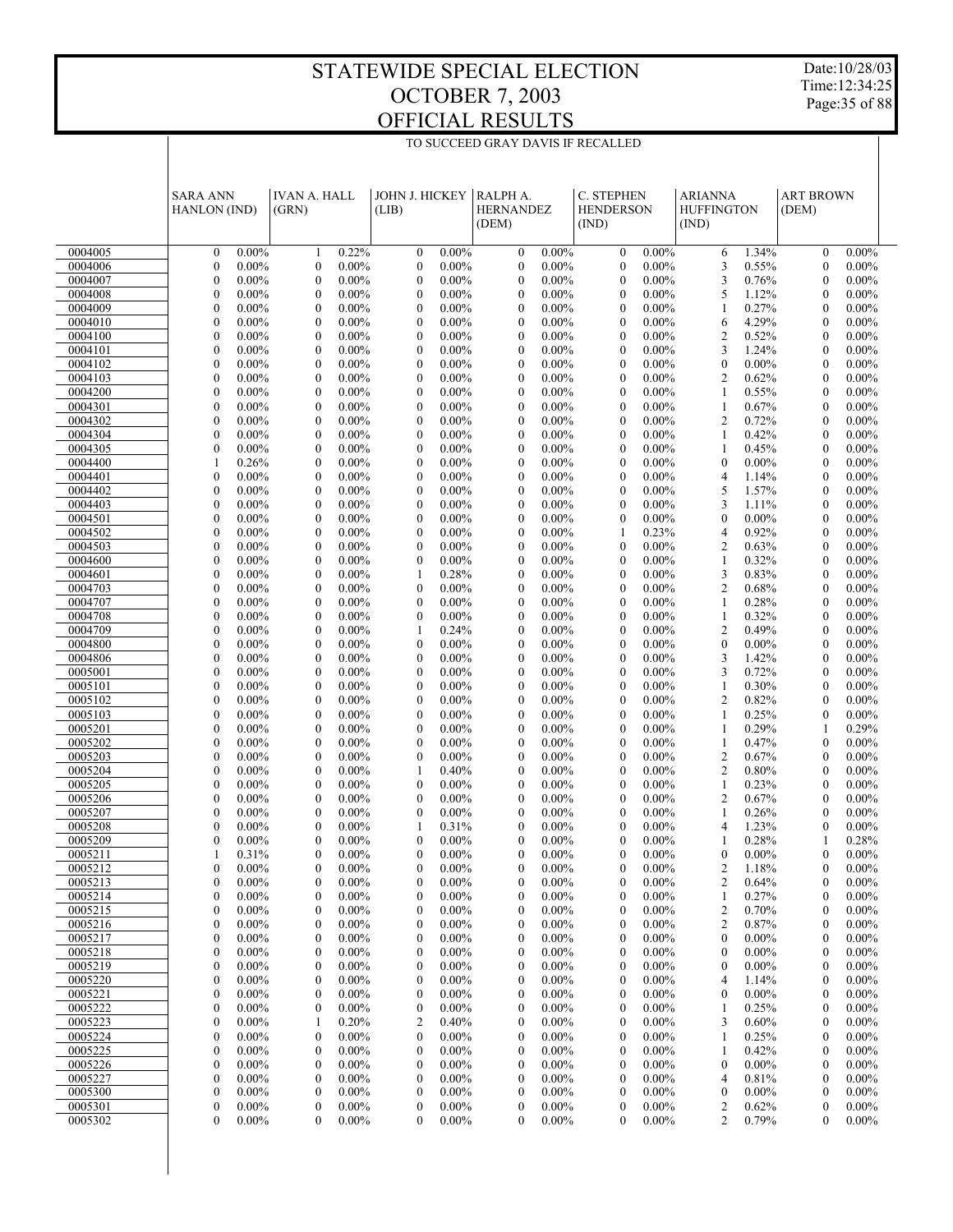# STATEWIDE SPECIAL ELECTION
# OCTOBER 7, 2003
# OFFICIAL RESULTS

Date:10/28/03
Time:12:34:25

## TO SUCCEED GRAY DAVIS IF RECALLED

| | SARA ANN HANLON (IND) | | IVAN A. HALL (GRN) | | JOHN J. HICKEY (LIB) | | RALPH A. HERNANDEZ (DEM) | | C. STEPHEN HENDERSON (IND) | | ARIANNA HUFFINGTON (IND) | | ART BROWN (DEM) | |
|---|---|---|---|---|---|---|---|---|---|---|---|---|---|---|
| 0004005 | 0 | 0.00% | 1 | 0.22% | 0 | 0.00% | 0 | 0.00% | 0 | 0.00% | 6 | 1.34% | 0 | 0.00% |
| 0004006 | 0 | 0.00% | 0 | 0.00% | 0 | 0.00% | 0 | 0.00% | 0 | 0.00% | 3 | 0.55% | 0 | 0.00% |
| 0004007 | 0 | 0.00% | 0 | 0.00% | 0 | 0.00% | 0 | 0.00% | 0 | 0.00% | 3 | 0.76% | 0 | 0.00% |
| 0004008 | 0 | 0.00% | 0 | 0.00% | 0 | 0.00% | 0 | 0.00% | 0 | 0.00% | 5 | 1.12% | 0 | 0.00% |
| 0004009 | 0 | 0.00% | 0 | 0.00% | 0 | 0.00% | 0 | 0.00% | 0 | 0.00% | 1 | 0.27% | 0 | 0.00% |
| 0004010 | 0 | 0.00% | 0 | 0.00% | 0 | 0.00% | 0 | 0.00% | 0 | 0.00% | 6 | 4.29% | 0 | 0.00% |
| 0004100 | 0 | 0.00% | 0 | 0.00% | 0 | 0.00% | 0 | 0.00% | 0 | 0.00% | 2 | 0.52% | 0 | 0.00% |
| 0004101 | 0 | 0.00% | 0 | 0.00% | 0 | 0.00% | 0 | 0.00% | 0 | 0.00% | 3 | 1.24% | 0 | 0.00% |
| 0004102 | 0 | 0.00% | 0 | 0.00% | 0 | 0.00% | 0 | 0.00% | 0 | 0.00% | 0 | 0.00% | 0 | 0.00% |
| 0004103 | 0 | 0.00% | 0 | 0.00% | 0 | 0.00% | 0 | 0.00% | 0 | 0.00% | 2 | 0.62% | 0 | 0.00% |
| 0004200 | 0 | 0.00% | 0 | 0.00% | 0 | 0.00% | 0 | 0.00% | 0 | 0.00% | 1 | 0.55% | 0 | 0.00% |
| 0004301 | 0 | 0.00% | 0 | 0.00% | 0 | 0.00% | 0 | 0.00% | 0 | 0.00% | 1 | 0.67% | 0 | 0.00% |
| 0004302 | 0 | 0.00% | 0 | 0.00% | 0 | 0.00% | 0 | 0.00% | 0 | 0.00% | 2 | 0.72% | 0 | 0.00% |
| 0004304 | 0 | 0.00% | 0 | 0.00% | 0 | 0.00% | 0 | 0.00% | 0 | 0.00% | 1 | 0.42% | 0 | 0.00% |
| 0004305 | 0 | 0.00% | 0 | 0.00% | 0 | 0.00% | 0 | 0.00% | 0 | 0.00% | 1 | 0.45% | 0 | 0.00% |
| 0004400 | 1 | 0.26% | 0 | 0.00% | 0 | 0.00% | 0 | 0.00% | 0 | 0.00% | 0 | 0.00% | 0 | 0.00% |
| 0004401 | 0 | 0.00% | 0 | 0.00% | 0 | 0.00% | 0 | 0.00% | 0 | 0.00% | 4 | 1.14% | 0 | 0.00% |
| 0004402 | 0 | 0.00% | 0 | 0.00% | 0 | 0.00% | 0 | 0.00% | 0 | 0.00% | 5 | 1.57% | 0 | 0.00% |
| 0004403 | 0 | 0.00% | 0 | 0.00% | 0 | 0.00% | 0 | 0.00% | 0 | 0.00% | 3 | 1.11% | 0 | 0.00% |
| 0004501 | 0 | 0.00% | 0 | 0.00% | 0 | 0.00% | 0 | 0.00% | 0 | 0.00% | 0 | 0.00% | 0 | 0.00% |
| 0004502 | 0 | 0.00% | 0 | 0.00% | 0 | 0.00% | 0 | 0.00% | 1 | 0.23% | 4 | 0.92% | 0 | 0.00% |
| 0004503 | 0 | 0.00% | 0 | 0.00% | 0 | 0.00% | 0 | 0.00% | 0 | 0.00% | 2 | 0.63% | 0 | 0.00% |
| 0004600 | 0 | 0.00% | 0 | 0.00% | 0 | 0.00% | 0 | 0.00% | 0 | 0.00% | 1 | 0.32% | 0 | 0.00% |
| 0004601 | 0 | 0.00% | 0 | 0.00% | 1 | 0.28% | 0 | 0.00% | 0 | 0.00% | 3 | 0.83% | 0 | 0.00% |
| 0004703 | 0 | 0.00% | 0 | 0.00% | 0 | 0.00% | 0 | 0.00% | 0 | 0.00% | 2 | 0.68% | 0 | 0.00% |
| 0004707 | 0 | 0.00% | 0 | 0.00% | 0 | 0.00% | 0 | 0.00% | 0 | 0.00% | 1 | 0.28% | 0 | 0.00% |
| 0004708 | 0 | 0.00% | 0 | 0.00% | 0 | 0.00% | 0 | 0.00% | 0 | 0.00% | 1 | 0.32% | 0 | 0.00% |
| 0004709 | 0 | 0.00% | 0 | 0.00% | 1 | 0.24% | 0 | 0.00% | 0 | 0.00% | 2 | 0.49% | 0 | 0.00% |
| 0004800 | 0 | 0.00% | 0 | 0.00% | 0 | 0.00% | 0 | 0.00% | 0 | 0.00% | 0 | 0.00% | 0 | 0.00% |
| 0004806 | 0 | 0.00% | 0 | 0.00% | 0 | 0.00% | 0 | 0.00% | 0 | 0.00% | 3 | 1.42% | 0 | 0.00% |
| 0005001 | 0 | 0.00% | 0 | 0.00% | 0 | 0.00% | 0 | 0.00% | 0 | 0.00% | 3 | 0.72% | 0 | 0.00% |
| 0005101 | 0 | 0.00% | 0 | 0.00% | 0 | 0.00% | 0 | 0.00% | 0 | 0.00% | 1 | 0.30% | 0 | 0.00% |
| 0005102 | 0 | 0.00% | 0 | 0.00% | 0 | 0.00% | 0 | 0.00% | 0 | 0.00% | 2 | 0.82% | 0 | 0.00% |
| 0005103 | 0 | 0.00% | 0 | 0.00% | 0 | 0.00% | 0 | 0.00% | 0 | 0.00% | 1 | 0.25% | 0 | 0.00% |
| 0005201 | 0 | 0.00% | 0 | 0.00% | 0 | 0.00% | 0 | 0.00% | 0 | 0.00% | 1 | 0.29% | 1 | 0.29% |
| 0005202 | 0 | 0.00% | 0 | 0.00% | 0 | 0.00% | 0 | 0.00% | 0 | 0.00% | 1 | 0.47% | 0 | 0.00% |
| 0005203 | 0 | 0.00% | 0 | 0.00% | 0 | 0.00% | 0 | 0.00% | 0 | 0.00% | 2 | 0.67% | 0 | 0.00% |
| 0005204 | 0 | 0.00% | 0 | 0.00% | 1 | 0.40% | 0 | 0.00% | 0 | 0.00% | 2 | 0.80% | 0 | 0.00% |
| 0005205 | 0 | 0.00% | 0 | 0.00% | 0 | 0.00% | 0 | 0.00% | 0 | 0.00% | 1 | 0.23% | 0 | 0.00% |
| 0005206 | 0 | 0.00% | 0 | 0.00% | 0 | 0.00% | 0 | 0.00% | 0 | 0.00% | 2 | 0.67% | 0 | 0.00% |
| 0005207 | 0 | 0.00% | 0 | 0.00% | 0 | 0.00% | 0 | 0.00% | 0 | 0.00% | 1 | 0.26% | 0 | 0.00% |
| 0005208 | 0 | 0.00% | 0 | 0.00% | 1 | 0.31% | 0 | 0.00% | 0 | 0.00% | 4 | 1.23% | 0 | 0.00% |
| 0005209 | 0 | 0.00% | 0 | 0.00% | 0 | 0.00% | 0 | 0.00% | 0 | 0.00% | 1 | 0.28% | 1 | 0.28% |
| 0005211 | 1 | 0.31% | 0 | 0.00% | 0 | 0.00% | 0 | 0.00% | 0 | 0.00% | 0 | 0.00% | 0 | 0.00% |
| 0005212 | 0 | 0.00% | 0 | 0.00% | 0 | 0.00% | 0 | 0.00% | 0 | 0.00% | 2 | 1.18% | 0 | 0.00% |
| 0005213 | 0 | 0.00% | 0 | 0.00% | 0 | 0.00% | 0 | 0.00% | 0 | 0.00% | 2 | 0.64% | 0 | 0.00% |
| 0005214 | 0 | 0.00% | 0 | 0.00% | 0 | 0.00% | 0 | 0.00% | 0 | 0.00% | 1 | 0.27% | 0 | 0.00% |
| 0005215 | 0 | 0.00% | 0 | 0.00% | 0 | 0.00% | 0 | 0.00% | 0 | 0.00% | 2 | 0.70% | 0 | 0.00% |
| 0005216 | 0 | 0.00% | 0 | 0.00% | 0 | 0.00% | 0 | 0.00% | 0 | 0.00% | 2 | 0.87% | 0 | 0.00% |
| 0005217 | 0 | 0.00% | 0 | 0.00% | 0 | 0.00% | 0 | 0.00% | 0 | 0.00% | 0 | 0.00% | 0 | 0.00% |
| 0005218 | 0 | 0.00% | 0 | 0.00% | 0 | 0.00% | 0 | 0.00% | 0 | 0.00% | 0 | 0.00% | 0 | 0.00% |
| 0005219 | 0 | 0.00% | 0 | 0.00% | 0 | 0.00% | 0 | 0.00% | 0 | 0.00% | 0 | 0.00% | 0 | 0.00% |
| 0005220 | 0 | 0.00% | 0 | 0.00% | 0 | 0.00% | 0 | 0.00% | 0 | 0.00% | 4 | 1.14% | 0 | 0.00% |
| 0005221 | 0 | 0.00% | 0 | 0.00% | 0 | 0.00% | 0 | 0.00% | 0 | 0.00% | 0 | 0.00% | 0 | 0.00% |
| 0005222 | 0 | 0.00% | 0 | 0.00% | 0 | 0.00% | 0 | 0.00% | 0 | 0.00% | 1 | 0.25% | 0 | 0.00% |
| 0005223 | 0 | 0.00% | 1 | 0.20% | 2 | 0.40% | 0 | 0.00% | 0 | 0.00% | 3 | 0.60% | 0 | 0.00% |
| 0005224 | 0 | 0.00% | 0 | 0.00% | 0 | 0.00% | 0 | 0.00% | 0 | 0.00% | 1 | 0.25% | 0 | 0.00% |
| 0005225 | 0 | 0.00% | 0 | 0.00% | 0 | 0.00% | 0 | 0.00% | 0 | 0.00% | 1 | 0.42% | 0 | 0.00% |
| 0005226 | 0 | 0.00% | 0 | 0.00% | 0 | 0.00% | 0 | 0.00% | 0 | 0.00% | 0 | 0.00% | 0 | 0.00% |
| 0005227 | 0 | 0.00% | 0 | 0.00% | 0 | 0.00% | 0 | 0.00% | 0 | 0.00% | 4 | 0.81% | 0 | 0.00% |
| 0005300 | 0 | 0.00% | 0 | 0.00% | 0 | 0.00% | 0 | 0.00% | 0 | 0.00% | 0 | 0.00% | 0 | 0.00% |
| 0005301 | 0 | 0.00% | 0 | 0.00% | 0 | 0.00% | 0 | 0.00% | 0 | 0.00% | 2 | 0.62% | 0 | 0.00% |
| 0005302 | 0 | 0.00% | 0 | 0.00% | 0 | 0.00% | 0 | 0.00% | 0 | 0.00% | 2 | 0.79% | 0 | 0.00% |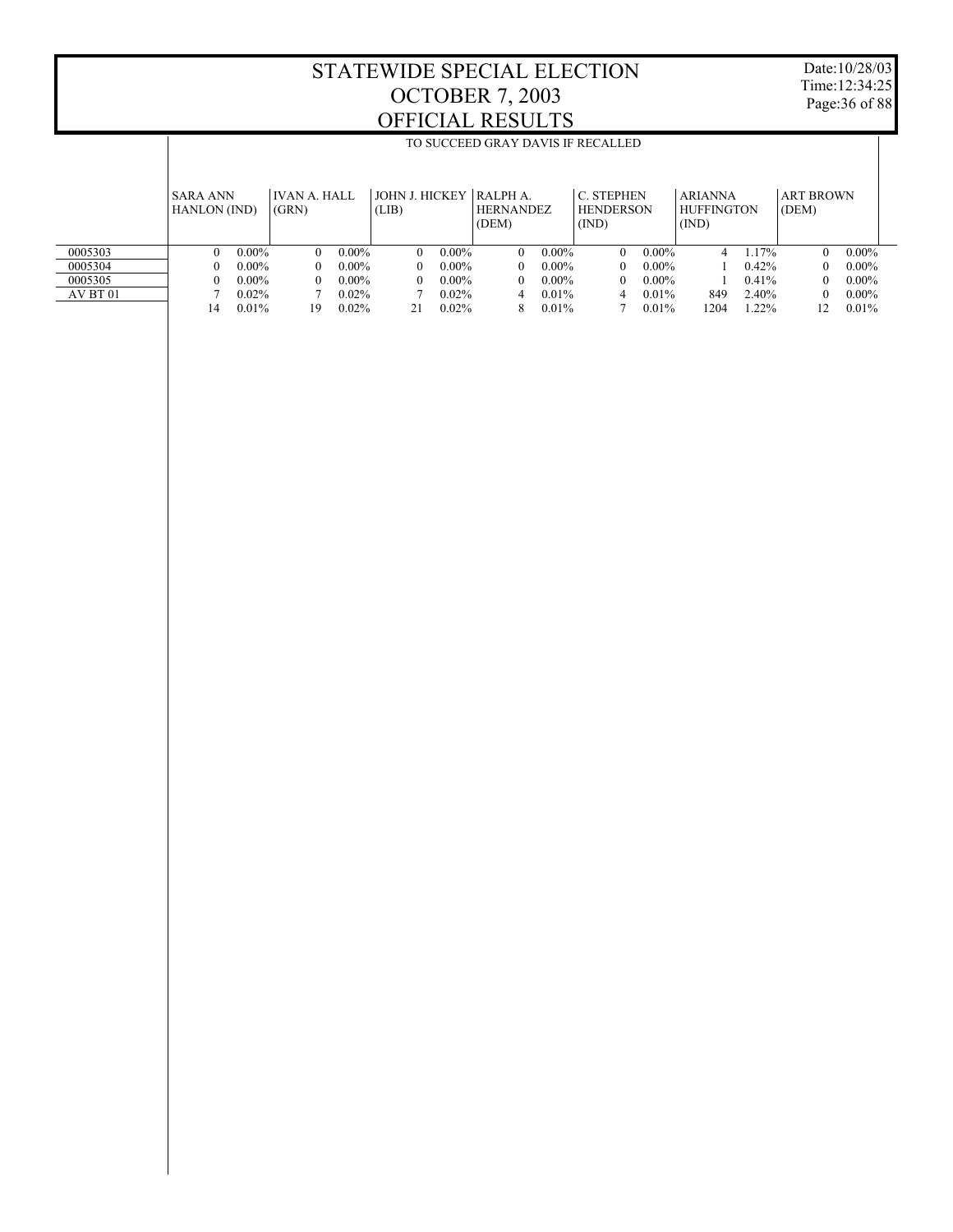# STATEWIDE SPECIAL ELECTION
# OCTOBER 7, 2003
# OFFICIAL RESULTS

Date:10/28/03
Time:12:34:25

TO SUCCEED GRAY DAVIS IF RECALLED

| | SARA ANN HANLON (IND) | | IVAN A. HALL (GRN) | | JOHN J. HICKEY (LIB) | | RALPH A. HERNANDEZ (DEM) | | C. STEPHEN HENDERSON (IND) | | ARIANNA HUFFINGTON (IND) | | ART BROWN (DEM) | |
|---|---|---|---|---|---|---|---|---|---|---|---|---|---|---|
| 0005303 | 0 | 0.00% | 0 | 0.00% | 0 | 0.00% | 0 | 0.00% | 0 | 0.00% | 4 | 1.17% | 0 | 0.00% |
| 0005304 | 0 | 0.00% | 0 | 0.00% | 0 | 0.00% | 0 | 0.00% | 0 | 0.00% | 1 | 0.42% | 0 | 0.00% |
| 0005305 | 0 | 0.00% | 0 | 0.00% | 0 | 0.00% | 0 | 0.00% | 0 | 0.00% | 1 | 0.41% | 0 | 0.00% |
| AV BT 01 | 7 | 0.02% | 7 | 0.02% | 7 | 0.02% | 4 | 0.01% | 4 | 0.01% | 849 | 2.40% | 0 | 0.00% |
| | 14 | 0.01% | 19 | 0.02% | 21 | 0.02% | 8 | 0.01% | 7 | 0.01% | 1204 | 1.22% | 12 | 0.01% |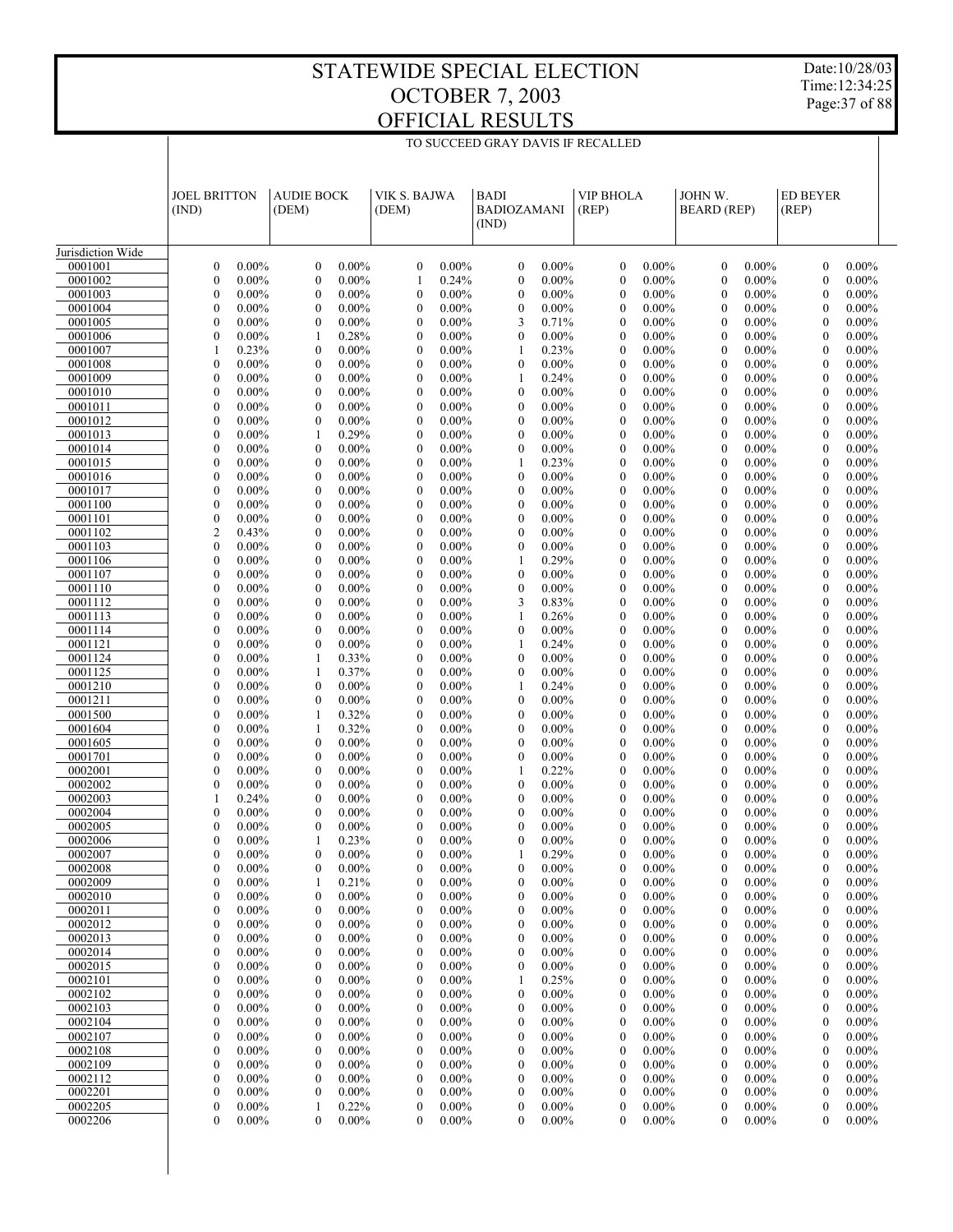# STATEWIDE SPECIAL ELECTION
# OCTOBER 7, 2003
# OFFICIAL RESULTS

Date:10/28/03
Time:12:34:25

TO SUCCEED GRAY DAVIS IF RECALLED

| | JOEL BRITTON (IND) | | AUDIE BOCK (DEM) | | VIK S. BAJWA (DEM) | | BADI BADIOZAMANI (IND) | | VIP BHOLA (REP) | | JOHN W. BEARD (REP) | | ED BEYER (REP) | |
|---|---|---|---|---|---|---|---|---|---|---|---|---|---|---|
| Jurisdiction Wide | | | | | | | | | | | | | | |
| 0001001 | 0 | 0.00% | 0 | 0.00% | 0 | 0.00% | 0 | 0.00% | 0 | 0.00% | 0 | 0.00% | 0 | 0.00% |
| 0001002 | 0 | 0.00% | 0 | 0.00% | 1 | 0.24% | 0 | 0.00% | 0 | 0.00% | 0 | 0.00% | 0 | 0.00% |
| 0001003 | 0 | 0.00% | 0 | 0.00% | 0 | 0.00% | 0 | 0.00% | 0 | 0.00% | 0 | 0.00% | 0 | 0.00% |
| 0001004 | 0 | 0.00% | 0 | 0.00% | 0 | 0.00% | 0 | 0.00% | 0 | 0.00% | 0 | 0.00% | 0 | 0.00% |
| 0001005 | 0 | 0.00% | 0 | 0.00% | 0 | 0.00% | 3 | 0.71% | 0 | 0.00% | 0 | 0.00% | 0 | 0.00% |
| 0001006 | 0 | 0.00% | 1 | 0.28% | 0 | 0.00% | 0 | 0.00% | 0 | 0.00% | 0 | 0.00% | 0 | 0.00% |
| 0001007 | 1 | 0.23% | 0 | 0.00% | 0 | 0.00% | 1 | 0.23% | 0 | 0.00% | 0 | 0.00% | 0 | 0.00% |
| 0001008 | 0 | 0.00% | 0 | 0.00% | 0 | 0.00% | 0 | 0.00% | 0 | 0.00% | 0 | 0.00% | 0 | 0.00% |
| 0001009 | 0 | 0.00% | 0 | 0.00% | 0 | 0.00% | 1 | 0.24% | 0 | 0.00% | 0 | 0.00% | 0 | 0.00% |
| 0001010 | 0 | 0.00% | 0 | 0.00% | 0 | 0.00% | 0 | 0.00% | 0 | 0.00% | 0 | 0.00% | 0 | 0.00% |
| 0001011 | 0 | 0.00% | 0 | 0.00% | 0 | 0.00% | 0 | 0.00% | 0 | 0.00% | 0 | 0.00% | 0 | 0.00% |
| 0001012 | 0 | 0.00% | 0 | 0.00% | 0 | 0.00% | 0 | 0.00% | 0 | 0.00% | 0 | 0.00% | 0 | 0.00% |
| 0001013 | 0 | 0.00% | 1 | 0.29% | 0 | 0.00% | 0 | 0.00% | 0 | 0.00% | 0 | 0.00% | 0 | 0.00% |
| 0001014 | 0 | 0.00% | 0 | 0.00% | 0 | 0.00% | 0 | 0.00% | 0 | 0.00% | 0 | 0.00% | 0 | 0.00% |
| 0001015 | 0 | 0.00% | 0 | 0.00% | 0 | 0.00% | 1 | 0.23% | 0 | 0.00% | 0 | 0.00% | 0 | 0.00% |
| 0001016 | 0 | 0.00% | 0 | 0.00% | 0 | 0.00% | 0 | 0.00% | 0 | 0.00% | 0 | 0.00% | 0 | 0.00% |
| 0001017 | 0 | 0.00% | 0 | 0.00% | 0 | 0.00% | 0 | 0.00% | 0 | 0.00% | 0 | 0.00% | 0 | 0.00% |
| 0001100 | 0 | 0.00% | 0 | 0.00% | 0 | 0.00% | 0 | 0.00% | 0 | 0.00% | 0 | 0.00% | 0 | 0.00% |
| 0001101 | 0 | 0.00% | 0 | 0.00% | 0 | 0.00% | 0 | 0.00% | 0 | 0.00% | 0 | 0.00% | 0 | 0.00% |
| 0001102 | 2 | 0.43% | 0 | 0.00% | 0 | 0.00% | 0 | 0.00% | 0 | 0.00% | 0 | 0.00% | 0 | 0.00% |
| 0001103 | 0 | 0.00% | 0 | 0.00% | 0 | 0.00% | 0 | 0.00% | 0 | 0.00% | 0 | 0.00% | 0 | 0.00% |
| 0001106 | 0 | 0.00% | 0 | 0.00% | 0 | 0.00% | 1 | 0.29% | 0 | 0.00% | 0 | 0.00% | 0 | 0.00% |
| 0001107 | 0 | 0.00% | 0 | 0.00% | 0 | 0.00% | 0 | 0.00% | 0 | 0.00% | 0 | 0.00% | 0 | 0.00% |
| 0001110 | 0 | 0.00% | 0 | 0.00% | 0 | 0.00% | 0 | 0.00% | 0 | 0.00% | 0 | 0.00% | 0 | 0.00% |
| 0001112 | 0 | 0.00% | 0 | 0.00% | 0 | 0.00% | 3 | 0.83% | 0 | 0.00% | 0 | 0.00% | 0 | 0.00% |
| 0001113 | 0 | 0.00% | 0 | 0.00% | 0 | 0.00% | 1 | 0.26% | 0 | 0.00% | 0 | 0.00% | 0 | 0.00% |
| 0001114 | 0 | 0.00% | 0 | 0.00% | 0 | 0.00% | 0 | 0.00% | 0 | 0.00% | 0 | 0.00% | 0 | 0.00% |
| 0001121 | 0 | 0.00% | 0 | 0.00% | 0 | 0.00% | 1 | 0.24% | 0 | 0.00% | 0 | 0.00% | 0 | 0.00% |
| 0001124 | 0 | 0.00% | 1 | 0.33% | 0 | 0.00% | 0 | 0.00% | 0 | 0.00% | 0 | 0.00% | 0 | 0.00% |
| 0001125 | 0 | 0.00% | 1 | 0.37% | 0 | 0.00% | 0 | 0.00% | 0 | 0.00% | 0 | 0.00% | 0 | 0.00% |
| 0001210 | 0 | 0.00% | 0 | 0.00% | 0 | 0.00% | 1 | 0.24% | 0 | 0.00% | 0 | 0.00% | 0 | 0.00% |
| 0001211 | 0 | 0.00% | 0 | 0.00% | 0 | 0.00% | 0 | 0.00% | 0 | 0.00% | 0 | 0.00% | 0 | 0.00% |
| 0001500 | 0 | 0.00% | 1 | 0.32% | 0 | 0.00% | 0 | 0.00% | 0 | 0.00% | 0 | 0.00% | 0 | 0.00% |
| 0001604 | 0 | 0.00% | 1 | 0.32% | 0 | 0.00% | 0 | 0.00% | 0 | 0.00% | 0 | 0.00% | 0 | 0.00% |
| 0001605 | 0 | 0.00% | 0 | 0.00% | 0 | 0.00% | 0 | 0.00% | 0 | 0.00% | 0 | 0.00% | 0 | 0.00% |
| 0001701 | 0 | 0.00% | 0 | 0.00% | 0 | 0.00% | 0 | 0.00% | 0 | 0.00% | 0 | 0.00% | 0 | 0.00% |
| 0002001 | 0 | 0.00% | 0 | 0.00% | 0 | 0.00% | 1 | 0.22% | 0 | 0.00% | 0 | 0.00% | 0 | 0.00% |
| 0002002 | 0 | 0.00% | 0 | 0.00% | 0 | 0.00% | 0 | 0.00% | 0 | 0.00% | 0 | 0.00% | 0 | 0.00% |
| 0002003 | 1 | 0.24% | 0 | 0.00% | 0 | 0.00% | 0 | 0.00% | 0 | 0.00% | 0 | 0.00% | 0 | 0.00% |
| 0002004 | 0 | 0.00% | 0 | 0.00% | 0 | 0.00% | 0 | 0.00% | 0 | 0.00% | 0 | 0.00% | 0 | 0.00% |
| 0002005 | 0 | 0.00% | 0 | 0.00% | 0 | 0.00% | 0 | 0.00% | 0 | 0.00% | 0 | 0.00% | 0 | 0.00% |
| 0002006 | 0 | 0.00% | 1 | 0.23% | 0 | 0.00% | 0 | 0.00% | 0 | 0.00% | 0 | 0.00% | 0 | 0.00% |
| 0002007 | 0 | 0.00% | 0 | 0.00% | 0 | 0.00% | 1 | 0.29% | 0 | 0.00% | 0 | 0.00% | 0 | 0.00% |
| 0002008 | 0 | 0.00% | 0 | 0.00% | 0 | 0.00% | 0 | 0.00% | 0 | 0.00% | 0 | 0.00% | 0 | 0.00% |
| 0002009 | 0 | 0.00% | 1 | 0.21% | 0 | 0.00% | 0 | 0.00% | 0 | 0.00% | 0 | 0.00% | 0 | 0.00% |
| 0002010 | 0 | 0.00% | 0 | 0.00% | 0 | 0.00% | 0 | 0.00% | 0 | 0.00% | 0 | 0.00% | 0 | 0.00% |
| 0002011 | 0 | 0.00% | 0 | 0.00% | 0 | 0.00% | 0 | 0.00% | 0 | 0.00% | 0 | 0.00% | 0 | 0.00% |
| 0002012 | 0 | 0.00% | 0 | 0.00% | 0 | 0.00% | 0 | 0.00% | 0 | 0.00% | 0 | 0.00% | 0 | 0.00% |
| 0002013 | 0 | 0.00% | 0 | 0.00% | 0 | 0.00% | 0 | 0.00% | 0 | 0.00% | 0 | 0.00% | 0 | 0.00% |
| 0002014 | 0 | 0.00% | 0 | 0.00% | 0 | 0.00% | 0 | 0.00% | 0 | 0.00% | 0 | 0.00% | 0 | 0.00% |
| 0002015 | 0 | 0.00% | 0 | 0.00% | 0 | 0.00% | 0 | 0.00% | 0 | 0.00% | 0 | 0.00% | 0 | 0.00% |
| 0002101 | 0 | 0.00% | 0 | 0.00% | 0 | 0.00% | 1 | 0.25% | 0 | 0.00% | 0 | 0.00% | 0 | 0.00% |
| 0002102 | 0 | 0.00% | 0 | 0.00% | 0 | 0.00% | 0 | 0.00% | 0 | 0.00% | 0 | 0.00% | 0 | 0.00% |
| 0002103 | 0 | 0.00% | 0 | 0.00% | 0 | 0.00% | 0 | 0.00% | 0 | 0.00% | 0 | 0.00% | 0 | 0.00% |
| 0002104 | 0 | 0.00% | 0 | 0.00% | 0 | 0.00% | 0 | 0.00% | 0 | 0.00% | 0 | 0.00% | 0 | 0.00% |
| 0002107 | 0 | 0.00% | 0 | 0.00% | 0 | 0.00% | 0 | 0.00% | 0 | 0.00% | 0 | 0.00% | 0 | 0.00% |
| 0002108 | 0 | 0.00% | 0 | 0.00% | 0 | 0.00% | 0 | 0.00% | 0 | 0.00% | 0 | 0.00% | 0 | 0.00% |
| 0002109 | 0 | 0.00% | 0 | 0.00% | 0 | 0.00% | 0 | 0.00% | 0 | 0.00% | 0 | 0.00% | 0 | 0.00% |
| 0002112 | 0 | 0.00% | 0 | 0.00% | 0 | 0.00% | 0 | 0.00% | 0 | 0.00% | 0 | 0.00% | 0 | 0.00% |
| 0002201 | 0 | 0.00% | 0 | 0.00% | 0 | 0.00% | 0 | 0.00% | 0 | 0.00% | 0 | 0.00% | 0 | 0.00% |
| 0002205 | 0 | 0.00% | 1 | 0.22% | 0 | 0.00% | 0 | 0.00% | 0 | 0.00% | 0 | 0.00% | 0 | 0.00% |
| 0002206 | 0 | 0.00% | 0 | 0.00% | 0 | 0.00% | 0 | 0.00% | 0 | 0.00% | 0 | 0.00% | 0 | 0.00% |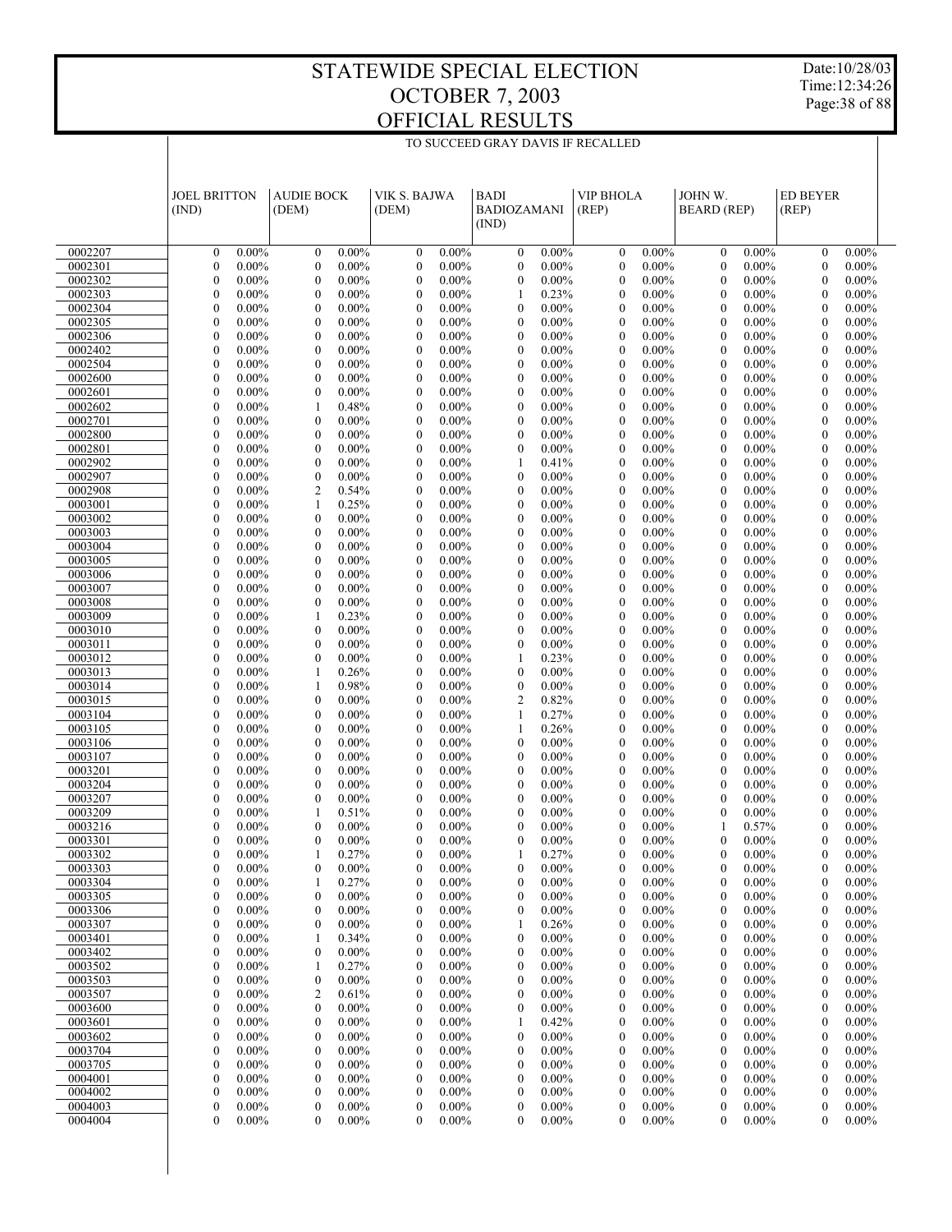# STATEWIDE SPECIAL ELECTION
# OCTOBER 7, 2003
# OFFICIAL RESULTS

Date:10/28/03
Time:12:34:26

TO SUCCEED GRAY DAVIS IF RECALLED

| | JOEL BRITTON (IND) | | AUDIE BOCK (DEM) | | VIK S. BAJWA (DEM) | | BADI BADIOZAMANI (IND) | | VIP BHOLA (REP) | | JOHN W. BEARD (REP) | | ED BEYER (REP) | |
|---|---|---|---|---|---|---|---|---|---|---|---|---|---|---|
| 0002207 | 0 | 0.00% | 0 | 0.00% | 0 | 0.00% | 0 | 0.00% | 0 | 0.00% | 0 | 0.00% | 0 | 0.00% |
| 0002301 | 0 | 0.00% | 0 | 0.00% | 0 | 0.00% | 0 | 0.00% | 0 | 0.00% | 0 | 0.00% | 0 | 0.00% |
| 0002302 | 0 | 0.00% | 0 | 0.00% | 0 | 0.00% | 0 | 0.00% | 0 | 0.00% | 0 | 0.00% | 0 | 0.00% |
| 0002303 | 0 | 0.00% | 0 | 0.00% | 0 | 0.00% | 1 | 0.23% | 0 | 0.00% | 0 | 0.00% | 0 | 0.00% |
| 0002304 | 0 | 0.00% | 0 | 0.00% | 0 | 0.00% | 0 | 0.00% | 0 | 0.00% | 0 | 0.00% | 0 | 0.00% |
| 0002305 | 0 | 0.00% | 0 | 0.00% | 0 | 0.00% | 0 | 0.00% | 0 | 0.00% | 0 | 0.00% | 0 | 0.00% |
| 0002306 | 0 | 0.00% | 0 | 0.00% | 0 | 0.00% | 0 | 0.00% | 0 | 0.00% | 0 | 0.00% | 0 | 0.00% |
| 0002402 | 0 | 0.00% | 0 | 0.00% | 0 | 0.00% | 0 | 0.00% | 0 | 0.00% | 0 | 0.00% | 0 | 0.00% |
| 0002504 | 0 | 0.00% | 0 | 0.00% | 0 | 0.00% | 0 | 0.00% | 0 | 0.00% | 0 | 0.00% | 0 | 0.00% |
| 0002600 | 0 | 0.00% | 0 | 0.00% | 0 | 0.00% | 0 | 0.00% | 0 | 0.00% | 0 | 0.00% | 0 | 0.00% |
| 0002601 | 0 | 0.00% | 0 | 0.00% | 0 | 0.00% | 0 | 0.00% | 0 | 0.00% | 0 | 0.00% | 0 | 0.00% |
| 0002602 | 0 | 0.00% | 1 | 0.48% | 0 | 0.00% | 0 | 0.00% | 0 | 0.00% | 0 | 0.00% | 0 | 0.00% |
| 0002701 | 0 | 0.00% | 0 | 0.00% | 0 | 0.00% | 0 | 0.00% | 0 | 0.00% | 0 | 0.00% | 0 | 0.00% |
| 0002800 | 0 | 0.00% | 0 | 0.00% | 0 | 0.00% | 0 | 0.00% | 0 | 0.00% | 0 | 0.00% | 0 | 0.00% |
| 0002801 | 0 | 0.00% | 0 | 0.00% | 0 | 0.00% | 0 | 0.00% | 0 | 0.00% | 0 | 0.00% | 0 | 0.00% |
| 0002902 | 0 | 0.00% | 0 | 0.00% | 0 | 0.00% | 1 | 0.41% | 0 | 0.00% | 0 | 0.00% | 0 | 0.00% |
| 0002907 | 0 | 0.00% | 0 | 0.00% | 0 | 0.00% | 0 | 0.00% | 0 | 0.00% | 0 | 0.00% | 0 | 0.00% |
| 0002908 | 0 | 0.00% | 2 | 0.54% | 0 | 0.00% | 0 | 0.00% | 0 | 0.00% | 0 | 0.00% | 0 | 0.00% |
| 0003001 | 0 | 0.00% | 1 | 0.25% | 0 | 0.00% | 0 | 0.00% | 0 | 0.00% | 0 | 0.00% | 0 | 0.00% |
| 0003002 | 0 | 0.00% | 0 | 0.00% | 0 | 0.00% | 0 | 0.00% | 0 | 0.00% | 0 | 0.00% | 0 | 0.00% |
| 0003003 | 0 | 0.00% | 0 | 0.00% | 0 | 0.00% | 0 | 0.00% | 0 | 0.00% | 0 | 0.00% | 0 | 0.00% |
| 0003004 | 0 | 0.00% | 0 | 0.00% | 0 | 0.00% | 0 | 0.00% | 0 | 0.00% | 0 | 0.00% | 0 | 0.00% |
| 0003005 | 0 | 0.00% | 0 | 0.00% | 0 | 0.00% | 0 | 0.00% | 0 | 0.00% | 0 | 0.00% | 0 | 0.00% |
| 0003006 | 0 | 0.00% | 0 | 0.00% | 0 | 0.00% | 0 | 0.00% | 0 | 0.00% | 0 | 0.00% | 0 | 0.00% |
| 0003007 | 0 | 0.00% | 0 | 0.00% | 0 | 0.00% | 0 | 0.00% | 0 | 0.00% | 0 | 0.00% | 0 | 0.00% |
| 0003008 | 0 | 0.00% | 0 | 0.00% | 0 | 0.00% | 0 | 0.00% | 0 | 0.00% | 0 | 0.00% | 0 | 0.00% |
| 0003009 | 0 | 0.00% | 1 | 0.23% | 0 | 0.00% | 0 | 0.00% | 0 | 0.00% | 0 | 0.00% | 0 | 0.00% |
| 0003010 | 0 | 0.00% | 0 | 0.00% | 0 | 0.00% | 0 | 0.00% | 0 | 0.00% | 0 | 0.00% | 0 | 0.00% |
| 0003011 | 0 | 0.00% | 0 | 0.00% | 0 | 0.00% | 0 | 0.00% | 0 | 0.00% | 0 | 0.00% | 0 | 0.00% |
| 0003012 | 0 | 0.00% | 0 | 0.00% | 0 | 0.00% | 1 | 0.23% | 0 | 0.00% | 0 | 0.00% | 0 | 0.00% |
| 0003013 | 0 | 0.00% | 1 | 0.26% | 0 | 0.00% | 0 | 0.00% | 0 | 0.00% | 0 | 0.00% | 0 | 0.00% |
| 0003014 | 0 | 0.00% | 1 | 0.98% | 0 | 0.00% | 0 | 0.00% | 0 | 0.00% | 0 | 0.00% | 0 | 0.00% |
| 0003015 | 0 | 0.00% | 0 | 0.00% | 0 | 0.00% | 2 | 0.82% | 0 | 0.00% | 0 | 0.00% | 0 | 0.00% |
| 0003104 | 0 | 0.00% | 0 | 0.00% | 0 | 0.00% | 1 | 0.27% | 0 | 0.00% | 0 | 0.00% | 0 | 0.00% |
| 0003105 | 0 | 0.00% | 0 | 0.00% | 0 | 0.00% | 1 | 0.26% | 0 | 0.00% | 0 | 0.00% | 0 | 0.00% |
| 0003106 | 0 | 0.00% | 0 | 0.00% | 0 | 0.00% | 0 | 0.00% | 0 | 0.00% | 0 | 0.00% | 0 | 0.00% |
| 0003107 | 0 | 0.00% | 0 | 0.00% | 0 | 0.00% | 0 | 0.00% | 0 | 0.00% | 0 | 0.00% | 0 | 0.00% |
| 0003201 | 0 | 0.00% | 0 | 0.00% | 0 | 0.00% | 0 | 0.00% | 0 | 0.00% | 0 | 0.00% | 0 | 0.00% |
| 0003204 | 0 | 0.00% | 0 | 0.00% | 0 | 0.00% | 0 | 0.00% | 0 | 0.00% | 0 | 0.00% | 0 | 0.00% |
| 0003207 | 0 | 0.00% | 0 | 0.00% | 0 | 0.00% | 0 | 0.00% | 0 | 0.00% | 0 | 0.00% | 0 | 0.00% |
| 0003209 | 0 | 0.00% | 1 | 0.51% | 0 | 0.00% | 0 | 0.00% | 0 | 0.00% | 0 | 0.00% | 0 | 0.00% |
| 0003216 | 0 | 0.00% | 0 | 0.00% | 0 | 0.00% | 0 | 0.00% | 0 | 0.00% | 1 | 0.57% | 0 | 0.00% |
| 0003301 | 0 | 0.00% | 0 | 0.00% | 0 | 0.00% | 0 | 0.00% | 0 | 0.00% | 0 | 0.00% | 0 | 0.00% |
| 0003302 | 0 | 0.00% | 1 | 0.27% | 0 | 0.00% | 1 | 0.27% | 0 | 0.00% | 0 | 0.00% | 0 | 0.00% |
| 0003303 | 0 | 0.00% | 0 | 0.00% | 0 | 0.00% | 0 | 0.00% | 0 | 0.00% | 0 | 0.00% | 0 | 0.00% |
| 0003304 | 0 | 0.00% | 1 | 0.27% | 0 | 0.00% | 0 | 0.00% | 0 | 0.00% | 0 | 0.00% | 0 | 0.00% |
| 0003305 | 0 | 0.00% | 0 | 0.00% | 0 | 0.00% | 0 | 0.00% | 0 | 0.00% | 0 | 0.00% | 0 | 0.00% |
| 0003306 | 0 | 0.00% | 0 | 0.00% | 0 | 0.00% | 0 | 0.00% | 0 | 0.00% | 0 | 0.00% | 0 | 0.00% |
| 0003307 | 0 | 0.00% | 0 | 0.00% | 0 | 0.00% | 1 | 0.26% | 0 | 0.00% | 0 | 0.00% | 0 | 0.00% |
| 0003401 | 0 | 0.00% | 1 | 0.34% | 0 | 0.00% | 0 | 0.00% | 0 | 0.00% | 0 | 0.00% | 0 | 0.00% |
| 0003402 | 0 | 0.00% | 0 | 0.00% | 0 | 0.00% | 0 | 0.00% | 0 | 0.00% | 0 | 0.00% | 0 | 0.00% |
| 0003502 | 0 | 0.00% | 1 | 0.27% | 0 | 0.00% | 0 | 0.00% | 0 | 0.00% | 0 | 0.00% | 0 | 0.00% |
| 0003503 | 0 | 0.00% | 0 | 0.00% | 0 | 0.00% | 0 | 0.00% | 0 | 0.00% | 0 | 0.00% | 0 | 0.00% |
| 0003507 | 0 | 0.00% | 2 | 0.61% | 0 | 0.00% | 0 | 0.00% | 0 | 0.00% | 0 | 0.00% | 0 | 0.00% |
| 0003600 | 0 | 0.00% | 0 | 0.00% | 0 | 0.00% | 0 | 0.00% | 0 | 0.00% | 0 | 0.00% | 0 | 0.00% |
| 0003601 | 0 | 0.00% | 0 | 0.00% | 0 | 0.00% | 1 | 0.42% | 0 | 0.00% | 0 | 0.00% | 0 | 0.00% |
| 0003602 | 0 | 0.00% | 0 | 0.00% | 0 | 0.00% | 0 | 0.00% | 0 | 0.00% | 0 | 0.00% | 0 | 0.00% |
| 0003704 | 0 | 0.00% | 0 | 0.00% | 0 | 0.00% | 0 | 0.00% | 0 | 0.00% | 0 | 0.00% | 0 | 0.00% |
| 0003705 | 0 | 0.00% | 0 | 0.00% | 0 | 0.00% | 0 | 0.00% | 0 | 0.00% | 0 | 0.00% | 0 | 0.00% |
| 0004001 | 0 | 0.00% | 0 | 0.00% | 0 | 0.00% | 0 | 0.00% | 0 | 0.00% | 0 | 0.00% | 0 | 0.00% |
| 0004002 | 0 | 0.00% | 0 | 0.00% | 0 | 0.00% | 0 | 0.00% | 0 | 0.00% | 0 | 0.00% | 0 | 0.00% |
| 0004003 | 0 | 0.00% | 0 | 0.00% | 0 | 0.00% | 0 | 0.00% | 0 | 0.00% | 0 | 0.00% | 0 | 0.00% |
| 0004004 | 0 | 0.00% | 0 | 0.00% | 0 | 0.00% | 0 | 0.00% | 0 | 0.00% | 0 | 0.00% | 0 | 0.00% |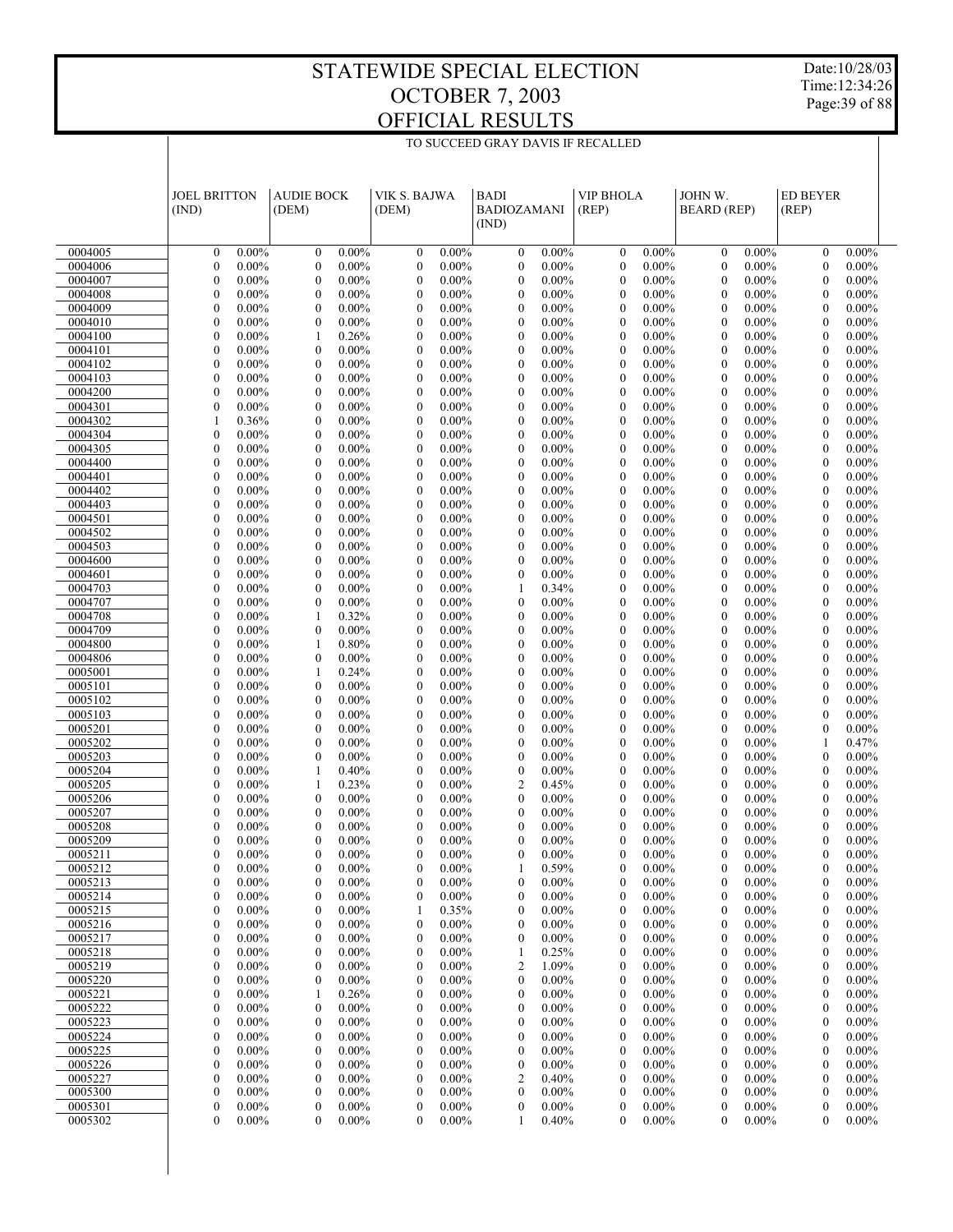# STATEWIDE SPECIAL ELECTION
# OCTOBER 7, 2003
# OFFICIAL RESULTS

Date:10/28/03
Time:12:34:26

TO SUCCEED GRAY DAVIS IF RECALLED

| | JOEL BRITTON (IND) | | AUDIE BOCK (DEM) | | VIK S. BAJWA (DEM) | | BADI BADIOZAMANI (IND) | | VIP BHOLA (REP) | | JOHN W. BEARD (REP) | | ED BEYER (REP) | |
|---|---|---|---|---|---|---|---|---|---|---|---|---|---|---|
| 0004005 | 0 | 0.00% | 0 | 0.00% | 0 | 0.00% | 0 | 0.00% | 0 | 0.00% | 0 | 0.00% | 0 | 0.00% |
| 0004006 | 0 | 0.00% | 0 | 0.00% | 0 | 0.00% | 0 | 0.00% | 0 | 0.00% | 0 | 0.00% | 0 | 0.00% |
| 0004007 | 0 | 0.00% | 0 | 0.00% | 0 | 0.00% | 0 | 0.00% | 0 | 0.00% | 0 | 0.00% | 0 | 0.00% |
| 0004008 | 0 | 0.00% | 0 | 0.00% | 0 | 0.00% | 0 | 0.00% | 0 | 0.00% | 0 | 0.00% | 0 | 0.00% |
| 0004009 | 0 | 0.00% | 0 | 0.00% | 0 | 0.00% | 0 | 0.00% | 0 | 0.00% | 0 | 0.00% | 0 | 0.00% |
| 0004010 | 0 | 0.00% | 0 | 0.00% | 0 | 0.00% | 0 | 0.00% | 0 | 0.00% | 0 | 0.00% | 0 | 0.00% |
| 0004100 | 0 | 0.00% | 1 | 0.26% | 0 | 0.00% | 0 | 0.00% | 0 | 0.00% | 0 | 0.00% | 0 | 0.00% |
| 0004101 | 0 | 0.00% | 0 | 0.00% | 0 | 0.00% | 0 | 0.00% | 0 | 0.00% | 0 | 0.00% | 0 | 0.00% |
| 0004102 | 0 | 0.00% | 0 | 0.00% | 0 | 0.00% | 0 | 0.00% | 0 | 0.00% | 0 | 0.00% | 0 | 0.00% |
| 0004103 | 0 | 0.00% | 0 | 0.00% | 0 | 0.00% | 0 | 0.00% | 0 | 0.00% | 0 | 0.00% | 0 | 0.00% |
| 0004200 | 0 | 0.00% | 0 | 0.00% | 0 | 0.00% | 0 | 0.00% | 0 | 0.00% | 0 | 0.00% | 0 | 0.00% |
| 0004301 | 0 | 0.00% | 0 | 0.00% | 0 | 0.00% | 0 | 0.00% | 0 | 0.00% | 0 | 0.00% | 0 | 0.00% |
| 0004302 | 1 | 0.36% | 0 | 0.00% | 0 | 0.00% | 0 | 0.00% | 0 | 0.00% | 0 | 0.00% | 0 | 0.00% |
| 0004304 | 0 | 0.00% | 0 | 0.00% | 0 | 0.00% | 0 | 0.00% | 0 | 0.00% | 0 | 0.00% | 0 | 0.00% |
| 0004305 | 0 | 0.00% | 0 | 0.00% | 0 | 0.00% | 0 | 0.00% | 0 | 0.00% | 0 | 0.00% | 0 | 0.00% |
| 0004400 | 0 | 0.00% | 0 | 0.00% | 0 | 0.00% | 0 | 0.00% | 0 | 0.00% | 0 | 0.00% | 0 | 0.00% |
| 0004401 | 0 | 0.00% | 0 | 0.00% | 0 | 0.00% | 0 | 0.00% | 0 | 0.00% | 0 | 0.00% | 0 | 0.00% |
| 0004402 | 0 | 0.00% | 0 | 0.00% | 0 | 0.00% | 0 | 0.00% | 0 | 0.00% | 0 | 0.00% | 0 | 0.00% |
| 0004403 | 0 | 0.00% | 0 | 0.00% | 0 | 0.00% | 0 | 0.00% | 0 | 0.00% | 0 | 0.00% | 0 | 0.00% |
| 0004501 | 0 | 0.00% | 0 | 0.00% | 0 | 0.00% | 0 | 0.00% | 0 | 0.00% | 0 | 0.00% | 0 | 0.00% |
| 0004502 | 0 | 0.00% | 0 | 0.00% | 0 | 0.00% | 0 | 0.00% | 0 | 0.00% | 0 | 0.00% | 0 | 0.00% |
| 0004503 | 0 | 0.00% | 0 | 0.00% | 0 | 0.00% | 0 | 0.00% | 0 | 0.00% | 0 | 0.00% | 0 | 0.00% |
| 0004600 | 0 | 0.00% | 0 | 0.00% | 0 | 0.00% | 0 | 0.00% | 0 | 0.00% | 0 | 0.00% | 0 | 0.00% |
| 0004601 | 0 | 0.00% | 0 | 0.00% | 0 | 0.00% | 0 | 0.00% | 0 | 0.00% | 0 | 0.00% | 0 | 0.00% |
| 0004703 | 0 | 0.00% | 0 | 0.00% | 0 | 0.00% | 1 | 0.34% | 0 | 0.00% | 0 | 0.00% | 0 | 0.00% |
| 0004707 | 0 | 0.00% | 0 | 0.00% | 0 | 0.00% | 0 | 0.00% | 0 | 0.00% | 0 | 0.00% | 0 | 0.00% |
| 0004708 | 0 | 0.00% | 1 | 0.32% | 0 | 0.00% | 0 | 0.00% | 0 | 0.00% | 0 | 0.00% | 0 | 0.00% |
| 0004709 | 0 | 0.00% | 0 | 0.00% | 0 | 0.00% | 0 | 0.00% | 0 | 0.00% | 0 | 0.00% | 0 | 0.00% |
| 0004800 | 0 | 0.00% | 1 | 0.80% | 0 | 0.00% | 0 | 0.00% | 0 | 0.00% | 0 | 0.00% | 0 | 0.00% |
| 0004806 | 0 | 0.00% | 0 | 0.00% | 0 | 0.00% | 0 | 0.00% | 0 | 0.00% | 0 | 0.00% | 0 | 0.00% |
| 0005001 | 0 | 0.00% | 1 | 0.24% | 0 | 0.00% | 0 | 0.00% | 0 | 0.00% | 0 | 0.00% | 0 | 0.00% |
| 0005101 | 0 | 0.00% | 0 | 0.00% | 0 | 0.00% | 0 | 0.00% | 0 | 0.00% | 0 | 0.00% | 0 | 0.00% |
| 0005102 | 0 | 0.00% | 0 | 0.00% | 0 | 0.00% | 0 | 0.00% | 0 | 0.00% | 0 | 0.00% | 0 | 0.00% |
| 0005103 | 0 | 0.00% | 0 | 0.00% | 0 | 0.00% | 0 | 0.00% | 0 | 0.00% | 0 | 0.00% | 0 | 0.00% |
| 0005201 | 0 | 0.00% | 0 | 0.00% | 0 | 0.00% | 0 | 0.00% | 0 | 0.00% | 0 | 0.00% | 0 | 0.00% |
| 0005202 | 0 | 0.00% | 0 | 0.00% | 0 | 0.00% | 0 | 0.00% | 0 | 0.00% | 0 | 0.00% | 1 | 0.47% |
| 0005203 | 0 | 0.00% | 0 | 0.00% | 0 | 0.00% | 0 | 0.00% | 0 | 0.00% | 0 | 0.00% | 0 | 0.00% |
| 0005204 | 0 | 0.00% | 1 | 0.40% | 0 | 0.00% | 0 | 0.00% | 0 | 0.00% | 0 | 0.00% | 0 | 0.00% |
| 0005205 | 0 | 0.00% | 1 | 0.23% | 0 | 0.00% | 2 | 0.45% | 0 | 0.00% | 0 | 0.00% | 0 | 0.00% |
| 0005206 | 0 | 0.00% | 0 | 0.00% | 0 | 0.00% | 0 | 0.00% | 0 | 0.00% | 0 | 0.00% | 0 | 0.00% |
| 0005207 | 0 | 0.00% | 0 | 0.00% | 0 | 0.00% | 0 | 0.00% | 0 | 0.00% | 0 | 0.00% | 0 | 0.00% |
| 0005208 | 0 | 0.00% | 0 | 0.00% | 0 | 0.00% | 0 | 0.00% | 0 | 0.00% | 0 | 0.00% | 0 | 0.00% |
| 0005209 | 0 | 0.00% | 0 | 0.00% | 0 | 0.00% | 0 | 0.00% | 0 | 0.00% | 0 | 0.00% | 0 | 0.00% |
| 0005211 | 0 | 0.00% | 0 | 0.00% | 0 | 0.00% | 0 | 0.00% | 0 | 0.00% | 0 | 0.00% | 0 | 0.00% |
| 0005212 | 0 | 0.00% | 0 | 0.00% | 0 | 0.00% | 1 | 0.59% | 0 | 0.00% | 0 | 0.00% | 0 | 0.00% |
| 0005213 | 0 | 0.00% | 0 | 0.00% | 0 | 0.00% | 0 | 0.00% | 0 | 0.00% | 0 | 0.00% | 0 | 0.00% |
| 0005214 | 0 | 0.00% | 0 | 0.00% | 0 | 0.00% | 0 | 0.00% | 0 | 0.00% | 0 | 0.00% | 0 | 0.00% |
| 0005215 | 0 | 0.00% | 0 | 0.00% | 1 | 0.35% | 0 | 0.00% | 0 | 0.00% | 0 | 0.00% | 0 | 0.00% |
| 0005216 | 0 | 0.00% | 0 | 0.00% | 0 | 0.00% | 0 | 0.00% | 0 | 0.00% | 0 | 0.00% | 0 | 0.00% |
| 0005217 | 0 | 0.00% | 0 | 0.00% | 0 | 0.00% | 0 | 0.00% | 0 | 0.00% | 0 | 0.00% | 0 | 0.00% |
| 0005218 | 0 | 0.00% | 0 | 0.00% | 0 | 0.00% | 1 | 0.25% | 0 | 0.00% | 0 | 0.00% | 0 | 0.00% |
| 0005219 | 0 | 0.00% | 0 | 0.00% | 0 | 0.00% | 2 | 1.09% | 0 | 0.00% | 0 | 0.00% | 0 | 0.00% |
| 0005220 | 0 | 0.00% | 0 | 0.00% | 0 | 0.00% | 0 | 0.00% | 0 | 0.00% | 0 | 0.00% | 0 | 0.00% |
| 0005221 | 0 | 0.00% | 1 | 0.26% | 0 | 0.00% | 0 | 0.00% | 0 | 0.00% | 0 | 0.00% | 0 | 0.00% |
| 0005222 | 0 | 0.00% | 0 | 0.00% | 0 | 0.00% | 0 | 0.00% | 0 | 0.00% | 0 | 0.00% | 0 | 0.00% |
| 0005223 | 0 | 0.00% | 0 | 0.00% | 0 | 0.00% | 0 | 0.00% | 0 | 0.00% | 0 | 0.00% | 0 | 0.00% |
| 0005224 | 0 | 0.00% | 0 | 0.00% | 0 | 0.00% | 0 | 0.00% | 0 | 0.00% | 0 | 0.00% | 0 | 0.00% |
| 0005225 | 0 | 0.00% | 0 | 0.00% | 0 | 0.00% | 0 | 0.00% | 0 | 0.00% | 0 | 0.00% | 0 | 0.00% |
| 0005226 | 0 | 0.00% | 0 | 0.00% | 0 | 0.00% | 0 | 0.00% | 0 | 0.00% | 0 | 0.00% | 0 | 0.00% |
| 0005227 | 0 | 0.00% | 0 | 0.00% | 0 | 0.00% | 2 | 0.40% | 0 | 0.00% | 0 | 0.00% | 0 | 0.00% |
| 0005300 | 0 | 0.00% | 0 | 0.00% | 0 | 0.00% | 0 | 0.00% | 0 | 0.00% | 0 | 0.00% | 0 | 0.00% |
| 0005301 | 0 | 0.00% | 0 | 0.00% | 0 | 0.00% | 0 | 0.00% | 0 | 0.00% | 0 | 0.00% | 0 | 0.00% |
| 0005302 | 0 | 0.00% | 0 | 0.00% | 0 | 0.00% | 1 | 0.40% | 0 | 0.00% | 0 | 0.00% | 0 | 0.00% |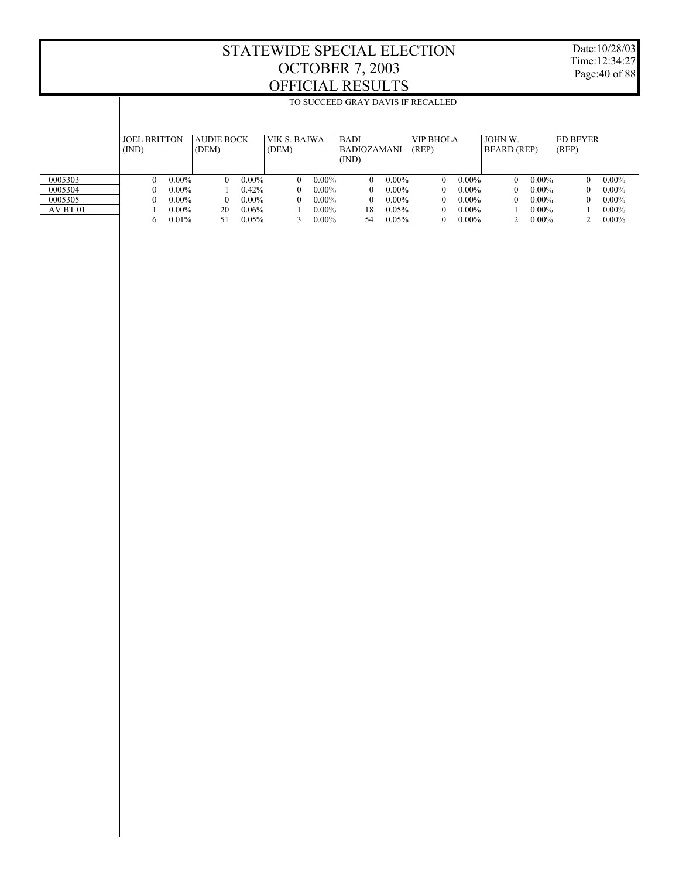# STATEWIDE SPECIAL ELECTION
# OCTOBER 7, 2003
# OFFICIAL RESULTS

Date:10/28/03
Time:12:34:27

TO SUCCEED GRAY DAVIS IF RECALLED

| | JOEL BRITTON (IND) | | AUDIE BOCK (DEM) | | VIK S. BAJWA (DEM) | | BADI BADIOZAMANI (IND) | | VIP BHOLA (REP) | | JOHN W. BEARD (REP) | | ED BEYER (REP) | |
|---|---|---|---|---|---|---|---|---|---|---|---|---|---|---|
| 0005303 | 0 | 0.00% | 0 | 0.00% | 0 | 0.00% | 0 | 0.00% | 0 | 0.00% | 0 | 0.00% | 0 | 0.00% |
| 0005304 | 0 | 0.00% | 1 | 0.42% | 0 | 0.00% | 0 | 0.00% | 0 | 0.00% | 0 | 0.00% | 0 | 0.00% |
| 0005305 | 0 | 0.00% | 0 | 0.00% | 0 | 0.00% | 0 | 0.00% | 0 | 0.00% | 0 | 0.00% | 0 | 0.00% |
| AV BT 01 | 1 | 0.00% | 20 | 0.06% | 1 | 0.00% | 18 | 0.05% | 0 | 0.00% | 1 | 0.00% | 1 | 0.00% |
| | 6 | 0.01% | 51 | 0.05% | 3 | 0.00% | 54 | 0.05% | 0 | 0.00% | 2 | 0.00% | 2 | 0.00% |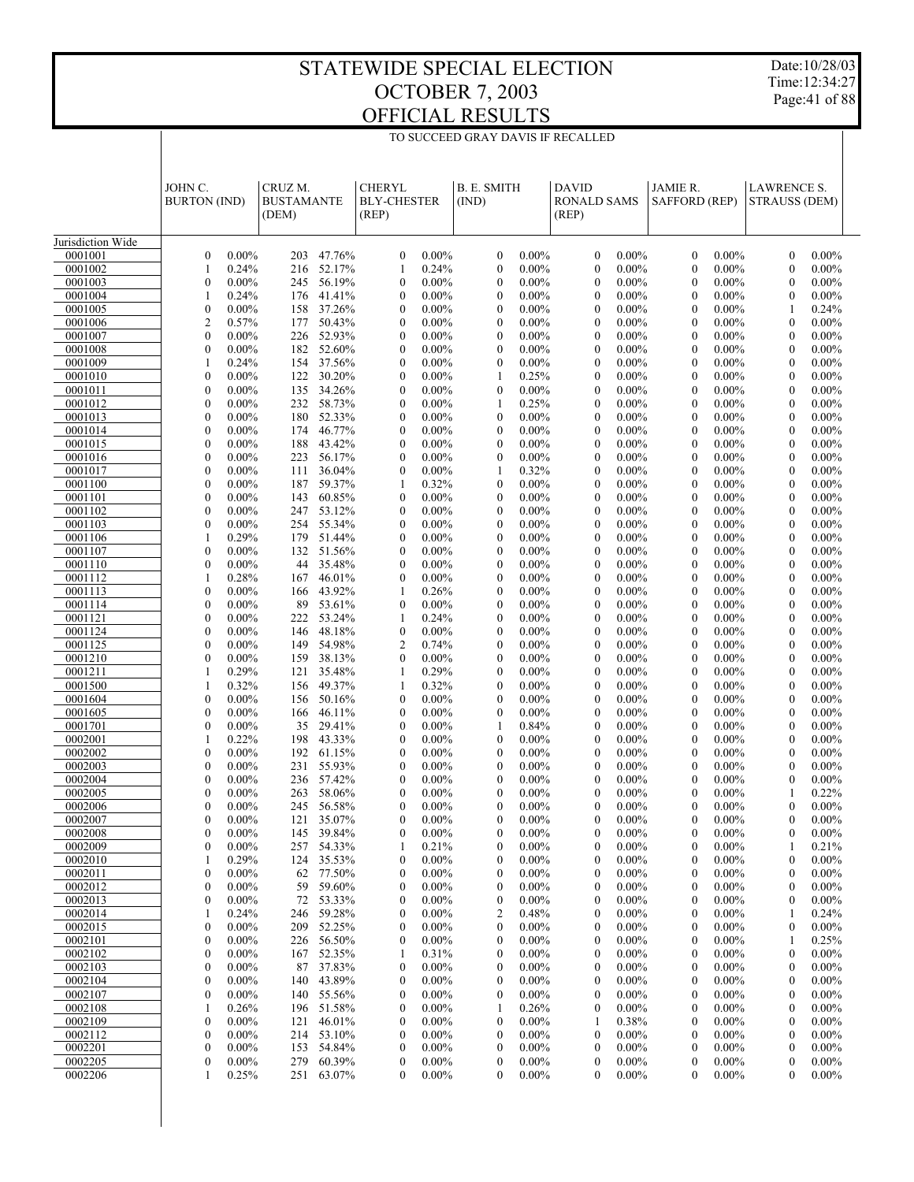# STATEWIDE SPECIAL ELECTION
# OCTOBER 7, 2003
# OFFICIAL RESULTS

Date:10/28/03
Time:12:34:27

TO SUCCEED GRAY DAVIS IF RECALLED

| | JOHN C. BURTON (IND) | | CRUZ M. BUSTAMANTE (DEM) | | CHERYL BLY-CHESTER (REP) | | B. E. SMITH (IND) | | DAVID RONALD SAMS (REP) | | JAMIE R. SAFFORD (REP) | | LAWRENCE S. STRAUSS (DEM) | |
|---|---|---|---|---|---|---|---|---|---|---|---|---|---|---|
| Jurisdiction Wide | | | | | | | | | | | | | | |
| 0001001 | 0 | 0.00% | 203 | 47.76% | 0 | 0.00% | 0 | 0.00% | 0 | 0.00% | 0 | 0.00% | 0 | 0.00% |
| 0001002 | 1 | 0.24% | 216 | 52.17% | 1 | 0.24% | 0 | 0.00% | 0 | 0.00% | 0 | 0.00% | 0 | 0.00% |
| 0001003 | 0 | 0.00% | 245 | 56.19% | 0 | 0.00% | 0 | 0.00% | 0 | 0.00% | 0 | 0.00% | 0 | 0.00% |
| 0001004 | 1 | 0.24% | 176 | 41.41% | 0 | 0.00% | 0 | 0.00% | 0 | 0.00% | 0 | 0.00% | 0 | 0.00% |
| 0001005 | 0 | 0.00% | 158 | 37.26% | 0 | 0.00% | 0 | 0.00% | 0 | 0.00% | 0 | 0.00% | 1 | 0.24% |
| 0001006 | 2 | 0.57% | 177 | 50.43% | 0 | 0.00% | 0 | 0.00% | 0 | 0.00% | 0 | 0.00% | 0 | 0.00% |
| 0001007 | 0 | 0.00% | 226 | 52.93% | 0 | 0.00% | 0 | 0.00% | 0 | 0.00% | 0 | 0.00% | 0 | 0.00% |
| 0001008 | 0 | 0.00% | 182 | 52.60% | 0 | 0.00% | 0 | 0.00% | 0 | 0.00% | 0 | 0.00% | 0 | 0.00% |
| 0001009 | 1 | 0.24% | 154 | 37.56% | 0 | 0.00% | 0 | 0.00% | 0 | 0.00% | 0 | 0.00% | 0 | 0.00% |
| 0001010 | 0 | 0.00% | 122 | 30.20% | 0 | 0.00% | 1 | 0.25% | 0 | 0.00% | 0 | 0.00% | 0 | 0.00% |
| 0001011 | 0 | 0.00% | 135 | 34.26% | 0 | 0.00% | 0 | 0.00% | 0 | 0.00% | 0 | 0.00% | 0 | 0.00% |
| 0001012 | 0 | 0.00% | 232 | 58.73% | 0 | 0.00% | 1 | 0.25% | 0 | 0.00% | 0 | 0.00% | 0 | 0.00% |
| 0001013 | 0 | 0.00% | 180 | 52.33% | 0 | 0.00% | 0 | 0.00% | 0 | 0.00% | 0 | 0.00% | 0 | 0.00% |
| 0001014 | 0 | 0.00% | 174 | 46.77% | 0 | 0.00% | 0 | 0.00% | 0 | 0.00% | 0 | 0.00% | 0 | 0.00% |
| 0001015 | 0 | 0.00% | 188 | 43.42% | 0 | 0.00% | 0 | 0.00% | 0 | 0.00% | 0 | 0.00% | 0 | 0.00% |
| 0001016 | 0 | 0.00% | 223 | 56.17% | 0 | 0.00% | 0 | 0.00% | 0 | 0.00% | 0 | 0.00% | 0 | 0.00% |
| 0001017 | 0 | 0.00% | 111 | 36.04% | 0 | 0.00% | 1 | 0.32% | 0 | 0.00% | 0 | 0.00% | 0 | 0.00% |
| 0001100 | 0 | 0.00% | 187 | 59.37% | 1 | 0.32% | 0 | 0.00% | 0 | 0.00% | 0 | 0.00% | 0 | 0.00% |
| 0001101 | 0 | 0.00% | 143 | 60.85% | 0 | 0.00% | 0 | 0.00% | 0 | 0.00% | 0 | 0.00% | 0 | 0.00% |
| 0001102 | 0 | 0.00% | 247 | 53.12% | 0 | 0.00% | 0 | 0.00% | 0 | 0.00% | 0 | 0.00% | 0 | 0.00% |
| 0001103 | 0 | 0.00% | 254 | 55.34% | 0 | 0.00% | 0 | 0.00% | 0 | 0.00% | 0 | 0.00% | 0 | 0.00% |
| 0001106 | 1 | 0.29% | 179 | 51.44% | 0 | 0.00% | 0 | 0.00% | 0 | 0.00% | 0 | 0.00% | 0 | 0.00% |
| 0001107 | 0 | 0.00% | 132 | 51.56% | 0 | 0.00% | 0 | 0.00% | 0 | 0.00% | 0 | 0.00% | 0 | 0.00% |
| 0001110 | 0 | 0.00% | 44 | 35.48% | 0 | 0.00% | 0 | 0.00% | 0 | 0.00% | 0 | 0.00% | 0 | 0.00% |
| 0001112 | 1 | 0.28% | 167 | 46.01% | 0 | 0.00% | 0 | 0.00% | 0 | 0.00% | 0 | 0.00% | 0 | 0.00% |
| 0001113 | 0 | 0.00% | 166 | 43.92% | 1 | 0.26% | 0 | 0.00% | 0 | 0.00% | 0 | 0.00% | 0 | 0.00% |
| 0001114 | 0 | 0.00% | 89 | 53.61% | 0 | 0.00% | 0 | 0.00% | 0 | 0.00% | 0 | 0.00% | 0 | 0.00% |
| 0001121 | 0 | 0.00% | 222 | 53.24% | 1 | 0.24% | 0 | 0.00% | 0 | 0.00% | 0 | 0.00% | 0 | 0.00% |
| 0001124 | 0 | 0.00% | 146 | 48.18% | 0 | 0.00% | 0 | 0.00% | 0 | 0.00% | 0 | 0.00% | 0 | 0.00% |
| 0001125 | 0 | 0.00% | 149 | 54.98% | 2 | 0.74% | 0 | 0.00% | 0 | 0.00% | 0 | 0.00% | 0 | 0.00% |
| 0001210 | 0 | 0.00% | 159 | 38.13% | 0 | 0.00% | 0 | 0.00% | 0 | 0.00% | 0 | 0.00% | 0 | 0.00% |
| 0001211 | 1 | 0.29% | 121 | 35.48% | 1 | 0.29% | 0 | 0.00% | 0 | 0.00% | 0 | 0.00% | 0 | 0.00% |
| 0001500 | 1 | 0.32% | 156 | 49.37% | 1 | 0.32% | 0 | 0.00% | 0 | 0.00% | 0 | 0.00% | 0 | 0.00% |
| 0001604 | 0 | 0.00% | 156 | 50.16% | 0 | 0.00% | 0 | 0.00% | 0 | 0.00% | 0 | 0.00% | 0 | 0.00% |
| 0001605 | 0 | 0.00% | 166 | 46.11% | 0 | 0.00% | 0 | 0.00% | 0 | 0.00% | 0 | 0.00% | 0 | 0.00% |
| 0001701 | 0 | 0.00% | 35 | 29.41% | 0 | 0.00% | 1 | 0.84% | 0 | 0.00% | 0 | 0.00% | 0 | 0.00% |
| 0002001 | 1 | 0.22% | 198 | 43.33% | 0 | 0.00% | 0 | 0.00% | 0 | 0.00% | 0 | 0.00% | 0 | 0.00% |
| 0002002 | 0 | 0.00% | 192 | 61.15% | 0 | 0.00% | 0 | 0.00% | 0 | 0.00% | 0 | 0.00% | 0 | 0.00% |
| 0002003 | 0 | 0.00% | 231 | 55.93% | 0 | 0.00% | 0 | 0.00% | 0 | 0.00% | 0 | 0.00% | 0 | 0.00% |
| 0002004 | 0 | 0.00% | 236 | 57.42% | 0 | 0.00% | 0 | 0.00% | 0 | 0.00% | 0 | 0.00% | 0 | 0.00% |
| 0002005 | 0 | 0.00% | 263 | 58.06% | 0 | 0.00% | 0 | 0.00% | 0 | 0.00% | 0 | 0.00% | 1 | 0.22% |
| 0002006 | 0 | 0.00% | 245 | 56.58% | 0 | 0.00% | 0 | 0.00% | 0 | 0.00% | 0 | 0.00% | 0 | 0.00% |
| 0002007 | 0 | 0.00% | 121 | 35.07% | 0 | 0.00% | 0 | 0.00% | 0 | 0.00% | 0 | 0.00% | 0 | 0.00% |
| 0002008 | 0 | 0.00% | 145 | 39.84% | 0 | 0.00% | 0 | 0.00% | 0 | 0.00% | 0 | 0.00% | 0 | 0.00% |
| 0002009 | 0 | 0.00% | 257 | 54.33% | 1 | 0.21% | 0 | 0.00% | 0 | 0.00% | 0 | 0.00% | 1 | 0.21% |
| 0002010 | 1 | 0.29% | 124 | 35.53% | 0 | 0.00% | 0 | 0.00% | 0 | 0.00% | 0 | 0.00% | 0 | 0.00% |
| 0002011 | 0 | 0.00% | 62 | 77.50% | 0 | 0.00% | 0 | 0.00% | 0 | 0.00% | 0 | 0.00% | 0 | 0.00% |
| 0002012 | 0 | 0.00% | 59 | 59.60% | 0 | 0.00% | 0 | 0.00% | 0 | 0.00% | 0 | 0.00% | 0 | 0.00% |
| 0002013 | 0 | 0.00% | 72 | 53.33% | 0 | 0.00% | 0 | 0.00% | 0 | 0.00% | 0 | 0.00% | 0 | 0.00% |
| 0002014 | 1 | 0.24% | 246 | 59.28% | 0 | 0.00% | 2 | 0.48% | 0 | 0.00% | 0 | 0.00% | 1 | 0.24% |
| 0002015 | 0 | 0.00% | 209 | 52.25% | 0 | 0.00% | 0 | 0.00% | 0 | 0.00% | 0 | 0.00% | 0 | 0.00% |
| 0002101 | 0 | 0.00% | 226 | 56.50% | 0 | 0.00% | 0 | 0.00% | 0 | 0.00% | 0 | 0.00% | 1 | 0.25% |
| 0002102 | 0 | 0.00% | 167 | 52.35% | 1 | 0.31% | 0 | 0.00% | 0 | 0.00% | 0 | 0.00% | 0 | 0.00% |
| 0002103 | 0 | 0.00% | 87 | 37.83% | 0 | 0.00% | 0 | 0.00% | 0 | 0.00% | 0 | 0.00% | 0 | 0.00% |
| 0002104 | 0 | 0.00% | 140 | 43.89% | 0 | 0.00% | 0 | 0.00% | 0 | 0.00% | 0 | 0.00% | 0 | 0.00% |
| 0002107 | 0 | 0.00% | 140 | 55.56% | 0 | 0.00% | 0 | 0.00% | 0 | 0.00% | 0 | 0.00% | 0 | 0.00% |
| 0002108 | 1 | 0.26% | 196 | 51.58% | 0 | 0.00% | 1 | 0.26% | 0 | 0.00% | 0 | 0.00% | 0 | 0.00% |
| 0002109 | 0 | 0.00% | 121 | 46.01% | 0 | 0.00% | 0 | 0.00% | 1 | 0.38% | 0 | 0.00% | 0 | 0.00% |
| 0002112 | 0 | 0.00% | 214 | 53.10% | 0 | 0.00% | 0 | 0.00% | 0 | 0.00% | 0 | 0.00% | 0 | 0.00% |
| 0002201 | 0 | 0.00% | 153 | 54.84% | 0 | 0.00% | 0 | 0.00% | 0 | 0.00% | 0 | 0.00% | 0 | 0.00% |
| 0002205 | 0 | 0.00% | 279 | 60.39% | 0 | 0.00% | 0 | 0.00% | 0 | 0.00% | 0 | 0.00% | 0 | 0.00% |
| 0002206 | 1 | 0.25% | 251 | 63.07% | 0 | 0.00% | 0 | 0.00% | 0 | 0.00% | 0 | 0.00% | 0 | 0.00% |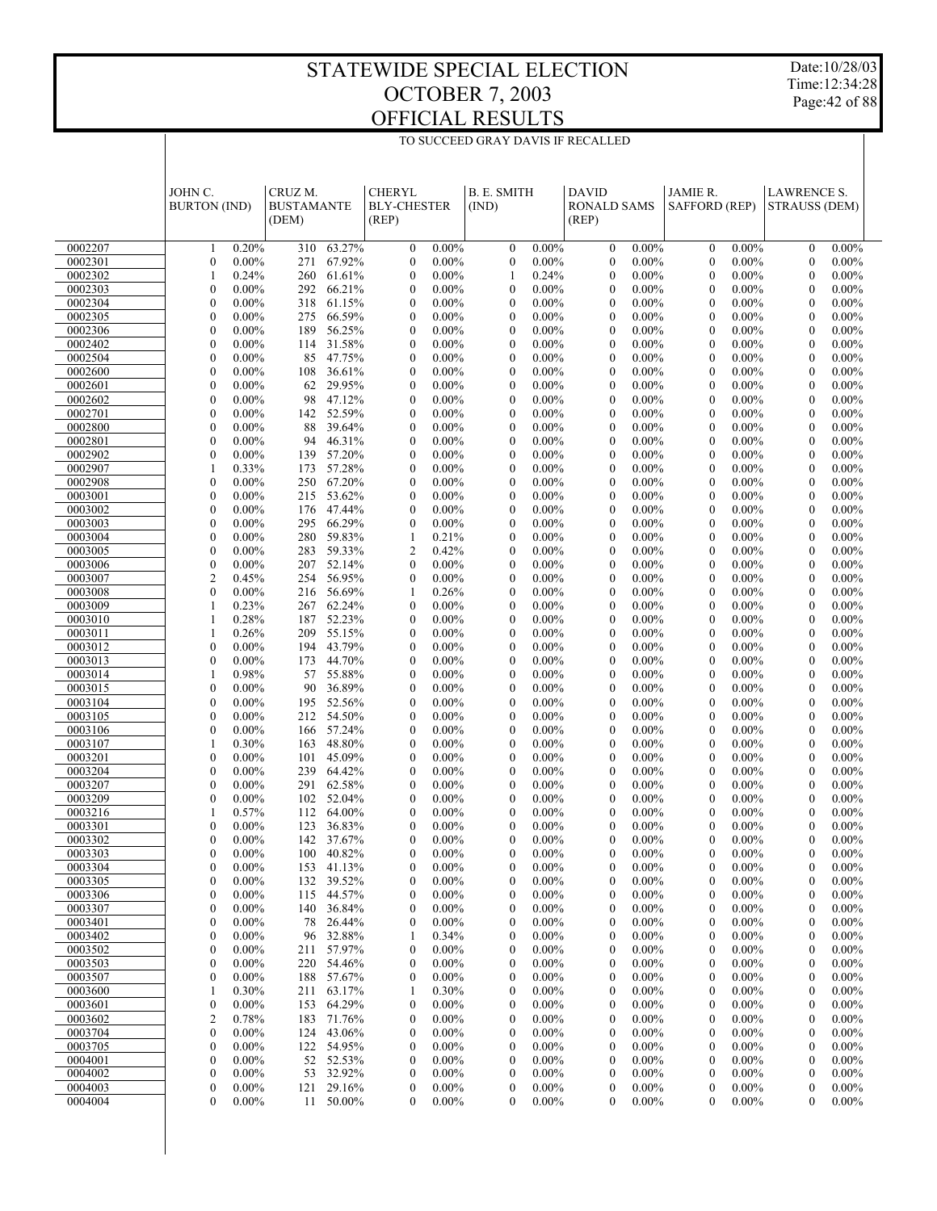# STATEWIDE SPECIAL ELECTION
# OCTOBER 7, 2003
# OFFICIAL RESULTS

Date:10/28/03
Time:12:34:28

TO SUCCEED GRAY DAVIS IF RECALLED

| | JOHN C. BURTON (IND) | | CRUZ M. BUSTAMANTE (DEM) | | CHERYL BLY-CHESTER (REP) | | B. E. SMITH (IND) | | DAVID RONALD SAMS (REP) | | JAMIE R. SAFFORD (REP) | | LAWRENCE S. STRAUSS (DEM) | |
|---|---|---|---|---|---|---|---|---|---|---|---|---|---|---|
| 0002207 | 1 | 0.20% | 310 | 63.27% | 0 | 0.00% | 0 | 0.00% | 0 | 0.00% | 0 | 0.00% | 0 | 0.00% |
| 0002301 | 0 | 0.00% | 271 | 67.92% | 0 | 0.00% | 0 | 0.00% | 0 | 0.00% | 0 | 0.00% | 0 | 0.00% |
| 0002302 | 1 | 0.24% | 260 | 61.61% | 0 | 0.00% | 1 | 0.24% | 0 | 0.00% | 0 | 0.00% | 0 | 0.00% |
| 0002303 | 0 | 0.00% | 292 | 66.21% | 0 | 0.00% | 0 | 0.00% | 0 | 0.00% | 0 | 0.00% | 0 | 0.00% |
| 0002304 | 0 | 0.00% | 318 | 61.15% | 0 | 0.00% | 0 | 0.00% | 0 | 0.00% | 0 | 0.00% | 0 | 0.00% |
| 0002305 | 0 | 0.00% | 275 | 66.59% | 0 | 0.00% | 0 | 0.00% | 0 | 0.00% | 0 | 0.00% | 0 | 0.00% |
| 0002306 | 0 | 0.00% | 189 | 56.25% | 0 | 0.00% | 0 | 0.00% | 0 | 0.00% | 0 | 0.00% | 0 | 0.00% |
| 0002402 | 0 | 0.00% | 114 | 31.58% | 0 | 0.00% | 0 | 0.00% | 0 | 0.00% | 0 | 0.00% | 0 | 0.00% |
| 0002504 | 0 | 0.00% | 85 | 47.75% | 0 | 0.00% | 0 | 0.00% | 0 | 0.00% | 0 | 0.00% | 0 | 0.00% |
| 0002600 | 0 | 0.00% | 108 | 36.61% | 0 | 0.00% | 0 | 0.00% | 0 | 0.00% | 0 | 0.00% | 0 | 0.00% |
| 0002601 | 0 | 0.00% | 62 | 29.95% | 0 | 0.00% | 0 | 0.00% | 0 | 0.00% | 0 | 0.00% | 0 | 0.00% |
| 0002602 | 0 | 0.00% | 98 | 47.12% | 0 | 0.00% | 0 | 0.00% | 0 | 0.00% | 0 | 0.00% | 0 | 0.00% |
| 0002701 | 0 | 0.00% | 142 | 52.59% | 0 | 0.00% | 0 | 0.00% | 0 | 0.00% | 0 | 0.00% | 0 | 0.00% |
| 0002800 | 0 | 0.00% | 88 | 39.64% | 0 | 0.00% | 0 | 0.00% | 0 | 0.00% | 0 | 0.00% | 0 | 0.00% |
| 0002801 | 0 | 0.00% | 94 | 46.31% | 0 | 0.00% | 0 | 0.00% | 0 | 0.00% | 0 | 0.00% | 0 | 0.00% |
| 0002902 | 0 | 0.00% | 139 | 57.20% | 0 | 0.00% | 0 | 0.00% | 0 | 0.00% | 0 | 0.00% | 0 | 0.00% |
| 0002907 | 1 | 0.33% | 173 | 57.28% | 0 | 0.00% | 0 | 0.00% | 0 | 0.00% | 0 | 0.00% | 0 | 0.00% |
| 0002908 | 0 | 0.00% | 250 | 67.20% | 0 | 0.00% | 0 | 0.00% | 0 | 0.00% | 0 | 0.00% | 0 | 0.00% |
| 0003001 | 0 | 0.00% | 215 | 53.62% | 0 | 0.00% | 0 | 0.00% | 0 | 0.00% | 0 | 0.00% | 0 | 0.00% |
| 0003002 | 0 | 0.00% | 176 | 47.44% | 0 | 0.00% | 0 | 0.00% | 0 | 0.00% | 0 | 0.00% | 0 | 0.00% |
| 0003003 | 0 | 0.00% | 295 | 66.29% | 0 | 0.00% | 0 | 0.00% | 0 | 0.00% | 0 | 0.00% | 0 | 0.00% |
| 0003004 | 0 | 0.00% | 280 | 59.83% | 1 | 0.21% | 0 | 0.00% | 0 | 0.00% | 0 | 0.00% | 0 | 0.00% |
| 0003005 | 0 | 0.00% | 283 | 59.33% | 2 | 0.42% | 0 | 0.00% | 0 | 0.00% | 0 | 0.00% | 0 | 0.00% |
| 0003006 | 0 | 0.00% | 207 | 52.14% | 0 | 0.00% | 0 | 0.00% | 0 | 0.00% | 0 | 0.00% | 0 | 0.00% |
| 0003007 | 2 | 0.45% | 254 | 56.95% | 0 | 0.00% | 0 | 0.00% | 0 | 0.00% | 0 | 0.00% | 0 | 0.00% |
| 0003008 | 0 | 0.00% | 216 | 56.69% | 1 | 0.26% | 0 | 0.00% | 0 | 0.00% | 0 | 0.00% | 0 | 0.00% |
| 0003009 | 1 | 0.23% | 267 | 62.24% | 0 | 0.00% | 0 | 0.00% | 0 | 0.00% | 0 | 0.00% | 0 | 0.00% |
| 0003010 | 1 | 0.28% | 187 | 52.23% | 0 | 0.00% | 0 | 0.00% | 0 | 0.00% | 0 | 0.00% | 0 | 0.00% |
| 0003011 | 1 | 0.26% | 209 | 55.15% | 0 | 0.00% | 0 | 0.00% | 0 | 0.00% | 0 | 0.00% | 0 | 0.00% |
| 0003012 | 0 | 0.00% | 194 | 43.79% | 0 | 0.00% | 0 | 0.00% | 0 | 0.00% | 0 | 0.00% | 0 | 0.00% |
| 0003013 | 0 | 0.00% | 173 | 44.70% | 0 | 0.00% | 0 | 0.00% | 0 | 0.00% | 0 | 0.00% | 0 | 0.00% |
| 0003014 | 1 | 0.98% | 57 | 55.88% | 0 | 0.00% | 0 | 0.00% | 0 | 0.00% | 0 | 0.00% | 0 | 0.00% |
| 0003015 | 0 | 0.00% | 90 | 36.89% | 0 | 0.00% | 0 | 0.00% | 0 | 0.00% | 0 | 0.00% | 0 | 0.00% |
| 0003104 | 0 | 0.00% | 195 | 52.56% | 0 | 0.00% | 0 | 0.00% | 0 | 0.00% | 0 | 0.00% | 0 | 0.00% |
| 0003105 | 0 | 0.00% | 212 | 54.50% | 0 | 0.00% | 0 | 0.00% | 0 | 0.00% | 0 | 0.00% | 0 | 0.00% |
| 0003106 | 0 | 0.00% | 166 | 57.24% | 0 | 0.00% | 0 | 0.00% | 0 | 0.00% | 0 | 0.00% | 0 | 0.00% |
| 0003107 | 1 | 0.30% | 163 | 48.80% | 0 | 0.00% | 0 | 0.00% | 0 | 0.00% | 0 | 0.00% | 0 | 0.00% |
| 0003201 | 0 | 0.00% | 101 | 45.09% | 0 | 0.00% | 0 | 0.00% | 0 | 0.00% | 0 | 0.00% | 0 | 0.00% |
| 0003204 | 0 | 0.00% | 239 | 64.42% | 0 | 0.00% | 0 | 0.00% | 0 | 0.00% | 0 | 0.00% | 0 | 0.00% |
| 0003207 | 0 | 0.00% | 291 | 62.58% | 0 | 0.00% | 0 | 0.00% | 0 | 0.00% | 0 | 0.00% | 0 | 0.00% |
| 0003209 | 0 | 0.00% | 102 | 52.04% | 0 | 0.00% | 0 | 0.00% | 0 | 0.00% | 0 | 0.00% | 0 | 0.00% |
| 0003216 | 1 | 0.57% | 112 | 64.00% | 0 | 0.00% | 0 | 0.00% | 0 | 0.00% | 0 | 0.00% | 0 | 0.00% |
| 0003301 | 0 | 0.00% | 123 | 36.83% | 0 | 0.00% | 0 | 0.00% | 0 | 0.00% | 0 | 0.00% | 0 | 0.00% |
| 0003302 | 0 | 0.00% | 142 | 37.67% | 0 | 0.00% | 0 | 0.00% | 0 | 0.00% | 0 | 0.00% | 0 | 0.00% |
| 0003303 | 0 | 0.00% | 100 | 40.82% | 0 | 0.00% | 0 | 0.00% | 0 | 0.00% | 0 | 0.00% | 0 | 0.00% |
| 0003304 | 0 | 0.00% | 153 | 41.13% | 0 | 0.00% | 0 | 0.00% | 0 | 0.00% | 0 | 0.00% | 0 | 0.00% |
| 0003305 | 0 | 0.00% | 132 | 39.52% | 0 | 0.00% | 0 | 0.00% | 0 | 0.00% | 0 | 0.00% | 0 | 0.00% |
| 0003306 | 0 | 0.00% | 115 | 44.57% | 0 | 0.00% | 0 | 0.00% | 0 | 0.00% | 0 | 0.00% | 0 | 0.00% |
| 0003307 | 0 | 0.00% | 140 | 36.84% | 0 | 0.00% | 0 | 0.00% | 0 | 0.00% | 0 | 0.00% | 0 | 0.00% |
| 0003401 | 0 | 0.00% | 78 | 26.44% | 0 | 0.00% | 0 | 0.00% | 0 | 0.00% | 0 | 0.00% | 0 | 0.00% |
| 0003402 | 0 | 0.00% | 96 | 32.88% | 1 | 0.34% | 0 | 0.00% | 0 | 0.00% | 0 | 0.00% | 0 | 0.00% |
| 0003502 | 0 | 0.00% | 211 | 57.97% | 0 | 0.00% | 0 | 0.00% | 0 | 0.00% | 0 | 0.00% | 0 | 0.00% |
| 0003503 | 0 | 0.00% | 220 | 54.46% | 0 | 0.00% | 0 | 0.00% | 0 | 0.00% | 0 | 0.00% | 0 | 0.00% |
| 0003507 | 0 | 0.00% | 188 | 57.67% | 0 | 0.00% | 0 | 0.00% | 0 | 0.00% | 0 | 0.00% | 0 | 0.00% |
| 0003600 | 1 | 0.30% | 211 | 63.17% | 1 | 0.30% | 0 | 0.00% | 0 | 0.00% | 0 | 0.00% | 0 | 0.00% |
| 0003601 | 0 | 0.00% | 153 | 64.29% | 0 | 0.00% | 0 | 0.00% | 0 | 0.00% | 0 | 0.00% | 0 | 0.00% |
| 0003602 | 2 | 0.78% | 183 | 71.76% | 0 | 0.00% | 0 | 0.00% | 0 | 0.00% | 0 | 0.00% | 0 | 0.00% |
| 0003704 | 0 | 0.00% | 124 | 43.06% | 0 | 0.00% | 0 | 0.00% | 0 | 0.00% | 0 | 0.00% | 0 | 0.00% |
| 0003705 | 0 | 0.00% | 122 | 54.95% | 0 | 0.00% | 0 | 0.00% | 0 | 0.00% | 0 | 0.00% | 0 | 0.00% |
| 0004001 | 0 | 0.00% | 52 | 52.53% | 0 | 0.00% | 0 | 0.00% | 0 | 0.00% | 0 | 0.00% | 0 | 0.00% |
| 0004002 | 0 | 0.00% | 53 | 32.92% | 0 | 0.00% | 0 | 0.00% | 0 | 0.00% | 0 | 0.00% | 0 | 0.00% |
| 0004003 | 0 | 0.00% | 121 | 29.16% | 0 | 0.00% | 0 | 0.00% | 0 | 0.00% | 0 | 0.00% | 0 | 0.00% |
| 0004004 | 0 | 0.00% | 11 | 50.00% | 0 | 0.00% | 0 | 0.00% | 0 | 0.00% | 0 | 0.00% | 0 | 0.00% |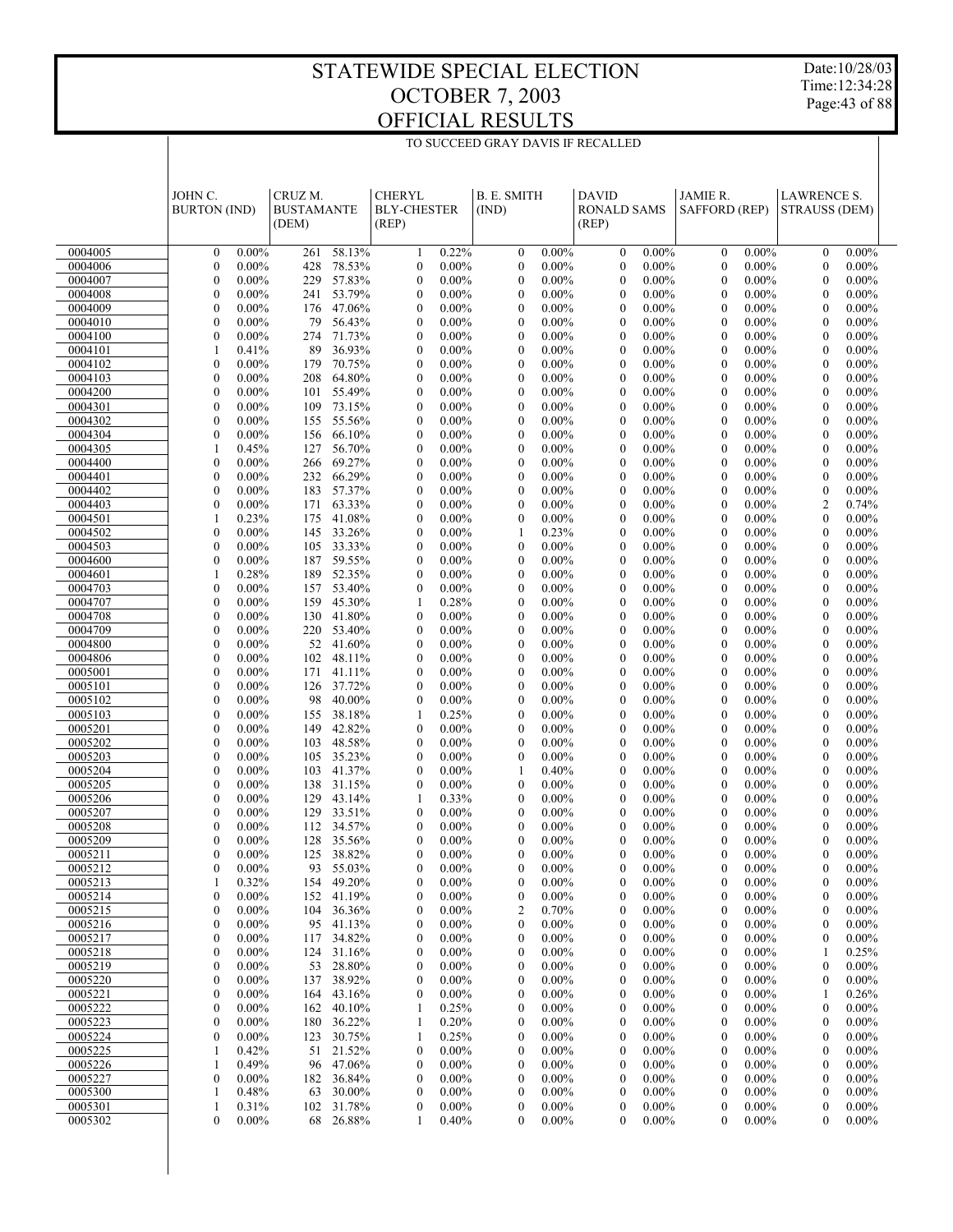# STATEWIDE SPECIAL ELECTION
# OCTOBER 7, 2003
# OFFICIAL RESULTS

Date:10/28/03
Time:12:34:28

## TO SUCCEED GRAY DAVIS IF RECALLED

| | JOHN C. BURTON (IND) | | CRUZ M. BUSTAMANTE (DEM) | | CHERYL BLY-CHESTER (REP) | | B. E. SMITH (IND) | | DAVID RONALD SAMS (REP) | | JAMIE R. SAFFORD (REP) | | LAWRENCE S. STRAUSS (DEM) | |
|---|---|---|---|---|---|---|---|---|---|---|---|---|---|---|
| 0004005 | 0 | 0.00% | 261 | 58.13% | 1 | 0.22% | 0 | 0.00% | 0 | 0.00% | 0 | 0.00% | 0 | 0.00% |
| 0004006 | 0 | 0.00% | 428 | 78.53% | 0 | 0.00% | 0 | 0.00% | 0 | 0.00% | 0 | 0.00% | 0 | 0.00% |
| 0004007 | 0 | 0.00% | 229 | 57.83% | 0 | 0.00% | 0 | 0.00% | 0 | 0.00% | 0 | 0.00% | 0 | 0.00% |
| 0004008 | 0 | 0.00% | 241 | 53.79% | 0 | 0.00% | 0 | 0.00% | 0 | 0.00% | 0 | 0.00% | 0 | 0.00% |
| 0004009 | 0 | 0.00% | 176 | 47.06% | 0 | 0.00% | 0 | 0.00% | 0 | 0.00% | 0 | 0.00% | 0 | 0.00% |
| 0004010 | 0 | 0.00% | 79 | 56.43% | 0 | 0.00% | 0 | 0.00% | 0 | 0.00% | 0 | 0.00% | 0 | 0.00% |
| 0004100 | 0 | 0.00% | 274 | 71.73% | 0 | 0.00% | 0 | 0.00% | 0 | 0.00% | 0 | 0.00% | 0 | 0.00% |
| 0004101 | 1 | 0.41% | 89 | 36.93% | 0 | 0.00% | 0 | 0.00% | 0 | 0.00% | 0 | 0.00% | 0 | 0.00% |
| 0004102 | 0 | 0.00% | 179 | 70.75% | 0 | 0.00% | 0 | 0.00% | 0 | 0.00% | 0 | 0.00% | 0 | 0.00% |
| 0004103 | 0 | 0.00% | 208 | 64.80% | 0 | 0.00% | 0 | 0.00% | 0 | 0.00% | 0 | 0.00% | 0 | 0.00% |
| 0004200 | 0 | 0.00% | 101 | 55.49% | 0 | 0.00% | 0 | 0.00% | 0 | 0.00% | 0 | 0.00% | 0 | 0.00% |
| 0004301 | 0 | 0.00% | 109 | 73.15% | 0 | 0.00% | 0 | 0.00% | 0 | 0.00% | 0 | 0.00% | 0 | 0.00% |
| 0004302 | 0 | 0.00% | 155 | 55.56% | 0 | 0.00% | 0 | 0.00% | 0 | 0.00% | 0 | 0.00% | 0 | 0.00% |
| 0004304 | 0 | 0.00% | 156 | 66.10% | 0 | 0.00% | 0 | 0.00% | 0 | 0.00% | 0 | 0.00% | 0 | 0.00% |
| 0004305 | 1 | 0.45% | 127 | 56.70% | 0 | 0.00% | 0 | 0.00% | 0 | 0.00% | 0 | 0.00% | 0 | 0.00% |
| 0004400 | 0 | 0.00% | 266 | 69.27% | 0 | 0.00% | 0 | 0.00% | 0 | 0.00% | 0 | 0.00% | 0 | 0.00% |
| 0004401 | 0 | 0.00% | 232 | 66.29% | 0 | 0.00% | 0 | 0.00% | 0 | 0.00% | 0 | 0.00% | 0 | 0.00% |
| 0004402 | 0 | 0.00% | 183 | 57.37% | 0 | 0.00% | 0 | 0.00% | 0 | 0.00% | 0 | 0.00% | 0 | 0.00% |
| 0004403 | 0 | 0.00% | 171 | 63.33% | 0 | 0.00% | 0 | 0.00% | 0 | 0.00% | 0 | 0.00% | 2 | 0.74% |
| 0004501 | 1 | 0.23% | 175 | 41.08% | 0 | 0.00% | 0 | 0.00% | 0 | 0.00% | 0 | 0.00% | 0 | 0.00% |
| 0004502 | 0 | 0.00% | 145 | 33.26% | 0 | 0.00% | 1 | 0.23% | 0 | 0.00% | 0 | 0.00% | 0 | 0.00% |
| 0004503 | 0 | 0.00% | 105 | 33.33% | 0 | 0.00% | 0 | 0.00% | 0 | 0.00% | 0 | 0.00% | 0 | 0.00% |
| 0004600 | 0 | 0.00% | 187 | 59.55% | 0 | 0.00% | 0 | 0.00% | 0 | 0.00% | 0 | 0.00% | 0 | 0.00% |
| 0004601 | 1 | 0.28% | 189 | 52.35% | 0 | 0.00% | 0 | 0.00% | 0 | 0.00% | 0 | 0.00% | 0 | 0.00% |
| 0004703 | 0 | 0.00% | 157 | 53.40% | 0 | 0.00% | 0 | 0.00% | 0 | 0.00% | 0 | 0.00% | 0 | 0.00% |
| 0004707 | 0 | 0.00% | 159 | 45.30% | 1 | 0.28% | 0 | 0.00% | 0 | 0.00% | 0 | 0.00% | 0 | 0.00% |
| 0004708 | 0 | 0.00% | 130 | 41.80% | 0 | 0.00% | 0 | 0.00% | 0 | 0.00% | 0 | 0.00% | 0 | 0.00% |
| 0004709 | 0 | 0.00% | 220 | 53.40% | 0 | 0.00% | 0 | 0.00% | 0 | 0.00% | 0 | 0.00% | 0 | 0.00% |
| 0004800 | 0 | 0.00% | 52 | 41.60% | 0 | 0.00% | 0 | 0.00% | 0 | 0.00% | 0 | 0.00% | 0 | 0.00% |
| 0004806 | 0 | 0.00% | 102 | 48.11% | 0 | 0.00% | 0 | 0.00% | 0 | 0.00% | 0 | 0.00% | 0 | 0.00% |
| 0005001 | 0 | 0.00% | 171 | 41.11% | 0 | 0.00% | 0 | 0.00% | 0 | 0.00% | 0 | 0.00% | 0 | 0.00% |
| 0005101 | 0 | 0.00% | 126 | 37.72% | 0 | 0.00% | 0 | 0.00% | 0 | 0.00% | 0 | 0.00% | 0 | 0.00% |
| 0005102 | 0 | 0.00% | 98 | 40.00% | 0 | 0.00% | 0 | 0.00% | 0 | 0.00% | 0 | 0.00% | 0 | 0.00% |
| 0005103 | 0 | 0.00% | 155 | 38.18% | 1 | 0.25% | 0 | 0.00% | 0 | 0.00% | 0 | 0.00% | 0 | 0.00% |
| 0005201 | 0 | 0.00% | 149 | 42.82% | 0 | 0.00% | 0 | 0.00% | 0 | 0.00% | 0 | 0.00% | 0 | 0.00% |
| 0005202 | 0 | 0.00% | 103 | 48.58% | 0 | 0.00% | 0 | 0.00% | 0 | 0.00% | 0 | 0.00% | 0 | 0.00% |
| 0005203 | 0 | 0.00% | 105 | 35.23% | 0 | 0.00% | 0 | 0.00% | 0 | 0.00% | 0 | 0.00% | 0 | 0.00% |
| 0005204 | 0 | 0.00% | 103 | 41.37% | 0 | 0.00% | 1 | 0.40% | 0 | 0.00% | 0 | 0.00% | 0 | 0.00% |
| 0005205 | 0 | 0.00% | 138 | 31.15% | 0 | 0.00% | 0 | 0.00% | 0 | 0.00% | 0 | 0.00% | 0 | 0.00% |
| 0005206 | 0 | 0.00% | 129 | 43.14% | 1 | 0.33% | 0 | 0.00% | 0 | 0.00% | 0 | 0.00% | 0 | 0.00% |
| 0005207 | 0 | 0.00% | 129 | 33.51% | 0 | 0.00% | 0 | 0.00% | 0 | 0.00% | 0 | 0.00% | 0 | 0.00% |
| 0005208 | 0 | 0.00% | 112 | 34.57% | 0 | 0.00% | 0 | 0.00% | 0 | 0.00% | 0 | 0.00% | 0 | 0.00% |
| 0005209 | 0 | 0.00% | 128 | 35.56% | 0 | 0.00% | 0 | 0.00% | 0 | 0.00% | 0 | 0.00% | 0 | 0.00% |
| 0005211 | 0 | 0.00% | 125 | 38.82% | 0 | 0.00% | 0 | 0.00% | 0 | 0.00% | 0 | 0.00% | 0 | 0.00% |
| 0005212 | 0 | 0.00% | 93 | 55.03% | 0 | 0.00% | 0 | 0.00% | 0 | 0.00% | 0 | 0.00% | 0 | 0.00% |
| 0005213 | 1 | 0.32% | 154 | 49.20% | 0 | 0.00% | 0 | 0.00% | 0 | 0.00% | 0 | 0.00% | 0 | 0.00% |
| 0005214 | 0 | 0.00% | 152 | 41.19% | 0 | 0.00% | 0 | 0.00% | 0 | 0.00% | 0 | 0.00% | 0 | 0.00% |
| 0005215 | 0 | 0.00% | 104 | 36.36% | 0 | 0.00% | 2 | 0.70% | 0 | 0.00% | 0 | 0.00% | 0 | 0.00% |
| 0005216 | 0 | 0.00% | 95 | 41.13% | 0 | 0.00% | 0 | 0.00% | 0 | 0.00% | 0 | 0.00% | 0 | 0.00% |
| 0005217 | 0 | 0.00% | 117 | 34.82% | 0 | 0.00% | 0 | 0.00% | 0 | 0.00% | 0 | 0.00% | 0 | 0.00% |
| 0005218 | 0 | 0.00% | 124 | 31.16% | 0 | 0.00% | 0 | 0.00% | 0 | 0.00% | 0 | 0.00% | 1 | 0.25% |
| 0005219 | 0 | 0.00% | 53 | 28.80% | 0 | 0.00% | 0 | 0.00% | 0 | 0.00% | 0 | 0.00% | 0 | 0.00% |
| 0005220 | 0 | 0.00% | 137 | 38.92% | 0 | 0.00% | 0 | 0.00% | 0 | 0.00% | 0 | 0.00% | 0 | 0.00% |
| 0005221 | 0 | 0.00% | 164 | 43.16% | 0 | 0.00% | 0 | 0.00% | 0 | 0.00% | 0 | 0.00% | 1 | 0.26% |
| 0005222 | 0 | 0.00% | 162 | 40.10% | 1 | 0.25% | 0 | 0.00% | 0 | 0.00% | 0 | 0.00% | 0 | 0.00% |
| 0005223 | 0 | 0.00% | 180 | 36.22% | 1 | 0.20% | 0 | 0.00% | 0 | 0.00% | 0 | 0.00% | 0 | 0.00% |
| 0005224 | 0 | 0.00% | 123 | 30.75% | 1 | 0.25% | 0 | 0.00% | 0 | 0.00% | 0 | 0.00% | 0 | 0.00% |
| 0005225 | 1 | 0.42% | 51 | 21.52% | 0 | 0.00% | 0 | 0.00% | 0 | 0.00% | 0 | 0.00% | 0 | 0.00% |
| 0005226 | 1 | 0.49% | 96 | 47.06% | 0 | 0.00% | 0 | 0.00% | 0 | 0.00% | 0 | 0.00% | 0 | 0.00% |
| 0005227 | 0 | 0.00% | 182 | 36.84% | 0 | 0.00% | 0 | 0.00% | 0 | 0.00% | 0 | 0.00% | 0 | 0.00% |
| 0005300 | 1 | 0.48% | 63 | 30.00% | 0 | 0.00% | 0 | 0.00% | 0 | 0.00% | 0 | 0.00% | 0 | 0.00% |
| 0005301 | 1 | 0.31% | 102 | 31.78% | 0 | 0.00% | 0 | 0.00% | 0 | 0.00% | 0 | 0.00% | 0 | 0.00% |
| 0005302 | 0 | 0.00% | 68 | 26.88% | 1 | 0.40% | 0 | 0.00% | 0 | 0.00% | 0 | 0.00% | 0 | 0.00% |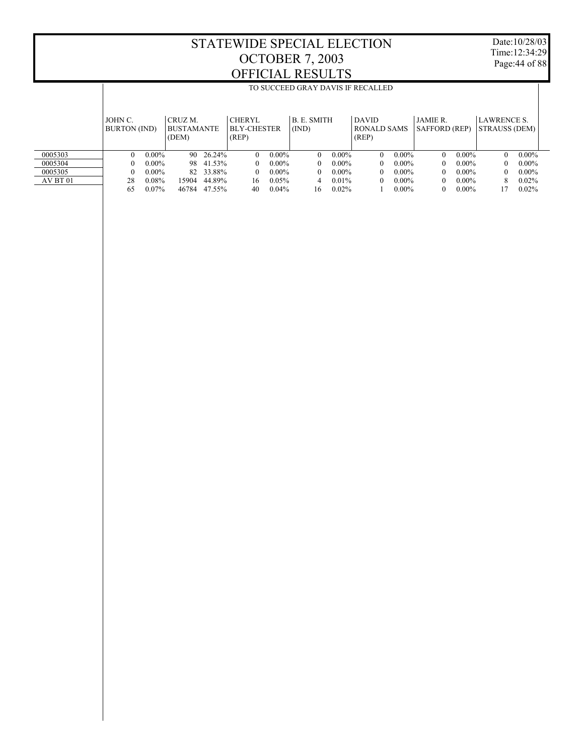# STATEWIDE SPECIAL ELECTION
# OCTOBER 7, 2003
# OFFICIAL RESULTS

Date:10/28/03
Time:12:34:29

TO SUCCEED GRAY DAVIS IF RECALLED

| | JOHN C. BURTON (IND) | | CRUZ M. BUSTAMANTE (DEM) | | CHERYL BLY-CHESTER (REP) | | B. E. SMITH (IND) | | DAVID RONALD SAMS (REP) | | JAMIE R. SAFFORD (REP) | | LAWRENCE S. STRAUSS (DEM) | |
|---|---|---|---|---|---|---|---|---|---|---|---|---|---|---|
| 0005303 | 0 | 0.00% | 90 | 26.24% | 0 | 0.00% | 0 | 0.00% | 0 | 0.00% | 0 | 0.00% | 0 | 0.00% |
| 0005304 | 0 | 0.00% | 98 | 41.53% | 0 | 0.00% | 0 | 0.00% | 0 | 0.00% | 0 | 0.00% | 0 | 0.00% |
| 0005305 | 0 | 0.00% | 82 | 33.88% | 0 | 0.00% | 0 | 0.00% | 0 | 0.00% | 0 | 0.00% | 0 | 0.00% |
| AV BT 01 | 28 | 0.08% | 15904 | 44.89% | 16 | 0.05% | 4 | 0.01% | 0 | 0.00% | 0 | 0.00% | 8 | 0.02% |
| | 65 | 0.07% | 46784 | 47.55% | 40 | 0.04% | 16 | 0.02% | 1 | 0.00% | 0 | 0.00% | 17 | 0.02% |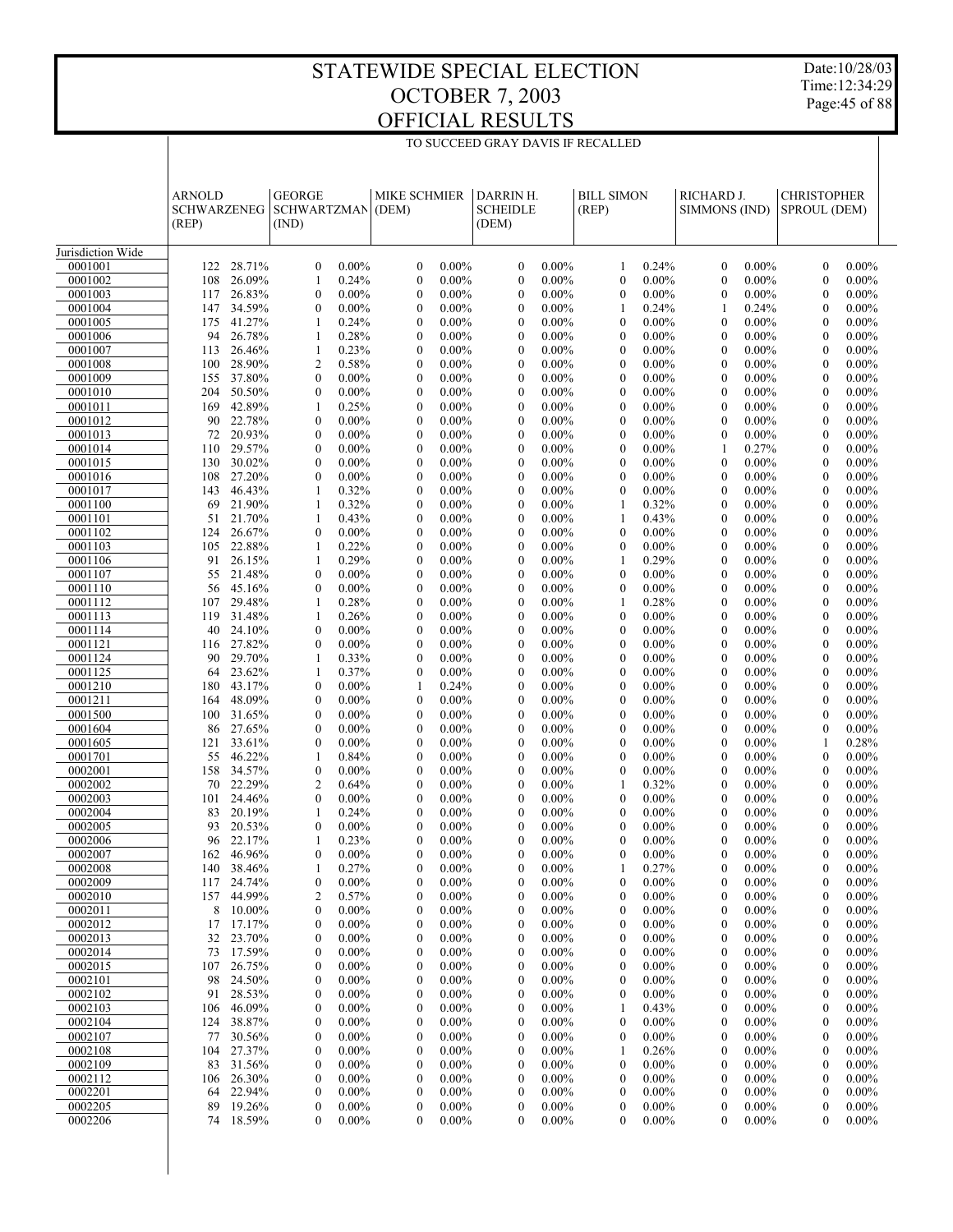# STATEWIDE SPECIAL ELECTION
# OCTOBER 7, 2003
# OFFICIAL RESULTS

Date:10/28/03
Time:12:34:29

TO SUCCEED GRAY DAVIS IF RECALLED

| | ARNOLD SCHWARZENEG (REP) | | GEORGE SCHWARTZMAN (IND) | | MIKE SCHMIER (DEM) | | DARRIN H. SCHEIDLE (DEM) | | BILL SIMON (REP) | | RICHARD J. SIMMONS (IND) | | CHRISTOPHER SPROUL (DEM) | |
|---|---|---|---|---|---|---|---|---|---|---|---|---|---|---|
| Jurisdiction Wide | | | | | | | | | | | | | | |
| 0001001 | 122 | 28.71% | 0 | 0.00% | 0 | 0.00% | 0 | 0.00% | 1 | 0.24% | 0 | 0.00% | 0 | 0.00% |
| 0001002 | 108 | 26.09% | 1 | 0.24% | 0 | 0.00% | 0 | 0.00% | 0 | 0.00% | 0 | 0.00% | 0 | 0.00% |
| 0001003 | 117 | 26.83% | 0 | 0.00% | 0 | 0.00% | 0 | 0.00% | 0 | 0.00% | 0 | 0.00% | 0 | 0.00% |
| 0001004 | 147 | 34.59% | 0 | 0.00% | 0 | 0.00% | 0 | 0.00% | 1 | 0.24% | 1 | 0.24% | 0 | 0.00% |
| 0001005 | 175 | 41.27% | 1 | 0.24% | 0 | 0.00% | 0 | 0.00% | 0 | 0.00% | 0 | 0.00% | 0 | 0.00% |
| 0001006 | 94 | 26.78% | 1 | 0.28% | 0 | 0.00% | 0 | 0.00% | 0 | 0.00% | 0 | 0.00% | 0 | 0.00% |
| 0001007 | 113 | 26.46% | 1 | 0.23% | 0 | 0.00% | 0 | 0.00% | 0 | 0.00% | 0 | 0.00% | 0 | 0.00% |
| 0001008 | 100 | 28.90% | 2 | 0.58% | 0 | 0.00% | 0 | 0.00% | 0 | 0.00% | 0 | 0.00% | 0 | 0.00% |
| 0001009 | 155 | 37.80% | 0 | 0.00% | 0 | 0.00% | 0 | 0.00% | 0 | 0.00% | 0 | 0.00% | 0 | 0.00% |
| 0001010 | 204 | 50.50% | 0 | 0.00% | 0 | 0.00% | 0 | 0.00% | 0 | 0.00% | 0 | 0.00% | 0 | 0.00% |
| 0001011 | 169 | 42.89% | 1 | 0.25% | 0 | 0.00% | 0 | 0.00% | 0 | 0.00% | 0 | 0.00% | 0 | 0.00% |
| 0001012 | 90 | 22.78% | 0 | 0.00% | 0 | 0.00% | 0 | 0.00% | 0 | 0.00% | 0 | 0.00% | 0 | 0.00% |
| 0001013 | 72 | 20.93% | 0 | 0.00% | 0 | 0.00% | 0 | 0.00% | 0 | 0.00% | 0 | 0.00% | 0 | 0.00% |
| 0001014 | 110 | 29.57% | 0 | 0.00% | 0 | 0.00% | 0 | 0.00% | 0 | 0.00% | 1 | 0.27% | 0 | 0.00% |
| 0001015 | 130 | 30.02% | 0 | 0.00% | 0 | 0.00% | 0 | 0.00% | 0 | 0.00% | 0 | 0.00% | 0 | 0.00% |
| 0001016 | 108 | 27.20% | 0 | 0.00% | 0 | 0.00% | 0 | 0.00% | 0 | 0.00% | 0 | 0.00% | 0 | 0.00% |
| 0001017 | 143 | 46.43% | 1 | 0.32% | 0 | 0.00% | 0 | 0.00% | 0 | 0.00% | 0 | 0.00% | 0 | 0.00% |
| 0001100 | 69 | 21.90% | 1 | 0.32% | 0 | 0.00% | 0 | 0.00% | 1 | 0.32% | 0 | 0.00% | 0 | 0.00% |
| 0001101 | 51 | 21.70% | 1 | 0.43% | 0 | 0.00% | 0 | 0.00% | 1 | 0.43% | 0 | 0.00% | 0 | 0.00% |
| 0001102 | 124 | 26.67% | 0 | 0.00% | 0 | 0.00% | 0 | 0.00% | 0 | 0.00% | 0 | 0.00% | 0 | 0.00% |
| 0001103 | 105 | 22.88% | 1 | 0.22% | 0 | 0.00% | 0 | 0.00% | 0 | 0.00% | 0 | 0.00% | 0 | 0.00% |
| 0001106 | 91 | 26.15% | 1 | 0.29% | 0 | 0.00% | 0 | 0.00% | 1 | 0.29% | 0 | 0.00% | 0 | 0.00% |
| 0001107 | 55 | 21.48% | 0 | 0.00% | 0 | 0.00% | 0 | 0.00% | 0 | 0.00% | 0 | 0.00% | 0 | 0.00% |
| 0001110 | 56 | 45.16% | 0 | 0.00% | 0 | 0.00% | 0 | 0.00% | 0 | 0.00% | 0 | 0.00% | 0 | 0.00% |
| 0001112 | 107 | 29.48% | 1 | 0.28% | 0 | 0.00% | 0 | 0.00% | 1 | 0.28% | 0 | 0.00% | 0 | 0.00% |
| 0001113 | 119 | 31.48% | 1 | 0.26% | 0 | 0.00% | 0 | 0.00% | 0 | 0.00% | 0 | 0.00% | 0 | 0.00% |
| 0001114 | 40 | 24.10% | 0 | 0.00% | 0 | 0.00% | 0 | 0.00% | 0 | 0.00% | 0 | 0.00% | 0 | 0.00% |
| 0001121 | 116 | 27.82% | 0 | 0.00% | 0 | 0.00% | 0 | 0.00% | 0 | 0.00% | 0 | 0.00% | 0 | 0.00% |
| 0001124 | 90 | 29.70% | 1 | 0.33% | 0 | 0.00% | 0 | 0.00% | 0 | 0.00% | 0 | 0.00% | 0 | 0.00% |
| 0001125 | 64 | 23.62% | 1 | 0.37% | 0 | 0.00% | 0 | 0.00% | 0 | 0.00% | 0 | 0.00% | 0 | 0.00% |
| 0001210 | 180 | 43.17% | 0 | 0.00% | 1 | 0.24% | 0 | 0.00% | 0 | 0.00% | 0 | 0.00% | 0 | 0.00% |
| 0001211 | 164 | 48.09% | 0 | 0.00% | 0 | 0.00% | 0 | 0.00% | 0 | 0.00% | 0 | 0.00% | 0 | 0.00% |
| 0001500 | 100 | 31.65% | 0 | 0.00% | 0 | 0.00% | 0 | 0.00% | 0 | 0.00% | 0 | 0.00% | 0 | 0.00% |
| 0001604 | 86 | 27.65% | 0 | 0.00% | 0 | 0.00% | 0 | 0.00% | 0 | 0.00% | 0 | 0.00% | 0 | 0.00% |
| 0001605 | 121 | 33.61% | 0 | 0.00% | 0 | 0.00% | 0 | 0.00% | 0 | 0.00% | 0 | 0.00% | 1 | 0.28% |
| 0001701 | 55 | 46.22% | 1 | 0.84% | 0 | 0.00% | 0 | 0.00% | 0 | 0.00% | 0 | 0.00% | 0 | 0.00% |
| 0002001 | 158 | 34.57% | 0 | 0.00% | 0 | 0.00% | 0 | 0.00% | 0 | 0.00% | 0 | 0.00% | 0 | 0.00% |
| 0002002 | 70 | 22.29% | 2 | 0.64% | 0 | 0.00% | 0 | 0.00% | 1 | 0.32% | 0 | 0.00% | 0 | 0.00% |
| 0002003 | 101 | 24.46% | 0 | 0.00% | 0 | 0.00% | 0 | 0.00% | 0 | 0.00% | 0 | 0.00% | 0 | 0.00% |
| 0002004 | 83 | 20.19% | 1 | 0.24% | 0 | 0.00% | 0 | 0.00% | 0 | 0.00% | 0 | 0.00% | 0 | 0.00% |
| 0002005 | 93 | 20.53% | 0 | 0.00% | 0 | 0.00% | 0 | 0.00% | 0 | 0.00% | 0 | 0.00% | 0 | 0.00% |
| 0002006 | 96 | 22.17% | 1 | 0.23% | 0 | 0.00% | 0 | 0.00% | 0 | 0.00% | 0 | 0.00% | 0 | 0.00% |
| 0002007 | 162 | 46.96% | 0 | 0.00% | 0 | 0.00% | 0 | 0.00% | 0 | 0.00% | 0 | 0.00% | 0 | 0.00% |
| 0002008 | 140 | 38.46% | 1 | 0.27% | 0 | 0.00% | 0 | 0.00% | 1 | 0.27% | 0 | 0.00% | 0 | 0.00% |
| 0002009 | 117 | 24.74% | 0 | 0.00% | 0 | 0.00% | 0 | 0.00% | 0 | 0.00% | 0 | 0.00% | 0 | 0.00% |
| 0002010 | 157 | 44.99% | 2 | 0.57% | 0 | 0.00% | 0 | 0.00% | 0 | 0.00% | 0 | 0.00% | 0 | 0.00% |
| 0002011 | 8 | 10.00% | 0 | 0.00% | 0 | 0.00% | 0 | 0.00% | 0 | 0.00% | 0 | 0.00% | 0 | 0.00% |
| 0002012 | 17 | 17.17% | 0 | 0.00% | 0 | 0.00% | 0 | 0.00% | 0 | 0.00% | 0 | 0.00% | 0 | 0.00% |
| 0002013 | 32 | 23.70% | 0 | 0.00% | 0 | 0.00% | 0 | 0.00% | 0 | 0.00% | 0 | 0.00% | 0 | 0.00% |
| 0002014 | 73 | 17.59% | 0 | 0.00% | 0 | 0.00% | 0 | 0.00% | 0 | 0.00% | 0 | 0.00% | 0 | 0.00% |
| 0002015 | 107 | 26.75% | 0 | 0.00% | 0 | 0.00% | 0 | 0.00% | 0 | 0.00% | 0 | 0.00% | 0 | 0.00% |
| 0002101 | 98 | 24.50% | 0 | 0.00% | 0 | 0.00% | 0 | 0.00% | 0 | 0.00% | 0 | 0.00% | 0 | 0.00% |
| 0002102 | 91 | 28.53% | 0 | 0.00% | 0 | 0.00% | 0 | 0.00% | 0 | 0.00% | 0 | 0.00% | 0 | 0.00% |
| 0002103 | 106 | 46.09% | 0 | 0.00% | 0 | 0.00% | 0 | 0.00% | 1 | 0.43% | 0 | 0.00% | 0 | 0.00% |
| 0002104 | 124 | 38.87% | 0 | 0.00% | 0 | 0.00% | 0 | 0.00% | 0 | 0.00% | 0 | 0.00% | 0 | 0.00% |
| 0002107 | 77 | 30.56% | 0 | 0.00% | 0 | 0.00% | 0 | 0.00% | 0 | 0.00% | 0 | 0.00% | 0 | 0.00% |
| 0002108 | 104 | 27.37% | 0 | 0.00% | 0 | 0.00% | 0 | 0.00% | 1 | 0.26% | 0 | 0.00% | 0 | 0.00% |
| 0002109 | 83 | 31.56% | 0 | 0.00% | 0 | 0.00% | 0 | 0.00% | 0 | 0.00% | 0 | 0.00% | 0 | 0.00% |
| 0002112 | 106 | 26.30% | 0 | 0.00% | 0 | 0.00% | 0 | 0.00% | 0 | 0.00% | 0 | 0.00% | 0 | 0.00% |
| 0002201 | 64 | 22.94% | 0 | 0.00% | 0 | 0.00% | 0 | 0.00% | 0 | 0.00% | 0 | 0.00% | 0 | 0.00% |
| 0002205 | 89 | 19.26% | 0 | 0.00% | 0 | 0.00% | 0 | 0.00% | 0 | 0.00% | 0 | 0.00% | 0 | 0.00% |
| 0002206 | 74 | 18.59% | 0 | 0.00% | 0 | 0.00% | 0 | 0.00% | 0 | 0.00% | 0 | 0.00% | 0 | 0.00% |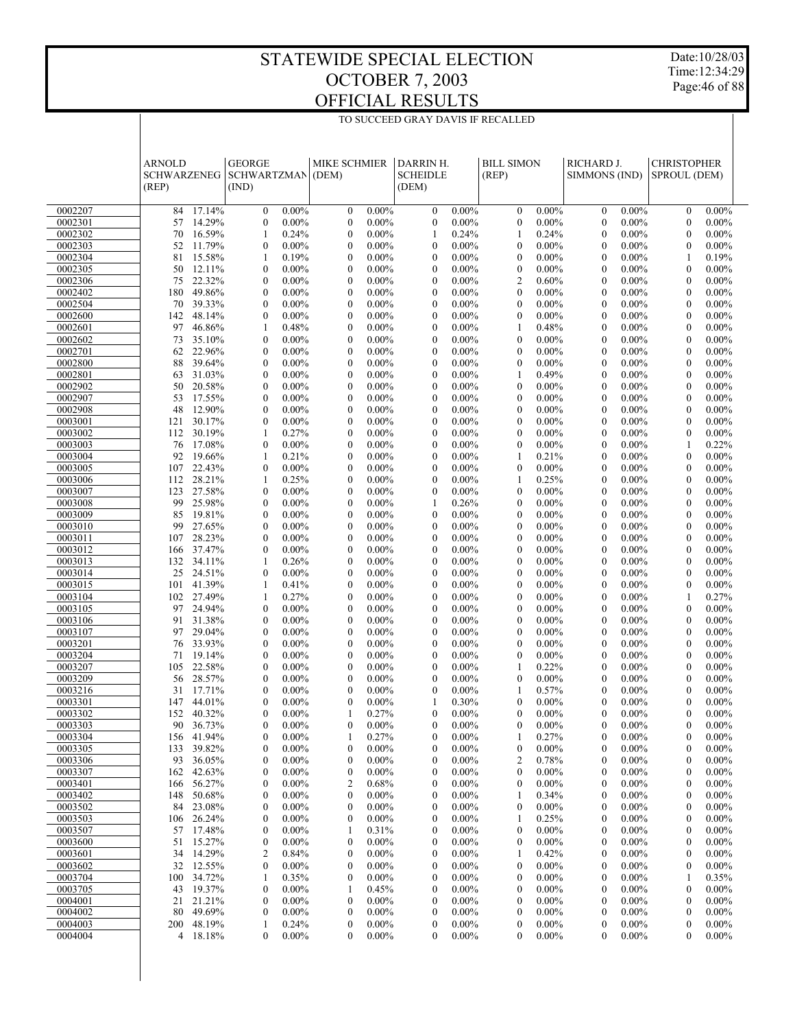# STATEWIDE SPECIAL ELECTION
## OCTOBER 7, 2003
## OFFICIAL RESULTS

Date:10/28/03
Time:12:34:29

TO SUCCEED GRAY DAVIS IF RECALLED

| | ARNOLD SCHWARZENEG (REP) | | GEORGE SCHWARTZMAN (IND) | | MIKE SCHMIER (DEM) | | DARRIN H. SCHEIDLE (DEM) | | BILL SIMON (REP) | | RICHARD J. SIMMONS (IND) | | CHRISTOPHER SPROUL (DEM) | |
|---|---|---|---|---|---|---|---|---|---|---|---|---|---|---|
| 0002207 | 84 | 17.14% | 0 | 0.00% | 0 | 0.00% | 0 | 0.00% | 0 | 0.00% | 0 | 0.00% | 0 | 0.00% |
| 0002301 | 57 | 14.29% | 0 | 0.00% | 0 | 0.00% | 0 | 0.00% | 0 | 0.00% | 0 | 0.00% | 0 | 0.00% |
| 0002302 | 70 | 16.59% | 1 | 0.24% | 0 | 0.00% | 1 | 0.24% | 1 | 0.24% | 0 | 0.00% | 0 | 0.00% |
| 0002303 | 52 | 11.79% | 0 | 0.00% | 0 | 0.00% | 0 | 0.00% | 0 | 0.00% | 0 | 0.00% | 0 | 0.00% |
| 0002304 | 81 | 15.58% | 1 | 0.19% | 0 | 0.00% | 0 | 0.00% | 0 | 0.00% | 0 | 0.00% | 1 | 0.19% |
| 0002305 | 50 | 12.11% | 0 | 0.00% | 0 | 0.00% | 0 | 0.00% | 0 | 0.00% | 0 | 0.00% | 0 | 0.00% |
| 0002306 | 75 | 22.32% | 0 | 0.00% | 0 | 0.00% | 0 | 0.00% | 2 | 0.60% | 0 | 0.00% | 0 | 0.00% |
| 0002402 | 180 | 49.86% | 0 | 0.00% | 0 | 0.00% | 0 | 0.00% | 0 | 0.00% | 0 | 0.00% | 0 | 0.00% |
| 0002504 | 70 | 39.33% | 0 | 0.00% | 0 | 0.00% | 0 | 0.00% | 0 | 0.00% | 0 | 0.00% | 0 | 0.00% |
| 0002600 | 142 | 48.14% | 0 | 0.00% | 0 | 0.00% | 0 | 0.00% | 0 | 0.00% | 0 | 0.00% | 0 | 0.00% |
| 0002601 | 97 | 46.86% | 1 | 0.48% | 0 | 0.00% | 0 | 0.00% | 1 | 0.48% | 0 | 0.00% | 0 | 0.00% |
| 0002602 | 73 | 35.10% | 0 | 0.00% | 0 | 0.00% | 0 | 0.00% | 0 | 0.00% | 0 | 0.00% | 0 | 0.00% |
| 0002701 | 62 | 22.96% | 0 | 0.00% | 0 | 0.00% | 0 | 0.00% | 0 | 0.00% | 0 | 0.00% | 0 | 0.00% |
| 0002800 | 88 | 39.64% | 0 | 0.00% | 0 | 0.00% | 0 | 0.00% | 0 | 0.00% | 0 | 0.00% | 0 | 0.00% |
| 0002801 | 63 | 31.03% | 0 | 0.00% | 0 | 0.00% | 0 | 0.00% | 1 | 0.49% | 0 | 0.00% | 0 | 0.00% |
| 0002902 | 50 | 20.58% | 0 | 0.00% | 0 | 0.00% | 0 | 0.00% | 0 | 0.00% | 0 | 0.00% | 0 | 0.00% |
| 0002907 | 53 | 17.55% | 0 | 0.00% | 0 | 0.00% | 0 | 0.00% | 0 | 0.00% | 0 | 0.00% | 0 | 0.00% |
| 0002908 | 48 | 12.90% | 0 | 0.00% | 0 | 0.00% | 0 | 0.00% | 0 | 0.00% | 0 | 0.00% | 0 | 0.00% |
| 0003001 | 121 | 30.17% | 0 | 0.00% | 0 | 0.00% | 0 | 0.00% | 0 | 0.00% | 0 | 0.00% | 0 | 0.00% |
| 0003002 | 112 | 30.19% | 1 | 0.27% | 0 | 0.00% | 0 | 0.00% | 0 | 0.00% | 0 | 0.00% | 0 | 0.00% |
| 0003003 | 76 | 17.08% | 0 | 0.00% | 0 | 0.00% | 0 | 0.00% | 0 | 0.00% | 0 | 0.00% | 1 | 0.22% |
| 0003004 | 92 | 19.66% | 1 | 0.21% | 0 | 0.00% | 0 | 0.00% | 1 | 0.21% | 0 | 0.00% | 0 | 0.00% |
| 0003005 | 107 | 22.43% | 0 | 0.00% | 0 | 0.00% | 0 | 0.00% | 0 | 0.00% | 0 | 0.00% | 0 | 0.00% |
| 0003006 | 112 | 28.21% | 1 | 0.25% | 0 | 0.00% | 0 | 0.00% | 1 | 0.25% | 0 | 0.00% | 0 | 0.00% |
| 0003007 | 123 | 27.58% | 0 | 0.00% | 0 | 0.00% | 0 | 0.00% | 0 | 0.00% | 0 | 0.00% | 0 | 0.00% |
| 0003008 | 99 | 25.98% | 0 | 0.00% | 0 | 0.00% | 1 | 0.26% | 0 | 0.00% | 0 | 0.00% | 0 | 0.00% |
| 0003009 | 85 | 19.81% | 0 | 0.00% | 0 | 0.00% | 0 | 0.00% | 0 | 0.00% | 0 | 0.00% | 0 | 0.00% |
| 0003010 | 99 | 27.65% | 0 | 0.00% | 0 | 0.00% | 0 | 0.00% | 0 | 0.00% | 0 | 0.00% | 0 | 0.00% |
| 0003011 | 107 | 28.23% | 0 | 0.00% | 0 | 0.00% | 0 | 0.00% | 0 | 0.00% | 0 | 0.00% | 0 | 0.00% |
| 0003012 | 166 | 37.47% | 0 | 0.00% | 0 | 0.00% | 0 | 0.00% | 0 | 0.00% | 0 | 0.00% | 0 | 0.00% |
| 0003013 | 132 | 34.11% | 1 | 0.26% | 0 | 0.00% | 0 | 0.00% | 0 | 0.00% | 0 | 0.00% | 0 | 0.00% |
| 0003014 | 25 | 24.51% | 0 | 0.00% | 0 | 0.00% | 0 | 0.00% | 0 | 0.00% | 0 | 0.00% | 0 | 0.00% |
| 0003015 | 101 | 41.39% | 1 | 0.41% | 0 | 0.00% | 0 | 0.00% | 0 | 0.00% | 0 | 0.00% | 0 | 0.00% |
| 0003104 | 102 | 27.49% | 1 | 0.27% | 0 | 0.00% | 0 | 0.00% | 0 | 0.00% | 0 | 0.00% | 1 | 0.27% |
| 0003105 | 97 | 24.94% | 0 | 0.00% | 0 | 0.00% | 0 | 0.00% | 0 | 0.00% | 0 | 0.00% | 0 | 0.00% |
| 0003106 | 91 | 31.38% | 0 | 0.00% | 0 | 0.00% | 0 | 0.00% | 0 | 0.00% | 0 | 0.00% | 0 | 0.00% |
| 0003107 | 97 | 29.04% | 0 | 0.00% | 0 | 0.00% | 0 | 0.00% | 0 | 0.00% | 0 | 0.00% | 0 | 0.00% |
| 0003201 | 76 | 33.93% | 0 | 0.00% | 0 | 0.00% | 0 | 0.00% | 0 | 0.00% | 0 | 0.00% | 0 | 0.00% |
| 0003204 | 71 | 19.14% | 0 | 0.00% | 0 | 0.00% | 0 | 0.00% | 0 | 0.00% | 0 | 0.00% | 0 | 0.00% |
| 0003207 | 105 | 22.58% | 0 | 0.00% | 0 | 0.00% | 0 | 0.00% | 1 | 0.22% | 0 | 0.00% | 0 | 0.00% |
| 0003209 | 56 | 28.57% | 0 | 0.00% | 0 | 0.00% | 0 | 0.00% | 0 | 0.00% | 0 | 0.00% | 0 | 0.00% |
| 0003216 | 31 | 17.71% | 0 | 0.00% | 0 | 0.00% | 0 | 0.00% | 1 | 0.57% | 0 | 0.00% | 0 | 0.00% |
| 0003301 | 147 | 44.01% | 0 | 0.00% | 0 | 0.00% | 1 | 0.30% | 0 | 0.00% | 0 | 0.00% | 0 | 0.00% |
| 0003302 | 152 | 40.32% | 0 | 0.00% | 1 | 0.27% | 0 | 0.00% | 0 | 0.00% | 0 | 0.00% | 0 | 0.00% |
| 0003303 | 90 | 36.73% | 0 | 0.00% | 0 | 0.00% | 0 | 0.00% | 0 | 0.00% | 0 | 0.00% | 0 | 0.00% |
| 0003304 | 156 | 41.94% | 0 | 0.00% | 1 | 0.27% | 0 | 0.00% | 1 | 0.27% | 0 | 0.00% | 0 | 0.00% |
| 0003305 | 133 | 39.82% | 0 | 0.00% | 0 | 0.00% | 0 | 0.00% | 0 | 0.00% | 0 | 0.00% | 0 | 0.00% |
| 0003306 | 93 | 36.05% | 0 | 0.00% | 0 | 0.00% | 0 | 0.00% | 2 | 0.78% | 0 | 0.00% | 0 | 0.00% |
| 0003307 | 162 | 42.63% | 0 | 0.00% | 0 | 0.00% | 0 | 0.00% | 0 | 0.00% | 0 | 0.00% | 0 | 0.00% |
| 0003401 | 166 | 56.27% | 0 | 0.00% | 2 | 0.68% | 0 | 0.00% | 0 | 0.00% | 0 | 0.00% | 0 | 0.00% |
| 0003402 | 148 | 50.68% | 0 | 0.00% | 0 | 0.00% | 0 | 0.00% | 1 | 0.34% | 0 | 0.00% | 0 | 0.00% |
| 0003502 | 84 | 23.08% | 0 | 0.00% | 0 | 0.00% | 0 | 0.00% | 0 | 0.00% | 0 | 0.00% | 0 | 0.00% |
| 0003503 | 106 | 26.24% | 0 | 0.00% | 0 | 0.00% | 0 | 0.00% | 1 | 0.25% | 0 | 0.00% | 0 | 0.00% |
| 0003507 | 57 | 17.48% | 0 | 0.00% | 1 | 0.31% | 0 | 0.00% | 0 | 0.00% | 0 | 0.00% | 0 | 0.00% |
| 0003600 | 51 | 15.27% | 0 | 0.00% | 0 | 0.00% | 0 | 0.00% | 0 | 0.00% | 0 | 0.00% | 0 | 0.00% |
| 0003601 | 34 | 14.29% | 2 | 0.84% | 0 | 0.00% | 0 | 0.00% | 1 | 0.42% | 0 | 0.00% | 0 | 0.00% |
| 0003602 | 32 | 12.55% | 0 | 0.00% | 0 | 0.00% | 0 | 0.00% | 0 | 0.00% | 0 | 0.00% | 0 | 0.00% |
| 0003704 | 100 | 34.72% | 1 | 0.35% | 0 | 0.00% | 0 | 0.00% | 0 | 0.00% | 0 | 0.00% | 1 | 0.35% |
| 0003705 | 43 | 19.37% | 0 | 0.00% | 1 | 0.45% | 0 | 0.00% | 0 | 0.00% | 0 | 0.00% | 0 | 0.00% |
| 0004001 | 21 | 21.21% | 0 | 0.00% | 0 | 0.00% | 0 | 0.00% | 0 | 0.00% | 0 | 0.00% | 0 | 0.00% |
| 0004002 | 80 | 49.69% | 0 | 0.00% | 0 | 0.00% | 0 | 0.00% | 0 | 0.00% | 0 | 0.00% | 0 | 0.00% |
| 0004003 | 200 | 48.19% | 1 | 0.24% | 0 | 0.00% | 0 | 0.00% | 0 | 0.00% | 0 | 0.00% | 0 | 0.00% |
| 0004004 | 4 | 18.18% | 0 | 0.00% | 0 | 0.00% | 0 | 0.00% | 0 | 0.00% | 0 | 0.00% | 0 | 0.00% |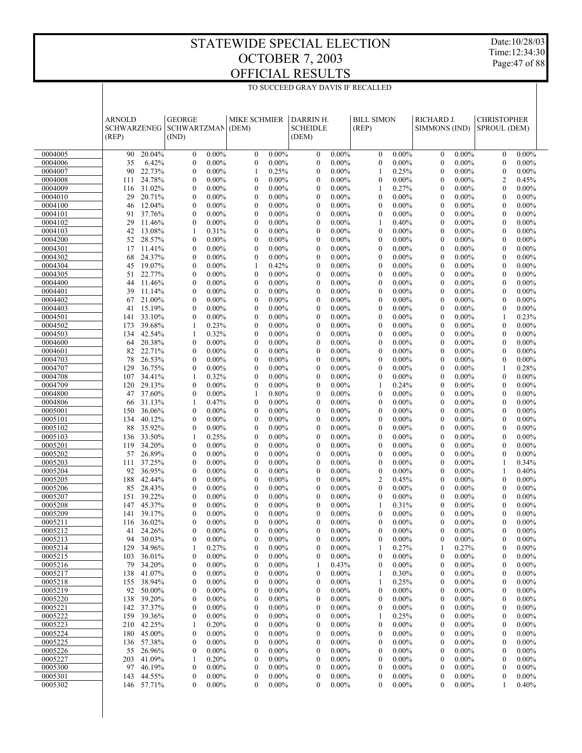# STATEWIDE SPECIAL ELECTION
# OCTOBER 7, 2003
# OFFICIAL RESULTS

Date:10/28/03
Time:12:34:30

TO SUCCEED GRAY DAVIS IF RECALLED

| | ARNOLD SCHWARZENEG (REP) | | GEORGE SCHWARTZMAN (IND) | | MIKE SCHMIER (DEM) | | DARRIN H. SCHEIDLE (DEM) | | BILL SIMON (REP) | | RICHARD J. SIMMONS (IND) | | CHRISTOPHER SPROUL (DEM) | |
|---|---|---|---|---|---|---|---|---|---|---|---|---|---|---|
| 0004005 | 90 | 20.04% | 0 | 0.00% | 0 | 0.00% | 0 | 0.00% | 0 | 0.00% | 0 | 0.00% | 0 | 0.00% |
| 0004006 | 35 | 6.42% | 0 | 0.00% | 0 | 0.00% | 0 | 0.00% | 0 | 0.00% | 0 | 0.00% | 0 | 0.00% |
| 0004007 | 90 | 22.73% | 0 | 0.00% | 1 | 0.25% | 0 | 0.00% | 1 | 0.25% | 0 | 0.00% | 0 | 0.00% |
| 0004008 | 111 | 24.78% | 0 | 0.00% | 0 | 0.00% | 0 | 0.00% | 0 | 0.00% | 0 | 0.00% | 2 | 0.45% |
| 0004009 | 116 | 31.02% | 0 | 0.00% | 0 | 0.00% | 0 | 0.00% | 1 | 0.27% | 0 | 0.00% | 0 | 0.00% |
| 0004010 | 29 | 20.71% | 0 | 0.00% | 0 | 0.00% | 0 | 0.00% | 0 | 0.00% | 0 | 0.00% | 0 | 0.00% |
| 0004100 | 46 | 12.04% | 0 | 0.00% | 0 | 0.00% | 0 | 0.00% | 0 | 0.00% | 0 | 0.00% | 0 | 0.00% |
| 0004101 | 91 | 37.76% | 0 | 0.00% | 0 | 0.00% | 0 | 0.00% | 0 | 0.00% | 0 | 0.00% | 0 | 0.00% |
| 0004102 | 29 | 11.46% | 0 | 0.00% | 0 | 0.00% | 0 | 0.00% | 1 | 0.40% | 0 | 0.00% | 0 | 0.00% |
| 0004103 | 42 | 13.08% | 1 | 0.31% | 0 | 0.00% | 0 | 0.00% | 0 | 0.00% | 0 | 0.00% | 0 | 0.00% |
| 0004200 | 52 | 28.57% | 0 | 0.00% | 0 | 0.00% | 0 | 0.00% | 0 | 0.00% | 0 | 0.00% | 0 | 0.00% |
| 0004301 | 17 | 11.41% | 0 | 0.00% | 0 | 0.00% | 0 | 0.00% | 0 | 0.00% | 0 | 0.00% | 0 | 0.00% |
| 0004302 | 68 | 24.37% | 0 | 0.00% | 0 | 0.00% | 0 | 0.00% | 0 | 0.00% | 0 | 0.00% | 0 | 0.00% |
| 0004304 | 45 | 19.07% | 0 | 0.00% | 1 | 0.42% | 0 | 0.00% | 0 | 0.00% | 0 | 0.00% | 0 | 0.00% |
| 0004305 | 51 | 22.77% | 0 | 0.00% | 0 | 0.00% | 0 | 0.00% | 0 | 0.00% | 0 | 0.00% | 0 | 0.00% |
| 0004400 | 44 | 11.46% | 0 | 0.00% | 0 | 0.00% | 0 | 0.00% | 0 | 0.00% | 0 | 0.00% | 0 | 0.00% |
| 0004401 | 39 | 11.14% | 0 | 0.00% | 0 | 0.00% | 0 | 0.00% | 0 | 0.00% | 0 | 0.00% | 0 | 0.00% |
| 0004402 | 67 | 21.00% | 0 | 0.00% | 0 | 0.00% | 0 | 0.00% | 0 | 0.00% | 0 | 0.00% | 0 | 0.00% |
| 0004403 | 41 | 15.19% | 0 | 0.00% | 0 | 0.00% | 0 | 0.00% | 0 | 0.00% | 0 | 0.00% | 0 | 0.00% |
| 0004501 | 141 | 33.10% | 0 | 0.00% | 0 | 0.00% | 0 | 0.00% | 0 | 0.00% | 0 | 0.00% | 1 | 0.23% |
| 0004502 | 173 | 39.68% | 1 | 0.23% | 0 | 0.00% | 0 | 0.00% | 0 | 0.00% | 0 | 0.00% | 0 | 0.00% |
| 0004503 | 134 | 42.54% | 1 | 0.32% | 0 | 0.00% | 0 | 0.00% | 0 | 0.00% | 0 | 0.00% | 0 | 0.00% |
| 0004600 | 64 | 20.38% | 0 | 0.00% | 0 | 0.00% | 0 | 0.00% | 0 | 0.00% | 0 | 0.00% | 0 | 0.00% |
| 0004601 | 82 | 22.71% | 0 | 0.00% | 0 | 0.00% | 0 | 0.00% | 0 | 0.00% | 0 | 0.00% | 0 | 0.00% |
| 0004703 | 78 | 26.53% | 0 | 0.00% | 0 | 0.00% | 0 | 0.00% | 0 | 0.00% | 0 | 0.00% | 0 | 0.00% |
| 0004707 | 129 | 36.75% | 0 | 0.00% | 0 | 0.00% | 0 | 0.00% | 0 | 0.00% | 0 | 0.00% | 1 | 0.28% |
| 0004708 | 107 | 34.41% | 1 | 0.32% | 0 | 0.00% | 0 | 0.00% | 0 | 0.00% | 0 | 0.00% | 0 | 0.00% |
| 0004709 | 120 | 29.13% | 0 | 0.00% | 0 | 0.00% | 0 | 0.00% | 1 | 0.24% | 0 | 0.00% | 0 | 0.00% |
| 0004800 | 47 | 37.60% | 0 | 0.00% | 1 | 0.80% | 0 | 0.00% | 0 | 0.00% | 0 | 0.00% | 0 | 0.00% |
| 0004806 | 66 | 31.13% | 1 | 0.47% | 0 | 0.00% | 0 | 0.00% | 0 | 0.00% | 0 | 0.00% | 0 | 0.00% |
| 0005001 | 150 | 36.06% | 0 | 0.00% | 0 | 0.00% | 0 | 0.00% | 0 | 0.00% | 0 | 0.00% | 0 | 0.00% |
| 0005101 | 134 | 40.12% | 0 | 0.00% | 0 | 0.00% | 0 | 0.00% | 0 | 0.00% | 0 | 0.00% | 0 | 0.00% |
| 0005102 | 88 | 35.92% | 0 | 0.00% | 0 | 0.00% | 0 | 0.00% | 0 | 0.00% | 0 | 0.00% | 0 | 0.00% |
| 0005103 | 136 | 33.50% | 1 | 0.25% | 0 | 0.00% | 0 | 0.00% | 0 | 0.00% | 0 | 0.00% | 0 | 0.00% |
| 0005201 | 119 | 34.20% | 0 | 0.00% | 0 | 0.00% | 0 | 0.00% | 0 | 0.00% | 0 | 0.00% | 0 | 0.00% |
| 0005202 | 57 | 26.89% | 0 | 0.00% | 0 | 0.00% | 0 | 0.00% | 0 | 0.00% | 0 | 0.00% | 0 | 0.00% |
| 0005203 | 111 | 37.25% | 0 | 0.00% | 0 | 0.00% | 0 | 0.00% | 0 | 0.00% | 0 | 0.00% | 1 | 0.34% |
| 0005204 | 92 | 36.95% | 0 | 0.00% | 0 | 0.00% | 0 | 0.00% | 0 | 0.00% | 0 | 0.00% | 1 | 0.40% |
| 0005205 | 188 | 42.44% | 0 | 0.00% | 0 | 0.00% | 0 | 0.00% | 2 | 0.45% | 0 | 0.00% | 0 | 0.00% |
| 0005206 | 85 | 28.43% | 0 | 0.00% | 0 | 0.00% | 0 | 0.00% | 0 | 0.00% | 0 | 0.00% | 0 | 0.00% |
| 0005207 | 151 | 39.22% | 0 | 0.00% | 0 | 0.00% | 0 | 0.00% | 0 | 0.00% | 0 | 0.00% | 0 | 0.00% |
| 0005208 | 147 | 45.37% | 0 | 0.00% | 0 | 0.00% | 0 | 0.00% | 1 | 0.31% | 0 | 0.00% | 0 | 0.00% |
| 0005209 | 141 | 39.17% | 0 | 0.00% | 0 | 0.00% | 0 | 0.00% | 0 | 0.00% | 0 | 0.00% | 0 | 0.00% |
| 0005211 | 116 | 36.02% | 0 | 0.00% | 0 | 0.00% | 0 | 0.00% | 0 | 0.00% | 0 | 0.00% | 0 | 0.00% |
| 0005212 | 41 | 24.26% | 0 | 0.00% | 0 | 0.00% | 0 | 0.00% | 0 | 0.00% | 0 | 0.00% | 0 | 0.00% |
| 0005213 | 94 | 30.03% | 0 | 0.00% | 0 | 0.00% | 0 | 0.00% | 0 | 0.00% | 0 | 0.00% | 0 | 0.00% |
| 0005214 | 129 | 34.96% | 1 | 0.27% | 0 | 0.00% | 0 | 0.00% | 1 | 0.27% | 1 | 0.27% | 0 | 0.00% |
| 0005215 | 103 | 36.01% | 0 | 0.00% | 0 | 0.00% | 0 | 0.00% | 0 | 0.00% | 0 | 0.00% | 0 | 0.00% |
| 0005216 | 79 | 34.20% | 0 | 0.00% | 0 | 0.00% | 1 | 0.43% | 0 | 0.00% | 0 | 0.00% | 0 | 0.00% |
| 0005217 | 138 | 41.07% | 0 | 0.00% | 0 | 0.00% | 0 | 0.00% | 1 | 0.30% | 0 | 0.00% | 0 | 0.00% |
| 0005218 | 155 | 38.94% | 0 | 0.00% | 0 | 0.00% | 0 | 0.00% | 1 | 0.25% | 0 | 0.00% | 0 | 0.00% |
| 0005219 | 92 | 50.00% | 0 | 0.00% | 0 | 0.00% | 0 | 0.00% | 0 | 0.00% | 0 | 0.00% | 0 | 0.00% |
| 0005220 | 138 | 39.20% | 0 | 0.00% | 0 | 0.00% | 0 | 0.00% | 0 | 0.00% | 0 | 0.00% | 0 | 0.00% |
| 0005221 | 142 | 37.37% | 0 | 0.00% | 0 | 0.00% | 0 | 0.00% | 0 | 0.00% | 0 | 0.00% | 0 | 0.00% |
| 0005222 | 159 | 39.36% | 0 | 0.00% | 0 | 0.00% | 0 | 0.00% | 1 | 0.25% | 0 | 0.00% | 0 | 0.00% |
| 0005223 | 210 | 42.25% | 1 | 0.20% | 0 | 0.00% | 0 | 0.00% | 0 | 0.00% | 0 | 0.00% | 0 | 0.00% |
| 0005224 | 180 | 45.00% | 0 | 0.00% | 0 | 0.00% | 0 | 0.00% | 0 | 0.00% | 0 | 0.00% | 0 | 0.00% |
| 0005225 | 136 | 57.38% | 0 | 0.00% | 0 | 0.00% | 0 | 0.00% | 0 | 0.00% | 0 | 0.00% | 0 | 0.00% |
| 0005226 | 55 | 26.96% | 0 | 0.00% | 0 | 0.00% | 0 | 0.00% | 0 | 0.00% | 0 | 0.00% | 0 | 0.00% |
| 0005227 | 203 | 41.09% | 1 | 0.20% | 0 | 0.00% | 0 | 0.00% | 0 | 0.00% | 0 | 0.00% | 0 | 0.00% |
| 0005300 | 97 | 46.19% | 0 | 0.00% | 0 | 0.00% | 0 | 0.00% | 0 | 0.00% | 0 | 0.00% | 0 | 0.00% |
| 0005301 | 143 | 44.55% | 0 | 0.00% | 0 | 0.00% | 0 | 0.00% | 0 | 0.00% | 0 | 0.00% | 0 | 0.00% |
| 0005302 | 146 | 57.71% | 0 | 0.00% | 0 | 0.00% | 0 | 0.00% | 0 | 0.00% | 0 | 0.00% | 1 | 0.40% |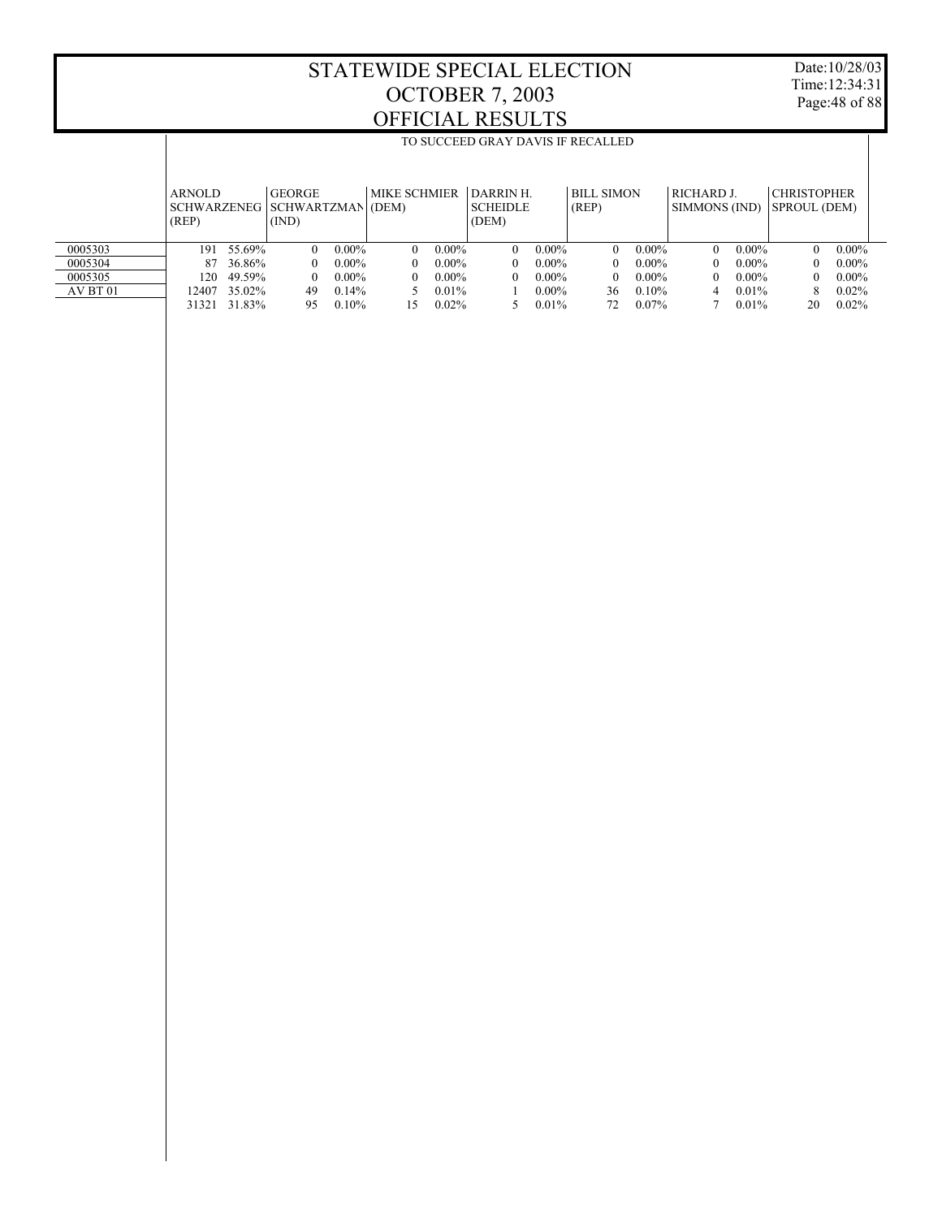# STATEWIDE SPECIAL ELECTION
# OCTOBER 7, 2003
# OFFICIAL RESULTS

TO SUCCEED GRAY DAVIS IF RECALLED

| | ARNOLD SCHWARZENEG (REP) | | GEORGE SCHWARTZMAN (IND) | | MIKE SCHMIER (DEM) | | DARRIN H. SCHEIDLE (DEM) | | BILL SIMON (REP) | | RICHARD J. SIMMONS (IND) | | CHRISTOPHER SPROUL (DEM) | |
|---|---|---|---|---|---|---|---|---|---|---|---|---|---|---|
| 0005303 | 191 | 55.69% | 0 | 0.00% | 0 | 0.00% | 0 | 0.00% | 0 | 0.00% | 0 | 0.00% | 0 | 0.00% |
| 0005304 | 87 | 36.86% | 0 | 0.00% | 0 | 0.00% | 0 | 0.00% | 0 | 0.00% | 0 | 0.00% | 0 | 0.00% |
| 0005305 | 120 | 49.59% | 0 | 0.00% | 0 | 0.00% | 0 | 0.00% | 0 | 0.00% | 0 | 0.00% | 0 | 0.00% |
| AV BT 01 | 12407 | 35.02% | 49 | 0.14% | 5 | 0.01% | 1 | 0.00% | 36 | 0.10% | 4 | 0.01% | 8 | 0.02% |
| | 31321 | 31.83% | 95 | 0.10% | 15 | 0.02% | 5 | 0.01% | 72 | 0.07% | 7 | 0.01% | 20 | 0.02% |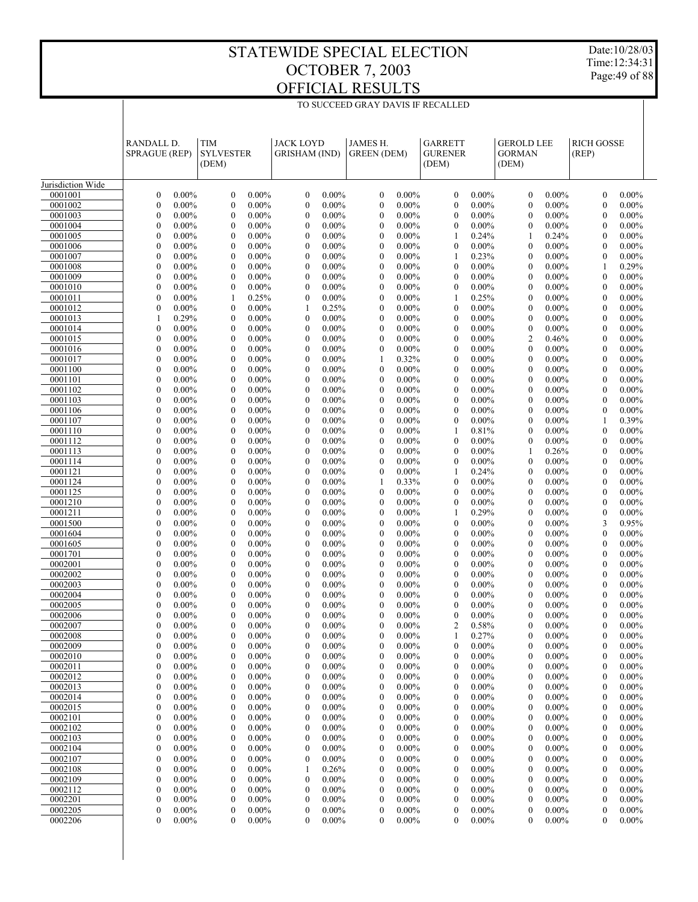# STATEWIDE SPECIAL ELECTION
# OCTOBER 7, 2003
# OFFICIAL RESULTS

Date:10/28/03
Time:12:34:31

TO SUCCEED GRAY DAVIS IF RECALLED

| | RANDALL D. SPRAGUE (REP) | | TIM SYLVESTER (DEM) | | JACK LOYD GRISHAM (IND) | | JAMES H. GREEN (DEM) | | GARRETT GURENER (DEM) | | GEROLD LEE GORMAN (DEM) | | RICH GOSSE (REP) | |
|---|---|---|---|---|---|---|---|---|---|---|---|---|---|---|
| Jurisdiction Wide | | | | | | | | | | | | | | |
| 0001001 | 0 | 0.00% | 0 | 0.00% | 0 | 0.00% | 0 | 0.00% | 0 | 0.00% | 0 | 0.00% | 0 | 0.00% |
| 0001002 | 0 | 0.00% | 0 | 0.00% | 0 | 0.00% | 0 | 0.00% | 0 | 0.00% | 0 | 0.00% | 0 | 0.00% |
| 0001003 | 0 | 0.00% | 0 | 0.00% | 0 | 0.00% | 0 | 0.00% | 0 | 0.00% | 0 | 0.00% | 0 | 0.00% |
| 0001004 | 0 | 0.00% | 0 | 0.00% | 0 | 0.00% | 0 | 0.00% | 0 | 0.00% | 0 | 0.00% | 0 | 0.00% |
| 0001005 | 0 | 0.00% | 0 | 0.00% | 0 | 0.00% | 0 | 0.00% | 1 | 0.24% | 1 | 0.24% | 0 | 0.00% |
| 0001006 | 0 | 0.00% | 0 | 0.00% | 0 | 0.00% | 0 | 0.00% | 0 | 0.00% | 0 | 0.00% | 0 | 0.00% |
| 0001007 | 0 | 0.00% | 0 | 0.00% | 0 | 0.00% | 0 | 0.00% | 1 | 0.23% | 0 | 0.00% | 0 | 0.00% |
| 0001008 | 0 | 0.00% | 0 | 0.00% | 0 | 0.00% | 0 | 0.00% | 0 | 0.00% | 0 | 0.00% | 1 | 0.29% |
| 0001009 | 0 | 0.00% | 0 | 0.00% | 0 | 0.00% | 0 | 0.00% | 0 | 0.00% | 0 | 0.00% | 0 | 0.00% |
| 0001010 | 0 | 0.00% | 0 | 0.00% | 0 | 0.00% | 0 | 0.00% | 0 | 0.00% | 0 | 0.00% | 0 | 0.00% |
| 0001011 | 0 | 0.00% | 1 | 0.25% | 0 | 0.00% | 0 | 0.00% | 1 | 0.25% | 0 | 0.00% | 0 | 0.00% |
| 0001012 | 0 | 0.00% | 0 | 0.00% | 1 | 0.25% | 0 | 0.00% | 0 | 0.00% | 0 | 0.00% | 0 | 0.00% |
| 0001013 | 1 | 0.29% | 0 | 0.00% | 0 | 0.00% | 0 | 0.00% | 0 | 0.00% | 0 | 0.00% | 0 | 0.00% |
| 0001014 | 0 | 0.00% | 0 | 0.00% | 0 | 0.00% | 0 | 0.00% | 0 | 0.00% | 0 | 0.00% | 0 | 0.00% |
| 0001015 | 0 | 0.00% | 0 | 0.00% | 0 | 0.00% | 0 | 0.00% | 0 | 0.00% | 2 | 0.46% | 0 | 0.00% |
| 0001016 | 0 | 0.00% | 0 | 0.00% | 0 | 0.00% | 0 | 0.00% | 0 | 0.00% | 0 | 0.00% | 0 | 0.00% |
| 0001017 | 0 | 0.00% | 0 | 0.00% | 0 | 0.00% | 1 | 0.32% | 0 | 0.00% | 0 | 0.00% | 0 | 0.00% |
| 0001100 | 0 | 0.00% | 0 | 0.00% | 0 | 0.00% | 0 | 0.00% | 0 | 0.00% | 0 | 0.00% | 0 | 0.00% |
| 0001101 | 0 | 0.00% | 0 | 0.00% | 0 | 0.00% | 0 | 0.00% | 0 | 0.00% | 0 | 0.00% | 0 | 0.00% |
| 0001102 | 0 | 0.00% | 0 | 0.00% | 0 | 0.00% | 0 | 0.00% | 0 | 0.00% | 0 | 0.00% | 0 | 0.00% |
| 0001103 | 0 | 0.00% | 0 | 0.00% | 0 | 0.00% | 0 | 0.00% | 0 | 0.00% | 0 | 0.00% | 0 | 0.00% |
| 0001106 | 0 | 0.00% | 0 | 0.00% | 0 | 0.00% | 0 | 0.00% | 0 | 0.00% | 0 | 0.00% | 0 | 0.00% |
| 0001107 | 0 | 0.00% | 0 | 0.00% | 0 | 0.00% | 0 | 0.00% | 0 | 0.00% | 0 | 0.00% | 1 | 0.39% |
| 0001110 | 0 | 0.00% | 0 | 0.00% | 0 | 0.00% | 0 | 0.00% | 1 | 0.81% | 0 | 0.00% | 0 | 0.00% |
| 0001112 | 0 | 0.00% | 0 | 0.00% | 0 | 0.00% | 0 | 0.00% | 0 | 0.00% | 0 | 0.00% | 0 | 0.00% |
| 0001113 | 0 | 0.00% | 0 | 0.00% | 0 | 0.00% | 0 | 0.00% | 0 | 0.00% | 1 | 0.26% | 0 | 0.00% |
| 0001114 | 0 | 0.00% | 0 | 0.00% | 0 | 0.00% | 0 | 0.00% | 0 | 0.00% | 0 | 0.00% | 0 | 0.00% |
| 0001121 | 0 | 0.00% | 0 | 0.00% | 0 | 0.00% | 0 | 0.00% | 1 | 0.24% | 0 | 0.00% | 0 | 0.00% |
| 0001124 | 0 | 0.00% | 0 | 0.00% | 0 | 0.00% | 1 | 0.33% | 0 | 0.00% | 0 | 0.00% | 0 | 0.00% |
| 0001125 | 0 | 0.00% | 0 | 0.00% | 0 | 0.00% | 0 | 0.00% | 0 | 0.00% | 0 | 0.00% | 0 | 0.00% |
| 0001210 | 0 | 0.00% | 0 | 0.00% | 0 | 0.00% | 0 | 0.00% | 0 | 0.00% | 0 | 0.00% | 0 | 0.00% |
| 0001211 | 0 | 0.00% | 0 | 0.00% | 0 | 0.00% | 0 | 0.00% | 1 | 0.29% | 0 | 0.00% | 0 | 0.00% |
| 0001500 | 0 | 0.00% | 0 | 0.00% | 0 | 0.00% | 0 | 0.00% | 0 | 0.00% | 0 | 0.00% | 3 | 0.95% |
| 0001604 | 0 | 0.00% | 0 | 0.00% | 0 | 0.00% | 0 | 0.00% | 0 | 0.00% | 0 | 0.00% | 0 | 0.00% |
| 0001605 | 0 | 0.00% | 0 | 0.00% | 0 | 0.00% | 0 | 0.00% | 0 | 0.00% | 0 | 0.00% | 0 | 0.00% |
| 0001701 | 0 | 0.00% | 0 | 0.00% | 0 | 0.00% | 0 | 0.00% | 0 | 0.00% | 0 | 0.00% | 0 | 0.00% |
| 0002001 | 0 | 0.00% | 0 | 0.00% | 0 | 0.00% | 0 | 0.00% | 0 | 0.00% | 0 | 0.00% | 0 | 0.00% |
| 0002002 | 0 | 0.00% | 0 | 0.00% | 0 | 0.00% | 0 | 0.00% | 0 | 0.00% | 0 | 0.00% | 0 | 0.00% |
| 0002003 | 0 | 0.00% | 0 | 0.00% | 0 | 0.00% | 0 | 0.00% | 0 | 0.00% | 0 | 0.00% | 0 | 0.00% |
| 0002004 | 0 | 0.00% | 0 | 0.00% | 0 | 0.00% | 0 | 0.00% | 0 | 0.00% | 0 | 0.00% | 0 | 0.00% |
| 0002005 | 0 | 0.00% | 0 | 0.00% | 0 | 0.00% | 0 | 0.00% | 0 | 0.00% | 0 | 0.00% | 0 | 0.00% |
| 0002006 | 0 | 0.00% | 0 | 0.00% | 0 | 0.00% | 0 | 0.00% | 0 | 0.00% | 0 | 0.00% | 0 | 0.00% |
| 0002007 | 0 | 0.00% | 0 | 0.00% | 0 | 0.00% | 0 | 0.00% | 2 | 0.58% | 0 | 0.00% | 0 | 0.00% |
| 0002008 | 0 | 0.00% | 0 | 0.00% | 0 | 0.00% | 0 | 0.00% | 1 | 0.27% | 0 | 0.00% | 0 | 0.00% |
| 0002009 | 0 | 0.00% | 0 | 0.00% | 0 | 0.00% | 0 | 0.00% | 0 | 0.00% | 0 | 0.00% | 0 | 0.00% |
| 0002010 | 0 | 0.00% | 0 | 0.00% | 0 | 0.00% | 0 | 0.00% | 0 | 0.00% | 0 | 0.00% | 0 | 0.00% |
| 0002011 | 0 | 0.00% | 0 | 0.00% | 0 | 0.00% | 0 | 0.00% | 0 | 0.00% | 0 | 0.00% | 0 | 0.00% |
| 0002012 | 0 | 0.00% | 0 | 0.00% | 0 | 0.00% | 0 | 0.00% | 0 | 0.00% | 0 | 0.00% | 0 | 0.00% |
| 0002013 | 0 | 0.00% | 0 | 0.00% | 0 | 0.00% | 0 | 0.00% | 0 | 0.00% | 0 | 0.00% | 0 | 0.00% |
| 0002014 | 0 | 0.00% | 0 | 0.00% | 0 | 0.00% | 0 | 0.00% | 0 | 0.00% | 0 | 0.00% | 0 | 0.00% |
| 0002015 | 0 | 0.00% | 0 | 0.00% | 0 | 0.00% | 0 | 0.00% | 0 | 0.00% | 0 | 0.00% | 0 | 0.00% |
| 0002101 | 0 | 0.00% | 0 | 0.00% | 0 | 0.00% | 0 | 0.00% | 0 | 0.00% | 0 | 0.00% | 0 | 0.00% |
| 0002102 | 0 | 0.00% | 0 | 0.00% | 0 | 0.00% | 0 | 0.00% | 0 | 0.00% | 0 | 0.00% | 0 | 0.00% |
| 0002103 | 0 | 0.00% | 0 | 0.00% | 0 | 0.00% | 0 | 0.00% | 0 | 0.00% | 0 | 0.00% | 0 | 0.00% |
| 0002104 | 0 | 0.00% | 0 | 0.00% | 0 | 0.00% | 0 | 0.00% | 0 | 0.00% | 0 | 0.00% | 0 | 0.00% |
| 0002107 | 0 | 0.00% | 0 | 0.00% | 0 | 0.00% | 0 | 0.00% | 0 | 0.00% | 0 | 0.00% | 0 | 0.00% |
| 0002108 | 0 | 0.00% | 0 | 0.00% | 1 | 0.26% | 0 | 0.00% | 0 | 0.00% | 0 | 0.00% | 0 | 0.00% |
| 0002109 | 0 | 0.00% | 0 | 0.00% | 0 | 0.00% | 0 | 0.00% | 0 | 0.00% | 0 | 0.00% | 0 | 0.00% |
| 0002112 | 0 | 0.00% | 0 | 0.00% | 0 | 0.00% | 0 | 0.00% | 0 | 0.00% | 0 | 0.00% | 0 | 0.00% |
| 0002201 | 0 | 0.00% | 0 | 0.00% | 0 | 0.00% | 0 | 0.00% | 0 | 0.00% | 0 | 0.00% | 0 | 0.00% |
| 0002205 | 0 | 0.00% | 0 | 0.00% | 0 | 0.00% | 0 | 0.00% | 0 | 0.00% | 0 | 0.00% | 0 | 0.00% |
| 0002206 | 0 | 0.00% | 0 | 0.00% | 0 | 0.00% | 0 | 0.00% | 0 | 0.00% | 0 | 0.00% | 0 | 0.00% |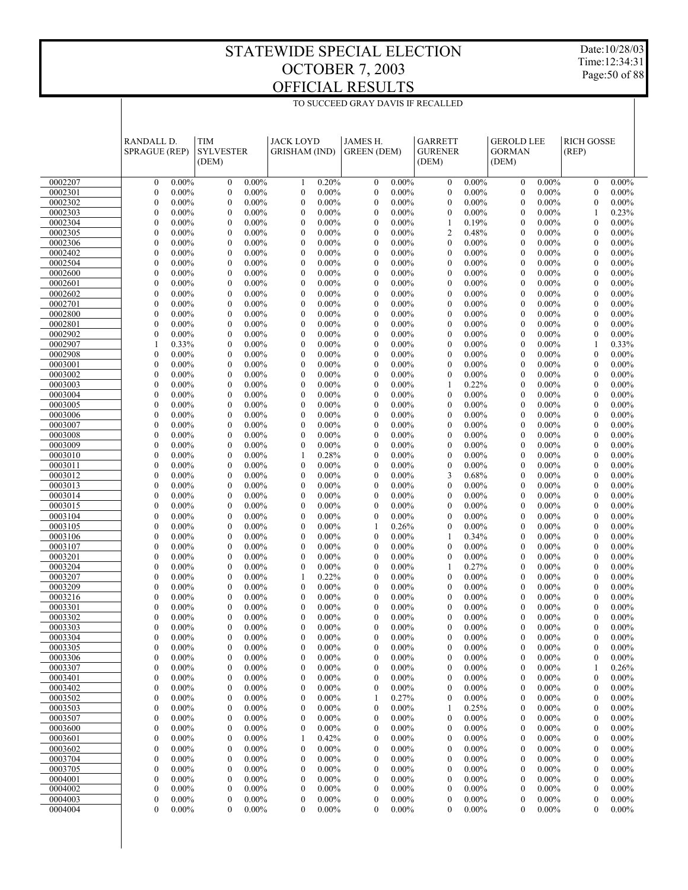# STATEWIDE SPECIAL ELECTION
# OCTOBER 7, 2003
# OFFICIAL RESULTS

Date:10/28/03
Time:12:34:31

TO SUCCEED GRAY DAVIS IF RECALLED

| | RANDALL D. SPRAGUE (REP) | | TIM SYLVESTER (DEM) | | JACK LOYD GRISHAM (IND) | | JAMES H. GREEN (DEM) | | GARRETT GURENER (DEM) | | GEROLD LEE GORMAN (DEM) | | RICH GOSSE (REP) | |
|---|---|---|---|---|---|---|---|---|---|---|---|---|---|---|
| 0002207 | 0 | 0.00% | 0 | 0.00% | 1 | 0.20% | 0 | 0.00% | 0 | 0.00% | 0 | 0.00% | 0 | 0.00% |
| 0002301 | 0 | 0.00% | 0 | 0.00% | 0 | 0.00% | 0 | 0.00% | 0 | 0.00% | 0 | 0.00% | 0 | 0.00% |
| 0002302 | 0 | 0.00% | 0 | 0.00% | 0 | 0.00% | 0 | 0.00% | 0 | 0.00% | 0 | 0.00% | 0 | 0.00% |
| 0002303 | 0 | 0.00% | 0 | 0.00% | 0 | 0.00% | 0 | 0.00% | 0 | 0.00% | 0 | 0.00% | 1 | 0.23% |
| 0002304 | 0 | 0.00% | 0 | 0.00% | 0 | 0.00% | 0 | 0.00% | 1 | 0.19% | 0 | 0.00% | 0 | 0.00% |
| 0002305 | 0 | 0.00% | 0 | 0.00% | 0 | 0.00% | 0 | 0.00% | 2 | 0.48% | 0 | 0.00% | 0 | 0.00% |
| 0002306 | 0 | 0.00% | 0 | 0.00% | 0 | 0.00% | 0 | 0.00% | 0 | 0.00% | 0 | 0.00% | 0 | 0.00% |
| 0002402 | 0 | 0.00% | 0 | 0.00% | 0 | 0.00% | 0 | 0.00% | 0 | 0.00% | 0 | 0.00% | 0 | 0.00% |
| 0002504 | 0 | 0.00% | 0 | 0.00% | 0 | 0.00% | 0 | 0.00% | 0 | 0.00% | 0 | 0.00% | 0 | 0.00% |
| 0002600 | 0 | 0.00% | 0 | 0.00% | 0 | 0.00% | 0 | 0.00% | 0 | 0.00% | 0 | 0.00% | 0 | 0.00% |
| 0002601 | 0 | 0.00% | 0 | 0.00% | 0 | 0.00% | 0 | 0.00% | 0 | 0.00% | 0 | 0.00% | 0 | 0.00% |
| 0002602 | 0 | 0.00% | 0 | 0.00% | 0 | 0.00% | 0 | 0.00% | 0 | 0.00% | 0 | 0.00% | 0 | 0.00% |
| 0002701 | 0 | 0.00% | 0 | 0.00% | 0 | 0.00% | 0 | 0.00% | 0 | 0.00% | 0 | 0.00% | 0 | 0.00% |
| 0002800 | 0 | 0.00% | 0 | 0.00% | 0 | 0.00% | 0 | 0.00% | 0 | 0.00% | 0 | 0.00% | 0 | 0.00% |
| 0002801 | 0 | 0.00% | 0 | 0.00% | 0 | 0.00% | 0 | 0.00% | 0 | 0.00% | 0 | 0.00% | 0 | 0.00% |
| 0002902 | 0 | 0.00% | 0 | 0.00% | 0 | 0.00% | 0 | 0.00% | 0 | 0.00% | 0 | 0.00% | 0 | 0.00% |
| 0002907 | 1 | 0.33% | 0 | 0.00% | 0 | 0.00% | 0 | 0.00% | 0 | 0.00% | 0 | 0.00% | 1 | 0.33% |
| 0002908 | 0 | 0.00% | 0 | 0.00% | 0 | 0.00% | 0 | 0.00% | 0 | 0.00% | 0 | 0.00% | 0 | 0.00% |
| 0003001 | 0 | 0.00% | 0 | 0.00% | 0 | 0.00% | 0 | 0.00% | 0 | 0.00% | 0 | 0.00% | 0 | 0.00% |
| 0003002 | 0 | 0.00% | 0 | 0.00% | 0 | 0.00% | 0 | 0.00% | 0 | 0.00% | 0 | 0.00% | 0 | 0.00% |
| 0003003 | 0 | 0.00% | 0 | 0.00% | 0 | 0.00% | 0 | 0.00% | 1 | 0.22% | 0 | 0.00% | 0 | 0.00% |
| 0003004 | 0 | 0.00% | 0 | 0.00% | 0 | 0.00% | 0 | 0.00% | 0 | 0.00% | 0 | 0.00% | 0 | 0.00% |
| 0003005 | 0 | 0.00% | 0 | 0.00% | 0 | 0.00% | 0 | 0.00% | 0 | 0.00% | 0 | 0.00% | 0 | 0.00% |
| 0003006 | 0 | 0.00% | 0 | 0.00% | 0 | 0.00% | 0 | 0.00% | 0 | 0.00% | 0 | 0.00% | 0 | 0.00% |
| 0003007 | 0 | 0.00% | 0 | 0.00% | 0 | 0.00% | 0 | 0.00% | 0 | 0.00% | 0 | 0.00% | 0 | 0.00% |
| 0003008 | 0 | 0.00% | 0 | 0.00% | 0 | 0.00% | 0 | 0.00% | 0 | 0.00% | 0 | 0.00% | 0 | 0.00% |
| 0003009 | 0 | 0.00% | 0 | 0.00% | 0 | 0.00% | 0 | 0.00% | 0 | 0.00% | 0 | 0.00% | 0 | 0.00% |
| 0003010 | 0 | 0.00% | 0 | 0.00% | 1 | 0.28% | 0 | 0.00% | 0 | 0.00% | 0 | 0.00% | 0 | 0.00% |
| 0003011 | 0 | 0.00% | 0 | 0.00% | 0 | 0.00% | 0 | 0.00% | 0 | 0.00% | 0 | 0.00% | 0 | 0.00% |
| 0003012 | 0 | 0.00% | 0 | 0.00% | 0 | 0.00% | 0 | 0.00% | 3 | 0.68% | 0 | 0.00% | 0 | 0.00% |
| 0003013 | 0 | 0.00% | 0 | 0.00% | 0 | 0.00% | 0 | 0.00% | 0 | 0.00% | 0 | 0.00% | 0 | 0.00% |
| 0003014 | 0 | 0.00% | 0 | 0.00% | 0 | 0.00% | 0 | 0.00% | 0 | 0.00% | 0 | 0.00% | 0 | 0.00% |
| 0003015 | 0 | 0.00% | 0 | 0.00% | 0 | 0.00% | 0 | 0.00% | 0 | 0.00% | 0 | 0.00% | 0 | 0.00% |
| 0003104 | 0 | 0.00% | 0 | 0.00% | 0 | 0.00% | 0 | 0.00% | 0 | 0.00% | 0 | 0.00% | 0 | 0.00% |
| 0003105 | 0 | 0.00% | 0 | 0.00% | 0 | 0.00% | 1 | 0.26% | 0 | 0.00% | 0 | 0.00% | 0 | 0.00% |
| 0003106 | 0 | 0.00% | 0 | 0.00% | 0 | 0.00% | 0 | 0.00% | 1 | 0.34% | 0 | 0.00% | 0 | 0.00% |
| 0003107 | 0 | 0.00% | 0 | 0.00% | 0 | 0.00% | 0 | 0.00% | 0 | 0.00% | 0 | 0.00% | 0 | 0.00% |
| 0003201 | 0 | 0.00% | 0 | 0.00% | 0 | 0.00% | 0 | 0.00% | 0 | 0.00% | 0 | 0.00% | 0 | 0.00% |
| 0003204 | 0 | 0.00% | 0 | 0.00% | 0 | 0.00% | 0 | 0.00% | 1 | 0.27% | 0 | 0.00% | 0 | 0.00% |
| 0003207 | 0 | 0.00% | 0 | 0.00% | 1 | 0.22% | 0 | 0.00% | 0 | 0.00% | 0 | 0.00% | 0 | 0.00% |
| 0003209 | 0 | 0.00% | 0 | 0.00% | 0 | 0.00% | 0 | 0.00% | 0 | 0.00% | 0 | 0.00% | 0 | 0.00% |
| 0003216 | 0 | 0.00% | 0 | 0.00% | 0 | 0.00% | 0 | 0.00% | 0 | 0.00% | 0 | 0.00% | 0 | 0.00% |
| 0003301 | 0 | 0.00% | 0 | 0.00% | 0 | 0.00% | 0 | 0.00% | 0 | 0.00% | 0 | 0.00% | 0 | 0.00% |
| 0003302 | 0 | 0.00% | 0 | 0.00% | 0 | 0.00% | 0 | 0.00% | 0 | 0.00% | 0 | 0.00% | 0 | 0.00% |
| 0003303 | 0 | 0.00% | 0 | 0.00% | 0 | 0.00% | 0 | 0.00% | 0 | 0.00% | 0 | 0.00% | 0 | 0.00% |
| 0003304 | 0 | 0.00% | 0 | 0.00% | 0 | 0.00% | 0 | 0.00% | 0 | 0.00% | 0 | 0.00% | 0 | 0.00% |
| 0003305 | 0 | 0.00% | 0 | 0.00% | 0 | 0.00% | 0 | 0.00% | 0 | 0.00% | 0 | 0.00% | 0 | 0.00% |
| 0003306 | 0 | 0.00% | 0 | 0.00% | 0 | 0.00% | 0 | 0.00% | 0 | 0.00% | 0 | 0.00% | 0 | 0.00% |
| 0003307 | 0 | 0.00% | 0 | 0.00% | 0 | 0.00% | 0 | 0.00% | 0 | 0.00% | 0 | 0.00% | 1 | 0.26% |
| 0003401 | 0 | 0.00% | 0 | 0.00% | 0 | 0.00% | 0 | 0.00% | 0 | 0.00% | 0 | 0.00% | 0 | 0.00% |
| 0003402 | 0 | 0.00% | 0 | 0.00% | 0 | 0.00% | 0 | 0.00% | 0 | 0.00% | 0 | 0.00% | 0 | 0.00% |
| 0003502 | 0 | 0.00% | 0 | 0.00% | 0 | 0.00% | 1 | 0.27% | 0 | 0.00% | 0 | 0.00% | 0 | 0.00% |
| 0003503 | 0 | 0.00% | 0 | 0.00% | 0 | 0.00% | 0 | 0.00% | 1 | 0.25% | 0 | 0.00% | 0 | 0.00% |
| 0003507 | 0 | 0.00% | 0 | 0.00% | 0 | 0.00% | 0 | 0.00% | 0 | 0.00% | 0 | 0.00% | 0 | 0.00% |
| 0003600 | 0 | 0.00% | 0 | 0.00% | 0 | 0.00% | 0 | 0.00% | 0 | 0.00% | 0 | 0.00% | 0 | 0.00% |
| 0003601 | 0 | 0.00% | 0 | 0.00% | 1 | 0.42% | 0 | 0.00% | 0 | 0.00% | 0 | 0.00% | 0 | 0.00% |
| 0003602 | 0 | 0.00% | 0 | 0.00% | 0 | 0.00% | 0 | 0.00% | 0 | 0.00% | 0 | 0.00% | 0 | 0.00% |
| 0003704 | 0 | 0.00% | 0 | 0.00% | 0 | 0.00% | 0 | 0.00% | 0 | 0.00% | 0 | 0.00% | 0 | 0.00% |
| 0003705 | 0 | 0.00% | 0 | 0.00% | 0 | 0.00% | 0 | 0.00% | 0 | 0.00% | 0 | 0.00% | 0 | 0.00% |
| 0004001 | 0 | 0.00% | 0 | 0.00% | 0 | 0.00% | 0 | 0.00% | 0 | 0.00% | 0 | 0.00% | 0 | 0.00% |
| 0004002 | 0 | 0.00% | 0 | 0.00% | 0 | 0.00% | 0 | 0.00% | 0 | 0.00% | 0 | 0.00% | 0 | 0.00% |
| 0004003 | 0 | 0.00% | 0 | 0.00% | 0 | 0.00% | 0 | 0.00% | 0 | 0.00% | 0 | 0.00% | 0 | 0.00% |
| 0004004 | 0 | 0.00% | 0 | 0.00% | 0 | 0.00% | 0 | 0.00% | 0 | 0.00% | 0 | 0.00% | 0 | 0.00% |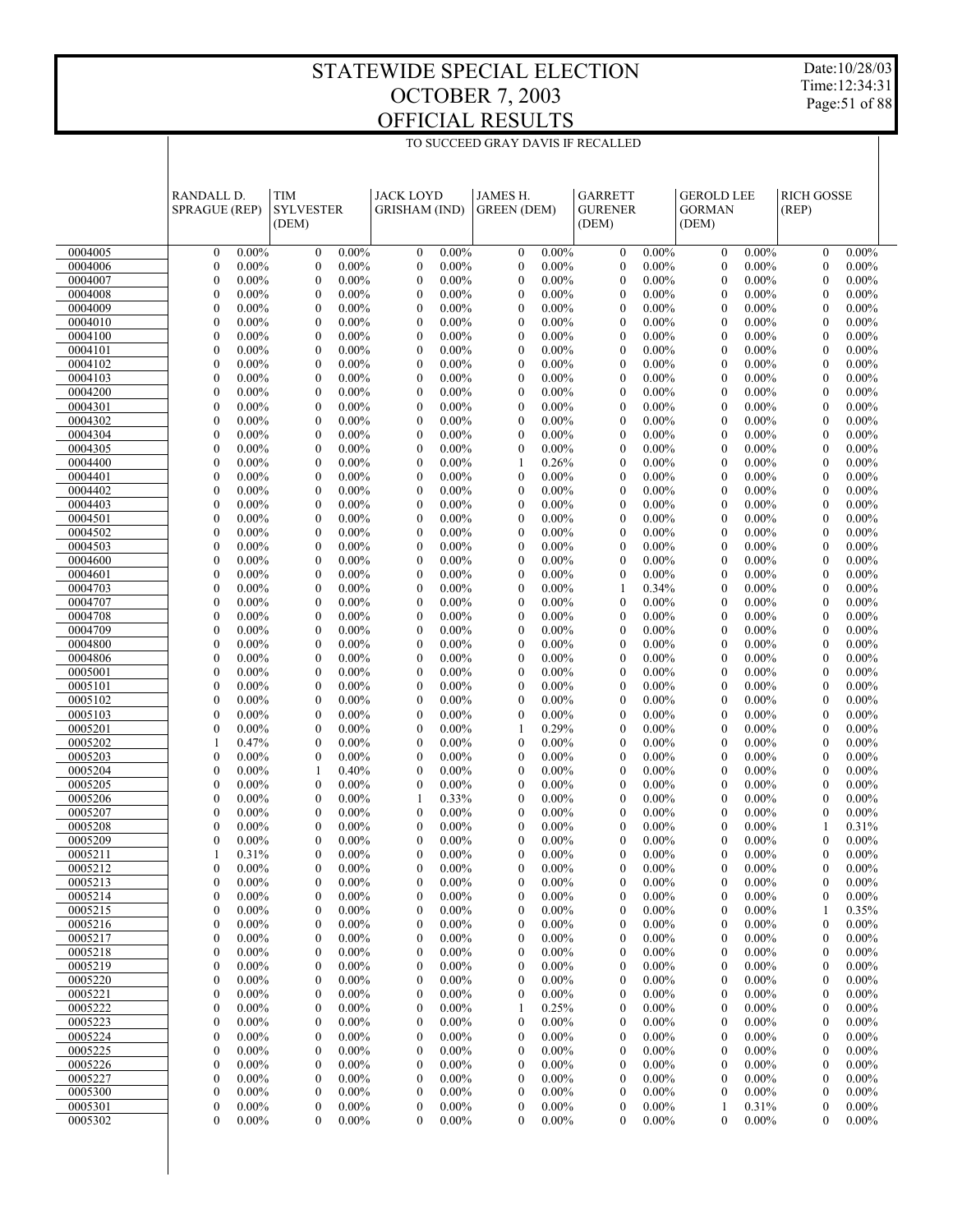# STATEWIDE SPECIAL ELECTION
# OCTOBER 7, 2003
# OFFICIAL RESULTS

Date:10/28/03
Time:12:34:31

TO SUCCEED GRAY DAVIS IF RECALLED

| | RANDALL D. SPRAGUE (REP) | | TIM SYLVESTER (DEM) | | JACK LOYD GRISHAM (IND) | | JAMES H. GREEN (DEM) | | GARRETT GURENER (DEM) | | GEROLD LEE GORMAN (DEM) | | RICH GOSSE (REP) | |
|---|---|---|---|---|---|---|---|---|---|---|---|---|---|---|
| 0004005 | 0 | 0.00% | 0 | 0.00% | 0 | 0.00% | 0 | 0.00% | 0 | 0.00% | 0 | 0.00% | 0 | 0.00% |
| 0004006 | 0 | 0.00% | 0 | 0.00% | 0 | 0.00% | 0 | 0.00% | 0 | 0.00% | 0 | 0.00% | 0 | 0.00% |
| 0004007 | 0 | 0.00% | 0 | 0.00% | 0 | 0.00% | 0 | 0.00% | 0 | 0.00% | 0 | 0.00% | 0 | 0.00% |
| 0004008 | 0 | 0.00% | 0 | 0.00% | 0 | 0.00% | 0 | 0.00% | 0 | 0.00% | 0 | 0.00% | 0 | 0.00% |
| 0004009 | 0 | 0.00% | 0 | 0.00% | 0 | 0.00% | 0 | 0.00% | 0 | 0.00% | 0 | 0.00% | 0 | 0.00% |
| 0004010 | 0 | 0.00% | 0 | 0.00% | 0 | 0.00% | 0 | 0.00% | 0 | 0.00% | 0 | 0.00% | 0 | 0.00% |
| 0004100 | 0 | 0.00% | 0 | 0.00% | 0 | 0.00% | 0 | 0.00% | 0 | 0.00% | 0 | 0.00% | 0 | 0.00% |
| 0004101 | 0 | 0.00% | 0 | 0.00% | 0 | 0.00% | 0 | 0.00% | 0 | 0.00% | 0 | 0.00% | 0 | 0.00% |
| 0004102 | 0 | 0.00% | 0 | 0.00% | 0 | 0.00% | 0 | 0.00% | 0 | 0.00% | 0 | 0.00% | 0 | 0.00% |
| 0004103 | 0 | 0.00% | 0 | 0.00% | 0 | 0.00% | 0 | 0.00% | 0 | 0.00% | 0 | 0.00% | 0 | 0.00% |
| 0004200 | 0 | 0.00% | 0 | 0.00% | 0 | 0.00% | 0 | 0.00% | 0 | 0.00% | 0 | 0.00% | 0 | 0.00% |
| 0004301 | 0 | 0.00% | 0 | 0.00% | 0 | 0.00% | 0 | 0.00% | 0 | 0.00% | 0 | 0.00% | 0 | 0.00% |
| 0004302 | 0 | 0.00% | 0 | 0.00% | 0 | 0.00% | 0 | 0.00% | 0 | 0.00% | 0 | 0.00% | 0 | 0.00% |
| 0004304 | 0 | 0.00% | 0 | 0.00% | 0 | 0.00% | 0 | 0.00% | 0 | 0.00% | 0 | 0.00% | 0 | 0.00% |
| 0004305 | 0 | 0.00% | 0 | 0.00% | 0 | 0.00% | 0 | 0.00% | 0 | 0.00% | 0 | 0.00% | 0 | 0.00% |
| 0004400 | 0 | 0.00% | 0 | 0.00% | 0 | 0.00% | 1 | 0.26% | 0 | 0.00% | 0 | 0.00% | 0 | 0.00% |
| 0004401 | 0 | 0.00% | 0 | 0.00% | 0 | 0.00% | 0 | 0.00% | 0 | 0.00% | 0 | 0.00% | 0 | 0.00% |
| 0004402 | 0 | 0.00% | 0 | 0.00% | 0 | 0.00% | 0 | 0.00% | 0 | 0.00% | 0 | 0.00% | 0 | 0.00% |
| 0004403 | 0 | 0.00% | 0 | 0.00% | 0 | 0.00% | 0 | 0.00% | 0 | 0.00% | 0 | 0.00% | 0 | 0.00% |
| 0004501 | 0 | 0.00% | 0 | 0.00% | 0 | 0.00% | 0 | 0.00% | 0 | 0.00% | 0 | 0.00% | 0 | 0.00% |
| 0004502 | 0 | 0.00% | 0 | 0.00% | 0 | 0.00% | 0 | 0.00% | 0 | 0.00% | 0 | 0.00% | 0 | 0.00% |
| 0004503 | 0 | 0.00% | 0 | 0.00% | 0 | 0.00% | 0 | 0.00% | 0 | 0.00% | 0 | 0.00% | 0 | 0.00% |
| 0004600 | 0 | 0.00% | 0 | 0.00% | 0 | 0.00% | 0 | 0.00% | 0 | 0.00% | 0 | 0.00% | 0 | 0.00% |
| 0004601 | 0 | 0.00% | 0 | 0.00% | 0 | 0.00% | 0 | 0.00% | 0 | 0.00% | 0 | 0.00% | 0 | 0.00% |
| 0004703 | 0 | 0.00% | 0 | 0.00% | 0 | 0.00% | 0 | 0.00% | 1 | 0.34% | 0 | 0.00% | 0 | 0.00% |
| 0004707 | 0 | 0.00% | 0 | 0.00% | 0 | 0.00% | 0 | 0.00% | 0 | 0.00% | 0 | 0.00% | 0 | 0.00% |
| 0004708 | 0 | 0.00% | 0 | 0.00% | 0 | 0.00% | 0 | 0.00% | 0 | 0.00% | 0 | 0.00% | 0 | 0.00% |
| 0004709 | 0 | 0.00% | 0 | 0.00% | 0 | 0.00% | 0 | 0.00% | 0 | 0.00% | 0 | 0.00% | 0 | 0.00% |
| 0004800 | 0 | 0.00% | 0 | 0.00% | 0 | 0.00% | 0 | 0.00% | 0 | 0.00% | 0 | 0.00% | 0 | 0.00% |
| 0004806 | 0 | 0.00% | 0 | 0.00% | 0 | 0.00% | 0 | 0.00% | 0 | 0.00% | 0 | 0.00% | 0 | 0.00% |
| 0005001 | 0 | 0.00% | 0 | 0.00% | 0 | 0.00% | 0 | 0.00% | 0 | 0.00% | 0 | 0.00% | 0 | 0.00% |
| 0005101 | 0 | 0.00% | 0 | 0.00% | 0 | 0.00% | 0 | 0.00% | 0 | 0.00% | 0 | 0.00% | 0 | 0.00% |
| 0005102 | 0 | 0.00% | 0 | 0.00% | 0 | 0.00% | 0 | 0.00% | 0 | 0.00% | 0 | 0.00% | 0 | 0.00% |
| 0005103 | 0 | 0.00% | 0 | 0.00% | 0 | 0.00% | 0 | 0.00% | 0 | 0.00% | 0 | 0.00% | 0 | 0.00% |
| 0005201 | 0 | 0.00% | 0 | 0.00% | 0 | 0.00% | 1 | 0.29% | 0 | 0.00% | 0 | 0.00% | 0 | 0.00% |
| 0005202 | 1 | 0.47% | 0 | 0.00% | 0 | 0.00% | 0 | 0.00% | 0 | 0.00% | 0 | 0.00% | 0 | 0.00% |
| 0005203 | 0 | 0.00% | 0 | 0.00% | 0 | 0.00% | 0 | 0.00% | 0 | 0.00% | 0 | 0.00% | 0 | 0.00% |
| 0005204 | 0 | 0.00% | 1 | 0.40% | 0 | 0.00% | 0 | 0.00% | 0 | 0.00% | 0 | 0.00% | 0 | 0.00% |
| 0005205 | 0 | 0.00% | 0 | 0.00% | 0 | 0.00% | 0 | 0.00% | 0 | 0.00% | 0 | 0.00% | 0 | 0.00% |
| 0005206 | 0 | 0.00% | 0 | 0.00% | 1 | 0.33% | 0 | 0.00% | 0 | 0.00% | 0 | 0.00% | 0 | 0.00% |
| 0005207 | 0 | 0.00% | 0 | 0.00% | 0 | 0.00% | 0 | 0.00% | 0 | 0.00% | 0 | 0.00% | 0 | 0.00% |
| 0005208 | 0 | 0.00% | 0 | 0.00% | 0 | 0.00% | 0 | 0.00% | 0 | 0.00% | 0 | 0.00% | 1 | 0.31% |
| 0005209 | 0 | 0.00% | 0 | 0.00% | 0 | 0.00% | 0 | 0.00% | 0 | 0.00% | 0 | 0.00% | 0 | 0.00% |
| 0005211 | 1 | 0.31% | 0 | 0.00% | 0 | 0.00% | 0 | 0.00% | 0 | 0.00% | 0 | 0.00% | 0 | 0.00% |
| 0005212 | 0 | 0.00% | 0 | 0.00% | 0 | 0.00% | 0 | 0.00% | 0 | 0.00% | 0 | 0.00% | 0 | 0.00% |
| 0005213 | 0 | 0.00% | 0 | 0.00% | 0 | 0.00% | 0 | 0.00% | 0 | 0.00% | 0 | 0.00% | 0 | 0.00% |
| 0005214 | 0 | 0.00% | 0 | 0.00% | 0 | 0.00% | 0 | 0.00% | 0 | 0.00% | 0 | 0.00% | 0 | 0.00% |
| 0005215 | 0 | 0.00% | 0 | 0.00% | 0 | 0.00% | 0 | 0.00% | 0 | 0.00% | 0 | 0.00% | 1 | 0.35% |
| 0005216 | 0 | 0.00% | 0 | 0.00% | 0 | 0.00% | 0 | 0.00% | 0 | 0.00% | 0 | 0.00% | 0 | 0.00% |
| 0005217 | 0 | 0.00% | 0 | 0.00% | 0 | 0.00% | 0 | 0.00% | 0 | 0.00% | 0 | 0.00% | 0 | 0.00% |
| 0005218 | 0 | 0.00% | 0 | 0.00% | 0 | 0.00% | 0 | 0.00% | 0 | 0.00% | 0 | 0.00% | 0 | 0.00% |
| 0005219 | 0 | 0.00% | 0 | 0.00% | 0 | 0.00% | 0 | 0.00% | 0 | 0.00% | 0 | 0.00% | 0 | 0.00% |
| 0005220 | 0 | 0.00% | 0 | 0.00% | 0 | 0.00% | 0 | 0.00% | 0 | 0.00% | 0 | 0.00% | 0 | 0.00% |
| 0005221 | 0 | 0.00% | 0 | 0.00% | 0 | 0.00% | 0 | 0.00% | 0 | 0.00% | 0 | 0.00% | 0 | 0.00% |
| 0005222 | 0 | 0.00% | 0 | 0.00% | 0 | 0.00% | 1 | 0.25% | 0 | 0.00% | 0 | 0.00% | 0 | 0.00% |
| 0005223 | 0 | 0.00% | 0 | 0.00% | 0 | 0.00% | 0 | 0.00% | 0 | 0.00% | 0 | 0.00% | 0 | 0.00% |
| 0005224 | 0 | 0.00% | 0 | 0.00% | 0 | 0.00% | 0 | 0.00% | 0 | 0.00% | 0 | 0.00% | 0 | 0.00% |
| 0005225 | 0 | 0.00% | 0 | 0.00% | 0 | 0.00% | 0 | 0.00% | 0 | 0.00% | 0 | 0.00% | 0 | 0.00% |
| 0005226 | 0 | 0.00% | 0 | 0.00% | 0 | 0.00% | 0 | 0.00% | 0 | 0.00% | 0 | 0.00% | 0 | 0.00% |
| 0005227 | 0 | 0.00% | 0 | 0.00% | 0 | 0.00% | 0 | 0.00% | 0 | 0.00% | 0 | 0.00% | 0 | 0.00% |
| 0005300 | 0 | 0.00% | 0 | 0.00% | 0 | 0.00% | 0 | 0.00% | 0 | 0.00% | 0 | 0.00% | 0 | 0.00% |
| 0005301 | 0 | 0.00% | 0 | 0.00% | 0 | 0.00% | 0 | 0.00% | 0 | 0.00% | 1 | 0.31% | 0 | 0.00% |
| 0005302 | 0 | 0.00% | 0 | 0.00% | 0 | 0.00% | 0 | 0.00% | 0 | 0.00% | 0 | 0.00% | 0 | 0.00% |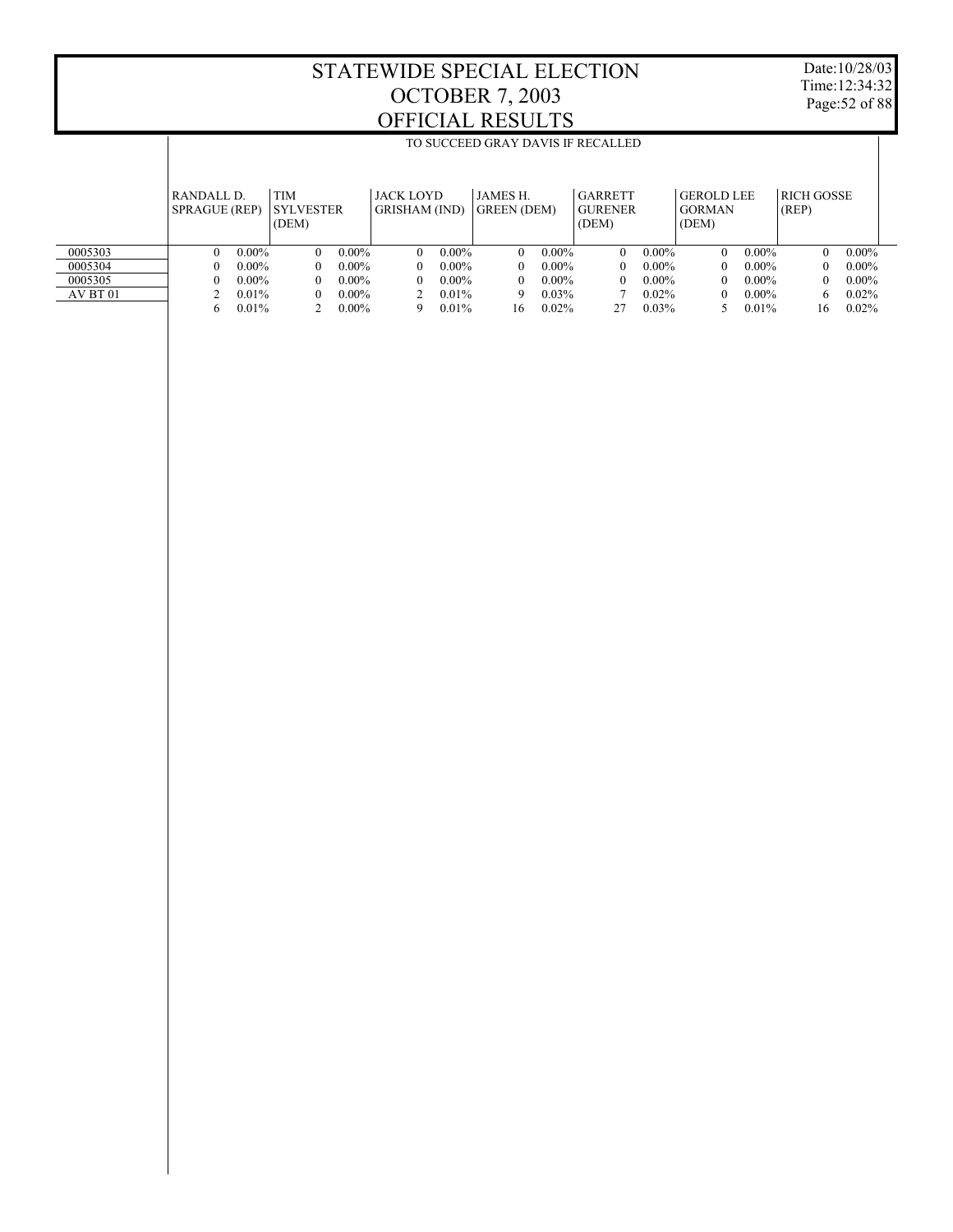# STATEWIDE SPECIAL ELECTION
# OCTOBER 7, 2003
# OFFICIAL RESULTS

Date:10/28/03
Time:12:34:32

## TO SUCCEED GRAY DAVIS IF RECALLED

| | RANDALL D. SPRAGUE (REP) | | TIM SYLVESTER (DEM) | | JACK LOYD GRISHAM (IND) | | JAMES H. GREEN (DEM) | | GARRETT GURENER (DEM) | | GEROLD LEE GORMAN (DEM) | | RICH GOSSE (REP) | |
|---|---|---|---|---|---|---|---|---|---|---|---|---|---|---|
| 0005303 | 0 | 0.00% | 0 | 0.00% | 0 | 0.00% | 0 | 0.00% | 0 | 0.00% | 0 | 0.00% | 0 | 0.00% |
| 0005304 | 0 | 0.00% | 0 | 0.00% | 0 | 0.00% | 0 | 0.00% | 0 | 0.00% | 0 | 0.00% | 0 | 0.00% |
| 0005305 | 0 | 0.00% | 0 | 0.00% | 0 | 0.00% | 0 | 0.00% | 0 | 0.00% | 0 | 0.00% | 0 | 0.00% |
| AV BT 01 | 2 | 0.01% | 0 | 0.00% | 2 | 0.01% | 9 | 0.03% | 7 | 0.02% | 0 | 0.00% | 6 | 0.02% |
| | 6 | 0.01% | 2 | 0.00% | 9 | 0.01% | 16 | 0.02% | 27 | 0.03% | 5 | 0.01% | 16 | 0.02% |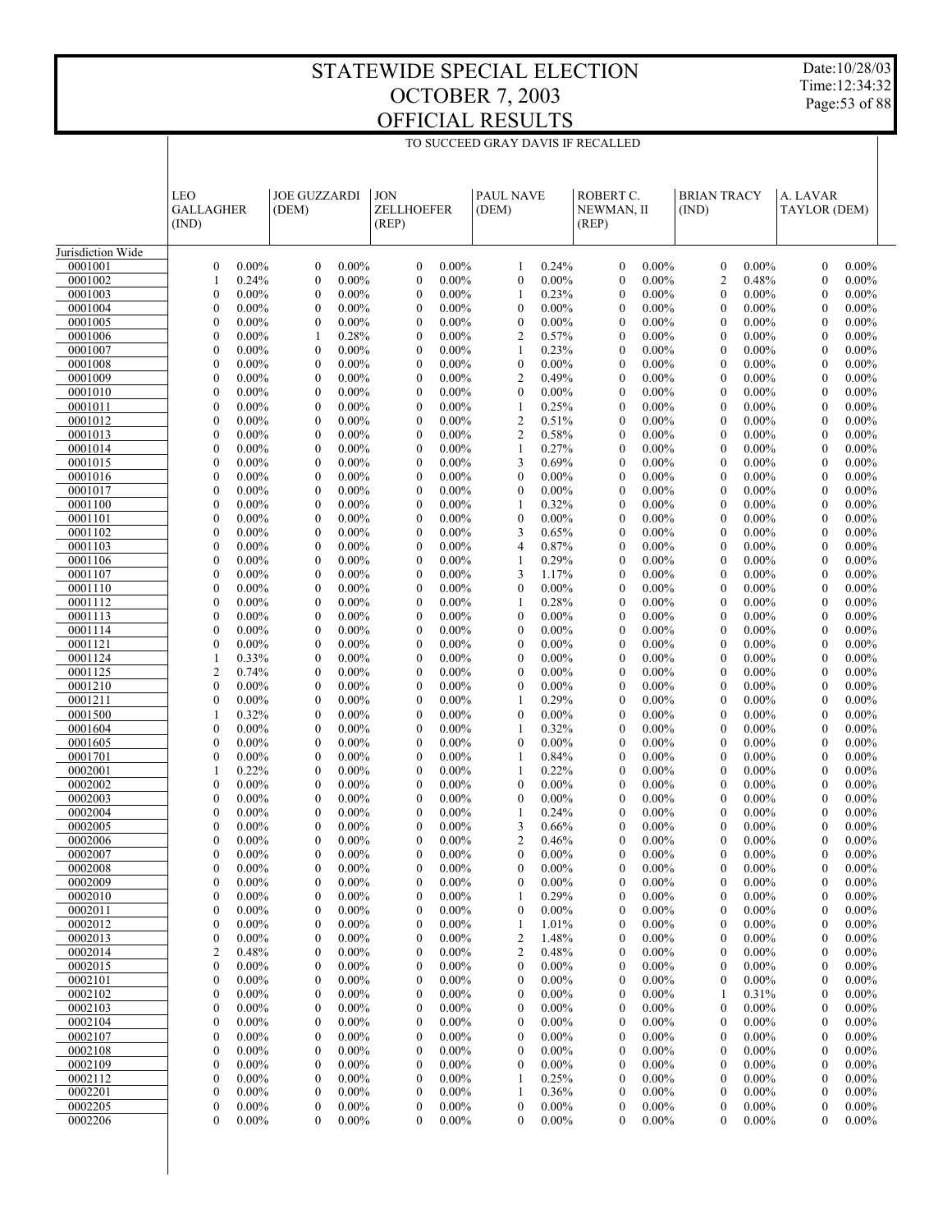# STATEWIDE SPECIAL ELECTION
# OCTOBER 7, 2003
# OFFICIAL RESULTS

Date:10/28/03
Time:12:34:32

TO SUCCEED GRAY DAVIS IF RECALLED

| | LEO GALLAGHER (IND) | | JOE GUZZARDI (DEM) | | JON ZELLHOEFER (REP) | | PAUL NAVE (DEM) | | ROBERT C. NEWMAN, II (REP) | | BRIAN TRACY (IND) | | A. LAVAR TAYLOR (DEM) | |
|---|---|---|---|---|---|---|---|---|---|---|---|---|---|---|
| Jurisdiction Wide | | | | | | | | | | | | | | |
| 0001001 | 0 | 0.00% | 0 | 0.00% | 0 | 0.00% | 1 | 0.24% | 0 | 0.00% | 0 | 0.00% | 0 | 0.00% |
| 0001002 | 1 | 0.24% | 0 | 0.00% | 0 | 0.00% | 0 | 0.00% | 0 | 0.00% | 2 | 0.48% | 0 | 0.00% |
| 0001003 | 0 | 0.00% | 0 | 0.00% | 0 | 0.00% | 1 | 0.23% | 0 | 0.00% | 0 | 0.00% | 0 | 0.00% |
| 0001004 | 0 | 0.00% | 0 | 0.00% | 0 | 0.00% | 0 | 0.00% | 0 | 0.00% | 0 | 0.00% | 0 | 0.00% |
| 0001005 | 0 | 0.00% | 0 | 0.00% | 0 | 0.00% | 0 | 0.00% | 0 | 0.00% | 0 | 0.00% | 0 | 0.00% |
| 0001006 | 0 | 0.00% | 1 | 0.28% | 0 | 0.00% | 2 | 0.57% | 0 | 0.00% | 0 | 0.00% | 0 | 0.00% |
| 0001007 | 0 | 0.00% | 0 | 0.00% | 0 | 0.00% | 1 | 0.23% | 0 | 0.00% | 0 | 0.00% | 0 | 0.00% |
| 0001008 | 0 | 0.00% | 0 | 0.00% | 0 | 0.00% | 0 | 0.00% | 0 | 0.00% | 0 | 0.00% | 0 | 0.00% |
| 0001009 | 0 | 0.00% | 0 | 0.00% | 0 | 0.00% | 2 | 0.49% | 0 | 0.00% | 0 | 0.00% | 0 | 0.00% |
| 0001010 | 0 | 0.00% | 0 | 0.00% | 0 | 0.00% | 0 | 0.00% | 0 | 0.00% | 0 | 0.00% | 0 | 0.00% |
| 0001011 | 0 | 0.00% | 0 | 0.00% | 0 | 0.00% | 1 | 0.25% | 0 | 0.00% | 0 | 0.00% | 0 | 0.00% |
| 0001012 | 0 | 0.00% | 0 | 0.00% | 0 | 0.00% | 2 | 0.51% | 0 | 0.00% | 0 | 0.00% | 0 | 0.00% |
| 0001013 | 0 | 0.00% | 0 | 0.00% | 0 | 0.00% | 2 | 0.58% | 0 | 0.00% | 0 | 0.00% | 0 | 0.00% |
| 0001014 | 0 | 0.00% | 0 | 0.00% | 0 | 0.00% | 1 | 0.27% | 0 | 0.00% | 0 | 0.00% | 0 | 0.00% |
| 0001015 | 0 | 0.00% | 0 | 0.00% | 0 | 0.00% | 3 | 0.69% | 0 | 0.00% | 0 | 0.00% | 0 | 0.00% |
| 0001016 | 0 | 0.00% | 0 | 0.00% | 0 | 0.00% | 0 | 0.00% | 0 | 0.00% | 0 | 0.00% | 0 | 0.00% |
| 0001017 | 0 | 0.00% | 0 | 0.00% | 0 | 0.00% | 0 | 0.00% | 0 | 0.00% | 0 | 0.00% | 0 | 0.00% |
| 0001100 | 0 | 0.00% | 0 | 0.00% | 0 | 0.00% | 1 | 0.32% | 0 | 0.00% | 0 | 0.00% | 0 | 0.00% |
| 0001101 | 0 | 0.00% | 0 | 0.00% | 0 | 0.00% | 0 | 0.00% | 0 | 0.00% | 0 | 0.00% | 0 | 0.00% |
| 0001102 | 0 | 0.00% | 0 | 0.00% | 0 | 0.00% | 3 | 0.65% | 0 | 0.00% | 0 | 0.00% | 0 | 0.00% |
| 0001103 | 0 | 0.00% | 0 | 0.00% | 0 | 0.00% | 4 | 0.87% | 0 | 0.00% | 0 | 0.00% | 0 | 0.00% |
| 0001106 | 0 | 0.00% | 0 | 0.00% | 0 | 0.00% | 1 | 0.29% | 0 | 0.00% | 0 | 0.00% | 0 | 0.00% |
| 0001107 | 0 | 0.00% | 0 | 0.00% | 0 | 0.00% | 3 | 1.17% | 0 | 0.00% | 0 | 0.00% | 0 | 0.00% |
| 0001110 | 0 | 0.00% | 0 | 0.00% | 0 | 0.00% | 0 | 0.00% | 0 | 0.00% | 0 | 0.00% | 0 | 0.00% |
| 0001112 | 0 | 0.00% | 0 | 0.00% | 0 | 0.00% | 1 | 0.28% | 0 | 0.00% | 0 | 0.00% | 0 | 0.00% |
| 0001113 | 0 | 0.00% | 0 | 0.00% | 0 | 0.00% | 0 | 0.00% | 0 | 0.00% | 0 | 0.00% | 0 | 0.00% |
| 0001114 | 0 | 0.00% | 0 | 0.00% | 0 | 0.00% | 0 | 0.00% | 0 | 0.00% | 0 | 0.00% | 0 | 0.00% |
| 0001121 | 0 | 0.00% | 0 | 0.00% | 0 | 0.00% | 0 | 0.00% | 0 | 0.00% | 0 | 0.00% | 0 | 0.00% |
| 0001124 | 1 | 0.33% | 0 | 0.00% | 0 | 0.00% | 0 | 0.00% | 0 | 0.00% | 0 | 0.00% | 0 | 0.00% |
| 0001125 | 2 | 0.74% | 0 | 0.00% | 0 | 0.00% | 0 | 0.00% | 0 | 0.00% | 0 | 0.00% | 0 | 0.00% |
| 0001210 | 0 | 0.00% | 0 | 0.00% | 0 | 0.00% | 0 | 0.00% | 0 | 0.00% | 0 | 0.00% | 0 | 0.00% |
| 0001211 | 0 | 0.00% | 0 | 0.00% | 0 | 0.00% | 1 | 0.29% | 0 | 0.00% | 0 | 0.00% | 0 | 0.00% |
| 0001500 | 1 | 0.32% | 0 | 0.00% | 0 | 0.00% | 0 | 0.00% | 0 | 0.00% | 0 | 0.00% | 0 | 0.00% |
| 0001604 | 0 | 0.00% | 0 | 0.00% | 0 | 0.00% | 1 | 0.32% | 0 | 0.00% | 0 | 0.00% | 0 | 0.00% |
| 0001605 | 0 | 0.00% | 0 | 0.00% | 0 | 0.00% | 0 | 0.00% | 0 | 0.00% | 0 | 0.00% | 0 | 0.00% |
| 0001701 | 0 | 0.00% | 0 | 0.00% | 0 | 0.00% | 1 | 0.84% | 0 | 0.00% | 0 | 0.00% | 0 | 0.00% |
| 0002001 | 1 | 0.22% | 0 | 0.00% | 0 | 0.00% | 1 | 0.22% | 0 | 0.00% | 0 | 0.00% | 0 | 0.00% |
| 0002002 | 0 | 0.00% | 0 | 0.00% | 0 | 0.00% | 0 | 0.00% | 0 | 0.00% | 0 | 0.00% | 0 | 0.00% |
| 0002003 | 0 | 0.00% | 0 | 0.00% | 0 | 0.00% | 0 | 0.00% | 0 | 0.00% | 0 | 0.00% | 0 | 0.00% |
| 0002004 | 0 | 0.00% | 0 | 0.00% | 0 | 0.00% | 1 | 0.24% | 0 | 0.00% | 0 | 0.00% | 0 | 0.00% |
| 0002005 | 0 | 0.00% | 0 | 0.00% | 0 | 0.00% | 3 | 0.66% | 0 | 0.00% | 0 | 0.00% | 0 | 0.00% |
| 0002006 | 0 | 0.00% | 0 | 0.00% | 0 | 0.00% | 2 | 0.46% | 0 | 0.00% | 0 | 0.00% | 0 | 0.00% |
| 0002007 | 0 | 0.00% | 0 | 0.00% | 0 | 0.00% | 0 | 0.00% | 0 | 0.00% | 0 | 0.00% | 0 | 0.00% |
| 0002008 | 0 | 0.00% | 0 | 0.00% | 0 | 0.00% | 0 | 0.00% | 0 | 0.00% | 0 | 0.00% | 0 | 0.00% |
| 0002009 | 0 | 0.00% | 0 | 0.00% | 0 | 0.00% | 0 | 0.00% | 0 | 0.00% | 0 | 0.00% | 0 | 0.00% |
| 0002010 | 0 | 0.00% | 0 | 0.00% | 0 | 0.00% | 1 | 0.29% | 0 | 0.00% | 0 | 0.00% | 0 | 0.00% |
| 0002011 | 0 | 0.00% | 0 | 0.00% | 0 | 0.00% | 0 | 0.00% | 0 | 0.00% | 0 | 0.00% | 0 | 0.00% |
| 0002012 | 0 | 0.00% | 0 | 0.00% | 0 | 0.00% | 1 | 1.01% | 0 | 0.00% | 0 | 0.00% | 0 | 0.00% |
| 0002013 | 0 | 0.00% | 0 | 0.00% | 0 | 0.00% | 2 | 1.48% | 0 | 0.00% | 0 | 0.00% | 0 | 0.00% |
| 0002014 | 2 | 0.48% | 0 | 0.00% | 0 | 0.00% | 2 | 0.48% | 0 | 0.00% | 0 | 0.00% | 0 | 0.00% |
| 0002015 | 0 | 0.00% | 0 | 0.00% | 0 | 0.00% | 0 | 0.00% | 0 | 0.00% | 0 | 0.00% | 0 | 0.00% |
| 0002101 | 0 | 0.00% | 0 | 0.00% | 0 | 0.00% | 0 | 0.00% | 0 | 0.00% | 0 | 0.00% | 0 | 0.00% |
| 0002102 | 0 | 0.00% | 0 | 0.00% | 0 | 0.00% | 0 | 0.00% | 0 | 0.00% | 1 | 0.31% | 0 | 0.00% |
| 0002103 | 0 | 0.00% | 0 | 0.00% | 0 | 0.00% | 0 | 0.00% | 0 | 0.00% | 0 | 0.00% | 0 | 0.00% |
| 0002104 | 0 | 0.00% | 0 | 0.00% | 0 | 0.00% | 0 | 0.00% | 0 | 0.00% | 0 | 0.00% | 0 | 0.00% |
| 0002107 | 0 | 0.00% | 0 | 0.00% | 0 | 0.00% | 0 | 0.00% | 0 | 0.00% | 0 | 0.00% | 0 | 0.00% |
| 0002108 | 0 | 0.00% | 0 | 0.00% | 0 | 0.00% | 0 | 0.00% | 0 | 0.00% | 0 | 0.00% | 0 | 0.00% |
| 0002109 | 0 | 0.00% | 0 | 0.00% | 0 | 0.00% | 0 | 0.00% | 0 | 0.00% | 0 | 0.00% | 0 | 0.00% |
| 0002112 | 0 | 0.00% | 0 | 0.00% | 0 | 0.00% | 1 | 0.25% | 0 | 0.00% | 0 | 0.00% | 0 | 0.00% |
| 0002201 | 0 | 0.00% | 0 | 0.00% | 0 | 0.00% | 1 | 0.36% | 0 | 0.00% | 0 | 0.00% | 0 | 0.00% |
| 0002205 | 0 | 0.00% | 0 | 0.00% | 0 | 0.00% | 0 | 0.00% | 0 | 0.00% | 0 | 0.00% | 0 | 0.00% |
| 0002206 | 0 | 0.00% | 0 | 0.00% | 0 | 0.00% | 0 | 0.00% | 0 | 0.00% | 0 | 0.00% | 0 | 0.00% |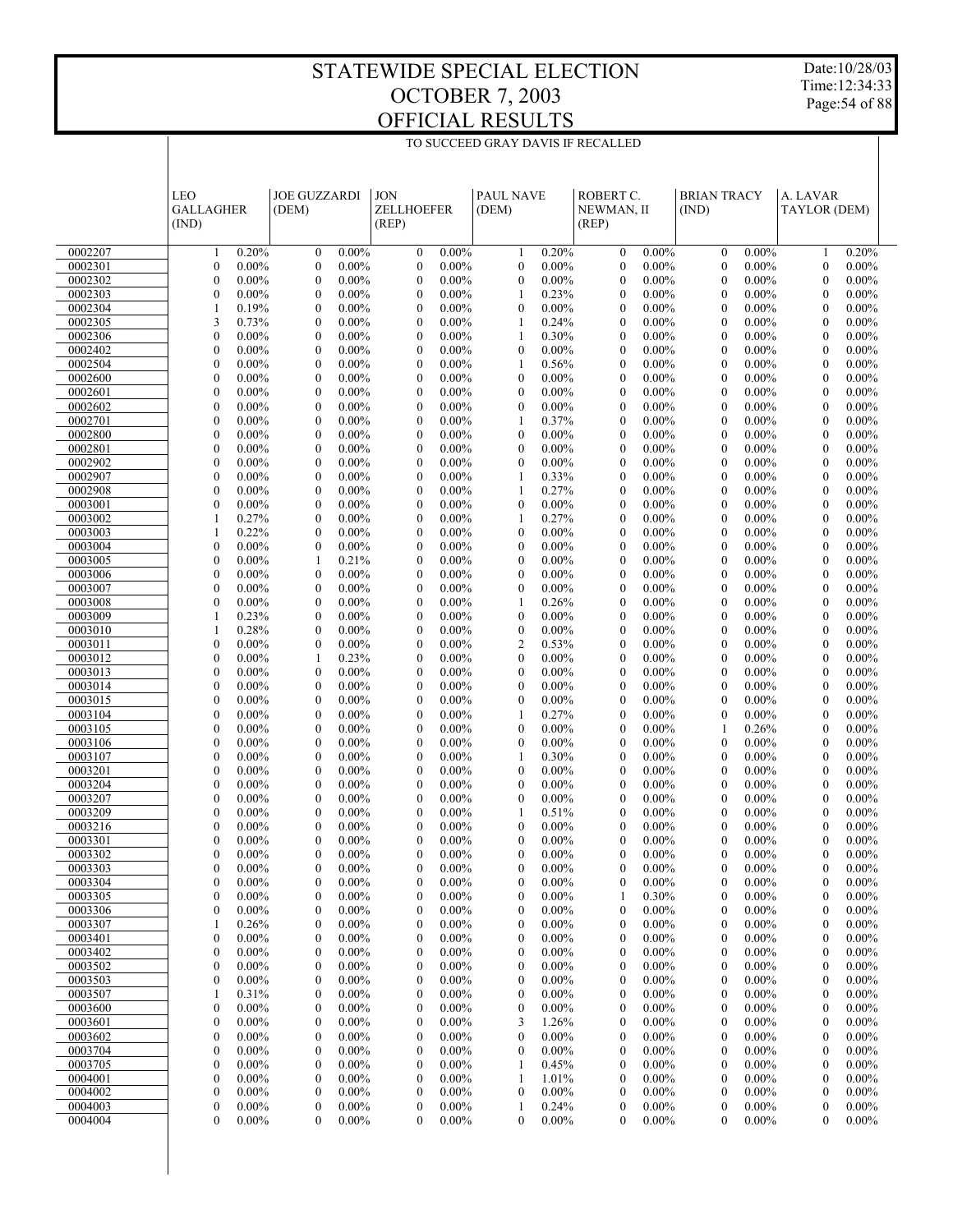# STATEWIDE SPECIAL ELECTION
# OCTOBER 7, 2003
# OFFICIAL RESULTS

Date:10/28/03
Time:12:34:33

## TO SUCCEED GRAY DAVIS IF RECALLED

| | LEO GALLAGHER (IND) | | JOE GUZZARDI (DEM) | | JON ZELLHOEFER (REP) | | PAUL NAVE (DEM) | | ROBERT C. NEWMAN, II (REP) | | BRIAN TRACY (IND) | | A. LAVAR TAYLOR (DEM) | |
|---|---|---|---|---|---|---|---|---|---|---|---|---|---|---|
| 0002207 | 1 | 0.20% | 0 | 0.00% | 0 | 0.00% | 1 | 0.20% | 0 | 0.00% | 0 | 0.00% | 1 | 0.20% |
| 0002301 | 0 | 0.00% | 0 | 0.00% | 0 | 0.00% | 0 | 0.00% | 0 | 0.00% | 0 | 0.00% | 0 | 0.00% |
| 0002302 | 0 | 0.00% | 0 | 0.00% | 0 | 0.00% | 0 | 0.00% | 0 | 0.00% | 0 | 0.00% | 0 | 0.00% |
| 0002303 | 0 | 0.00% | 0 | 0.00% | 0 | 0.00% | 1 | 0.23% | 0 | 0.00% | 0 | 0.00% | 0 | 0.00% |
| 0002304 | 1 | 0.19% | 0 | 0.00% | 0 | 0.00% | 0 | 0.00% | 0 | 0.00% | 0 | 0.00% | 0 | 0.00% |
| 0002305 | 3 | 0.73% | 0 | 0.00% | 0 | 0.00% | 1 | 0.24% | 0 | 0.00% | 0 | 0.00% | 0 | 0.00% |
| 0002306 | 0 | 0.00% | 0 | 0.00% | 0 | 0.00% | 1 | 0.30% | 0 | 0.00% | 0 | 0.00% | 0 | 0.00% |
| 0002402 | 0 | 0.00% | 0 | 0.00% | 0 | 0.00% | 0 | 0.00% | 0 | 0.00% | 0 | 0.00% | 0 | 0.00% |
| 0002504 | 0 | 0.00% | 0 | 0.00% | 0 | 0.00% | 1 | 0.56% | 0 | 0.00% | 0 | 0.00% | 0 | 0.00% |
| 0002600 | 0 | 0.00% | 0 | 0.00% | 0 | 0.00% | 0 | 0.00% | 0 | 0.00% | 0 | 0.00% | 0 | 0.00% |
| 0002601 | 0 | 0.00% | 0 | 0.00% | 0 | 0.00% | 0 | 0.00% | 0 | 0.00% | 0 | 0.00% | 0 | 0.00% |
| 0002602 | 0 | 0.00% | 0 | 0.00% | 0 | 0.00% | 0 | 0.00% | 0 | 0.00% | 0 | 0.00% | 0 | 0.00% |
| 0002701 | 0 | 0.00% | 0 | 0.00% | 0 | 0.00% | 1 | 0.37% | 0 | 0.00% | 0 | 0.00% | 0 | 0.00% |
| 0002800 | 0 | 0.00% | 0 | 0.00% | 0 | 0.00% | 0 | 0.00% | 0 | 0.00% | 0 | 0.00% | 0 | 0.00% |
| 0002801 | 0 | 0.00% | 0 | 0.00% | 0 | 0.00% | 0 | 0.00% | 0 | 0.00% | 0 | 0.00% | 0 | 0.00% |
| 0002902 | 0 | 0.00% | 0 | 0.00% | 0 | 0.00% | 0 | 0.00% | 0 | 0.00% | 0 | 0.00% | 0 | 0.00% |
| 0002907 | 0 | 0.00% | 0 | 0.00% | 0 | 0.00% | 1 | 0.33% | 0 | 0.00% | 0 | 0.00% | 0 | 0.00% |
| 0002908 | 0 | 0.00% | 0 | 0.00% | 0 | 0.00% | 1 | 0.27% | 0 | 0.00% | 0 | 0.00% | 0 | 0.00% |
| 0003001 | 0 | 0.00% | 0 | 0.00% | 0 | 0.00% | 0 | 0.00% | 0 | 0.00% | 0 | 0.00% | 0 | 0.00% |
| 0003002 | 1 | 0.27% | 0 | 0.00% | 0 | 0.00% | 1 | 0.27% | 0 | 0.00% | 0 | 0.00% | 0 | 0.00% |
| 0003003 | 1 | 0.22% | 0 | 0.00% | 0 | 0.00% | 0 | 0.00% | 0 | 0.00% | 0 | 0.00% | 0 | 0.00% |
| 0003004 | 0 | 0.00% | 0 | 0.00% | 0 | 0.00% | 0 | 0.00% | 0 | 0.00% | 0 | 0.00% | 0 | 0.00% |
| 0003005 | 0 | 0.00% | 1 | 0.21% | 0 | 0.00% | 0 | 0.00% | 0 | 0.00% | 0 | 0.00% | 0 | 0.00% |
| 0003006 | 0 | 0.00% | 0 | 0.00% | 0 | 0.00% | 0 | 0.00% | 0 | 0.00% | 0 | 0.00% | 0 | 0.00% |
| 0003007 | 0 | 0.00% | 0 | 0.00% | 0 | 0.00% | 0 | 0.00% | 0 | 0.00% | 0 | 0.00% | 0 | 0.00% |
| 0003008 | 0 | 0.00% | 0 | 0.00% | 0 | 0.00% | 1 | 0.26% | 0 | 0.00% | 0 | 0.00% | 0 | 0.00% |
| 0003009 | 1 | 0.23% | 0 | 0.00% | 0 | 0.00% | 0 | 0.00% | 0 | 0.00% | 0 | 0.00% | 0 | 0.00% |
| 0003010 | 1 | 0.28% | 0 | 0.00% | 0 | 0.00% | 0 | 0.00% | 0 | 0.00% | 0 | 0.00% | 0 | 0.00% |
| 0003011 | 0 | 0.00% | 0 | 0.00% | 0 | 0.00% | 2 | 0.53% | 0 | 0.00% | 0 | 0.00% | 0 | 0.00% |
| 0003012 | 0 | 0.00% | 1 | 0.23% | 0 | 0.00% | 0 | 0.00% | 0 | 0.00% | 0 | 0.00% | 0 | 0.00% |
| 0003013 | 0 | 0.00% | 0 | 0.00% | 0 | 0.00% | 0 | 0.00% | 0 | 0.00% | 0 | 0.00% | 0 | 0.00% |
| 0003014 | 0 | 0.00% | 0 | 0.00% | 0 | 0.00% | 0 | 0.00% | 0 | 0.00% | 0 | 0.00% | 0 | 0.00% |
| 0003015 | 0 | 0.00% | 0 | 0.00% | 0 | 0.00% | 0 | 0.00% | 0 | 0.00% | 0 | 0.00% | 0 | 0.00% |
| 0003104 | 0 | 0.00% | 0 | 0.00% | 0 | 0.00% | 1 | 0.27% | 0 | 0.00% | 0 | 0.00% | 0 | 0.00% |
| 0003105 | 0 | 0.00% | 0 | 0.00% | 0 | 0.00% | 0 | 0.00% | 0 | 0.00% | 1 | 0.26% | 0 | 0.00% |
| 0003106 | 0 | 0.00% | 0 | 0.00% | 0 | 0.00% | 0 | 0.00% | 0 | 0.00% | 0 | 0.00% | 0 | 0.00% |
| 0003107 | 0 | 0.00% | 0 | 0.00% | 0 | 0.00% | 1 | 0.30% | 0 | 0.00% | 0 | 0.00% | 0 | 0.00% |
| 0003201 | 0 | 0.00% | 0 | 0.00% | 0 | 0.00% | 0 | 0.00% | 0 | 0.00% | 0 | 0.00% | 0 | 0.00% |
| 0003204 | 0 | 0.00% | 0 | 0.00% | 0 | 0.00% | 0 | 0.00% | 0 | 0.00% | 0 | 0.00% | 0 | 0.00% |
| 0003207 | 0 | 0.00% | 0 | 0.00% | 0 | 0.00% | 0 | 0.00% | 0 | 0.00% | 0 | 0.00% | 0 | 0.00% |
| 0003209 | 0 | 0.00% | 0 | 0.00% | 0 | 0.00% | 1 | 0.51% | 0 | 0.00% | 0 | 0.00% | 0 | 0.00% |
| 0003216 | 0 | 0.00% | 0 | 0.00% | 0 | 0.00% | 0 | 0.00% | 0 | 0.00% | 0 | 0.00% | 0 | 0.00% |
| 0003301 | 0 | 0.00% | 0 | 0.00% | 0 | 0.00% | 0 | 0.00% | 0 | 0.00% | 0 | 0.00% | 0 | 0.00% |
| 0003302 | 0 | 0.00% | 0 | 0.00% | 0 | 0.00% | 0 | 0.00% | 0 | 0.00% | 0 | 0.00% | 0 | 0.00% |
| 0003303 | 0 | 0.00% | 0 | 0.00% | 0 | 0.00% | 0 | 0.00% | 0 | 0.00% | 0 | 0.00% | 0 | 0.00% |
| 0003304 | 0 | 0.00% | 0 | 0.00% | 0 | 0.00% | 0 | 0.00% | 0 | 0.00% | 0 | 0.00% | 0 | 0.00% |
| 0003305 | 0 | 0.00% | 0 | 0.00% | 0 | 0.00% | 0 | 0.00% | 1 | 0.30% | 0 | 0.00% | 0 | 0.00% |
| 0003306 | 0 | 0.00% | 0 | 0.00% | 0 | 0.00% | 0 | 0.00% | 0 | 0.00% | 0 | 0.00% | 0 | 0.00% |
| 0003307 | 1 | 0.26% | 0 | 0.00% | 0 | 0.00% | 0 | 0.00% | 0 | 0.00% | 0 | 0.00% | 0 | 0.00% |
| 0003401 | 0 | 0.00% | 0 | 0.00% | 0 | 0.00% | 0 | 0.00% | 0 | 0.00% | 0 | 0.00% | 0 | 0.00% |
| 0003402 | 0 | 0.00% | 0 | 0.00% | 0 | 0.00% | 0 | 0.00% | 0 | 0.00% | 0 | 0.00% | 0 | 0.00% |
| 0003502 | 0 | 0.00% | 0 | 0.00% | 0 | 0.00% | 0 | 0.00% | 0 | 0.00% | 0 | 0.00% | 0 | 0.00% |
| 0003503 | 0 | 0.00% | 0 | 0.00% | 0 | 0.00% | 0 | 0.00% | 0 | 0.00% | 0 | 0.00% | 0 | 0.00% |
| 0003507 | 1 | 0.31% | 0 | 0.00% | 0 | 0.00% | 0 | 0.00% | 0 | 0.00% | 0 | 0.00% | 0 | 0.00% |
| 0003600 | 0 | 0.00% | 0 | 0.00% | 0 | 0.00% | 0 | 0.00% | 0 | 0.00% | 0 | 0.00% | 0 | 0.00% |
| 0003601 | 0 | 0.00% | 0 | 0.00% | 0 | 0.00% | 3 | 1.26% | 0 | 0.00% | 0 | 0.00% | 0 | 0.00% |
| 0003602 | 0 | 0.00% | 0 | 0.00% | 0 | 0.00% | 0 | 0.00% | 0 | 0.00% | 0 | 0.00% | 0 | 0.00% |
| 0003704 | 0 | 0.00% | 0 | 0.00% | 0 | 0.00% | 0 | 0.00% | 0 | 0.00% | 0 | 0.00% | 0 | 0.00% |
| 0003705 | 0 | 0.00% | 0 | 0.00% | 0 | 0.00% | 1 | 0.45% | 0 | 0.00% | 0 | 0.00% | 0 | 0.00% |
| 0004001 | 0 | 0.00% | 0 | 0.00% | 0 | 0.00% | 1 | 1.01% | 0 | 0.00% | 0 | 0.00% | 0 | 0.00% |
| 0004002 | 0 | 0.00% | 0 | 0.00% | 0 | 0.00% | 0 | 0.00% | 0 | 0.00% | 0 | 0.00% | 0 | 0.00% |
| 0004003 | 0 | 0.00% | 0 | 0.00% | 0 | 0.00% | 1 | 0.24% | 0 | 0.00% | 0 | 0.00% | 0 | 0.00% |
| 0004004 | 0 | 0.00% | 0 | 0.00% | 0 | 0.00% | 0 | 0.00% | 0 | 0.00% | 0 | 0.00% | 0 | 0.00% |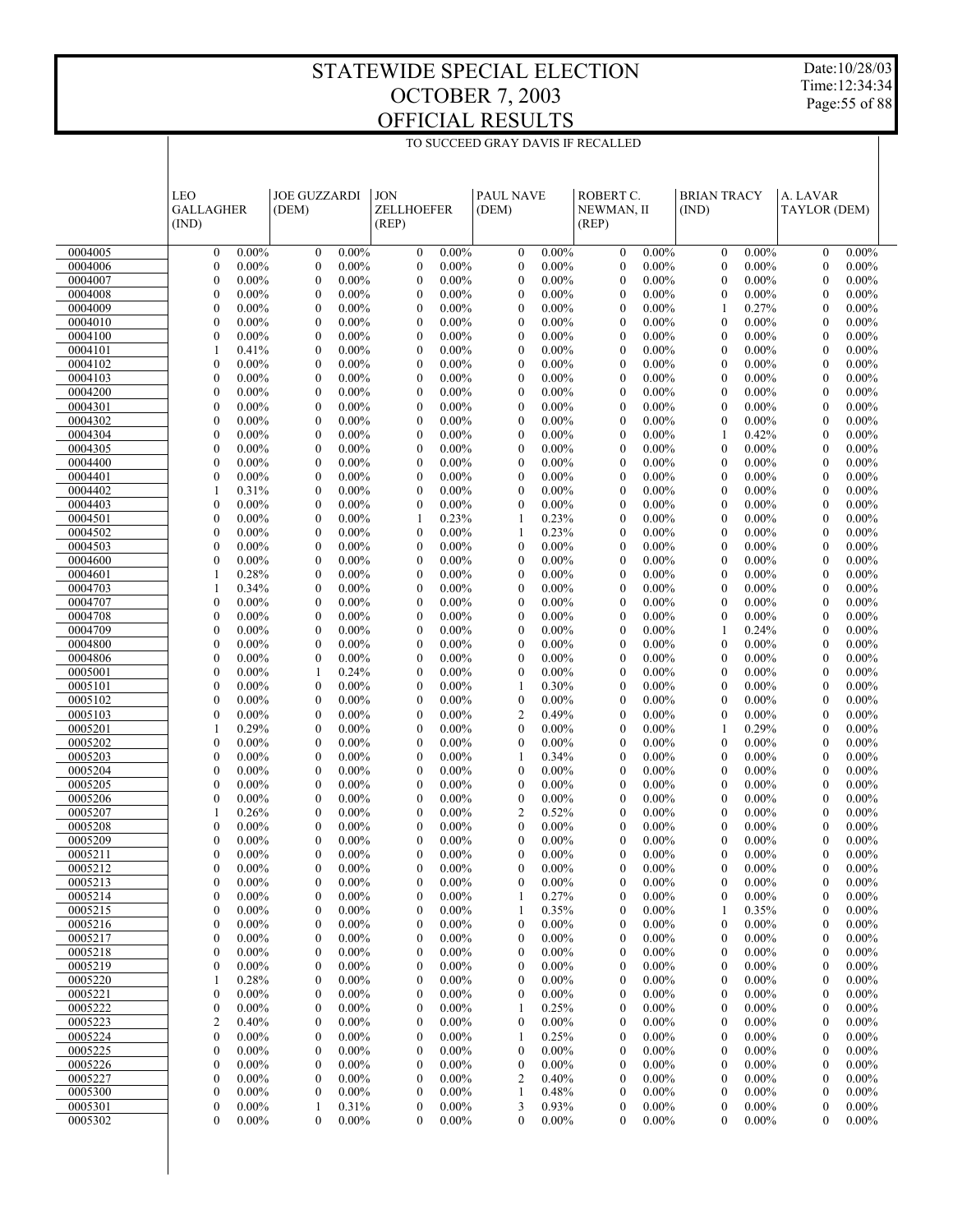# STATEWIDE SPECIAL ELECTION
# OCTOBER 7, 2003
# OFFICIAL RESULTS

Date:10/28/03
Time:12:34:34

TO SUCCEED GRAY DAVIS IF RECALLED

| | LEO GALLAGHER (IND) | | JOE GUZZARDI (DEM) | | JON ZELLHOEFER (REP) | | PAUL NAVE (DEM) | | ROBERT C. NEWMAN, II (REP) | | BRIAN TRACY (IND) | | A. LAVAR TAYLOR (DEM) | |
|---|---|---|---|---|---|---|---|---|---|---|---|---|---|---|
| 0004005 | 0 | 0.00% | 0 | 0.00% | 0 | 0.00% | 0 | 0.00% | 0 | 0.00% | 0 | 0.00% | 0 | 0.00% |
| 0004006 | 0 | 0.00% | 0 | 0.00% | 0 | 0.00% | 0 | 0.00% | 0 | 0.00% | 0 | 0.00% | 0 | 0.00% |
| 0004007 | 0 | 0.00% | 0 | 0.00% | 0 | 0.00% | 0 | 0.00% | 0 | 0.00% | 0 | 0.00% | 0 | 0.00% |
| 0004008 | 0 | 0.00% | 0 | 0.00% | 0 | 0.00% | 0 | 0.00% | 0 | 0.00% | 0 | 0.00% | 0 | 0.00% |
| 0004009 | 0 | 0.00% | 0 | 0.00% | 0 | 0.00% | 0 | 0.00% | 0 | 0.00% | 1 | 0.27% | 0 | 0.00% |
| 0004010 | 0 | 0.00% | 0 | 0.00% | 0 | 0.00% | 0 | 0.00% | 0 | 0.00% | 0 | 0.00% | 0 | 0.00% |
| 0004100 | 0 | 0.00% | 0 | 0.00% | 0 | 0.00% | 0 | 0.00% | 0 | 0.00% | 0 | 0.00% | 0 | 0.00% |
| 0004101 | 1 | 0.41% | 0 | 0.00% | 0 | 0.00% | 0 | 0.00% | 0 | 0.00% | 0 | 0.00% | 0 | 0.00% |
| 0004102 | 0 | 0.00% | 0 | 0.00% | 0 | 0.00% | 0 | 0.00% | 0 | 0.00% | 0 | 0.00% | 0 | 0.00% |
| 0004103 | 0 | 0.00% | 0 | 0.00% | 0 | 0.00% | 0 | 0.00% | 0 | 0.00% | 0 | 0.00% | 0 | 0.00% |
| 0004200 | 0 | 0.00% | 0 | 0.00% | 0 | 0.00% | 0 | 0.00% | 0 | 0.00% | 0 | 0.00% | 0 | 0.00% |
| 0004301 | 0 | 0.00% | 0 | 0.00% | 0 | 0.00% | 0 | 0.00% | 0 | 0.00% | 0 | 0.00% | 0 | 0.00% |
| 0004302 | 0 | 0.00% | 0 | 0.00% | 0 | 0.00% | 0 | 0.00% | 0 | 0.00% | 0 | 0.00% | 0 | 0.00% |
| 0004304 | 0 | 0.00% | 0 | 0.00% | 0 | 0.00% | 0 | 0.00% | 0 | 0.00% | 1 | 0.42% | 0 | 0.00% |
| 0004305 | 0 | 0.00% | 0 | 0.00% | 0 | 0.00% | 0 | 0.00% | 0 | 0.00% | 0 | 0.00% | 0 | 0.00% |
| 0004400 | 0 | 0.00% | 0 | 0.00% | 0 | 0.00% | 0 | 0.00% | 0 | 0.00% | 0 | 0.00% | 0 | 0.00% |
| 0004401 | 0 | 0.00% | 0 | 0.00% | 0 | 0.00% | 0 | 0.00% | 0 | 0.00% | 0 | 0.00% | 0 | 0.00% |
| 0004402 | 1 | 0.31% | 0 | 0.00% | 0 | 0.00% | 0 | 0.00% | 0 | 0.00% | 0 | 0.00% | 0 | 0.00% |
| 0004403 | 0 | 0.00% | 0 | 0.00% | 0 | 0.00% | 0 | 0.00% | 0 | 0.00% | 0 | 0.00% | 0 | 0.00% |
| 0004501 | 0 | 0.00% | 0 | 0.00% | 1 | 0.23% | 1 | 0.23% | 0 | 0.00% | 0 | 0.00% | 0 | 0.00% |
| 0004502 | 0 | 0.00% | 0 | 0.00% | 0 | 0.00% | 1 | 0.23% | 0 | 0.00% | 0 | 0.00% | 0 | 0.00% |
| 0004503 | 0 | 0.00% | 0 | 0.00% | 0 | 0.00% | 0 | 0.00% | 0 | 0.00% | 0 | 0.00% | 0 | 0.00% |
| 0004600 | 0 | 0.00% | 0 | 0.00% | 0 | 0.00% | 0 | 0.00% | 0 | 0.00% | 0 | 0.00% | 0 | 0.00% |
| 0004601 | 1 | 0.28% | 0 | 0.00% | 0 | 0.00% | 0 | 0.00% | 0 | 0.00% | 0 | 0.00% | 0 | 0.00% |
| 0004703 | 1 | 0.34% | 0 | 0.00% | 0 | 0.00% | 0 | 0.00% | 0 | 0.00% | 0 | 0.00% | 0 | 0.00% |
| 0004707 | 0 | 0.00% | 0 | 0.00% | 0 | 0.00% | 0 | 0.00% | 0 | 0.00% | 0 | 0.00% | 0 | 0.00% |
| 0004708 | 0 | 0.00% | 0 | 0.00% | 0 | 0.00% | 0 | 0.00% | 0 | 0.00% | 0 | 0.00% | 0 | 0.00% |
| 0004709 | 0 | 0.00% | 0 | 0.00% | 0 | 0.00% | 0 | 0.00% | 0 | 0.00% | 1 | 0.24% | 0 | 0.00% |
| 0004800 | 0 | 0.00% | 0 | 0.00% | 0 | 0.00% | 0 | 0.00% | 0 | 0.00% | 0 | 0.00% | 0 | 0.00% |
| 0004806 | 0 | 0.00% | 0 | 0.00% | 0 | 0.00% | 0 | 0.00% | 0 | 0.00% | 0 | 0.00% | 0 | 0.00% |
| 0005001 | 0 | 0.00% | 1 | 0.24% | 0 | 0.00% | 0 | 0.00% | 0 | 0.00% | 0 | 0.00% | 0 | 0.00% |
| 0005101 | 0 | 0.00% | 0 | 0.00% | 0 | 0.00% | 1 | 0.30% | 0 | 0.00% | 0 | 0.00% | 0 | 0.00% |
| 0005102 | 0 | 0.00% | 0 | 0.00% | 0 | 0.00% | 0 | 0.00% | 0 | 0.00% | 0 | 0.00% | 0 | 0.00% |
| 0005103 | 0 | 0.00% | 0 | 0.00% | 0 | 0.00% | 2 | 0.49% | 0 | 0.00% | 0 | 0.00% | 0 | 0.00% |
| 0005201 | 1 | 0.29% | 0 | 0.00% | 0 | 0.00% | 0 | 0.00% | 0 | 0.00% | 1 | 0.29% | 0 | 0.00% |
| 0005202 | 0 | 0.00% | 0 | 0.00% | 0 | 0.00% | 0 | 0.00% | 0 | 0.00% | 0 | 0.00% | 0 | 0.00% |
| 0005203 | 0 | 0.00% | 0 | 0.00% | 0 | 0.00% | 1 | 0.34% | 0 | 0.00% | 0 | 0.00% | 0 | 0.00% |
| 0005204 | 0 | 0.00% | 0 | 0.00% | 0 | 0.00% | 0 | 0.00% | 0 | 0.00% | 0 | 0.00% | 0 | 0.00% |
| 0005205 | 0 | 0.00% | 0 | 0.00% | 0 | 0.00% | 0 | 0.00% | 0 | 0.00% | 0 | 0.00% | 0 | 0.00% |
| 0005206 | 0 | 0.00% | 0 | 0.00% | 0 | 0.00% | 0 | 0.00% | 0 | 0.00% | 0 | 0.00% | 0 | 0.00% |
| 0005207 | 1 | 0.26% | 0 | 0.00% | 0 | 0.00% | 2 | 0.52% | 0 | 0.00% | 0 | 0.00% | 0 | 0.00% |
| 0005208 | 0 | 0.00% | 0 | 0.00% | 0 | 0.00% | 0 | 0.00% | 0 | 0.00% | 0 | 0.00% | 0 | 0.00% |
| 0005209 | 0 | 0.00% | 0 | 0.00% | 0 | 0.00% | 0 | 0.00% | 0 | 0.00% | 0 | 0.00% | 0 | 0.00% |
| 0005211 | 0 | 0.00% | 0 | 0.00% | 0 | 0.00% | 0 | 0.00% | 0 | 0.00% | 0 | 0.00% | 0 | 0.00% |
| 0005212 | 0 | 0.00% | 0 | 0.00% | 0 | 0.00% | 0 | 0.00% | 0 | 0.00% | 0 | 0.00% | 0 | 0.00% |
| 0005213 | 0 | 0.00% | 0 | 0.00% | 0 | 0.00% | 0 | 0.00% | 0 | 0.00% | 0 | 0.00% | 0 | 0.00% |
| 0005214 | 0 | 0.00% | 0 | 0.00% | 0 | 0.00% | 1 | 0.27% | 0 | 0.00% | 0 | 0.00% | 0 | 0.00% |
| 0005215 | 0 | 0.00% | 0 | 0.00% | 0 | 0.00% | 1 | 0.35% | 0 | 0.00% | 1 | 0.35% | 0 | 0.00% |
| 0005216 | 0 | 0.00% | 0 | 0.00% | 0 | 0.00% | 0 | 0.00% | 0 | 0.00% | 0 | 0.00% | 0 | 0.00% |
| 0005217 | 0 | 0.00% | 0 | 0.00% | 0 | 0.00% | 0 | 0.00% | 0 | 0.00% | 0 | 0.00% | 0 | 0.00% |
| 0005218 | 0 | 0.00% | 0 | 0.00% | 0 | 0.00% | 0 | 0.00% | 0 | 0.00% | 0 | 0.00% | 0 | 0.00% |
| 0005219 | 0 | 0.00% | 0 | 0.00% | 0 | 0.00% | 0 | 0.00% | 0 | 0.00% | 0 | 0.00% | 0 | 0.00% |
| 0005220 | 1 | 0.28% | 0 | 0.00% | 0 | 0.00% | 0 | 0.00% | 0 | 0.00% | 0 | 0.00% | 0 | 0.00% |
| 0005221 | 0 | 0.00% | 0 | 0.00% | 0 | 0.00% | 0 | 0.00% | 0 | 0.00% | 0 | 0.00% | 0 | 0.00% |
| 0005222 | 0 | 0.00% | 0 | 0.00% | 0 | 0.00% | 1 | 0.25% | 0 | 0.00% | 0 | 0.00% | 0 | 0.00% |
| 0005223 | 2 | 0.40% | 0 | 0.00% | 0 | 0.00% | 0 | 0.00% | 0 | 0.00% | 0 | 0.00% | 0 | 0.00% |
| 0005224 | 0 | 0.00% | 0 | 0.00% | 0 | 0.00% | 1 | 0.25% | 0 | 0.00% | 0 | 0.00% | 0 | 0.00% |
| 0005225 | 0 | 0.00% | 0 | 0.00% | 0 | 0.00% | 0 | 0.00% | 0 | 0.00% | 0 | 0.00% | 0 | 0.00% |
| 0005226 | 0 | 0.00% | 0 | 0.00% | 0 | 0.00% | 0 | 0.00% | 0 | 0.00% | 0 | 0.00% | 0 | 0.00% |
| 0005227 | 0 | 0.00% | 0 | 0.00% | 0 | 0.00% | 2 | 0.40% | 0 | 0.00% | 0 | 0.00% | 0 | 0.00% |
| 0005300 | 0 | 0.00% | 0 | 0.00% | 0 | 0.00% | 1 | 0.48% | 0 | 0.00% | 0 | 0.00% | 0 | 0.00% |
| 0005301 | 0 | 0.00% | 1 | 0.31% | 0 | 0.00% | 3 | 0.93% | 0 | 0.00% | 0 | 0.00% | 0 | 0.00% |
| 0005302 | 0 | 0.00% | 0 | 0.00% | 0 | 0.00% | 0 | 0.00% | 0 | 0.00% | 0 | 0.00% | 0 | 0.00% |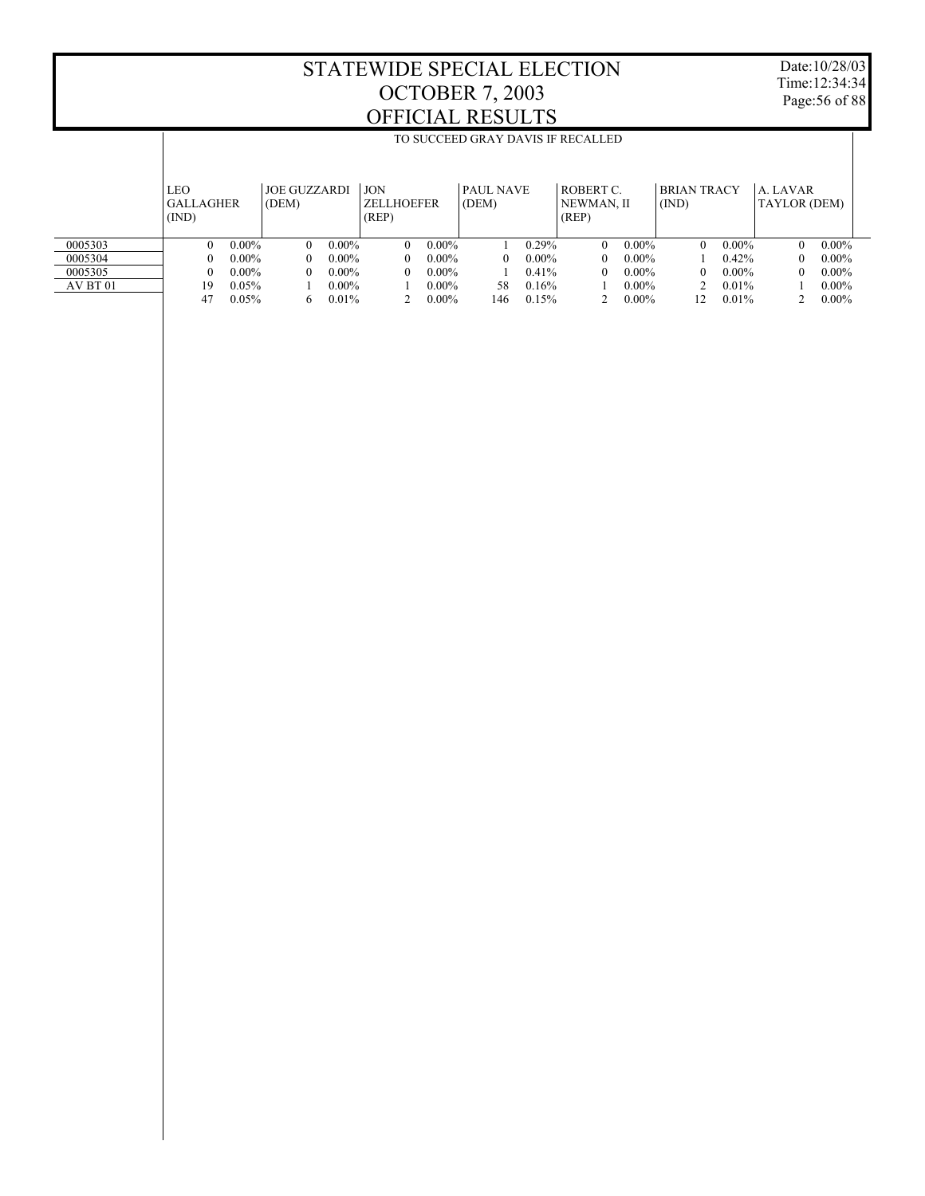# STATEWIDE SPECIAL ELECTION
# OCTOBER 7, 2003
# OFFICIAL RESULTS

Date:10/28/03
Time:12:34:34

TO SUCCEED GRAY DAVIS IF RECALLED

| | LEO GALLAGHER (IND) | | JOE GUZZARDI (DEM) | | JON ZELLHOEFER (REP) | | PAUL NAVE (DEM) | | ROBERT C. NEWMAN, II (REP) | | BRIAN TRACY (IND) | | A. LAVAR TAYLOR (DEM) | |
|---|---|---|---|---|---|---|---|---|---|---|---|---|---|---|
| 0005303 | 0 | 0.00% | 0 | 0.00% | 0 | 0.00% | 1 | 0.29% | 0 | 0.00% | 0 | 0.00% | 0 | 0.00% |
| 0005304 | 0 | 0.00% | 0 | 0.00% | 0 | 0.00% | 0 | 0.00% | 0 | 0.00% | 1 | 0.42% | 0 | 0.00% |
| 0005305 | 0 | 0.00% | 0 | 0.00% | 0 | 0.00% | 1 | 0.41% | 0 | 0.00% | 0 | 0.00% | 0 | 0.00% |
| AV BT 01 | 19 | 0.05% | 1 | 0.00% | 1 | 0.00% | 58 | 0.16% | 1 | 0.00% | 2 | 0.01% | 1 | 0.00% |
| | 47 | 0.05% | 6 | 0.01% | 2 | 0.00% | 146 | 0.15% | 2 | 0.00% | 12 | 0.01% | 2 | 0.00% |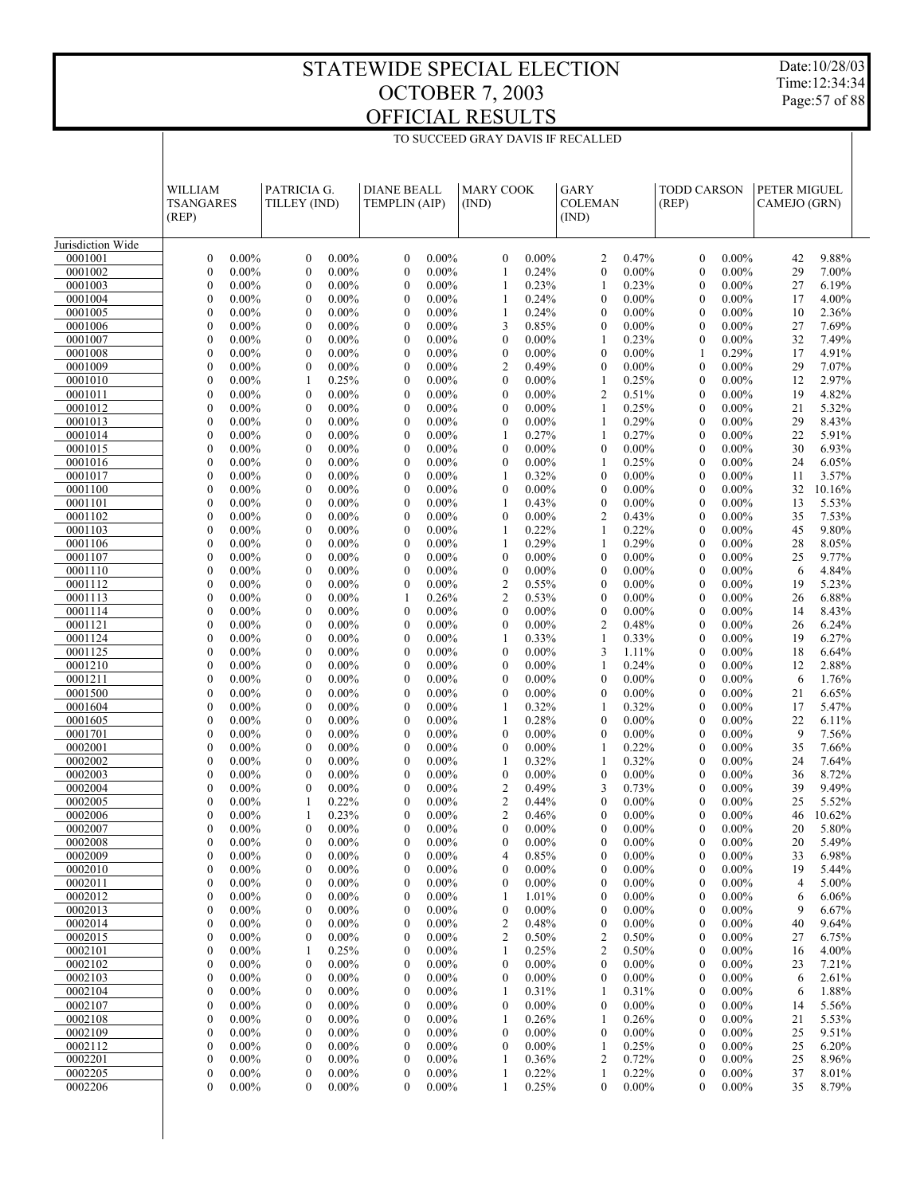# STATEWIDE SPECIAL ELECTION
# OCTOBER 7, 2003
# OFFICIAL RESULTS

Date:10/28/03
Time:12:34:34

TO SUCCEED GRAY DAVIS IF RECALLED

| | WILLIAM TSANGARES (REP) | | PATRICIA G. TILLEY (IND) | | DIANE BEALL TEMPLIN (AIP) | | MARY COOK (IND) | | GARY COLEMAN (IND) | | TODD CARSON (REP) | | PETER MIGUEL CAMEJO (GRN) | |
|---|---|---|---|---|---|---|---|---|---|---|---|---|---|---|
| Jurisdiction Wide | | | | | | | | | | | | | | |
| 0001001 | 0 | 0.00% | 0 | 0.00% | 0 | 0.00% | 0 | 0.00% | 2 | 0.47% | 0 | 0.00% | 42 | 9.88% |
| 0001002 | 0 | 0.00% | 0 | 0.00% | 0 | 0.00% | 1 | 0.24% | 0 | 0.00% | 0 | 0.00% | 29 | 7.00% |
| 0001003 | 0 | 0.00% | 0 | 0.00% | 0 | 0.00% | 1 | 0.23% | 1 | 0.23% | 0 | 0.00% | 27 | 6.19% |
| 0001004 | 0 | 0.00% | 0 | 0.00% | 0 | 0.00% | 1 | 0.24% | 0 | 0.00% | 0 | 0.00% | 17 | 4.00% |
| 0001005 | 0 | 0.00% | 0 | 0.00% | 0 | 0.00% | 1 | 0.24% | 0 | 0.00% | 0 | 0.00% | 10 | 2.36% |
| 0001006 | 0 | 0.00% | 0 | 0.00% | 0 | 0.00% | 3 | 0.85% | 0 | 0.00% | 0 | 0.00% | 27 | 7.69% |
| 0001007 | 0 | 0.00% | 0 | 0.00% | 0 | 0.00% | 0 | 0.00% | 1 | 0.23% | 0 | 0.00% | 32 | 7.49% |
| 0001008 | 0 | 0.00% | 0 | 0.00% | 0 | 0.00% | 0 | 0.00% | 0 | 0.00% | 1 | 0.29% | 17 | 4.91% |
| 0001009 | 0 | 0.00% | 0 | 0.00% | 0 | 0.00% | 2 | 0.49% | 0 | 0.00% | 0 | 0.00% | 29 | 7.07% |
| 0001010 | 0 | 0.00% | 1 | 0.25% | 0 | 0.00% | 0 | 0.00% | 1 | 0.25% | 0 | 0.00% | 12 | 2.97% |
| 0001011 | 0 | 0.00% | 0 | 0.00% | 0 | 0.00% | 0 | 0.00% | 2 | 0.51% | 0 | 0.00% | 19 | 4.82% |
| 0001012 | 0 | 0.00% | 0 | 0.00% | 0 | 0.00% | 0 | 0.00% | 1 | 0.25% | 0 | 0.00% | 21 | 5.32% |
| 0001013 | 0 | 0.00% | 0 | 0.00% | 0 | 0.00% | 0 | 0.00% | 1 | 0.29% | 0 | 0.00% | 29 | 8.43% |
| 0001014 | 0 | 0.00% | 0 | 0.00% | 0 | 0.00% | 1 | 0.27% | 1 | 0.27% | 0 | 0.00% | 22 | 5.91% |
| 0001015 | 0 | 0.00% | 0 | 0.00% | 0 | 0.00% | 0 | 0.00% | 0 | 0.00% | 0 | 0.00% | 30 | 6.93% |
| 0001016 | 0 | 0.00% | 0 | 0.00% | 0 | 0.00% | 0 | 0.00% | 1 | 0.25% | 0 | 0.00% | 24 | 6.05% |
| 0001017 | 0 | 0.00% | 0 | 0.00% | 0 | 0.00% | 1 | 0.32% | 0 | 0.00% | 0 | 0.00% | 11 | 3.57% |
| 0001100 | 0 | 0.00% | 0 | 0.00% | 0 | 0.00% | 0 | 0.00% | 0 | 0.00% | 0 | 0.00% | 32 | 10.16% |
| 0001101 | 0 | 0.00% | 0 | 0.00% | 0 | 0.00% | 1 | 0.43% | 0 | 0.00% | 0 | 0.00% | 13 | 5.53% |
| 0001102 | 0 | 0.00% | 0 | 0.00% | 0 | 0.00% | 0 | 0.00% | 2 | 0.43% | 0 | 0.00% | 35 | 7.53% |
| 0001103 | 0 | 0.00% | 0 | 0.00% | 0 | 0.00% | 1 | 0.22% | 1 | 0.22% | 0 | 0.00% | 45 | 9.80% |
| 0001106 | 0 | 0.00% | 0 | 0.00% | 0 | 0.00% | 1 | 0.29% | 1 | 0.29% | 0 | 0.00% | 28 | 8.05% |
| 0001107 | 0 | 0.00% | 0 | 0.00% | 0 | 0.00% | 0 | 0.00% | 0 | 0.00% | 0 | 0.00% | 25 | 9.77% |
| 0001110 | 0 | 0.00% | 0 | 0.00% | 0 | 0.00% | 0 | 0.00% | 0 | 0.00% | 0 | 0.00% | 6 | 4.84% |
| 0001112 | 0 | 0.00% | 0 | 0.00% | 0 | 0.00% | 2 | 0.55% | 0 | 0.00% | 0 | 0.00% | 19 | 5.23% |
| 0001113 | 0 | 0.00% | 0 | 0.00% | 1 | 0.26% | 2 | 0.53% | 0 | 0.00% | 0 | 0.00% | 26 | 6.88% |
| 0001114 | 0 | 0.00% | 0 | 0.00% | 0 | 0.00% | 0 | 0.00% | 0 | 0.00% | 0 | 0.00% | 14 | 8.43% |
| 0001121 | 0 | 0.00% | 0 | 0.00% | 0 | 0.00% | 0 | 0.00% | 2 | 0.48% | 0 | 0.00% | 26 | 6.24% |
| 0001124 | 0 | 0.00% | 0 | 0.00% | 0 | 0.00% | 1 | 0.33% | 1 | 0.33% | 0 | 0.00% | 19 | 6.27% |
| 0001125 | 0 | 0.00% | 0 | 0.00% | 0 | 0.00% | 0 | 0.00% | 3 | 1.11% | 0 | 0.00% | 18 | 6.64% |
| 0001210 | 0 | 0.00% | 0 | 0.00% | 0 | 0.00% | 0 | 0.00% | 1 | 0.24% | 0 | 0.00% | 12 | 2.88% |
| 0001211 | 0 | 0.00% | 0 | 0.00% | 0 | 0.00% | 0 | 0.00% | 0 | 0.00% | 0 | 0.00% | 6 | 1.76% |
| 0001500 | 0 | 0.00% | 0 | 0.00% | 0 | 0.00% | 0 | 0.00% | 0 | 0.00% | 0 | 0.00% | 21 | 6.65% |
| 0001604 | 0 | 0.00% | 0 | 0.00% | 0 | 0.00% | 1 | 0.32% | 1 | 0.32% | 0 | 0.00% | 17 | 5.47% |
| 0001605 | 0 | 0.00% | 0 | 0.00% | 0 | 0.00% | 1 | 0.28% | 0 | 0.00% | 0 | 0.00% | 22 | 6.11% |
| 0001701 | 0 | 0.00% | 0 | 0.00% | 0 | 0.00% | 0 | 0.00% | 0 | 0.00% | 0 | 0.00% | 9 | 7.56% |
| 0002001 | 0 | 0.00% | 0 | 0.00% | 0 | 0.00% | 0 | 0.00% | 1 | 0.22% | 0 | 0.00% | 35 | 7.66% |
| 0002002 | 0 | 0.00% | 0 | 0.00% | 0 | 0.00% | 1 | 0.32% | 1 | 0.32% | 0 | 0.00% | 24 | 7.64% |
| 0002003 | 0 | 0.00% | 0 | 0.00% | 0 | 0.00% | 0 | 0.00% | 0 | 0.00% | 0 | 0.00% | 36 | 8.72% |
| 0002004 | 0 | 0.00% | 0 | 0.00% | 0 | 0.00% | 2 | 0.49% | 3 | 0.73% | 0 | 0.00% | 39 | 9.49% |
| 0002005 | 0 | 0.00% | 1 | 0.22% | 0 | 0.00% | 2 | 0.44% | 0 | 0.00% | 0 | 0.00% | 25 | 5.52% |
| 0002006 | 0 | 0.00% | 1 | 0.23% | 0 | 0.00% | 2 | 0.46% | 0 | 0.00% | 0 | 0.00% | 46 | 10.62% |
| 0002007 | 0 | 0.00% | 0 | 0.00% | 0 | 0.00% | 0 | 0.00% | 0 | 0.00% | 0 | 0.00% | 20 | 5.80% |
| 0002008 | 0 | 0.00% | 0 | 0.00% | 0 | 0.00% | 0 | 0.00% | 0 | 0.00% | 0 | 0.00% | 20 | 5.49% |
| 0002009 | 0 | 0.00% | 0 | 0.00% | 0 | 0.00% | 4 | 0.85% | 0 | 0.00% | 0 | 0.00% | 33 | 6.98% |
| 0002010 | 0 | 0.00% | 0 | 0.00% | 0 | 0.00% | 0 | 0.00% | 0 | 0.00% | 0 | 0.00% | 19 | 5.44% |
| 0002011 | 0 | 0.00% | 0 | 0.00% | 0 | 0.00% | 0 | 0.00% | 0 | 0.00% | 0 | 0.00% | 4 | 5.00% |
| 0002012 | 0 | 0.00% | 0 | 0.00% | 0 | 0.00% | 1 | 1.01% | 0 | 0.00% | 0 | 0.00% | 6 | 6.06% |
| 0002013 | 0 | 0.00% | 0 | 0.00% | 0 | 0.00% | 0 | 0.00% | 0 | 0.00% | 0 | 0.00% | 9 | 6.67% |
| 0002014 | 0 | 0.00% | 0 | 0.00% | 0 | 0.00% | 2 | 0.48% | 0 | 0.00% | 0 | 0.00% | 40 | 9.64% |
| 0002015 | 0 | 0.00% | 0 | 0.00% | 0 | 0.00% | 2 | 0.50% | 2 | 0.50% | 0 | 0.00% | 27 | 6.75% |
| 0002101 | 0 | 0.00% | 1 | 0.25% | 0 | 0.00% | 1 | 0.25% | 2 | 0.50% | 0 | 0.00% | 16 | 4.00% |
| 0002102 | 0 | 0.00% | 0 | 0.00% | 0 | 0.00% | 0 | 0.00% | 0 | 0.00% | 0 | 0.00% | 23 | 7.21% |
| 0002103 | 0 | 0.00% | 0 | 0.00% | 0 | 0.00% | 0 | 0.00% | 0 | 0.00% | 0 | 0.00% | 6 | 2.61% |
| 0002104 | 0 | 0.00% | 0 | 0.00% | 0 | 0.00% | 1 | 0.31% | 1 | 0.31% | 0 | 0.00% | 6 | 1.88% |
| 0002107 | 0 | 0.00% | 0 | 0.00% | 0 | 0.00% | 0 | 0.00% | 0 | 0.00% | 0 | 0.00% | 14 | 5.56% |
| 0002108 | 0 | 0.00% | 0 | 0.00% | 0 | 0.00% | 1 | 0.26% | 1 | 0.26% | 0 | 0.00% | 21 | 5.53% |
| 0002109 | 0 | 0.00% | 0 | 0.00% | 0 | 0.00% | 0 | 0.00% | 0 | 0.00% | 0 | 0.00% | 25 | 9.51% |
| 0002112 | 0 | 0.00% | 0 | 0.00% | 0 | 0.00% | 0 | 0.00% | 1 | 0.25% | 0 | 0.00% | 25 | 6.20% |
| 0002201 | 0 | 0.00% | 0 | 0.00% | 0 | 0.00% | 1 | 0.36% | 2 | 0.72% | 0 | 0.00% | 25 | 8.96% |
| 0002205 | 0 | 0.00% | 0 | 0.00% | 0 | 0.00% | 1 | 0.22% | 1 | 0.22% | 0 | 0.00% | 37 | 8.01% |
| 0002206 | 0 | 0.00% | 0 | 0.00% | 0 | 0.00% | 1 | 0.25% | 0 | 0.00% | 0 | 0.00% | 35 | 8.79% |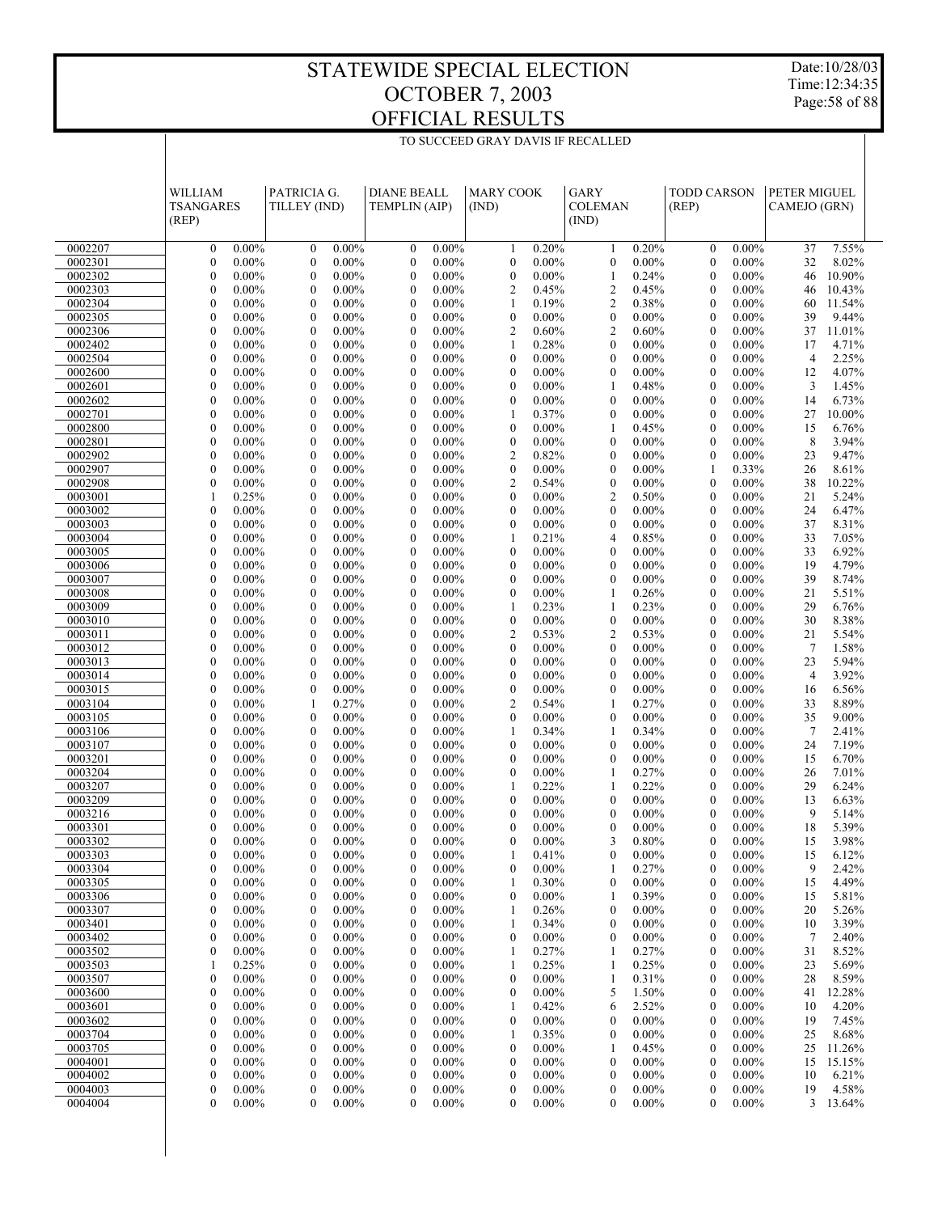# STATEWIDE SPECIAL ELECTION
# OCTOBER 7, 2003
# OFFICIAL RESULTS

Date:10/28/03
Time:12:34:35

TO SUCCEED GRAY DAVIS IF RECALLED

| | WILLIAM TSANGARES (REP) | | PATRICIA G. TILLEY (IND) | | DIANE BEALL TEMPLIN (AIP) | | MARY COOK (IND) | | GARY COLEMAN (IND) | | TODD CARSON (REP) | | PETER MIGUEL CAMEJO (GRN) | |
|---|---|---|---|---|---|---|---|---|---|---|---|---|---|---|
| 0002207 | 0 | 0.00% | 0 | 0.00% | 0 | 0.00% | 1 | 0.20% | 1 | 0.20% | 0 | 0.00% | 37 | 7.55% |
| 0002301 | 0 | 0.00% | 0 | 0.00% | 0 | 0.00% | 0 | 0.00% | 0 | 0.00% | 0 | 0.00% | 32 | 8.02% |
| 0002302 | 0 | 0.00% | 0 | 0.00% | 0 | 0.00% | 0 | 0.00% | 1 | 0.24% | 0 | 0.00% | 46 | 10.90% |
| 0002303 | 0 | 0.00% | 0 | 0.00% | 0 | 0.00% | 2 | 0.45% | 2 | 0.45% | 0 | 0.00% | 46 | 10.43% |
| 0002304 | 0 | 0.00% | 0 | 0.00% | 0 | 0.00% | 1 | 0.19% | 2 | 0.38% | 0 | 0.00% | 60 | 11.54% |
| 0002305 | 0 | 0.00% | 0 | 0.00% | 0 | 0.00% | 0 | 0.00% | 0 | 0.00% | 0 | 0.00% | 39 | 9.44% |
| 0002306 | 0 | 0.00% | 0 | 0.00% | 0 | 0.00% | 2 | 0.60% | 2 | 0.60% | 0 | 0.00% | 37 | 11.01% |
| 0002402 | 0 | 0.00% | 0 | 0.00% | 0 | 0.00% | 1 | 0.28% | 0 | 0.00% | 0 | 0.00% | 17 | 4.71% |
| 0002504 | 0 | 0.00% | 0 | 0.00% | 0 | 0.00% | 0 | 0.00% | 0 | 0.00% | 0 | 0.00% | 4 | 2.25% |
| 0002600 | 0 | 0.00% | 0 | 0.00% | 0 | 0.00% | 0 | 0.00% | 0 | 0.00% | 0 | 0.00% | 12 | 4.07% |
| 0002601 | 0 | 0.00% | 0 | 0.00% | 0 | 0.00% | 0 | 0.00% | 1 | 0.48% | 0 | 0.00% | 3 | 1.45% |
| 0002602 | 0 | 0.00% | 0 | 0.00% | 0 | 0.00% | 0 | 0.00% | 0 | 0.00% | 0 | 0.00% | 14 | 6.73% |
| 0002701 | 0 | 0.00% | 0 | 0.00% | 0 | 0.00% | 1 | 0.37% | 0 | 0.00% | 0 | 0.00% | 27 | 10.00% |
| 0002800 | 0 | 0.00% | 0 | 0.00% | 0 | 0.00% | 0 | 0.00% | 1 | 0.45% | 0 | 0.00% | 15 | 6.76% |
| 0002801 | 0 | 0.00% | 0 | 0.00% | 0 | 0.00% | 0 | 0.00% | 0 | 0.00% | 0 | 0.00% | 8 | 3.94% |
| 0002902 | 0 | 0.00% | 0 | 0.00% | 0 | 0.00% | 2 | 0.82% | 0 | 0.00% | 0 | 0.00% | 23 | 9.47% |
| 0002907 | 0 | 0.00% | 0 | 0.00% | 0 | 0.00% | 0 | 0.00% | 0 | 0.00% | 1 | 0.33% | 26 | 8.61% |
| 0002908 | 0 | 0.00% | 0 | 0.00% | 0 | 0.00% | 2 | 0.54% | 0 | 0.00% | 0 | 0.00% | 38 | 10.22% |
| 0003001 | 1 | 0.25% | 0 | 0.00% | 0 | 0.00% | 0 | 0.00% | 2 | 0.50% | 0 | 0.00% | 21 | 5.24% |
| 0003002 | 0 | 0.00% | 0 | 0.00% | 0 | 0.00% | 0 | 0.00% | 0 | 0.00% | 0 | 0.00% | 24 | 6.47% |
| 0003003 | 0 | 0.00% | 0 | 0.00% | 0 | 0.00% | 0 | 0.00% | 0 | 0.00% | 0 | 0.00% | 37 | 8.31% |
| 0003004 | 0 | 0.00% | 0 | 0.00% | 0 | 0.00% | 1 | 0.21% | 4 | 0.85% | 0 | 0.00% | 33 | 7.05% |
| 0003005 | 0 | 0.00% | 0 | 0.00% | 0 | 0.00% | 0 | 0.00% | 0 | 0.00% | 0 | 0.00% | 33 | 6.92% |
| 0003006 | 0 | 0.00% | 0 | 0.00% | 0 | 0.00% | 0 | 0.00% | 0 | 0.00% | 0 | 0.00% | 19 | 4.79% |
| 0003007 | 0 | 0.00% | 0 | 0.00% | 0 | 0.00% | 0 | 0.00% | 0 | 0.00% | 0 | 0.00% | 39 | 8.74% |
| 0003008 | 0 | 0.00% | 0 | 0.00% | 0 | 0.00% | 0 | 0.00% | 1 | 0.26% | 0 | 0.00% | 21 | 5.51% |
| 0003009 | 0 | 0.00% | 0 | 0.00% | 0 | 0.00% | 1 | 0.23% | 1 | 0.23% | 0 | 0.00% | 29 | 6.76% |
| 0003010 | 0 | 0.00% | 0 | 0.00% | 0 | 0.00% | 0 | 0.00% | 0 | 0.00% | 0 | 0.00% | 30 | 8.38% |
| 0003011 | 0 | 0.00% | 0 | 0.00% | 0 | 0.00% | 2 | 0.53% | 2 | 0.53% | 0 | 0.00% | 21 | 5.54% |
| 0003012 | 0 | 0.00% | 0 | 0.00% | 0 | 0.00% | 0 | 0.00% | 0 | 0.00% | 0 | 0.00% | 7 | 1.58% |
| 0003013 | 0 | 0.00% | 0 | 0.00% | 0 | 0.00% | 0 | 0.00% | 0 | 0.00% | 0 | 0.00% | 23 | 5.94% |
| 0003014 | 0 | 0.00% | 0 | 0.00% | 0 | 0.00% | 0 | 0.00% | 0 | 0.00% | 0 | 0.00% | 4 | 3.92% |
| 0003015 | 0 | 0.00% | 0 | 0.00% | 0 | 0.00% | 0 | 0.00% | 0 | 0.00% | 0 | 0.00% | 16 | 6.56% |
| 0003104 | 0 | 0.00% | 1 | 0.27% | 0 | 0.00% | 2 | 0.54% | 1 | 0.27% | 0 | 0.00% | 33 | 8.89% |
| 0003105 | 0 | 0.00% | 0 | 0.00% | 0 | 0.00% | 0 | 0.00% | 0 | 0.00% | 0 | 0.00% | 35 | 9.00% |
| 0003106 | 0 | 0.00% | 0 | 0.00% | 0 | 0.00% | 1 | 0.34% | 1 | 0.34% | 0 | 0.00% | 7 | 2.41% |
| 0003107 | 0 | 0.00% | 0 | 0.00% | 0 | 0.00% | 0 | 0.00% | 0 | 0.00% | 0 | 0.00% | 24 | 7.19% |
| 0003201 | 0 | 0.00% | 0 | 0.00% | 0 | 0.00% | 0 | 0.00% | 0 | 0.00% | 0 | 0.00% | 15 | 6.70% |
| 0003204 | 0 | 0.00% | 0 | 0.00% | 0 | 0.00% | 0 | 0.00% | 1 | 0.27% | 0 | 0.00% | 26 | 7.01% |
| 0003207 | 0 | 0.00% | 0 | 0.00% | 0 | 0.00% | 1 | 0.22% | 1 | 0.22% | 0 | 0.00% | 29 | 6.24% |
| 0003209 | 0 | 0.00% | 0 | 0.00% | 0 | 0.00% | 0 | 0.00% | 0 | 0.00% | 0 | 0.00% | 13 | 6.63% |
| 0003216 | 0 | 0.00% | 0 | 0.00% | 0 | 0.00% | 0 | 0.00% | 0 | 0.00% | 0 | 0.00% | 9 | 5.14% |
| 0003301 | 0 | 0.00% | 0 | 0.00% | 0 | 0.00% | 0 | 0.00% | 0 | 0.00% | 0 | 0.00% | 18 | 5.39% |
| 0003302 | 0 | 0.00% | 0 | 0.00% | 0 | 0.00% | 0 | 0.00% | 3 | 0.80% | 0 | 0.00% | 15 | 3.98% |
| 0003303 | 0 | 0.00% | 0 | 0.00% | 0 | 0.00% | 1 | 0.41% | 0 | 0.00% | 0 | 0.00% | 15 | 6.12% |
| 0003304 | 0 | 0.00% | 0 | 0.00% | 0 | 0.00% | 0 | 0.00% | 1 | 0.27% | 0 | 0.00% | 9 | 2.42% |
| 0003305 | 0 | 0.00% | 0 | 0.00% | 0 | 0.00% | 1 | 0.30% | 0 | 0.00% | 0 | 0.00% | 15 | 4.49% |
| 0003306 | 0 | 0.00% | 0 | 0.00% | 0 | 0.00% | 0 | 0.00% | 1 | 0.39% | 0 | 0.00% | 15 | 5.81% |
| 0003307 | 0 | 0.00% | 0 | 0.00% | 0 | 0.00% | 1 | 0.26% | 0 | 0.00% | 0 | 0.00% | 20 | 5.26% |
| 0003401 | 0 | 0.00% | 0 | 0.00% | 0 | 0.00% | 1 | 0.34% | 0 | 0.00% | 0 | 0.00% | 10 | 3.39% |
| 0003402 | 0 | 0.00% | 0 | 0.00% | 0 | 0.00% | 0 | 0.00% | 0 | 0.00% | 0 | 0.00% | 7 | 2.40% |
| 0003502 | 0 | 0.00% | 0 | 0.00% | 0 | 0.00% | 1 | 0.27% | 1 | 0.27% | 0 | 0.00% | 31 | 8.52% |
| 0003503 | 1 | 0.25% | 0 | 0.00% | 0 | 0.00% | 1 | 0.25% | 1 | 0.25% | 0 | 0.00% | 23 | 5.69% |
| 0003507 | 0 | 0.00% | 0 | 0.00% | 0 | 0.00% | 0 | 0.00% | 1 | 0.31% | 0 | 0.00% | 28 | 8.59% |
| 0003600 | 0 | 0.00% | 0 | 0.00% | 0 | 0.00% | 0 | 0.00% | 5 | 1.50% | 0 | 0.00% | 41 | 12.28% |
| 0003601 | 0 | 0.00% | 0 | 0.00% | 0 | 0.00% | 1 | 0.42% | 6 | 2.52% | 0 | 0.00% | 10 | 4.20% |
| 0003602 | 0 | 0.00% | 0 | 0.00% | 0 | 0.00% | 0 | 0.00% | 0 | 0.00% | 0 | 0.00% | 19 | 7.45% |
| 0003704 | 0 | 0.00% | 0 | 0.00% | 0 | 0.00% | 1 | 0.35% | 0 | 0.00% | 0 | 0.00% | 25 | 8.68% |
| 0003705 | 0 | 0.00% | 0 | 0.00% | 0 | 0.00% | 0 | 0.00% | 1 | 0.45% | 0 | 0.00% | 25 | 11.26% |
| 0004001 | 0 | 0.00% | 0 | 0.00% | 0 | 0.00% | 0 | 0.00% | 0 | 0.00% | 0 | 0.00% | 15 | 15.15% |
| 0004002 | 0 | 0.00% | 0 | 0.00% | 0 | 0.00% | 0 | 0.00% | 0 | 0.00% | 0 | 0.00% | 10 | 6.21% |
| 0004003 | 0 | 0.00% | 0 | 0.00% | 0 | 0.00% | 0 | 0.00% | 0 | 0.00% | 0 | 0.00% | 19 | 4.58% |
| 0004004 | 0 | 0.00% | 0 | 0.00% | 0 | 0.00% | 0 | 0.00% | 0 | 0.00% | 0 | 0.00% | 3 | 13.64% |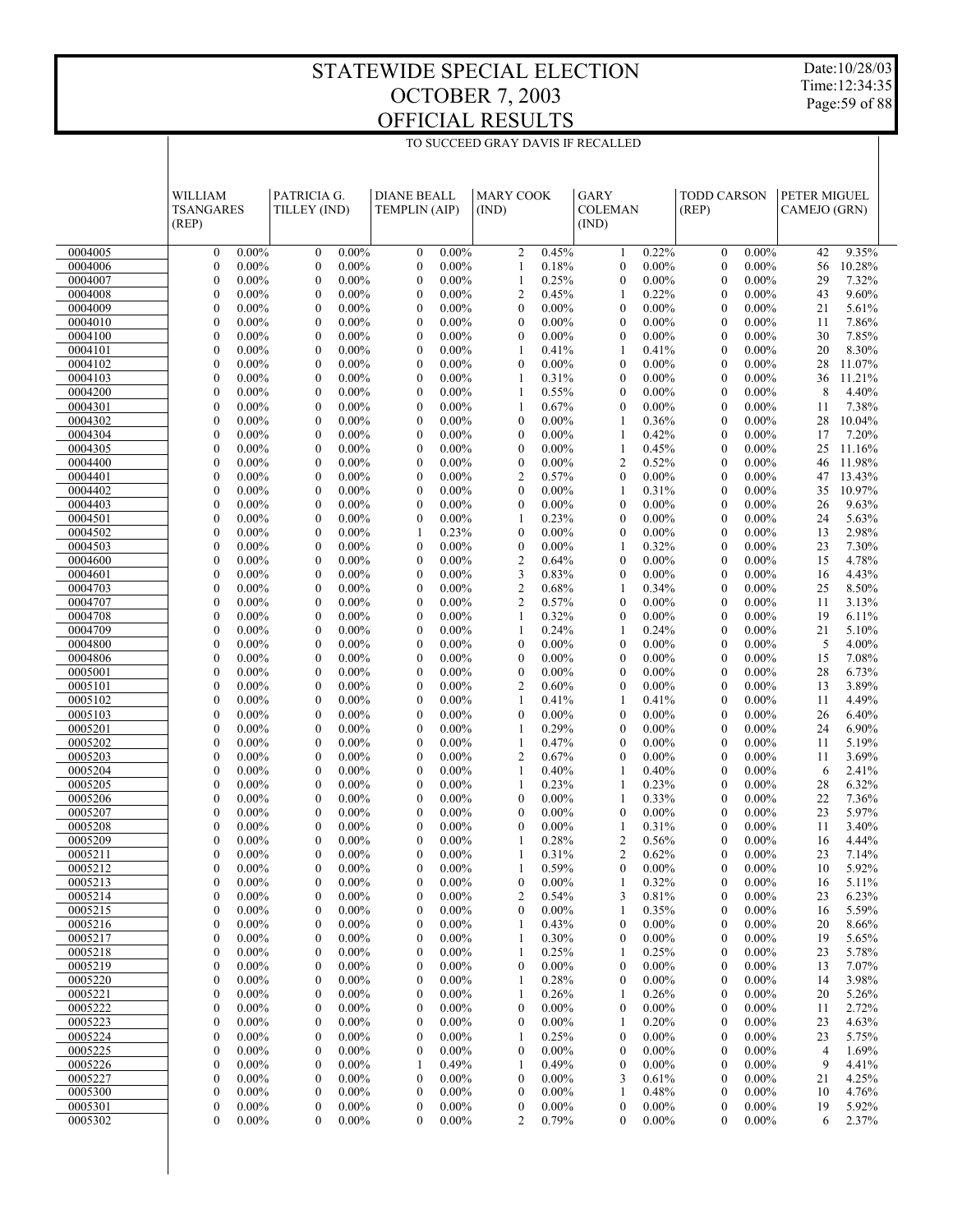# STATEWIDE SPECIAL ELECTION
# OCTOBER 7, 2003
# OFFICIAL RESULTS

Date:10/28/03
Time:12:34:35

TO SUCCEED GRAY DAVIS IF RECALLED

| | WILLIAM TSANGARES (REP) | | PATRICIA G. TILLEY (IND) | | DIANE BEALL TEMPLIN (AIP) | | MARY COOK (IND) | | GARY COLEMAN (IND) | | TODD CARSON (REP) | | PETER MIGUEL CAMEJO (GRN) | |
|---|---|---|---|---|---|---|---|---|---|---|---|---|---|---|
| 0004005 | 0 | 0.00% | 0 | 0.00% | 0 | 0.00% | 2 | 0.45% | 1 | 0.22% | 0 | 0.00% | 42 | 9.35% |
| 0004006 | 0 | 0.00% | 0 | 0.00% | 0 | 0.00% | 1 | 0.18% | 0 | 0.00% | 0 | 0.00% | 56 | 10.28% |
| 0004007 | 0 | 0.00% | 0 | 0.00% | 0 | 0.00% | 1 | 0.25% | 0 | 0.00% | 0 | 0.00% | 29 | 7.32% |
| 0004008 | 0 | 0.00% | 0 | 0.00% | 0 | 0.00% | 2 | 0.45% | 1 | 0.22% | 0 | 0.00% | 43 | 9.60% |
| 0004009 | 0 | 0.00% | 0 | 0.00% | 0 | 0.00% | 0 | 0.00% | 0 | 0.00% | 0 | 0.00% | 21 | 5.61% |
| 0004010 | 0 | 0.00% | 0 | 0.00% | 0 | 0.00% | 0 | 0.00% | 0 | 0.00% | 0 | 0.00% | 11 | 7.86% |
| 0004100 | 0 | 0.00% | 0 | 0.00% | 0 | 0.00% | 0 | 0.00% | 0 | 0.00% | 0 | 0.00% | 30 | 7.85% |
| 0004101 | 0 | 0.00% | 0 | 0.00% | 0 | 0.00% | 1 | 0.41% | 1 | 0.41% | 0 | 0.00% | 20 | 8.30% |
| 0004102 | 0 | 0.00% | 0 | 0.00% | 0 | 0.00% | 0 | 0.00% | 0 | 0.00% | 0 | 0.00% | 28 | 11.07% |
| 0004103 | 0 | 0.00% | 0 | 0.00% | 0 | 0.00% | 1 | 0.31% | 0 | 0.00% | 0 | 0.00% | 36 | 11.21% |
| 0004200 | 0 | 0.00% | 0 | 0.00% | 0 | 0.00% | 1 | 0.55% | 0 | 0.00% | 0 | 0.00% | 8 | 4.40% |
| 0004301 | 0 | 0.00% | 0 | 0.00% | 0 | 0.00% | 1 | 0.67% | 0 | 0.00% | 0 | 0.00% | 11 | 7.38% |
| 0004302 | 0 | 0.00% | 0 | 0.00% | 0 | 0.00% | 0 | 0.00% | 1 | 0.36% | 0 | 0.00% | 28 | 10.04% |
| 0004304 | 0 | 0.00% | 0 | 0.00% | 0 | 0.00% | 0 | 0.00% | 1 | 0.42% | 0 | 0.00% | 17 | 7.20% |
| 0004305 | 0 | 0.00% | 0 | 0.00% | 0 | 0.00% | 0 | 0.00% | 1 | 0.45% | 0 | 0.00% | 25 | 11.16% |
| 0004400 | 0 | 0.00% | 0 | 0.00% | 0 | 0.00% | 0 | 0.00% | 2 | 0.52% | 0 | 0.00% | 46 | 11.98% |
| 0004401 | 0 | 0.00% | 0 | 0.00% | 0 | 0.00% | 2 | 0.57% | 0 | 0.00% | 0 | 0.00% | 47 | 13.43% |
| 0004402 | 0 | 0.00% | 0 | 0.00% | 0 | 0.00% | 0 | 0.00% | 1 | 0.31% | 0 | 0.00% | 35 | 10.97% |
| 0004403 | 0 | 0.00% | 0 | 0.00% | 0 | 0.00% | 0 | 0.00% | 0 | 0.00% | 0 | 0.00% | 26 | 9.63% |
| 0004501 | 0 | 0.00% | 0 | 0.00% | 0 | 0.00% | 1 | 0.23% | 0 | 0.00% | 0 | 0.00% | 24 | 5.63% |
| 0004502 | 0 | 0.00% | 0 | 0.00% | 1 | 0.23% | 0 | 0.00% | 0 | 0.00% | 0 | 0.00% | 13 | 2.98% |
| 0004503 | 0 | 0.00% | 0 | 0.00% | 0 | 0.00% | 0 | 0.00% | 1 | 0.32% | 0 | 0.00% | 23 | 7.30% |
| 0004600 | 0 | 0.00% | 0 | 0.00% | 0 | 0.00% | 2 | 0.64% | 0 | 0.00% | 0 | 0.00% | 15 | 4.78% |
| 0004601 | 0 | 0.00% | 0 | 0.00% | 0 | 0.00% | 3 | 0.83% | 0 | 0.00% | 0 | 0.00% | 16 | 4.43% |
| 0004703 | 0 | 0.00% | 0 | 0.00% | 0 | 0.00% | 2 | 0.68% | 1 | 0.34% | 0 | 0.00% | 25 | 8.50% |
| 0004707 | 0 | 0.00% | 0 | 0.00% | 0 | 0.00% | 2 | 0.57% | 0 | 0.00% | 0 | 0.00% | 11 | 3.13% |
| 0004708 | 0 | 0.00% | 0 | 0.00% | 0 | 0.00% | 1 | 0.32% | 0 | 0.00% | 0 | 0.00% | 19 | 6.11% |
| 0004709 | 0 | 0.00% | 0 | 0.00% | 0 | 0.00% | 1 | 0.24% | 1 | 0.24% | 0 | 0.00% | 21 | 5.10% |
| 0004800 | 0 | 0.00% | 0 | 0.00% | 0 | 0.00% | 0 | 0.00% | 0 | 0.00% | 0 | 0.00% | 5 | 4.00% |
| 0004806 | 0 | 0.00% | 0 | 0.00% | 0 | 0.00% | 0 | 0.00% | 0 | 0.00% | 0 | 0.00% | 15 | 7.08% |
| 0005001 | 0 | 0.00% | 0 | 0.00% | 0 | 0.00% | 0 | 0.00% | 0 | 0.00% | 0 | 0.00% | 28 | 6.73% |
| 0005101 | 0 | 0.00% | 0 | 0.00% | 0 | 0.00% | 2 | 0.60% | 0 | 0.00% | 0 | 0.00% | 13 | 3.89% |
| 0005102 | 0 | 0.00% | 0 | 0.00% | 0 | 0.00% | 1 | 0.41% | 1 | 0.41% | 0 | 0.00% | 11 | 4.49% |
| 0005103 | 0 | 0.00% | 0 | 0.00% | 0 | 0.00% | 0 | 0.00% | 0 | 0.00% | 0 | 0.00% | 26 | 6.40% |
| 0005201 | 0 | 0.00% | 0 | 0.00% | 0 | 0.00% | 1 | 0.29% | 0 | 0.00% | 0 | 0.00% | 24 | 6.90% |
| 0005202 | 0 | 0.00% | 0 | 0.00% | 0 | 0.00% | 1 | 0.47% | 0 | 0.00% | 0 | 0.00% | 11 | 5.19% |
| 0005203 | 0 | 0.00% | 0 | 0.00% | 0 | 0.00% | 2 | 0.67% | 0 | 0.00% | 0 | 0.00% | 11 | 3.69% |
| 0005204 | 0 | 0.00% | 0 | 0.00% | 0 | 0.00% | 1 | 0.40% | 1 | 0.40% | 0 | 0.00% | 6 | 2.41% |
| 0005205 | 0 | 0.00% | 0 | 0.00% | 0 | 0.00% | 1 | 0.23% | 1 | 0.23% | 0 | 0.00% | 28 | 6.32% |
| 0005206 | 0 | 0.00% | 0 | 0.00% | 0 | 0.00% | 0 | 0.00% | 1 | 0.33% | 0 | 0.00% | 22 | 7.36% |
| 0005207 | 0 | 0.00% | 0 | 0.00% | 0 | 0.00% | 0 | 0.00% | 0 | 0.00% | 0 | 0.00% | 23 | 5.97% |
| 0005208 | 0 | 0.00% | 0 | 0.00% | 0 | 0.00% | 0 | 0.00% | 1 | 0.31% | 0 | 0.00% | 11 | 3.40% |
| 0005209 | 0 | 0.00% | 0 | 0.00% | 0 | 0.00% | 1 | 0.28% | 2 | 0.56% | 0 | 0.00% | 16 | 4.44% |
| 0005211 | 0 | 0.00% | 0 | 0.00% | 0 | 0.00% | 1 | 0.31% | 2 | 0.62% | 0 | 0.00% | 23 | 7.14% |
| 0005212 | 0 | 0.00% | 0 | 0.00% | 0 | 0.00% | 1 | 0.59% | 0 | 0.00% | 0 | 0.00% | 10 | 5.92% |
| 0005213 | 0 | 0.00% | 0 | 0.00% | 0 | 0.00% | 0 | 0.00% | 1 | 0.32% | 0 | 0.00% | 16 | 5.11% |
| 0005214 | 0 | 0.00% | 0 | 0.00% | 0 | 0.00% | 2 | 0.54% | 3 | 0.81% | 0 | 0.00% | 23 | 6.23% |
| 0005215 | 0 | 0.00% | 0 | 0.00% | 0 | 0.00% | 0 | 0.00% | 1 | 0.35% | 0 | 0.00% | 16 | 5.59% |
| 0005216 | 0 | 0.00% | 0 | 0.00% | 0 | 0.00% | 1 | 0.43% | 0 | 0.00% | 0 | 0.00% | 20 | 8.66% |
| 0005217 | 0 | 0.00% | 0 | 0.00% | 0 | 0.00% | 1 | 0.30% | 0 | 0.00% | 0 | 0.00% | 19 | 5.65% |
| 0005218 | 0 | 0.00% | 0 | 0.00% | 0 | 0.00% | 1 | 0.25% | 1 | 0.25% | 0 | 0.00% | 23 | 5.78% |
| 0005219 | 0 | 0.00% | 0 | 0.00% | 0 | 0.00% | 0 | 0.00% | 0 | 0.00% | 0 | 0.00% | 13 | 7.07% |
| 0005220 | 0 | 0.00% | 0 | 0.00% | 0 | 0.00% | 1 | 0.28% | 0 | 0.00% | 0 | 0.00% | 14 | 3.98% |
| 0005221 | 0 | 0.00% | 0 | 0.00% | 0 | 0.00% | 1 | 0.26% | 1 | 0.26% | 0 | 0.00% | 20 | 5.26% |
| 0005222 | 0 | 0.00% | 0 | 0.00% | 0 | 0.00% | 0 | 0.00% | 0 | 0.00% | 0 | 0.00% | 11 | 2.72% |
| 0005223 | 0 | 0.00% | 0 | 0.00% | 0 | 0.00% | 0 | 0.00% | 1 | 0.20% | 0 | 0.00% | 23 | 4.63% |
| 0005224 | 0 | 0.00% | 0 | 0.00% | 0 | 0.00% | 1 | 0.25% | 0 | 0.00% | 0 | 0.00% | 23 | 5.75% |
| 0005225 | 0 | 0.00% | 0 | 0.00% | 0 | 0.00% | 0 | 0.00% | 0 | 0.00% | 0 | 0.00% | 4 | 1.69% |
| 0005226 | 0 | 0.00% | 0 | 0.00% | 1 | 0.49% | 1 | 0.49% | 0 | 0.00% | 0 | 0.00% | 9 | 4.41% |
| 0005227 | 0 | 0.00% | 0 | 0.00% | 0 | 0.00% | 0 | 0.00% | 3 | 0.61% | 0 | 0.00% | 21 | 4.25% |
| 0005300 | 0 | 0.00% | 0 | 0.00% | 0 | 0.00% | 0 | 0.00% | 1 | 0.48% | 0 | 0.00% | 10 | 4.76% |
| 0005301 | 0 | 0.00% | 0 | 0.00% | 0 | 0.00% | 0 | 0.00% | 0 | 0.00% | 0 | 0.00% | 19 | 5.92% |
| 0005302 | 0 | 0.00% | 0 | 0.00% | 0 | 0.00% | 2 | 0.79% | 0 | 0.00% | 0 | 0.00% | 6 | 2.37% |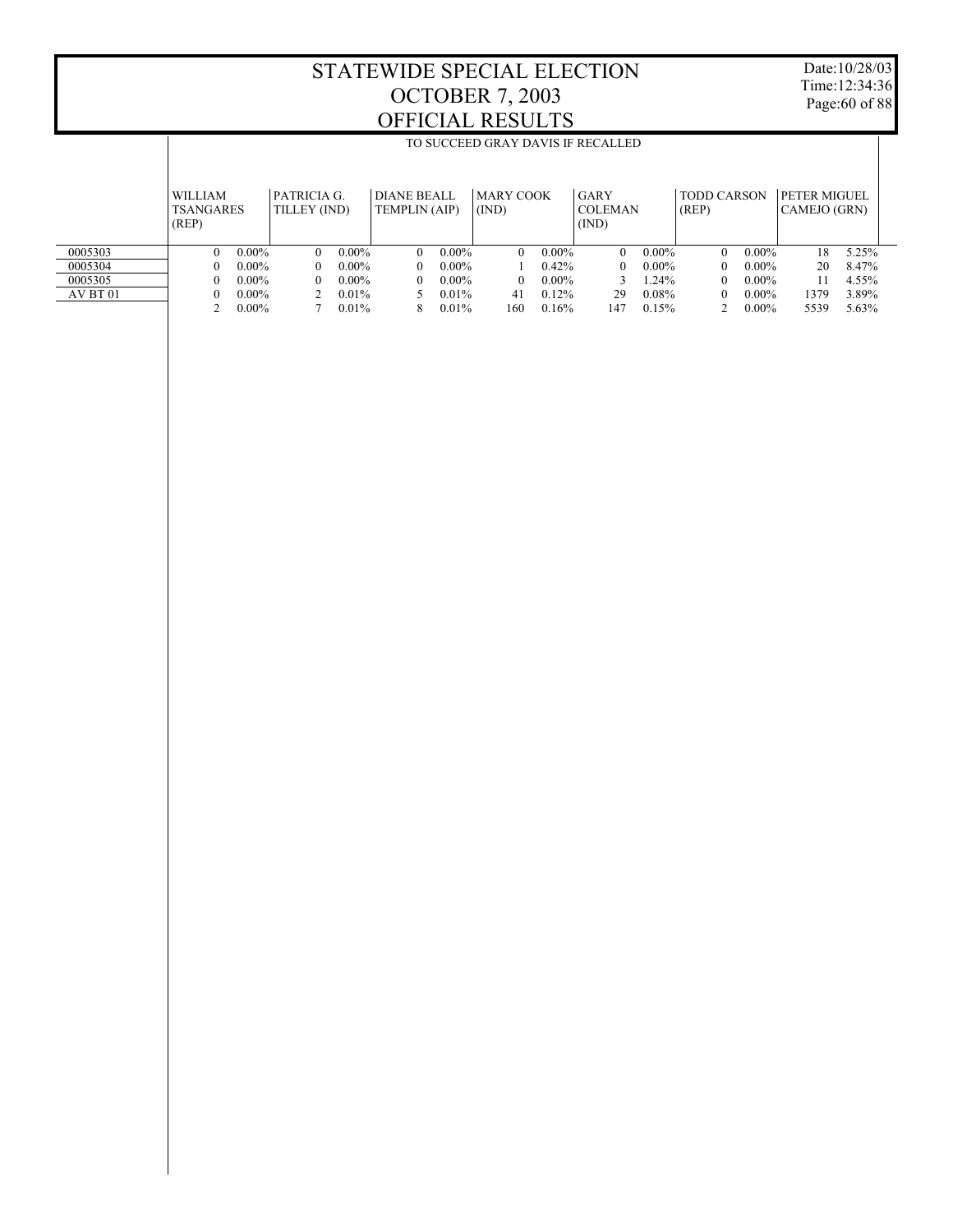# STATEWIDE SPECIAL ELECTION
# OCTOBER 7, 2003
# OFFICIAL RESULTS

Date:10/28/03
Time:12:34:36

TO SUCCEED GRAY DAVIS IF RECALLED

| | WILLIAM TSANGARES (REP) | | PATRICIA G. TILLEY (IND) | | DIANE BEALL TEMPLIN (AIP) | | MARY COOK (IND) | | GARY COLEMAN (IND) | | TODD CARSON (REP) | | PETER MIGUEL CAMEJO (GRN) | |
|---|---|---|---|---|---|---|---|---|---|---|---|---|---|---|
| 0005303 | 0 | 0.00% | 0 | 0.00% | 0 | 0.00% | 0 | 0.00% | 0 | 0.00% | 0 | 0.00% | 18 | 5.25% |
| 0005304 | 0 | 0.00% | 0 | 0.00% | 0 | 0.00% | 1 | 0.42% | 0 | 0.00% | 0 | 0.00% | 20 | 8.47% |
| 0005305 | 0 | 0.00% | 0 | 0.00% | 0 | 0.00% | 0 | 0.00% | 3 | 1.24% | 0 | 0.00% | 11 | 4.55% |
| AV BT 01 | 0 | 0.00% | 2 | 0.01% | 5 | 0.01% | 41 | 0.12% | 29 | 0.08% | 0 | 0.00% | 1379 | 3.89% |
| | 2 | 0.00% | 7 | 0.01% | 8 | 0.01% | 160 | 0.16% | 147 | 0.15% | 2 | 0.00% | 5539 | 5.63% |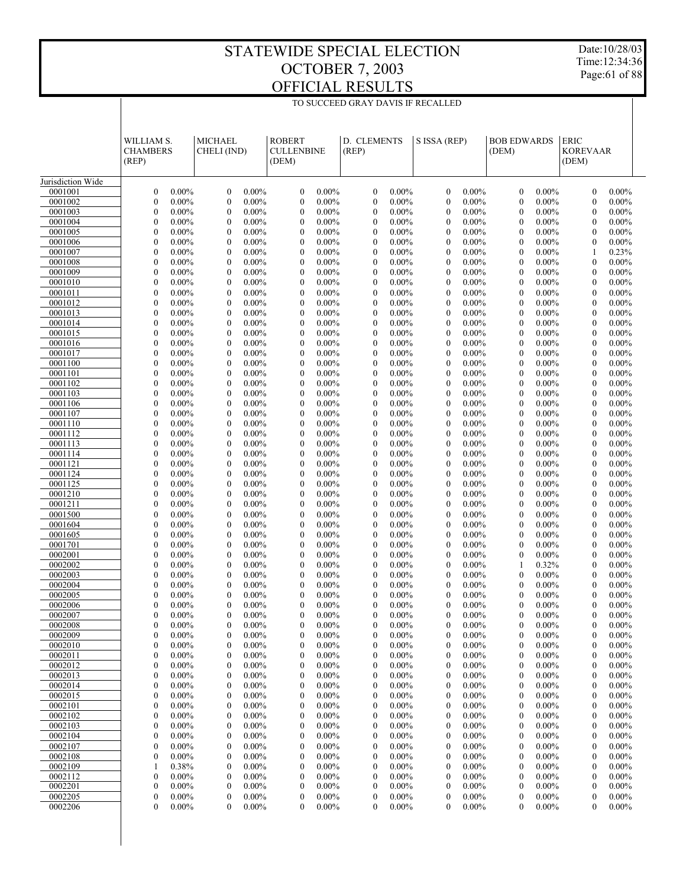# STATEWIDE SPECIAL ELECTION
# OCTOBER 7, 2003
# OFFICIAL RESULTS

Date:10/28/03
Time:12:34:36

TO SUCCEED GRAY DAVIS IF RECALLED

| | WILLIAM S. CHAMBERS (REP) | | MICHAEL CHELI (IND) | | ROBERT CULLENBINE (DEM) | | D. CLEMENTS (REP) | | S ISSA (REP) | | BOB EDWARDS (DEM) | | ERIC KOREVAAR (DEM) | |
|---|---|---|---|---|---|---|---|---|---|---|---|---|---|---|
| Jurisdiction Wide | | | | | | | | | | | | | | |
| 0001001 | 0 | 0.00% | 0 | 0.00% | 0 | 0.00% | 0 | 0.00% | 0 | 0.00% | 0 | 0.00% | 0 | 0.00% |
| 0001002 | 0 | 0.00% | 0 | 0.00% | 0 | 0.00% | 0 | 0.00% | 0 | 0.00% | 0 | 0.00% | 0 | 0.00% |
| 0001003 | 0 | 0.00% | 0 | 0.00% | 0 | 0.00% | 0 | 0.00% | 0 | 0.00% | 0 | 0.00% | 0 | 0.00% |
| 0001004 | 0 | 0.00% | 0 | 0.00% | 0 | 0.00% | 0 | 0.00% | 0 | 0.00% | 0 | 0.00% | 0 | 0.00% |
| 0001005 | 0 | 0.00% | 0 | 0.00% | 0 | 0.00% | 0 | 0.00% | 0 | 0.00% | 0 | 0.00% | 0 | 0.00% |
| 0001006 | 0 | 0.00% | 0 | 0.00% | 0 | 0.00% | 0 | 0.00% | 0 | 0.00% | 0 | 0.00% | 0 | 0.00% |
| 0001007 | 0 | 0.00% | 0 | 0.00% | 0 | 0.00% | 0 | 0.00% | 0 | 0.00% | 0 | 0.00% | 1 | 0.23% |
| 0001008 | 0 | 0.00% | 0 | 0.00% | 0 | 0.00% | 0 | 0.00% | 0 | 0.00% | 0 | 0.00% | 0 | 0.00% |
| 0001009 | 0 | 0.00% | 0 | 0.00% | 0 | 0.00% | 0 | 0.00% | 0 | 0.00% | 0 | 0.00% | 0 | 0.00% |
| 0001010 | 0 | 0.00% | 0 | 0.00% | 0 | 0.00% | 0 | 0.00% | 0 | 0.00% | 0 | 0.00% | 0 | 0.00% |
| 0001011 | 0 | 0.00% | 0 | 0.00% | 0 | 0.00% | 0 | 0.00% | 0 | 0.00% | 0 | 0.00% | 0 | 0.00% |
| 0001012 | 0 | 0.00% | 0 | 0.00% | 0 | 0.00% | 0 | 0.00% | 0 | 0.00% | 0 | 0.00% | 0 | 0.00% |
| 0001013 | 0 | 0.00% | 0 | 0.00% | 0 | 0.00% | 0 | 0.00% | 0 | 0.00% | 0 | 0.00% | 0 | 0.00% |
| 0001014 | 0 | 0.00% | 0 | 0.00% | 0 | 0.00% | 0 | 0.00% | 0 | 0.00% | 0 | 0.00% | 0 | 0.00% |
| 0001015 | 0 | 0.00% | 0 | 0.00% | 0 | 0.00% | 0 | 0.00% | 0 | 0.00% | 0 | 0.00% | 0 | 0.00% |
| 0001016 | 0 | 0.00% | 0 | 0.00% | 0 | 0.00% | 0 | 0.00% | 0 | 0.00% | 0 | 0.00% | 0 | 0.00% |
| 0001017 | 0 | 0.00% | 0 | 0.00% | 0 | 0.00% | 0 | 0.00% | 0 | 0.00% | 0 | 0.00% | 0 | 0.00% |
| 0001100 | 0 | 0.00% | 0 | 0.00% | 0 | 0.00% | 0 | 0.00% | 0 | 0.00% | 0 | 0.00% | 0 | 0.00% |
| 0001101 | 0 | 0.00% | 0 | 0.00% | 0 | 0.00% | 0 | 0.00% | 0 | 0.00% | 0 | 0.00% | 0 | 0.00% |
| 0001102 | 0 | 0.00% | 0 | 0.00% | 0 | 0.00% | 0 | 0.00% | 0 | 0.00% | 0 | 0.00% | 0 | 0.00% |
| 0001103 | 0 | 0.00% | 0 | 0.00% | 0 | 0.00% | 0 | 0.00% | 0 | 0.00% | 0 | 0.00% | 0 | 0.00% |
| 0001106 | 0 | 0.00% | 0 | 0.00% | 0 | 0.00% | 0 | 0.00% | 0 | 0.00% | 0 | 0.00% | 0 | 0.00% |
| 0001107 | 0 | 0.00% | 0 | 0.00% | 0 | 0.00% | 0 | 0.00% | 0 | 0.00% | 0 | 0.00% | 0 | 0.00% |
| 0001110 | 0 | 0.00% | 0 | 0.00% | 0 | 0.00% | 0 | 0.00% | 0 | 0.00% | 0 | 0.00% | 0 | 0.00% |
| 0001112 | 0 | 0.00% | 0 | 0.00% | 0 | 0.00% | 0 | 0.00% | 0 | 0.00% | 0 | 0.00% | 0 | 0.00% |
| 0001113 | 0 | 0.00% | 0 | 0.00% | 0 | 0.00% | 0 | 0.00% | 0 | 0.00% | 0 | 0.00% | 0 | 0.00% |
| 0001114 | 0 | 0.00% | 0 | 0.00% | 0 | 0.00% | 0 | 0.00% | 0 | 0.00% | 0 | 0.00% | 0 | 0.00% |
| 0001121 | 0 | 0.00% | 0 | 0.00% | 0 | 0.00% | 0 | 0.00% | 0 | 0.00% | 0 | 0.00% | 0 | 0.00% |
| 0001124 | 0 | 0.00% | 0 | 0.00% | 0 | 0.00% | 0 | 0.00% | 0 | 0.00% | 0 | 0.00% | 0 | 0.00% |
| 0001125 | 0 | 0.00% | 0 | 0.00% | 0 | 0.00% | 0 | 0.00% | 0 | 0.00% | 0 | 0.00% | 0 | 0.00% |
| 0001210 | 0 | 0.00% | 0 | 0.00% | 0 | 0.00% | 0 | 0.00% | 0 | 0.00% | 0 | 0.00% | 0 | 0.00% |
| 0001211 | 0 | 0.00% | 0 | 0.00% | 0 | 0.00% | 0 | 0.00% | 0 | 0.00% | 0 | 0.00% | 0 | 0.00% |
| 0001500 | 0 | 0.00% | 0 | 0.00% | 0 | 0.00% | 0 | 0.00% | 0 | 0.00% | 0 | 0.00% | 0 | 0.00% |
| 0001604 | 0 | 0.00% | 0 | 0.00% | 0 | 0.00% | 0 | 0.00% | 0 | 0.00% | 0 | 0.00% | 0 | 0.00% |
| 0001605 | 0 | 0.00% | 0 | 0.00% | 0 | 0.00% | 0 | 0.00% | 0 | 0.00% | 0 | 0.00% | 0 | 0.00% |
| 0001701 | 0 | 0.00% | 0 | 0.00% | 0 | 0.00% | 0 | 0.00% | 0 | 0.00% | 0 | 0.00% | 0 | 0.00% |
| 0002001 | 0 | 0.00% | 0 | 0.00% | 0 | 0.00% | 0 | 0.00% | 0 | 0.00% | 0 | 0.00% | 0 | 0.00% |
| 0002002 | 0 | 0.00% | 0 | 0.00% | 0 | 0.00% | 0 | 0.00% | 0 | 0.00% | 1 | 0.32% | 0 | 0.00% |
| 0002003 | 0 | 0.00% | 0 | 0.00% | 0 | 0.00% | 0 | 0.00% | 0 | 0.00% | 0 | 0.00% | 0 | 0.00% |
| 0002004 | 0 | 0.00% | 0 | 0.00% | 0 | 0.00% | 0 | 0.00% | 0 | 0.00% | 0 | 0.00% | 0 | 0.00% |
| 0002005 | 0 | 0.00% | 0 | 0.00% | 0 | 0.00% | 0 | 0.00% | 0 | 0.00% | 0 | 0.00% | 0 | 0.00% |
| 0002006 | 0 | 0.00% | 0 | 0.00% | 0 | 0.00% | 0 | 0.00% | 0 | 0.00% | 0 | 0.00% | 0 | 0.00% |
| 0002007 | 0 | 0.00% | 0 | 0.00% | 0 | 0.00% | 0 | 0.00% | 0 | 0.00% | 0 | 0.00% | 0 | 0.00% |
| 0002008 | 0 | 0.00% | 0 | 0.00% | 0 | 0.00% | 0 | 0.00% | 0 | 0.00% | 0 | 0.00% | 0 | 0.00% |
| 0002009 | 0 | 0.00% | 0 | 0.00% | 0 | 0.00% | 0 | 0.00% | 0 | 0.00% | 0 | 0.00% | 0 | 0.00% |
| 0002010 | 0 | 0.00% | 0 | 0.00% | 0 | 0.00% | 0 | 0.00% | 0 | 0.00% | 0 | 0.00% | 0 | 0.00% |
| 0002011 | 0 | 0.00% | 0 | 0.00% | 0 | 0.00% | 0 | 0.00% | 0 | 0.00% | 0 | 0.00% | 0 | 0.00% |
| 0002012 | 0 | 0.00% | 0 | 0.00% | 0 | 0.00% | 0 | 0.00% | 0 | 0.00% | 0 | 0.00% | 0 | 0.00% |
| 0002013 | 0 | 0.00% | 0 | 0.00% | 0 | 0.00% | 0 | 0.00% | 0 | 0.00% | 0 | 0.00% | 0 | 0.00% |
| 0002014 | 0 | 0.00% | 0 | 0.00% | 0 | 0.00% | 0 | 0.00% | 0 | 0.00% | 0 | 0.00% | 0 | 0.00% |
| 0002015 | 0 | 0.00% | 0 | 0.00% | 0 | 0.00% | 0 | 0.00% | 0 | 0.00% | 0 | 0.00% | 0 | 0.00% |
| 0002101 | 0 | 0.00% | 0 | 0.00% | 0 | 0.00% | 0 | 0.00% | 0 | 0.00% | 0 | 0.00% | 0 | 0.00% |
| 0002102 | 0 | 0.00% | 0 | 0.00% | 0 | 0.00% | 0 | 0.00% | 0 | 0.00% | 0 | 0.00% | 0 | 0.00% |
| 0002103 | 0 | 0.00% | 0 | 0.00% | 0 | 0.00% | 0 | 0.00% | 0 | 0.00% | 0 | 0.00% | 0 | 0.00% |
| 0002104 | 0 | 0.00% | 0 | 0.00% | 0 | 0.00% | 0 | 0.00% | 0 | 0.00% | 0 | 0.00% | 0 | 0.00% |
| 0002107 | 0 | 0.00% | 0 | 0.00% | 0 | 0.00% | 0 | 0.00% | 0 | 0.00% | 0 | 0.00% | 0 | 0.00% |
| 0002108 | 0 | 0.00% | 0 | 0.00% | 0 | 0.00% | 0 | 0.00% | 0 | 0.00% | 0 | 0.00% | 0 | 0.00% |
| 0002109 | 1 | 0.38% | 0 | 0.00% | 0 | 0.00% | 0 | 0.00% | 0 | 0.00% | 0 | 0.00% | 0 | 0.00% |
| 0002112 | 0 | 0.00% | 0 | 0.00% | 0 | 0.00% | 0 | 0.00% | 0 | 0.00% | 0 | 0.00% | 0 | 0.00% |
| 0002201 | 0 | 0.00% | 0 | 0.00% | 0 | 0.00% | 0 | 0.00% | 0 | 0.00% | 0 | 0.00% | 0 | 0.00% |
| 0002205 | 0 | 0.00% | 0 | 0.00% | 0 | 0.00% | 0 | 0.00% | 0 | 0.00% | 0 | 0.00% | 0 | 0.00% |
| 0002206 | 0 | 0.00% | 0 | 0.00% | 0 | 0.00% | 0 | 0.00% | 0 | 0.00% | 0 | 0.00% | 0 | 0.00% |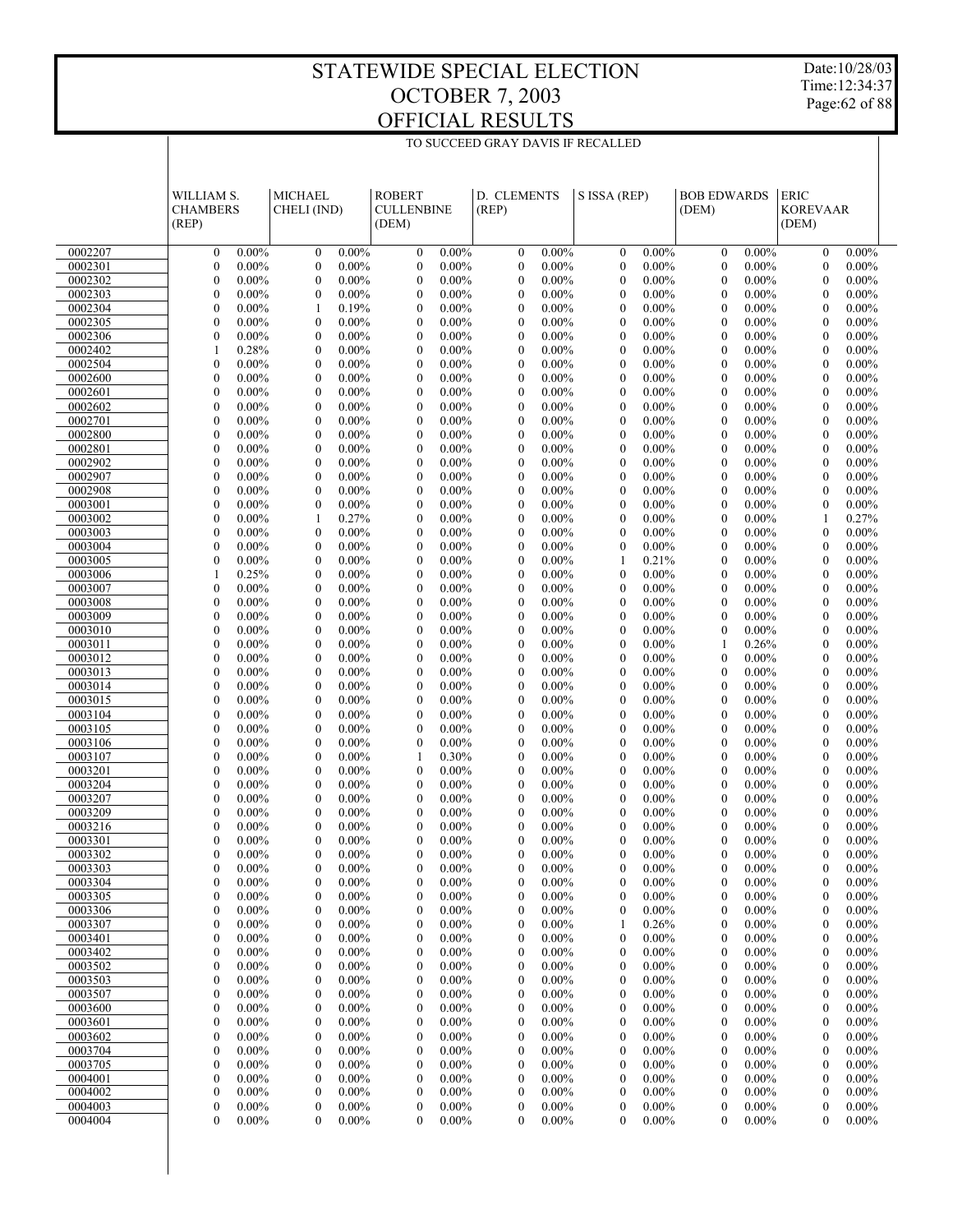# STATEWIDE SPECIAL ELECTION
# OCTOBER 7, 2003
# OFFICIAL RESULTS

Date:10/28/03
Time:12:34:37

TO SUCCEED GRAY DAVIS IF RECALLED

| | WILLIAM S. CHAMBERS (REP) | | MICHAEL CHELI (IND) | | ROBERT CULLENBINE (DEM) | | D. CLEMENTS (REP) | | S ISSA (REP) | | BOB EDWARDS (DEM) | | ERIC KOREVAAR (DEM) | |
|---|---|---|---|---|---|---|---|---|---|---|---|---|---|---|
| 0002207 | 0 | 0.00% | 0 | 0.00% | 0 | 0.00% | 0 | 0.00% | 0 | 0.00% | 0 | 0.00% | 0 | 0.00% |
| 0002301 | 0 | 0.00% | 0 | 0.00% | 0 | 0.00% | 0 | 0.00% | 0 | 0.00% | 0 | 0.00% | 0 | 0.00% |
| 0002302 | 0 | 0.00% | 0 | 0.00% | 0 | 0.00% | 0 | 0.00% | 0 | 0.00% | 0 | 0.00% | 0 | 0.00% |
| 0002303 | 0 | 0.00% | 0 | 0.00% | 0 | 0.00% | 0 | 0.00% | 0 | 0.00% | 0 | 0.00% | 0 | 0.00% |
| 0002304 | 0 | 0.00% | 1 | 0.19% | 0 | 0.00% | 0 | 0.00% | 0 | 0.00% | 0 | 0.00% | 0 | 0.00% |
| 0002305 | 0 | 0.00% | 0 | 0.00% | 0 | 0.00% | 0 | 0.00% | 0 | 0.00% | 0 | 0.00% | 0 | 0.00% |
| 0002306 | 0 | 0.00% | 0 | 0.00% | 0 | 0.00% | 0 | 0.00% | 0 | 0.00% | 0 | 0.00% | 0 | 0.00% |
| 0002402 | 1 | 0.28% | 0 | 0.00% | 0 | 0.00% | 0 | 0.00% | 0 | 0.00% | 0 | 0.00% | 0 | 0.00% |
| 0002504 | 0 | 0.00% | 0 | 0.00% | 0 | 0.00% | 0 | 0.00% | 0 | 0.00% | 0 | 0.00% | 0 | 0.00% |
| 0002600 | 0 | 0.00% | 0 | 0.00% | 0 | 0.00% | 0 | 0.00% | 0 | 0.00% | 0 | 0.00% | 0 | 0.00% |
| 0002601 | 0 | 0.00% | 0 | 0.00% | 0 | 0.00% | 0 | 0.00% | 0 | 0.00% | 0 | 0.00% | 0 | 0.00% |
| 0002602 | 0 | 0.00% | 0 | 0.00% | 0 | 0.00% | 0 | 0.00% | 0 | 0.00% | 0 | 0.00% | 0 | 0.00% |
| 0002701 | 0 | 0.00% | 0 | 0.00% | 0 | 0.00% | 0 | 0.00% | 0 | 0.00% | 0 | 0.00% | 0 | 0.00% |
| 0002800 | 0 | 0.00% | 0 | 0.00% | 0 | 0.00% | 0 | 0.00% | 0 | 0.00% | 0 | 0.00% | 0 | 0.00% |
| 0002801 | 0 | 0.00% | 0 | 0.00% | 0 | 0.00% | 0 | 0.00% | 0 | 0.00% | 0 | 0.00% | 0 | 0.00% |
| 0002902 | 0 | 0.00% | 0 | 0.00% | 0 | 0.00% | 0 | 0.00% | 0 | 0.00% | 0 | 0.00% | 0 | 0.00% |
| 0002907 | 0 | 0.00% | 0 | 0.00% | 0 | 0.00% | 0 | 0.00% | 0 | 0.00% | 0 | 0.00% | 0 | 0.00% |
| 0002908 | 0 | 0.00% | 0 | 0.00% | 0 | 0.00% | 0 | 0.00% | 0 | 0.00% | 0 | 0.00% | 0 | 0.00% |
| 0003001 | 0 | 0.00% | 0 | 0.00% | 0 | 0.00% | 0 | 0.00% | 0 | 0.00% | 0 | 0.00% | 0 | 0.00% |
| 0003002 | 0 | 0.00% | 1 | 0.27% | 0 | 0.00% | 0 | 0.00% | 0 | 0.00% | 0 | 0.00% | 1 | 0.27% |
| 0003003 | 0 | 0.00% | 0 | 0.00% | 0 | 0.00% | 0 | 0.00% | 0 | 0.00% | 0 | 0.00% | 0 | 0.00% |
| 0003004 | 0 | 0.00% | 0 | 0.00% | 0 | 0.00% | 0 | 0.00% | 0 | 0.00% | 0 | 0.00% | 0 | 0.00% |
| 0003005 | 0 | 0.00% | 0 | 0.00% | 0 | 0.00% | 0 | 0.00% | 1 | 0.21% | 0 | 0.00% | 0 | 0.00% |
| 0003006 | 1 | 0.25% | 0 | 0.00% | 0 | 0.00% | 0 | 0.00% | 0 | 0.00% | 0 | 0.00% | 0 | 0.00% |
| 0003007 | 0 | 0.00% | 0 | 0.00% | 0 | 0.00% | 0 | 0.00% | 0 | 0.00% | 0 | 0.00% | 0 | 0.00% |
| 0003008 | 0 | 0.00% | 0 | 0.00% | 0 | 0.00% | 0 | 0.00% | 0 | 0.00% | 0 | 0.00% | 0 | 0.00% |
| 0003009 | 0 | 0.00% | 0 | 0.00% | 0 | 0.00% | 0 | 0.00% | 0 | 0.00% | 0 | 0.00% | 0 | 0.00% |
| 0003010 | 0 | 0.00% | 0 | 0.00% | 0 | 0.00% | 0 | 0.00% | 0 | 0.00% | 0 | 0.00% | 0 | 0.00% |
| 0003011 | 0 | 0.00% | 0 | 0.00% | 0 | 0.00% | 0 | 0.00% | 0 | 0.00% | 1 | 0.26% | 0 | 0.00% |
| 0003012 | 0 | 0.00% | 0 | 0.00% | 0 | 0.00% | 0 | 0.00% | 0 | 0.00% | 0 | 0.00% | 0 | 0.00% |
| 0003013 | 0 | 0.00% | 0 | 0.00% | 0 | 0.00% | 0 | 0.00% | 0 | 0.00% | 0 | 0.00% | 0 | 0.00% |
| 0003014 | 0 | 0.00% | 0 | 0.00% | 0 | 0.00% | 0 | 0.00% | 0 | 0.00% | 0 | 0.00% | 0 | 0.00% |
| 0003015 | 0 | 0.00% | 0 | 0.00% | 0 | 0.00% | 0 | 0.00% | 0 | 0.00% | 0 | 0.00% | 0 | 0.00% |
| 0003104 | 0 | 0.00% | 0 | 0.00% | 0 | 0.00% | 0 | 0.00% | 0 | 0.00% | 0 | 0.00% | 0 | 0.00% |
| 0003105 | 0 | 0.00% | 0 | 0.00% | 0 | 0.00% | 0 | 0.00% | 0 | 0.00% | 0 | 0.00% | 0 | 0.00% |
| 0003106 | 0 | 0.00% | 0 | 0.00% | 0 | 0.00% | 0 | 0.00% | 0 | 0.00% | 0 | 0.00% | 0 | 0.00% |
| 0003107 | 0 | 0.00% | 0 | 0.00% | 1 | 0.30% | 0 | 0.00% | 0 | 0.00% | 0 | 0.00% | 0 | 0.00% |
| 0003201 | 0 | 0.00% | 0 | 0.00% | 0 | 0.00% | 0 | 0.00% | 0 | 0.00% | 0 | 0.00% | 0 | 0.00% |
| 0003204 | 0 | 0.00% | 0 | 0.00% | 0 | 0.00% | 0 | 0.00% | 0 | 0.00% | 0 | 0.00% | 0 | 0.00% |
| 0003207 | 0 | 0.00% | 0 | 0.00% | 0 | 0.00% | 0 | 0.00% | 0 | 0.00% | 0 | 0.00% | 0 | 0.00% |
| 0003209 | 0 | 0.00% | 0 | 0.00% | 0 | 0.00% | 0 | 0.00% | 0 | 0.00% | 0 | 0.00% | 0 | 0.00% |
| 0003216 | 0 | 0.00% | 0 | 0.00% | 0 | 0.00% | 0 | 0.00% | 0 | 0.00% | 0 | 0.00% | 0 | 0.00% |
| 0003301 | 0 | 0.00% | 0 | 0.00% | 0 | 0.00% | 0 | 0.00% | 0 | 0.00% | 0 | 0.00% | 0 | 0.00% |
| 0003302 | 0 | 0.00% | 0 | 0.00% | 0 | 0.00% | 0 | 0.00% | 0 | 0.00% | 0 | 0.00% | 0 | 0.00% |
| 0003303 | 0 | 0.00% | 0 | 0.00% | 0 | 0.00% | 0 | 0.00% | 0 | 0.00% | 0 | 0.00% | 0 | 0.00% |
| 0003304 | 0 | 0.00% | 0 | 0.00% | 0 | 0.00% | 0 | 0.00% | 0 | 0.00% | 0 | 0.00% | 0 | 0.00% |
| 0003305 | 0 | 0.00% | 0 | 0.00% | 0 | 0.00% | 0 | 0.00% | 0 | 0.00% | 0 | 0.00% | 0 | 0.00% |
| 0003306 | 0 | 0.00% | 0 | 0.00% | 0 | 0.00% | 0 | 0.00% | 0 | 0.00% | 0 | 0.00% | 0 | 0.00% |
| 0003307 | 0 | 0.00% | 0 | 0.00% | 0 | 0.00% | 0 | 0.00% | 1 | 0.26% | 0 | 0.00% | 0 | 0.00% |
| 0003401 | 0 | 0.00% | 0 | 0.00% | 0 | 0.00% | 0 | 0.00% | 0 | 0.00% | 0 | 0.00% | 0 | 0.00% |
| 0003402 | 0 | 0.00% | 0 | 0.00% | 0 | 0.00% | 0 | 0.00% | 0 | 0.00% | 0 | 0.00% | 0 | 0.00% |
| 0003502 | 0 | 0.00% | 0 | 0.00% | 0 | 0.00% | 0 | 0.00% | 0 | 0.00% | 0 | 0.00% | 0 | 0.00% |
| 0003503 | 0 | 0.00% | 0 | 0.00% | 0 | 0.00% | 0 | 0.00% | 0 | 0.00% | 0 | 0.00% | 0 | 0.00% |
| 0003507 | 0 | 0.00% | 0 | 0.00% | 0 | 0.00% | 0 | 0.00% | 0 | 0.00% | 0 | 0.00% | 0 | 0.00% |
| 0003600 | 0 | 0.00% | 0 | 0.00% | 0 | 0.00% | 0 | 0.00% | 0 | 0.00% | 0 | 0.00% | 0 | 0.00% |
| 0003601 | 0 | 0.00% | 0 | 0.00% | 0 | 0.00% | 0 | 0.00% | 0 | 0.00% | 0 | 0.00% | 0 | 0.00% |
| 0003602 | 0 | 0.00% | 0 | 0.00% | 0 | 0.00% | 0 | 0.00% | 0 | 0.00% | 0 | 0.00% | 0 | 0.00% |
| 0003704 | 0 | 0.00% | 0 | 0.00% | 0 | 0.00% | 0 | 0.00% | 0 | 0.00% | 0 | 0.00% | 0 | 0.00% |
| 0003705 | 0 | 0.00% | 0 | 0.00% | 0 | 0.00% | 0 | 0.00% | 0 | 0.00% | 0 | 0.00% | 0 | 0.00% |
| 0004001 | 0 | 0.00% | 0 | 0.00% | 0 | 0.00% | 0 | 0.00% | 0 | 0.00% | 0 | 0.00% | 0 | 0.00% |
| 0004002 | 0 | 0.00% | 0 | 0.00% | 0 | 0.00% | 0 | 0.00% | 0 | 0.00% | 0 | 0.00% | 0 | 0.00% |
| 0004003 | 0 | 0.00% | 0 | 0.00% | 0 | 0.00% | 0 | 0.00% | 0 | 0.00% | 0 | 0.00% | 0 | 0.00% |
| 0004004 | 0 | 0.00% | 0 | 0.00% | 0 | 0.00% | 0 | 0.00% | 0 | 0.00% | 0 | 0.00% | 0 | 0.00% |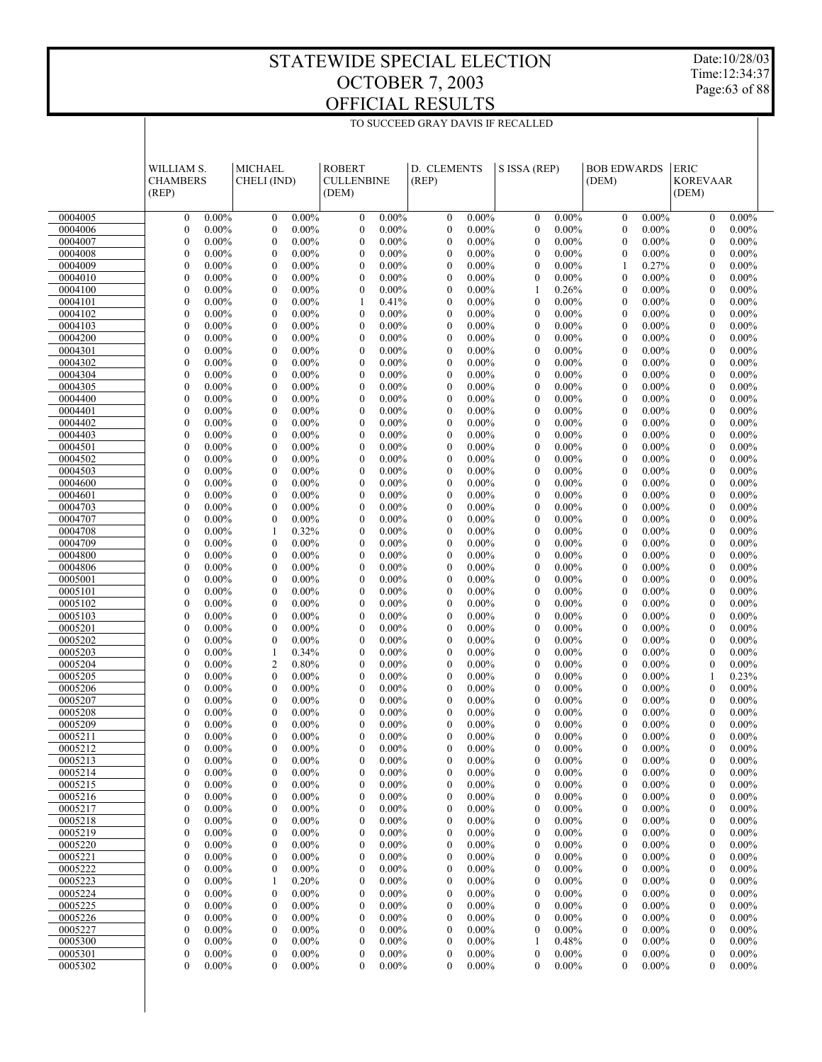# STATEWIDE SPECIAL ELECTION
# OCTOBER 7, 2003
# OFFICIAL RESULTS

Date:10/28/03
Time:12:34:37

TO SUCCEED GRAY DAVIS IF RECALLED

| | WILLIAM S. CHAMBERS (REP) | | MICHAEL CHELI (IND) | | ROBERT CULLENBINE (DEM) | | D. CLEMENTS (REP) | | S ISSA (REP) | | BOB EDWARDS (DEM) | | ERIC KOREVAAR (DEM) | |
|---|---|---|---|---|---|---|---|---|---|---|---|---|---|---|
| 0004005 | 0 | 0.00% | 0 | 0.00% | 0 | 0.00% | 0 | 0.00% | 0 | 0.00% | 0 | 0.00% | 0 | 0.00% |
| 0004006 | 0 | 0.00% | 0 | 0.00% | 0 | 0.00% | 0 | 0.00% | 0 | 0.00% | 0 | 0.00% | 0 | 0.00% |
| 0004007 | 0 | 0.00% | 0 | 0.00% | 0 | 0.00% | 0 | 0.00% | 0 | 0.00% | 0 | 0.00% | 0 | 0.00% |
| 0004008 | 0 | 0.00% | 0 | 0.00% | 0 | 0.00% | 0 | 0.00% | 0 | 0.00% | 0 | 0.00% | 0 | 0.00% |
| 0004009 | 0 | 0.00% | 0 | 0.00% | 0 | 0.00% | 0 | 0.00% | 0 | 0.00% | 1 | 0.27% | 0 | 0.00% |
| 0004010 | 0 | 0.00% | 0 | 0.00% | 0 | 0.00% | 0 | 0.00% | 0 | 0.00% | 0 | 0.00% | 0 | 0.00% |
| 0004100 | 0 | 0.00% | 0 | 0.00% | 0 | 0.00% | 0 | 0.00% | 1 | 0.26% | 0 | 0.00% | 0 | 0.00% |
| 0004101 | 0 | 0.00% | 0 | 0.00% | 1 | 0.41% | 0 | 0.00% | 0 | 0.00% | 0 | 0.00% | 0 | 0.00% |
| 0004102 | 0 | 0.00% | 0 | 0.00% | 0 | 0.00% | 0 | 0.00% | 0 | 0.00% | 0 | 0.00% | 0 | 0.00% |
| 0004103 | 0 | 0.00% | 0 | 0.00% | 0 | 0.00% | 0 | 0.00% | 0 | 0.00% | 0 | 0.00% | 0 | 0.00% |
| 0004200 | 0 | 0.00% | 0 | 0.00% | 0 | 0.00% | 0 | 0.00% | 0 | 0.00% | 0 | 0.00% | 0 | 0.00% |
| 0004301 | 0 | 0.00% | 0 | 0.00% | 0 | 0.00% | 0 | 0.00% | 0 | 0.00% | 0 | 0.00% | 0 | 0.00% |
| 0004302 | 0 | 0.00% | 0 | 0.00% | 0 | 0.00% | 0 | 0.00% | 0 | 0.00% | 0 | 0.00% | 0 | 0.00% |
| 0004304 | 0 | 0.00% | 0 | 0.00% | 0 | 0.00% | 0 | 0.00% | 0 | 0.00% | 0 | 0.00% | 0 | 0.00% |
| 0004305 | 0 | 0.00% | 0 | 0.00% | 0 | 0.00% | 0 | 0.00% | 0 | 0.00% | 0 | 0.00% | 0 | 0.00% |
| 0004400 | 0 | 0.00% | 0 | 0.00% | 0 | 0.00% | 0 | 0.00% | 0 | 0.00% | 0 | 0.00% | 0 | 0.00% |
| 0004401 | 0 | 0.00% | 0 | 0.00% | 0 | 0.00% | 0 | 0.00% | 0 | 0.00% | 0 | 0.00% | 0 | 0.00% |
| 0004402 | 0 | 0.00% | 0 | 0.00% | 0 | 0.00% | 0 | 0.00% | 0 | 0.00% | 0 | 0.00% | 0 | 0.00% |
| 0004403 | 0 | 0.00% | 0 | 0.00% | 0 | 0.00% | 0 | 0.00% | 0 | 0.00% | 0 | 0.00% | 0 | 0.00% |
| 0004501 | 0 | 0.00% | 0 | 0.00% | 0 | 0.00% | 0 | 0.00% | 0 | 0.00% | 0 | 0.00% | 0 | 0.00% |
| 0004502 | 0 | 0.00% | 0 | 0.00% | 0 | 0.00% | 0 | 0.00% | 0 | 0.00% | 0 | 0.00% | 0 | 0.00% |
| 0004503 | 0 | 0.00% | 0 | 0.00% | 0 | 0.00% | 0 | 0.00% | 0 | 0.00% | 0 | 0.00% | 0 | 0.00% |
| 0004600 | 0 | 0.00% | 0 | 0.00% | 0 | 0.00% | 0 | 0.00% | 0 | 0.00% | 0 | 0.00% | 0 | 0.00% |
| 0004601 | 0 | 0.00% | 0 | 0.00% | 0 | 0.00% | 0 | 0.00% | 0 | 0.00% | 0 | 0.00% | 0 | 0.00% |
| 0004703 | 0 | 0.00% | 0 | 0.00% | 0 | 0.00% | 0 | 0.00% | 0 | 0.00% | 0 | 0.00% | 0 | 0.00% |
| 0004707 | 0 | 0.00% | 0 | 0.00% | 0 | 0.00% | 0 | 0.00% | 0 | 0.00% | 0 | 0.00% | 0 | 0.00% |
| 0004708 | 0 | 0.00% | 1 | 0.32% | 0 | 0.00% | 0 | 0.00% | 0 | 0.00% | 0 | 0.00% | 0 | 0.00% |
| 0004709 | 0 | 0.00% | 0 | 0.00% | 0 | 0.00% | 0 | 0.00% | 0 | 0.00% | 0 | 0.00% | 0 | 0.00% |
| 0004800 | 0 | 0.00% | 0 | 0.00% | 0 | 0.00% | 0 | 0.00% | 0 | 0.00% | 0 | 0.00% | 0 | 0.00% |
| 0004806 | 0 | 0.00% | 0 | 0.00% | 0 | 0.00% | 0 | 0.00% | 0 | 0.00% | 0 | 0.00% | 0 | 0.00% |
| 0005001 | 0 | 0.00% | 0 | 0.00% | 0 | 0.00% | 0 | 0.00% | 0 | 0.00% | 0 | 0.00% | 0 | 0.00% |
| 0005101 | 0 | 0.00% | 0 | 0.00% | 0 | 0.00% | 0 | 0.00% | 0 | 0.00% | 0 | 0.00% | 0 | 0.00% |
| 0005102 | 0 | 0.00% | 0 | 0.00% | 0 | 0.00% | 0 | 0.00% | 0 | 0.00% | 0 | 0.00% | 0 | 0.00% |
| 0005103 | 0 | 0.00% | 0 | 0.00% | 0 | 0.00% | 0 | 0.00% | 0 | 0.00% | 0 | 0.00% | 0 | 0.00% |
| 0005201 | 0 | 0.00% | 0 | 0.00% | 0 | 0.00% | 0 | 0.00% | 0 | 0.00% | 0 | 0.00% | 0 | 0.00% |
| 0005202 | 0 | 0.00% | 0 | 0.00% | 0 | 0.00% | 0 | 0.00% | 0 | 0.00% | 0 | 0.00% | 0 | 0.00% |
| 0005203 | 0 | 0.00% | 1 | 0.34% | 0 | 0.00% | 0 | 0.00% | 0 | 0.00% | 0 | 0.00% | 0 | 0.00% |
| 0005204 | 0 | 0.00% | 2 | 0.80% | 0 | 0.00% | 0 | 0.00% | 0 | 0.00% | 0 | 0.00% | 0 | 0.00% |
| 0005205 | 0 | 0.00% | 0 | 0.00% | 0 | 0.00% | 0 | 0.00% | 0 | 0.00% | 0 | 0.00% | 1 | 0.23% |
| 0005206 | 0 | 0.00% | 0 | 0.00% | 0 | 0.00% | 0 | 0.00% | 0 | 0.00% | 0 | 0.00% | 0 | 0.00% |
| 0005207 | 0 | 0.00% | 0 | 0.00% | 0 | 0.00% | 0 | 0.00% | 0 | 0.00% | 0 | 0.00% | 0 | 0.00% |
| 0005208 | 0 | 0.00% | 0 | 0.00% | 0 | 0.00% | 0 | 0.00% | 0 | 0.00% | 0 | 0.00% | 0 | 0.00% |
| 0005209 | 0 | 0.00% | 0 | 0.00% | 0 | 0.00% | 0 | 0.00% | 0 | 0.00% | 0 | 0.00% | 0 | 0.00% |
| 0005211 | 0 | 0.00% | 0 | 0.00% | 0 | 0.00% | 0 | 0.00% | 0 | 0.00% | 0 | 0.00% | 0 | 0.00% |
| 0005212 | 0 | 0.00% | 0 | 0.00% | 0 | 0.00% | 0 | 0.00% | 0 | 0.00% | 0 | 0.00% | 0 | 0.00% |
| 0005213 | 0 | 0.00% | 0 | 0.00% | 0 | 0.00% | 0 | 0.00% | 0 | 0.00% | 0 | 0.00% | 0 | 0.00% |
| 0005214 | 0 | 0.00% | 0 | 0.00% | 0 | 0.00% | 0 | 0.00% | 0 | 0.00% | 0 | 0.00% | 0 | 0.00% |
| 0005215 | 0 | 0.00% | 0 | 0.00% | 0 | 0.00% | 0 | 0.00% | 0 | 0.00% | 0 | 0.00% | 0 | 0.00% |
| 0005216 | 0 | 0.00% | 0 | 0.00% | 0 | 0.00% | 0 | 0.00% | 0 | 0.00% | 0 | 0.00% | 0 | 0.00% |
| 0005217 | 0 | 0.00% | 0 | 0.00% | 0 | 0.00% | 0 | 0.00% | 0 | 0.00% | 0 | 0.00% | 0 | 0.00% |
| 0005218 | 0 | 0.00% | 0 | 0.00% | 0 | 0.00% | 0 | 0.00% | 0 | 0.00% | 0 | 0.00% | 0 | 0.00% |
| 0005219 | 0 | 0.00% | 0 | 0.00% | 0 | 0.00% | 0 | 0.00% | 0 | 0.00% | 0 | 0.00% | 0 | 0.00% |
| 0005220 | 0 | 0.00% | 0 | 0.00% | 0 | 0.00% | 0 | 0.00% | 0 | 0.00% | 0 | 0.00% | 0 | 0.00% |
| 0005221 | 0 | 0.00% | 0 | 0.00% | 0 | 0.00% | 0 | 0.00% | 0 | 0.00% | 0 | 0.00% | 0 | 0.00% |
| 0005222 | 0 | 0.00% | 0 | 0.00% | 0 | 0.00% | 0 | 0.00% | 0 | 0.00% | 0 | 0.00% | 0 | 0.00% |
| 0005223 | 0 | 0.00% | 1 | 0.20% | 0 | 0.00% | 0 | 0.00% | 0 | 0.00% | 0 | 0.00% | 0 | 0.00% |
| 0005224 | 0 | 0.00% | 0 | 0.00% | 0 | 0.00% | 0 | 0.00% | 0 | 0.00% | 0 | 0.00% | 0 | 0.00% |
| 0005225 | 0 | 0.00% | 0 | 0.00% | 0 | 0.00% | 0 | 0.00% | 0 | 0.00% | 0 | 0.00% | 0 | 0.00% |
| 0005226 | 0 | 0.00% | 0 | 0.00% | 0 | 0.00% | 0 | 0.00% | 0 | 0.00% | 0 | 0.00% | 0 | 0.00% |
| 0005227 | 0 | 0.00% | 0 | 0.00% | 0 | 0.00% | 0 | 0.00% | 0 | 0.00% | 0 | 0.00% | 0 | 0.00% |
| 0005300 | 0 | 0.00% | 0 | 0.00% | 0 | 0.00% | 0 | 0.00% | 1 | 0.48% | 0 | 0.00% | 0 | 0.00% |
| 0005301 | 0 | 0.00% | 0 | 0.00% | 0 | 0.00% | 0 | 0.00% | 0 | 0.00% | 0 | 0.00% | 0 | 0.00% |
| 0005302 | 0 | 0.00% | 0 | 0.00% | 0 | 0.00% | 0 | 0.00% | 0 | 0.00% | 0 | 0.00% | 0 | 0.00% |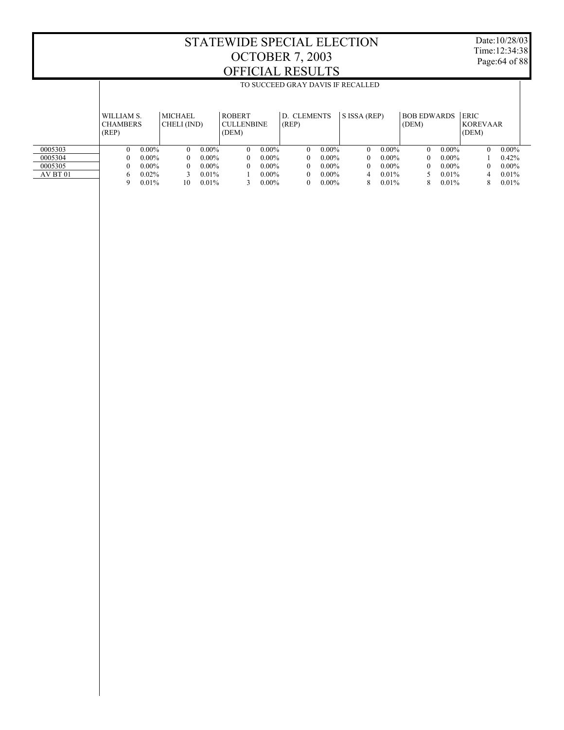# STATEWIDE SPECIAL ELECTION
## OCTOBER 7, 2003
## OFFICIAL RESULTS

Date:10/28/03
Time:12:34:38

TO SUCCEED GRAY DAVIS IF RECALLED

| | WILLIAM S. CHAMBERS (REP) | | MICHAEL CHELI (IND) | | ROBERT CULLENBINE (DEM) | | D. CLEMENTS (REP) | | S ISSA (REP) | | BOB EDWARDS (DEM) | | ERIC KOREVAAR (DEM) | |
|---|---|---|---|---|---|---|---|---|---|---|---|---|---|---|
| 0005303 | 0 | 0.00% | 0 | 0.00% | 0 | 0.00% | 0 | 0.00% | 0 | 0.00% | 0 | 0.00% | 0 | 0.00% |
| 0005304 | 0 | 0.00% | 0 | 0.00% | 0 | 0.00% | 0 | 0.00% | 0 | 0.00% | 0 | 0.00% | 1 | 0.42% |
| 0005305 | 0 | 0.00% | 0 | 0.00% | 0 | 0.00% | 0 | 0.00% | 0 | 0.00% | 0 | 0.00% | 0 | 0.00% |
| AV BT 01 | 6 | 0.02% | 3 | 0.01% | 1 | 0.00% | 0 | 0.00% | 4 | 0.01% | 5 | 0.01% | 4 | 0.01% |
| | 9 | 0.01% | 10 | 0.01% | 3 | 0.00% | 0 | 0.00% | 8 | 0.01% | 8 | 0.01% | 8 | 0.01% |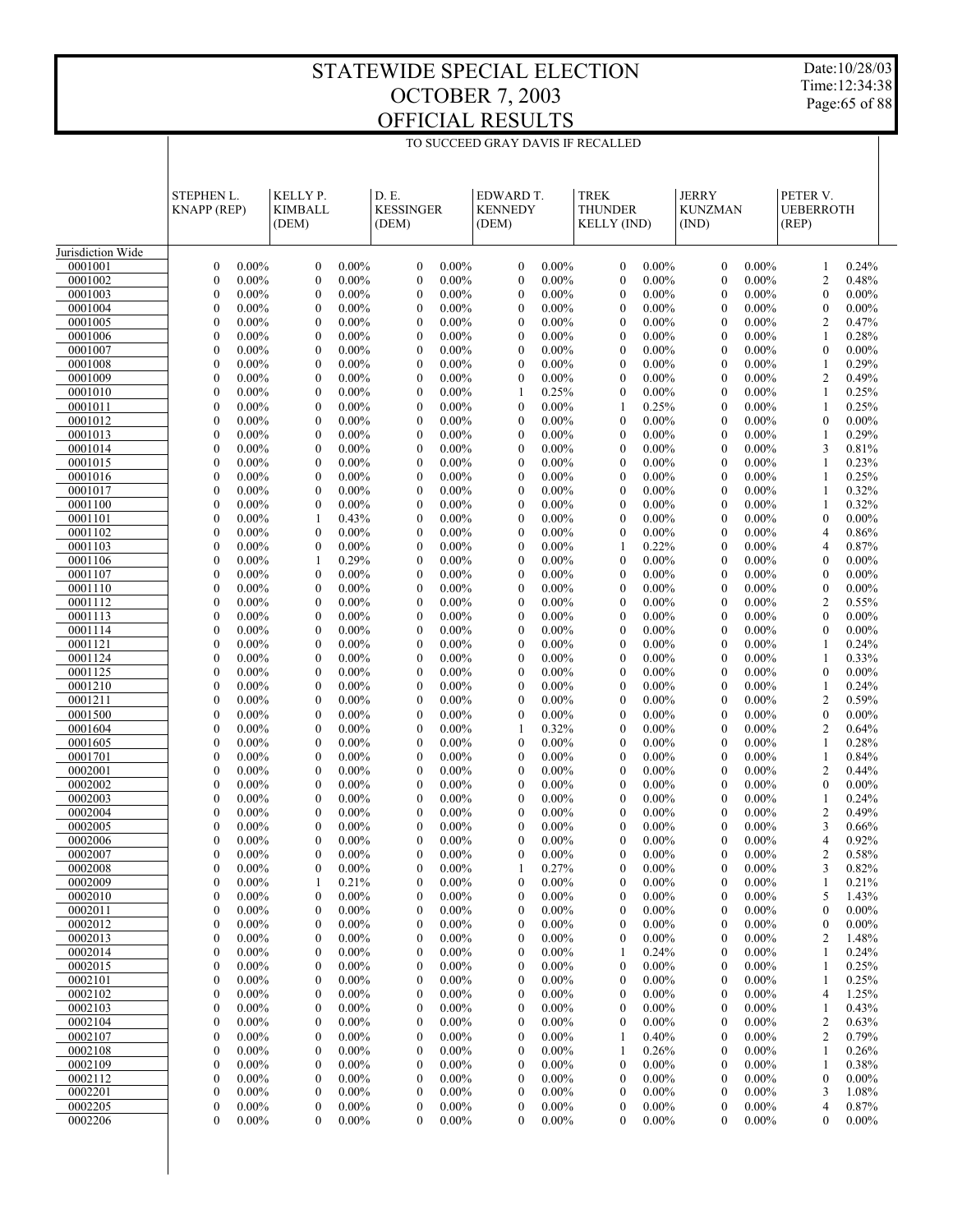# STATEWIDE SPECIAL ELECTION
# OCTOBER 7, 2003
# OFFICIAL RESULTS

TO SUCCEED GRAY DAVIS IF RECALLED

| | STEPHEN L. KNAPP (REP) | | KELLY P. KIMBALL (DEM) | | D. E. KESSINGER (DEM) | | EDWARD T. KENNEDY (DEM) | | TREK THUNDER KELLY (IND) | | JERRY KUNZMAN (IND) | | PETER V. UEBERROTH (REP) | |
|---|---|---|---|---|---|---|---|---|---|---|---|---|---|---|
| Jurisdiction Wide | | | | | | | | | | | | | | |
| 0001001 | 0 | 0.00% | 0 | 0.00% | 0 | 0.00% | 0 | 0.00% | 0 | 0.00% | 0 | 0.00% | 1 | 0.24% |
| 0001002 | 0 | 0.00% | 0 | 0.00% | 0 | 0.00% | 0 | 0.00% | 0 | 0.00% | 0 | 0.00% | 2 | 0.48% |
| 0001003 | 0 | 0.00% | 0 | 0.00% | 0 | 0.00% | 0 | 0.00% | 0 | 0.00% | 0 | 0.00% | 0 | 0.00% |
| 0001004 | 0 | 0.00% | 0 | 0.00% | 0 | 0.00% | 0 | 0.00% | 0 | 0.00% | 0 | 0.00% | 0 | 0.00% |
| 0001005 | 0 | 0.00% | 0 | 0.00% | 0 | 0.00% | 0 | 0.00% | 0 | 0.00% | 0 | 0.00% | 2 | 0.47% |
| 0001006 | 0 | 0.00% | 0 | 0.00% | 0 | 0.00% | 0 | 0.00% | 0 | 0.00% | 0 | 0.00% | 1 | 0.28% |
| 0001007 | 0 | 0.00% | 0 | 0.00% | 0 | 0.00% | 0 | 0.00% | 0 | 0.00% | 0 | 0.00% | 0 | 0.00% |
| 0001008 | 0 | 0.00% | 0 | 0.00% | 0 | 0.00% | 0 | 0.00% | 0 | 0.00% | 0 | 0.00% | 1 | 0.29% |
| 0001009 | 0 | 0.00% | 0 | 0.00% | 0 | 0.00% | 0 | 0.00% | 0 | 0.00% | 0 | 0.00% | 2 | 0.49% |
| 0001010 | 0 | 0.00% | 0 | 0.00% | 0 | 0.00% | 1 | 0.25% | 0 | 0.00% | 0 | 0.00% | 1 | 0.25% |
| 0001011 | 0 | 0.00% | 0 | 0.00% | 0 | 0.00% | 0 | 0.00% | 1 | 0.25% | 0 | 0.00% | 1 | 0.25% |
| 0001012 | 0 | 0.00% | 0 | 0.00% | 0 | 0.00% | 0 | 0.00% | 0 | 0.00% | 0 | 0.00% | 0 | 0.00% |
| 0001013 | 0 | 0.00% | 0 | 0.00% | 0 | 0.00% | 0 | 0.00% | 0 | 0.00% | 0 | 0.00% | 1 | 0.29% |
| 0001014 | 0 | 0.00% | 0 | 0.00% | 0 | 0.00% | 0 | 0.00% | 0 | 0.00% | 0 | 0.00% | 3 | 0.81% |
| 0001015 | 0 | 0.00% | 0 | 0.00% | 0 | 0.00% | 0 | 0.00% | 0 | 0.00% | 0 | 0.00% | 1 | 0.23% |
| 0001016 | 0 | 0.00% | 0 | 0.00% | 0 | 0.00% | 0 | 0.00% | 0 | 0.00% | 0 | 0.00% | 1 | 0.25% |
| 0001017 | 0 | 0.00% | 0 | 0.00% | 0 | 0.00% | 0 | 0.00% | 0 | 0.00% | 0 | 0.00% | 1 | 0.32% |
| 0001100 | 0 | 0.00% | 0 | 0.00% | 0 | 0.00% | 0 | 0.00% | 0 | 0.00% | 0 | 0.00% | 1 | 0.32% |
| 0001101 | 0 | 0.00% | 1 | 0.43% | 0 | 0.00% | 0 | 0.00% | 0 | 0.00% | 0 | 0.00% | 0 | 0.00% |
| 0001102 | 0 | 0.00% | 0 | 0.00% | 0 | 0.00% | 0 | 0.00% | 0 | 0.00% | 0 | 0.00% | 4 | 0.86% |
| 0001103 | 0 | 0.00% | 0 | 0.00% | 0 | 0.00% | 0 | 0.00% | 1 | 0.22% | 0 | 0.00% | 4 | 0.87% |
| 0001106 | 0 | 0.00% | 1 | 0.29% | 0 | 0.00% | 0 | 0.00% | 0 | 0.00% | 0 | 0.00% | 0 | 0.00% |
| 0001107 | 0 | 0.00% | 0 | 0.00% | 0 | 0.00% | 0 | 0.00% | 0 | 0.00% | 0 | 0.00% | 0 | 0.00% |
| 0001110 | 0 | 0.00% | 0 | 0.00% | 0 | 0.00% | 0 | 0.00% | 0 | 0.00% | 0 | 0.00% | 0 | 0.00% |
| 0001112 | 0 | 0.00% | 0 | 0.00% | 0 | 0.00% | 0 | 0.00% | 0 | 0.00% | 0 | 0.00% | 2 | 0.55% |
| 0001113 | 0 | 0.00% | 0 | 0.00% | 0 | 0.00% | 0 | 0.00% | 0 | 0.00% | 0 | 0.00% | 0 | 0.00% |
| 0001114 | 0 | 0.00% | 0 | 0.00% | 0 | 0.00% | 0 | 0.00% | 0 | 0.00% | 0 | 0.00% | 0 | 0.00% |
| 0001121 | 0 | 0.00% | 0 | 0.00% | 0 | 0.00% | 0 | 0.00% | 0 | 0.00% | 0 | 0.00% | 1 | 0.24% |
| 0001124 | 0 | 0.00% | 0 | 0.00% | 0 | 0.00% | 0 | 0.00% | 0 | 0.00% | 0 | 0.00% | 1 | 0.33% |
| 0001125 | 0 | 0.00% | 0 | 0.00% | 0 | 0.00% | 0 | 0.00% | 0 | 0.00% | 0 | 0.00% | 0 | 0.00% |
| 0001210 | 0 | 0.00% | 0 | 0.00% | 0 | 0.00% | 0 | 0.00% | 0 | 0.00% | 0 | 0.00% | 1 | 0.24% |
| 0001211 | 0 | 0.00% | 0 | 0.00% | 0 | 0.00% | 0 | 0.00% | 0 | 0.00% | 0 | 0.00% | 2 | 0.59% |
| 0001500 | 0 | 0.00% | 0 | 0.00% | 0 | 0.00% | 0 | 0.00% | 0 | 0.00% | 0 | 0.00% | 0 | 0.00% |
| 0001604 | 0 | 0.00% | 0 | 0.00% | 0 | 0.00% | 1 | 0.32% | 0 | 0.00% | 0 | 0.00% | 2 | 0.64% |
| 0001605 | 0 | 0.00% | 0 | 0.00% | 0 | 0.00% | 0 | 0.00% | 0 | 0.00% | 0 | 0.00% | 1 | 0.28% |
| 0001701 | 0 | 0.00% | 0 | 0.00% | 0 | 0.00% | 0 | 0.00% | 0 | 0.00% | 0 | 0.00% | 1 | 0.84% |
| 0002001 | 0 | 0.00% | 0 | 0.00% | 0 | 0.00% | 0 | 0.00% | 0 | 0.00% | 0 | 0.00% | 2 | 0.44% |
| 0002002 | 0 | 0.00% | 0 | 0.00% | 0 | 0.00% | 0 | 0.00% | 0 | 0.00% | 0 | 0.00% | 0 | 0.00% |
| 0002003 | 0 | 0.00% | 0 | 0.00% | 0 | 0.00% | 0 | 0.00% | 0 | 0.00% | 0 | 0.00% | 1 | 0.24% |
| 0002004 | 0 | 0.00% | 0 | 0.00% | 0 | 0.00% | 0 | 0.00% | 0 | 0.00% | 0 | 0.00% | 2 | 0.49% |
| 0002005 | 0 | 0.00% | 0 | 0.00% | 0 | 0.00% | 0 | 0.00% | 0 | 0.00% | 0 | 0.00% | 3 | 0.66% |
| 0002006 | 0 | 0.00% | 0 | 0.00% | 0 | 0.00% | 0 | 0.00% | 0 | 0.00% | 0 | 0.00% | 4 | 0.92% |
| 0002007 | 0 | 0.00% | 0 | 0.00% | 0 | 0.00% | 0 | 0.00% | 0 | 0.00% | 0 | 0.00% | 2 | 0.58% |
| 0002008 | 0 | 0.00% | 0 | 0.00% | 0 | 0.00% | 1 | 0.27% | 0 | 0.00% | 0 | 0.00% | 3 | 0.82% |
| 0002009 | 0 | 0.00% | 1 | 0.21% | 0 | 0.00% | 0 | 0.00% | 0 | 0.00% | 0 | 0.00% | 1 | 0.21% |
| 0002010 | 0 | 0.00% | 0 | 0.00% | 0 | 0.00% | 0 | 0.00% | 0 | 0.00% | 0 | 0.00% | 5 | 1.43% |
| 0002011 | 0 | 0.00% | 0 | 0.00% | 0 | 0.00% | 0 | 0.00% | 0 | 0.00% | 0 | 0.00% | 0 | 0.00% |
| 0002012 | 0 | 0.00% | 0 | 0.00% | 0 | 0.00% | 0 | 0.00% | 0 | 0.00% | 0 | 0.00% | 0 | 0.00% |
| 0002013 | 0 | 0.00% | 0 | 0.00% | 0 | 0.00% | 0 | 0.00% | 0 | 0.00% | 0 | 0.00% | 2 | 1.48% |
| 0002014 | 0 | 0.00% | 0 | 0.00% | 0 | 0.00% | 0 | 0.00% | 1 | 0.24% | 0 | 0.00% | 1 | 0.24% |
| 0002015 | 0 | 0.00% | 0 | 0.00% | 0 | 0.00% | 0 | 0.00% | 0 | 0.00% | 0 | 0.00% | 1 | 0.25% |
| 0002101 | 0 | 0.00% | 0 | 0.00% | 0 | 0.00% | 0 | 0.00% | 0 | 0.00% | 0 | 0.00% | 1 | 0.25% |
| 0002102 | 0 | 0.00% | 0 | 0.00% | 0 | 0.00% | 0 | 0.00% | 0 | 0.00% | 0 | 0.00% | 4 | 1.25% |
| 0002103 | 0 | 0.00% | 0 | 0.00% | 0 | 0.00% | 0 | 0.00% | 0 | 0.00% | 0 | 0.00% | 1 | 0.43% |
| 0002104 | 0 | 0.00% | 0 | 0.00% | 0 | 0.00% | 0 | 0.00% | 0 | 0.00% | 0 | 0.00% | 2 | 0.63% |
| 0002107 | 0 | 0.00% | 0 | 0.00% | 0 | 0.00% | 0 | 0.00% | 1 | 0.40% | 0 | 0.00% | 2 | 0.79% |
| 0002108 | 0 | 0.00% | 0 | 0.00% | 0 | 0.00% | 0 | 0.00% | 1 | 0.26% | 0 | 0.00% | 1 | 0.26% |
| 0002109 | 0 | 0.00% | 0 | 0.00% | 0 | 0.00% | 0 | 0.00% | 0 | 0.00% | 0 | 0.00% | 1 | 0.38% |
| 0002112 | 0 | 0.00% | 0 | 0.00% | 0 | 0.00% | 0 | 0.00% | 0 | 0.00% | 0 | 0.00% | 0 | 0.00% |
| 0002201 | 0 | 0.00% | 0 | 0.00% | 0 | 0.00% | 0 | 0.00% | 0 | 0.00% | 0 | 0.00% | 3 | 1.08% |
| 0002205 | 0 | 0.00% | 0 | 0.00% | 0 | 0.00% | 0 | 0.00% | 0 | 0.00% | 0 | 0.00% | 4 | 0.87% |
| 0002206 | 0 | 0.00% | 0 | 0.00% | 0 | 0.00% | 0 | 0.00% | 0 | 0.00% | 0 | 0.00% | 0 | 0.00% |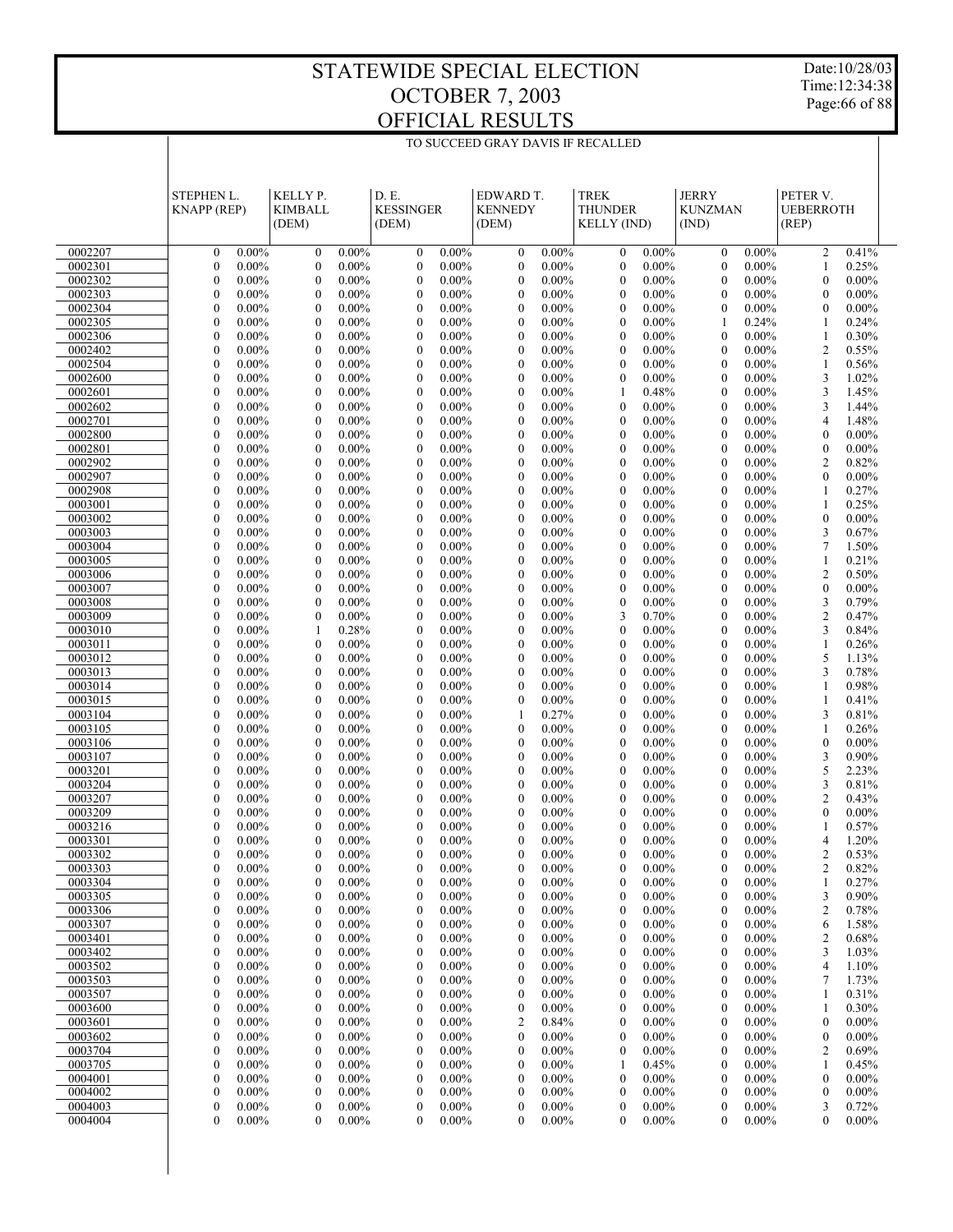# STATEWIDE SPECIAL ELECTION
# OCTOBER 7, 2003
# OFFICIAL RESULTS

Date:10/28/03
Time:12:34:38

TO SUCCEED GRAY DAVIS IF RECALLED

| | STEPHEN L. KNAPP (REP) | | KELLY P. KIMBALL (DEM) | | D. E. KESSINGER (DEM) | | EDWARD T. KENNEDY (DEM) | | TREK THUNDER KELLY (IND) | | JERRY KUNZMAN (IND) | | PETER V. UEBERROTH (REP) | |
|---|---|---|---|---|---|---|---|---|---|---|---|---|---|---|
| 0002207 | 0 | 0.00% | 0 | 0.00% | 0 | 0.00% | 0 | 0.00% | 0 | 0.00% | 0 | 0.00% | 2 | 0.41% |
| 0002301 | 0 | 0.00% | 0 | 0.00% | 0 | 0.00% | 0 | 0.00% | 0 | 0.00% | 0 | 0.00% | 1 | 0.25% |
| 0002302 | 0 | 0.00% | 0 | 0.00% | 0 | 0.00% | 0 | 0.00% | 0 | 0.00% | 0 | 0.00% | 0 | 0.00% |
| 0002303 | 0 | 0.00% | 0 | 0.00% | 0 | 0.00% | 0 | 0.00% | 0 | 0.00% | 0 | 0.00% | 0 | 0.00% |
| 0002304 | 0 | 0.00% | 0 | 0.00% | 0 | 0.00% | 0 | 0.00% | 0 | 0.00% | 0 | 0.00% | 0 | 0.00% |
| 0002305 | 0 | 0.00% | 0 | 0.00% | 0 | 0.00% | 0 | 0.00% | 0 | 0.00% | 1 | 0.24% | 1 | 0.24% |
| 0002306 | 0 | 0.00% | 0 | 0.00% | 0 | 0.00% | 0 | 0.00% | 0 | 0.00% | 0 | 0.00% | 1 | 0.30% |
| 0002402 | 0 | 0.00% | 0 | 0.00% | 0 | 0.00% | 0 | 0.00% | 0 | 0.00% | 0 | 0.00% | 2 | 0.55% |
| 0002504 | 0 | 0.00% | 0 | 0.00% | 0 | 0.00% | 0 | 0.00% | 0 | 0.00% | 0 | 0.00% | 1 | 0.56% |
| 0002600 | 0 | 0.00% | 0 | 0.00% | 0 | 0.00% | 0 | 0.00% | 0 | 0.00% | 0 | 0.00% | 3 | 1.02% |
| 0002601 | 0 | 0.00% | 0 | 0.00% | 0 | 0.00% | 0 | 0.00% | 1 | 0.48% | 0 | 0.00% | 3 | 1.45% |
| 0002602 | 0 | 0.00% | 0 | 0.00% | 0 | 0.00% | 0 | 0.00% | 0 | 0.00% | 0 | 0.00% | 3 | 1.44% |
| 0002701 | 0 | 0.00% | 0 | 0.00% | 0 | 0.00% | 0 | 0.00% | 0 | 0.00% | 0 | 0.00% | 4 | 1.48% |
| 0002800 | 0 | 0.00% | 0 | 0.00% | 0 | 0.00% | 0 | 0.00% | 0 | 0.00% | 0 | 0.00% | 0 | 0.00% |
| 0002801 | 0 | 0.00% | 0 | 0.00% | 0 | 0.00% | 0 | 0.00% | 0 | 0.00% | 0 | 0.00% | 0 | 0.00% |
| 0002902 | 0 | 0.00% | 0 | 0.00% | 0 | 0.00% | 0 | 0.00% | 0 | 0.00% | 0 | 0.00% | 2 | 0.82% |
| 0002907 | 0 | 0.00% | 0 | 0.00% | 0 | 0.00% | 0 | 0.00% | 0 | 0.00% | 0 | 0.00% | 0 | 0.00% |
| 0002908 | 0 | 0.00% | 0 | 0.00% | 0 | 0.00% | 0 | 0.00% | 0 | 0.00% | 0 | 0.00% | 1 | 0.27% |
| 0003001 | 0 | 0.00% | 0 | 0.00% | 0 | 0.00% | 0 | 0.00% | 0 | 0.00% | 0 | 0.00% | 1 | 0.25% |
| 0003002 | 0 | 0.00% | 0 | 0.00% | 0 | 0.00% | 0 | 0.00% | 0 | 0.00% | 0 | 0.00% | 0 | 0.00% |
| 0003003 | 0 | 0.00% | 0 | 0.00% | 0 | 0.00% | 0 | 0.00% | 0 | 0.00% | 0 | 0.00% | 3 | 0.67% |
| 0003004 | 0 | 0.00% | 0 | 0.00% | 0 | 0.00% | 0 | 0.00% | 0 | 0.00% | 0 | 0.00% | 7 | 1.50% |
| 0003005 | 0 | 0.00% | 0 | 0.00% | 0 | 0.00% | 0 | 0.00% | 0 | 0.00% | 0 | 0.00% | 1 | 0.21% |
| 0003006 | 0 | 0.00% | 0 | 0.00% | 0 | 0.00% | 0 | 0.00% | 0 | 0.00% | 0 | 0.00% | 2 | 0.50% |
| 0003007 | 0 | 0.00% | 0 | 0.00% | 0 | 0.00% | 0 | 0.00% | 0 | 0.00% | 0 | 0.00% | 0 | 0.00% |
| 0003008 | 0 | 0.00% | 0 | 0.00% | 0 | 0.00% | 0 | 0.00% | 0 | 0.00% | 0 | 0.00% | 3 | 0.79% |
| 0003009 | 0 | 0.00% | 0 | 0.00% | 0 | 0.00% | 0 | 0.00% | 3 | 0.70% | 0 | 0.00% | 2 | 0.47% |
| 0003010 | 0 | 0.00% | 1 | 0.28% | 0 | 0.00% | 0 | 0.00% | 0 | 0.00% | 0 | 0.00% | 3 | 0.84% |
| 0003011 | 0 | 0.00% | 0 | 0.00% | 0 | 0.00% | 0 | 0.00% | 0 | 0.00% | 0 | 0.00% | 1 | 0.26% |
| 0003012 | 0 | 0.00% | 0 | 0.00% | 0 | 0.00% | 0 | 0.00% | 0 | 0.00% | 0 | 0.00% | 5 | 1.13% |
| 0003013 | 0 | 0.00% | 0 | 0.00% | 0 | 0.00% | 0 | 0.00% | 0 | 0.00% | 0 | 0.00% | 3 | 0.78% |
| 0003014 | 0 | 0.00% | 0 | 0.00% | 0 | 0.00% | 0 | 0.00% | 0 | 0.00% | 0 | 0.00% | 1 | 0.98% |
| 0003015 | 0 | 0.00% | 0 | 0.00% | 0 | 0.00% | 0 | 0.00% | 0 | 0.00% | 0 | 0.00% | 1 | 0.41% |
| 0003104 | 0 | 0.00% | 0 | 0.00% | 0 | 0.00% | 1 | 0.27% | 0 | 0.00% | 0 | 0.00% | 3 | 0.81% |
| 0003105 | 0 | 0.00% | 0 | 0.00% | 0 | 0.00% | 0 | 0.00% | 0 | 0.00% | 0 | 0.00% | 1 | 0.26% |
| 0003106 | 0 | 0.00% | 0 | 0.00% | 0 | 0.00% | 0 | 0.00% | 0 | 0.00% | 0 | 0.00% | 0 | 0.00% |
| 0003107 | 0 | 0.00% | 0 | 0.00% | 0 | 0.00% | 0 | 0.00% | 0 | 0.00% | 0 | 0.00% | 3 | 0.90% |
| 0003201 | 0 | 0.00% | 0 | 0.00% | 0 | 0.00% | 0 | 0.00% | 0 | 0.00% | 0 | 0.00% | 5 | 2.23% |
| 0003204 | 0 | 0.00% | 0 | 0.00% | 0 | 0.00% | 0 | 0.00% | 0 | 0.00% | 0 | 0.00% | 3 | 0.81% |
| 0003207 | 0 | 0.00% | 0 | 0.00% | 0 | 0.00% | 0 | 0.00% | 0 | 0.00% | 0 | 0.00% | 2 | 0.43% |
| 0003209 | 0 | 0.00% | 0 | 0.00% | 0 | 0.00% | 0 | 0.00% | 0 | 0.00% | 0 | 0.00% | 0 | 0.00% |
| 0003216 | 0 | 0.00% | 0 | 0.00% | 0 | 0.00% | 0 | 0.00% | 0 | 0.00% | 0 | 0.00% | 1 | 0.57% |
| 0003301 | 0 | 0.00% | 0 | 0.00% | 0 | 0.00% | 0 | 0.00% | 0 | 0.00% | 0 | 0.00% | 4 | 1.20% |
| 0003302 | 0 | 0.00% | 0 | 0.00% | 0 | 0.00% | 0 | 0.00% | 0 | 0.00% | 0 | 0.00% | 2 | 0.53% |
| 0003303 | 0 | 0.00% | 0 | 0.00% | 0 | 0.00% | 0 | 0.00% | 0 | 0.00% | 0 | 0.00% | 2 | 0.82% |
| 0003304 | 0 | 0.00% | 0 | 0.00% | 0 | 0.00% | 0 | 0.00% | 0 | 0.00% | 0 | 0.00% | 1 | 0.27% |
| 0003305 | 0 | 0.00% | 0 | 0.00% | 0 | 0.00% | 0 | 0.00% | 0 | 0.00% | 0 | 0.00% | 3 | 0.90% |
| 0003306 | 0 | 0.00% | 0 | 0.00% | 0 | 0.00% | 0 | 0.00% | 0 | 0.00% | 0 | 0.00% | 2 | 0.78% |
| 0003307 | 0 | 0.00% | 0 | 0.00% | 0 | 0.00% | 0 | 0.00% | 0 | 0.00% | 0 | 0.00% | 6 | 1.58% |
| 0003401 | 0 | 0.00% | 0 | 0.00% | 0 | 0.00% | 0 | 0.00% | 0 | 0.00% | 0 | 0.00% | 2 | 0.68% |
| 0003402 | 0 | 0.00% | 0 | 0.00% | 0 | 0.00% | 0 | 0.00% | 0 | 0.00% | 0 | 0.00% | 3 | 1.03% |
| 0003502 | 0 | 0.00% | 0 | 0.00% | 0 | 0.00% | 0 | 0.00% | 0 | 0.00% | 0 | 0.00% | 4 | 1.10% |
| 0003503 | 0 | 0.00% | 0 | 0.00% | 0 | 0.00% | 0 | 0.00% | 0 | 0.00% | 0 | 0.00% | 7 | 1.73% |
| 0003507 | 0 | 0.00% | 0 | 0.00% | 0 | 0.00% | 0 | 0.00% | 0 | 0.00% | 0 | 0.00% | 1 | 0.31% |
| 0003600 | 0 | 0.00% | 0 | 0.00% | 0 | 0.00% | 0 | 0.00% | 0 | 0.00% | 0 | 0.00% | 1 | 0.30% |
| 0003601 | 0 | 0.00% | 0 | 0.00% | 0 | 0.00% | 2 | 0.84% | 0 | 0.00% | 0 | 0.00% | 0 | 0.00% |
| 0003602 | 0 | 0.00% | 0 | 0.00% | 0 | 0.00% | 0 | 0.00% | 0 | 0.00% | 0 | 0.00% | 0 | 0.00% |
| 0003704 | 0 | 0.00% | 0 | 0.00% | 0 | 0.00% | 0 | 0.00% | 0 | 0.00% | 0 | 0.00% | 2 | 0.69% |
| 0003705 | 0 | 0.00% | 0 | 0.00% | 0 | 0.00% | 0 | 0.00% | 1 | 0.45% | 0 | 0.00% | 1 | 0.45% |
| 0004001 | 0 | 0.00% | 0 | 0.00% | 0 | 0.00% | 0 | 0.00% | 0 | 0.00% | 0 | 0.00% | 0 | 0.00% |
| 0004002 | 0 | 0.00% | 0 | 0.00% | 0 | 0.00% | 0 | 0.00% | 0 | 0.00% | 0 | 0.00% | 0 | 0.00% |
| 0004003 | 0 | 0.00% | 0 | 0.00% | 0 | 0.00% | 0 | 0.00% | 0 | 0.00% | 0 | 0.00% | 3 | 0.72% |
| 0004004 | 0 | 0.00% | 0 | 0.00% | 0 | 0.00% | 0 | 0.00% | 0 | 0.00% | 0 | 0.00% | 0 | 0.00% |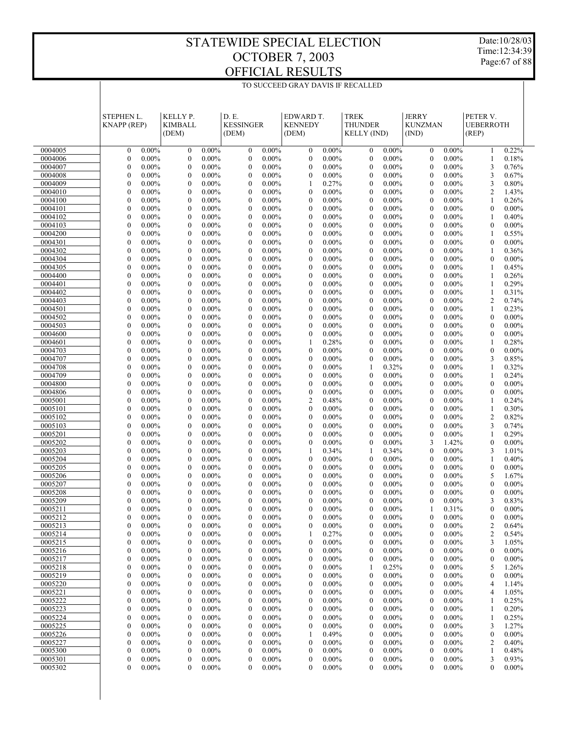# STATEWIDE SPECIAL ELECTION
# OCTOBER 7, 2003
# OFFICIAL RESULTS

TO SUCCEED GRAY DAVIS IF RECALLED

| | STEPHEN L. KNAPP (REP) | | KELLY P. KIMBALL (DEM) | | D. E. KESSINGER (DEM) | | EDWARD T. KENNEDY (DEM) | | TREK THUNDER KELLY (IND) | | JERRY KUNZMAN (IND) | | PETER V. UEBERROTH (REP) | |
|---|---|---|---|---|---|---|---|---|---|---|---|---|---|---|
| 0004005 | 0 | 0.00% | 0 | 0.00% | 0 | 0.00% | 0 | 0.00% | 0 | 0.00% | 0 | 0.00% | 1 | 0.22% |
| 0004006 | 0 | 0.00% | 0 | 0.00% | 0 | 0.00% | 0 | 0.00% | 0 | 0.00% | 0 | 0.00% | 1 | 0.18% |
| 0004007 | 0 | 0.00% | 0 | 0.00% | 0 | 0.00% | 0 | 0.00% | 0 | 0.00% | 0 | 0.00% | 3 | 0.76% |
| 0004008 | 0 | 0.00% | 0 | 0.00% | 0 | 0.00% | 0 | 0.00% | 0 | 0.00% | 0 | 0.00% | 3 | 0.67% |
| 0004009 | 0 | 0.00% | 0 | 0.00% | 0 | 0.00% | 1 | 0.27% | 0 | 0.00% | 0 | 0.00% | 3 | 0.80% |
| 0004010 | 0 | 0.00% | 0 | 0.00% | 0 | 0.00% | 0 | 0.00% | 0 | 0.00% | 0 | 0.00% | 2 | 1.43% |
| 0004100 | 0 | 0.00% | 0 | 0.00% | 0 | 0.00% | 0 | 0.00% | 0 | 0.00% | 0 | 0.00% | 1 | 0.26% |
| 0004101 | 0 | 0.00% | 0 | 0.00% | 0 | 0.00% | 0 | 0.00% | 0 | 0.00% | 0 | 0.00% | 0 | 0.00% |
| 0004102 | 0 | 0.00% | 0 | 0.00% | 0 | 0.00% | 0 | 0.00% | 0 | 0.00% | 0 | 0.00% | 1 | 0.40% |
| 0004103 | 0 | 0.00% | 0 | 0.00% | 0 | 0.00% | 0 | 0.00% | 0 | 0.00% | 0 | 0.00% | 0 | 0.00% |
| 0004200 | 0 | 0.00% | 0 | 0.00% | 0 | 0.00% | 0 | 0.00% | 0 | 0.00% | 0 | 0.00% | 1 | 0.55% |
| 0004301 | 0 | 0.00% | 0 | 0.00% | 0 | 0.00% | 0 | 0.00% | 0 | 0.00% | 0 | 0.00% | 0 | 0.00% |
| 0004302 | 0 | 0.00% | 0 | 0.00% | 0 | 0.00% | 0 | 0.00% | 0 | 0.00% | 0 | 0.00% | 1 | 0.36% |
| 0004304 | 0 | 0.00% | 0 | 0.00% | 0 | 0.00% | 0 | 0.00% | 0 | 0.00% | 0 | 0.00% | 0 | 0.00% |
| 0004305 | 0 | 0.00% | 0 | 0.00% | 0 | 0.00% | 0 | 0.00% | 0 | 0.00% | 0 | 0.00% | 1 | 0.45% |
| 0004400 | 0 | 0.00% | 0 | 0.00% | 0 | 0.00% | 0 | 0.00% | 0 | 0.00% | 0 | 0.00% | 1 | 0.26% |
| 0004401 | 0 | 0.00% | 0 | 0.00% | 0 | 0.00% | 0 | 0.00% | 0 | 0.00% | 0 | 0.00% | 1 | 0.29% |
| 0004402 | 0 | 0.00% | 0 | 0.00% | 0 | 0.00% | 0 | 0.00% | 0 | 0.00% | 0 | 0.00% | 1 | 0.31% |
| 0004403 | 0 | 0.00% | 0 | 0.00% | 0 | 0.00% | 0 | 0.00% | 0 | 0.00% | 0 | 0.00% | 2 | 0.74% |
| 0004501 | 0 | 0.00% | 0 | 0.00% | 0 | 0.00% | 0 | 0.00% | 0 | 0.00% | 0 | 0.00% | 1 | 0.23% |
| 0004502 | 0 | 0.00% | 0 | 0.00% | 0 | 0.00% | 0 | 0.00% | 0 | 0.00% | 0 | 0.00% | 0 | 0.00% |
| 0004503 | 0 | 0.00% | 0 | 0.00% | 0 | 0.00% | 0 | 0.00% | 0 | 0.00% | 0 | 0.00% | 0 | 0.00% |
| 0004600 | 0 | 0.00% | 0 | 0.00% | 0 | 0.00% | 0 | 0.00% | 0 | 0.00% | 0 | 0.00% | 0 | 0.00% |
| 0004601 | 0 | 0.00% | 0 | 0.00% | 0 | 0.00% | 1 | 0.28% | 0 | 0.00% | 0 | 0.00% | 1 | 0.28% |
| 0004703 | 0 | 0.00% | 0 | 0.00% | 0 | 0.00% | 0 | 0.00% | 0 | 0.00% | 0 | 0.00% | 0 | 0.00% |
| 0004707 | 0 | 0.00% | 0 | 0.00% | 0 | 0.00% | 0 | 0.00% | 0 | 0.00% | 0 | 0.00% | 3 | 0.85% |
| 0004708 | 0 | 0.00% | 0 | 0.00% | 0 | 0.00% | 0 | 0.00% | 1 | 0.32% | 0 | 0.00% | 1 | 0.32% |
| 0004709 | 0 | 0.00% | 0 | 0.00% | 0 | 0.00% | 0 | 0.00% | 0 | 0.00% | 0 | 0.00% | 1 | 0.24% |
| 0004800 | 0 | 0.00% | 0 | 0.00% | 0 | 0.00% | 0 | 0.00% | 0 | 0.00% | 0 | 0.00% | 0 | 0.00% |
| 0004806 | 0 | 0.00% | 0 | 0.00% | 0 | 0.00% | 0 | 0.00% | 0 | 0.00% | 0 | 0.00% | 0 | 0.00% |
| 0005001 | 0 | 0.00% | 0 | 0.00% | 0 | 0.00% | 2 | 0.48% | 0 | 0.00% | 0 | 0.00% | 1 | 0.24% |
| 0005101 | 0 | 0.00% | 0 | 0.00% | 0 | 0.00% | 0 | 0.00% | 0 | 0.00% | 0 | 0.00% | 1 | 0.30% |
| 0005102 | 0 | 0.00% | 0 | 0.00% | 0 | 0.00% | 0 | 0.00% | 0 | 0.00% | 0 | 0.00% | 2 | 0.82% |
| 0005103 | 0 | 0.00% | 0 | 0.00% | 0 | 0.00% | 0 | 0.00% | 0 | 0.00% | 0 | 0.00% | 3 | 0.74% |
| 0005201 | 0 | 0.00% | 0 | 0.00% | 0 | 0.00% | 0 | 0.00% | 0 | 0.00% | 0 | 0.00% | 1 | 0.29% |
| 0005202 | 0 | 0.00% | 0 | 0.00% | 0 | 0.00% | 0 | 0.00% | 0 | 0.00% | 3 | 1.42% | 0 | 0.00% |
| 0005203 | 0 | 0.00% | 0 | 0.00% | 0 | 0.00% | 1 | 0.34% | 1 | 0.34% | 0 | 0.00% | 3 | 1.01% |
| 0005204 | 0 | 0.00% | 0 | 0.00% | 0 | 0.00% | 0 | 0.00% | 0 | 0.00% | 0 | 0.00% | 1 | 0.40% |
| 0005205 | 0 | 0.00% | 0 | 0.00% | 0 | 0.00% | 0 | 0.00% | 0 | 0.00% | 0 | 0.00% | 0 | 0.00% |
| 0005206 | 0 | 0.00% | 0 | 0.00% | 0 | 0.00% | 0 | 0.00% | 0 | 0.00% | 0 | 0.00% | 5 | 1.67% |
| 0005207 | 0 | 0.00% | 0 | 0.00% | 0 | 0.00% | 0 | 0.00% | 0 | 0.00% | 0 | 0.00% | 0 | 0.00% |
| 0005208 | 0 | 0.00% | 0 | 0.00% | 0 | 0.00% | 0 | 0.00% | 0 | 0.00% | 0 | 0.00% | 0 | 0.00% |
| 0005209 | 0 | 0.00% | 0 | 0.00% | 0 | 0.00% | 0 | 0.00% | 0 | 0.00% | 0 | 0.00% | 3 | 0.83% |
| 0005211 | 0 | 0.00% | 0 | 0.00% | 0 | 0.00% | 0 | 0.00% | 0 | 0.00% | 1 | 0.31% | 0 | 0.00% |
| 0005212 | 0 | 0.00% | 0 | 0.00% | 0 | 0.00% | 0 | 0.00% | 0 | 0.00% | 0 | 0.00% | 0 | 0.00% |
| 0005213 | 0 | 0.00% | 0 | 0.00% | 0 | 0.00% | 0 | 0.00% | 0 | 0.00% | 0 | 0.00% | 2 | 0.64% |
| 0005214 | 0 | 0.00% | 0 | 0.00% | 0 | 0.00% | 1 | 0.27% | 0 | 0.00% | 0 | 0.00% | 2 | 0.54% |
| 0005215 | 0 | 0.00% | 0 | 0.00% | 0 | 0.00% | 0 | 0.00% | 0 | 0.00% | 0 | 0.00% | 3 | 1.05% |
| 0005216 | 0 | 0.00% | 0 | 0.00% | 0 | 0.00% | 0 | 0.00% | 0 | 0.00% | 0 | 0.00% | 0 | 0.00% |
| 0005217 | 0 | 0.00% | 0 | 0.00% | 0 | 0.00% | 0 | 0.00% | 0 | 0.00% | 0 | 0.00% | 0 | 0.00% |
| 0005218 | 0 | 0.00% | 0 | 0.00% | 0 | 0.00% | 0 | 0.00% | 1 | 0.25% | 0 | 0.00% | 5 | 1.26% |
| 0005219 | 0 | 0.00% | 0 | 0.00% | 0 | 0.00% | 0 | 0.00% | 0 | 0.00% | 0 | 0.00% | 0 | 0.00% |
| 0005220 | 0 | 0.00% | 0 | 0.00% | 0 | 0.00% | 0 | 0.00% | 0 | 0.00% | 0 | 0.00% | 4 | 1.14% |
| 0005221 | 0 | 0.00% | 0 | 0.00% | 0 | 0.00% | 0 | 0.00% | 0 | 0.00% | 0 | 0.00% | 4 | 1.05% |
| 0005222 | 0 | 0.00% | 0 | 0.00% | 0 | 0.00% | 0 | 0.00% | 0 | 0.00% | 0 | 0.00% | 1 | 0.25% |
| 0005223 | 0 | 0.00% | 0 | 0.00% | 0 | 0.00% | 0 | 0.00% | 0 | 0.00% | 0 | 0.00% | 1 | 0.20% |
| 0005224 | 0 | 0.00% | 0 | 0.00% | 0 | 0.00% | 0 | 0.00% | 0 | 0.00% | 0 | 0.00% | 1 | 0.25% |
| 0005225 | 0 | 0.00% | 0 | 0.00% | 0 | 0.00% | 0 | 0.00% | 0 | 0.00% | 0 | 0.00% | 3 | 1.27% |
| 0005226 | 0 | 0.00% | 0 | 0.00% | 0 | 0.00% | 1 | 0.49% | 0 | 0.00% | 0 | 0.00% | 0 | 0.00% |
| 0005227 | 0 | 0.00% | 0 | 0.00% | 0 | 0.00% | 0 | 0.00% | 0 | 0.00% | 0 | 0.00% | 2 | 0.40% |
| 0005300 | 0 | 0.00% | 0 | 0.00% | 0 | 0.00% | 0 | 0.00% | 0 | 0.00% | 0 | 0.00% | 1 | 0.48% |
| 0005301 | 0 | 0.00% | 0 | 0.00% | 0 | 0.00% | 0 | 0.00% | 0 | 0.00% | 0 | 0.00% | 3 | 0.93% |
| 0005302 | 0 | 0.00% | 0 | 0.00% | 0 | 0.00% | 0 | 0.00% | 0 | 0.00% | 0 | 0.00% | 0 | 0.00% |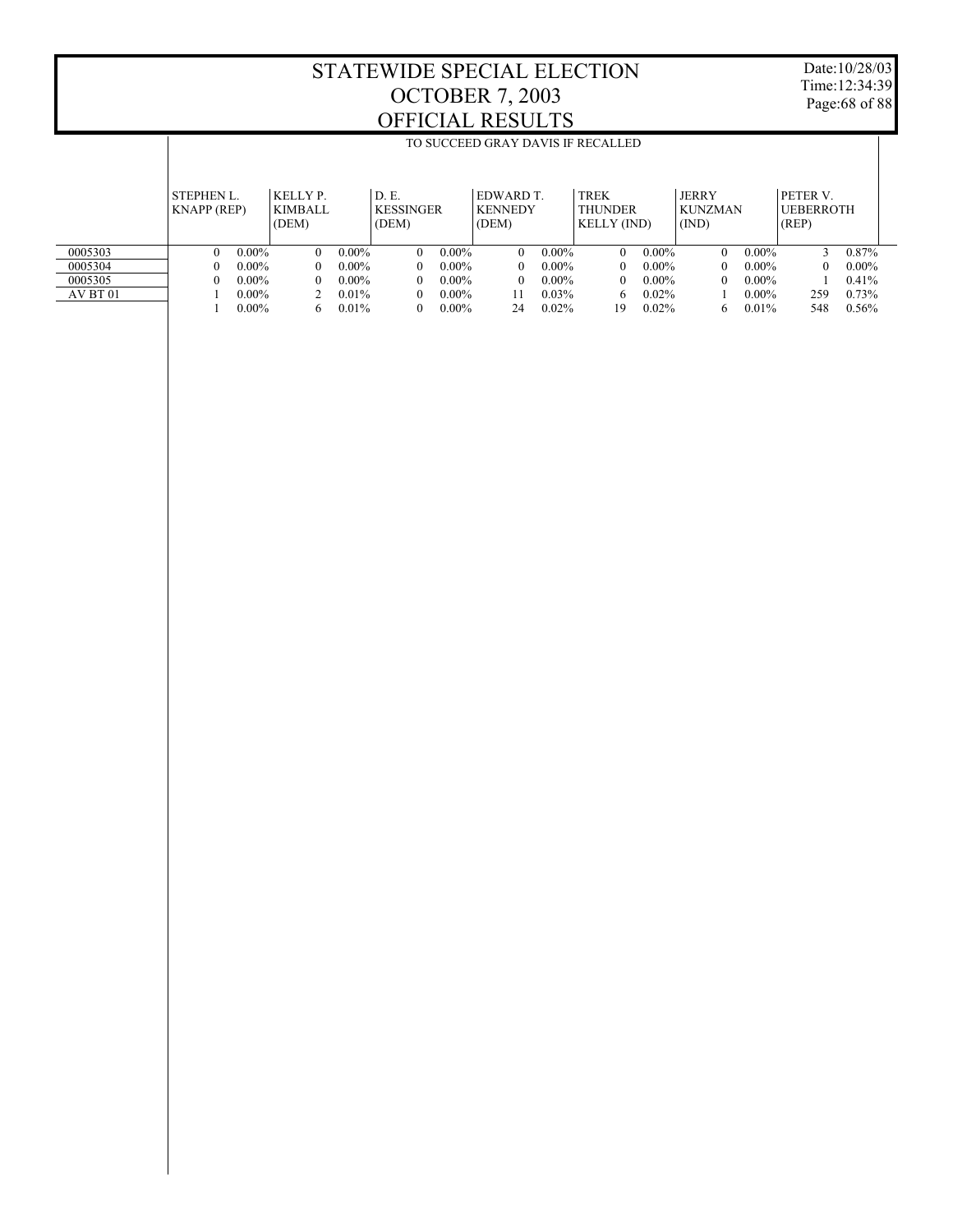# STATEWIDE SPECIAL ELECTION
# OCTOBER 7, 2003
# OFFICIAL RESULTS

Date:10/28/03
Time:12:34:39

TO SUCCEED GRAY DAVIS IF RECALLED

| | STEPHEN L. KNAPP (REP) | | KELLY P. KIMBALL (DEM) | | D. E. KESSINGER (DEM) | | EDWARD T. KENNEDY (DEM) | | TREK THUNDER KELLY (IND) | | JERRY KUNZMAN (IND) | | PETER V. UEBERROTH (REP) | |
|---|---|---|---|---|---|---|---|---|---|---|---|---|---|---|
| 0005303 | 0 | 0.00% | 0 | 0.00% | 0 | 0.00% | 0 | 0.00% | 0 | 0.00% | 0 | 0.00% | 3 | 0.87% |
| 0005304 | 0 | 0.00% | 0 | 0.00% | 0 | 0.00% | 0 | 0.00% | 0 | 0.00% | 0 | 0.00% | 0 | 0.00% |
| 0005305 | 0 | 0.00% | 0 | 0.00% | 0 | 0.00% | 0 | 0.00% | 0 | 0.00% | 0 | 0.00% | 1 | 0.41% |
| AV BT 01 | 1 | 0.00% | 2 | 0.01% | 0 | 0.00% | 11 | 0.03% | 6 | 0.02% | 1 | 0.00% | 259 | 0.73% |
| | 1 | 0.00% | 6 | 0.01% | 0 | 0.00% | 24 | 0.02% | 19 | 0.02% | 6 | 0.01% | 548 | 0.56% |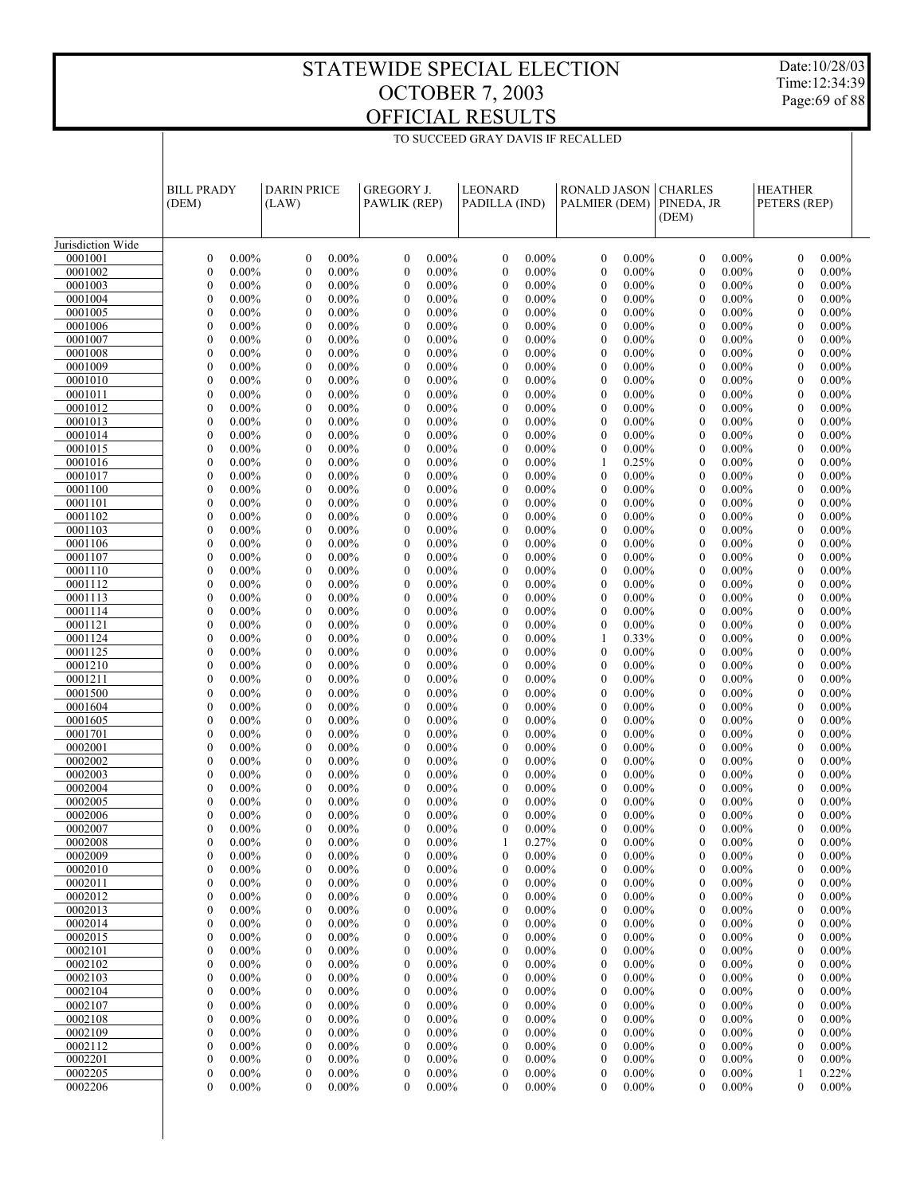# STATEWIDE SPECIAL ELECTION
# OCTOBER 7, 2003
# OFFICIAL RESULTS

Date:10/28/03
Time:12:34:39

TO SUCCEED GRAY DAVIS IF RECALLED

| | BILL PRADY (DEM) | | DARIN PRICE (LAW) | | GREGORY J. PAWLIK (REP) | | LEONARD PADILLA (IND) | | RONALD JASON PALMIER (DEM) | | CHARLES PINEDA, JR (DEM) | | HEATHER PETERS (REP) | |
|---|---|---|---|---|---|---|---|---|---|---|---|---|---|---|
| Jurisdiction Wide | | | | | | | | | | | | | | |
| 0001001 | 0 | 0.00% | 0 | 0.00% | 0 | 0.00% | 0 | 0.00% | 0 | 0.00% | 0 | 0.00% | 0 | 0.00% |
| 0001002 | 0 | 0.00% | 0 | 0.00% | 0 | 0.00% | 0 | 0.00% | 0 | 0.00% | 0 | 0.00% | 0 | 0.00% |
| 0001003 | 0 | 0.00% | 0 | 0.00% | 0 | 0.00% | 0 | 0.00% | 0 | 0.00% | 0 | 0.00% | 0 | 0.00% |
| 0001004 | 0 | 0.00% | 0 | 0.00% | 0 | 0.00% | 0 | 0.00% | 0 | 0.00% | 0 | 0.00% | 0 | 0.00% |
| 0001005 | 0 | 0.00% | 0 | 0.00% | 0 | 0.00% | 0 | 0.00% | 0 | 0.00% | 0 | 0.00% | 0 | 0.00% |
| 0001006 | 0 | 0.00% | 0 | 0.00% | 0 | 0.00% | 0 | 0.00% | 0 | 0.00% | 0 | 0.00% | 0 | 0.00% |
| 0001007 | 0 | 0.00% | 0 | 0.00% | 0 | 0.00% | 0 | 0.00% | 0 | 0.00% | 0 | 0.00% | 0 | 0.00% |
| 0001008 | 0 | 0.00% | 0 | 0.00% | 0 | 0.00% | 0 | 0.00% | 0 | 0.00% | 0 | 0.00% | 0 | 0.00% |
| 0001009 | 0 | 0.00% | 0 | 0.00% | 0 | 0.00% | 0 | 0.00% | 0 | 0.00% | 0 | 0.00% | 0 | 0.00% |
| 0001010 | 0 | 0.00% | 0 | 0.00% | 0 | 0.00% | 0 | 0.00% | 0 | 0.00% | 0 | 0.00% | 0 | 0.00% |
| 0001011 | 0 | 0.00% | 0 | 0.00% | 0 | 0.00% | 0 | 0.00% | 0 | 0.00% | 0 | 0.00% | 0 | 0.00% |
| 0001012 | 0 | 0.00% | 0 | 0.00% | 0 | 0.00% | 0 | 0.00% | 0 | 0.00% | 0 | 0.00% | 0 | 0.00% |
| 0001013 | 0 | 0.00% | 0 | 0.00% | 0 | 0.00% | 0 | 0.00% | 0 | 0.00% | 0 | 0.00% | 0 | 0.00% |
| 0001014 | 0 | 0.00% | 0 | 0.00% | 0 | 0.00% | 0 | 0.00% | 0 | 0.00% | 0 | 0.00% | 0 | 0.00% |
| 0001015 | 0 | 0.00% | 0 | 0.00% | 0 | 0.00% | 0 | 0.00% | 0 | 0.00% | 0 | 0.00% | 0 | 0.00% |
| 0001016 | 0 | 0.00% | 0 | 0.00% | 0 | 0.00% | 0 | 0.00% | 1 | 0.25% | 0 | 0.00% | 0 | 0.00% |
| 0001017 | 0 | 0.00% | 0 | 0.00% | 0 | 0.00% | 0 | 0.00% | 0 | 0.00% | 0 | 0.00% | 0 | 0.00% |
| 0001100 | 0 | 0.00% | 0 | 0.00% | 0 | 0.00% | 0 | 0.00% | 0 | 0.00% | 0 | 0.00% | 0 | 0.00% |
| 0001101 | 0 | 0.00% | 0 | 0.00% | 0 | 0.00% | 0 | 0.00% | 0 | 0.00% | 0 | 0.00% | 0 | 0.00% |
| 0001102 | 0 | 0.00% | 0 | 0.00% | 0 | 0.00% | 0 | 0.00% | 0 | 0.00% | 0 | 0.00% | 0 | 0.00% |
| 0001103 | 0 | 0.00% | 0 | 0.00% | 0 | 0.00% | 0 | 0.00% | 0 | 0.00% | 0 | 0.00% | 0 | 0.00% |
| 0001106 | 0 | 0.00% | 0 | 0.00% | 0 | 0.00% | 0 | 0.00% | 0 | 0.00% | 0 | 0.00% | 0 | 0.00% |
| 0001107 | 0 | 0.00% | 0 | 0.00% | 0 | 0.00% | 0 | 0.00% | 0 | 0.00% | 0 | 0.00% | 0 | 0.00% |
| 0001110 | 0 | 0.00% | 0 | 0.00% | 0 | 0.00% | 0 | 0.00% | 0 | 0.00% | 0 | 0.00% | 0 | 0.00% |
| 0001112 | 0 | 0.00% | 0 | 0.00% | 0 | 0.00% | 0 | 0.00% | 0 | 0.00% | 0 | 0.00% | 0 | 0.00% |
| 0001113 | 0 | 0.00% | 0 | 0.00% | 0 | 0.00% | 0 | 0.00% | 0 | 0.00% | 0 | 0.00% | 0 | 0.00% |
| 0001114 | 0 | 0.00% | 0 | 0.00% | 0 | 0.00% | 0 | 0.00% | 0 | 0.00% | 0 | 0.00% | 0 | 0.00% |
| 0001121 | 0 | 0.00% | 0 | 0.00% | 0 | 0.00% | 0 | 0.00% | 0 | 0.00% | 0 | 0.00% | 0 | 0.00% |
| 0001124 | 0 | 0.00% | 0 | 0.00% | 0 | 0.00% | 0 | 0.00% | 1 | 0.33% | 0 | 0.00% | 0 | 0.00% |
| 0001125 | 0 | 0.00% | 0 | 0.00% | 0 | 0.00% | 0 | 0.00% | 0 | 0.00% | 0 | 0.00% | 0 | 0.00% |
| 0001210 | 0 | 0.00% | 0 | 0.00% | 0 | 0.00% | 0 | 0.00% | 0 | 0.00% | 0 | 0.00% | 0 | 0.00% |
| 0001211 | 0 | 0.00% | 0 | 0.00% | 0 | 0.00% | 0 | 0.00% | 0 | 0.00% | 0 | 0.00% | 0 | 0.00% |
| 0001500 | 0 | 0.00% | 0 | 0.00% | 0 | 0.00% | 0 | 0.00% | 0 | 0.00% | 0 | 0.00% | 0 | 0.00% |
| 0001604 | 0 | 0.00% | 0 | 0.00% | 0 | 0.00% | 0 | 0.00% | 0 | 0.00% | 0 | 0.00% | 0 | 0.00% |
| 0001605 | 0 | 0.00% | 0 | 0.00% | 0 | 0.00% | 0 | 0.00% | 0 | 0.00% | 0 | 0.00% | 0 | 0.00% |
| 0001701 | 0 | 0.00% | 0 | 0.00% | 0 | 0.00% | 0 | 0.00% | 0 | 0.00% | 0 | 0.00% | 0 | 0.00% |
| 0002001 | 0 | 0.00% | 0 | 0.00% | 0 | 0.00% | 0 | 0.00% | 0 | 0.00% | 0 | 0.00% | 0 | 0.00% |
| 0002002 | 0 | 0.00% | 0 | 0.00% | 0 | 0.00% | 0 | 0.00% | 0 | 0.00% | 0 | 0.00% | 0 | 0.00% |
| 0002003 | 0 | 0.00% | 0 | 0.00% | 0 | 0.00% | 0 | 0.00% | 0 | 0.00% | 0 | 0.00% | 0 | 0.00% |
| 0002004 | 0 | 0.00% | 0 | 0.00% | 0 | 0.00% | 0 | 0.00% | 0 | 0.00% | 0 | 0.00% | 0 | 0.00% |
| 0002005 | 0 | 0.00% | 0 | 0.00% | 0 | 0.00% | 0 | 0.00% | 0 | 0.00% | 0 | 0.00% | 0 | 0.00% |
| 0002006 | 0 | 0.00% | 0 | 0.00% | 0 | 0.00% | 0 | 0.00% | 0 | 0.00% | 0 | 0.00% | 0 | 0.00% |
| 0002007 | 0 | 0.00% | 0 | 0.00% | 0 | 0.00% | 0 | 0.00% | 0 | 0.00% | 0 | 0.00% | 0 | 0.00% |
| 0002008 | 0 | 0.00% | 0 | 0.00% | 0 | 0.00% | 1 | 0.27% | 0 | 0.00% | 0 | 0.00% | 0 | 0.00% |
| 0002009 | 0 | 0.00% | 0 | 0.00% | 0 | 0.00% | 0 | 0.00% | 0 | 0.00% | 0 | 0.00% | 0 | 0.00% |
| 0002010 | 0 | 0.00% | 0 | 0.00% | 0 | 0.00% | 0 | 0.00% | 0 | 0.00% | 0 | 0.00% | 0 | 0.00% |
| 0002011 | 0 | 0.00% | 0 | 0.00% | 0 | 0.00% | 0 | 0.00% | 0 | 0.00% | 0 | 0.00% | 0 | 0.00% |
| 0002012 | 0 | 0.00% | 0 | 0.00% | 0 | 0.00% | 0 | 0.00% | 0 | 0.00% | 0 | 0.00% | 0 | 0.00% |
| 0002013 | 0 | 0.00% | 0 | 0.00% | 0 | 0.00% | 0 | 0.00% | 0 | 0.00% | 0 | 0.00% | 0 | 0.00% |
| 0002014 | 0 | 0.00% | 0 | 0.00% | 0 | 0.00% | 0 | 0.00% | 0 | 0.00% | 0 | 0.00% | 0 | 0.00% |
| 0002015 | 0 | 0.00% | 0 | 0.00% | 0 | 0.00% | 0 | 0.00% | 0 | 0.00% | 0 | 0.00% | 0 | 0.00% |
| 0002101 | 0 | 0.00% | 0 | 0.00% | 0 | 0.00% | 0 | 0.00% | 0 | 0.00% | 0 | 0.00% | 0 | 0.00% |
| 0002102 | 0 | 0.00% | 0 | 0.00% | 0 | 0.00% | 0 | 0.00% | 0 | 0.00% | 0 | 0.00% | 0 | 0.00% |
| 0002103 | 0 | 0.00% | 0 | 0.00% | 0 | 0.00% | 0 | 0.00% | 0 | 0.00% | 0 | 0.00% | 0 | 0.00% |
| 0002104 | 0 | 0.00% | 0 | 0.00% | 0 | 0.00% | 0 | 0.00% | 0 | 0.00% | 0 | 0.00% | 0 | 0.00% |
| 0002107 | 0 | 0.00% | 0 | 0.00% | 0 | 0.00% | 0 | 0.00% | 0 | 0.00% | 0 | 0.00% | 0 | 0.00% |
| 0002108 | 0 | 0.00% | 0 | 0.00% | 0 | 0.00% | 0 | 0.00% | 0 | 0.00% | 0 | 0.00% | 0 | 0.00% |
| 0002109 | 0 | 0.00% | 0 | 0.00% | 0 | 0.00% | 0 | 0.00% | 0 | 0.00% | 0 | 0.00% | 0 | 0.00% |
| 0002112 | 0 | 0.00% | 0 | 0.00% | 0 | 0.00% | 0 | 0.00% | 0 | 0.00% | 0 | 0.00% | 0 | 0.00% |
| 0002201 | 0 | 0.00% | 0 | 0.00% | 0 | 0.00% | 0 | 0.00% | 0 | 0.00% | 0 | 0.00% | 0 | 0.00% |
| 0002205 | 0 | 0.00% | 0 | 0.00% | 0 | 0.00% | 0 | 0.00% | 0 | 0.00% | 0 | 0.00% | 1 | 0.22% |
| 0002206 | 0 | 0.00% | 0 | 0.00% | 0 | 0.00% | 0 | 0.00% | 0 | 0.00% | 0 | 0.00% | 0 | 0.00% |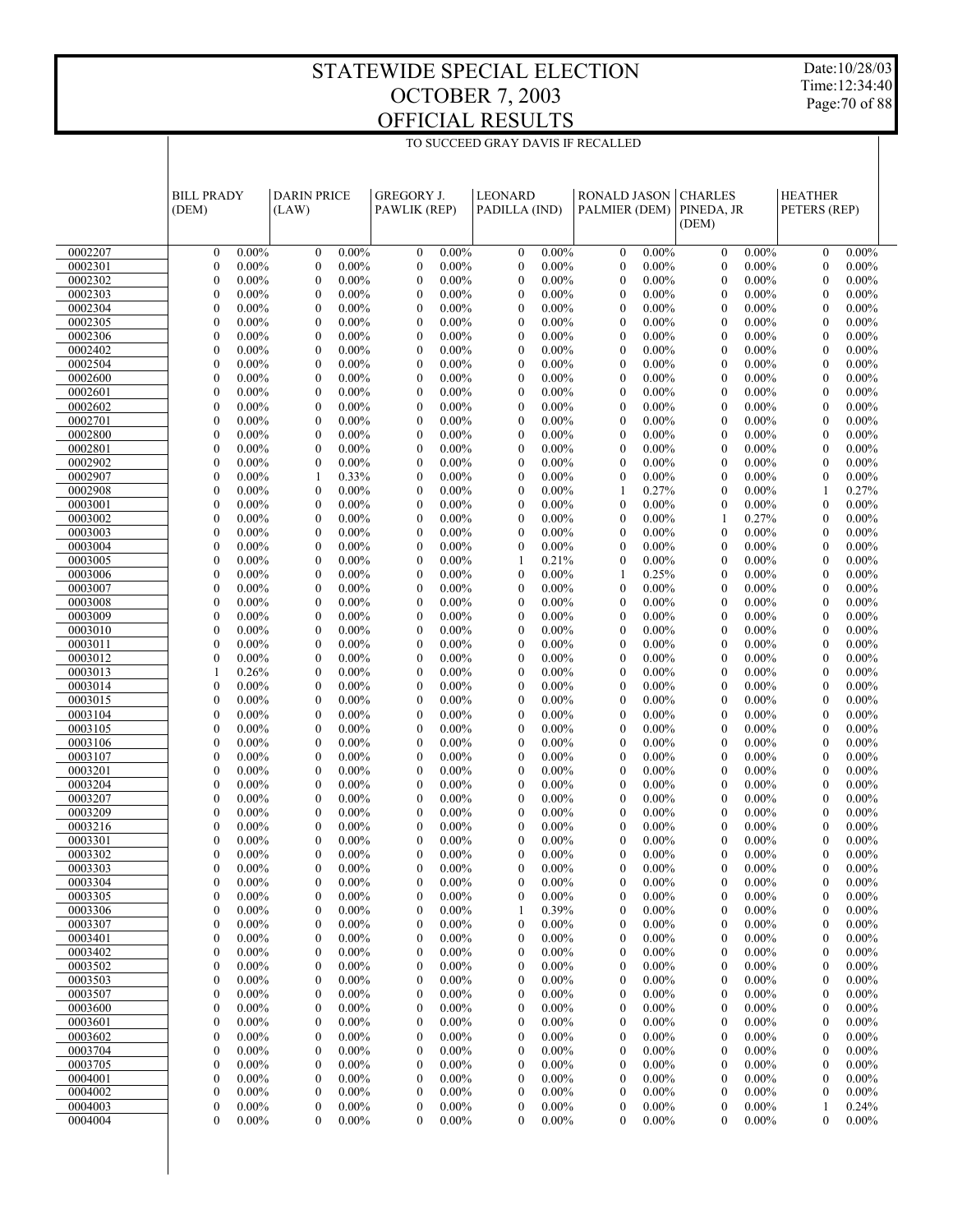# STATEWIDE SPECIAL ELECTION
# OCTOBER 7, 2003
# OFFICIAL RESULTS

TO SUCCEED GRAY DAVIS IF RECALLED

| | BILL PRADY (DEM) | | DARIN PRICE (LAW) | | GREGORY J. PAWLIK (REP) | | LEONARD PADILLA (IND) | | RONALD JASON PALMIER (DEM) | | CHARLES PINEDA, JR (DEM) | | HEATHER PETERS (REP) | |
|---|---|---|---|---|---|---|---|---|---|---|---|---|---|---|
| 0002207 | 0 | 0.00% | 0 | 0.00% | 0 | 0.00% | 0 | 0.00% | 0 | 0.00% | 0 | 0.00% | 0 | 0.00% |
| 0002301 | 0 | 0.00% | 0 | 0.00% | 0 | 0.00% | 0 | 0.00% | 0 | 0.00% | 0 | 0.00% | 0 | 0.00% |
| 0002302 | 0 | 0.00% | 0 | 0.00% | 0 | 0.00% | 0 | 0.00% | 0 | 0.00% | 0 | 0.00% | 0 | 0.00% |
| 0002303 | 0 | 0.00% | 0 | 0.00% | 0 | 0.00% | 0 | 0.00% | 0 | 0.00% | 0 | 0.00% | 0 | 0.00% |
| 0002304 | 0 | 0.00% | 0 | 0.00% | 0 | 0.00% | 0 | 0.00% | 0 | 0.00% | 0 | 0.00% | 0 | 0.00% |
| 0002305 | 0 | 0.00% | 0 | 0.00% | 0 | 0.00% | 0 | 0.00% | 0 | 0.00% | 0 | 0.00% | 0 | 0.00% |
| 0002306 | 0 | 0.00% | 0 | 0.00% | 0 | 0.00% | 0 | 0.00% | 0 | 0.00% | 0 | 0.00% | 0 | 0.00% |
| 0002402 | 0 | 0.00% | 0 | 0.00% | 0 | 0.00% | 0 | 0.00% | 0 | 0.00% | 0 | 0.00% | 0 | 0.00% |
| 0002504 | 0 | 0.00% | 0 | 0.00% | 0 | 0.00% | 0 | 0.00% | 0 | 0.00% | 0 | 0.00% | 0 | 0.00% |
| 0002600 | 0 | 0.00% | 0 | 0.00% | 0 | 0.00% | 0 | 0.00% | 0 | 0.00% | 0 | 0.00% | 0 | 0.00% |
| 0002601 | 0 | 0.00% | 0 | 0.00% | 0 | 0.00% | 0 | 0.00% | 0 | 0.00% | 0 | 0.00% | 0 | 0.00% |
| 0002602 | 0 | 0.00% | 0 | 0.00% | 0 | 0.00% | 0 | 0.00% | 0 | 0.00% | 0 | 0.00% | 0 | 0.00% |
| 0002701 | 0 | 0.00% | 0 | 0.00% | 0 | 0.00% | 0 | 0.00% | 0 | 0.00% | 0 | 0.00% | 0 | 0.00% |
| 0002800 | 0 | 0.00% | 0 | 0.00% | 0 | 0.00% | 0 | 0.00% | 0 | 0.00% | 0 | 0.00% | 0 | 0.00% |
| 0002801 | 0 | 0.00% | 0 | 0.00% | 0 | 0.00% | 0 | 0.00% | 0 | 0.00% | 0 | 0.00% | 0 | 0.00% |
| 0002902 | 0 | 0.00% | 0 | 0.00% | 0 | 0.00% | 0 | 0.00% | 0 | 0.00% | 0 | 0.00% | 0 | 0.00% |
| 0002907 | 0 | 0.00% | 1 | 0.33% | 0 | 0.00% | 0 | 0.00% | 0 | 0.00% | 0 | 0.00% | 0 | 0.00% |
| 0002908 | 0 | 0.00% | 0 | 0.00% | 0 | 0.00% | 0 | 0.00% | 1 | 0.27% | 0 | 0.00% | 1 | 0.27% |
| 0003001 | 0 | 0.00% | 0 | 0.00% | 0 | 0.00% | 0 | 0.00% | 0 | 0.00% | 0 | 0.00% | 0 | 0.00% |
| 0003002 | 0 | 0.00% | 0 | 0.00% | 0 | 0.00% | 0 | 0.00% | 0 | 0.00% | 1 | 0.27% | 0 | 0.00% |
| 0003003 | 0 | 0.00% | 0 | 0.00% | 0 | 0.00% | 0 | 0.00% | 0 | 0.00% | 0 | 0.00% | 0 | 0.00% |
| 0003004 | 0 | 0.00% | 0 | 0.00% | 0 | 0.00% | 0 | 0.00% | 0 | 0.00% | 0 | 0.00% | 0 | 0.00% |
| 0003005 | 0 | 0.00% | 0 | 0.00% | 0 | 0.00% | 1 | 0.21% | 0 | 0.00% | 0 | 0.00% | 0 | 0.00% |
| 0003006 | 0 | 0.00% | 0 | 0.00% | 0 | 0.00% | 0 | 0.00% | 1 | 0.25% | 0 | 0.00% | 0 | 0.00% |
| 0003007 | 0 | 0.00% | 0 | 0.00% | 0 | 0.00% | 0 | 0.00% | 0 | 0.00% | 0 | 0.00% | 0 | 0.00% |
| 0003008 | 0 | 0.00% | 0 | 0.00% | 0 | 0.00% | 0 | 0.00% | 0 | 0.00% | 0 | 0.00% | 0 | 0.00% |
| 0003009 | 0 | 0.00% | 0 | 0.00% | 0 | 0.00% | 0 | 0.00% | 0 | 0.00% | 0 | 0.00% | 0 | 0.00% |
| 0003010 | 0 | 0.00% | 0 | 0.00% | 0 | 0.00% | 0 | 0.00% | 0 | 0.00% | 0 | 0.00% | 0 | 0.00% |
| 0003011 | 0 | 0.00% | 0 | 0.00% | 0 | 0.00% | 0 | 0.00% | 0 | 0.00% | 0 | 0.00% | 0 | 0.00% |
| 0003012 | 0 | 0.00% | 0 | 0.00% | 0 | 0.00% | 0 | 0.00% | 0 | 0.00% | 0 | 0.00% | 0 | 0.00% |
| 0003013 | 1 | 0.26% | 0 | 0.00% | 0 | 0.00% | 0 | 0.00% | 0 | 0.00% | 0 | 0.00% | 0 | 0.00% |
| 0003014 | 0 | 0.00% | 0 | 0.00% | 0 | 0.00% | 0 | 0.00% | 0 | 0.00% | 0 | 0.00% | 0 | 0.00% |
| 0003015 | 0 | 0.00% | 0 | 0.00% | 0 | 0.00% | 0 | 0.00% | 0 | 0.00% | 0 | 0.00% | 0 | 0.00% |
| 0003104 | 0 | 0.00% | 0 | 0.00% | 0 | 0.00% | 0 | 0.00% | 0 | 0.00% | 0 | 0.00% | 0 | 0.00% |
| 0003105 | 0 | 0.00% | 0 | 0.00% | 0 | 0.00% | 0 | 0.00% | 0 | 0.00% | 0 | 0.00% | 0 | 0.00% |
| 0003106 | 0 | 0.00% | 0 | 0.00% | 0 | 0.00% | 0 | 0.00% | 0 | 0.00% | 0 | 0.00% | 0 | 0.00% |
| 0003107 | 0 | 0.00% | 0 | 0.00% | 0 | 0.00% | 0 | 0.00% | 0 | 0.00% | 0 | 0.00% | 0 | 0.00% |
| 0003201 | 0 | 0.00% | 0 | 0.00% | 0 | 0.00% | 0 | 0.00% | 0 | 0.00% | 0 | 0.00% | 0 | 0.00% |
| 0003204 | 0 | 0.00% | 0 | 0.00% | 0 | 0.00% | 0 | 0.00% | 0 | 0.00% | 0 | 0.00% | 0 | 0.00% |
| 0003207 | 0 | 0.00% | 0 | 0.00% | 0 | 0.00% | 0 | 0.00% | 0 | 0.00% | 0 | 0.00% | 0 | 0.00% |
| 0003209 | 0 | 0.00% | 0 | 0.00% | 0 | 0.00% | 0 | 0.00% | 0 | 0.00% | 0 | 0.00% | 0 | 0.00% |
| 0003216 | 0 | 0.00% | 0 | 0.00% | 0 | 0.00% | 0 | 0.00% | 0 | 0.00% | 0 | 0.00% | 0 | 0.00% |
| 0003301 | 0 | 0.00% | 0 | 0.00% | 0 | 0.00% | 0 | 0.00% | 0 | 0.00% | 0 | 0.00% | 0 | 0.00% |
| 0003302 | 0 | 0.00% | 0 | 0.00% | 0 | 0.00% | 0 | 0.00% | 0 | 0.00% | 0 | 0.00% | 0 | 0.00% |
| 0003303 | 0 | 0.00% | 0 | 0.00% | 0 | 0.00% | 0 | 0.00% | 0 | 0.00% | 0 | 0.00% | 0 | 0.00% |
| 0003304 | 0 | 0.00% | 0 | 0.00% | 0 | 0.00% | 0 | 0.00% | 0 | 0.00% | 0 | 0.00% | 0 | 0.00% |
| 0003305 | 0 | 0.00% | 0 | 0.00% | 0 | 0.00% | 0 | 0.00% | 0 | 0.00% | 0 | 0.00% | 0 | 0.00% |
| 0003306 | 0 | 0.00% | 0 | 0.00% | 0 | 0.00% | 1 | 0.39% | 0 | 0.00% | 0 | 0.00% | 0 | 0.00% |
| 0003307 | 0 | 0.00% | 0 | 0.00% | 0 | 0.00% | 0 | 0.00% | 0 | 0.00% | 0 | 0.00% | 0 | 0.00% |
| 0003401 | 0 | 0.00% | 0 | 0.00% | 0 | 0.00% | 0 | 0.00% | 0 | 0.00% | 0 | 0.00% | 0 | 0.00% |
| 0003402 | 0 | 0.00% | 0 | 0.00% | 0 | 0.00% | 0 | 0.00% | 0 | 0.00% | 0 | 0.00% | 0 | 0.00% |
| 0003502 | 0 | 0.00% | 0 | 0.00% | 0 | 0.00% | 0 | 0.00% | 0 | 0.00% | 0 | 0.00% | 0 | 0.00% |
| 0003503 | 0 | 0.00% | 0 | 0.00% | 0 | 0.00% | 0 | 0.00% | 0 | 0.00% | 0 | 0.00% | 0 | 0.00% |
| 0003507 | 0 | 0.00% | 0 | 0.00% | 0 | 0.00% | 0 | 0.00% | 0 | 0.00% | 0 | 0.00% | 0 | 0.00% |
| 0003600 | 0 | 0.00% | 0 | 0.00% | 0 | 0.00% | 0 | 0.00% | 0 | 0.00% | 0 | 0.00% | 0 | 0.00% |
| 0003601 | 0 | 0.00% | 0 | 0.00% | 0 | 0.00% | 0 | 0.00% | 0 | 0.00% | 0 | 0.00% | 0 | 0.00% |
| 0003602 | 0 | 0.00% | 0 | 0.00% | 0 | 0.00% | 0 | 0.00% | 0 | 0.00% | 0 | 0.00% | 0 | 0.00% |
| 0003704 | 0 | 0.00% | 0 | 0.00% | 0 | 0.00% | 0 | 0.00% | 0 | 0.00% | 0 | 0.00% | 0 | 0.00% |
| 0003705 | 0 | 0.00% | 0 | 0.00% | 0 | 0.00% | 0 | 0.00% | 0 | 0.00% | 0 | 0.00% | 0 | 0.00% |
| 0004001 | 0 | 0.00% | 0 | 0.00% | 0 | 0.00% | 0 | 0.00% | 0 | 0.00% | 0 | 0.00% | 0 | 0.00% |
| 0004002 | 0 | 0.00% | 0 | 0.00% | 0 | 0.00% | 0 | 0.00% | 0 | 0.00% | 0 | 0.00% | 0 | 0.00% |
| 0004003 | 0 | 0.00% | 0 | 0.00% | 0 | 0.00% | 0 | 0.00% | 0 | 0.00% | 0 | 0.00% | 1 | 0.24% |
| 0004004 | 0 | 0.00% | 0 | 0.00% | 0 | 0.00% | 0 | 0.00% | 0 | 0.00% | 0 | 0.00% | 0 | 0.00% |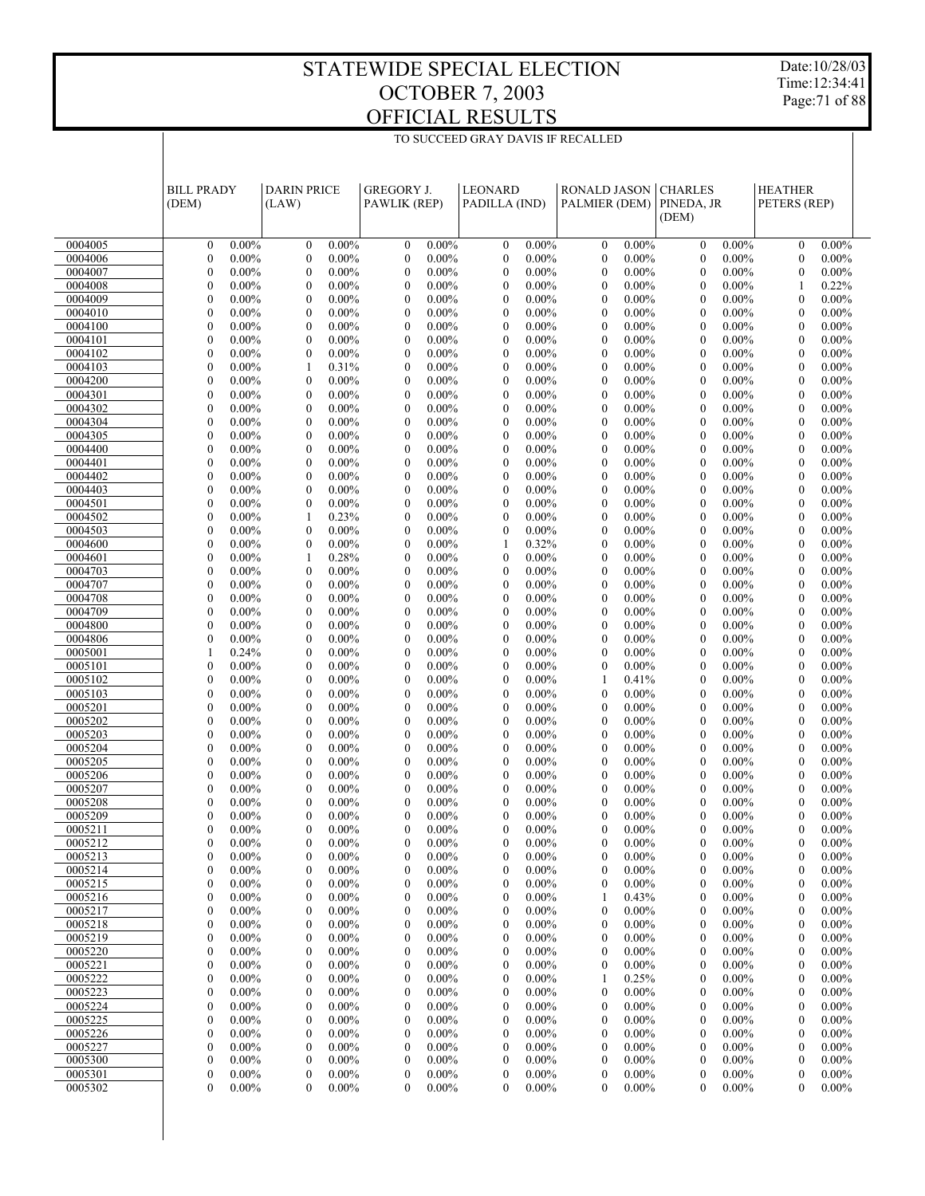# STATEWIDE SPECIAL ELECTION
# OCTOBER 7, 2003
# OFFICIAL RESULTS

Date:10/28/03
Time:12:34:41

TO SUCCEED GRAY DAVIS IF RECALLED

| | BILL PRADY (DEM) | | DARIN PRICE (LAW) | | GREGORY J. PAWLIK (REP) | | LEONARD PADILLA (IND) | | RONALD JASON PALMIER (DEM) | | CHARLES PINEDA, JR (DEM) | | HEATHER PETERS (REP) | |
|---|---|---|---|---|---|---|---|---|---|---|---|---|---|---|
| 0004005 | 0 | 0.00% | 0 | 0.00% | 0 | 0.00% | 0 | 0.00% | 0 | 0.00% | 0 | 0.00% | 0 | 0.00% |
| 0004006 | 0 | 0.00% | 0 | 0.00% | 0 | 0.00% | 0 | 0.00% | 0 | 0.00% | 0 | 0.00% | 0 | 0.00% |
| 0004007 | 0 | 0.00% | 0 | 0.00% | 0 | 0.00% | 0 | 0.00% | 0 | 0.00% | 0 | 0.00% | 0 | 0.00% |
| 0004008 | 0 | 0.00% | 0 | 0.00% | 0 | 0.00% | 0 | 0.00% | 0 | 0.00% | 0 | 0.00% | 1 | 0.22% |
| 0004009 | 0 | 0.00% | 0 | 0.00% | 0 | 0.00% | 0 | 0.00% | 0 | 0.00% | 0 | 0.00% | 0 | 0.00% |
| 0004010 | 0 | 0.00% | 0 | 0.00% | 0 | 0.00% | 0 | 0.00% | 0 | 0.00% | 0 | 0.00% | 0 | 0.00% |
| 0004100 | 0 | 0.00% | 0 | 0.00% | 0 | 0.00% | 0 | 0.00% | 0 | 0.00% | 0 | 0.00% | 0 | 0.00% |
| 0004101 | 0 | 0.00% | 0 | 0.00% | 0 | 0.00% | 0 | 0.00% | 0 | 0.00% | 0 | 0.00% | 0 | 0.00% |
| 0004102 | 0 | 0.00% | 0 | 0.00% | 0 | 0.00% | 0 | 0.00% | 0 | 0.00% | 0 | 0.00% | 0 | 0.00% |
| 0004103 | 0 | 0.00% | 1 | 0.31% | 0 | 0.00% | 0 | 0.00% | 0 | 0.00% | 0 | 0.00% | 0 | 0.00% |
| 0004200 | 0 | 0.00% | 0 | 0.00% | 0 | 0.00% | 0 | 0.00% | 0 | 0.00% | 0 | 0.00% | 0 | 0.00% |
| 0004301 | 0 | 0.00% | 0 | 0.00% | 0 | 0.00% | 0 | 0.00% | 0 | 0.00% | 0 | 0.00% | 0 | 0.00% |
| 0004302 | 0 | 0.00% | 0 | 0.00% | 0 | 0.00% | 0 | 0.00% | 0 | 0.00% | 0 | 0.00% | 0 | 0.00% |
| 0004304 | 0 | 0.00% | 0 | 0.00% | 0 | 0.00% | 0 | 0.00% | 0 | 0.00% | 0 | 0.00% | 0 | 0.00% |
| 0004305 | 0 | 0.00% | 0 | 0.00% | 0 | 0.00% | 0 | 0.00% | 0 | 0.00% | 0 | 0.00% | 0 | 0.00% |
| 0004400 | 0 | 0.00% | 0 | 0.00% | 0 | 0.00% | 0 | 0.00% | 0 | 0.00% | 0 | 0.00% | 0 | 0.00% |
| 0004401 | 0 | 0.00% | 0 | 0.00% | 0 | 0.00% | 0 | 0.00% | 0 | 0.00% | 0 | 0.00% | 0 | 0.00% |
| 0004402 | 0 | 0.00% | 0 | 0.00% | 0 | 0.00% | 0 | 0.00% | 0 | 0.00% | 0 | 0.00% | 0 | 0.00% |
| 0004403 | 0 | 0.00% | 0 | 0.00% | 0 | 0.00% | 0 | 0.00% | 0 | 0.00% | 0 | 0.00% | 0 | 0.00% |
| 0004501 | 0 | 0.00% | 0 | 0.00% | 0 | 0.00% | 0 | 0.00% | 0 | 0.00% | 0 | 0.00% | 0 | 0.00% |
| 0004502 | 0 | 0.00% | 1 | 0.23% | 0 | 0.00% | 0 | 0.00% | 0 | 0.00% | 0 | 0.00% | 0 | 0.00% |
| 0004503 | 0 | 0.00% | 0 | 0.00% | 0 | 0.00% | 0 | 0.00% | 0 | 0.00% | 0 | 0.00% | 0 | 0.00% |
| 0004600 | 0 | 0.00% | 0 | 0.00% | 0 | 0.00% | 1 | 0.32% | 0 | 0.00% | 0 | 0.00% | 0 | 0.00% |
| 0004601 | 0 | 0.00% | 1 | 0.28% | 0 | 0.00% | 0 | 0.00% | 0 | 0.00% | 0 | 0.00% | 0 | 0.00% |
| 0004703 | 0 | 0.00% | 0 | 0.00% | 0 | 0.00% | 0 | 0.00% | 0 | 0.00% | 0 | 0.00% | 0 | 0.00% |
| 0004707 | 0 | 0.00% | 0 | 0.00% | 0 | 0.00% | 0 | 0.00% | 0 | 0.00% | 0 | 0.00% | 0 | 0.00% |
| 0004708 | 0 | 0.00% | 0 | 0.00% | 0 | 0.00% | 0 | 0.00% | 0 | 0.00% | 0 | 0.00% | 0 | 0.00% |
| 0004709 | 0 | 0.00% | 0 | 0.00% | 0 | 0.00% | 0 | 0.00% | 0 | 0.00% | 0 | 0.00% | 0 | 0.00% |
| 0004800 | 0 | 0.00% | 0 | 0.00% | 0 | 0.00% | 0 | 0.00% | 0 | 0.00% | 0 | 0.00% | 0 | 0.00% |
| 0004806 | 0 | 0.00% | 0 | 0.00% | 0 | 0.00% | 0 | 0.00% | 0 | 0.00% | 0 | 0.00% | 0 | 0.00% |
| 0005001 | 1 | 0.24% | 0 | 0.00% | 0 | 0.00% | 0 | 0.00% | 0 | 0.00% | 0 | 0.00% | 0 | 0.00% |
| 0005101 | 0 | 0.00% | 0 | 0.00% | 0 | 0.00% | 0 | 0.00% | 0 | 0.00% | 0 | 0.00% | 0 | 0.00% |
| 0005102 | 0 | 0.00% | 0 | 0.00% | 0 | 0.00% | 0 | 0.00% | 1 | 0.41% | 0 | 0.00% | 0 | 0.00% |
| 0005103 | 0 | 0.00% | 0 | 0.00% | 0 | 0.00% | 0 | 0.00% | 0 | 0.00% | 0 | 0.00% | 0 | 0.00% |
| 0005201 | 0 | 0.00% | 0 | 0.00% | 0 | 0.00% | 0 | 0.00% | 0 | 0.00% | 0 | 0.00% | 0 | 0.00% |
| 0005202 | 0 | 0.00% | 0 | 0.00% | 0 | 0.00% | 0 | 0.00% | 0 | 0.00% | 0 | 0.00% | 0 | 0.00% |
| 0005203 | 0 | 0.00% | 0 | 0.00% | 0 | 0.00% | 0 | 0.00% | 0 | 0.00% | 0 | 0.00% | 0 | 0.00% |
| 0005204 | 0 | 0.00% | 0 | 0.00% | 0 | 0.00% | 0 | 0.00% | 0 | 0.00% | 0 | 0.00% | 0 | 0.00% |
| 0005205 | 0 | 0.00% | 0 | 0.00% | 0 | 0.00% | 0 | 0.00% | 0 | 0.00% | 0 | 0.00% | 0 | 0.00% |
| 0005206 | 0 | 0.00% | 0 | 0.00% | 0 | 0.00% | 0 | 0.00% | 0 | 0.00% | 0 | 0.00% | 0 | 0.00% |
| 0005207 | 0 | 0.00% | 0 | 0.00% | 0 | 0.00% | 0 | 0.00% | 0 | 0.00% | 0 | 0.00% | 0 | 0.00% |
| 0005208 | 0 | 0.00% | 0 | 0.00% | 0 | 0.00% | 0 | 0.00% | 0 | 0.00% | 0 | 0.00% | 0 | 0.00% |
| 0005209 | 0 | 0.00% | 0 | 0.00% | 0 | 0.00% | 0 | 0.00% | 0 | 0.00% | 0 | 0.00% | 0 | 0.00% |
| 0005211 | 0 | 0.00% | 0 | 0.00% | 0 | 0.00% | 0 | 0.00% | 0 | 0.00% | 0 | 0.00% | 0 | 0.00% |
| 0005212 | 0 | 0.00% | 0 | 0.00% | 0 | 0.00% | 0 | 0.00% | 0 | 0.00% | 0 | 0.00% | 0 | 0.00% |
| 0005213 | 0 | 0.00% | 0 | 0.00% | 0 | 0.00% | 0 | 0.00% | 0 | 0.00% | 0 | 0.00% | 0 | 0.00% |
| 0005214 | 0 | 0.00% | 0 | 0.00% | 0 | 0.00% | 0 | 0.00% | 0 | 0.00% | 0 | 0.00% | 0 | 0.00% |
| 0005215 | 0 | 0.00% | 0 | 0.00% | 0 | 0.00% | 0 | 0.00% | 0 | 0.00% | 0 | 0.00% | 0 | 0.00% |
| 0005216 | 0 | 0.00% | 0 | 0.00% | 0 | 0.00% | 0 | 0.00% | 1 | 0.43% | 0 | 0.00% | 0 | 0.00% |
| 0005217 | 0 | 0.00% | 0 | 0.00% | 0 | 0.00% | 0 | 0.00% | 0 | 0.00% | 0 | 0.00% | 0 | 0.00% |
| 0005218 | 0 | 0.00% | 0 | 0.00% | 0 | 0.00% | 0 | 0.00% | 0 | 0.00% | 0 | 0.00% | 0 | 0.00% |
| 0005219 | 0 | 0.00% | 0 | 0.00% | 0 | 0.00% | 0 | 0.00% | 0 | 0.00% | 0 | 0.00% | 0 | 0.00% |
| 0005220 | 0 | 0.00% | 0 | 0.00% | 0 | 0.00% | 0 | 0.00% | 0 | 0.00% | 0 | 0.00% | 0 | 0.00% |
| 0005221 | 0 | 0.00% | 0 | 0.00% | 0 | 0.00% | 0 | 0.00% | 0 | 0.00% | 0 | 0.00% | 0 | 0.00% |
| 0005222 | 0 | 0.00% | 0 | 0.00% | 0 | 0.00% | 0 | 0.00% | 1 | 0.25% | 0 | 0.00% | 0 | 0.00% |
| 0005223 | 0 | 0.00% | 0 | 0.00% | 0 | 0.00% | 0 | 0.00% | 0 | 0.00% | 0 | 0.00% | 0 | 0.00% |
| 0005224 | 0 | 0.00% | 0 | 0.00% | 0 | 0.00% | 0 | 0.00% | 0 | 0.00% | 0 | 0.00% | 0 | 0.00% |
| 0005225 | 0 | 0.00% | 0 | 0.00% | 0 | 0.00% | 0 | 0.00% | 0 | 0.00% | 0 | 0.00% | 0 | 0.00% |
| 0005226 | 0 | 0.00% | 0 | 0.00% | 0 | 0.00% | 0 | 0.00% | 0 | 0.00% | 0 | 0.00% | 0 | 0.00% |
| 0005227 | 0 | 0.00% | 0 | 0.00% | 0 | 0.00% | 0 | 0.00% | 0 | 0.00% | 0 | 0.00% | 0 | 0.00% |
| 0005300 | 0 | 0.00% | 0 | 0.00% | 0 | 0.00% | 0 | 0.00% | 0 | 0.00% | 0 | 0.00% | 0 | 0.00% |
| 0005301 | 0 | 0.00% | 0 | 0.00% | 0 | 0.00% | 0 | 0.00% | 0 | 0.00% | 0 | 0.00% | 0 | 0.00% |
| 0005302 | 0 | 0.00% | 0 | 0.00% | 0 | 0.00% | 0 | 0.00% | 0 | 0.00% | 0 | 0.00% | 0 | 0.00% |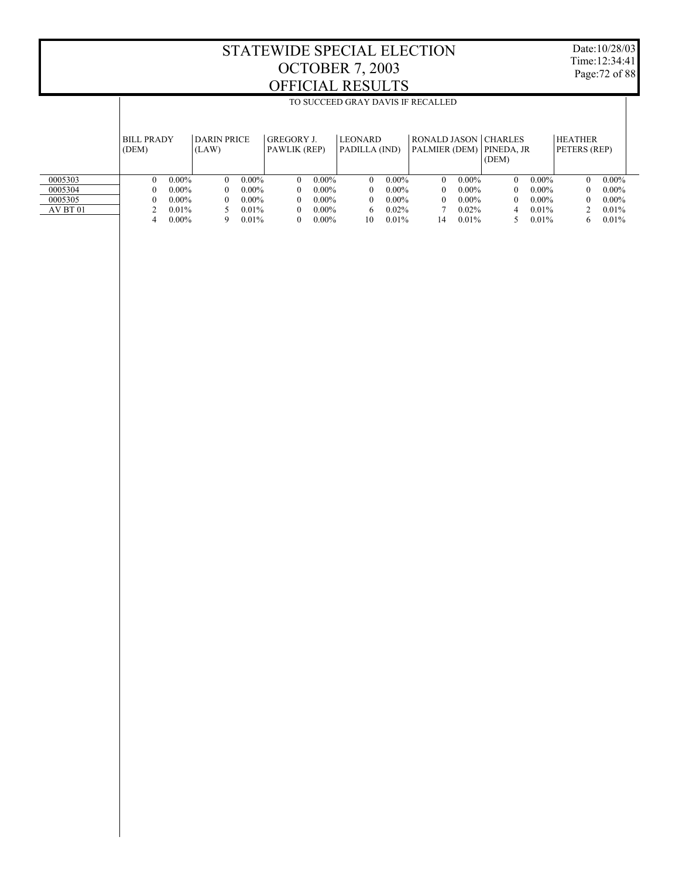# STATEWIDE SPECIAL ELECTION
# OCTOBER 7, 2003
# OFFICIAL RESULTS

Date:10/28/03
Time:12:34:41

## TO SUCCEED GRAY DAVIS IF RECALLED

| | BILL PRADY (DEM) | | DARIN PRICE (LAW) | | GREGORY J. PAWLIK (REP) | | LEONARD PADILLA (IND) | | RONALD JASON PALMIER (DEM) | | CHARLES PINEDA, JR (DEM) | | HEATHER PETERS (REP) | |
|---|---|---|---|---|---|---|---|---|---|---|---|---|---|---|
| 0005303 | 0 | 0.00% | 0 | 0.00% | 0 | 0.00% | 0 | 0.00% | 0 | 0.00% | 0 | 0.00% | 0 | 0.00% |
| 0005304 | 0 | 0.00% | 0 | 0.00% | 0 | 0.00% | 0 | 0.00% | 0 | 0.00% | 0 | 0.00% | 0 | 0.00% |
| 0005305 | 0 | 0.00% | 0 | 0.00% | 0 | 0.00% | 0 | 0.00% | 0 | 0.00% | 0 | 0.00% | 0 | 0.00% |
| AV BT 01 | 2 | 0.01% | 5 | 0.01% | 0 | 0.00% | 6 | 0.02% | 7 | 0.02% | 4 | 0.01% | 2 | 0.01% |
| | 4 | 0.00% | 9 | 0.01% | 0 | 0.00% | 10 | 0.01% | 14 | 0.01% | 5 | 0.01% | 6 | 0.01% |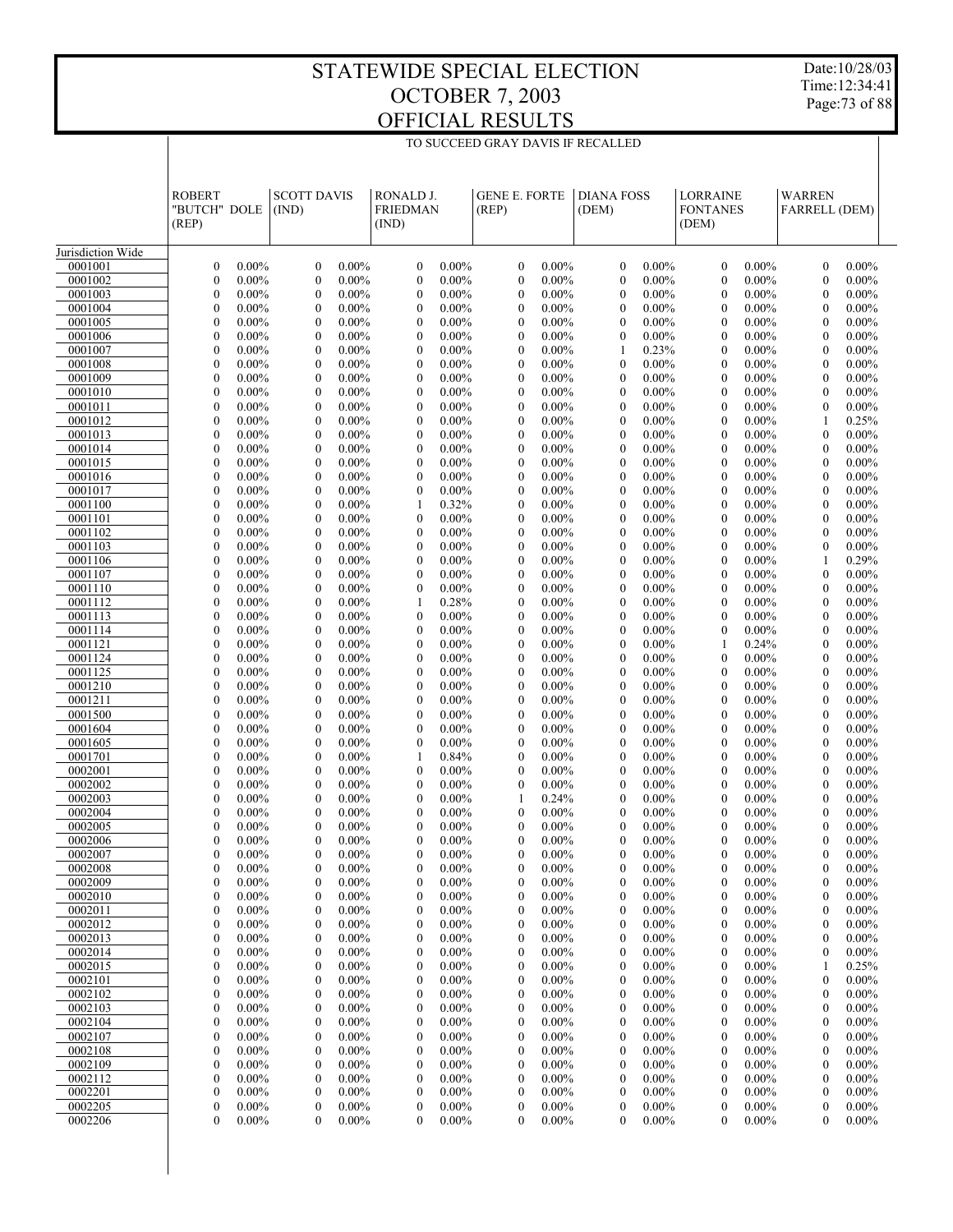# STATEWIDE SPECIAL ELECTION
# OCTOBER 7, 2003
# OFFICIAL RESULTS

Date:10/28/03
Time:12:34:41

TO SUCCEED GRAY DAVIS IF RECALLED

| | ROBERT "BUTCH" DOLE (REP) | | SCOTT DAVIS (IND) | | RONALD J. FRIEDMAN (IND) | | GENE E. FORTE (REP) | | DIANA FOSS (DEM) | | LORRAINE FONTANES (DEM) | | WARREN FARRELL (DEM) | |
|---|---|---|---|---|---|---|---|---|---|---|---|---|---|---|
| Jurisdiction Wide | | | | | | | | | | | | | | |
| 0001001 | 0 | 0.00% | 0 | 0.00% | 0 | 0.00% | 0 | 0.00% | 0 | 0.00% | 0 | 0.00% | 0 | 0.00% |
| 0001002 | 0 | 0.00% | 0 | 0.00% | 0 | 0.00% | 0 | 0.00% | 0 | 0.00% | 0 | 0.00% | 0 | 0.00% |
| 0001003 | 0 | 0.00% | 0 | 0.00% | 0 | 0.00% | 0 | 0.00% | 0 | 0.00% | 0 | 0.00% | 0 | 0.00% |
| 0001004 | 0 | 0.00% | 0 | 0.00% | 0 | 0.00% | 0 | 0.00% | 0 | 0.00% | 0 | 0.00% | 0 | 0.00% |
| 0001005 | 0 | 0.00% | 0 | 0.00% | 0 | 0.00% | 0 | 0.00% | 0 | 0.00% | 0 | 0.00% | 0 | 0.00% |
| 0001006 | 0 | 0.00% | 0 | 0.00% | 0 | 0.00% | 0 | 0.00% | 0 | 0.00% | 0 | 0.00% | 0 | 0.00% |
| 0001007 | 0 | 0.00% | 0 | 0.00% | 0 | 0.00% | 0 | 0.00% | 1 | 0.23% | 0 | 0.00% | 0 | 0.00% |
| 0001008 | 0 | 0.00% | 0 | 0.00% | 0 | 0.00% | 0 | 0.00% | 0 | 0.00% | 0 | 0.00% | 0 | 0.00% |
| 0001009 | 0 | 0.00% | 0 | 0.00% | 0 | 0.00% | 0 | 0.00% | 0 | 0.00% | 0 | 0.00% | 0 | 0.00% |
| 0001010 | 0 | 0.00% | 0 | 0.00% | 0 | 0.00% | 0 | 0.00% | 0 | 0.00% | 0 | 0.00% | 0 | 0.00% |
| 0001011 | 0 | 0.00% | 0 | 0.00% | 0 | 0.00% | 0 | 0.00% | 0 | 0.00% | 0 | 0.00% | 0 | 0.00% |
| 0001012 | 0 | 0.00% | 0 | 0.00% | 0 | 0.00% | 0 | 0.00% | 0 | 0.00% | 0 | 0.00% | 1 | 0.25% |
| 0001013 | 0 | 0.00% | 0 | 0.00% | 0 | 0.00% | 0 | 0.00% | 0 | 0.00% | 0 | 0.00% | 0 | 0.00% |
| 0001014 | 0 | 0.00% | 0 | 0.00% | 0 | 0.00% | 0 | 0.00% | 0 | 0.00% | 0 | 0.00% | 0 | 0.00% |
| 0001015 | 0 | 0.00% | 0 | 0.00% | 0 | 0.00% | 0 | 0.00% | 0 | 0.00% | 0 | 0.00% | 0 | 0.00% |
| 0001016 | 0 | 0.00% | 0 | 0.00% | 0 | 0.00% | 0 | 0.00% | 0 | 0.00% | 0 | 0.00% | 0 | 0.00% |
| 0001017 | 0 | 0.00% | 0 | 0.00% | 0 | 0.00% | 0 | 0.00% | 0 | 0.00% | 0 | 0.00% | 0 | 0.00% |
| 0001100 | 0 | 0.00% | 0 | 0.00% | 1 | 0.32% | 0 | 0.00% | 0 | 0.00% | 0 | 0.00% | 0 | 0.00% |
| 0001101 | 0 | 0.00% | 0 | 0.00% | 0 | 0.00% | 0 | 0.00% | 0 | 0.00% | 0 | 0.00% | 0 | 0.00% |
| 0001102 | 0 | 0.00% | 0 | 0.00% | 0 | 0.00% | 0 | 0.00% | 0 | 0.00% | 0 | 0.00% | 0 | 0.00% |
| 0001103 | 0 | 0.00% | 0 | 0.00% | 0 | 0.00% | 0 | 0.00% | 0 | 0.00% | 0 | 0.00% | 0 | 0.00% |
| 0001106 | 0 | 0.00% | 0 | 0.00% | 0 | 0.00% | 0 | 0.00% | 0 | 0.00% | 0 | 0.00% | 1 | 0.29% |
| 0001107 | 0 | 0.00% | 0 | 0.00% | 0 | 0.00% | 0 | 0.00% | 0 | 0.00% | 0 | 0.00% | 0 | 0.00% |
| 0001110 | 0 | 0.00% | 0 | 0.00% | 0 | 0.00% | 0 | 0.00% | 0 | 0.00% | 0 | 0.00% | 0 | 0.00% |
| 0001112 | 0 | 0.00% | 0 | 0.00% | 1 | 0.28% | 0 | 0.00% | 0 | 0.00% | 0 | 0.00% | 0 | 0.00% |
| 0001113 | 0 | 0.00% | 0 | 0.00% | 0 | 0.00% | 0 | 0.00% | 0 | 0.00% | 0 | 0.00% | 0 | 0.00% |
| 0001114 | 0 | 0.00% | 0 | 0.00% | 0 | 0.00% | 0 | 0.00% | 0 | 0.00% | 0 | 0.00% | 0 | 0.00% |
| 0001121 | 0 | 0.00% | 0 | 0.00% | 0 | 0.00% | 0 | 0.00% | 0 | 0.00% | 1 | 0.24% | 0 | 0.00% |
| 0001124 | 0 | 0.00% | 0 | 0.00% | 0 | 0.00% | 0 | 0.00% | 0 | 0.00% | 0 | 0.00% | 0 | 0.00% |
| 0001125 | 0 | 0.00% | 0 | 0.00% | 0 | 0.00% | 0 | 0.00% | 0 | 0.00% | 0 | 0.00% | 0 | 0.00% |
| 0001210 | 0 | 0.00% | 0 | 0.00% | 0 | 0.00% | 0 | 0.00% | 0 | 0.00% | 0 | 0.00% | 0 | 0.00% |
| 0001211 | 0 | 0.00% | 0 | 0.00% | 0 | 0.00% | 0 | 0.00% | 0 | 0.00% | 0 | 0.00% | 0 | 0.00% |
| 0001500 | 0 | 0.00% | 0 | 0.00% | 0 | 0.00% | 0 | 0.00% | 0 | 0.00% | 0 | 0.00% | 0 | 0.00% |
| 0001604 | 0 | 0.00% | 0 | 0.00% | 0 | 0.00% | 0 | 0.00% | 0 | 0.00% | 0 | 0.00% | 0 | 0.00% |
| 0001605 | 0 | 0.00% | 0 | 0.00% | 0 | 0.00% | 0 | 0.00% | 0 | 0.00% | 0 | 0.00% | 0 | 0.00% |
| 0001701 | 0 | 0.00% | 0 | 0.00% | 1 | 0.84% | 0 | 0.00% | 0 | 0.00% | 0 | 0.00% | 0 | 0.00% |
| 0002001 | 0 | 0.00% | 0 | 0.00% | 0 | 0.00% | 0 | 0.00% | 0 | 0.00% | 0 | 0.00% | 0 | 0.00% |
| 0002002 | 0 | 0.00% | 0 | 0.00% | 0 | 0.00% | 0 | 0.00% | 0 | 0.00% | 0 | 0.00% | 0 | 0.00% |
| 0002003 | 0 | 0.00% | 0 | 0.00% | 0 | 0.00% | 1 | 0.24% | 0 | 0.00% | 0 | 0.00% | 0 | 0.00% |
| 0002004 | 0 | 0.00% | 0 | 0.00% | 0 | 0.00% | 0 | 0.00% | 0 | 0.00% | 0 | 0.00% | 0 | 0.00% |
| 0002005 | 0 | 0.00% | 0 | 0.00% | 0 | 0.00% | 0 | 0.00% | 0 | 0.00% | 0 | 0.00% | 0 | 0.00% |
| 0002006 | 0 | 0.00% | 0 | 0.00% | 0 | 0.00% | 0 | 0.00% | 0 | 0.00% | 0 | 0.00% | 0 | 0.00% |
| 0002007 | 0 | 0.00% | 0 | 0.00% | 0 | 0.00% | 0 | 0.00% | 0 | 0.00% | 0 | 0.00% | 0 | 0.00% |
| 0002008 | 0 | 0.00% | 0 | 0.00% | 0 | 0.00% | 0 | 0.00% | 0 | 0.00% | 0 | 0.00% | 0 | 0.00% |
| 0002009 | 0 | 0.00% | 0 | 0.00% | 0 | 0.00% | 0 | 0.00% | 0 | 0.00% | 0 | 0.00% | 0 | 0.00% |
| 0002010 | 0 | 0.00% | 0 | 0.00% | 0 | 0.00% | 0 | 0.00% | 0 | 0.00% | 0 | 0.00% | 0 | 0.00% |
| 0002011 | 0 | 0.00% | 0 | 0.00% | 0 | 0.00% | 0 | 0.00% | 0 | 0.00% | 0 | 0.00% | 0 | 0.00% |
| 0002012 | 0 | 0.00% | 0 | 0.00% | 0 | 0.00% | 0 | 0.00% | 0 | 0.00% | 0 | 0.00% | 0 | 0.00% |
| 0002013 | 0 | 0.00% | 0 | 0.00% | 0 | 0.00% | 0 | 0.00% | 0 | 0.00% | 0 | 0.00% | 0 | 0.00% |
| 0002014 | 0 | 0.00% | 0 | 0.00% | 0 | 0.00% | 0 | 0.00% | 0 | 0.00% | 0 | 0.00% | 0 | 0.00% |
| 0002015 | 0 | 0.00% | 0 | 0.00% | 0 | 0.00% | 0 | 0.00% | 0 | 0.00% | 0 | 0.00% | 1 | 0.25% |
| 0002101 | 0 | 0.00% | 0 | 0.00% | 0 | 0.00% | 0 | 0.00% | 0 | 0.00% | 0 | 0.00% | 0 | 0.00% |
| 0002102 | 0 | 0.00% | 0 | 0.00% | 0 | 0.00% | 0 | 0.00% | 0 | 0.00% | 0 | 0.00% | 0 | 0.00% |
| 0002103 | 0 | 0.00% | 0 | 0.00% | 0 | 0.00% | 0 | 0.00% | 0 | 0.00% | 0 | 0.00% | 0 | 0.00% |
| 0002104 | 0 | 0.00% | 0 | 0.00% | 0 | 0.00% | 0 | 0.00% | 0 | 0.00% | 0 | 0.00% | 0 | 0.00% |
| 0002107 | 0 | 0.00% | 0 | 0.00% | 0 | 0.00% | 0 | 0.00% | 0 | 0.00% | 0 | 0.00% | 0 | 0.00% |
| 0002108 | 0 | 0.00% | 0 | 0.00% | 0 | 0.00% | 0 | 0.00% | 0 | 0.00% | 0 | 0.00% | 0 | 0.00% |
| 0002109 | 0 | 0.00% | 0 | 0.00% | 0 | 0.00% | 0 | 0.00% | 0 | 0.00% | 0 | 0.00% | 0 | 0.00% |
| 0002112 | 0 | 0.00% | 0 | 0.00% | 0 | 0.00% | 0 | 0.00% | 0 | 0.00% | 0 | 0.00% | 0 | 0.00% |
| 0002201 | 0 | 0.00% | 0 | 0.00% | 0 | 0.00% | 0 | 0.00% | 0 | 0.00% | 0 | 0.00% | 0 | 0.00% |
| 0002205 | 0 | 0.00% | 0 | 0.00% | 0 | 0.00% | 0 | 0.00% | 0 | 0.00% | 0 | 0.00% | 0 | 0.00% |
| 0002206 | 0 | 0.00% | 0 | 0.00% | 0 | 0.00% | 0 | 0.00% | 0 | 0.00% | 0 | 0.00% | 0 | 0.00% |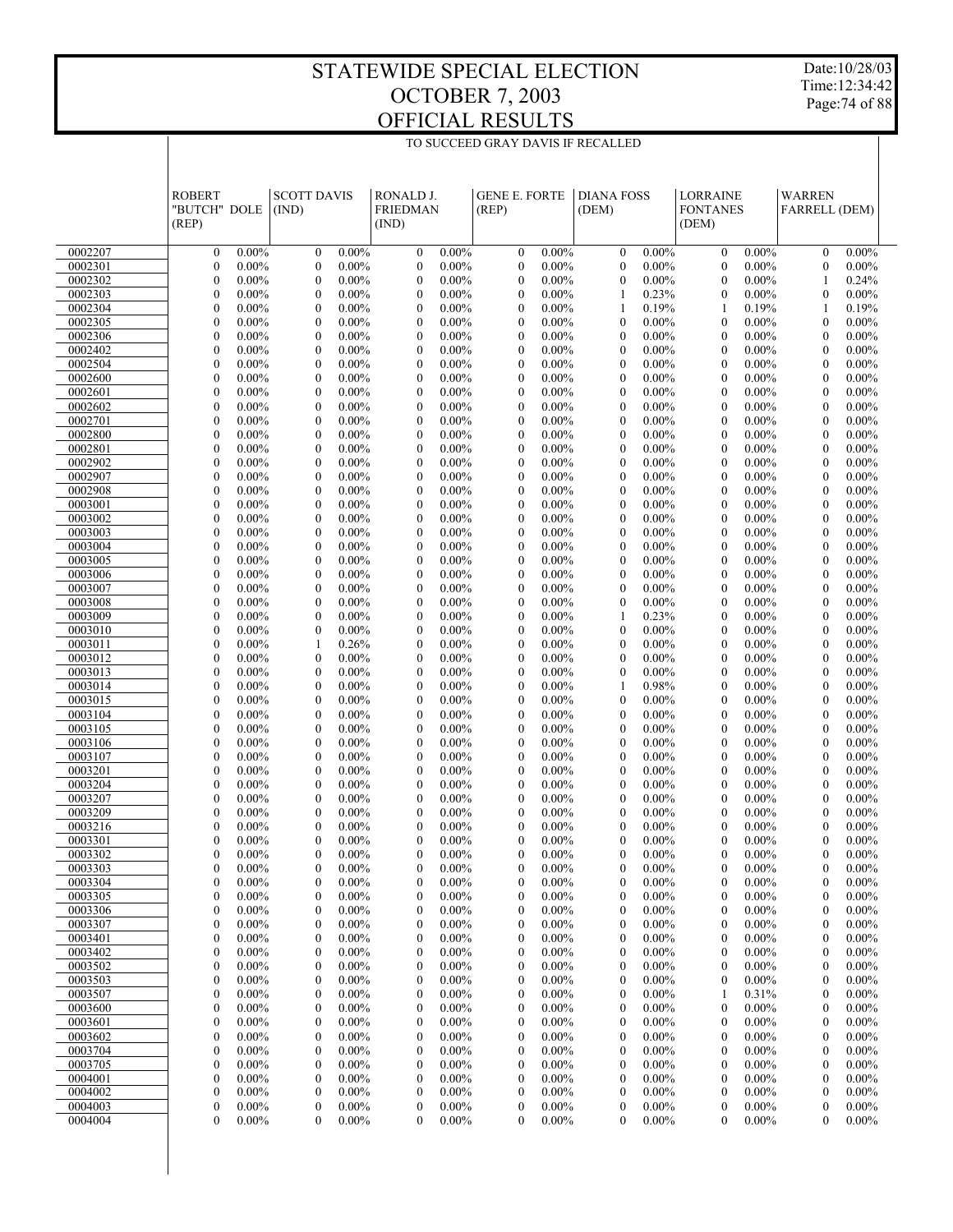# STATEWIDE SPECIAL ELECTION
# OCTOBER 7, 2003
# OFFICIAL RESULTS

Date:10/28/03
Time:12:34:42

TO SUCCEED GRAY DAVIS IF RECALLED

| | ROBERT "BUTCH" DOLE (REP) | | SCOTT DAVIS (IND) | | RONALD J. FRIEDMAN (IND) | | GENE E. FORTE (REP) | | DIANA FOSS (DEM) | | LORRAINE FONTANES (DEM) | | WARREN FARRELL (DEM) | |
|---|---|---|---|---|---|---|---|---|---|---|---|---|---|---|
| 0002207 | 0 | 0.00% | 0 | 0.00% | 0 | 0.00% | 0 | 0.00% | 0 | 0.00% | 0 | 0.00% | 0 | 0.00% |
| 0002301 | 0 | 0.00% | 0 | 0.00% | 0 | 0.00% | 0 | 0.00% | 0 | 0.00% | 0 | 0.00% | 0 | 0.00% |
| 0002302 | 0 | 0.00% | 0 | 0.00% | 0 | 0.00% | 0 | 0.00% | 0 | 0.00% | 0 | 0.00% | 1 | 0.24% |
| 0002303 | 0 | 0.00% | 0 | 0.00% | 0 | 0.00% | 0 | 0.00% | 1 | 0.23% | 0 | 0.00% | 0 | 0.00% |
| 0002304 | 0 | 0.00% | 0 | 0.00% | 0 | 0.00% | 0 | 0.00% | 1 | 0.19% | 1 | 0.19% | 1 | 0.19% |
| 0002305 | 0 | 0.00% | 0 | 0.00% | 0 | 0.00% | 0 | 0.00% | 0 | 0.00% | 0 | 0.00% | 0 | 0.00% |
| 0002306 | 0 | 0.00% | 0 | 0.00% | 0 | 0.00% | 0 | 0.00% | 0 | 0.00% | 0 | 0.00% | 0 | 0.00% |
| 0002402 | 0 | 0.00% | 0 | 0.00% | 0 | 0.00% | 0 | 0.00% | 0 | 0.00% | 0 | 0.00% | 0 | 0.00% |
| 0002504 | 0 | 0.00% | 0 | 0.00% | 0 | 0.00% | 0 | 0.00% | 0 | 0.00% | 0 | 0.00% | 0 | 0.00% |
| 0002600 | 0 | 0.00% | 0 | 0.00% | 0 | 0.00% | 0 | 0.00% | 0 | 0.00% | 0 | 0.00% | 0 | 0.00% |
| 0002601 | 0 | 0.00% | 0 | 0.00% | 0 | 0.00% | 0 | 0.00% | 0 | 0.00% | 0 | 0.00% | 0 | 0.00% |
| 0002602 | 0 | 0.00% | 0 | 0.00% | 0 | 0.00% | 0 | 0.00% | 0 | 0.00% | 0 | 0.00% | 0 | 0.00% |
| 0002701 | 0 | 0.00% | 0 | 0.00% | 0 | 0.00% | 0 | 0.00% | 0 | 0.00% | 0 | 0.00% | 0 | 0.00% |
| 0002800 | 0 | 0.00% | 0 | 0.00% | 0 | 0.00% | 0 | 0.00% | 0 | 0.00% | 0 | 0.00% | 0 | 0.00% |
| 0002801 | 0 | 0.00% | 0 | 0.00% | 0 | 0.00% | 0 | 0.00% | 0 | 0.00% | 0 | 0.00% | 0 | 0.00% |
| 0002902 | 0 | 0.00% | 0 | 0.00% | 0 | 0.00% | 0 | 0.00% | 0 | 0.00% | 0 | 0.00% | 0 | 0.00% |
| 0002907 | 0 | 0.00% | 0 | 0.00% | 0 | 0.00% | 0 | 0.00% | 0 | 0.00% | 0 | 0.00% | 0 | 0.00% |
| 0002908 | 0 | 0.00% | 0 | 0.00% | 0 | 0.00% | 0 | 0.00% | 0 | 0.00% | 0 | 0.00% | 0 | 0.00% |
| 0003001 | 0 | 0.00% | 0 | 0.00% | 0 | 0.00% | 0 | 0.00% | 0 | 0.00% | 0 | 0.00% | 0 | 0.00% |
| 0003002 | 0 | 0.00% | 0 | 0.00% | 0 | 0.00% | 0 | 0.00% | 0 | 0.00% | 0 | 0.00% | 0 | 0.00% |
| 0003003 | 0 | 0.00% | 0 | 0.00% | 0 | 0.00% | 0 | 0.00% | 0 | 0.00% | 0 | 0.00% | 0 | 0.00% |
| 0003004 | 0 | 0.00% | 0 | 0.00% | 0 | 0.00% | 0 | 0.00% | 0 | 0.00% | 0 | 0.00% | 0 | 0.00% |
| 0003005 | 0 | 0.00% | 0 | 0.00% | 0 | 0.00% | 0 | 0.00% | 0 | 0.00% | 0 | 0.00% | 0 | 0.00% |
| 0003006 | 0 | 0.00% | 0 | 0.00% | 0 | 0.00% | 0 | 0.00% | 0 | 0.00% | 0 | 0.00% | 0 | 0.00% |
| 0003007 | 0 | 0.00% | 0 | 0.00% | 0 | 0.00% | 0 | 0.00% | 0 | 0.00% | 0 | 0.00% | 0 | 0.00% |
| 0003008 | 0 | 0.00% | 0 | 0.00% | 0 | 0.00% | 0 | 0.00% | 0 | 0.00% | 0 | 0.00% | 0 | 0.00% |
| 0003009 | 0 | 0.00% | 0 | 0.00% | 0 | 0.00% | 0 | 0.00% | 1 | 0.23% | 0 | 0.00% | 0 | 0.00% |
| 0003010 | 0 | 0.00% | 0 | 0.00% | 0 | 0.00% | 0 | 0.00% | 0 | 0.00% | 0 | 0.00% | 0 | 0.00% |
| 0003011 | 0 | 0.00% | 1 | 0.26% | 0 | 0.00% | 0 | 0.00% | 0 | 0.00% | 0 | 0.00% | 0 | 0.00% |
| 0003012 | 0 | 0.00% | 0 | 0.00% | 0 | 0.00% | 0 | 0.00% | 0 | 0.00% | 0 | 0.00% | 0 | 0.00% |
| 0003013 | 0 | 0.00% | 0 | 0.00% | 0 | 0.00% | 0 | 0.00% | 0 | 0.00% | 0 | 0.00% | 0 | 0.00% |
| 0003014 | 0 | 0.00% | 0 | 0.00% | 0 | 0.00% | 0 | 0.00% | 1 | 0.98% | 0 | 0.00% | 0 | 0.00% |
| 0003015 | 0 | 0.00% | 0 | 0.00% | 0 | 0.00% | 0 | 0.00% | 0 | 0.00% | 0 | 0.00% | 0 | 0.00% |
| 0003104 | 0 | 0.00% | 0 | 0.00% | 0 | 0.00% | 0 | 0.00% | 0 | 0.00% | 0 | 0.00% | 0 | 0.00% |
| 0003105 | 0 | 0.00% | 0 | 0.00% | 0 | 0.00% | 0 | 0.00% | 0 | 0.00% | 0 | 0.00% | 0 | 0.00% |
| 0003106 | 0 | 0.00% | 0 | 0.00% | 0 | 0.00% | 0 | 0.00% | 0 | 0.00% | 0 | 0.00% | 0 | 0.00% |
| 0003107 | 0 | 0.00% | 0 | 0.00% | 0 | 0.00% | 0 | 0.00% | 0 | 0.00% | 0 | 0.00% | 0 | 0.00% |
| 0003201 | 0 | 0.00% | 0 | 0.00% | 0 | 0.00% | 0 | 0.00% | 0 | 0.00% | 0 | 0.00% | 0 | 0.00% |
| 0003204 | 0 | 0.00% | 0 | 0.00% | 0 | 0.00% | 0 | 0.00% | 0 | 0.00% | 0 | 0.00% | 0 | 0.00% |
| 0003207 | 0 | 0.00% | 0 | 0.00% | 0 | 0.00% | 0 | 0.00% | 0 | 0.00% | 0 | 0.00% | 0 | 0.00% |
| 0003209 | 0 | 0.00% | 0 | 0.00% | 0 | 0.00% | 0 | 0.00% | 0 | 0.00% | 0 | 0.00% | 0 | 0.00% |
| 0003216 | 0 | 0.00% | 0 | 0.00% | 0 | 0.00% | 0 | 0.00% | 0 | 0.00% | 0 | 0.00% | 0 | 0.00% |
| 0003301 | 0 | 0.00% | 0 | 0.00% | 0 | 0.00% | 0 | 0.00% | 0 | 0.00% | 0 | 0.00% | 0 | 0.00% |
| 0003302 | 0 | 0.00% | 0 | 0.00% | 0 | 0.00% | 0 | 0.00% | 0 | 0.00% | 0 | 0.00% | 0 | 0.00% |
| 0003303 | 0 | 0.00% | 0 | 0.00% | 0 | 0.00% | 0 | 0.00% | 0 | 0.00% | 0 | 0.00% | 0 | 0.00% |
| 0003304 | 0 | 0.00% | 0 | 0.00% | 0 | 0.00% | 0 | 0.00% | 0 | 0.00% | 0 | 0.00% | 0 | 0.00% |
| 0003305 | 0 | 0.00% | 0 | 0.00% | 0 | 0.00% | 0 | 0.00% | 0 | 0.00% | 0 | 0.00% | 0 | 0.00% |
| 0003306 | 0 | 0.00% | 0 | 0.00% | 0 | 0.00% | 0 | 0.00% | 0 | 0.00% | 0 | 0.00% | 0 | 0.00% |
| 0003307 | 0 | 0.00% | 0 | 0.00% | 0 | 0.00% | 0 | 0.00% | 0 | 0.00% | 0 | 0.00% | 0 | 0.00% |
| 0003401 | 0 | 0.00% | 0 | 0.00% | 0 | 0.00% | 0 | 0.00% | 0 | 0.00% | 0 | 0.00% | 0 | 0.00% |
| 0003402 | 0 | 0.00% | 0 | 0.00% | 0 | 0.00% | 0 | 0.00% | 0 | 0.00% | 0 | 0.00% | 0 | 0.00% |
| 0003502 | 0 | 0.00% | 0 | 0.00% | 0 | 0.00% | 0 | 0.00% | 0 | 0.00% | 0 | 0.00% | 0 | 0.00% |
| 0003503 | 0 | 0.00% | 0 | 0.00% | 0 | 0.00% | 0 | 0.00% | 0 | 0.00% | 0 | 0.00% | 0 | 0.00% |
| 0003507 | 0 | 0.00% | 0 | 0.00% | 0 | 0.00% | 0 | 0.00% | 0 | 0.00% | 1 | 0.31% | 0 | 0.00% |
| 0003600 | 0 | 0.00% | 0 | 0.00% | 0 | 0.00% | 0 | 0.00% | 0 | 0.00% | 0 | 0.00% | 0 | 0.00% |
| 0003601 | 0 | 0.00% | 0 | 0.00% | 0 | 0.00% | 0 | 0.00% | 0 | 0.00% | 0 | 0.00% | 0 | 0.00% |
| 0003602 | 0 | 0.00% | 0 | 0.00% | 0 | 0.00% | 0 | 0.00% | 0 | 0.00% | 0 | 0.00% | 0 | 0.00% |
| 0003704 | 0 | 0.00% | 0 | 0.00% | 0 | 0.00% | 0 | 0.00% | 0 | 0.00% | 0 | 0.00% | 0 | 0.00% |
| 0003705 | 0 | 0.00% | 0 | 0.00% | 0 | 0.00% | 0 | 0.00% | 0 | 0.00% | 0 | 0.00% | 0 | 0.00% |
| 0004001 | 0 | 0.00% | 0 | 0.00% | 0 | 0.00% | 0 | 0.00% | 0 | 0.00% | 0 | 0.00% | 0 | 0.00% |
| 0004002 | 0 | 0.00% | 0 | 0.00% | 0 | 0.00% | 0 | 0.00% | 0 | 0.00% | 0 | 0.00% | 0 | 0.00% |
| 0004003 | 0 | 0.00% | 0 | 0.00% | 0 | 0.00% | 0 | 0.00% | 0 | 0.00% | 0 | 0.00% | 0 | 0.00% |
| 0004004 | 0 | 0.00% | 0 | 0.00% | 0 | 0.00% | 0 | 0.00% | 0 | 0.00% | 0 | 0.00% | 0 | 0.00% |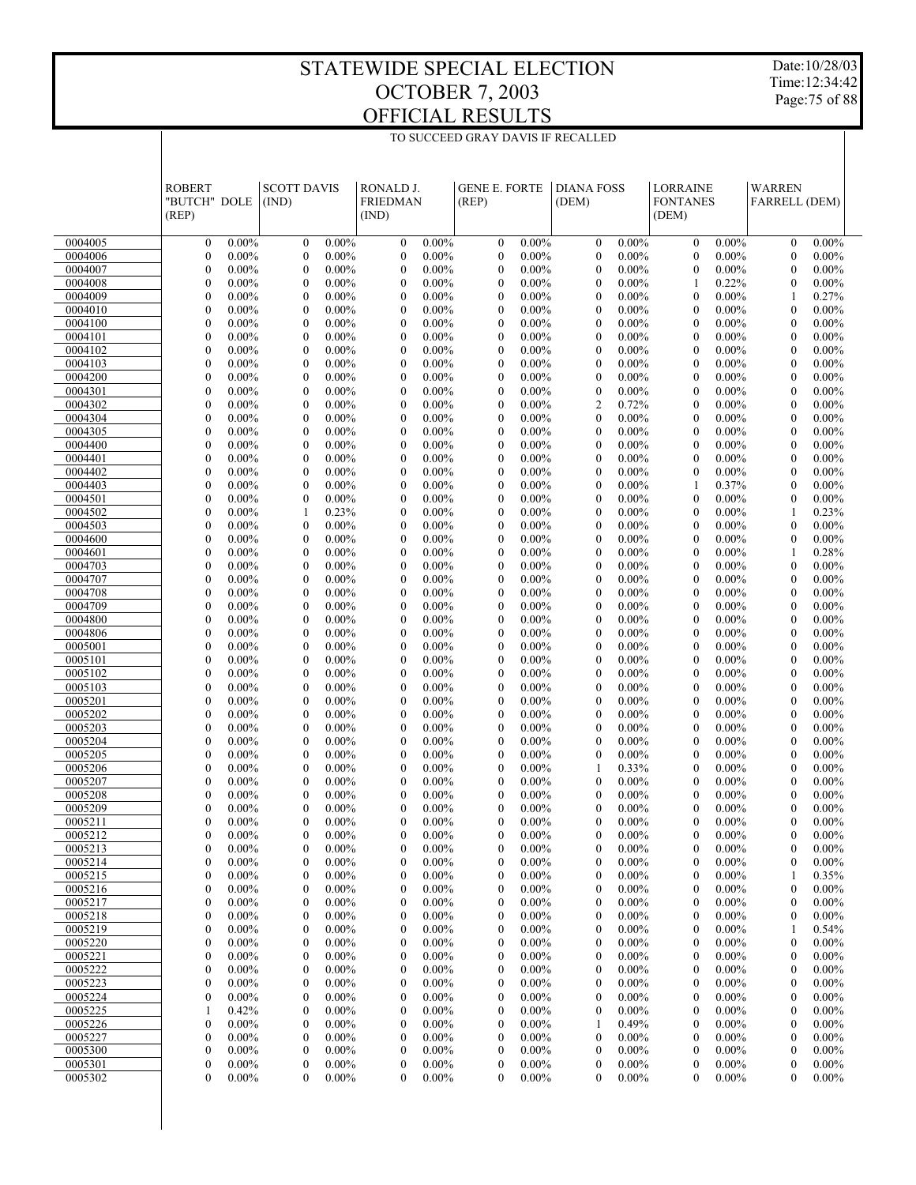# STATEWIDE SPECIAL ELECTION
# OCTOBER 7, 2003
# OFFICIAL RESULTS

Date:10/28/03
Time:12:34:42

TO SUCCEED GRAY DAVIS IF RECALLED

| | ROBERT "BUTCH" DOLE (REP) | | SCOTT DAVIS (IND) | | RONALD J. FRIEDMAN (IND) | | GENE E. FORTE (REP) | | DIANA FOSS (DEM) | | LORRAINE FONTANES (DEM) | | WARREN FARRELL (DEM) | |
|---|---|---|---|---|---|---|---|---|---|---|---|---|---|---|
| 0004005 | 0 | 0.00% | 0 | 0.00% | 0 | 0.00% | 0 | 0.00% | 0 | 0.00% | 0 | 0.00% | 0 | 0.00% |
| 0004006 | 0 | 0.00% | 0 | 0.00% | 0 | 0.00% | 0 | 0.00% | 0 | 0.00% | 0 | 0.00% | 0 | 0.00% |
| 0004007 | 0 | 0.00% | 0 | 0.00% | 0 | 0.00% | 0 | 0.00% | 0 | 0.00% | 0 | 0.00% | 0 | 0.00% |
| 0004008 | 0 | 0.00% | 0 | 0.00% | 0 | 0.00% | 0 | 0.00% | 0 | 0.00% | 1 | 0.22% | 0 | 0.00% |
| 0004009 | 0 | 0.00% | 0 | 0.00% | 0 | 0.00% | 0 | 0.00% | 0 | 0.00% | 0 | 0.00% | 1 | 0.27% |
| 0004010 | 0 | 0.00% | 0 | 0.00% | 0 | 0.00% | 0 | 0.00% | 0 | 0.00% | 0 | 0.00% | 0 | 0.00% |
| 0004100 | 0 | 0.00% | 0 | 0.00% | 0 | 0.00% | 0 | 0.00% | 0 | 0.00% | 0 | 0.00% | 0 | 0.00% |
| 0004101 | 0 | 0.00% | 0 | 0.00% | 0 | 0.00% | 0 | 0.00% | 0 | 0.00% | 0 | 0.00% | 0 | 0.00% |
| 0004102 | 0 | 0.00% | 0 | 0.00% | 0 | 0.00% | 0 | 0.00% | 0 | 0.00% | 0 | 0.00% | 0 | 0.00% |
| 0004103 | 0 | 0.00% | 0 | 0.00% | 0 | 0.00% | 0 | 0.00% | 0 | 0.00% | 0 | 0.00% | 0 | 0.00% |
| 0004200 | 0 | 0.00% | 0 | 0.00% | 0 | 0.00% | 0 | 0.00% | 0 | 0.00% | 0 | 0.00% | 0 | 0.00% |
| 0004301 | 0 | 0.00% | 0 | 0.00% | 0 | 0.00% | 0 | 0.00% | 0 | 0.00% | 0 | 0.00% | 0 | 0.00% |
| 0004302 | 0 | 0.00% | 0 | 0.00% | 0 | 0.00% | 0 | 0.00% | 2 | 0.72% | 0 | 0.00% | 0 | 0.00% |
| 0004304 | 0 | 0.00% | 0 | 0.00% | 0 | 0.00% | 0 | 0.00% | 0 | 0.00% | 0 | 0.00% | 0 | 0.00% |
| 0004305 | 0 | 0.00% | 0 | 0.00% | 0 | 0.00% | 0 | 0.00% | 0 | 0.00% | 0 | 0.00% | 0 | 0.00% |
| 0004400 | 0 | 0.00% | 0 | 0.00% | 0 | 0.00% | 0 | 0.00% | 0 | 0.00% | 0 | 0.00% | 0 | 0.00% |
| 0004401 | 0 | 0.00% | 0 | 0.00% | 0 | 0.00% | 0 | 0.00% | 0 | 0.00% | 0 | 0.00% | 0 | 0.00% |
| 0004402 | 0 | 0.00% | 0 | 0.00% | 0 | 0.00% | 0 | 0.00% | 0 | 0.00% | 0 | 0.00% | 0 | 0.00% |
| 0004403 | 0 | 0.00% | 0 | 0.00% | 0 | 0.00% | 0 | 0.00% | 0 | 0.00% | 1 | 0.37% | 0 | 0.00% |
| 0004501 | 0 | 0.00% | 0 | 0.00% | 0 | 0.00% | 0 | 0.00% | 0 | 0.00% | 0 | 0.00% | 0 | 0.00% |
| 0004502 | 0 | 0.00% | 1 | 0.23% | 0 | 0.00% | 0 | 0.00% | 0 | 0.00% | 0 | 0.00% | 1 | 0.23% |
| 0004503 | 0 | 0.00% | 0 | 0.00% | 0 | 0.00% | 0 | 0.00% | 0 | 0.00% | 0 | 0.00% | 0 | 0.00% |
| 0004600 | 0 | 0.00% | 0 | 0.00% | 0 | 0.00% | 0 | 0.00% | 0 | 0.00% | 0 | 0.00% | 0 | 0.00% |
| 0004601 | 0 | 0.00% | 0 | 0.00% | 0 | 0.00% | 0 | 0.00% | 0 | 0.00% | 0 | 0.00% | 1 | 0.28% |
| 0004703 | 0 | 0.00% | 0 | 0.00% | 0 | 0.00% | 0 | 0.00% | 0 | 0.00% | 0 | 0.00% | 0 | 0.00% |
| 0004707 | 0 | 0.00% | 0 | 0.00% | 0 | 0.00% | 0 | 0.00% | 0 | 0.00% | 0 | 0.00% | 0 | 0.00% |
| 0004708 | 0 | 0.00% | 0 | 0.00% | 0 | 0.00% | 0 | 0.00% | 0 | 0.00% | 0 | 0.00% | 0 | 0.00% |
| 0004709 | 0 | 0.00% | 0 | 0.00% | 0 | 0.00% | 0 | 0.00% | 0 | 0.00% | 0 | 0.00% | 0 | 0.00% |
| 0004800 | 0 | 0.00% | 0 | 0.00% | 0 | 0.00% | 0 | 0.00% | 0 | 0.00% | 0 | 0.00% | 0 | 0.00% |
| 0004806 | 0 | 0.00% | 0 | 0.00% | 0 | 0.00% | 0 | 0.00% | 0 | 0.00% | 0 | 0.00% | 0 | 0.00% |
| 0005001 | 0 | 0.00% | 0 | 0.00% | 0 | 0.00% | 0 | 0.00% | 0 | 0.00% | 0 | 0.00% | 0 | 0.00% |
| 0005101 | 0 | 0.00% | 0 | 0.00% | 0 | 0.00% | 0 | 0.00% | 0 | 0.00% | 0 | 0.00% | 0 | 0.00% |
| 0005102 | 0 | 0.00% | 0 | 0.00% | 0 | 0.00% | 0 | 0.00% | 0 | 0.00% | 0 | 0.00% | 0 | 0.00% |
| 0005103 | 0 | 0.00% | 0 | 0.00% | 0 | 0.00% | 0 | 0.00% | 0 | 0.00% | 0 | 0.00% | 0 | 0.00% |
| 0005201 | 0 | 0.00% | 0 | 0.00% | 0 | 0.00% | 0 | 0.00% | 0 | 0.00% | 0 | 0.00% | 0 | 0.00% |
| 0005202 | 0 | 0.00% | 0 | 0.00% | 0 | 0.00% | 0 | 0.00% | 0 | 0.00% | 0 | 0.00% | 0 | 0.00% |
| 0005203 | 0 | 0.00% | 0 | 0.00% | 0 | 0.00% | 0 | 0.00% | 0 | 0.00% | 0 | 0.00% | 0 | 0.00% |
| 0005204 | 0 | 0.00% | 0 | 0.00% | 0 | 0.00% | 0 | 0.00% | 0 | 0.00% | 0 | 0.00% | 0 | 0.00% |
| 0005205 | 0 | 0.00% | 0 | 0.00% | 0 | 0.00% | 0 | 0.00% | 0 | 0.00% | 0 | 0.00% | 0 | 0.00% |
| 0005206 | 0 | 0.00% | 0 | 0.00% | 0 | 0.00% | 0 | 0.00% | 1 | 0.33% | 0 | 0.00% | 0 | 0.00% |
| 0005207 | 0 | 0.00% | 0 | 0.00% | 0 | 0.00% | 0 | 0.00% | 0 | 0.00% | 0 | 0.00% | 0 | 0.00% |
| 0005208 | 0 | 0.00% | 0 | 0.00% | 0 | 0.00% | 0 | 0.00% | 0 | 0.00% | 0 | 0.00% | 0 | 0.00% |
| 0005209 | 0 | 0.00% | 0 | 0.00% | 0 | 0.00% | 0 | 0.00% | 0 | 0.00% | 0 | 0.00% | 0 | 0.00% |
| 0005211 | 0 | 0.00% | 0 | 0.00% | 0 | 0.00% | 0 | 0.00% | 0 | 0.00% | 0 | 0.00% | 0 | 0.00% |
| 0005212 | 0 | 0.00% | 0 | 0.00% | 0 | 0.00% | 0 | 0.00% | 0 | 0.00% | 0 | 0.00% | 0 | 0.00% |
| 0005213 | 0 | 0.00% | 0 | 0.00% | 0 | 0.00% | 0 | 0.00% | 0 | 0.00% | 0 | 0.00% | 0 | 0.00% |
| 0005214 | 0 | 0.00% | 0 | 0.00% | 0 | 0.00% | 0 | 0.00% | 0 | 0.00% | 0 | 0.00% | 0 | 0.00% |
| 0005215 | 0 | 0.00% | 0 | 0.00% | 0 | 0.00% | 0 | 0.00% | 0 | 0.00% | 0 | 0.00% | 1 | 0.35% |
| 0005216 | 0 | 0.00% | 0 | 0.00% | 0 | 0.00% | 0 | 0.00% | 0 | 0.00% | 0 | 0.00% | 0 | 0.00% |
| 0005217 | 0 | 0.00% | 0 | 0.00% | 0 | 0.00% | 0 | 0.00% | 0 | 0.00% | 0 | 0.00% | 0 | 0.00% |
| 0005218 | 0 | 0.00% | 0 | 0.00% | 0 | 0.00% | 0 | 0.00% | 0 | 0.00% | 0 | 0.00% | 0 | 0.00% |
| 0005219 | 0 | 0.00% | 0 | 0.00% | 0 | 0.00% | 0 | 0.00% | 0 | 0.00% | 0 | 0.00% | 1 | 0.54% |
| 0005220 | 0 | 0.00% | 0 | 0.00% | 0 | 0.00% | 0 | 0.00% | 0 | 0.00% | 0 | 0.00% | 0 | 0.00% |
| 0005221 | 0 | 0.00% | 0 | 0.00% | 0 | 0.00% | 0 | 0.00% | 0 | 0.00% | 0 | 0.00% | 0 | 0.00% |
| 0005222 | 0 | 0.00% | 0 | 0.00% | 0 | 0.00% | 0 | 0.00% | 0 | 0.00% | 0 | 0.00% | 0 | 0.00% |
| 0005223 | 0 | 0.00% | 0 | 0.00% | 0 | 0.00% | 0 | 0.00% | 0 | 0.00% | 0 | 0.00% | 0 | 0.00% |
| 0005224 | 0 | 0.00% | 0 | 0.00% | 0 | 0.00% | 0 | 0.00% | 0 | 0.00% | 0 | 0.00% | 0 | 0.00% |
| 0005225 | 1 | 0.42% | 0 | 0.00% | 0 | 0.00% | 0 | 0.00% | 0 | 0.00% | 0 | 0.00% | 0 | 0.00% |
| 0005226 | 0 | 0.00% | 0 | 0.00% | 0 | 0.00% | 0 | 0.00% | 1 | 0.49% | 0 | 0.00% | 0 | 0.00% |
| 0005227 | 0 | 0.00% | 0 | 0.00% | 0 | 0.00% | 0 | 0.00% | 0 | 0.00% | 0 | 0.00% | 0 | 0.00% |
| 0005300 | 0 | 0.00% | 0 | 0.00% | 0 | 0.00% | 0 | 0.00% | 0 | 0.00% | 0 | 0.00% | 0 | 0.00% |
| 0005301 | 0 | 0.00% | 0 | 0.00% | 0 | 0.00% | 0 | 0.00% | 0 | 0.00% | 0 | 0.00% | 0 | 0.00% |
| 0005302 | 0 | 0.00% | 0 | 0.00% | 0 | 0.00% | 0 | 0.00% | 0 | 0.00% | 0 | 0.00% | 0 | 0.00% |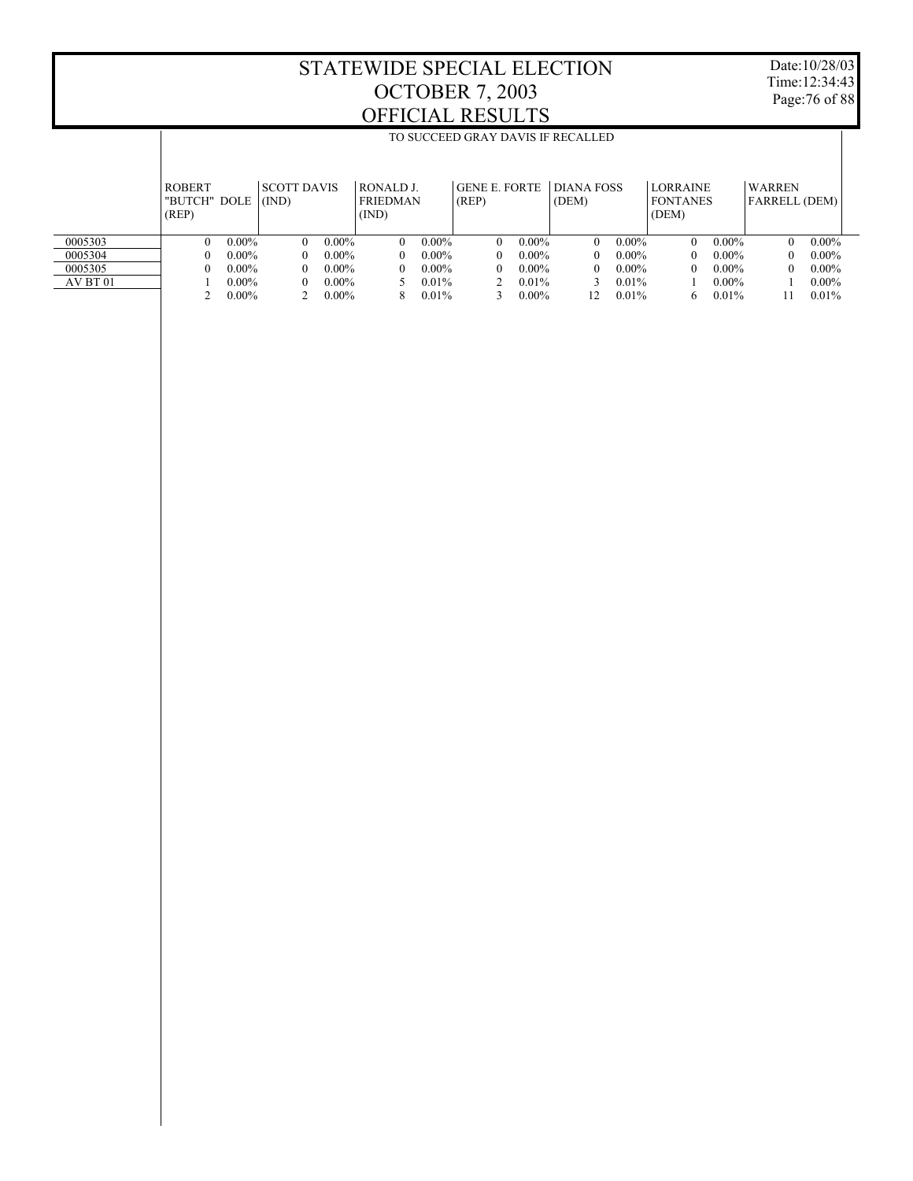# STATEWIDE SPECIAL ELECTION
# OCTOBER 7, 2003
# OFFICIAL RESULTS

Date:10/28/03
Time:12:34:43

## TO SUCCEED GRAY DAVIS IF RECALLED

| | ROBERT "BUTCH" DOLE (REP) | | SCOTT DAVIS (IND) | | RONALD J. FRIEDMAN (IND) | | GENE E. FORTE (REP) | | DIANA FOSS (DEM) | | LORRAINE FONTANES (DEM) | | WARREN FARRELL (DEM) | |
|---|---|---|---|---|---|---|---|---|---|---|---|---|---|---|
| 0005303 | 0 | 0.00% | 0 | 0.00% | 0 | 0.00% | 0 | 0.00% | 0 | 0.00% | 0 | 0.00% | 0 | 0.00% |
| 0005304 | 0 | 0.00% | 0 | 0.00% | 0 | 0.00% | 0 | 0.00% | 0 | 0.00% | 0 | 0.00% | 0 | 0.00% |
| 0005305 | 0 | 0.00% | 0 | 0.00% | 0 | 0.00% | 0 | 0.00% | 0 | 0.00% | 0 | 0.00% | 0 | 0.00% |
| AV BT 01 | 1 | 0.00% | 0 | 0.00% | 5 | 0.01% | 2 | 0.01% | 3 | 0.01% | 1 | 0.00% | 1 | 0.00% |
| | 2 | 0.00% | 2 | 0.00% | 8 | 0.01% | 3 | 0.00% | 12 | 0.01% | 6 | 0.01% | 11 | 0.01% |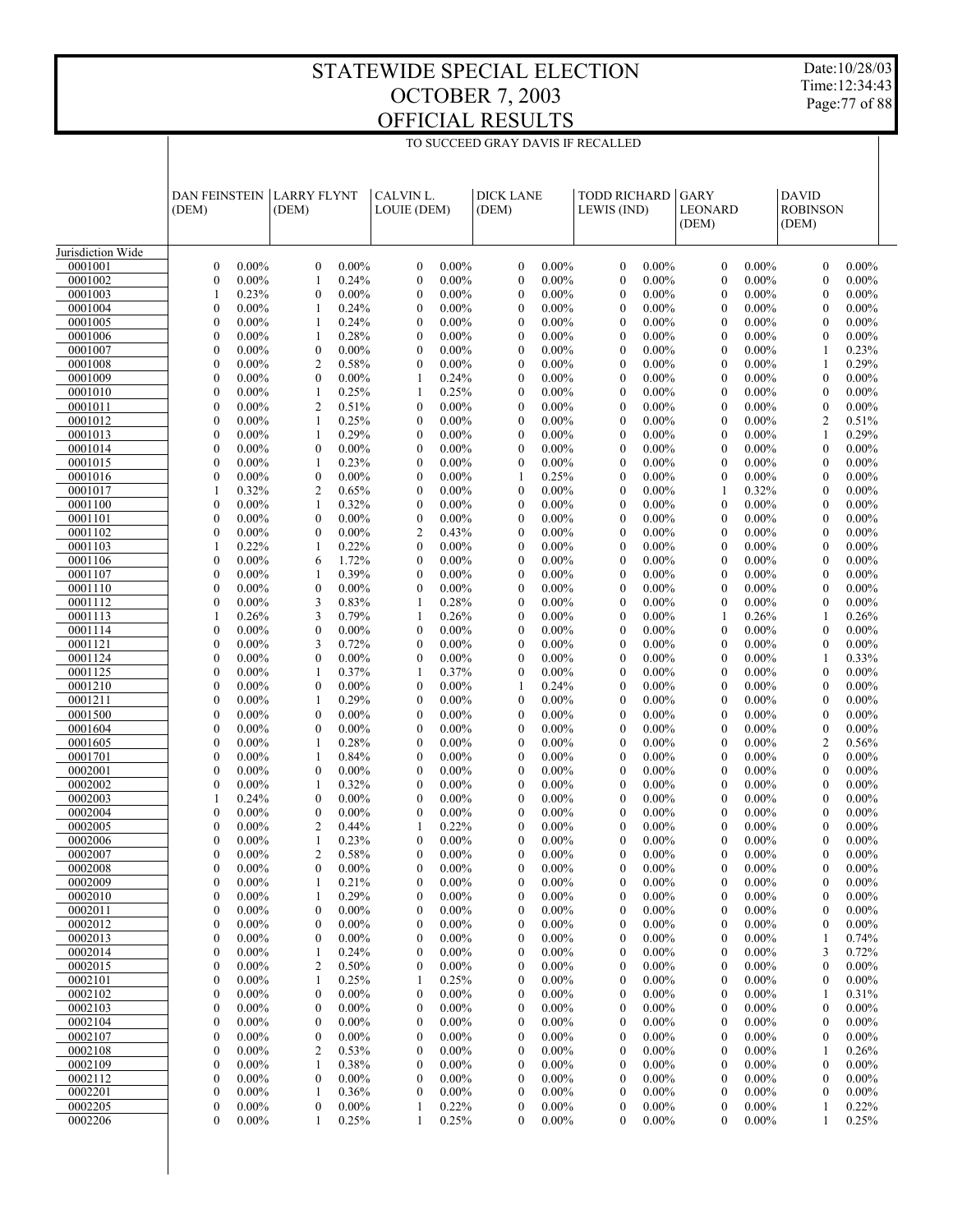# STATEWIDE SPECIAL ELECTION
# OCTOBER 7, 2003
# OFFICIAL RESULTS

Date:10/28/03
Time:12:34:43

TO SUCCEED GRAY DAVIS IF RECALLED

| | DAN FEINSTEIN (DEM) | | LARRY FLYNT (DEM) | | CALVIN L. LOUIE (DEM) | | DICK LANE (DEM) | | TODD RICHARD LEWIS (IND) | | GARY LEONARD (DEM) | | DAVID ROBINSON (DEM) | |
|---|---|---|---|---|---|---|---|---|---|---|---|---|---|---|
| Jurisdiction Wide | | | | | | | | | | | | | | |
| 0001001 | 0 | 0.00% | 0 | 0.00% | 0 | 0.00% | 0 | 0.00% | 0 | 0.00% | 0 | 0.00% | 0 | 0.00% |
| 0001002 | 0 | 0.00% | 1 | 0.24% | 0 | 0.00% | 0 | 0.00% | 0 | 0.00% | 0 | 0.00% | 0 | 0.00% |
| 0001003 | 1 | 0.23% | 0 | 0.00% | 0 | 0.00% | 0 | 0.00% | 0 | 0.00% | 0 | 0.00% | 0 | 0.00% |
| 0001004 | 0 | 0.00% | 1 | 0.24% | 0 | 0.00% | 0 | 0.00% | 0 | 0.00% | 0 | 0.00% | 0 | 0.00% |
| 0001005 | 0 | 0.00% | 1 | 0.24% | 0 | 0.00% | 0 | 0.00% | 0 | 0.00% | 0 | 0.00% | 0 | 0.00% |
| 0001006 | 0 | 0.00% | 1 | 0.28% | 0 | 0.00% | 0 | 0.00% | 0 | 0.00% | 0 | 0.00% | 0 | 0.00% |
| 0001007 | 0 | 0.00% | 0 | 0.00% | 0 | 0.00% | 0 | 0.00% | 0 | 0.00% | 0 | 0.00% | 1 | 0.23% |
| 0001008 | 0 | 0.00% | 2 | 0.58% | 0 | 0.00% | 0 | 0.00% | 0 | 0.00% | 0 | 0.00% | 1 | 0.29% |
| 0001009 | 0 | 0.00% | 0 | 0.00% | 1 | 0.24% | 0 | 0.00% | 0 | 0.00% | 0 | 0.00% | 0 | 0.00% |
| 0001010 | 0 | 0.00% | 1 | 0.25% | 1 | 0.25% | 0 | 0.00% | 0 | 0.00% | 0 | 0.00% | 0 | 0.00% |
| 0001011 | 0 | 0.00% | 2 | 0.51% | 0 | 0.00% | 0 | 0.00% | 0 | 0.00% | 0 | 0.00% | 0 | 0.00% |
| 0001012 | 0 | 0.00% | 1 | 0.25% | 0 | 0.00% | 0 | 0.00% | 0 | 0.00% | 0 | 0.00% | 2 | 0.51% |
| 0001013 | 0 | 0.00% | 1 | 0.29% | 0 | 0.00% | 0 | 0.00% | 0 | 0.00% | 0 | 0.00% | 1 | 0.29% |
| 0001014 | 0 | 0.00% | 0 | 0.00% | 0 | 0.00% | 0 | 0.00% | 0 | 0.00% | 0 | 0.00% | 0 | 0.00% |
| 0001015 | 0 | 0.00% | 1 | 0.23% | 0 | 0.00% | 0 | 0.00% | 0 | 0.00% | 0 | 0.00% | 0 | 0.00% |
| 0001016 | 0 | 0.00% | 0 | 0.00% | 0 | 0.00% | 1 | 0.25% | 0 | 0.00% | 0 | 0.00% | 0 | 0.00% |
| 0001017 | 1 | 0.32% | 2 | 0.65% | 0 | 0.00% | 0 | 0.00% | 0 | 0.00% | 1 | 0.32% | 0 | 0.00% |
| 0001100 | 0 | 0.00% | 1 | 0.32% | 0 | 0.00% | 0 | 0.00% | 0 | 0.00% | 0 | 0.00% | 0 | 0.00% |
| 0001101 | 0 | 0.00% | 0 | 0.00% | 0 | 0.00% | 0 | 0.00% | 0 | 0.00% | 0 | 0.00% | 0 | 0.00% |
| 0001102 | 0 | 0.00% | 0 | 0.00% | 2 | 0.43% | 0 | 0.00% | 0 | 0.00% | 0 | 0.00% | 0 | 0.00% |
| 0001103 | 1 | 0.22% | 1 | 0.22% | 0 | 0.00% | 0 | 0.00% | 0 | 0.00% | 0 | 0.00% | 0 | 0.00% |
| 0001106 | 0 | 0.00% | 6 | 1.72% | 0 | 0.00% | 0 | 0.00% | 0 | 0.00% | 0 | 0.00% | 0 | 0.00% |
| 0001107 | 0 | 0.00% | 1 | 0.39% | 0 | 0.00% | 0 | 0.00% | 0 | 0.00% | 0 | 0.00% | 0 | 0.00% |
| 0001110 | 0 | 0.00% | 0 | 0.00% | 0 | 0.00% | 0 | 0.00% | 0 | 0.00% | 0 | 0.00% | 0 | 0.00% |
| 0001112 | 0 | 0.00% | 3 | 0.83% | 1 | 0.28% | 0 | 0.00% | 0 | 0.00% | 0 | 0.00% | 0 | 0.00% |
| 0001113 | 1 | 0.26% | 3 | 0.79% | 1 | 0.26% | 0 | 0.00% | 0 | 0.00% | 1 | 0.26% | 1 | 0.26% |
| 0001114 | 0 | 0.00% | 0 | 0.00% | 0 | 0.00% | 0 | 0.00% | 0 | 0.00% | 0 | 0.00% | 0 | 0.00% |
| 0001121 | 0 | 0.00% | 3 | 0.72% | 0 | 0.00% | 0 | 0.00% | 0 | 0.00% | 0 | 0.00% | 0 | 0.00% |
| 0001124 | 0 | 0.00% | 0 | 0.00% | 0 | 0.00% | 0 | 0.00% | 0 | 0.00% | 0 | 0.00% | 1 | 0.33% |
| 0001125 | 0 | 0.00% | 1 | 0.37% | 1 | 0.37% | 0 | 0.00% | 0 | 0.00% | 0 | 0.00% | 0 | 0.00% |
| 0001210 | 0 | 0.00% | 0 | 0.00% | 0 | 0.00% | 1 | 0.24% | 0 | 0.00% | 0 | 0.00% | 0 | 0.00% |
| 0001211 | 0 | 0.00% | 1 | 0.29% | 0 | 0.00% | 0 | 0.00% | 0 | 0.00% | 0 | 0.00% | 0 | 0.00% |
| 0001500 | 0 | 0.00% | 0 | 0.00% | 0 | 0.00% | 0 | 0.00% | 0 | 0.00% | 0 | 0.00% | 0 | 0.00% |
| 0001604 | 0 | 0.00% | 0 | 0.00% | 0 | 0.00% | 0 | 0.00% | 0 | 0.00% | 0 | 0.00% | 0 | 0.00% |
| 0001605 | 0 | 0.00% | 1 | 0.28% | 0 | 0.00% | 0 | 0.00% | 0 | 0.00% | 0 | 0.00% | 2 | 0.56% |
| 0001701 | 0 | 0.00% | 1 | 0.84% | 0 | 0.00% | 0 | 0.00% | 0 | 0.00% | 0 | 0.00% | 0 | 0.00% |
| 0002001 | 0 | 0.00% | 0 | 0.00% | 0 | 0.00% | 0 | 0.00% | 0 | 0.00% | 0 | 0.00% | 0 | 0.00% |
| 0002002 | 0 | 0.00% | 1 | 0.32% | 0 | 0.00% | 0 | 0.00% | 0 | 0.00% | 0 | 0.00% | 0 | 0.00% |
| 0002003 | 1 | 0.24% | 0 | 0.00% | 0 | 0.00% | 0 | 0.00% | 0 | 0.00% | 0 | 0.00% | 0 | 0.00% |
| 0002004 | 0 | 0.00% | 0 | 0.00% | 0 | 0.00% | 0 | 0.00% | 0 | 0.00% | 0 | 0.00% | 0 | 0.00% |
| 0002005 | 0 | 0.00% | 2 | 0.44% | 1 | 0.22% | 0 | 0.00% | 0 | 0.00% | 0 | 0.00% | 0 | 0.00% |
| 0002006 | 0 | 0.00% | 1 | 0.23% | 0 | 0.00% | 0 | 0.00% | 0 | 0.00% | 0 | 0.00% | 0 | 0.00% |
| 0002007 | 0 | 0.00% | 2 | 0.58% | 0 | 0.00% | 0 | 0.00% | 0 | 0.00% | 0 | 0.00% | 0 | 0.00% |
| 0002008 | 0 | 0.00% | 0 | 0.00% | 0 | 0.00% | 0 | 0.00% | 0 | 0.00% | 0 | 0.00% | 0 | 0.00% |
| 0002009 | 0 | 0.00% | 1 | 0.21% | 0 | 0.00% | 0 | 0.00% | 0 | 0.00% | 0 | 0.00% | 0 | 0.00% |
| 0002010 | 0 | 0.00% | 1 | 0.29% | 0 | 0.00% | 0 | 0.00% | 0 | 0.00% | 0 | 0.00% | 0 | 0.00% |
| 0002011 | 0 | 0.00% | 0 | 0.00% | 0 | 0.00% | 0 | 0.00% | 0 | 0.00% | 0 | 0.00% | 0 | 0.00% |
| 0002012 | 0 | 0.00% | 0 | 0.00% | 0 | 0.00% | 0 | 0.00% | 0 | 0.00% | 0 | 0.00% | 0 | 0.00% |
| 0002013 | 0 | 0.00% | 0 | 0.00% | 0 | 0.00% | 0 | 0.00% | 0 | 0.00% | 0 | 0.00% | 1 | 0.74% |
| 0002014 | 0 | 0.00% | 1 | 0.24% | 0 | 0.00% | 0 | 0.00% | 0 | 0.00% | 0 | 0.00% | 3 | 0.72% |
| 0002015 | 0 | 0.00% | 2 | 0.50% | 0 | 0.00% | 0 | 0.00% | 0 | 0.00% | 0 | 0.00% | 0 | 0.00% |
| 0002101 | 0 | 0.00% | 1 | 0.25% | 1 | 0.25% | 0 | 0.00% | 0 | 0.00% | 0 | 0.00% | 0 | 0.00% |
| 0002102 | 0 | 0.00% | 0 | 0.00% | 0 | 0.00% | 0 | 0.00% | 0 | 0.00% | 0 | 0.00% | 1 | 0.31% |
| 0002103 | 0 | 0.00% | 0 | 0.00% | 0 | 0.00% | 0 | 0.00% | 0 | 0.00% | 0 | 0.00% | 0 | 0.00% |
| 0002104 | 0 | 0.00% | 0 | 0.00% | 0 | 0.00% | 0 | 0.00% | 0 | 0.00% | 0 | 0.00% | 0 | 0.00% |
| 0002107 | 0 | 0.00% | 0 | 0.00% | 0 | 0.00% | 0 | 0.00% | 0 | 0.00% | 0 | 0.00% | 0 | 0.00% |
| 0002108 | 0 | 0.00% | 2 | 0.53% | 0 | 0.00% | 0 | 0.00% | 0 | 0.00% | 0 | 0.00% | 1 | 0.26% |
| 0002109 | 0 | 0.00% | 1 | 0.38% | 0 | 0.00% | 0 | 0.00% | 0 | 0.00% | 0 | 0.00% | 0 | 0.00% |
| 0002112 | 0 | 0.00% | 0 | 0.00% | 0 | 0.00% | 0 | 0.00% | 0 | 0.00% | 0 | 0.00% | 0 | 0.00% |
| 0002201 | 0 | 0.00% | 1 | 0.36% | 0 | 0.00% | 0 | 0.00% | 0 | 0.00% | 0 | 0.00% | 0 | 0.00% |
| 0002205 | 0 | 0.00% | 0 | 0.00% | 1 | 0.22% | 0 | 0.00% | 0 | 0.00% | 0 | 0.00% | 1 | 0.22% |
| 0002206 | 0 | 0.00% | 1 | 0.25% | 1 | 0.25% | 0 | 0.00% | 0 | 0.00% | 0 | 0.00% | 1 | 0.25% |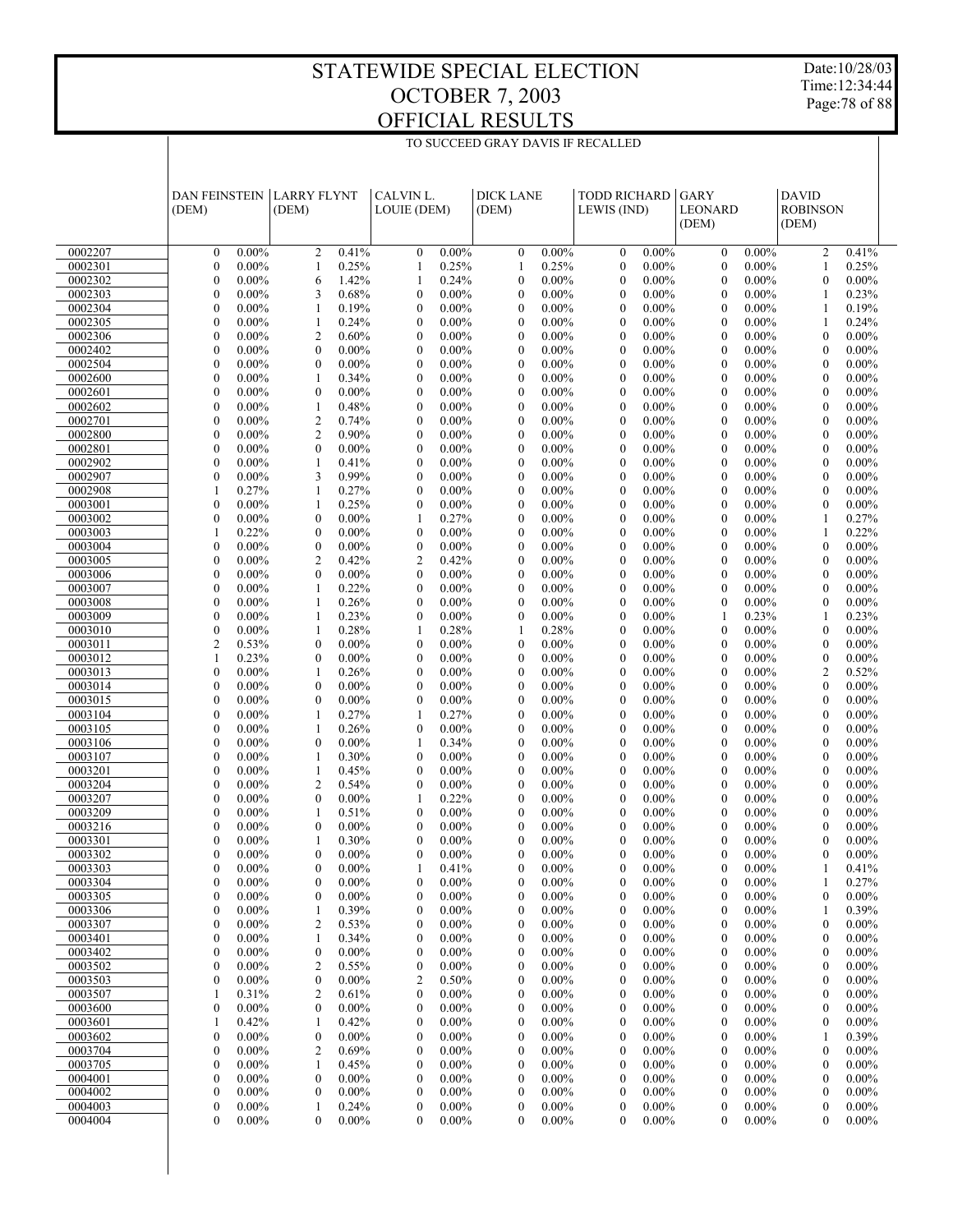# STATEWIDE SPECIAL ELECTION
# OCTOBER 7, 2003
# OFFICIAL RESULTS

TO SUCCEED GRAY DAVIS IF RECALLED

| | DAN FEINSTEIN (DEM) | | LARRY FLYNT (DEM) | | CALVIN L. LOUIE (DEM) | | DICK LANE (DEM) | | TODD RICHARD LEWIS (IND) | | GARY LEONARD (DEM) | | DAVID ROBINSON (DEM) | |
|---|---|---|---|---|---|---|---|---|---|---|---|---|---|---|
| 0002207 | 0 | 0.00% | 2 | 0.41% | 0 | 0.00% | 0 | 0.00% | 0 | 0.00% | 0 | 0.00% | 2 | 0.41% |
| 0002301 | 0 | 0.00% | 1 | 0.25% | 1 | 0.25% | 1 | 0.25% | 0 | 0.00% | 0 | 0.00% | 1 | 0.25% |
| 0002302 | 0 | 0.00% | 6 | 1.42% | 1 | 0.24% | 0 | 0.00% | 0 | 0.00% | 0 | 0.00% | 0 | 0.00% |
| 0002303 | 0 | 0.00% | 3 | 0.68% | 0 | 0.00% | 0 | 0.00% | 0 | 0.00% | 0 | 0.00% | 1 | 0.23% |
| 0002304 | 0 | 0.00% | 1 | 0.19% | 0 | 0.00% | 0 | 0.00% | 0 | 0.00% | 0 | 0.00% | 1 | 0.19% |
| 0002305 | 0 | 0.00% | 1 | 0.24% | 0 | 0.00% | 0 | 0.00% | 0 | 0.00% | 0 | 0.00% | 1 | 0.24% |
| 0002306 | 0 | 0.00% | 2 | 0.60% | 0 | 0.00% | 0 | 0.00% | 0 | 0.00% | 0 | 0.00% | 0 | 0.00% |
| 0002402 | 0 | 0.00% | 0 | 0.00% | 0 | 0.00% | 0 | 0.00% | 0 | 0.00% | 0 | 0.00% | 0 | 0.00% |
| 0002504 | 0 | 0.00% | 0 | 0.00% | 0 | 0.00% | 0 | 0.00% | 0 | 0.00% | 0 | 0.00% | 0 | 0.00% |
| 0002600 | 0 | 0.00% | 1 | 0.34% | 0 | 0.00% | 0 | 0.00% | 0 | 0.00% | 0 | 0.00% | 0 | 0.00% |
| 0002601 | 0 | 0.00% | 0 | 0.00% | 0 | 0.00% | 0 | 0.00% | 0 | 0.00% | 0 | 0.00% | 0 | 0.00% |
| 0002602 | 0 | 0.00% | 1 | 0.48% | 0 | 0.00% | 0 | 0.00% | 0 | 0.00% | 0 | 0.00% | 0 | 0.00% |
| 0002701 | 0 | 0.00% | 2 | 0.74% | 0 | 0.00% | 0 | 0.00% | 0 | 0.00% | 0 | 0.00% | 0 | 0.00% |
| 0002800 | 0 | 0.00% | 2 | 0.90% | 0 | 0.00% | 0 | 0.00% | 0 | 0.00% | 0 | 0.00% | 0 | 0.00% |
| 0002801 | 0 | 0.00% | 0 | 0.00% | 0 | 0.00% | 0 | 0.00% | 0 | 0.00% | 0 | 0.00% | 0 | 0.00% |
| 0002902 | 0 | 0.00% | 1 | 0.41% | 0 | 0.00% | 0 | 0.00% | 0 | 0.00% | 0 | 0.00% | 0 | 0.00% |
| 0002907 | 0 | 0.00% | 3 | 0.99% | 0 | 0.00% | 0 | 0.00% | 0 | 0.00% | 0 | 0.00% | 0 | 0.00% |
| 0002908 | 1 | 0.27% | 1 | 0.27% | 0 | 0.00% | 0 | 0.00% | 0 | 0.00% | 0 | 0.00% | 0 | 0.00% |
| 0003001 | 0 | 0.00% | 1 | 0.25% | 0 | 0.00% | 0 | 0.00% | 0 | 0.00% | 0 | 0.00% | 0 | 0.00% |
| 0003002 | 0 | 0.00% | 0 | 0.00% | 1 | 0.27% | 0 | 0.00% | 0 | 0.00% | 0 | 0.00% | 1 | 0.27% |
| 0003003 | 1 | 0.22% | 0 | 0.00% | 0 | 0.00% | 0 | 0.00% | 0 | 0.00% | 0 | 0.00% | 1 | 0.22% |
| 0003004 | 0 | 0.00% | 0 | 0.00% | 0 | 0.00% | 0 | 0.00% | 0 | 0.00% | 0 | 0.00% | 0 | 0.00% |
| 0003005 | 0 | 0.00% | 2 | 0.42% | 2 | 0.42% | 0 | 0.00% | 0 | 0.00% | 0 | 0.00% | 0 | 0.00% |
| 0003006 | 0 | 0.00% | 0 | 0.00% | 0 | 0.00% | 0 | 0.00% | 0 | 0.00% | 0 | 0.00% | 0 | 0.00% |
| 0003007 | 0 | 0.00% | 1 | 0.22% | 0 | 0.00% | 0 | 0.00% | 0 | 0.00% | 0 | 0.00% | 0 | 0.00% |
| 0003008 | 0 | 0.00% | 1 | 0.26% | 0 | 0.00% | 0 | 0.00% | 0 | 0.00% | 0 | 0.00% | 0 | 0.00% |
| 0003009 | 0 | 0.00% | 1 | 0.23% | 0 | 0.00% | 0 | 0.00% | 0 | 0.00% | 1 | 0.23% | 1 | 0.23% |
| 0003010 | 0 | 0.00% | 1 | 0.28% | 1 | 0.28% | 1 | 0.28% | 0 | 0.00% | 0 | 0.00% | 0 | 0.00% |
| 0003011 | 2 | 0.53% | 0 | 0.00% | 0 | 0.00% | 0 | 0.00% | 0 | 0.00% | 0 | 0.00% | 0 | 0.00% |
| 0003012 | 1 | 0.23% | 0 | 0.00% | 0 | 0.00% | 0 | 0.00% | 0 | 0.00% | 0 | 0.00% | 0 | 0.00% |
| 0003013 | 0 | 0.00% | 1 | 0.26% | 0 | 0.00% | 0 | 0.00% | 0 | 0.00% | 0 | 0.00% | 2 | 0.52% |
| 0003014 | 0 | 0.00% | 0 | 0.00% | 0 | 0.00% | 0 | 0.00% | 0 | 0.00% | 0 | 0.00% | 0 | 0.00% |
| 0003015 | 0 | 0.00% | 0 | 0.00% | 0 | 0.00% | 0 | 0.00% | 0 | 0.00% | 0 | 0.00% | 0 | 0.00% |
| 0003104 | 0 | 0.00% | 1 | 0.27% | 1 | 0.27% | 0 | 0.00% | 0 | 0.00% | 0 | 0.00% | 0 | 0.00% |
| 0003105 | 0 | 0.00% | 1 | 0.26% | 0 | 0.00% | 0 | 0.00% | 0 | 0.00% | 0 | 0.00% | 0 | 0.00% |
| 0003106 | 0 | 0.00% | 0 | 0.00% | 1 | 0.34% | 0 | 0.00% | 0 | 0.00% | 0 | 0.00% | 0 | 0.00% |
| 0003107 | 0 | 0.00% | 1 | 0.30% | 0 | 0.00% | 0 | 0.00% | 0 | 0.00% | 0 | 0.00% | 0 | 0.00% |
| 0003201 | 0 | 0.00% | 1 | 0.45% | 0 | 0.00% | 0 | 0.00% | 0 | 0.00% | 0 | 0.00% | 0 | 0.00% |
| 0003204 | 0 | 0.00% | 2 | 0.54% | 0 | 0.00% | 0 | 0.00% | 0 | 0.00% | 0 | 0.00% | 0 | 0.00% |
| 0003207 | 0 | 0.00% | 0 | 0.00% | 1 | 0.22% | 0 | 0.00% | 0 | 0.00% | 0 | 0.00% | 0 | 0.00% |
| 0003209 | 0 | 0.00% | 1 | 0.51% | 0 | 0.00% | 0 | 0.00% | 0 | 0.00% | 0 | 0.00% | 0 | 0.00% |
| 0003216 | 0 | 0.00% | 0 | 0.00% | 0 | 0.00% | 0 | 0.00% | 0 | 0.00% | 0 | 0.00% | 0 | 0.00% |
| 0003301 | 0 | 0.00% | 1 | 0.30% | 0 | 0.00% | 0 | 0.00% | 0 | 0.00% | 0 | 0.00% | 0 | 0.00% |
| 0003302 | 0 | 0.00% | 0 | 0.00% | 0 | 0.00% | 0 | 0.00% | 0 | 0.00% | 0 | 0.00% | 0 | 0.00% |
| 0003303 | 0 | 0.00% | 0 | 0.00% | 1 | 0.41% | 0 | 0.00% | 0 | 0.00% | 0 | 0.00% | 1 | 0.41% |
| 0003304 | 0 | 0.00% | 0 | 0.00% | 0 | 0.00% | 0 | 0.00% | 0 | 0.00% | 0 | 0.00% | 1 | 0.27% |
| 0003305 | 0 | 0.00% | 0 | 0.00% | 0 | 0.00% | 0 | 0.00% | 0 | 0.00% | 0 | 0.00% | 0 | 0.00% |
| 0003306 | 0 | 0.00% | 1 | 0.39% | 0 | 0.00% | 0 | 0.00% | 0 | 0.00% | 0 | 0.00% | 1 | 0.39% |
| 0003307 | 0 | 0.00% | 2 | 0.53% | 0 | 0.00% | 0 | 0.00% | 0 | 0.00% | 0 | 0.00% | 0 | 0.00% |
| 0003401 | 0 | 0.00% | 1 | 0.34% | 0 | 0.00% | 0 | 0.00% | 0 | 0.00% | 0 | 0.00% | 0 | 0.00% |
| 0003402 | 0 | 0.00% | 0 | 0.00% | 0 | 0.00% | 0 | 0.00% | 0 | 0.00% | 0 | 0.00% | 0 | 0.00% |
| 0003502 | 0 | 0.00% | 2 | 0.55% | 0 | 0.00% | 0 | 0.00% | 0 | 0.00% | 0 | 0.00% | 0 | 0.00% |
| 0003503 | 0 | 0.00% | 0 | 0.00% | 2 | 0.50% | 0 | 0.00% | 0 | 0.00% | 0 | 0.00% | 0 | 0.00% |
| 0003507 | 1 | 0.31% | 2 | 0.61% | 0 | 0.00% | 0 | 0.00% | 0 | 0.00% | 0 | 0.00% | 0 | 0.00% |
| 0003600 | 0 | 0.00% | 0 | 0.00% | 0 | 0.00% | 0 | 0.00% | 0 | 0.00% | 0 | 0.00% | 0 | 0.00% |
| 0003601 | 1 | 0.42% | 1 | 0.42% | 0 | 0.00% | 0 | 0.00% | 0 | 0.00% | 0 | 0.00% | 0 | 0.00% |
| 0003602 | 0 | 0.00% | 0 | 0.00% | 0 | 0.00% | 0 | 0.00% | 0 | 0.00% | 0 | 0.00% | 1 | 0.39% |
| 0003704 | 0 | 0.00% | 2 | 0.69% | 0 | 0.00% | 0 | 0.00% | 0 | 0.00% | 0 | 0.00% | 0 | 0.00% |
| 0003705 | 0 | 0.00% | 1 | 0.45% | 0 | 0.00% | 0 | 0.00% | 0 | 0.00% | 0 | 0.00% | 0 | 0.00% |
| 0004001 | 0 | 0.00% | 0 | 0.00% | 0 | 0.00% | 0 | 0.00% | 0 | 0.00% | 0 | 0.00% | 0 | 0.00% |
| 0004002 | 0 | 0.00% | 0 | 0.00% | 0 | 0.00% | 0 | 0.00% | 0 | 0.00% | 0 | 0.00% | 0 | 0.00% |
| 0004003 | 0 | 0.00% | 1 | 0.24% | 0 | 0.00% | 0 | 0.00% | 0 | 0.00% | 0 | 0.00% | 0 | 0.00% |
| 0004004 | 0 | 0.00% | 0 | 0.00% | 0 | 0.00% | 0 | 0.00% | 0 | 0.00% | 0 | 0.00% | 0 | 0.00% |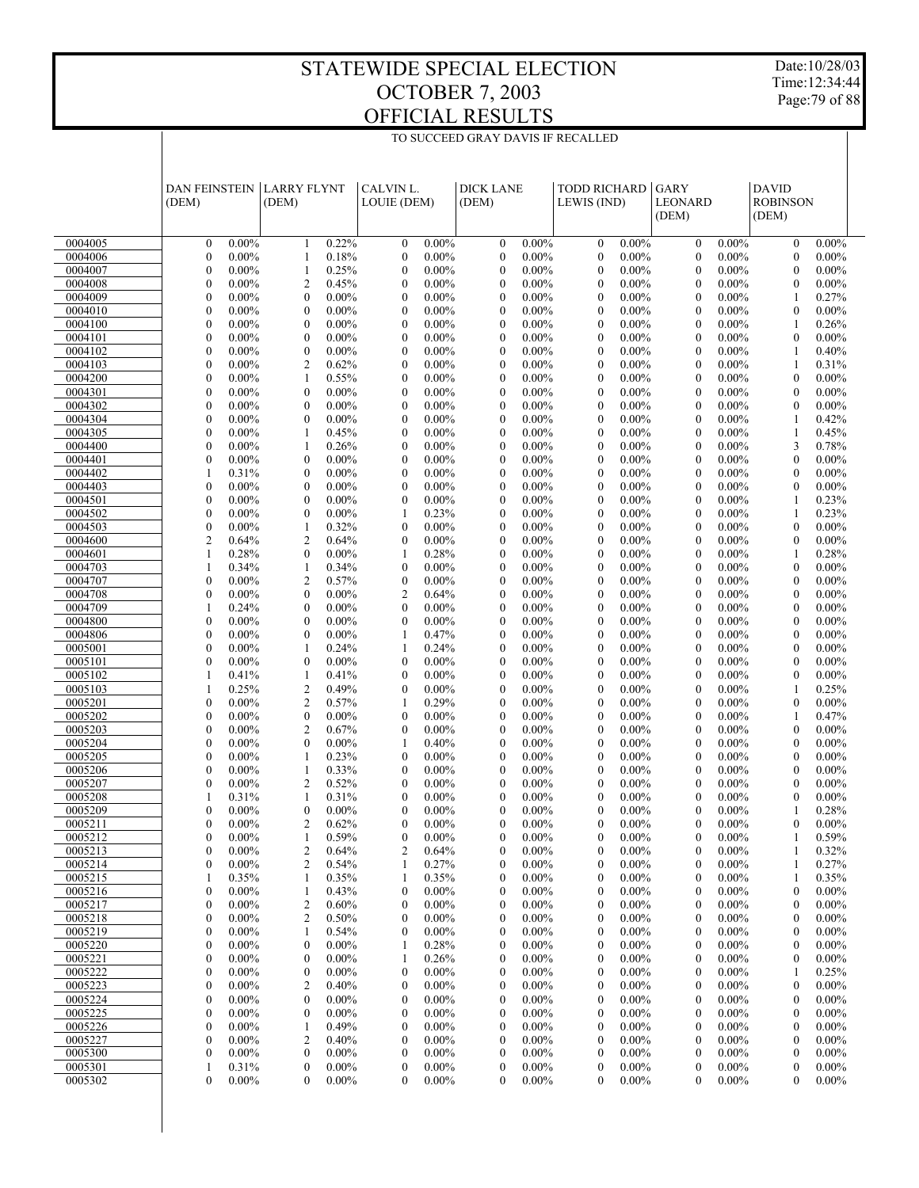# STATEWIDE SPECIAL ELECTION
# OCTOBER 7, 2003
# OFFICIAL RESULTS

TO SUCCEED GRAY DAVIS IF RECALLED

| | DAN FEINSTEIN (DEM) | | LARRY FLYNT (DEM) | | CALVIN L. LOUIE (DEM) | | DICK LANE (DEM) | | TODD RICHARD LEWIS (IND) | | GARY LEONARD (DEM) | | DAVID ROBINSON (DEM) | |
|---|---|---|---|---|---|---|---|---|---|---|---|---|---|---|
| 0004005 | 0 | 0.00% | 1 | 0.22% | 0 | 0.00% | 0 | 0.00% | 0 | 0.00% | 0 | 0.00% | 0 | 0.00% |
| 0004006 | 0 | 0.00% | 1 | 0.18% | 0 | 0.00% | 0 | 0.00% | 0 | 0.00% | 0 | 0.00% | 0 | 0.00% |
| 0004007 | 0 | 0.00% | 1 | 0.25% | 0 | 0.00% | 0 | 0.00% | 0 | 0.00% | 0 | 0.00% | 0 | 0.00% |
| 0004008 | 0 | 0.00% | 2 | 0.45% | 0 | 0.00% | 0 | 0.00% | 0 | 0.00% | 0 | 0.00% | 0 | 0.00% |
| 0004009 | 0 | 0.00% | 0 | 0.00% | 0 | 0.00% | 0 | 0.00% | 0 | 0.00% | 0 | 0.00% | 1 | 0.27% |
| 0004010 | 0 | 0.00% | 0 | 0.00% | 0 | 0.00% | 0 | 0.00% | 0 | 0.00% | 0 | 0.00% | 0 | 0.00% |
| 0004100 | 0 | 0.00% | 0 | 0.00% | 0 | 0.00% | 0 | 0.00% | 0 | 0.00% | 0 | 0.00% | 1 | 0.26% |
| 0004101 | 0 | 0.00% | 0 | 0.00% | 0 | 0.00% | 0 | 0.00% | 0 | 0.00% | 0 | 0.00% | 0 | 0.00% |
| 0004102 | 0 | 0.00% | 0 | 0.00% | 0 | 0.00% | 0 | 0.00% | 0 | 0.00% | 0 | 0.00% | 1 | 0.40% |
| 0004103 | 0 | 0.00% | 2 | 0.62% | 0 | 0.00% | 0 | 0.00% | 0 | 0.00% | 0 | 0.00% | 1 | 0.31% |
| 0004200 | 0 | 0.00% | 1 | 0.55% | 0 | 0.00% | 0 | 0.00% | 0 | 0.00% | 0 | 0.00% | 0 | 0.00% |
| 0004301 | 0 | 0.00% | 0 | 0.00% | 0 | 0.00% | 0 | 0.00% | 0 | 0.00% | 0 | 0.00% | 0 | 0.00% |
| 0004302 | 0 | 0.00% | 0 | 0.00% | 0 | 0.00% | 0 | 0.00% | 0 | 0.00% | 0 | 0.00% | 0 | 0.00% |
| 0004304 | 0 | 0.00% | 0 | 0.00% | 0 | 0.00% | 0 | 0.00% | 0 | 0.00% | 0 | 0.00% | 1 | 0.42% |
| 0004305 | 0 | 0.00% | 1 | 0.45% | 0 | 0.00% | 0 | 0.00% | 0 | 0.00% | 0 | 0.00% | 1 | 0.45% |
| 0004400 | 0 | 0.00% | 1 | 0.26% | 0 | 0.00% | 0 | 0.00% | 0 | 0.00% | 0 | 0.00% | 3 | 0.78% |
| 0004401 | 0 | 0.00% | 0 | 0.00% | 0 | 0.00% | 0 | 0.00% | 0 | 0.00% | 0 | 0.00% | 0 | 0.00% |
| 0004402 | 1 | 0.31% | 0 | 0.00% | 0 | 0.00% | 0 | 0.00% | 0 | 0.00% | 0 | 0.00% | 0 | 0.00% |
| 0004403 | 0 | 0.00% | 0 | 0.00% | 0 | 0.00% | 0 | 0.00% | 0 | 0.00% | 0 | 0.00% | 0 | 0.00% |
| 0004501 | 0 | 0.00% | 0 | 0.00% | 0 | 0.00% | 0 | 0.00% | 0 | 0.00% | 0 | 0.00% | 1 | 0.23% |
| 0004502 | 0 | 0.00% | 0 | 0.00% | 1 | 0.23% | 0 | 0.00% | 0 | 0.00% | 0 | 0.00% | 1 | 0.23% |
| 0004503 | 0 | 0.00% | 1 | 0.32% | 0 | 0.00% | 0 | 0.00% | 0 | 0.00% | 0 | 0.00% | 0 | 0.00% |
| 0004600 | 2 | 0.64% | 2 | 0.64% | 0 | 0.00% | 0 | 0.00% | 0 | 0.00% | 0 | 0.00% | 0 | 0.00% |
| 0004601 | 1 | 0.28% | 0 | 0.00% | 1 | 0.28% | 0 | 0.00% | 0 | 0.00% | 0 | 0.00% | 1 | 0.28% |
| 0004703 | 1 | 0.34% | 1 | 0.34% | 0 | 0.00% | 0 | 0.00% | 0 | 0.00% | 0 | 0.00% | 0 | 0.00% |
| 0004707 | 0 | 0.00% | 2 | 0.57% | 0 | 0.00% | 0 | 0.00% | 0 | 0.00% | 0 | 0.00% | 0 | 0.00% |
| 0004708 | 0 | 0.00% | 0 | 0.00% | 2 | 0.64% | 0 | 0.00% | 0 | 0.00% | 0 | 0.00% | 0 | 0.00% |
| 0004709 | 1 | 0.24% | 0 | 0.00% | 0 | 0.00% | 0 | 0.00% | 0 | 0.00% | 0 | 0.00% | 0 | 0.00% |
| 0004800 | 0 | 0.00% | 0 | 0.00% | 0 | 0.00% | 0 | 0.00% | 0 | 0.00% | 0 | 0.00% | 0 | 0.00% |
| 0004806 | 0 | 0.00% | 0 | 0.00% | 1 | 0.47% | 0 | 0.00% | 0 | 0.00% | 0 | 0.00% | 0 | 0.00% |
| 0005001 | 0 | 0.00% | 1 | 0.24% | 1 | 0.24% | 0 | 0.00% | 0 | 0.00% | 0 | 0.00% | 0 | 0.00% |
| 0005101 | 0 | 0.00% | 0 | 0.00% | 0 | 0.00% | 0 | 0.00% | 0 | 0.00% | 0 | 0.00% | 0 | 0.00% |
| 0005102 | 1 | 0.41% | 1 | 0.41% | 0 | 0.00% | 0 | 0.00% | 0 | 0.00% | 0 | 0.00% | 0 | 0.00% |
| 0005103 | 1 | 0.25% | 2 | 0.49% | 0 | 0.00% | 0 | 0.00% | 0 | 0.00% | 0 | 0.00% | 1 | 0.25% |
| 0005201 | 0 | 0.00% | 2 | 0.57% | 1 | 0.29% | 0 | 0.00% | 0 | 0.00% | 0 | 0.00% | 0 | 0.00% |
| 0005202 | 0 | 0.00% | 0 | 0.00% | 0 | 0.00% | 0 | 0.00% | 0 | 0.00% | 0 | 0.00% | 1 | 0.47% |
| 0005203 | 0 | 0.00% | 2 | 0.67% | 0 | 0.00% | 0 | 0.00% | 0 | 0.00% | 0 | 0.00% | 0 | 0.00% |
| 0005204 | 0 | 0.00% | 0 | 0.00% | 1 | 0.40% | 0 | 0.00% | 0 | 0.00% | 0 | 0.00% | 0 | 0.00% |
| 0005205 | 0 | 0.00% | 1 | 0.23% | 0 | 0.00% | 0 | 0.00% | 0 | 0.00% | 0 | 0.00% | 0 | 0.00% |
| 0005206 | 0 | 0.00% | 1 | 0.33% | 0 | 0.00% | 0 | 0.00% | 0 | 0.00% | 0 | 0.00% | 0 | 0.00% |
| 0005207 | 0 | 0.00% | 2 | 0.52% | 0 | 0.00% | 0 | 0.00% | 0 | 0.00% | 0 | 0.00% | 0 | 0.00% |
| 0005208 | 1 | 0.31% | 1 | 0.31% | 0 | 0.00% | 0 | 0.00% | 0 | 0.00% | 0 | 0.00% | 0 | 0.00% |
| 0005209 | 0 | 0.00% | 0 | 0.00% | 0 | 0.00% | 0 | 0.00% | 0 | 0.00% | 0 | 0.00% | 1 | 0.28% |
| 0005211 | 0 | 0.00% | 2 | 0.62% | 0 | 0.00% | 0 | 0.00% | 0 | 0.00% | 0 | 0.00% | 0 | 0.00% |
| 0005212 | 0 | 0.00% | 1 | 0.59% | 0 | 0.00% | 0 | 0.00% | 0 | 0.00% | 0 | 0.00% | 1 | 0.59% |
| 0005213 | 0 | 0.00% | 2 | 0.64% | 2 | 0.64% | 0 | 0.00% | 0 | 0.00% | 0 | 0.00% | 1 | 0.32% |
| 0005214 | 0 | 0.00% | 2 | 0.54% | 1 | 0.27% | 0 | 0.00% | 0 | 0.00% | 0 | 0.00% | 1 | 0.27% |
| 0005215 | 1 | 0.35% | 1 | 0.35% | 1 | 0.35% | 0 | 0.00% | 0 | 0.00% | 0 | 0.00% | 1 | 0.35% |
| 0005216 | 0 | 0.00% | 1 | 0.43% | 0 | 0.00% | 0 | 0.00% | 0 | 0.00% | 0 | 0.00% | 0 | 0.00% |
| 0005217 | 0 | 0.00% | 2 | 0.60% | 0 | 0.00% | 0 | 0.00% | 0 | 0.00% | 0 | 0.00% | 0 | 0.00% |
| 0005218 | 0 | 0.00% | 2 | 0.50% | 0 | 0.00% | 0 | 0.00% | 0 | 0.00% | 0 | 0.00% | 0 | 0.00% |
| 0005219 | 0 | 0.00% | 1 | 0.54% | 0 | 0.00% | 0 | 0.00% | 0 | 0.00% | 0 | 0.00% | 0 | 0.00% |
| 0005220 | 0 | 0.00% | 0 | 0.00% | 1 | 0.28% | 0 | 0.00% | 0 | 0.00% | 0 | 0.00% | 0 | 0.00% |
| 0005221 | 0 | 0.00% | 0 | 0.00% | 1 | 0.26% | 0 | 0.00% | 0 | 0.00% | 0 | 0.00% | 0 | 0.00% |
| 0005222 | 0 | 0.00% | 0 | 0.00% | 0 | 0.00% | 0 | 0.00% | 0 | 0.00% | 0 | 0.00% | 1 | 0.25% |
| 0005223 | 0 | 0.00% | 2 | 0.40% | 0 | 0.00% | 0 | 0.00% | 0 | 0.00% | 0 | 0.00% | 0 | 0.00% |
| 0005224 | 0 | 0.00% | 0 | 0.00% | 0 | 0.00% | 0 | 0.00% | 0 | 0.00% | 0 | 0.00% | 0 | 0.00% |
| 0005225 | 0 | 0.00% | 0 | 0.00% | 0 | 0.00% | 0 | 0.00% | 0 | 0.00% | 0 | 0.00% | 0 | 0.00% |
| 0005226 | 0 | 0.00% | 1 | 0.49% | 0 | 0.00% | 0 | 0.00% | 0 | 0.00% | 0 | 0.00% | 0 | 0.00% |
| 0005227 | 0 | 0.00% | 2 | 0.40% | 0 | 0.00% | 0 | 0.00% | 0 | 0.00% | 0 | 0.00% | 0 | 0.00% |
| 0005300 | 0 | 0.00% | 0 | 0.00% | 0 | 0.00% | 0 | 0.00% | 0 | 0.00% | 0 | 0.00% | 0 | 0.00% |
| 0005301 | 1 | 0.31% | 0 | 0.00% | 0 | 0.00% | 0 | 0.00% | 0 | 0.00% | 0 | 0.00% | 0 | 0.00% |
| 0005302 | 0 | 0.00% | 0 | 0.00% | 0 | 0.00% | 0 | 0.00% | 0 | 0.00% | 0 | 0.00% | 0 | 0.00% |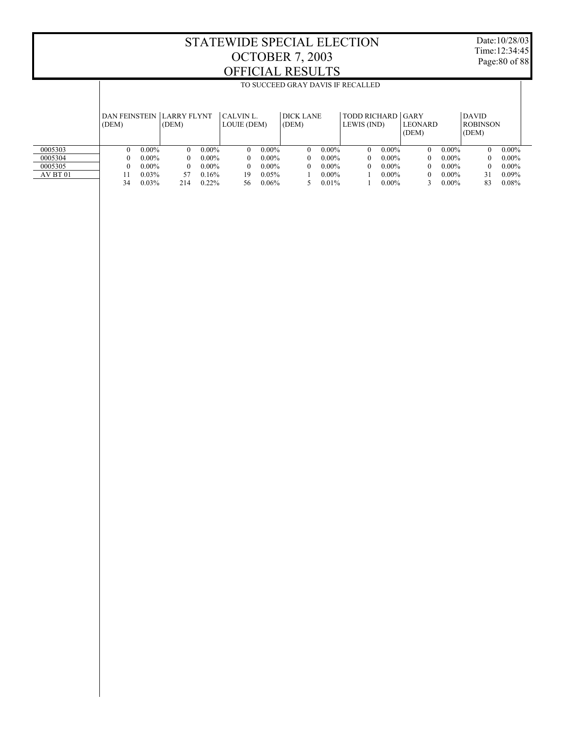# STATEWIDE SPECIAL ELECTION
# OCTOBER 7, 2003
# OFFICIAL RESULTS

Date:10/28/03
Time:12:34:45

TO SUCCEED GRAY DAVIS IF RECALLED

| | DAN FEINSTEIN (DEM) | | LARRY FLYNT (DEM) | | CALVIN L. LOUIE (DEM) | | DICK LANE (DEM) | | TODD RICHARD LEWIS (IND) | | GARY LEONARD (DEM) | | DAVID ROBINSON (DEM) | |
|---|---|---|---|---|---|---|---|---|---|---|---|---|---|---|
| 0005303 | 0 | 0.00% | 0 | 0.00% | 0 | 0.00% | 0 | 0.00% | 0 | 0.00% | 0 | 0.00% | 0 | 0.00% |
| 0005304 | 0 | 0.00% | 0 | 0.00% | 0 | 0.00% | 0 | 0.00% | 0 | 0.00% | 0 | 0.00% | 0 | 0.00% |
| 0005305 | 0 | 0.00% | 0 | 0.00% | 0 | 0.00% | 0 | 0.00% | 0 | 0.00% | 0 | 0.00% | 0 | 0.00% |
| AV BT 01 | 11 | 0.03% | 57 | 0.16% | 19 | 0.05% | 1 | 0.00% | 1 | 0.00% | 0 | 0.00% | 31 | 0.09% |
| | 34 | 0.03% | 214 | 0.22% | 56 | 0.06% | 5 | 0.01% | 1 | 0.00% | 3 | 0.00% | 83 | 0.08% |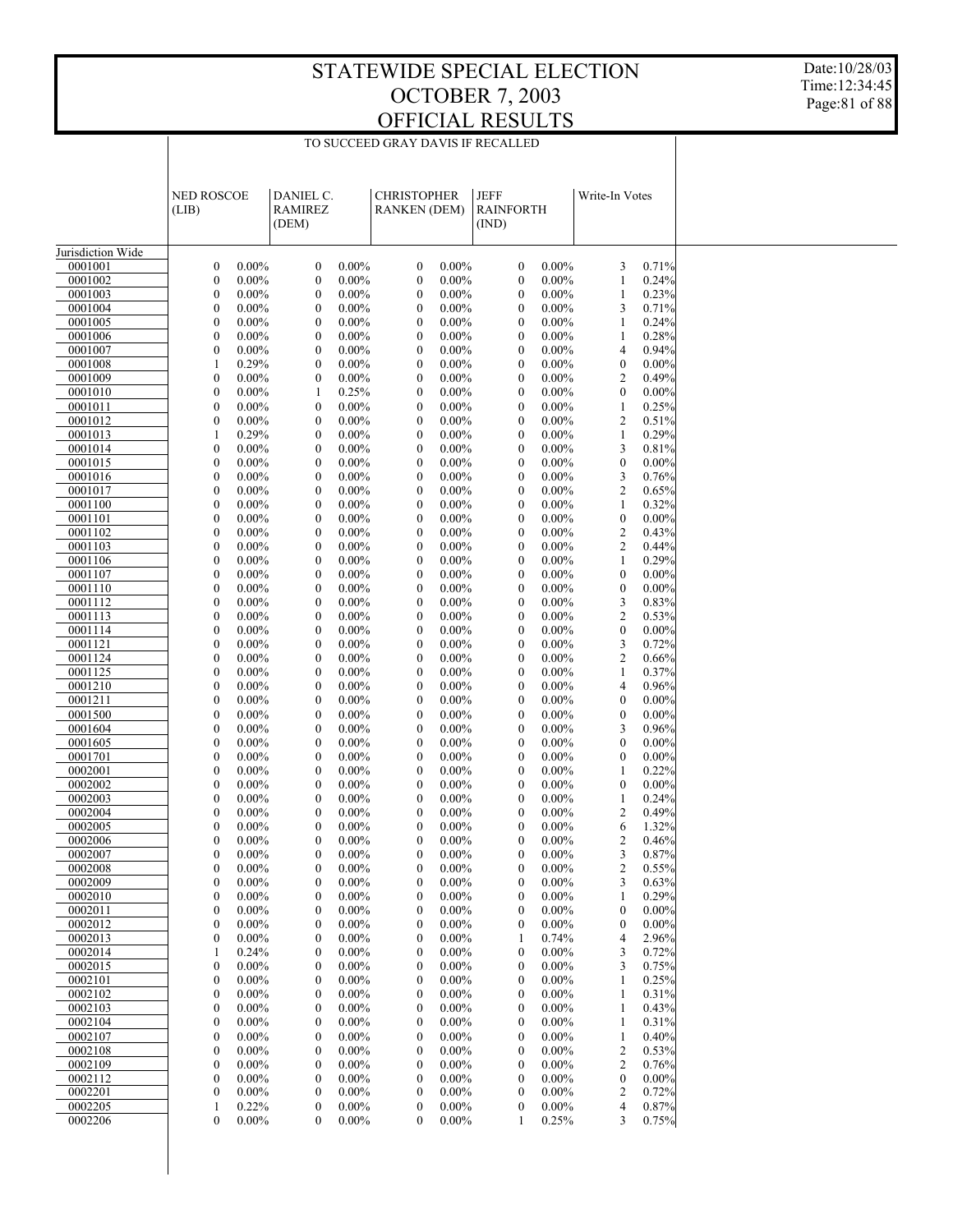# STATEWIDE SPECIAL ELECTION
# OCTOBER 7, 2003
# OFFICIAL RESULTS

TO SUCCEED GRAY DAVIS IF RECALLED

| | NED ROSCOE (LIB) | | DANIEL C. RAMIREZ (DEM) | | CHRISTOPHER RANKEN (DEM) | | JEFF RAINFORTH (IND) | | Write-In Votes | |
|---|---|---|---|---|---|---|---|---|---|---|
| Jurisdiction Wide | | | | | | | | | | |
| 0001001 | 0 | 0.00% | 0 | 0.00% | 0 | 0.00% | 0 | 0.00% | 3 | 0.71% |
| 0001002 | 0 | 0.00% | 0 | 0.00% | 0 | 0.00% | 0 | 0.00% | 1 | 0.24% |
| 0001003 | 0 | 0.00% | 0 | 0.00% | 0 | 0.00% | 0 | 0.00% | 1 | 0.23% |
| 0001004 | 0 | 0.00% | 0 | 0.00% | 0 | 0.00% | 0 | 0.00% | 3 | 0.71% |
| 0001005 | 0 | 0.00% | 0 | 0.00% | 0 | 0.00% | 0 | 0.00% | 1 | 0.24% |
| 0001006 | 0 | 0.00% | 0 | 0.00% | 0 | 0.00% | 0 | 0.00% | 1 | 0.28% |
| 0001007 | 0 | 0.00% | 0 | 0.00% | 0 | 0.00% | 0 | 0.00% | 4 | 0.94% |
| 0001008 | 1 | 0.29% | 0 | 0.00% | 0 | 0.00% | 0 | 0.00% | 0 | 0.00% |
| 0001009 | 0 | 0.00% | 0 | 0.00% | 0 | 0.00% | 0 | 0.00% | 2 | 0.49% |
| 0001010 | 0 | 0.00% | 1 | 0.25% | 0 | 0.00% | 0 | 0.00% | 0 | 0.00% |
| 0001011 | 0 | 0.00% | 0 | 0.00% | 0 | 0.00% | 0 | 0.00% | 1 | 0.25% |
| 0001012 | 0 | 0.00% | 0 | 0.00% | 0 | 0.00% | 0 | 0.00% | 2 | 0.51% |
| 0001013 | 1 | 0.29% | 0 | 0.00% | 0 | 0.00% | 0 | 0.00% | 1 | 0.29% |
| 0001014 | 0 | 0.00% | 0 | 0.00% | 0 | 0.00% | 0 | 0.00% | 3 | 0.81% |
| 0001015 | 0 | 0.00% | 0 | 0.00% | 0 | 0.00% | 0 | 0.00% | 0 | 0.00% |
| 0001016 | 0 | 0.00% | 0 | 0.00% | 0 | 0.00% | 0 | 0.00% | 3 | 0.76% |
| 0001017 | 0 | 0.00% | 0 | 0.00% | 0 | 0.00% | 0 | 0.00% | 2 | 0.65% |
| 0001100 | 0 | 0.00% | 0 | 0.00% | 0 | 0.00% | 0 | 0.00% | 1 | 0.32% |
| 0001101 | 0 | 0.00% | 0 | 0.00% | 0 | 0.00% | 0 | 0.00% | 0 | 0.00% |
| 0001102 | 0 | 0.00% | 0 | 0.00% | 0 | 0.00% | 0 | 0.00% | 2 | 0.43% |
| 0001103 | 0 | 0.00% | 0 | 0.00% | 0 | 0.00% | 0 | 0.00% | 2 | 0.44% |
| 0001106 | 0 | 0.00% | 0 | 0.00% | 0 | 0.00% | 0 | 0.00% | 1 | 0.29% |
| 0001107 | 0 | 0.00% | 0 | 0.00% | 0 | 0.00% | 0 | 0.00% | 0 | 0.00% |
| 0001110 | 0 | 0.00% | 0 | 0.00% | 0 | 0.00% | 0 | 0.00% | 0 | 0.00% |
| 0001112 | 0 | 0.00% | 0 | 0.00% | 0 | 0.00% | 0 | 0.00% | 3 | 0.83% |
| 0001113 | 0 | 0.00% | 0 | 0.00% | 0 | 0.00% | 0 | 0.00% | 2 | 0.53% |
| 0001114 | 0 | 0.00% | 0 | 0.00% | 0 | 0.00% | 0 | 0.00% | 0 | 0.00% |
| 0001121 | 0 | 0.00% | 0 | 0.00% | 0 | 0.00% | 0 | 0.00% | 3 | 0.72% |
| 0001124 | 0 | 0.00% | 0 | 0.00% | 0 | 0.00% | 0 | 0.00% | 2 | 0.66% |
| 0001125 | 0 | 0.00% | 0 | 0.00% | 0 | 0.00% | 0 | 0.00% | 1 | 0.37% |
| 0001210 | 0 | 0.00% | 0 | 0.00% | 0 | 0.00% | 0 | 0.00% | 4 | 0.96% |
| 0001211 | 0 | 0.00% | 0 | 0.00% | 0 | 0.00% | 0 | 0.00% | 0 | 0.00% |
| 0001500 | 0 | 0.00% | 0 | 0.00% | 0 | 0.00% | 0 | 0.00% | 0 | 0.00% |
| 0001604 | 0 | 0.00% | 0 | 0.00% | 0 | 0.00% | 0 | 0.00% | 3 | 0.96% |
| 0001605 | 0 | 0.00% | 0 | 0.00% | 0 | 0.00% | 0 | 0.00% | 0 | 0.00% |
| 0001701 | 0 | 0.00% | 0 | 0.00% | 0 | 0.00% | 0 | 0.00% | 0 | 0.00% |
| 0002001 | 0 | 0.00% | 0 | 0.00% | 0 | 0.00% | 0 | 0.00% | 1 | 0.22% |
| 0002002 | 0 | 0.00% | 0 | 0.00% | 0 | 0.00% | 0 | 0.00% | 0 | 0.00% |
| 0002003 | 0 | 0.00% | 0 | 0.00% | 0 | 0.00% | 0 | 0.00% | 1 | 0.24% |
| 0002004 | 0 | 0.00% | 0 | 0.00% | 0 | 0.00% | 0 | 0.00% | 2 | 0.49% |
| 0002005 | 0 | 0.00% | 0 | 0.00% | 0 | 0.00% | 0 | 0.00% | 6 | 1.32% |
| 0002006 | 0 | 0.00% | 0 | 0.00% | 0 | 0.00% | 0 | 0.00% | 2 | 0.46% |
| 0002007 | 0 | 0.00% | 0 | 0.00% | 0 | 0.00% | 0 | 0.00% | 3 | 0.87% |
| 0002008 | 0 | 0.00% | 0 | 0.00% | 0 | 0.00% | 0 | 0.00% | 2 | 0.55% |
| 0002009 | 0 | 0.00% | 0 | 0.00% | 0 | 0.00% | 0 | 0.00% | 3 | 0.63% |
| 0002010 | 0 | 0.00% | 0 | 0.00% | 0 | 0.00% | 0 | 0.00% | 1 | 0.29% |
| 0002011 | 0 | 0.00% | 0 | 0.00% | 0 | 0.00% | 0 | 0.00% | 0 | 0.00% |
| 0002012 | 0 | 0.00% | 0 | 0.00% | 0 | 0.00% | 0 | 0.00% | 0 | 0.00% |
| 0002013 | 0 | 0.00% | 0 | 0.00% | 0 | 0.00% | 1 | 0.74% | 4 | 2.96% |
| 0002014 | 1 | 0.24% | 0 | 0.00% | 0 | 0.00% | 0 | 0.00% | 3 | 0.72% |
| 0002015 | 0 | 0.00% | 0 | 0.00% | 0 | 0.00% | 0 | 0.00% | 3 | 0.75% |
| 0002101 | 0 | 0.00% | 0 | 0.00% | 0 | 0.00% | 0 | 0.00% | 1 | 0.25% |
| 0002102 | 0 | 0.00% | 0 | 0.00% | 0 | 0.00% | 0 | 0.00% | 1 | 0.31% |
| 0002103 | 0 | 0.00% | 0 | 0.00% | 0 | 0.00% | 0 | 0.00% | 1 | 0.43% |
| 0002104 | 0 | 0.00% | 0 | 0.00% | 0 | 0.00% | 0 | 0.00% | 1 | 0.31% |
| 0002107 | 0 | 0.00% | 0 | 0.00% | 0 | 0.00% | 0 | 0.00% | 1 | 0.40% |
| 0002108 | 0 | 0.00% | 0 | 0.00% | 0 | 0.00% | 0 | 0.00% | 2 | 0.53% |
| 0002109 | 0 | 0.00% | 0 | 0.00% | 0 | 0.00% | 0 | 0.00% | 2 | 0.76% |
| 0002112 | 0 | 0.00% | 0 | 0.00% | 0 | 0.00% | 0 | 0.00% | 0 | 0.00% |
| 0002201 | 0 | 0.00% | 0 | 0.00% | 0 | 0.00% | 0 | 0.00% | 2 | 0.72% |
| 0002205 | 1 | 0.22% | 0 | 0.00% | 0 | 0.00% | 0 | 0.00% | 4 | 0.87% |
| 0002206 | 0 | 0.00% | 0 | 0.00% | 0 | 0.00% | 1 | 0.25% | 3 | 0.75% |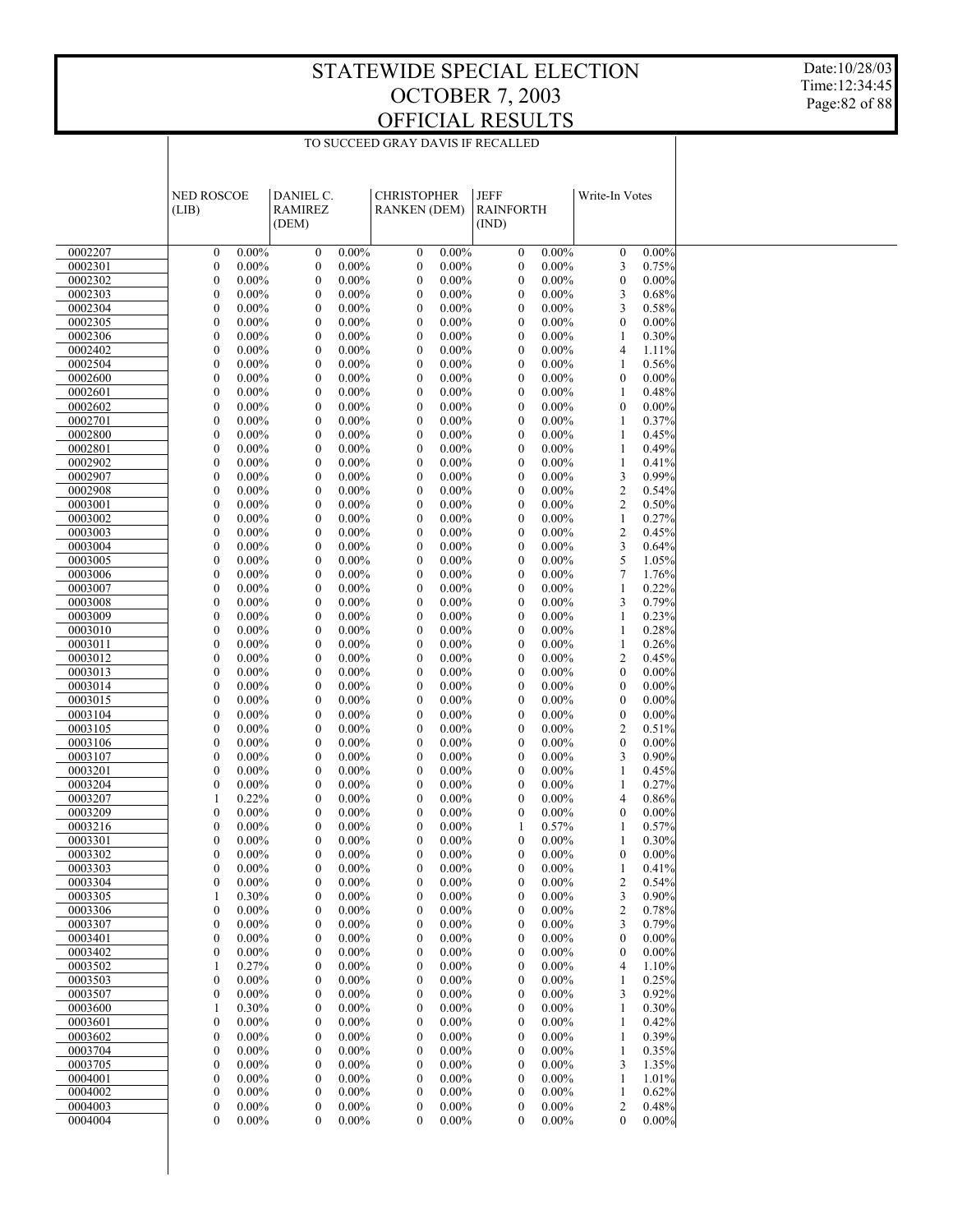# STATEWIDE SPECIAL ELECTION
# OCTOBER 7, 2003
# OFFICIAL RESULTS

Date:10/28/03
Time:12:34:45

TO SUCCEED GRAY DAVIS IF RECALLED

| | NED ROSCOE (LIB) | | DANIEL C. RAMIREZ (DEM) | | CHRISTOPHER RANKEN (DEM) | | JEFF RAINFORTH (IND) | | Write-In Votes | |
|---|---|---|---|---|---|---|---|---|---|---|
| 0002207 | 0 | 0.00% | 0 | 0.00% | 0 | 0.00% | 0 | 0.00% | 0 | 0.00% |
| 0002301 | 0 | 0.00% | 0 | 0.00% | 0 | 0.00% | 0 | 0.00% | 3 | 0.75% |
| 0002302 | 0 | 0.00% | 0 | 0.00% | 0 | 0.00% | 0 | 0.00% | 0 | 0.00% |
| 0002303 | 0 | 0.00% | 0 | 0.00% | 0 | 0.00% | 0 | 0.00% | 3 | 0.68% |
| 0002304 | 0 | 0.00% | 0 | 0.00% | 0 | 0.00% | 0 | 0.00% | 3 | 0.58% |
| 0002305 | 0 | 0.00% | 0 | 0.00% | 0 | 0.00% | 0 | 0.00% | 0 | 0.00% |
| 0002306 | 0 | 0.00% | 0 | 0.00% | 0 | 0.00% | 0 | 0.00% | 1 | 0.30% |
| 0002402 | 0 | 0.00% | 0 | 0.00% | 0 | 0.00% | 0 | 0.00% | 4 | 1.11% |
| 0002504 | 0 | 0.00% | 0 | 0.00% | 0 | 0.00% | 0 | 0.00% | 1 | 0.56% |
| 0002600 | 0 | 0.00% | 0 | 0.00% | 0 | 0.00% | 0 | 0.00% | 0 | 0.00% |
| 0002601 | 0 | 0.00% | 0 | 0.00% | 0 | 0.00% | 0 | 0.00% | 1 | 0.48% |
| 0002602 | 0 | 0.00% | 0 | 0.00% | 0 | 0.00% | 0 | 0.00% | 0 | 0.00% |
| 0002701 | 0 | 0.00% | 0 | 0.00% | 0 | 0.00% | 0 | 0.00% | 1 | 0.37% |
| 0002800 | 0 | 0.00% | 0 | 0.00% | 0 | 0.00% | 0 | 0.00% | 1 | 0.45% |
| 0002801 | 0 | 0.00% | 0 | 0.00% | 0 | 0.00% | 0 | 0.00% | 1 | 0.49% |
| 0002902 | 0 | 0.00% | 0 | 0.00% | 0 | 0.00% | 0 | 0.00% | 1 | 0.41% |
| 0002907 | 0 | 0.00% | 0 | 0.00% | 0 | 0.00% | 0 | 0.00% | 3 | 0.99% |
| 0002908 | 0 | 0.00% | 0 | 0.00% | 0 | 0.00% | 0 | 0.00% | 2 | 0.54% |
| 0003001 | 0 | 0.00% | 0 | 0.00% | 0 | 0.00% | 0 | 0.00% | 2 | 0.50% |
| 0003002 | 0 | 0.00% | 0 | 0.00% | 0 | 0.00% | 0 | 0.00% | 1 | 0.27% |
| 0003003 | 0 | 0.00% | 0 | 0.00% | 0 | 0.00% | 0 | 0.00% | 2 | 0.45% |
| 0003004 | 0 | 0.00% | 0 | 0.00% | 0 | 0.00% | 0 | 0.00% | 3 | 0.64% |
| 0003005 | 0 | 0.00% | 0 | 0.00% | 0 | 0.00% | 0 | 0.00% | 5 | 1.05% |
| 0003006 | 0 | 0.00% | 0 | 0.00% | 0 | 0.00% | 0 | 0.00% | 7 | 1.76% |
| 0003007 | 0 | 0.00% | 0 | 0.00% | 0 | 0.00% | 0 | 0.00% | 1 | 0.22% |
| 0003008 | 0 | 0.00% | 0 | 0.00% | 0 | 0.00% | 0 | 0.00% | 3 | 0.79% |
| 0003009 | 0 | 0.00% | 0 | 0.00% | 0 | 0.00% | 0 | 0.00% | 1 | 0.23% |
| 0003010 | 0 | 0.00% | 0 | 0.00% | 0 | 0.00% | 0 | 0.00% | 1 | 0.28% |
| 0003011 | 0 | 0.00% | 0 | 0.00% | 0 | 0.00% | 0 | 0.00% | 1 | 0.26% |
| 0003012 | 0 | 0.00% | 0 | 0.00% | 0 | 0.00% | 0 | 0.00% | 2 | 0.45% |
| 0003013 | 0 | 0.00% | 0 | 0.00% | 0 | 0.00% | 0 | 0.00% | 0 | 0.00% |
| 0003014 | 0 | 0.00% | 0 | 0.00% | 0 | 0.00% | 0 | 0.00% | 0 | 0.00% |
| 0003015 | 0 | 0.00% | 0 | 0.00% | 0 | 0.00% | 0 | 0.00% | 0 | 0.00% |
| 0003104 | 0 | 0.00% | 0 | 0.00% | 0 | 0.00% | 0 | 0.00% | 0 | 0.00% |
| 0003105 | 0 | 0.00% | 0 | 0.00% | 0 | 0.00% | 0 | 0.00% | 2 | 0.51% |
| 0003106 | 0 | 0.00% | 0 | 0.00% | 0 | 0.00% | 0 | 0.00% | 0 | 0.00% |
| 0003107 | 0 | 0.00% | 0 | 0.00% | 0 | 0.00% | 0 | 0.00% | 3 | 0.90% |
| 0003201 | 0 | 0.00% | 0 | 0.00% | 0 | 0.00% | 0 | 0.00% | 1 | 0.45% |
| 0003204 | 0 | 0.00% | 0 | 0.00% | 0 | 0.00% | 0 | 0.00% | 1 | 0.27% |
| 0003207 | 1 | 0.22% | 0 | 0.00% | 0 | 0.00% | 0 | 0.00% | 4 | 0.86% |
| 0003209 | 0 | 0.00% | 0 | 0.00% | 0 | 0.00% | 0 | 0.00% | 0 | 0.00% |
| 0003216 | 0 | 0.00% | 0 | 0.00% | 0 | 0.00% | 1 | 0.57% | 1 | 0.57% |
| 0003301 | 0 | 0.00% | 0 | 0.00% | 0 | 0.00% | 0 | 0.00% | 1 | 0.30% |
| 0003302 | 0 | 0.00% | 0 | 0.00% | 0 | 0.00% | 0 | 0.00% | 0 | 0.00% |
| 0003303 | 0 | 0.00% | 0 | 0.00% | 0 | 0.00% | 0 | 0.00% | 1 | 0.41% |
| 0003304 | 0 | 0.00% | 0 | 0.00% | 0 | 0.00% | 0 | 0.00% | 2 | 0.54% |
| 0003305 | 1 | 0.30% | 0 | 0.00% | 0 | 0.00% | 0 | 0.00% | 3 | 0.90% |
| 0003306 | 0 | 0.00% | 0 | 0.00% | 0 | 0.00% | 0 | 0.00% | 2 | 0.78% |
| 0003307 | 0 | 0.00% | 0 | 0.00% | 0 | 0.00% | 0 | 0.00% | 3 | 0.79% |
| 0003401 | 0 | 0.00% | 0 | 0.00% | 0 | 0.00% | 0 | 0.00% | 0 | 0.00% |
| 0003402 | 0 | 0.00% | 0 | 0.00% | 0 | 0.00% | 0 | 0.00% | 0 | 0.00% |
| 0003502 | 1 | 0.27% | 0 | 0.00% | 0 | 0.00% | 0 | 0.00% | 4 | 1.10% |
| 0003503 | 0 | 0.00% | 0 | 0.00% | 0 | 0.00% | 0 | 0.00% | 1 | 0.25% |
| 0003507 | 0 | 0.00% | 0 | 0.00% | 0 | 0.00% | 0 | 0.00% | 3 | 0.92% |
| 0003600 | 1 | 0.30% | 0 | 0.00% | 0 | 0.00% | 0 | 0.00% | 1 | 0.30% |
| 0003601 | 0 | 0.00% | 0 | 0.00% | 0 | 0.00% | 0 | 0.00% | 1 | 0.42% |
| 0003602 | 0 | 0.00% | 0 | 0.00% | 0 | 0.00% | 0 | 0.00% | 1 | 0.39% |
| 0003704 | 0 | 0.00% | 0 | 0.00% | 0 | 0.00% | 0 | 0.00% | 1 | 0.35% |
| 0003705 | 0 | 0.00% | 0 | 0.00% | 0 | 0.00% | 0 | 0.00% | 3 | 1.35% |
| 0004001 | 0 | 0.00% | 0 | 0.00% | 0 | 0.00% | 0 | 0.00% | 1 | 1.01% |
| 0004002 | 0 | 0.00% | 0 | 0.00% | 0 | 0.00% | 0 | 0.00% | 1 | 0.62% |
| 0004003 | 0 | 0.00% | 0 | 0.00% | 0 | 0.00% | 0 | 0.00% | 2 | 0.48% |
| 0004004 | 0 | 0.00% | 0 | 0.00% | 0 | 0.00% | 0 | 0.00% | 0 | 0.00% |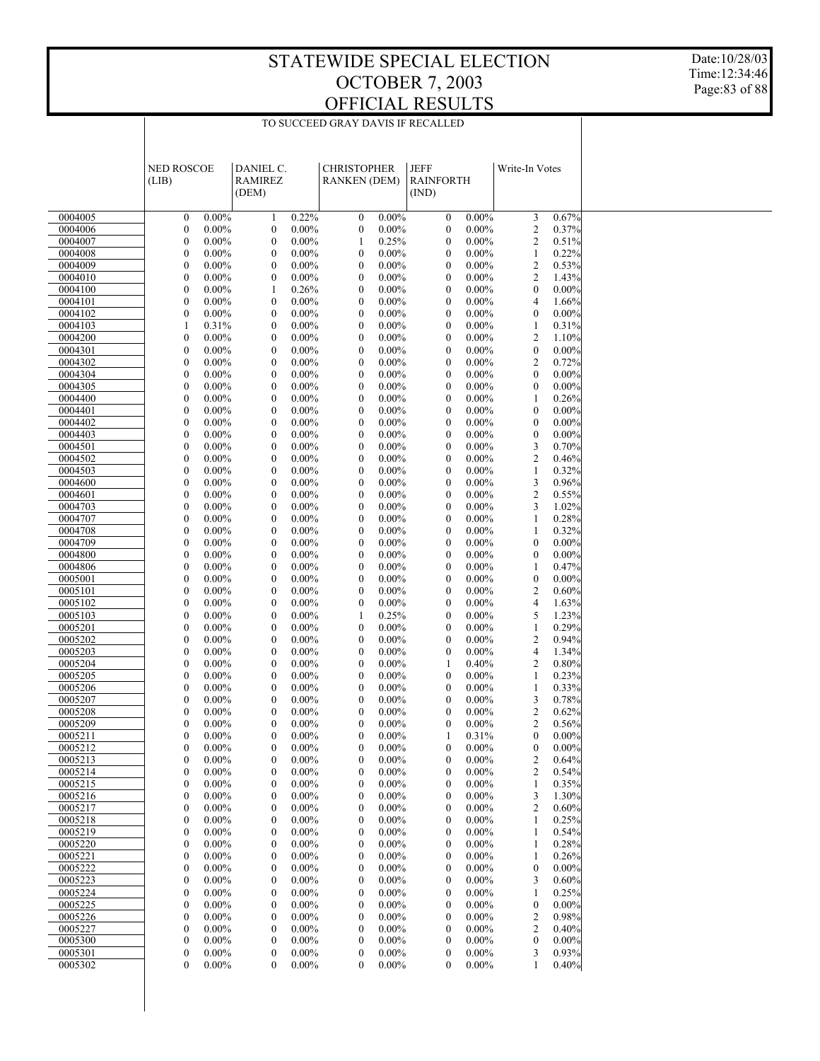# STATEWIDE SPECIAL ELECTION
# OCTOBER 7, 2003
# OFFICIAL RESULTS

Date:10/28/03
Time:12:34:46

TO SUCCEED GRAY DAVIS IF RECALLED

| | NED ROSCOE (LIB) | | DANIEL C. RAMIREZ (DEM) | | CHRISTOPHER RANKEN (DEM) | | JEFF RAINFORTH (IND) | | Write-In Votes | |
|---|---|---|---|---|---|---|---|---|---|---|
| 0004005 | 0 | 0.00% | 1 | 0.22% | 0 | 0.00% | 0 | 0.00% | 3 | 0.67% |
| 0004006 | 0 | 0.00% | 0 | 0.00% | 0 | 0.00% | 0 | 0.00% | 2 | 0.37% |
| 0004007 | 0 | 0.00% | 0 | 0.00% | 1 | 0.25% | 0 | 0.00% | 2 | 0.51% |
| 0004008 | 0 | 0.00% | 0 | 0.00% | 0 | 0.00% | 0 | 0.00% | 1 | 0.22% |
| 0004009 | 0 | 0.00% | 0 | 0.00% | 0 | 0.00% | 0 | 0.00% | 2 | 0.53% |
| 0004010 | 0 | 0.00% | 0 | 0.00% | 0 | 0.00% | 0 | 0.00% | 2 | 1.43% |
| 0004100 | 0 | 0.00% | 1 | 0.26% | 0 | 0.00% | 0 | 0.00% | 0 | 0.00% |
| 0004101 | 0 | 0.00% | 0 | 0.00% | 0 | 0.00% | 0 | 0.00% | 4 | 1.66% |
| 0004102 | 0 | 0.00% | 0 | 0.00% | 0 | 0.00% | 0 | 0.00% | 0 | 0.00% |
| 0004103 | 1 | 0.31% | 0 | 0.00% | 0 | 0.00% | 0 | 0.00% | 1 | 0.31% |
| 0004200 | 0 | 0.00% | 0 | 0.00% | 0 | 0.00% | 0 | 0.00% | 2 | 1.10% |
| 0004301 | 0 | 0.00% | 0 | 0.00% | 0 | 0.00% | 0 | 0.00% | 0 | 0.00% |
| 0004302 | 0 | 0.00% | 0 | 0.00% | 0 | 0.00% | 0 | 0.00% | 2 | 0.72% |
| 0004304 | 0 | 0.00% | 0 | 0.00% | 0 | 0.00% | 0 | 0.00% | 0 | 0.00% |
| 0004305 | 0 | 0.00% | 0 | 0.00% | 0 | 0.00% | 0 | 0.00% | 0 | 0.00% |
| 0004400 | 0 | 0.00% | 0 | 0.00% | 0 | 0.00% | 0 | 0.00% | 1 | 0.26% |
| 0004401 | 0 | 0.00% | 0 | 0.00% | 0 | 0.00% | 0 | 0.00% | 0 | 0.00% |
| 0004402 | 0 | 0.00% | 0 | 0.00% | 0 | 0.00% | 0 | 0.00% | 0 | 0.00% |
| 0004403 | 0 | 0.00% | 0 | 0.00% | 0 | 0.00% | 0 | 0.00% | 0 | 0.00% |
| 0004501 | 0 | 0.00% | 0 | 0.00% | 0 | 0.00% | 0 | 0.00% | 3 | 0.70% |
| 0004502 | 0 | 0.00% | 0 | 0.00% | 0 | 0.00% | 0 | 0.00% | 2 | 0.46% |
| 0004503 | 0 | 0.00% | 0 | 0.00% | 0 | 0.00% | 0 | 0.00% | 1 | 0.32% |
| 0004600 | 0 | 0.00% | 0 | 0.00% | 0 | 0.00% | 0 | 0.00% | 3 | 0.96% |
| 0004601 | 0 | 0.00% | 0 | 0.00% | 0 | 0.00% | 0 | 0.00% | 2 | 0.55% |
| 0004703 | 0 | 0.00% | 0 | 0.00% | 0 | 0.00% | 0 | 0.00% | 3 | 1.02% |
| 0004707 | 0 | 0.00% | 0 | 0.00% | 0 | 0.00% | 0 | 0.00% | 1 | 0.28% |
| 0004708 | 0 | 0.00% | 0 | 0.00% | 0 | 0.00% | 0 | 0.00% | 1 | 0.32% |
| 0004709 | 0 | 0.00% | 0 | 0.00% | 0 | 0.00% | 0 | 0.00% | 0 | 0.00% |
| 0004800 | 0 | 0.00% | 0 | 0.00% | 0 | 0.00% | 0 | 0.00% | 0 | 0.00% |
| 0004806 | 0 | 0.00% | 0 | 0.00% | 0 | 0.00% | 0 | 0.00% | 1 | 0.47% |
| 0005001 | 0 | 0.00% | 0 | 0.00% | 0 | 0.00% | 0 | 0.00% | 0 | 0.00% |
| 0005101 | 0 | 0.00% | 0 | 0.00% | 0 | 0.00% | 0 | 0.00% | 2 | 0.60% |
| 0005102 | 0 | 0.00% | 0 | 0.00% | 0 | 0.00% | 0 | 0.00% | 4 | 1.63% |
| 0005103 | 0 | 0.00% | 0 | 0.00% | 1 | 0.25% | 0 | 0.00% | 5 | 1.23% |
| 0005201 | 0 | 0.00% | 0 | 0.00% | 0 | 0.00% | 0 | 0.00% | 1 | 0.29% |
| 0005202 | 0 | 0.00% | 0 | 0.00% | 0 | 0.00% | 0 | 0.00% | 2 | 0.94% |
| 0005203 | 0 | 0.00% | 0 | 0.00% | 0 | 0.00% | 0 | 0.00% | 4 | 1.34% |
| 0005204 | 0 | 0.00% | 0 | 0.00% | 0 | 0.00% | 1 | 0.40% | 2 | 0.80% |
| 0005205 | 0 | 0.00% | 0 | 0.00% | 0 | 0.00% | 0 | 0.00% | 1 | 0.23% |
| 0005206 | 0 | 0.00% | 0 | 0.00% | 0 | 0.00% | 0 | 0.00% | 1 | 0.33% |
| 0005207 | 0 | 0.00% | 0 | 0.00% | 0 | 0.00% | 0 | 0.00% | 3 | 0.78% |
| 0005208 | 0 | 0.00% | 0 | 0.00% | 0 | 0.00% | 0 | 0.00% | 2 | 0.62% |
| 0005209 | 0 | 0.00% | 0 | 0.00% | 0 | 0.00% | 0 | 0.00% | 2 | 0.56% |
| 0005211 | 0 | 0.00% | 0 | 0.00% | 0 | 0.00% | 1 | 0.31% | 0 | 0.00% |
| 0005212 | 0 | 0.00% | 0 | 0.00% | 0 | 0.00% | 0 | 0.00% | 0 | 0.00% |
| 0005213 | 0 | 0.00% | 0 | 0.00% | 0 | 0.00% | 0 | 0.00% | 2 | 0.64% |
| 0005214 | 0 | 0.00% | 0 | 0.00% | 0 | 0.00% | 0 | 0.00% | 2 | 0.54% |
| 0005215 | 0 | 0.00% | 0 | 0.00% | 0 | 0.00% | 0 | 0.00% | 1 | 0.35% |
| 0005216 | 0 | 0.00% | 0 | 0.00% | 0 | 0.00% | 0 | 0.00% | 3 | 1.30% |
| 0005217 | 0 | 0.00% | 0 | 0.00% | 0 | 0.00% | 0 | 0.00% | 2 | 0.60% |
| 0005218 | 0 | 0.00% | 0 | 0.00% | 0 | 0.00% | 0 | 0.00% | 1 | 0.25% |
| 0005219 | 0 | 0.00% | 0 | 0.00% | 0 | 0.00% | 0 | 0.00% | 1 | 0.54% |
| 0005220 | 0 | 0.00% | 0 | 0.00% | 0 | 0.00% | 0 | 0.00% | 1 | 0.28% |
| 0005221 | 0 | 0.00% | 0 | 0.00% | 0 | 0.00% | 0 | 0.00% | 1 | 0.26% |
| 0005222 | 0 | 0.00% | 0 | 0.00% | 0 | 0.00% | 0 | 0.00% | 0 | 0.00% |
| 0005223 | 0 | 0.00% | 0 | 0.00% | 0 | 0.00% | 0 | 0.00% | 3 | 0.60% |
| 0005224 | 0 | 0.00% | 0 | 0.00% | 0 | 0.00% | 0 | 0.00% | 1 | 0.25% |
| 0005225 | 0 | 0.00% | 0 | 0.00% | 0 | 0.00% | 0 | 0.00% | 0 | 0.00% |
| 0005226 | 0 | 0.00% | 0 | 0.00% | 0 | 0.00% | 0 | 0.00% | 2 | 0.98% |
| 0005227 | 0 | 0.00% | 0 | 0.00% | 0 | 0.00% | 0 | 0.00% | 2 | 0.40% |
| 0005300 | 0 | 0.00% | 0 | 0.00% | 0 | 0.00% | 0 | 0.00% | 0 | 0.00% |
| 0005301 | 0 | 0.00% | 0 | 0.00% | 0 | 0.00% | 0 | 0.00% | 3 | 0.93% |
| 0005302 | 0 | 0.00% | 0 | 0.00% | 0 | 0.00% | 0 | 0.00% | 1 | 0.40% |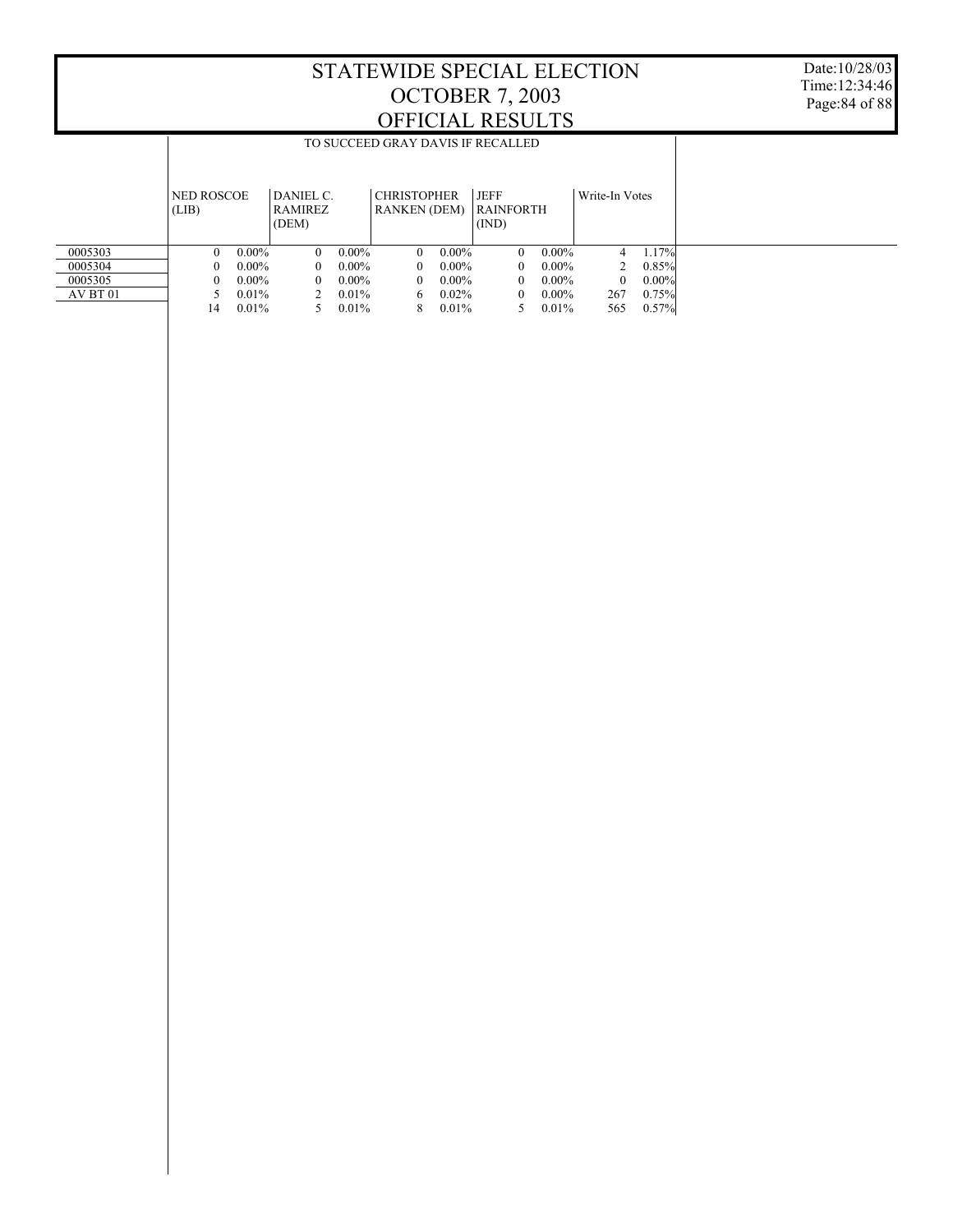# STATEWIDE SPECIAL ELECTION
# OCTOBER 7, 2003
# OFFICIAL RESULTS

Date:10/28/03
Time:12:34:46

TO SUCCEED GRAY DAVIS IF RECALLED

| | NED ROSCOE (LIB) | | DANIEL C. RAMIREZ (DEM) | | CHRISTOPHER RANKEN (DEM) | | JEFF RAINFORTH (IND) | | Write-In Votes | |
|---|---|---|---|---|---|---|---|---|---|---|
| 0005303 | 0 | 0.00% | 0 | 0.00% | 0 | 0.00% | 0 | 0.00% | 4 | 1.17% |
| 0005304 | 0 | 0.00% | 0 | 0.00% | 0 | 0.00% | 0 | 0.00% | 2 | 0.85% |
| 0005305 | 0 | 0.00% | 0 | 0.00% | 0 | 0.00% | 0 | 0.00% | 0 | 0.00% |
| AV BT 01 | 5 | 0.01% | 2 | 0.01% | 6 | 0.02% | 0 | 0.00% | 267 | 0.75% |
| | 14 | 0.01% | 5 | 0.01% | 8 | 0.01% | 5 | 0.01% | 565 | 0.57% |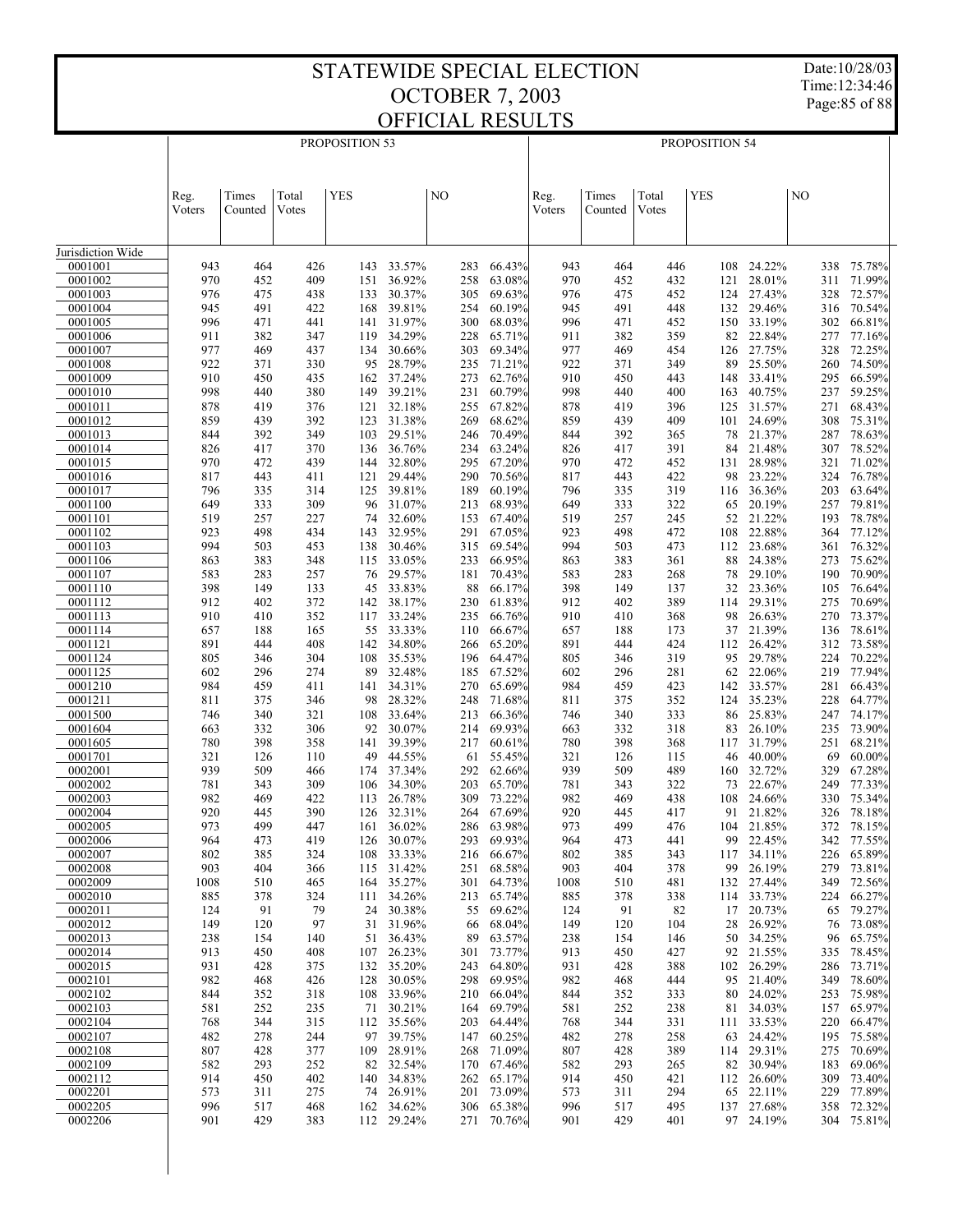# STATEWIDE SPECIAL ELECTION
# OCTOBER 7, 2003
# OFFICIAL RESULTS

| | PROPOSITION 53 | | | | | | | PROPOSITION 54 | | | | | | |
|---|---|---|---|---|---|---|---|---|---|---|---|---|---|---|
| | Reg. Voters | Times Counted | Total Votes | YES | | NO | | Reg. Voters | Times Counted | Total Votes | YES | | NO | |
| Jurisdiction Wide | | | | | | | | | | | | | | |
| 0001001 | 943 | 464 | 426 | 143 | 33.57% | 283 | 66.43% | 943 | 464 | 446 | 108 | 24.22% | 338 | 75.78% |
| 0001002 | 970 | 452 | 409 | 151 | 36.92% | 258 | 63.08% | 970 | 452 | 432 | 121 | 28.01% | 311 | 71.99% |
| 0001003 | 976 | 475 | 438 | 133 | 30.37% | 305 | 69.63% | 976 | 475 | 452 | 124 | 27.43% | 328 | 72.57% |
| 0001004 | 945 | 491 | 422 | 168 | 39.81% | 254 | 60.19% | 945 | 491 | 448 | 132 | 29.46% | 316 | 70.54% |
| 0001005 | 996 | 471 | 441 | 141 | 31.97% | 300 | 68.03% | 996 | 471 | 452 | 150 | 33.19% | 302 | 66.81% |
| 0001006 | 911 | 382 | 347 | 119 | 34.29% | 228 | 65.71% | 911 | 382 | 359 | 82 | 22.84% | 277 | 77.16% |
| 0001007 | 977 | 469 | 437 | 134 | 30.66% | 303 | 69.34% | 977 | 469 | 454 | 126 | 27.75% | 328 | 72.25% |
| 0001008 | 922 | 371 | 330 | 95 | 28.79% | 235 | 71.21% | 922 | 371 | 349 | 89 | 25.50% | 260 | 74.50% |
| 0001009 | 910 | 450 | 435 | 162 | 37.24% | 273 | 62.76% | 910 | 450 | 443 | 148 | 33.41% | 295 | 66.59% |
| 0001010 | 998 | 440 | 380 | 149 | 39.21% | 231 | 60.79% | 998 | 440 | 400 | 163 | 40.75% | 237 | 59.25% |
| 0001011 | 878 | 419 | 376 | 121 | 32.18% | 255 | 67.82% | 878 | 419 | 396 | 125 | 31.57% | 271 | 68.43% |
| 0001012 | 859 | 439 | 392 | 123 | 31.38% | 269 | 68.62% | 859 | 439 | 409 | 101 | 24.69% | 308 | 75.31% |
| 0001013 | 844 | 392 | 349 | 103 | 29.51% | 246 | 70.49% | 844 | 392 | 365 | 78 | 21.37% | 287 | 78.63% |
| 0001014 | 826 | 417 | 370 | 136 | 36.76% | 234 | 63.24% | 826 | 417 | 391 | 84 | 21.48% | 307 | 78.52% |
| 0001015 | 970 | 472 | 439 | 144 | 32.80% | 295 | 67.20% | 970 | 472 | 452 | 131 | 28.98% | 321 | 71.02% |
| 0001016 | 817 | 443 | 411 | 121 | 29.44% | 290 | 70.56% | 817 | 443 | 422 | 98 | 23.22% | 324 | 76.78% |
| 0001017 | 796 | 335 | 314 | 125 | 39.81% | 189 | 60.19% | 796 | 335 | 319 | 116 | 36.36% | 203 | 63.64% |
| 0001100 | 649 | 333 | 309 | 96 | 31.07% | 213 | 68.93% | 649 | 333 | 322 | 65 | 20.19% | 257 | 79.81% |
| 0001101 | 519 | 257 | 227 | 74 | 32.60% | 153 | 67.40% | 519 | 257 | 245 | 52 | 21.22% | 193 | 78.78% |
| 0001102 | 923 | 498 | 434 | 143 | 32.95% | 291 | 67.05% | 923 | 498 | 472 | 108 | 22.88% | 364 | 77.12% |
| 0001103 | 994 | 503 | 453 | 138 | 30.46% | 315 | 69.54% | 994 | 503 | 473 | 112 | 23.68% | 361 | 76.32% |
| 0001106 | 863 | 383 | 348 | 115 | 33.05% | 233 | 66.95% | 863 | 383 | 361 | 88 | 24.38% | 273 | 75.62% |
| 0001107 | 583 | 283 | 257 | 76 | 29.57% | 181 | 70.43% | 583 | 283 | 268 | 78 | 29.10% | 190 | 70.90% |
| 0001110 | 398 | 149 | 133 | 45 | 33.83% | 88 | 66.17% | 398 | 149 | 137 | 32 | 23.36% | 105 | 76.64% |
| 0001112 | 912 | 402 | 372 | 142 | 38.17% | 230 | 61.83% | 912 | 402 | 389 | 114 | 29.31% | 275 | 70.69% |
| 0001113 | 910 | 410 | 352 | 117 | 33.24% | 235 | 66.76% | 910 | 410 | 368 | 98 | 26.63% | 270 | 73.37% |
| 0001114 | 657 | 188 | 165 | 55 | 33.33% | 110 | 66.67% | 657 | 188 | 173 | 37 | 21.39% | 136 | 78.61% |
| 0001121 | 891 | 444 | 408 | 142 | 34.80% | 266 | 65.20% | 891 | 444 | 424 | 112 | 26.42% | 312 | 73.58% |
| 0001124 | 805 | 346 | 304 | 108 | 35.53% | 196 | 64.47% | 805 | 346 | 319 | 95 | 29.78% | 224 | 70.22% |
| 0001125 | 602 | 296 | 274 | 89 | 32.48% | 185 | 67.52% | 602 | 296 | 281 | 62 | 22.06% | 219 | 77.94% |
| 0001210 | 984 | 459 | 411 | 141 | 34.31% | 270 | 65.69% | 984 | 459 | 423 | 142 | 33.57% | 281 | 66.43% |
| 0001211 | 811 | 375 | 346 | 98 | 28.32% | 248 | 71.68% | 811 | 375 | 352 | 124 | 35.23% | 228 | 64.77% |
| 0001500 | 746 | 340 | 321 | 108 | 33.64% | 213 | 66.36% | 746 | 340 | 333 | 86 | 25.83% | 247 | 74.17% |
| 0001604 | 663 | 332 | 306 | 92 | 30.07% | 214 | 69.93% | 663 | 332 | 318 | 83 | 26.10% | 235 | 73.90% |
| 0001605 | 780 | 398 | 358 | 141 | 39.39% | 217 | 60.61% | 780 | 398 | 368 | 117 | 31.79% | 251 | 68.21% |
| 0001701 | 321 | 126 | 110 | 49 | 44.55% | 61 | 55.45% | 321 | 126 | 115 | 46 | 40.00% | 69 | 60.00% |
| 0002001 | 939 | 509 | 466 | 174 | 37.34% | 292 | 62.66% | 939 | 509 | 489 | 160 | 32.72% | 329 | 67.28% |
| 0002002 | 781 | 343 | 309 | 106 | 34.30% | 203 | 65.70% | 781 | 343 | 322 | 73 | 22.67% | 249 | 77.33% |
| 0002003 | 982 | 469 | 422 | 113 | 26.78% | 309 | 73.22% | 982 | 469 | 438 | 108 | 24.66% | 330 | 75.34% |
| 0002004 | 920 | 445 | 390 | 126 | 32.31% | 264 | 67.69% | 920 | 445 | 417 | 91 | 21.82% | 326 | 78.18% |
| 0002005 | 973 | 499 | 447 | 161 | 36.02% | 286 | 63.98% | 973 | 499 | 476 | 104 | 21.85% | 372 | 78.15% |
| 0002006 | 964 | 473 | 419 | 126 | 30.07% | 293 | 69.93% | 964 | 473 | 441 | 99 | 22.45% | 342 | 77.55% |
| 0002007 | 802 | 385 | 324 | 108 | 33.33% | 216 | 66.67% | 802 | 385 | 343 | 117 | 34.11% | 226 | 65.89% |
| 0002008 | 903 | 404 | 366 | 115 | 31.42% | 251 | 68.58% | 903 | 404 | 378 | 99 | 26.19% | 279 | 73.81% |
| 0002009 | 1008 | 510 | 465 | 164 | 35.27% | 301 | 64.73% | 1008 | 510 | 481 | 132 | 27.44% | 349 | 72.56% |
| 0002010 | 885 | 378 | 324 | 111 | 34.26% | 213 | 65.74% | 885 | 378 | 338 | 114 | 33.73% | 224 | 66.27% |
| 0002011 | 124 | 91 | 79 | 24 | 30.38% | 55 | 69.62% | 124 | 91 | 82 | 17 | 20.73% | 65 | 79.27% |
| 0002012 | 149 | 120 | 97 | 31 | 31.96% | 66 | 68.04% | 149 | 120 | 104 | 28 | 26.92% | 76 | 73.08% |
| 0002013 | 238 | 154 | 140 | 51 | 36.43% | 89 | 63.57% | 238 | 154 | 146 | 50 | 34.25% | 96 | 65.75% |
| 0002014 | 913 | 450 | 408 | 107 | 26.23% | 301 | 73.77% | 913 | 450 | 427 | 92 | 21.55% | 335 | 78.45% |
| 0002015 | 931 | 428 | 375 | 132 | 35.20% | 243 | 64.80% | 931 | 428 | 388 | 102 | 26.29% | 286 | 73.71% |
| 0002101 | 982 | 468 | 426 | 128 | 30.05% | 298 | 69.95% | 982 | 468 | 444 | 95 | 21.40% | 349 | 78.60% |
| 0002102 | 844 | 352 | 318 | 108 | 33.96% | 210 | 66.04% | 844 | 352 | 333 | 80 | 24.02% | 253 | 75.98% |
| 0002103 | 581 | 252 | 235 | 71 | 30.21% | 164 | 69.79% | 581 | 252 | 238 | 81 | 34.03% | 157 | 65.97% |
| 0002104 | 768 | 344 | 315 | 112 | 35.56% | 203 | 64.44% | 768 | 344 | 331 | 111 | 33.53% | 220 | 66.47% |
| 0002107 | 482 | 278 | 244 | 97 | 39.75% | 147 | 60.25% | 482 | 278 | 258 | 63 | 24.42% | 195 | 75.58% |
| 0002108 | 807 | 428 | 377 | 109 | 28.91% | 268 | 71.09% | 807 | 428 | 389 | 114 | 29.31% | 275 | 70.69% |
| 0002109 | 582 | 293 | 252 | 82 | 32.54% | 170 | 67.46% | 582 | 293 | 265 | 82 | 30.94% | 183 | 69.06% |
| 0002112 | 914 | 450 | 402 | 140 | 34.83% | 262 | 65.17% | 914 | 450 | 421 | 112 | 26.60% | 309 | 73.40% |
| 0002201 | 573 | 311 | 275 | 74 | 26.91% | 201 | 73.09% | 573 | 311 | 294 | 65 | 22.11% | 229 | 77.89% |
| 0002205 | 996 | 517 | 468 | 162 | 34.62% | 306 | 65.38% | 996 | 517 | 495 | 137 | 27.68% | 358 | 72.32% |
| 0002206 | 901 | 429 | 383 | 112 | 29.24% | 271 | 70.76% | 901 | 429 | 401 | 97 | 24.19% | 304 | 75.81% |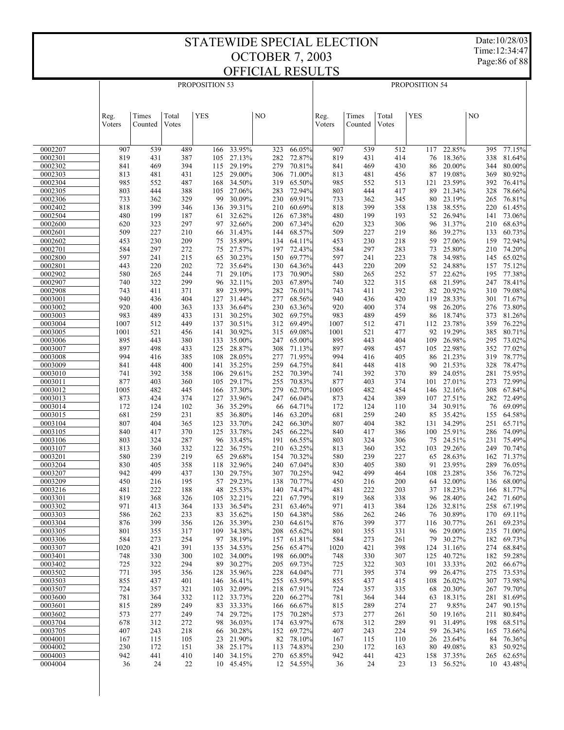# STATEWIDE SPECIAL ELECTION
## OCTOBER 7, 2003
## OFFICIAL RESULTS

Date:10/28/03
Time:12:34:47

| | PROPOSITION 53 | | | | | | | PROPOSITION 54 | | | | | | |
|---|---|---|---|---|---|---|---|---|---|---|---|---|---|---|
| | Reg. Voters | Times Counted | Total Votes | YES | | NO | | Reg. Voters | Times Counted | Total Votes | YES | | NO | |
| 0002207 | 907 | 539 | 489 | 166 | 33.95% | 323 | 66.05% | 907 | 539 | 512 | 117 | 22.85% | 395 | 77.15% |
| 0002301 | 819 | 431 | 387 | 105 | 27.13% | 282 | 72.87% | 819 | 431 | 414 | 76 | 18.36% | 338 | 81.64% |
| 0002302 | 841 | 469 | 394 | 115 | 29.19% | 279 | 70.81% | 841 | 469 | 430 | 86 | 20.00% | 344 | 80.00% |
| 0002303 | 813 | 481 | 431 | 125 | 29.00% | 306 | 71.00% | 813 | 481 | 456 | 87 | 19.08% | 369 | 80.92% |
| 0002304 | 985 | 552 | 487 | 168 | 34.50% | 319 | 65.50% | 985 | 552 | 513 | 121 | 23.59% | 392 | 76.41% |
| 0002305 | 803 | 444 | 388 | 105 | 27.06% | 283 | 72.94% | 803 | 444 | 417 | 89 | 21.34% | 328 | 78.66% |
| 0002306 | 733 | 362 | 329 | 99 | 30.09% | 230 | 69.91% | 733 | 362 | 345 | 80 | 23.19% | 265 | 76.81% |
| 0002402 | 818 | 399 | 346 | 136 | 39.31% | 210 | 60.69% | 818 | 399 | 358 | 138 | 38.55% | 220 | 61.45% |
| 0002504 | 480 | 199 | 187 | 61 | 32.62% | 126 | 67.38% | 480 | 199 | 193 | 52 | 26.94% | 141 | 73.06% |
| 0002600 | 620 | 323 | 297 | 97 | 32.66% | 200 | 67.34% | 620 | 323 | 306 | 96 | 31.37% | 210 | 68.63% |
| 0002601 | 509 | 227 | 210 | 66 | 31.43% | 144 | 68.57% | 509 | 227 | 219 | 86 | 39.27% | 133 | 60.73% |
| 0002602 | 453 | 230 | 209 | 75 | 35.89% | 134 | 64.11% | 453 | 230 | 218 | 59 | 27.06% | 159 | 72.94% |
| 0002701 | 584 | 297 | 272 | 75 | 27.57% | 197 | 72.43% | 584 | 297 | 283 | 73 | 25.80% | 210 | 74.20% |
| 0002800 | 597 | 241 | 215 | 65 | 30.23% | 150 | 69.77% | 597 | 241 | 223 | 78 | 34.98% | 145 | 65.02% |
| 0002801 | 443 | 220 | 202 | 72 | 35.64% | 130 | 64.36% | 443 | 220 | 209 | 52 | 24.88% | 157 | 75.12% |
| 0002902 | 580 | 265 | 244 | 71 | 29.10% | 173 | 70.90% | 580 | 265 | 252 | 57 | 22.62% | 195 | 77.38% |
| 0002907 | 740 | 322 | 299 | 96 | 32.11% | 203 | 67.89% | 740 | 322 | 315 | 68 | 21.59% | 247 | 78.41% |
| 0002908 | 743 | 411 | 371 | 89 | 23.99% | 282 | 76.01% | 743 | 411 | 392 | 82 | 20.92% | 310 | 79.08% |
| 0003001 | 940 | 436 | 404 | 127 | 31.44% | 277 | 68.56% | 940 | 436 | 420 | 119 | 28.33% | 301 | 71.67% |
| 0003002 | 920 | 400 | 363 | 133 | 36.64% | 230 | 63.36% | 920 | 400 | 374 | 98 | 26.20% | 276 | 73.80% |
| 0003003 | 983 | 489 | 433 | 131 | 30.25% | 302 | 69.75% | 983 | 489 | 459 | 86 | 18.74% | 373 | 81.26% |
| 0003004 | 1007 | 512 | 449 | 137 | 30.51% | 312 | 69.49% | 1007 | 512 | 471 | 112 | 23.78% | 359 | 76.22% |
| 0003005 | 1001 | 521 | 456 | 141 | 30.92% | 315 | 69.08% | 1001 | 521 | 477 | 92 | 19.29% | 385 | 80.71% |
| 0003006 | 895 | 443 | 380 | 133 | 35.00% | 247 | 65.00% | 895 | 443 | 404 | 109 | 26.98% | 295 | 73.02% |
| 0003007 | 897 | 498 | 433 | 125 | 28.87% | 308 | 71.13% | 897 | 498 | 457 | 105 | 22.98% | 352 | 77.02% |
| 0003008 | 994 | 416 | 385 | 108 | 28.05% | 277 | 71.95% | 994 | 416 | 405 | 86 | 21.23% | 319 | 78.77% |
| 0003009 | 841 | 448 | 400 | 141 | 35.25% | 259 | 64.75% | 841 | 448 | 418 | 90 | 21.53% | 328 | 78.47% |
| 0003010 | 741 | 392 | 358 | 106 | 29.61% | 252 | 70.39% | 741 | 392 | 370 | 89 | 24.05% | 281 | 75.95% |
| 0003011 | 877 | 403 | 360 | 105 | 29.17% | 255 | 70.83% | 877 | 403 | 374 | 101 | 27.01% | 273 | 72.99% |
| 0003012 | 1005 | 482 | 445 | 166 | 37.30% | 279 | 62.70% | 1005 | 482 | 454 | 146 | 32.16% | 308 | 67.84% |
| 0003013 | 873 | 424 | 374 | 127 | 33.96% | 247 | 66.04% | 873 | 424 | 389 | 107 | 27.51% | 282 | 72.49% |
| 0003014 | 172 | 124 | 102 | 36 | 35.29% | 66 | 64.71% | 172 | 124 | 110 | 34 | 30.91% | 76 | 69.09% |
| 0003015 | 681 | 259 | 231 | 85 | 36.80% | 146 | 63.20% | 681 | 259 | 240 | 85 | 35.42% | 155 | 64.58% |
| 0003104 | 807 | 404 | 365 | 123 | 33.70% | 242 | 66.30% | 807 | 404 | 382 | 131 | 34.29% | 251 | 65.71% |
| 0003105 | 840 | 417 | 370 | 125 | 33.78% | 245 | 66.22% | 840 | 417 | 386 | 100 | 25.91% | 286 | 74.09% |
| 0003106 | 803 | 324 | 287 | 96 | 33.45% | 191 | 66.55% | 803 | 324 | 306 | 75 | 24.51% | 231 | 75.49% |
| 0003107 | 813 | 360 | 332 | 122 | 36.75% | 210 | 63.25% | 813 | 360 | 352 | 103 | 29.26% | 249 | 70.74% |
| 0003201 | 580 | 239 | 219 | 65 | 29.68% | 154 | 70.32% | 580 | 239 | 227 | 65 | 28.63% | 162 | 71.37% |
| 0003204 | 830 | 405 | 358 | 118 | 32.96% | 240 | 67.04% | 830 | 405 | 380 | 91 | 23.95% | 289 | 76.05% |
| 0003207 | 942 | 499 | 437 | 130 | 29.75% | 307 | 70.25% | 942 | 499 | 464 | 108 | 23.28% | 356 | 76.72% |
| 0003209 | 450 | 216 | 195 | 57 | 29.23% | 138 | 70.77% | 450 | 216 | 200 | 64 | 32.00% | 136 | 68.00% |
| 0003216 | 481 | 222 | 188 | 48 | 25.53% | 140 | 74.47% | 481 | 222 | 203 | 37 | 18.23% | 166 | 81.77% |
| 0003301 | 819 | 368 | 326 | 105 | 32.21% | 221 | 67.79% | 819 | 368 | 338 | 96 | 28.40% | 242 | 71.60% |
| 0003302 | 971 | 413 | 364 | 133 | 36.54% | 231 | 63.46% | 971 | 413 | 384 | 126 | 32.81% | 258 | 67.19% |
| 0003303 | 586 | 262 | 233 | 83 | 35.62% | 150 | 64.38% | 586 | 262 | 246 | 76 | 30.89% | 170 | 69.11% |
| 0003304 | 876 | 399 | 356 | 126 | 35.39% | 230 | 64.61% | 876 | 399 | 377 | 116 | 30.77% | 261 | 69.23% |
| 0003305 | 801 | 355 | 317 | 109 | 34.38% | 208 | 65.62% | 801 | 355 | 331 | 96 | 29.00% | 235 | 71.00% |
| 0003306 | 584 | 273 | 254 | 97 | 38.19% | 157 | 61.81% | 584 | 273 | 261 | 79 | 30.27% | 182 | 69.73% |
| 0003307 | 1020 | 421 | 391 | 135 | 34.53% | 256 | 65.47% | 1020 | 421 | 398 | 124 | 31.16% | 274 | 68.84% |
| 0003401 | 748 | 330 | 300 | 102 | 34.00% | 198 | 66.00% | 748 | 330 | 307 | 125 | 40.72% | 182 | 59.28% |
| 0003402 | 725 | 322 | 294 | 89 | 30.27% | 205 | 69.73% | 725 | 322 | 303 | 101 | 33.33% | 202 | 66.67% |
| 0003502 | 771 | 395 | 356 | 128 | 35.96% | 228 | 64.04% | 771 | 395 | 374 | 99 | 26.47% | 275 | 73.53% |
| 0003503 | 855 | 437 | 401 | 146 | 36.41% | 255 | 63.59% | 855 | 437 | 415 | 108 | 26.02% | 307 | 73.98% |
| 0003507 | 724 | 357 | 321 | 103 | 32.09% | 218 | 67.91% | 724 | 357 | 335 | 68 | 20.30% | 267 | 79.70% |
| 0003600 | 781 | 364 | 332 | 112 | 33.73% | 220 | 66.27% | 781 | 364 | 344 | 63 | 18.31% | 281 | 81.69% |
| 0003601 | 815 | 289 | 249 | 83 | 33.33% | 166 | 66.67% | 815 | 289 | 274 | 27 | 9.85% | 247 | 90.15% |
| 0003602 | 573 | 277 | 249 | 74 | 29.72% | 175 | 70.28% | 573 | 277 | 261 | 50 | 19.16% | 211 | 80.84% |
| 0003704 | 678 | 312 | 272 | 98 | 36.03% | 174 | 63.97% | 678 | 312 | 289 | 91 | 31.49% | 198 | 68.51% |
| 0003705 | 407 | 243 | 218 | 66 | 30.28% | 152 | 69.72% | 407 | 243 | 224 | 59 | 26.34% | 165 | 73.66% |
| 0004001 | 167 | 115 | 105 | 23 | 21.90% | 82 | 78.10% | 167 | 115 | 110 | 26 | 23.64% | 84 | 76.36% |
| 0004002 | 230 | 172 | 151 | 38 | 25.17% | 113 | 74.83% | 230 | 172 | 163 | 80 | 49.08% | 83 | 50.92% |
| 0004003 | 942 | 441 | 410 | 140 | 34.15% | 270 | 65.85% | 942 | 441 | 423 | 158 | 37.35% | 265 | 62.65% |
| 0004004 | 36 | 24 | 22 | 10 | 45.45% | 12 | 54.55% | 36 | 24 | 23 | 13 | 56.52% | 10 | 43.48% |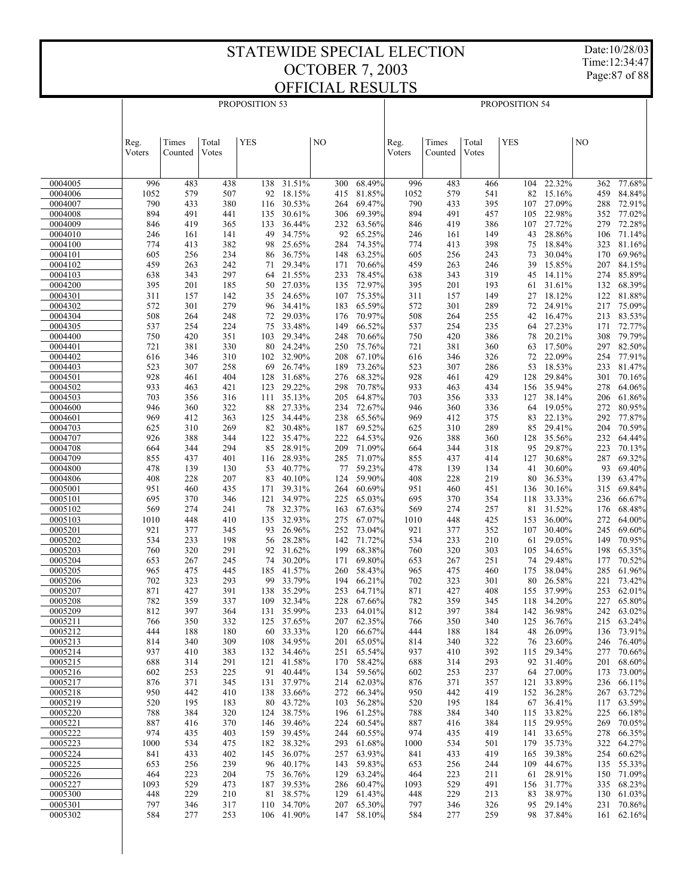# STATEWIDE SPECIAL ELECTION
# OCTOBER 7, 2003
# OFFICIAL RESULTS

Date:10/28/03
Time:12:34:47

| | PROPOSITION 53 | | | | | | | PROPOSITION 54 | | | | | | |
|---|---|---|---|---|---|---|---|---|---|---|---|---|---|---|
| | Reg. Voters | Times Counted | Total Votes | YES | | NO | | Reg. Voters | Times Counted | Total Votes | YES | | NO | |
| 0004005 | 996 | 483 | 438 | 138 | 31.51% | 300 | 68.49% | 996 | 483 | 466 | 104 | 22.32% | 362 | 77.68% |
| 0004006 | 1052 | 579 | 507 | 92 | 18.15% | 415 | 81.85% | 1052 | 579 | 541 | 82 | 15.16% | 459 | 84.84% |
| 0004007 | 790 | 433 | 380 | 116 | 30.53% | 264 | 69.47% | 790 | 433 | 395 | 107 | 27.09% | 288 | 72.91% |
| 0004008 | 894 | 491 | 441 | 135 | 30.61% | 306 | 69.39% | 894 | 491 | 457 | 105 | 22.98% | 352 | 77.02% |
| 0004009 | 846 | 419 | 365 | 133 | 36.44% | 232 | 63.56% | 846 | 419 | 386 | 107 | 27.72% | 279 | 72.28% |
| 0004010 | 246 | 161 | 141 | 49 | 34.75% | 92 | 65.25% | 246 | 161 | 149 | 43 | 28.86% | 106 | 71.14% |
| 0004100 | 774 | 413 | 382 | 98 | 25.65% | 284 | 74.35% | 774 | 413 | 398 | 75 | 18.84% | 323 | 81.16% |
| 0004101 | 605 | 256 | 234 | 86 | 36.75% | 148 | 63.25% | 605 | 256 | 243 | 73 | 30.04% | 170 | 69.96% |
| 0004102 | 459 | 263 | 242 | 71 | 29.34% | 171 | 70.66% | 459 | 263 | 246 | 39 | 15.85% | 207 | 84.15% |
| 0004103 | 638 | 343 | 297 | 64 | 21.55% | 233 | 78.45% | 638 | 343 | 319 | 45 | 14.11% | 274 | 85.89% |
| 0004200 | 395 | 201 | 185 | 50 | 27.03% | 135 | 72.97% | 395 | 201 | 193 | 61 | 31.61% | 132 | 68.39% |
| 0004301 | 311 | 157 | 142 | 35 | 24.65% | 107 | 75.35% | 311 | 157 | 149 | 27 | 18.12% | 122 | 81.88% |
| 0004302 | 572 | 301 | 279 | 96 | 34.41% | 183 | 65.59% | 572 | 301 | 289 | 72 | 24.91% | 217 | 75.09% |
| 0004304 | 508 | 264 | 248 | 72 | 29.03% | 176 | 70.97% | 508 | 264 | 255 | 42 | 16.47% | 213 | 83.53% |
| 0004305 | 537 | 254 | 224 | 75 | 33.48% | 149 | 66.52% | 537 | 254 | 235 | 64 | 27.23% | 171 | 72.77% |
| 0004400 | 750 | 420 | 351 | 103 | 29.34% | 248 | 70.66% | 750 | 420 | 386 | 78 | 20.21% | 308 | 79.79% |
| 0004401 | 721 | 381 | 330 | 80 | 24.24% | 250 | 75.76% | 721 | 381 | 360 | 63 | 17.50% | 297 | 82.50% |
| 0004402 | 616 | 346 | 310 | 102 | 32.90% | 208 | 67.10% | 616 | 346 | 326 | 72 | 22.09% | 254 | 77.91% |
| 0004403 | 523 | 307 | 258 | 69 | 26.74% | 189 | 73.26% | 523 | 307 | 286 | 53 | 18.53% | 233 | 81.47% |
| 0004501 | 928 | 461 | 404 | 128 | 31.68% | 276 | 68.32% | 928 | 461 | 429 | 128 | 29.84% | 301 | 70.16% |
| 0004502 | 933 | 463 | 421 | 123 | 29.22% | 298 | 70.78% | 933 | 463 | 434 | 156 | 35.94% | 278 | 64.06% |
| 0004503 | 703 | 356 | 316 | 111 | 35.13% | 205 | 64.87% | 703 | 356 | 333 | 127 | 38.14% | 206 | 61.86% |
| 0004600 | 946 | 360 | 322 | 88 | 27.33% | 234 | 72.67% | 946 | 360 | 336 | 64 | 19.05% | 272 | 80.95% |
| 0004601 | 969 | 412 | 363 | 125 | 34.44% | 238 | 65.56% | 969 | 412 | 375 | 83 | 22.13% | 292 | 77.87% |
| 0004703 | 625 | 310 | 269 | 82 | 30.48% | 187 | 69.52% | 625 | 310 | 289 | 85 | 29.41% | 204 | 70.59% |
| 0004707 | 926 | 388 | 344 | 122 | 35.47% | 222 | 64.53% | 926 | 388 | 360 | 128 | 35.56% | 232 | 64.44% |
| 0004708 | 664 | 344 | 294 | 85 | 28.91% | 209 | 71.09% | 664 | 344 | 318 | 95 | 29.87% | 223 | 70.13% |
| 0004709 | 855 | 437 | 401 | 116 | 28.93% | 285 | 71.07% | 855 | 437 | 414 | 127 | 30.68% | 287 | 69.32% |
| 0004800 | 478 | 139 | 130 | 53 | 40.77% | 77 | 59.23% | 478 | 139 | 134 | 41 | 30.60% | 93 | 69.40% |
| 0004806 | 408 | 228 | 207 | 83 | 40.10% | 124 | 59.90% | 408 | 228 | 219 | 80 | 36.53% | 139 | 63.47% |
| 0005001 | 951 | 460 | 435 | 171 | 39.31% | 264 | 60.69% | 951 | 460 | 451 | 136 | 30.16% | 315 | 69.84% |
| 0005101 | 695 | 370 | 346 | 121 | 34.97% | 225 | 65.03% | 695 | 370 | 354 | 118 | 33.33% | 236 | 66.67% |
| 0005102 | 569 | 274 | 241 | 78 | 32.37% | 163 | 67.63% | 569 | 274 | 257 | 81 | 31.52% | 176 | 68.48% |
| 0005103 | 1010 | 448 | 410 | 135 | 32.93% | 275 | 67.07% | 1010 | 448 | 425 | 153 | 36.00% | 272 | 64.00% |
| 0005201 | 921 | 377 | 345 | 93 | 26.96% | 252 | 73.04% | 921 | 377 | 352 | 107 | 30.40% | 245 | 69.60% |
| 0005202 | 534 | 233 | 198 | 56 | 28.28% | 142 | 71.72% | 534 | 233 | 210 | 61 | 29.05% | 149 | 70.95% |
| 0005203 | 760 | 320 | 291 | 92 | 31.62% | 199 | 68.38% | 760 | 320 | 303 | 105 | 34.65% | 198 | 65.35% |
| 0005204 | 653 | 267 | 245 | 74 | 30.20% | 171 | 69.80% | 653 | 267 | 251 | 74 | 29.48% | 177 | 70.52% |
| 0005205 | 965 | 475 | 445 | 185 | 41.57% | 260 | 58.43% | 965 | 475 | 460 | 175 | 38.04% | 285 | 61.96% |
| 0005206 | 702 | 323 | 293 | 99 | 33.79% | 194 | 66.21% | 702 | 323 | 301 | 80 | 26.58% | 221 | 73.42% |
| 0005207 | 871 | 427 | 391 | 138 | 35.29% | 253 | 64.71% | 871 | 427 | 408 | 155 | 37.99% | 253 | 62.01% |
| 0005208 | 782 | 359 | 337 | 109 | 32.34% | 228 | 67.66% | 782 | 359 | 345 | 118 | 34.20% | 227 | 65.80% |
| 0005209 | 812 | 397 | 364 | 131 | 35.99% | 233 | 64.01% | 812 | 397 | 384 | 142 | 36.98% | 242 | 63.02% |
| 0005211 | 766 | 350 | 332 | 125 | 37.65% | 207 | 62.35% | 766 | 350 | 340 | 125 | 36.76% | 215 | 63.24% |
| 0005212 | 444 | 188 | 180 | 60 | 33.33% | 120 | 66.67% | 444 | 188 | 184 | 48 | 26.09% | 136 | 73.91% |
| 0005213 | 814 | 340 | 309 | 108 | 34.95% | 201 | 65.05% | 814 | 340 | 322 | 76 | 23.60% | 246 | 76.40% |
| 0005214 | 937 | 410 | 383 | 132 | 34.46% | 251 | 65.54% | 937 | 410 | 392 | 115 | 29.34% | 277 | 70.66% |
| 0005215 | 688 | 314 | 291 | 121 | 41.58% | 170 | 58.42% | 688 | 314 | 293 | 92 | 31.40% | 201 | 68.60% |
| 0005216 | 602 | 253 | 225 | 91 | 40.44% | 134 | 59.56% | 602 | 253 | 237 | 64 | 27.00% | 173 | 73.00% |
| 0005217 | 876 | 371 | 345 | 131 | 37.97% | 214 | 62.03% | 876 | 371 | 357 | 121 | 33.89% | 236 | 66.11% |
| 0005218 | 950 | 442 | 410 | 138 | 33.66% | 272 | 66.34% | 950 | 442 | 419 | 152 | 36.28% | 267 | 63.72% |
| 0005219 | 520 | 195 | 183 | 80 | 43.72% | 103 | 56.28% | 520 | 195 | 184 | 67 | 36.41% | 117 | 63.59% |
| 0005220 | 788 | 384 | 320 | 124 | 38.75% | 196 | 61.25% | 788 | 384 | 340 | 115 | 33.82% | 225 | 66.18% |
| 0005221 | 887 | 416 | 370 | 146 | 39.46% | 224 | 60.54% | 887 | 416 | 384 | 115 | 29.95% | 269 | 70.05% |
| 0005222 | 974 | 435 | 403 | 159 | 39.45% | 244 | 60.55% | 974 | 435 | 419 | 141 | 33.65% | 278 | 66.35% |
| 0005223 | 1000 | 534 | 475 | 182 | 38.32% | 293 | 61.68% | 1000 | 534 | 501 | 179 | 35.73% | 322 | 64.27% |
| 0005224 | 841 | 433 | 402 | 145 | 36.07% | 257 | 63.93% | 841 | 433 | 419 | 165 | 39.38% | 254 | 60.62% |
| 0005225 | 653 | 256 | 239 | 96 | 40.17% | 143 | 59.83% | 653 | 256 | 244 | 109 | 44.67% | 135 | 55.33% |
| 0005226 | 464 | 223 | 204 | 75 | 36.76% | 129 | 63.24% | 464 | 223 | 211 | 61 | 28.91% | 150 | 71.09% |
| 0005227 | 1093 | 529 | 473 | 187 | 39.53% | 286 | 60.47% | 1093 | 529 | 491 | 156 | 31.77% | 335 | 68.23% |
| 0005300 | 448 | 229 | 210 | 81 | 38.57% | 129 | 61.43% | 448 | 229 | 213 | 83 | 38.97% | 130 | 61.03% |
| 0005301 | 797 | 346 | 317 | 110 | 34.70% | 207 | 65.30% | 797 | 346 | 326 | 95 | 29.14% | 231 | 70.86% |
| 0005302 | 584 | 277 | 253 | 106 | 41.90% | 147 | 58.10% | 584 | 277 | 259 | 98 | 37.84% | 161 | 62.16% |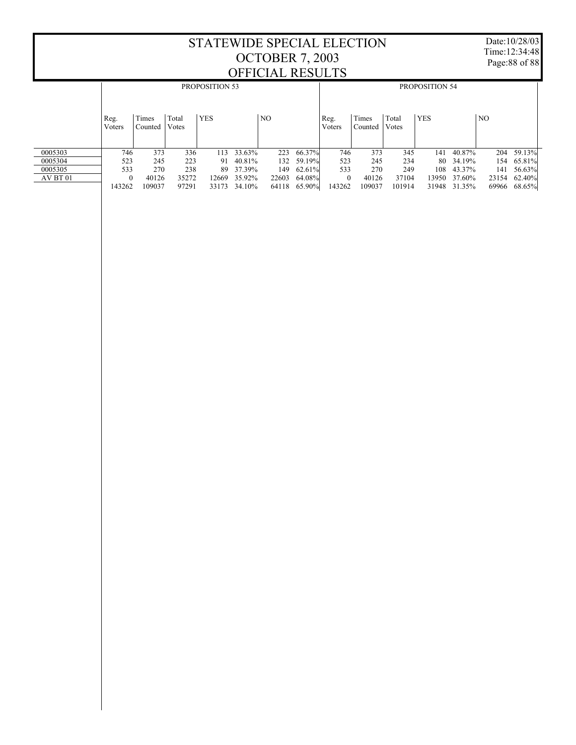# STATEWIDE SPECIAL ELECTION
# OCTOBER 7, 2003
# OFFICIAL RESULTS

Date:10/28/03
Time:12:34:48

| | PROPOSITION 53 | | | | | | | PROPOSITION 54 | | | | | | |
|---|---|---|---|---|---|---|---|---|---|---|---|---|---|---|
| | Reg. Voters | Times Counted | Total Votes | YES | | NO | | Reg. Voters | Times Counted | Total Votes | YES | | NO | |
| 0005303 | 746 | 373 | 336 | 113 | 33.63% | 223 | 66.37% | 746 | 373 | 345 | 141 | 40.87% | 204 | 59.13% |
| 0005304 | 523 | 245 | 223 | 91 | 40.81% | 132 | 59.19% | 523 | 245 | 234 | 80 | 34.19% | 154 | 65.81% |
| 0005305 | 533 | 270 | 238 | 89 | 37.39% | 149 | 62.61% | 533 | 270 | 249 | 108 | 43.37% | 141 | 56.63% |
| AV BT 01 | 0 | 40126 | 35272 | 12669 | 35.92% | 22603 | 64.08% | 0 | 40126 | 37104 | 13950 | 37.60% | 23154 | 62.40% |
| | 143262 | 109037 | 97291 | 33173 | 34.10% | 64118 | 65.90% | 143262 | 109037 | 101914 | 31948 | 31.35% | 69966 | 68.65% |